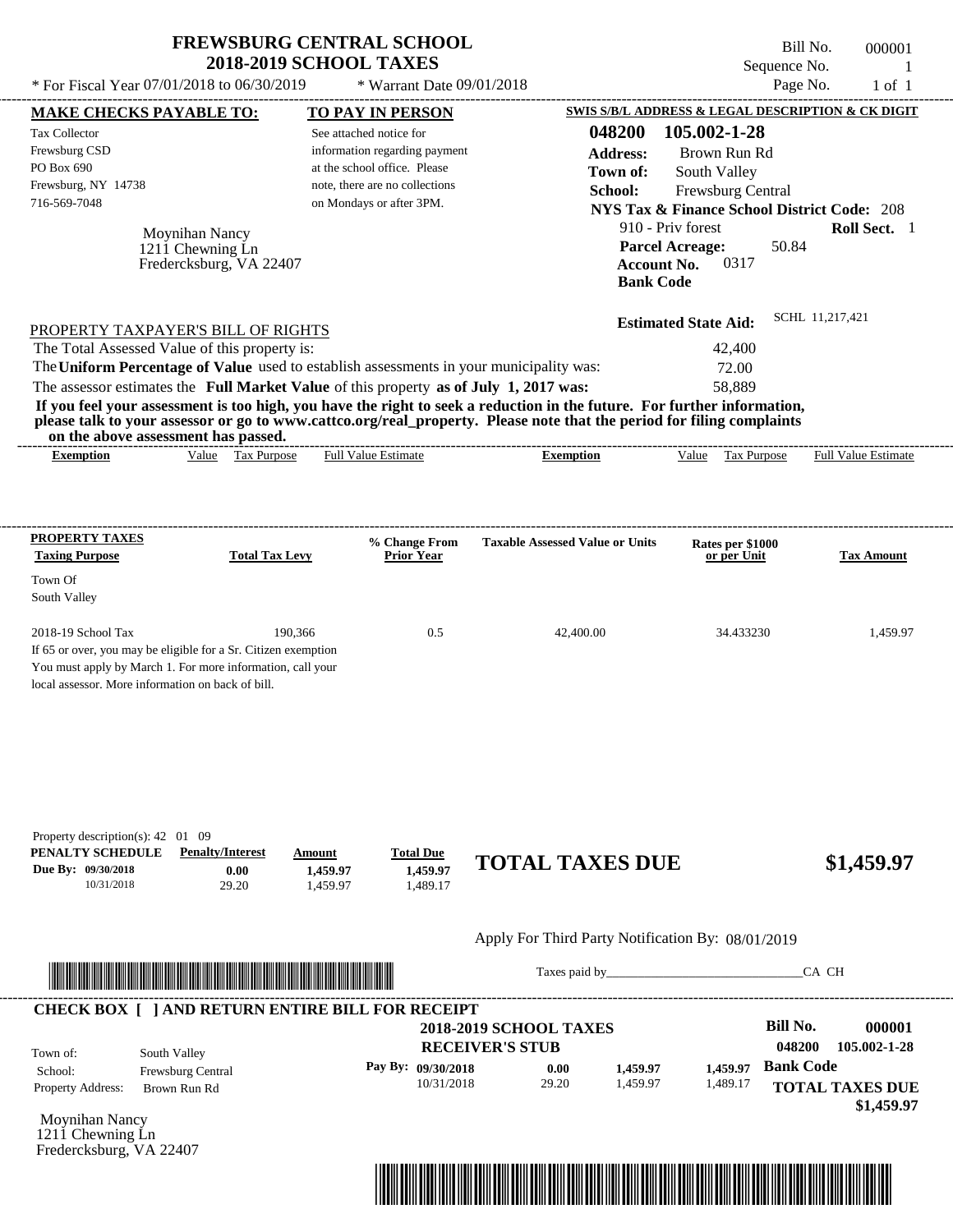# FREWSBURG CENTRAL SCHOOL
## 2018-2019 SCHOOL TAXES

\* For Fiscal Year 07/01/2018 to 06/30/2019 — \* Warrant Date 09/01/2018

Bill No. 000001
Sequence No. 1
Page No. 1 of 1

| MAKE CHECKS PAYABLE TO: | TO PAY IN PERSON | SWIS S/B/L ADDRESS & LEGAL DESCRIPTION & CK DIGIT |
|---|---|---|
| Tax Collector<br>Frewsburg CSD<br>PO Box 690<br>Frewsburg, NY 14738<br>716-569-7048 | See attached notice for information regarding payment at the school office. Please note, there are no collections on Mondays or after 3PM. | **048200 105.002-1-28**<br>**Address:** Brown Run Rd<br>**Town of:** South Valley<br>**School:** Frewsburg Central<br>**NYS Tax & Finance School District Code:** 208<br>910 - Priv forest — **Roll Sect.** 1<br>**Parcel Acreage:** 50.84<br>**Account No.** 0317<br>**Bank Code** |

Moynihan Nancy
1211 Chewning Ln
Fredercksburg, VA 22407

**Estimated State Aid:** SCHL 11,217,421

PROPERTY TAXPAYER'S BILL OF RIGHTS

| | |
|---|---|
| The Total Assessed Value of this property is: | 42,400 |
| The **Uniform Percentage of Value** used to establish assessments in your municipality was: | 72.00 |
| The assessor estimates the **Full Market Value** of this property **as of July 1, 2017 was:** | 58,889 |

**If you feel your assessment is too high, you have the right to seek a reduction in the future. For further information, please talk to your assessor or go to www.cattco.org/real_property. Please note that the period for filing complaints on the above assessment has passed.**

| Exemption | Value | Tax Purpose | Full Value Estimate | Exemption | Value | Tax Purpose | Full Value Estimate |
|---|---|---|---|---|---|---|---|

| PROPERTY TAXES<br>Taxing Purpose | Total Tax Levy | % Change From Prior Year | Taxable Assessed Value or Units | Rates per $1000 or per Unit | Tax Amount |
|---|---|---|---|---|---|
| Town Of South Valley | | | | | |
| 2018-19 School Tax | 190,366 | 0.5 | 42,400.00 | 34.433230 | 1,459.97 |

If 65 or over, you may be eligible for a Sr. Citizen exemption
You must apply by March 1. For more information, call your local assessor. More information on back of bill.

Property description(s): 42 01 09

| PENALTY SCHEDULE | Penalty/Interest | Amount | Total Due |
|---|---|---|---|
| Due By: 09/30/2018 | 0.00 | 1,459.97 | 1,459.97 |
| 10/31/2018 | 29.20 | 1,459.97 | 1,489.17 |

**TOTAL TAXES DUE $1,459.97**

Apply For Third Party Notification By: 08/01/2019

Taxes paid by\_\_\_\_\_\_\_\_\_\_\_\_\_\_\_\_\_\_\_\_\_\_\_\_\_\_\_\_\_\_CA CH

**CHECK BOX [ ] AND RETURN ENTIRE BILL FOR RECEIPT**

**2018-2019 SCHOOL TAXES**
**RECEIVER'S STUB**

**Bill No. 000001**
**048200 105.002-1-28**

| | |
|---|---|
| Town of: | South Valley |
| School: | Frewsburg Central |
| Property Address: | Brown Run Rd |

| Pay By: | Penalty/Interest | Amount | Total Due |
|---|---|---|---|
| 09/30/2018 | 0.00 | 1,459.97 | 1,459.97 |
| 10/31/2018 | 29.20 | 1,459.97 | 1,489.17 |

**Bank Code**

**TOTAL TAXES DUE**
**$1,459.97**

Moynihan Nancy
1211 Chewning Ln
Fredercksburg, VA 22407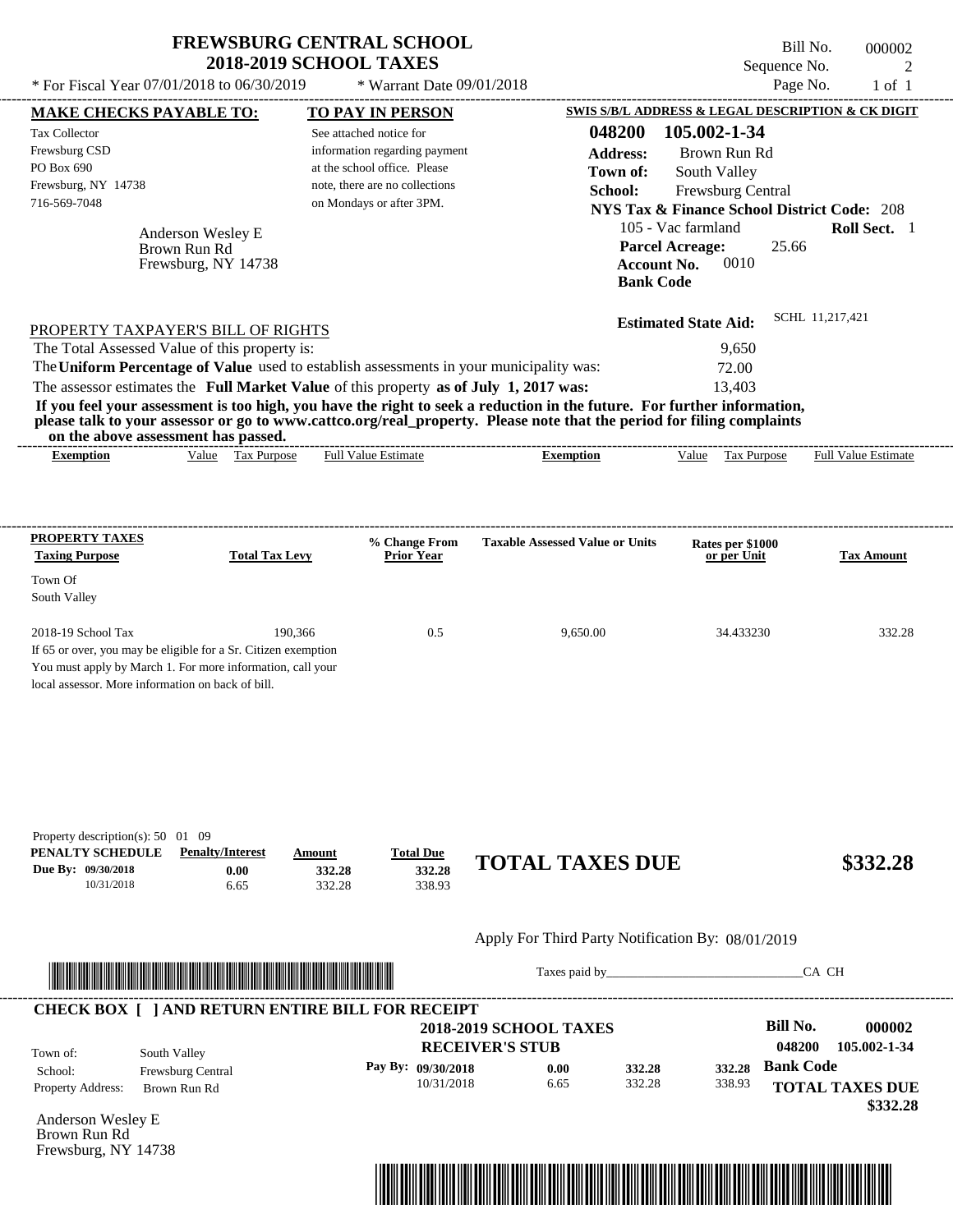# FREWSBURG CENTRAL SCHOOL
## 2018-2019 SCHOOL TAXES

\* For Fiscal Year 07/01/2018 to 06/30/2019 \* Warrant Date 09/01/2018

Bill No. 000002
Sequence No. 2
Page No. 1 of 1

| MAKE CHECKS PAYABLE TO: | TO PAY IN PERSON | SWIS S/B/L ADDRESS & LEGAL DESCRIPTION & CK DIGIT |
|---|---|---|
| Tax Collector<br>Frewsburg CSD<br>PO Box 690<br>Frewsburg, NY 14738<br>716-569-7048 | See attached notice for information regarding payment at the school office. Please note, there are no collections on Mondays or after 3PM. | **048200 105.002-1-34**<br>**Address:** Brown Run Rd<br>**Town of:** South Valley<br>**School:** Frewsburg Central<br>**NYS Tax & Finance School District Code:** 208<br>105 - Vac farmland **Roll Sect.** 1<br>**Parcel Acreage:** 25.66<br>**Account No.** 0010<br>**Bank Code** |

Anderson Wesley E
Brown Run Rd
Frewsburg, NY 14738

**Estimated State Aid:** SCHL 11,217,421

PROPERTY TAXPAYER'S BILL OF RIGHTS

The Total Assessed Value of this property is: 9,650

The **Uniform Percentage of Value** used to establish assessments in your municipality was: 72.00

The assessor estimates the **Full Market Value** of this property **as of July 1, 2017 was:** 13,403

**If you feel your assessment is too high, you have the right to seek a reduction in the future. For further information, please talk to your assessor or go to www.cattco.org/real_property. Please note that the period for filing complaints on the above assessment has passed.**

| Exemption | Value | Tax Purpose | Full Value Estimate | Exemption | Value | Tax Purpose | Full Value Estimate |
|---|---|---|---|---|---|---|---|

| PROPERTY TAXES Taxing Purpose | Total Tax Levy | % Change From Prior Year | Taxable Assessed Value or Units | Rates per $1000 or per Unit | Tax Amount |
|---|---|---|---|---|---|
| Town Of South Valley | | | | | |
| 2018-19 School Tax | 190,366 | 0.5 | 9,650.00 | 34.433230 | 332.28 |

If 65 or over, you may be eligible for a Sr. Citizen exemption You must apply by March 1. For more information, call your local assessor. More information on back of bill.

Property description(s): 50 01 09

| PENALTY SCHEDULE | Penalty/Interest | Amount | Total Due |
|---|---|---|---|
| Due By: 09/30/2018 | 0.00 | 332.28 | 332.28 |
| 10/31/2018 | 6.65 | 332.28 | 338.93 |

**TOTAL TAXES DUE $332.28**

Apply For Third Party Notification By: 08/01/2019

Taxes paid by______________________________CA CH

**CHECK BOX [ ] AND RETURN ENTIRE BILL FOR RECEIPT**

**2018-2019 SCHOOL TAXES**
**RECEIVER'S STUB**

**Bill No. 000002**
**048200 105.002-1-34**

Town of: South Valley
School: Frewsburg Central
Property Address: Brown Run Rd

| Pay By: | Penalty/Interest | Amount | Total Due |
|---|---|---|---|
| 09/30/2018 | 0.00 | 332.28 | 332.28 |
| 10/31/2018 | 6.65 | 332.28 | 338.93 |

**Bank Code**

**TOTAL TAXES DUE $332.28**

Anderson Wesley E
Brown Run Rd
Frewsburg, NY 14738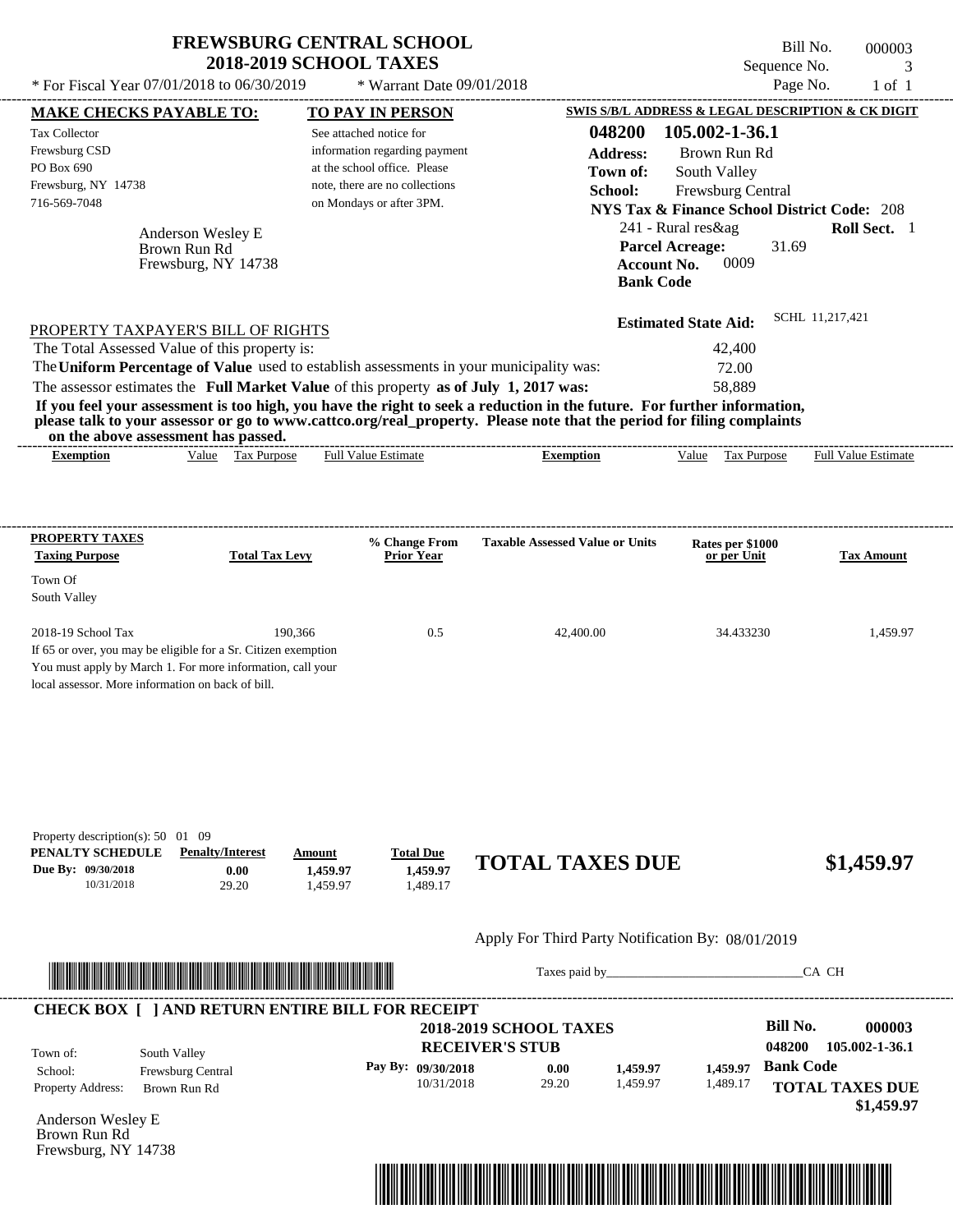# FREWSBURG CENTRAL SCHOOL
## 2018-2019 SCHOOL TAXES

\* For Fiscal Year 07/01/2018 to 06/30/2019 &nbsp;&nbsp; \* Warrant Date 09/01/2018

Bill No. 000003
Sequence No. 3
Page No. 1 of 1

**MAKE CHECKS PAYABLE TO:**

Tax Collector
Frewsburg CSD
PO Box 690
Frewsburg, NY 14738
716-569-7048

**TO PAY IN PERSON**

See attached notice for information regarding payment at the school office. Please note, there are no collections on Mondays or after 3PM.

**SWIS S/B/L ADDRESS & LEGAL DESCRIPTION & CK DIGIT**

**048200 105.002-1-36.1**
**Address:** Brown Run Rd
**Town of:** South Valley
**School:** Frewsburg Central
**NYS Tax & Finance School District Code:** 208
241 - Rural res&ag &nbsp;&nbsp; **Roll Sect.** 1
**Parcel Acreage:** 31.69
**Account No.** 0009
**Bank Code**

Anderson Wesley E
Brown Run Rd
Frewsburg, NY 14738

**Estimated State Aid:** SCHL 11,217,421

PROPERTY TAXPAYER'S BILL OF RIGHTS

The Total Assessed Value of this property is: 42,400
The **Uniform Percentage of Value** used to establish assessments in your municipality was: 72.00
The assessor estimates the **Full Market Value** of this property **as of July 1, 2017 was:** 58,889

**If you feel your assessment is too high, you have the right to seek a reduction in the future. For further information, please talk to your assessor or go to www.cattco.org/real_property. Please note that the period for filing complaints on the above assessment has passed.**

| Exemption | Value | Tax Purpose | Full Value Estimate | Exemption | Value | Tax Purpose | Full Value Estimate |
|---|---|---|---|---|---|---|---|

| PROPERTY TAXES Taxing Purpose | Total Tax Levy | % Change From Prior Year | Taxable Assessed Value or Units | Rates per $1000 or per Unit | Tax Amount |
|---|---|---|---|---|---|
| Town Of South Valley | | | | | |
| 2018-19 School Tax | 190,366 | 0.5 | 42,400.00 | 34.433230 | 1,459.97 |

If 65 or over, you may be eligible for a Sr. Citizen exemption
You must apply by March 1. For more information, call your local assessor. More information on back of bill.

Property description(s): 50 01 09

| PENALTY SCHEDULE | Penalty/Interest | Amount | Total Due |
|---|---|---|---|
| Due By: 09/30/2018 | 0.00 | 1,459.97 | 1,459.97 |
| 10/31/2018 | 29.20 | 1,459.97 | 1,489.17 |

**TOTAL TAXES DUE $1,459.97**

Apply For Third Party Notification By: 08/01/2019

Taxes paid by______________________________CA CH

**CHECK BOX [ ] AND RETURN ENTIRE BILL FOR RECEIPT**

**2018-2019 SCHOOL TAXES**
**RECEIVER'S STUB**

**Bill No. 000003**
**048200 105.002-1-36.1**

Town of: South Valley
School: Frewsburg Central
Property Address: Brown Run Rd

| Pay By: | | | |
|---|---|---|---|
| 09/30/2018 | 0.00 | 1,459.97 | 1,459.97 |
| 10/31/2018 | 29.20 | 1,459.97 | 1,489.17 |

**Bank Code**

**TOTAL TAXES DUE $1,459.97**

Anderson Wesley E
Brown Run Rd
Frewsburg, NY 14738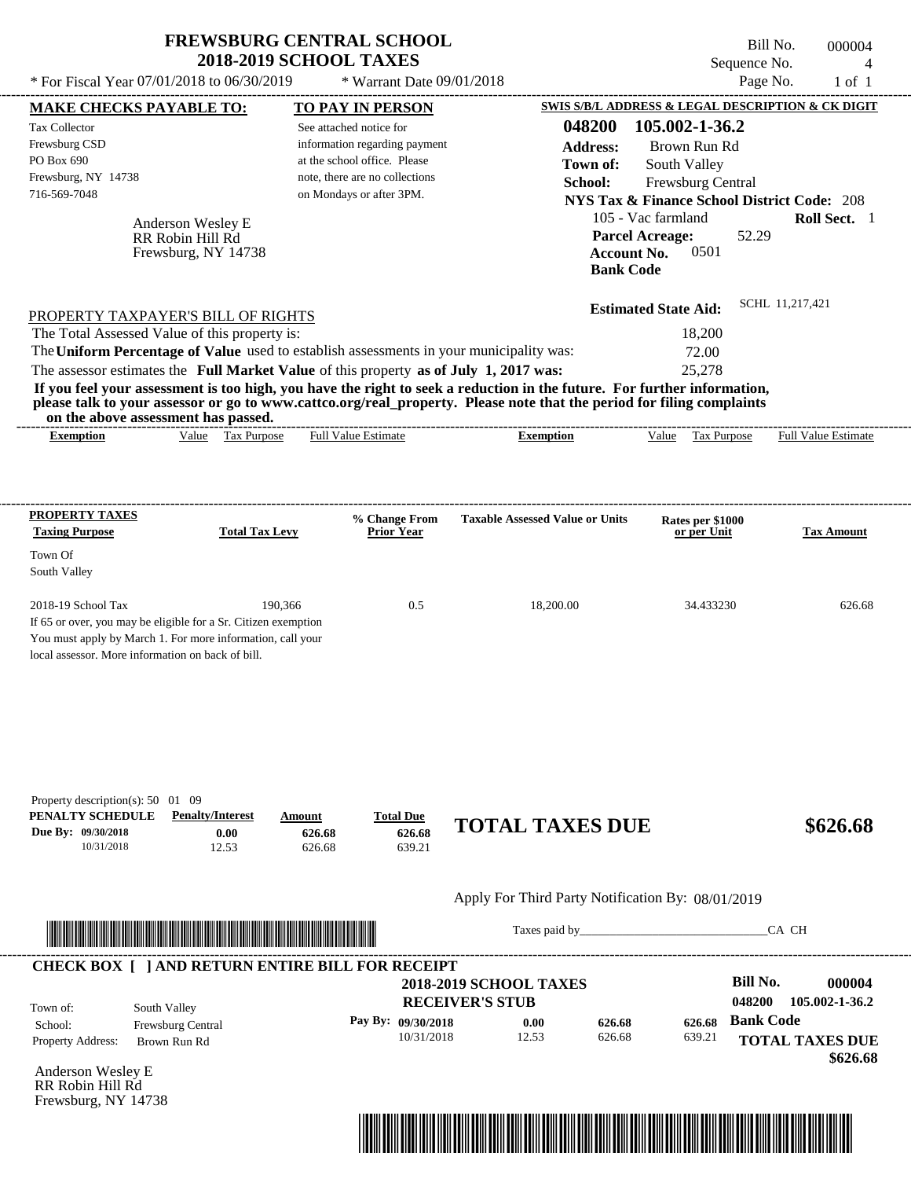# FREWSBURG CENTRAL SCHOOL
## 2018-2019 SCHOOL TAXES

\* For Fiscal Year 07/01/2018 to 06/30/2019 \* Warrant Date 09/01/2018

Bill No. 000004
Sequence No. 4
Page No. 1 of 1

**MAKE CHECKS PAYABLE TO:**
Tax Collector
Frewsburg CSD
PO Box 690
Frewsburg, NY 14738
716-569-7048

**TO PAY IN PERSON**
See attached notice for information regarding payment at the school office. Please note, there are no collections on Mondays or after 3PM.

**SWIS S/B/L ADDRESS & LEGAL DESCRIPTION & CK DIGIT**
**048200 105.002-1-36.2**
**Address:** Brown Run Rd
**Town of:** South Valley
**School:** Frewsburg Central
**NYS Tax & Finance School District Code:** 208
105 - Vac farmland **Roll Sect.** 1
**Parcel Acreage:** 52.29
**Account No.** 0501
**Bank Code**

Anderson Wesley E
RR Robin Hill Rd
Frewsburg, NY 14738

**Estimated State Aid:** SCHL 11,217,421

PROPERTY TAXPAYER'S BILL OF RIGHTS

The Total Assessed Value of this property is: 18,200
The **Uniform Percentage of Value** used to establish assessments in your municipality was: 72.00
The assessor estimates the **Full Market Value** of this property **as of July 1, 2017 was:** 25,278

**If you feel your assessment is too high, you have the right to seek a reduction in the future. For further information, please talk to your assessor or go to www.cattco.org/real_property. Please note that the period for filing complaints on the above assessment has passed.**

| Exemption | Value | Tax Purpose | Full Value Estimate | Exemption | Value | Tax Purpose | Full Value Estimate |
|---|---|---|---|---|---|---|---|

| PROPERTY TAXES Taxing Purpose | Total Tax Levy | % Change From Prior Year | Taxable Assessed Value or Units | Rates per $1000 or per Unit | Tax Amount |
|---|---|---|---|---|---|
| Town Of South Valley | | | | | |
| 2018-19 School Tax | 190,366 | 0.5 | 18,200.00 | 34.433230 | 626.68 |

If 65 or over, you may be eligible for a Sr. Citizen exemption
You must apply by March 1. For more information, call your local assessor. More information on back of bill.

Property description(s): 50 01 09

| PENALTY SCHEDULE | Penalty/Interest | Amount | Total Due |
|---|---|---|---|
| Due By: 09/30/2018 | 0.00 | 626.68 | 626.68 |
| 10/31/2018 | 12.53 | 626.68 | 639.21 |

**TOTAL TAXES DUE $626.68**

Apply For Third Party Notification By: 08/01/2019

Taxes paid by_______________________________CA CH

**CHECK BOX [ ] AND RETURN ENTIRE BILL FOR RECEIPT**

**2018-2019 SCHOOL TAXES**
**RECEIVER'S STUB**

**Bill No. 000004**
**048200 105.002-1-36.2**

Town of: South Valley
School: Frewsburg Central
Property Address: Brown Run Rd

| Pay By: | | | |
|---|---|---|---|
| 09/30/2018 | 0.00 | 626.68 | 626.68 |
| 10/31/2018 | 12.53 | 626.68 | 639.21 |

**Bank Code**

**TOTAL TAXES DUE $626.68**

Anderson Wesley E
RR Robin Hill Rd
Frewsburg, NY 14738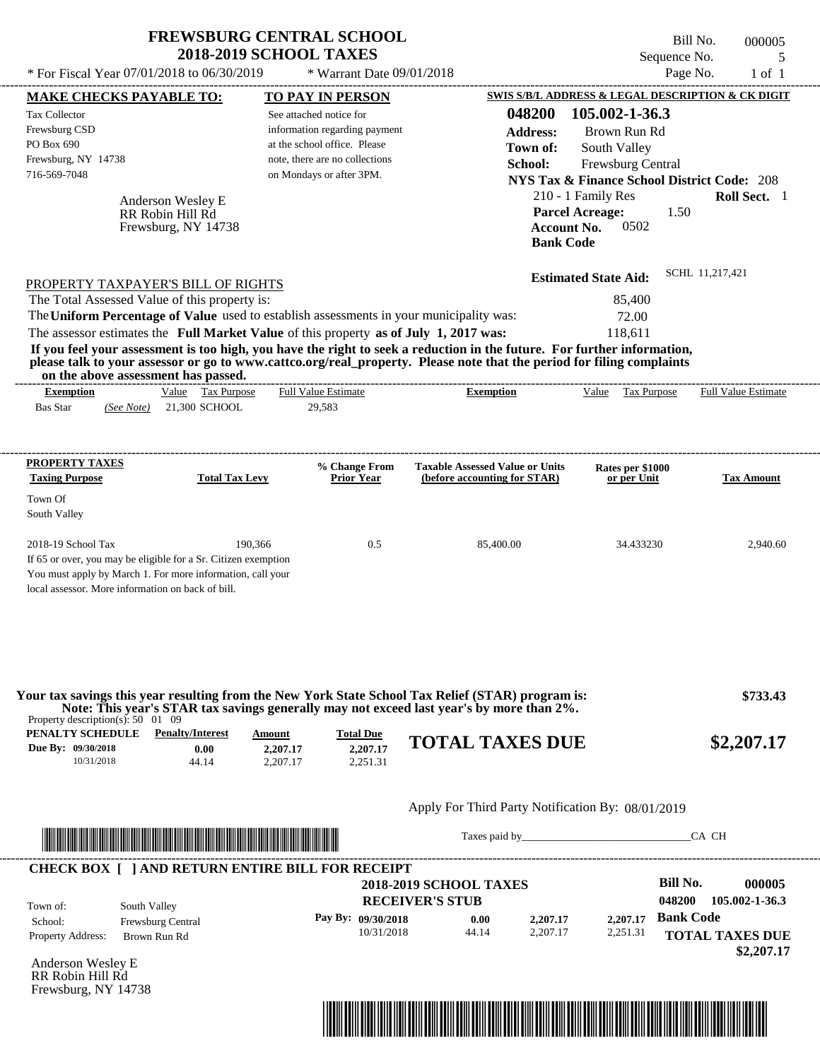# FREWSBURG CENTRAL SCHOOL
## 2018-2019 SCHOOL TAXES

\* For Fiscal Year 07/01/2018 to 06/30/2019 \* Warrant Date 09/01/2018

Bill No. 000005
Sequence No. 5
Page No. 1 of 1

**MAKE CHECKS PAYABLE TO:**
Tax Collector
Frewsburg CSD
PO Box 690
Frewsburg, NY 14738
716-569-7048

**TO PAY IN PERSON**
See attached notice for information regarding payment at the school office. Please note, there are no collections on Mondays or after 3PM.

**SWIS S/B/L ADDRESS & LEGAL DESCRIPTION & CK DIGIT**
**048200 105.002-1-36.3**
**Address:** Brown Run Rd
**Town of:** South Valley
**School:** Frewsburg Central
**NYS Tax & Finance School District Code:** 208
210 - 1 Family Res **Roll Sect.** 1
**Parcel Acreage:** 1.50
**Account No.** 0502
**Bank Code**

Anderson Wesley E
RR Robin Hill Rd
Frewsburg, NY 14738

**Estimated State Aid:** SCHL 11,217,421

PROPERTY TAXPAYER'S BILL OF RIGHTS

The Total Assessed Value of this property is: 85,400
The **Uniform Percentage of Value** used to establish assessments in your municipality was: 72.00
The assessor estimates the **Full Market Value** of this property **as of July 1, 2017 was:** 118,611

**If you feel your assessment is too high, you have the right to seek a reduction in the future. For further information, please talk to your assessor or go to www.cattco.org/real_property. Please note that the period for filing complaints on the above assessment has passed.**

| Exemption | Value | Tax Purpose | Full Value Estimate | Exemption | Value | Tax Purpose | Full Value Estimate |
|---|---|---|---|---|---|---|---|
| Bas Star (See Note) | 21,300 | SCHOOL | 29,583 | | | | |

| PROPERTY TAXES Taxing Purpose | Total Tax Levy | % Change From Prior Year | Taxable Assessed Value or Units (before accounting for STAR) | Rates per $1000 or per Unit | Tax Amount |
|---|---|---|---|---|---|
| Town Of South Valley | | | | | |
| 2018-19 School Tax | 190,366 | 0.5 | 85,400.00 | 34.433230 | 2,940.60 |

If 65 or over, you may be eligible for a Sr. Citizen exemption
You must apply by March 1. For more information, call your local assessor. More information on back of bill.

**Your tax savings this year resulting from the New York State School Tax Relief (STAR) program is: $733.43**
**Note: This year's STAR tax savings generally may not exceed last year's by more than 2%.**

Property description(s): 50 01 09

| PENALTY SCHEDULE | Penalty/Interest | Amount | Total Due |
|---|---|---|---|
| Due By: 09/30/2018 | 0.00 | 2,207.17 | 2,207.17 |
| 10/31/2018 | 44.14 | 2,207.17 | 2,251.31 |

**TOTAL TAXES DUE $2,207.17**

Apply For Third Party Notification By: 08/01/2019

Taxes paid by_______________________________CA CH

**CHECK BOX [ ] AND RETURN ENTIRE BILL FOR RECEIPT**

**2018-2019 SCHOOL TAXES**
**RECEIVER'S STUB**

**Bill No. 000005**
**048200 105.002-1-36.3**

Town of: South Valley
School: Frewsburg Central
Property Address: Brown Run Rd

| Pay By: | | | | |
|---|---|---|---|---|
| 09/30/2018 | 0.00 | 2,207.17 | 2,207.17 | Bank Code |
| 10/31/2018 | 44.14 | 2,207.17 | 2,251.31 | |

**TOTAL TAXES DUE $2,207.17**

Anderson Wesley E
RR Robin Hill Rd
Frewsburg, NY 14738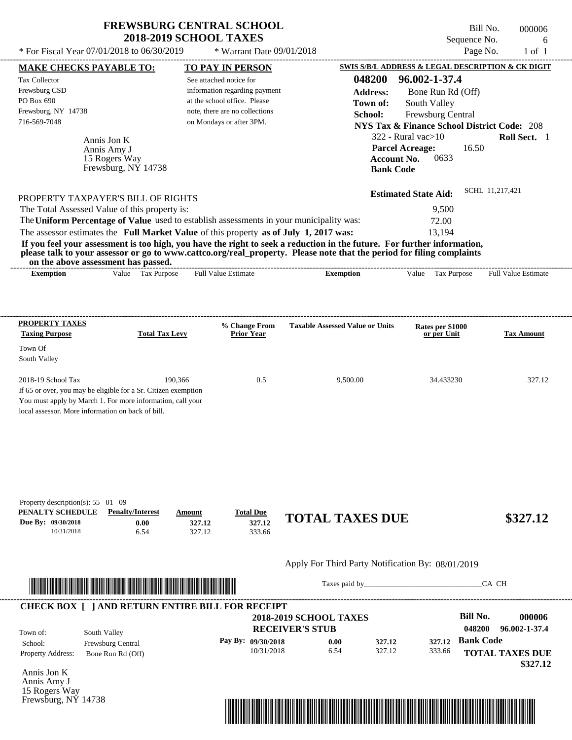# FREWSBURG CENTRAL SCHOOL
## 2018-2019 SCHOOL TAXES

Bill No. 000006
Sequence No. 6
Page No. 1 of 1

\* For Fiscal Year 07/01/2018 to 06/30/2019 \* Warrant Date 09/01/2018

**MAKE CHECKS PAYABLE TO:**
Tax Collector
Frewsburg CSD
PO Box 690
Frewsburg, NY 14738
716-569-7048

**TO PAY IN PERSON**
See attached notice for information regarding payment at the school office. Please note, there are no collections on Mondays or after 3PM.

**SWIS S/B/L ADDRESS & LEGAL DESCRIPTION & CK DIGIT**
**048200 96.002-1-37.4**
**Address:** Bone Run Rd (Off)
**Town of:** South Valley
**School:** Frewsburg Central
**NYS Tax & Finance School District Code:** 208
322 - Rural vac>10 **Roll Sect.** 1
**Parcel Acreage:** 16.50
**Account No.** 0633
**Bank Code**

Annis Jon K
Annis Amy J
15 Rogers Way
Frewsburg, NY 14738

**Estimated State Aid:** SCHL 11,217,421

PROPERTY TAXPAYER'S BILL OF RIGHTS

| | |
|---|---|
| The Total Assessed Value of this property is: | 9,500 |
| The **Uniform Percentage of Value** used to establish assessments in your municipality was: | 72.00 |
| The assessor estimates the **Full Market Value** of this property **as of July 1, 2017 was:** | 13,194 |

**If you feel your assessment is too high, you have the right to seek a reduction in the future. For further information, please talk to your assessor or go to www.cattco.org/real_property. Please note that the period for filing complaints on the above assessment has passed.**

| Exemption | Value | Tax Purpose | Full Value Estimate | Exemption | Value | Tax Purpose | Full Value Estimate |
|---|---|---|---|---|---|---|---|

| PROPERTY TAXES Taxing Purpose | Total Tax Levy | % Change From Prior Year | Taxable Assessed Value or Units | Rates per $1000 or per Unit | Tax Amount |
|---|---|---|---|---|---|
| Town Of South Valley | | | | | |
| 2018-19 School Tax | 190,366 | 0.5 | 9,500.00 | 34.433230 | 327.12 |

If 65 or over, you may be eligible for a Sr. Citizen exemption You must apply by March 1. For more information, call your local assessor. More information on back of bill.

Property description(s): 55 01 09

| PENALTY SCHEDULE | Penalty/Interest | Amount | Total Due |
|---|---|---|---|
| Due By: 09/30/2018 | 0.00 | 327.12 | 327.12 |
| 10/31/2018 | 6.54 | 327.12 | 333.66 |

**TOTAL TAXES DUE $327.12**

Apply For Third Party Notification By: 08/01/2019

Taxes paid by______________________________CA CH

**CHECK BOX [ ] AND RETURN ENTIRE BILL FOR RECEIPT**

**2018-2019 SCHOOL TAXES**
**RECEIVER'S STUB**

**Bill No. 000006**
**048200 96.002-1-37.4**
**Bank Code**

| | |
|---|---|
| Town of: | South Valley |
| School: | Frewsburg Central |
| Property Address: | Bone Run Rd (Off) |

| Pay By: | Penalty/Interest | Amount | Total Due |
|---|---|---|---|
| 09/30/2018 | 0.00 | 327.12 | 327.12 |
| 10/31/2018 | 6.54 | 327.12 | 333.66 |

**TOTAL TAXES DUE $327.12**

Annis Jon K
Annis Amy J
15 Rogers Way
Frewsburg, NY 14738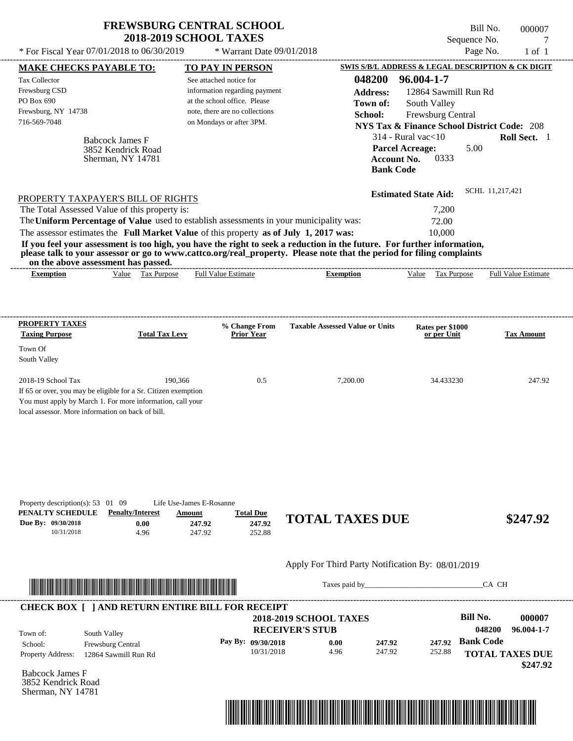# FREWSBURG CENTRAL SCHOOL
## 2018-2019 SCHOOL TAXES

\* For Fiscal Year 07/01/2018 to 06/30/2019 \* Warrant Date 09/01/2018

Bill No. 000007
Sequence No. 7
Page No. 1 of 1

**MAKE CHECKS PAYABLE TO:**

Tax Collector
Frewsburg CSD
PO Box 690
Frewsburg, NY 14738
716-569-7048

**TO PAY IN PERSON**

See attached notice for information regarding payment at the school office. Please note, there are no collections on Mondays or after 3PM.

**SWIS S/B/L ADDRESS & LEGAL DESCRIPTION & CK DIGIT**

**048200 96.004-1-7**
**Address:** 12864 Sawmill Run Rd
**Town of:** South Valley
**School:** Frewsburg Central
**NYS Tax & Finance School District Code:** 208
314 - Rural vac<10 **Roll Sect.** 1
**Parcel Acreage:** 5.00
**Account No.** 0333
**Bank Code**

Babcock James F
3852 Kendrick Road
Sherman, NY 14781

**Estimated State Aid:** SCHL 11,217,421

PROPERTY TAXPAYER'S BILL OF RIGHTS

The Total Assessed Value of this property is: 7,200
The **Uniform Percentage of Value** used to establish assessments in your municipality was: 72.00
The assessor estimates the **Full Market Value** of this property **as of July 1, 2017 was:** 10,000

**If you feel your assessment is too high, you have the right to seek a reduction in the future. For further information, please talk to your assessor or go to www.cattco.org/real_property. Please note that the period for filing complaints on the above assessment has passed.**

| Exemption | Value | Tax Purpose | Full Value Estimate | Exemption | Value | Tax Purpose | Full Value Estimate |
|---|---|---|---|---|---|---|---|

| PROPERTY TAXES Taxing Purpose | Total Tax Levy | % Change From Prior Year | Taxable Assessed Value or Units | Rates per $1000 or per Unit | Tax Amount |
|---|---|---|---|---|---|
| Town Of South Valley | | | | | |
| 2018-19 School Tax | 190,366 | 0.5 | 7,200.00 | 34.433230 | 247.92 |

If 65 or over, you may be eligible for a Sr. Citizen exemption
You must apply by March 1. For more information, call your local assessor. More information on back of bill.

Property description(s): 53 01 09 Life Use-James E-Rosanne

| PENALTY SCHEDULE | Penalty/Interest | Amount | Total Due |
|---|---|---|---|
| Due By: 09/30/2018 | 0.00 | 247.92 | 247.92 |
| 10/31/2018 | 4.96 | 247.92 | 252.88 |

**TOTAL TAXES DUE $247.92**

Apply For Third Party Notification By: 08/01/2019

Taxes paid by_______________________________CA CH

**CHECK BOX [ ] AND RETURN ENTIRE BILL FOR RECEIPT**

**2018-2019 SCHOOL TAXES**
**RECEIVER'S STUB**

**Bill No. 000007**
**048200 96.004-1-7**

Town of: South Valley
School: Frewsburg Central
Property Address: 12864 Sawmill Run Rd

| Pay By: | | | |
|---|---|---|---|
| 09/30/2018 | 0.00 | 247.92 | 247.92 |
| 10/31/2018 | 4.96 | 247.92 | 252.88 |

**Bank Code**

**TOTAL TAXES DUE $247.92**

Babcock James F
3852 Kendrick Road
Sherman, NY 14781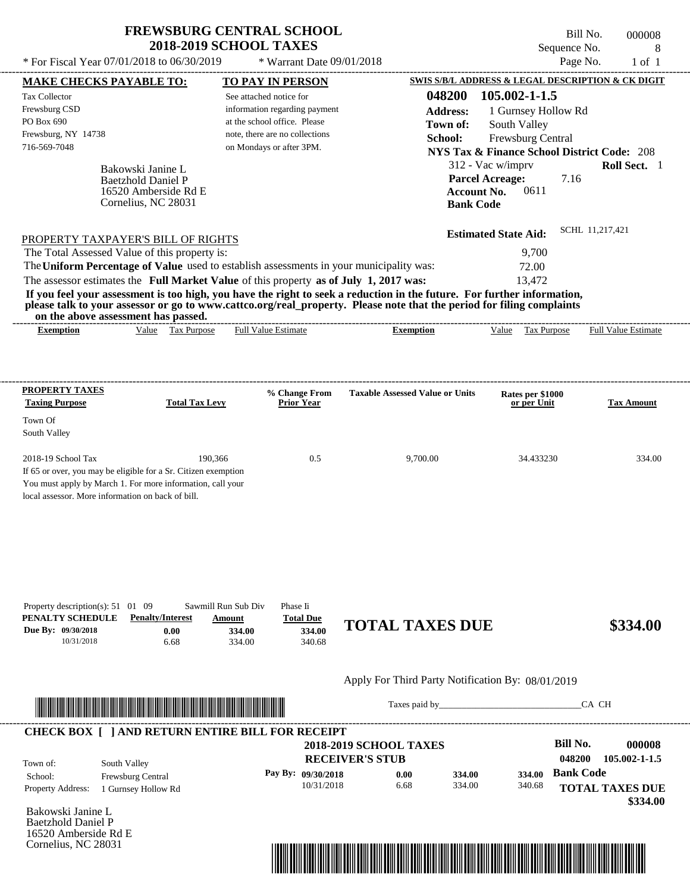# FREWSBURG CENTRAL SCHOOL
## 2018-2019 SCHOOL TAXES

\* For Fiscal Year 07/01/2018 to 06/30/2019 — \* Warrant Date 09/01/2018

Bill No. 000008
Sequence No. 8
Page No. 1 of 1

**MAKE CHECKS PAYABLE TO:**

Tax Collector
Frewsburg CSD
PO Box 690
Frewsburg, NY 14738
716-569-7048

**TO PAY IN PERSON**

See attached notice for information regarding payment at the school office. Please note, there are no collections on Mondays or after 3PM.

**SWIS S/B/L ADDRESS & LEGAL DESCRIPTION & CK DIGIT**

**048200 105.002-1-1.5**
**Address:** 1 Gurnsey Hollow Rd
**Town of:** South Valley
**School:** Frewsburg Central
**NYS Tax & Finance School District Code:** 208
312 - Vac w/imprv — **Roll Sect.** 1
**Parcel Acreage:** 7.16
**Account No.** 0611
**Bank Code**

Bakowski Janine L
Baetzhold Daniel P
16520 Amberside Rd E
Cornelius, NC 28031

**Estimated State Aid:** SCHL 11,217,421

PROPERTY TAXPAYER'S BILL OF RIGHTS

The Total Assessed Value of this property is: 9,700
The **Uniform Percentage of Value** used to establish assessments in your municipality was: 72.00
The assessor estimates the **Full Market Value** of this property **as of July 1, 2017 was:** 13,472

**If you feel your assessment is too high, you have the right to seek a reduction in the future. For further information, please talk to your assessor or go to www.cattco.org/real_property. Please note that the period for filing complaints on the above assessment has passed.**

| Exemption | Value | Tax Purpose | Full Value Estimate | Exemption | Value | Tax Purpose | Full Value Estimate |
|---|---|---|---|---|---|---|---|

| PROPERTY TAXES Taxing Purpose | Total Tax Levy | % Change From Prior Year | Taxable Assessed Value or Units | Rates per $1000 or per Unit | Tax Amount |
|---|---|---|---|---|---|
| Town Of South Valley | | | | | |
| 2018-19 School Tax | 190,366 | 0.5 | 9,700.00 | 34.433230 | 334.00 |

If 65 or over, you may be eligible for a Sr. Citizen exemption
You must apply by March 1. For more information, call your local assessor. More information on back of bill.

Property description(s): 51 01 09 Sawmill Run Sub Div Phase Ii

| PENALTY SCHEDULE | Penalty/Interest | Amount | Total Due |
|---|---|---|---|
| Due By: 09/30/2018 | 0.00 | 334.00 | 334.00 |
| 10/31/2018 | 6.68 | 334.00 | 340.68 |

**TOTAL TAXES DUE $334.00**

Apply For Third Party Notification By: 08/01/2019

Taxes paid by_______________________________ CA CH

**CHECK BOX [ ] AND RETURN ENTIRE BILL FOR RECEIPT**

**2018-2019 SCHOOL TAXES**
**RECEIVER'S STUB**

**Bill No. 000008**
048200 105.002-1-1.5

Town of: South Valley
School: Frewsburg Central
Property Address: 1 Gurnsey Hollow Rd

| Pay By: | | | |
|---|---|---|---|
| 09/30/2018 | 0.00 | 334.00 | 334.00 |
| 10/31/2018 | 6.68 | 334.00 | 340.68 |

**Bank Code**

**TOTAL TAXES DUE $334.00**

Bakowski Janine L
Baetzhold Daniel P
16520 Amberside Rd E
Cornelius, NC 28031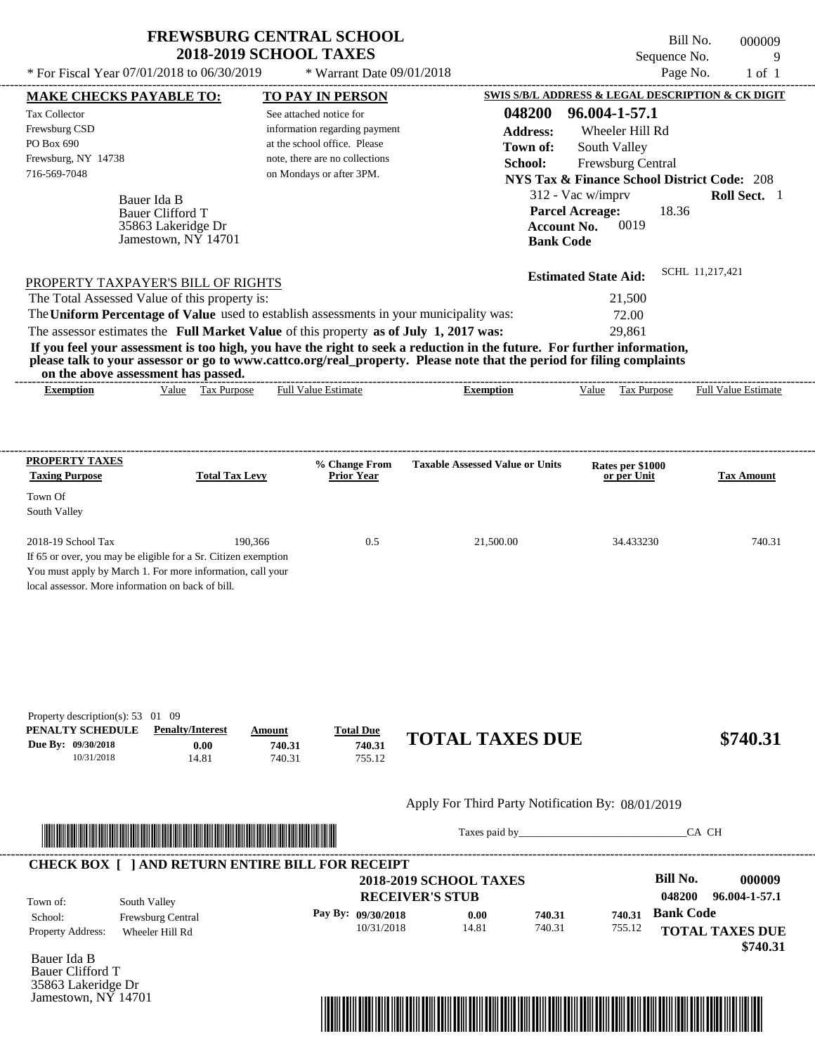# FREWSBURG CENTRAL SCHOOL
## 2018-2019 SCHOOL TAXES

Bill No. 000009
Sequence No. 9
Page No. 1 of 1

\* For Fiscal Year 07/01/2018 to 06/30/2019 \* Warrant Date 09/01/2018

**MAKE CHECKS PAYABLE TO:**

Tax Collector
Frewsburg CSD
PO Box 690
Frewsburg, NY 14738
716-569-7048

**TO PAY IN PERSON**

See attached notice for information regarding payment at the school office. Please note, there are no collections on Mondays or after 3PM.

**SWIS S/B/L ADDRESS & LEGAL DESCRIPTION & CK DIGIT**

**048200 96.004-1-57.1**
**Address:** Wheeler Hill Rd
**Town of:** South Valley
**School:** Frewsburg Central
**NYS Tax & Finance School District Code:** 208
312 - Vac w/imprv **Roll Sect.** 1
**Parcel Acreage:** 18.36
**Account No.** 0019
**Bank Code**

Bauer Ida B
Bauer Clifford T
35863 Lakeridge Dr
Jamestown, NY 14701

**Estimated State Aid:** SCHL 11,217,421

PROPERTY TAXPAYER'S BILL OF RIGHTS

The Total Assessed Value of this property is: 21,500
The **Uniform Percentage of Value** used to establish assessments in your municipality was: 72.00
The assessor estimates the **Full Market Value** of this property **as of July 1, 2017 was:** 29,861

**If you feel your assessment is too high, you have the right to seek a reduction in the future. For further information, please talk to your assessor or go to www.cattco.org/real_property. Please note that the period for filing complaints on the above assessment has passed.**

| Exemption | Value | Tax Purpose | Full Value Estimate | Exemption | Value | Tax Purpose | Full Value Estimate |
|---|---|---|---|---|---|---|---|

| PROPERTY TAXES Taxing Purpose | Total Tax Levy | % Change From Prior Year | Taxable Assessed Value or Units | Rates per $1000 or per Unit | Tax Amount |
|---|---|---|---|---|---|
| Town Of South Valley | | | | | |
| 2018-19 School Tax | 190,366 | 0.5 | 21,500.00 | 34.433230 | 740.31 |

If 65 or over, you may be eligible for a Sr. Citizen exemption
You must apply by March 1. For more information, call your local assessor. More information on back of bill.

Property description(s): 53 01 09

| PENALTY SCHEDULE | Penalty/Interest | Amount | Total Due |
|---|---|---|---|
| Due By: 09/30/2018 | 0.00 | 740.31 | 740.31 |
| 10/31/2018 | 14.81 | 740.31 | 755.12 |

**TOTAL TAXES DUE $740.31**

Apply For Third Party Notification By: 08/01/2019

Taxes paid by_______________________________CA CH

**CHECK BOX [ ] AND RETURN ENTIRE BILL FOR RECEIPT**

**2018-2019 SCHOOL TAXES**
**RECEIVER'S STUB**

**Bill No.** 000009
048200 96.004-1-57.1

Town of: South Valley
School: Frewsburg Central
Property Address: Wheeler Hill Rd

| Pay By: | | | |
|---|---|---|---|
| 09/30/2018 | 0.00 | 740.31 | 740.31 |
| 10/31/2018 | 14.81 | 740.31 | 755.12 |

**Bank Code**

**TOTAL TAXES DUE $740.31**

Bauer Ida B
Bauer Clifford T
35863 Lakeridge Dr
Jamestown, NY 14701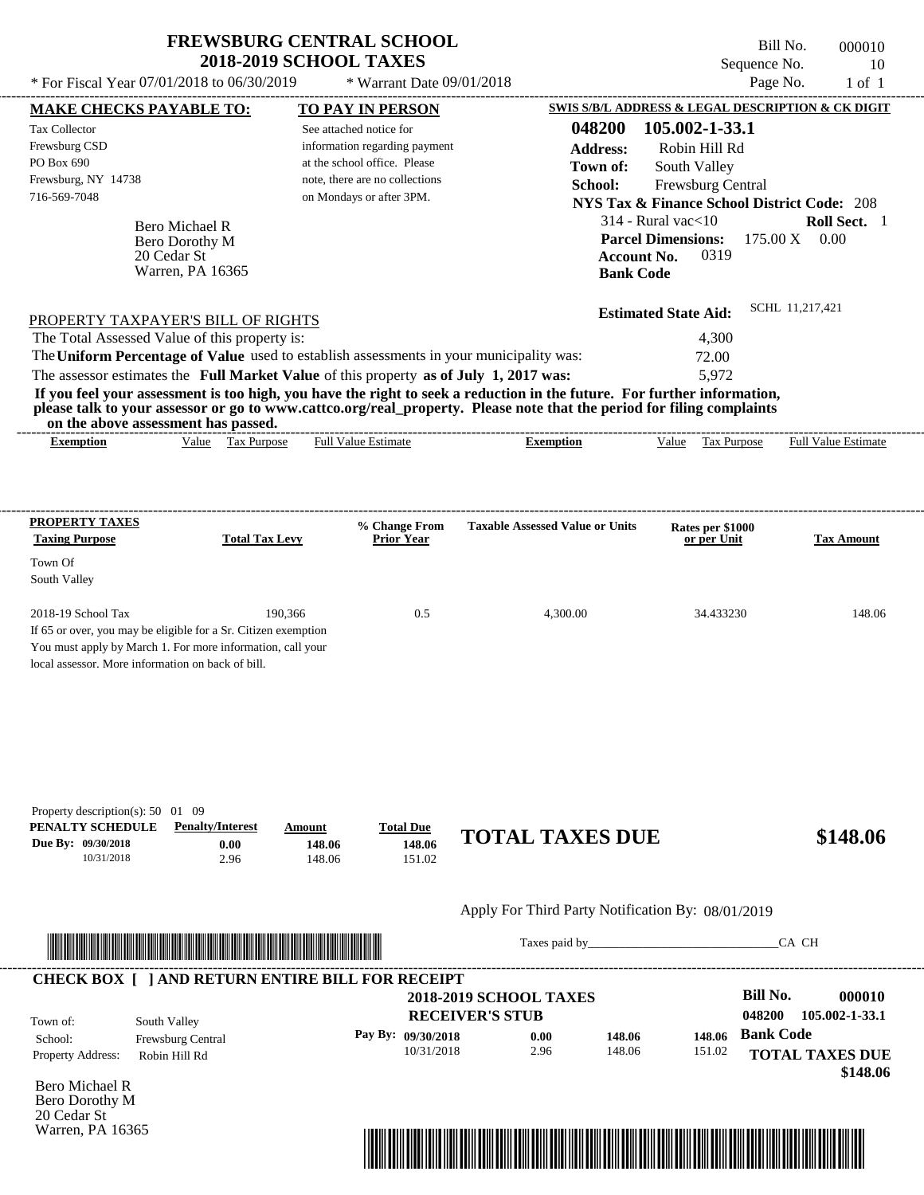# FREWSBURG CENTRAL SCHOOL
## 2018-2019 SCHOOL TAXES

\* For Fiscal Year 07/01/2018 to 06/30/2019 &nbsp;&nbsp; \* Warrant Date 09/01/2018

Bill No. 000010
Sequence No. 10
Page No. 1 of 1

**MAKE CHECKS PAYABLE TO:**
Tax Collector
Frewsburg CSD
PO Box 690
Frewsburg, NY 14738
716-569-7048

**TO PAY IN PERSON**
See attached notice for information regarding payment at the school office. Please note, there are no collections on Mondays or after 3PM.

**SWIS S/B/L ADDRESS & LEGAL DESCRIPTION & CK DIGIT**
**048200 105.002-1-33.1**
**Address:** Robin Hill Rd
**Town of:** South Valley
**School:** Frewsburg Central
**NYS Tax & Finance School District Code:** 208
314 - Rural vac<10 &nbsp;&nbsp; **Roll Sect.** 1
**Parcel Dimensions:** 175.00 X 0.00
**Account No.** 0319
**Bank Code**

Bero Michael R
Bero Dorothy M
20 Cedar St
Warren, PA 16365

**Estimated State Aid:** SCHL 11,217,421

PROPERTY TAXPAYER'S BILL OF RIGHTS

The Total Assessed Value of this property is: 4,300
The **Uniform Percentage of Value** used to establish assessments in your municipality was: 72.00
The assessor estimates the **Full Market Value** of this property **as of July 1, 2017 was:** 5,972

**If you feel your assessment is too high, you have the right to seek a reduction in the future. For further information, please talk to your assessor or go to www.cattco.org/real_property. Please note that the period for filing complaints on the above assessment has passed.**

| Exemption | Value | Tax Purpose | Full Value Estimate | Exemption | Value | Tax Purpose | Full Value Estimate |
|---|---|---|---|---|---|---|---|

| PROPERTY TAXES Taxing Purpose | Total Tax Levy | % Change From Prior Year | Taxable Assessed Value or Units | Rates per $1000 or per Unit | Tax Amount |
|---|---|---|---|---|---|
| Town Of South Valley | | | | | |
| 2018-19 School Tax | 190,366 | 0.5 | 4,300.00 | 34.433230 | 148.06 |

If 65 or over, you may be eligible for a Sr. Citizen exemption
You must apply by March 1. For more information, call your local assessor. More information on back of bill.

Property description(s): 50 01 09

| PENALTY SCHEDULE | Penalty/Interest | Amount | Total Due |
|---|---|---|---|
| Due By: 09/30/2018 | 0.00 | 148.06 | 148.06 |
| 10/31/2018 | 2.96 | 148.06 | 151.02 |

**TOTAL TAXES DUE $148.06**

Apply For Third Party Notification By: 08/01/2019

Taxes paid by______________________________CA CH

**CHECK BOX [ ] AND RETURN ENTIRE BILL FOR RECEIPT**

**2018-2019 SCHOOL TAXES**
**RECEIVER'S STUB**

**Bill No. 000010**
**048200 105.002-1-33.1**

Town of: South Valley
School: Frewsburg Central
Property Address: Robin Hill Rd

| Pay By: | | | |
|---|---|---|---|
| 09/30/2018 | 0.00 | 148.06 | 148.06 |
| 10/31/2018 | 2.96 | 148.06 | 151.02 |

**Bank Code**
**TOTAL TAXES DUE $148.06**

Bero Michael R
Bero Dorothy M
20 Cedar St
Warren, PA 16365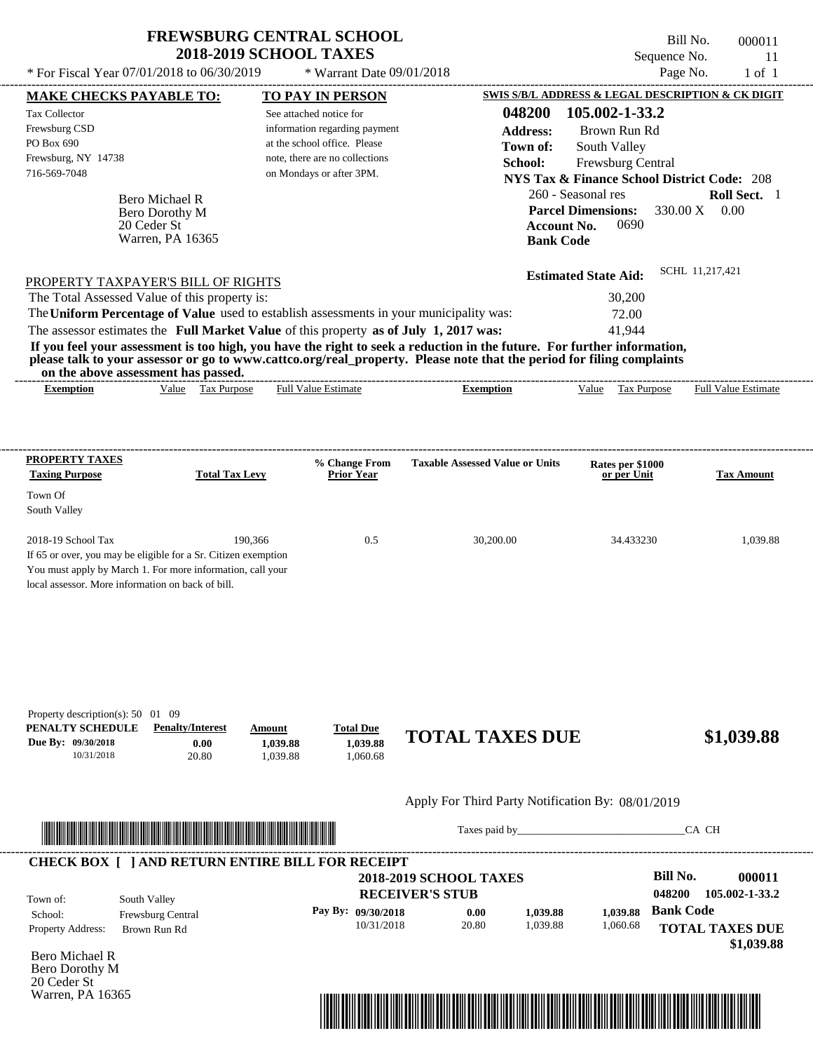# FREWSBURG CENTRAL SCHOOL
## 2018-2019 SCHOOL TAXES

\* For Fiscal Year 07/01/2018 to 06/30/2019 \* Warrant Date 09/01/2018

Bill No. 000011
Sequence No. 11
Page No. 1 of 1

**MAKE CHECKS PAYABLE TO:**
Tax Collector
Frewsburg CSD
PO Box 690
Frewsburg, NY 14738
716-569-7048

**TO PAY IN PERSON**
See attached notice for information regarding payment at the school office. Please note, there are no collections on Mondays or after 3PM.

**SWIS S/B/L ADDRESS & LEGAL DESCRIPTION & CK DIGIT**
**048200 105.002-1-33.2**
**Address:** Brown Run Rd
**Town of:** South Valley
**School:** Frewsburg Central
**NYS Tax & Finance School District Code:** 208
260 - Seasonal res **Roll Sect.** 1
**Parcel Dimensions:** 330.00 X 0.00
**Account No.** 0690
**Bank Code**

Bero Michael R
Bero Dorothy M
20 Ceder St
Warren, PA 16365

**Estimated State Aid:** SCHL 11,217,421

PROPERTY TAXPAYER'S BILL OF RIGHTS

| | |
|---|---|
| The Total Assessed Value of this property is: | 30,200 |
| The **Uniform Percentage of Value** used to establish assessments in your municipality was: | 72.00 |
| The assessor estimates the **Full Market Value** of this property **as of July 1, 2017 was:** | 41,944 |

**If you feel your assessment is too high, you have the right to seek a reduction in the future. For further information, please talk to your assessor or go to www.cattco.org/real_property. Please note that the period for filing complaints on the above assessment has passed.**

| Exemption | Value | Tax Purpose | Full Value Estimate | Exemption | Value | Tax Purpose | Full Value Estimate |
|---|---|---|---|---|---|---|---|

| PROPERTY TAXES Taxing Purpose | Total Tax Levy | % Change From Prior Year | Taxable Assessed Value or Units | Rates per $1000 or per Unit | Tax Amount |
|---|---|---|---|---|---|
| Town Of South Valley | | | | | |
| 2018-19 School Tax | 190,366 | 0.5 | 30,200.00 | 34.433230 | 1,039.88 |

If 65 or over, you may be eligible for a Sr. Citizen exemption
You must apply by March 1. For more information, call your local assessor. More information on back of bill.

Property description(s): 50 01 09

| PENALTY SCHEDULE | Penalty/Interest | Amount | Total Due |
|---|---|---|---|
| Due By: 09/30/2018 | 0.00 | 1,039.88 | 1,039.88 |
| 10/31/2018 | 20.80 | 1,039.88 | 1,060.68 |

**TOTAL TAXES DUE $1,039.88**

Apply For Third Party Notification By: 08/01/2019

Taxes paid by_______________________________CA CH

**CHECK BOX [ ] AND RETURN ENTIRE BILL FOR RECEIPT**

**2018-2019 SCHOOL TAXES**
**RECEIVER'S STUB**

**Bill No. 000011**
**048200 105.002-1-33.2**

| | |
|---|---|
| Town of: | South Valley |
| School: | Frewsburg Central |
| Property Address: | Brown Run Rd |

| Pay By: | | | |
|---|---|---|---|
| 09/30/2018 | 0.00 | 1,039.88 | 1,039.88 |
| 10/31/2018 | 20.80 | 1,039.88 | 1,060.68 |

**Bank Code**

**TOTAL TAXES DUE $1,039.88**

Bero Michael R
Bero Dorothy M
20 Ceder St
Warren, PA 16365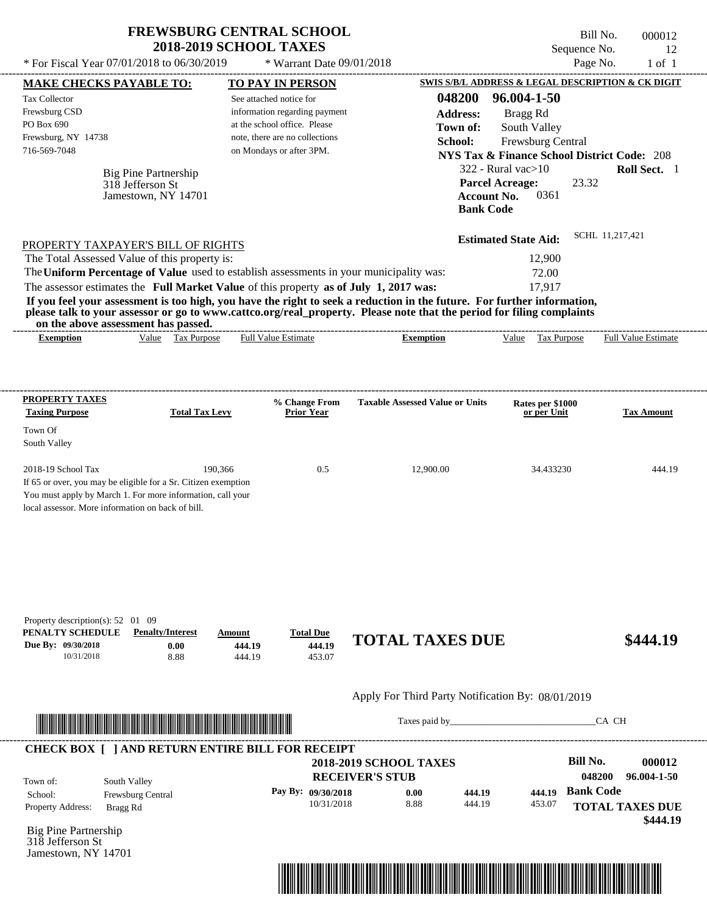# FREWSBURG CENTRAL SCHOOL
## 2018-2019 SCHOOL TAXES

\* For Fiscal Year 07/01/2018 to 06/30/2019 \* Warrant Date 09/01/2018

Bill No. 000012
Sequence No. 12
Page No. 1 of 1

**MAKE CHECKS PAYABLE TO:**

Tax Collector
Frewsburg CSD
PO Box 690
Frewsburg, NY 14738
716-569-7048

**TO PAY IN PERSON**

See attached notice for information regarding payment at the school office. Please note, there are no collections on Mondays or after 3PM.

**SWIS S/B/L ADDRESS & LEGAL DESCRIPTION & CK DIGIT**

**048200 96.004-1-50**
**Address:** Bragg Rd
**Town of:** South Valley
**School:** Frewsburg Central
**NYS Tax & Finance School District Code:** 208
322 - Rural vac>10 **Roll Sect.** 1
**Parcel Acreage:** 23.32
**Account No.** 0361
**Bank Code**

Big Pine Partnership
318 Jefferson St
Jamestown, NY 14701

**Estimated State Aid:** SCHL 11,217,421

PROPERTY TAXPAYER'S BILL OF RIGHTS

The Total Assessed Value of this property is: 12,900
The **Uniform Percentage of Value** used to establish assessments in your municipality was: 72.00
The assessor estimates the **Full Market Value** of this property **as of July 1, 2017 was:** 17,917

**If you feel your assessment is too high, you have the right to seek a reduction in the future. For further information, please talk to your assessor or go to www.cattco.org/real_property. Please note that the period for filing complaints on the above assessment has passed.**

| Exemption | Value | Tax Purpose | Full Value Estimate | Exemption | Value | Tax Purpose | Full Value Estimate |
|---|---|---|---|---|---|---|---|

| PROPERTY TAXES Taxing Purpose | Total Tax Levy | % Change From Prior Year | Taxable Assessed Value or Units | Rates per $1000 or per Unit | Tax Amount |
|---|---|---|---|---|---|
| Town Of South Valley | | | | | |
| 2018-19 School Tax | 190,366 | 0.5 | 12,900.00 | 34.433230 | 444.19 |

If 65 or over, you may be eligible for a Sr. Citizen exemption
You must apply by March 1. For more information, call your local assessor. More information on back of bill.

Property description(s): 52 01 09

| PENALTY SCHEDULE | Penalty/Interest | Amount | Total Due |
|---|---|---|---|
| Due By: 09/30/2018 | 0.00 | 444.19 | 444.19 |
| 10/31/2018 | 8.88 | 444.19 | 453.07 |

**TOTAL TAXES DUE** **$444.19**

Apply For Third Party Notification By: 08/01/2019

Taxes paid by_______________________________CA CH

**CHECK BOX [ ] AND RETURN ENTIRE BILL FOR RECEIPT**

**2018-2019 SCHOOL TAXES**
**RECEIVER'S STUB**

**Bill No.** **000012**
**048200 96.004-1-50**

Town of: South Valley
School: Frewsburg Central
Property Address: Bragg Rd

| Pay By: | Penalty/Interest | Amount | Total Due |
|---|---|---|---|
| 09/30/2018 | 0.00 | 444.19 | 444.19 |
| 10/31/2018 | 8.88 | 444.19 | 453.07 |

**Bank Code**

**TOTAL TAXES DUE**
**$444.19**

Big Pine Partnership
318 Jefferson St
Jamestown, NY 14701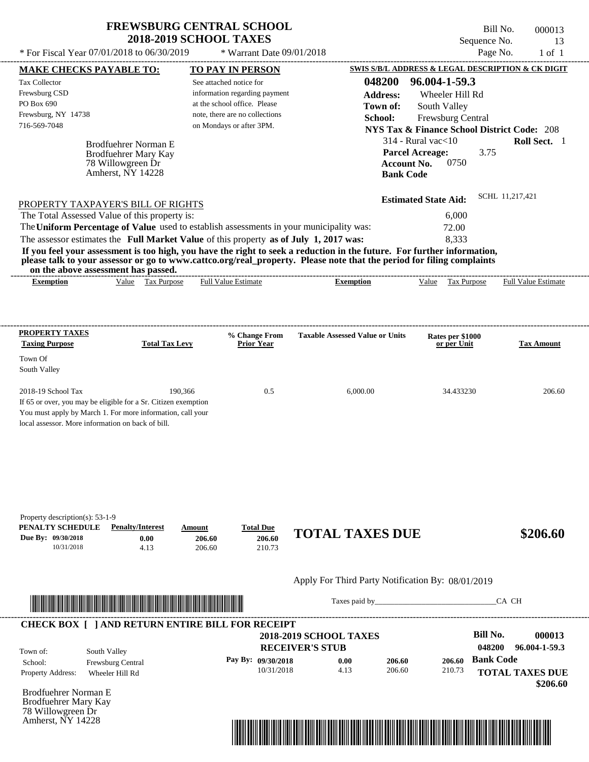# FREWSBURG CENTRAL SCHOOL
## 2018-2019 SCHOOL TAXES

Bill No. 000013
Sequence No. 13
Page No. 1 of 1

* For Fiscal Year 07/01/2018 to 06/30/2019 * Warrant Date 09/01/2018

**MAKE CHECKS PAYABLE TO:**

Tax Collector
Frewsburg CSD
PO Box 690
Frewsburg, NY 14738
716-569-7048

**TO PAY IN PERSON**

See attached notice for information regarding payment at the school office. Please note, there are no collections on Mondays or after 3PM.

**SWIS S/B/L ADDRESS & LEGAL DESCRIPTION & CK DIGIT**

**048200 96.004-1-59.3**
**Address:** Wheeler Hill Rd
**Town of:** South Valley
**School:** Frewsburg Central
**NYS Tax & Finance School District Code:** 208
314 - Rural vac<10 **Roll Sect.** 1
**Parcel Acreage:** 3.75
**Account No.** 0750
**Bank Code**

Brodfuehrer Norman E
Brodfuehrer Mary Kay
78 Willowgreen Dr
Amherst, NY 14228

**Estimated State Aid:** SCHL 11,217,421

PROPERTY TAXPAYER'S BILL OF RIGHTS

The Total Assessed Value of this property is: 6,000
The **Uniform Percentage of Value** used to establish assessments in your municipality was: 72.00
The assessor estimates the **Full Market Value** of this property **as of July 1, 2017 was:** 8,333

**If you feel your assessment is too high, you have the right to seek a reduction in the future. For further information, please talk to your assessor or go to www.cattco.org/real_property. Please note that the period for filing complaints on the above assessment has passed.**

| Exemption | Value | Tax Purpose | Full Value Estimate | Exemption | Value | Tax Purpose | Full Value Estimate |
|---|---|---|---|---|---|---|---|

**PROPERTY TAXES**

| Taxing Purpose | Total Tax Levy | % Change From Prior Year | Taxable Assessed Value or Units | Rates per $1000 or per Unit | Tax Amount |
|---|---|---|---|---|---|
| Town Of South Valley | | | | | |
| 2018-19 School Tax | 190,366 | 0.5 | 6,000.00 | 34.433230 | 206.60 |

If 65 or over, you may be eligible for a Sr. Citizen exemption
You must apply by March 1. For more information, call your local assessor. More information on back of bill.

Property description(s): 53-1-9

| PENALTY SCHEDULE | Penalty/Interest | Amount | Total Due |
|---|---|---|---|
| Due By: 09/30/2018 | 0.00 | 206.60 | 206.60 |
| 10/31/2018 | 4.13 | 206.60 | 210.73 |

**TOTAL TAXES DUE $206.60**

Apply For Third Party Notification By: 08/01/2019

Taxes paid by_______________________________CA CH

**CHECK BOX [ ] AND RETURN ENTIRE BILL FOR RECEIPT**

**2018-2019 SCHOOL TAXES**
**RECEIVER'S STUB**

**Bill No. 000013**
**048200 96.004-1-59.3**

Town of: South Valley
School: Frewsburg Central
Property Address: Wheeler Hill Rd

| Pay By: | | | |
|---|---|---|---|
| 09/30/2018 | 0.00 | 206.60 | 206.60 |
| 10/31/2018 | 4.13 | 206.60 | 210.73 |

**Bank Code**

**TOTAL TAXES DUE $206.60**

Brodfuehrer Norman E
Brodfuehrer Mary Kay
78 Willowgreen Dr
Amherst, NY 14228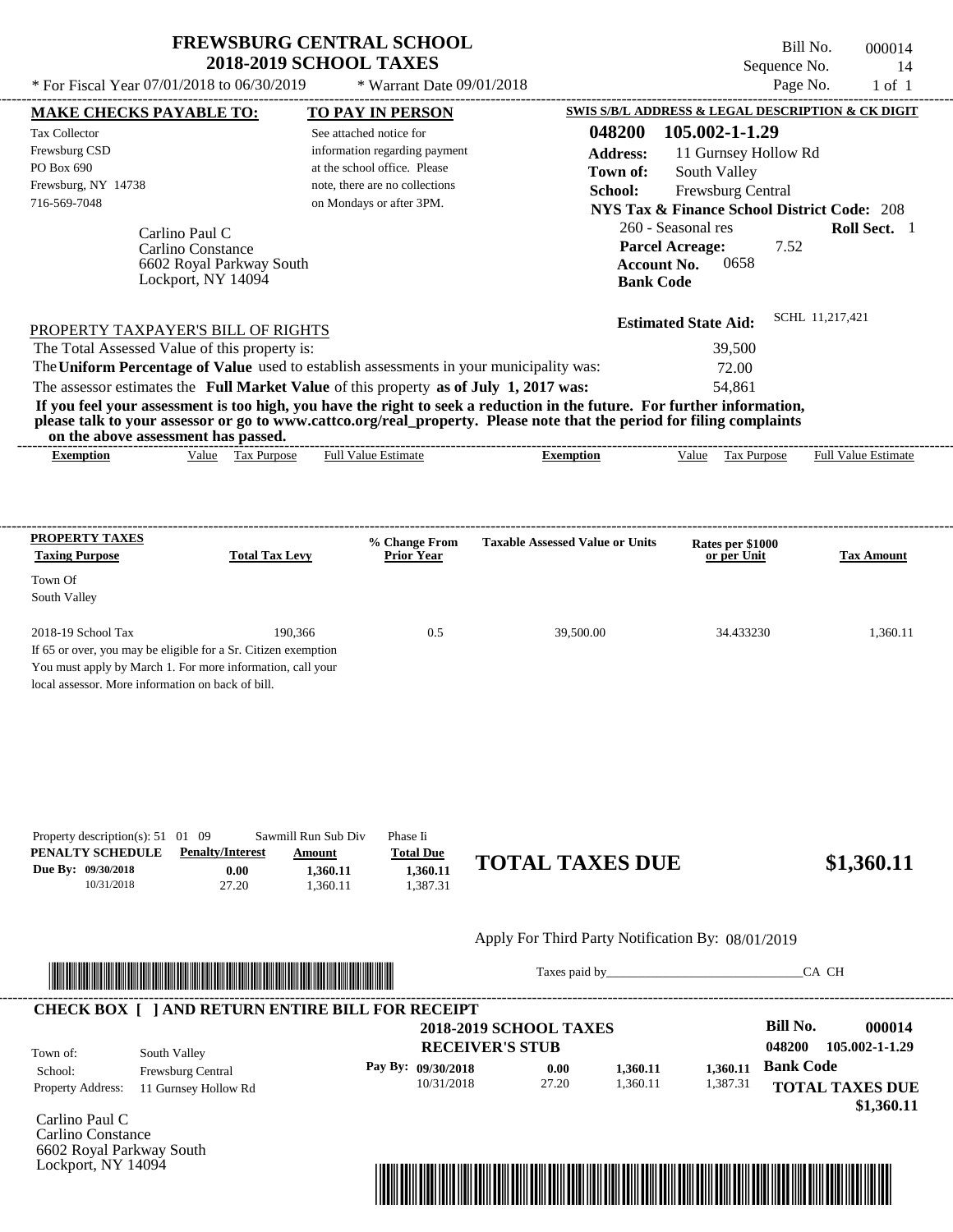# FREWSBURG CENTRAL SCHOOL
## 2018-2019 SCHOOL TAXES

Bill No. 000014
Sequence No. 14
Page No. 1 of 1

* For Fiscal Year 07/01/2018 to 06/30/2019 * Warrant Date 09/01/2018

**MAKE CHECKS PAYABLE TO:**

Tax Collector
Frewsburg CSD
PO Box 690
Frewsburg, NY 14738
716-569-7048

**TO PAY IN PERSON**

See attached notice for information regarding payment at the school office. Please note, there are no collections on Mondays or after 3PM.

**SWIS S/B/L ADDRESS & LEGAL DESCRIPTION & CK DIGIT**

**048200 105.002-1-1.29**
**Address:** 11 Gurnsey Hollow Rd
**Town of:** South Valley
**School:** Frewsburg Central
**NYS Tax & Finance School District Code:** 208
260 - Seasonal res **Roll Sect.** 1
**Parcel Acreage:** 7.52
**Account No.** 0658
**Bank Code**

Carlino Paul C
Carlino Constance
6602 Royal Parkway South
Lockport, NY 14094

**Estimated State Aid:** SCHL 11,217,421

PROPERTY TAXPAYER'S BILL OF RIGHTS

The Total Assessed Value of this property is: 39,500
The **Uniform Percentage of Value** used to establish assessments in your municipality was: 72.00
The assessor estimates the **Full Market Value** of this property **as of July 1, 2017 was:** 54,861

**If you feel your assessment is too high, you have the right to seek a reduction in the future. For further information, please talk to your assessor or go to www.cattco.org/real_property. Please note that the period for filing complaints on the above assessment has passed.**

| Exemption | Value | Tax Purpose | Full Value Estimate | Exemption | Value | Tax Purpose | Full Value Estimate |
|---|---|---|---|---|---|---|---|

| PROPERTY TAXES Taxing Purpose | Total Tax Levy | % Change From Prior Year | Taxable Assessed Value or Units | Rates per $1000 or per Unit | Tax Amount |
|---|---|---|---|---|---|
| Town Of South Valley | | | | | |
| 2018-19 School Tax | 190,366 | 0.5 | 39,500.00 | 34.433230 | 1,360.11 |

If 65 or over, you may be eligible for a Sr. Citizen exemption
You must apply by March 1. For more information, call your local assessor. More information on back of bill.

Property description(s): 51 01 09 Sawmill Run Sub Div Phase Ii

| PENALTY SCHEDULE | Penalty/Interest | Amount | Total Due |
|---|---|---|---|
| Due By: 09/30/2018 | 0.00 | 1,360.11 | 1,360.11 |
| 10/31/2018 | 27.20 | 1,360.11 | 1,387.31 |

**TOTAL TAXES DUE $1,360.11**

Apply For Third Party Notification By: 08/01/2019

Taxes paid by_______________________________CA CH

**CHECK BOX [ ] AND RETURN ENTIRE BILL FOR RECEIPT**

**2018-2019 SCHOOL TAXES**
**RECEIVER'S STUB**

**Bill No. 000014**
**048200 105.002-1-1.29**

Town of: South Valley
School: Frewsburg Central
Property Address: 11 Gurnsey Hollow Rd

| Pay By: | | | |
|---|---|---|---|
| 09/30/2018 | 0.00 | 1,360.11 | 1,360.11 |
| 10/31/2018 | 27.20 | 1,360.11 | 1,387.31 |

**Bank Code**

**TOTAL TAXES DUE $1,360.11**

Carlino Paul C
Carlino Constance
6602 Royal Parkway South
Lockport, NY 14094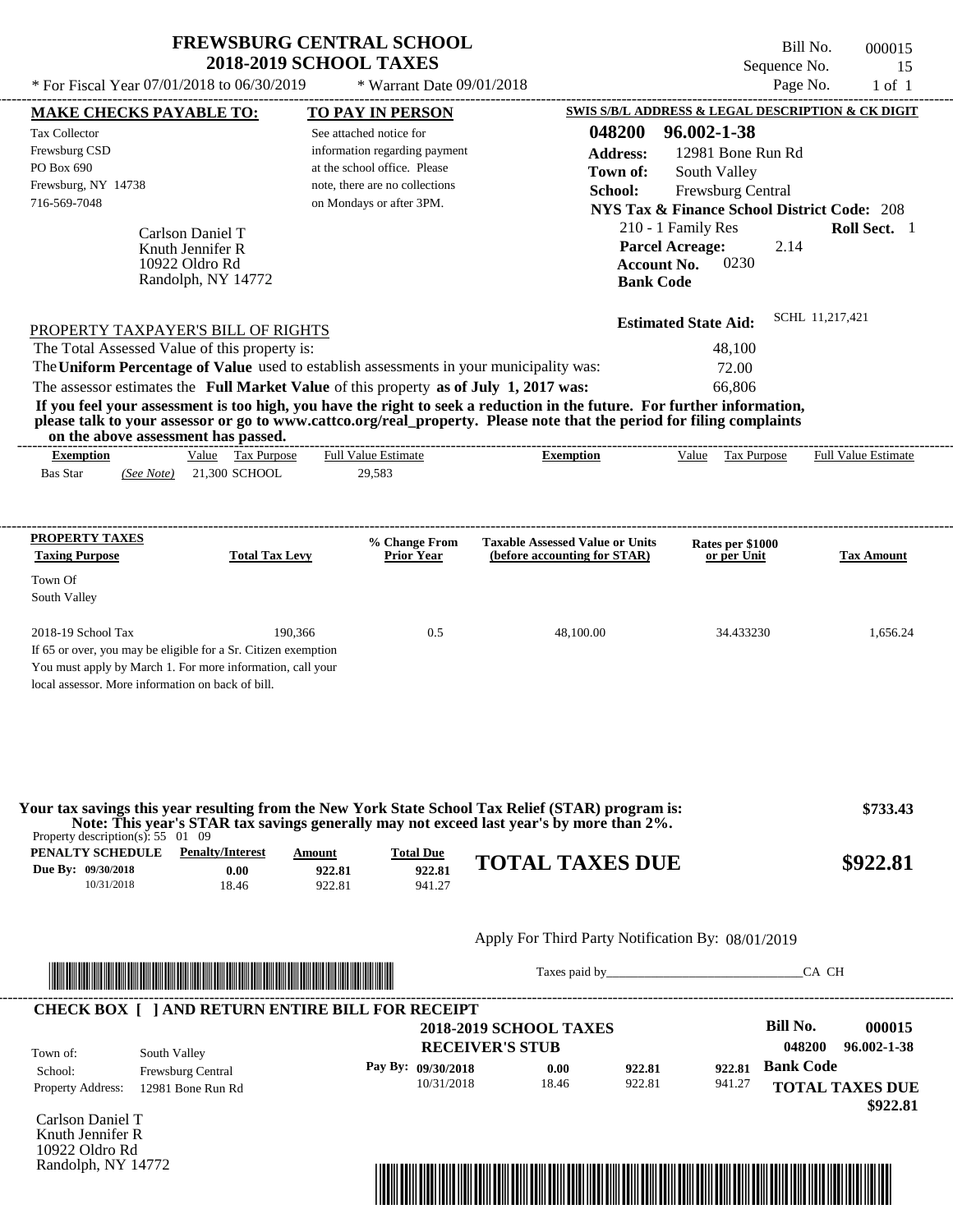# FREWSBURG CENTRAL SCHOOL
## 2018-2019 SCHOOL TAXES

Bill No. 000015
Sequence No. 15
Page No. 1 of 1

* For Fiscal Year 07/01/2018 to 06/30/2019 * Warrant Date 09/01/2018

**MAKE CHECKS PAYABLE TO:**

Tax Collector
Frewsburg CSD
PO Box 690
Frewsburg, NY 14738
716-569-7048

**TO PAY IN PERSON**

See attached notice for information regarding payment at the school office. Please note, there are no collections on Mondays or after 3PM.

**SWIS S/B/L ADDRESS & LEGAL DESCRIPTION & CK DIGIT**

**048200 96.002-1-38**
**Address:** 12981 Bone Run Rd
**Town of:** South Valley
**School:** Frewsburg Central
**NYS Tax & Finance School District Code:** 208
210 - 1 Family Res **Roll Sect.** 1
**Parcel Acreage:** 2.14
**Account No.** 0230
**Bank Code**

Carlson Daniel T
Knuth Jennifer R
10922 Oldro Rd
Randolph, NY 14772

**Estimated State Aid:** SCHL 11,217,421

PROPERTY TAXPAYER'S BILL OF RIGHTS

The Total Assessed Value of this property is: 48,100
The **Uniform Percentage of Value** used to establish assessments in your municipality was: 72.00
The assessor estimates the **Full Market Value** of this property **as of July 1, 2017 was:** 66,806

**If you feel your assessment is too high, you have the right to seek a reduction in the future. For further information, please talk to your assessor or go to www.cattco.org/real_property. Please note that the period for filing complaints on the above assessment has passed.**

| Exemption | Value | Tax Purpose | Full Value Estimate | Exemption | Value | Tax Purpose | Full Value Estimate |
|---|---|---|---|---|---|---|---|
| Bas Star *(See Note)* | 21,300 | SCHOOL | 29,583 | | | | |

| PROPERTY TAXES Taxing Purpose | Total Tax Levy | % Change From Prior Year | Taxable Assessed Value or Units (before accounting for STAR) | Rates per $1000 or per Unit | Tax Amount |
|---|---|---|---|---|---|
| Town Of South Valley | | | | | |
| 2018-19 School Tax | 190,366 | 0.5 | 48,100.00 | 34.433230 | 1,656.24 |

If 65 or over, you may be eligible for a Sr. Citizen exemption
You must apply by March 1. For more information, call your local assessor. More information on back of bill.

**Your tax savings this year resulting from the New York State School Tax Relief (STAR) program is:** **$733.43**
**Note: This year's STAR tax savings generally may not exceed last year's by more than 2%.**

Property description(s): 55 01 09

| PENALTY SCHEDULE | Penalty/Interest | Amount | Total Due |
|---|---|---|---|
| Due By: 09/30/2018 | 0.00 | 922.81 | 922.81 |
| 10/31/2018 | 18.46 | 922.81 | 941.27 |

**TOTAL TAXES DUE** **$922.81**

Apply For Third Party Notification By: 08/01/2019

Taxes paid by_______________________________CA CH

**CHECK BOX [ ] AND RETURN ENTIRE BILL FOR RECEIPT**

**2018-2019 SCHOOL TAXES**
**RECEIVER'S STUB**

**Bill No.** 000015
048200 96.002-1-38

Town of: South Valley
School: Frewsburg Central
Property Address: 12981 Bone Run Rd

| Pay By: | | | |
|---|---|---|---|
| 09/30/2018 | 0.00 | 922.81 | 922.81 |
| 10/31/2018 | 18.46 | 922.81 | 941.27 |

**Bank Code**

**TOTAL TAXES DUE** **$922.81**

Carlson Daniel T
Knuth Jennifer R
10922 Oldro Rd
Randolph, NY 14772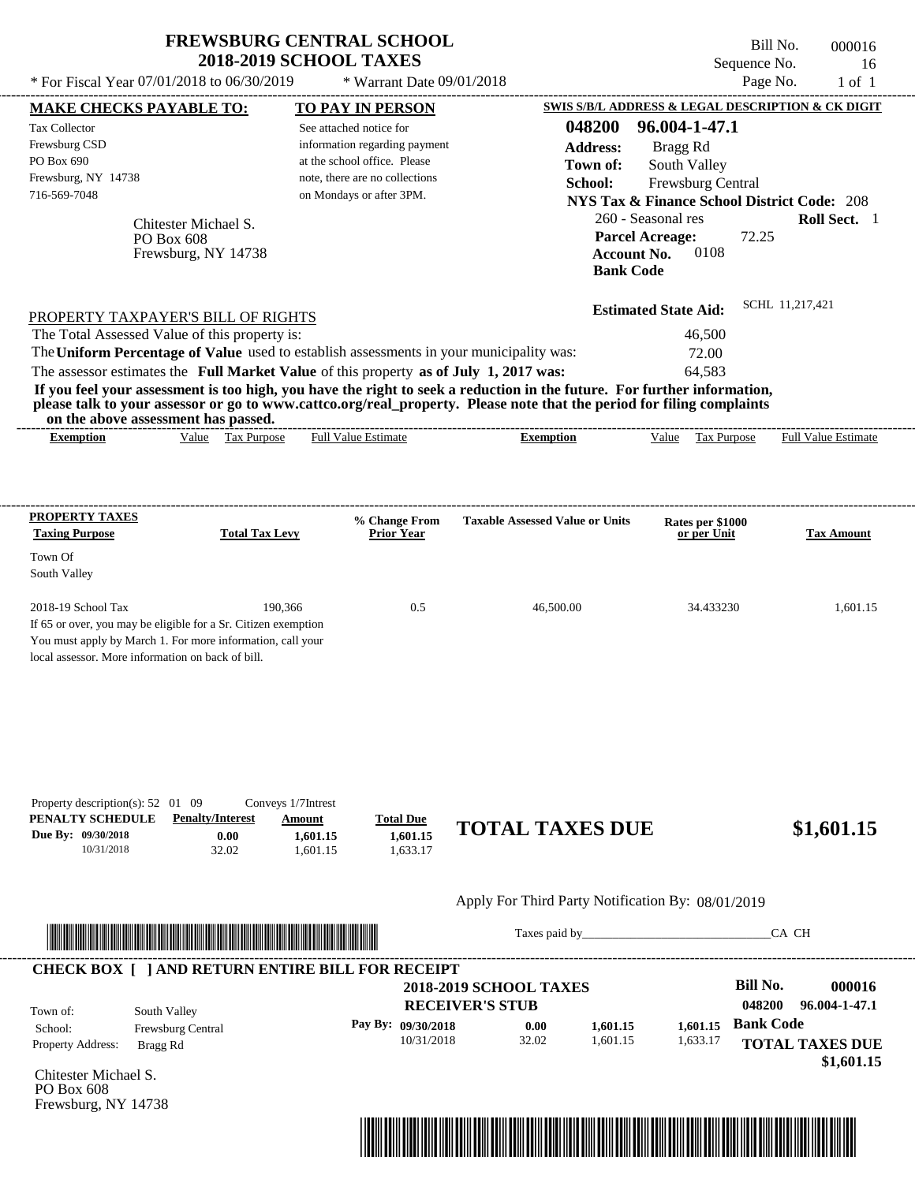# FREWSBURG CENTRAL SCHOOL
## 2018-2019 SCHOOL TAXES

\* For Fiscal Year 07/01/2018 to 06/30/2019 \* Warrant Date 09/01/2018

Bill No. 000016
Sequence No. 16
Page No. 1 of 1

**MAKE CHECKS PAYABLE TO:**

Tax Collector
Frewsburg CSD
PO Box 690
Frewsburg, NY 14738
716-569-7048

**TO PAY IN PERSON**

See attached notice for information regarding payment at the school office. Please note, there are no collections on Mondays or after 3PM.

**SWIS S/B/L ADDRESS & LEGAL DESCRIPTION & CK DIGIT**

**048200 96.004-1-47.1**
**Address:** Bragg Rd
**Town of:** South Valley
**School:** Frewsburg Central
**NYS Tax & Finance School District Code:** 208
260 - Seasonal res **Roll Sect.** 1
**Parcel Acreage:** 72.25
**Account No.** 0108
**Bank Code**

Chitester Michael S.
PO Box 608
Frewsburg, NY 14738

**Estimated State Aid:** SCHL 11,217,421

PROPERTY TAXPAYER'S BILL OF RIGHTS

The Total Assessed Value of this property is: 46,500
The **Uniform Percentage of Value** used to establish assessments in your municipality was: 72.00
The assessor estimates the **Full Market Value** of this property **as of July 1, 2017 was:** 64,583

**If you feel your assessment is too high, you have the right to seek a reduction in the future. For further information, please talk to your assessor or go to www.cattco.org/real_property. Please note that the period for filing complaints on the above assessment has passed.**

| Exemption | Value | Tax Purpose | Full Value Estimate | Exemption | Value | Tax Purpose | Full Value Estimate |
|---|---|---|---|---|---|---|---|

| PROPERTY TAXES Taxing Purpose | Total Tax Levy | % Change From Prior Year | Taxable Assessed Value or Units | Rates per $1000 or per Unit | Tax Amount |
|---|---|---|---|---|---|
| Town Of South Valley | | | | | |
| 2018-19 School Tax | 190,366 | 0.5 | 46,500.00 | 34.433230 | 1,601.15 |

If 65 or over, you may be eligible for a Sr. Citizen exemption
You must apply by March 1. For more information, call your local assessor. More information on back of bill.

Property description(s): 52 01 09 Conveys 1/7Intrest

| PENALTY SCHEDULE | Penalty/Interest | Amount | Total Due |
|---|---|---|---|
| Due By: 09/30/2018 | 0.00 | 1,601.15 | 1,601.15 |
| 10/31/2018 | 32.02 | 1,601.15 | 1,633.17 |

**TOTAL TAXES DUE $1,601.15**

Apply For Third Party Notification By: 08/01/2019

Taxes paid by_______________________________CA CH

**CHECK BOX [ ] AND RETURN ENTIRE BILL FOR RECEIPT**

**2018-2019 SCHOOL TAXES**
**RECEIVER'S STUB**

**Bill No. 000016**
048200 96.004-1-47.1

Town of: South Valley
School: Frewsburg Central
Property Address: Bragg Rd

| Pay By: | | | |
|---|---|---|---|
| 09/30/2018 | 0.00 | 1,601.15 | 1,601.15 |
| 10/31/2018 | 32.02 | 1,601.15 | 1,633.17 |

**Bank Code**

**TOTAL TAXES DUE $1,601.15**

Chitester Michael S.
PO Box 608
Frewsburg, NY 14738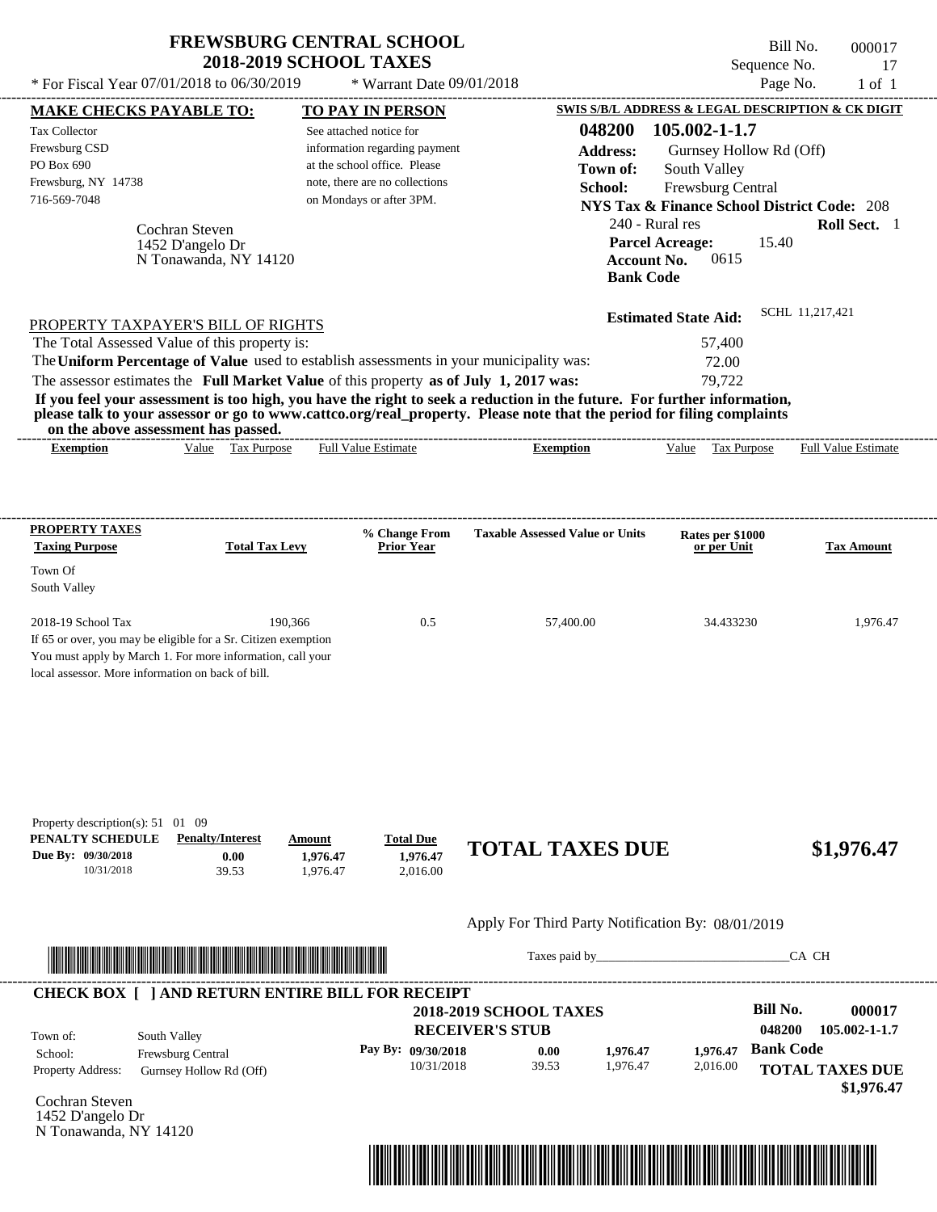# FREWSBURG CENTRAL SCHOOL
## 2018-2019 SCHOOL TAXES

Bill No. 000017
Sequence No. 17
Page No. 1 of 1

* For Fiscal Year 07/01/2018 to 06/30/2019 * Warrant Date 09/01/2018

**MAKE CHECKS PAYABLE TO:**

Tax Collector
Frewsburg CSD
PO Box 690
Frewsburg, NY 14738
716-569-7048

**TO PAY IN PERSON**

See attached notice for information regarding payment at the school office. Please note, there are no collections on Mondays or after 3PM.

**SWIS S/B/L ADDRESS & LEGAL DESCRIPTION & CK DIGIT**

**048200 105.002-1-1.7**
**Address:** Gurnsey Hollow Rd (Off)
**Town of:** South Valley
**School:** Frewsburg Central
**NYS Tax & Finance School District Code:** 208
240 - Rural res **Roll Sect.** 1
**Parcel Acreage:** 15.40
**Account No.** 0615
**Bank Code**

Cochran Steven
1452 D'angelo Dr
N Tonawanda, NY 14120

**Estimated State Aid:** SCHL 11,217,421

PROPERTY TAXPAYER'S BILL OF RIGHTS

The Total Assessed Value of this property is: 57,400
The **Uniform Percentage of Value** used to establish assessments in your municipality was: 72.00
The assessor estimates the **Full Market Value** of this property **as of July 1, 2017 was:** 79,722

**If you feel your assessment is too high, you have the right to seek a reduction in the future. For further information, please talk to your assessor or go to www.cattco.org/real_property. Please note that the period for filing complaints on the above assessment has passed.**

| Exemption | Value | Tax Purpose | Full Value Estimate | Exemption | Value | Tax Purpose | Full Value Estimate |
|---|---|---|---|---|---|---|---|

**PROPERTY TAXES**

| Taxing Purpose | Total Tax Levy | % Change From Prior Year | Taxable Assessed Value or Units | Rates per $1000 or per Unit | Tax Amount |
|---|---|---|---|---|---|
| Town Of South Valley | | | | | |
| 2018-19 School Tax | 190,366 | 0.5 | 57,400.00 | 34.433230 | 1,976.47 |

If 65 or over, you may be eligible for a Sr. Citizen exemption
You must apply by March 1. For more information, call your local assessor. More information on back of bill.

Property description(s): 51 01 09

| PENALTY SCHEDULE | Penalty/Interest | Amount | Total Due |
|---|---|---|---|
| Due By: 09/30/2018 | 0.00 | 1,976.47 | 1,976.47 |
| 10/31/2018 | 39.53 | 1,976.47 | 2,016.00 |

**TOTAL TAXES DUE $1,976.47**

Apply For Third Party Notification By: 08/01/2019

Taxes paid by_______________________________CA CH

**CHECK BOX [ ] AND RETURN ENTIRE BILL FOR RECEIPT**

**2018-2019 SCHOOL TAXES**
**RECEIVER'S STUB**

**Bill No. 000017**
**048200 105.002-1-1.7**

Town of: South Valley
School: Frewsburg Central
Property Address: Gurnsey Hollow Rd (Off)

| Pay By: | | | |
|---|---|---|---|
| 09/30/2018 | 0.00 | 1,976.47 | 1,976.47 |
| 10/31/2018 | 39.53 | 1,976.47 | 2,016.00 |

**Bank Code**

**TOTAL TAXES DUE**
**$1,976.47**

Cochran Steven
1452 D'angelo Dr
N Tonawanda, NY 14120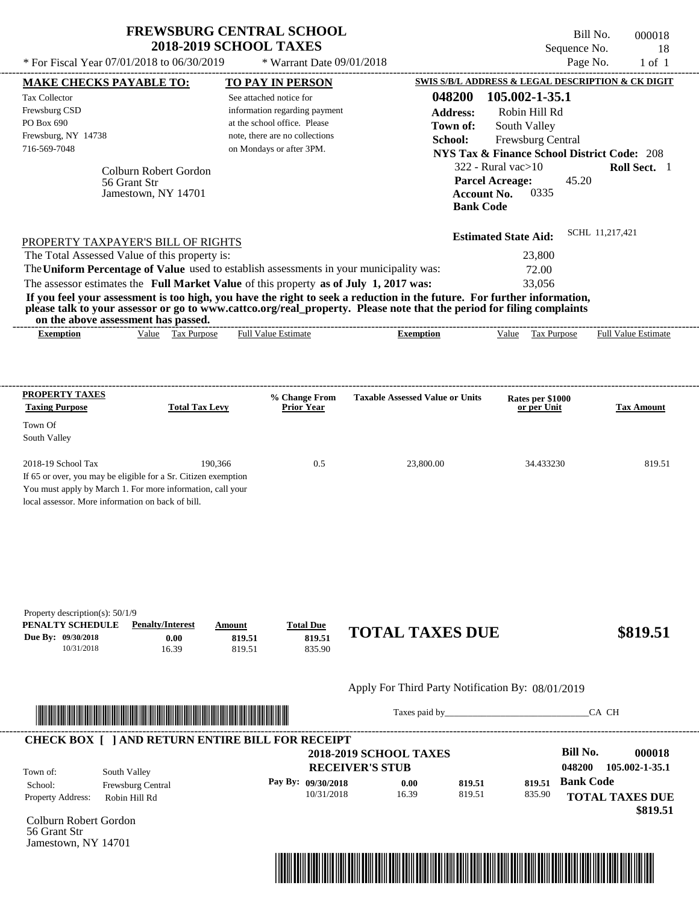# FREWSBURG CENTRAL SCHOOL
## 2018-2019 SCHOOL TAXES

\* For Fiscal Year 07/01/2018 to 06/30/2019 \* Warrant Date 09/01/2018

Bill No. 000018
Sequence No. 18
Page No. 1 of 1

**MAKE CHECKS PAYABLE TO:**

Tax Collector
Frewsburg CSD
PO Box 690
Frewsburg, NY 14738
716-569-7048

**TO PAY IN PERSON**

See attached notice for information regarding payment at the school office. Please note, there are no collections on Mondays or after 3PM.

**SWIS S/B/L ADDRESS & LEGAL DESCRIPTION & CK DIGIT**

**048200 105.002-1-35.1**
**Address:** Robin Hill Rd
**Town of:** South Valley
**School:** Frewsburg Central
**NYS Tax & Finance School District Code:** 208
322 - Rural vac>10 **Roll Sect.** 1
**Parcel Acreage:** 45.20
**Account No.** 0335
**Bank Code**

Colburn Robert Gordon
56 Grant Str
Jamestown, NY 14701

**Estimated State Aid:** SCHL 11,217,421

PROPERTY TAXPAYER'S BILL OF RIGHTS

| | |
|---|---|
| The Total Assessed Value of this property is: | 23,800 |
| The **Uniform Percentage of Value** used to establish assessments in your municipality was: | 72.00 |
| The assessor estimates the **Full Market Value** of this property **as of July 1, 2017 was:** | 33,056 |

**If you feel your assessment is too high, you have the right to seek a reduction in the future. For further information, please talk to your assessor or go to www.cattco.org/real_property. Please note that the period for filing complaints on the above assessment has passed.**

| Exemption | Value | Tax Purpose | Full Value Estimate | Exemption | Value | Tax Purpose | Full Value Estimate |
|---|---|---|---|---|---|---|---|

**PROPERTY TAXES**

| Taxing Purpose | Total Tax Levy | % Change From Prior Year | Taxable Assessed Value or Units | Rates per $1000 or per Unit | Tax Amount |
|---|---|---|---|---|---|
| Town Of South Valley | | | | | |
| 2018-19 School Tax | 190,366 | 0.5 | 23,800.00 | 34.433230 | 819.51 |

If 65 or over, you may be eligible for a Sr. Citizen exemption
You must apply by March 1. For more information, call your local assessor. More information on back of bill.

Property description(s): 50/1/9

| PENALTY SCHEDULE | Penalty/Interest | Amount | Total Due |
|---|---|---|---|
| Due By: 09/30/2018 | 0.00 | 819.51 | 819.51 |
| 10/31/2018 | 16.39 | 819.51 | 835.90 |

**TOTAL TAXES DUE $819.51**

Apply For Third Party Notification By: 08/01/2019

Taxes paid by________________________________CA CH

**CHECK BOX [ ] AND RETURN ENTIRE BILL FOR RECEIPT**

**2018-2019 SCHOOL TAXES**
**RECEIVER'S STUB**

**Bill No. 000018**
**048200 105.002-1-35.1**

| | |
|---|---|
| Town of: | South Valley |
| School: | Frewsburg Central |
| Property Address: | Robin Hill Rd |

| Pay By: | | | |
|---|---|---|---|
| 09/30/2018 | 0.00 | 819.51 | 819.51 |
| 10/31/2018 | 16.39 | 819.51 | 835.90 |

**Bank Code**

**TOTAL TAXES DUE $819.51**

Colburn Robert Gordon
56 Grant Str
Jamestown, NY 14701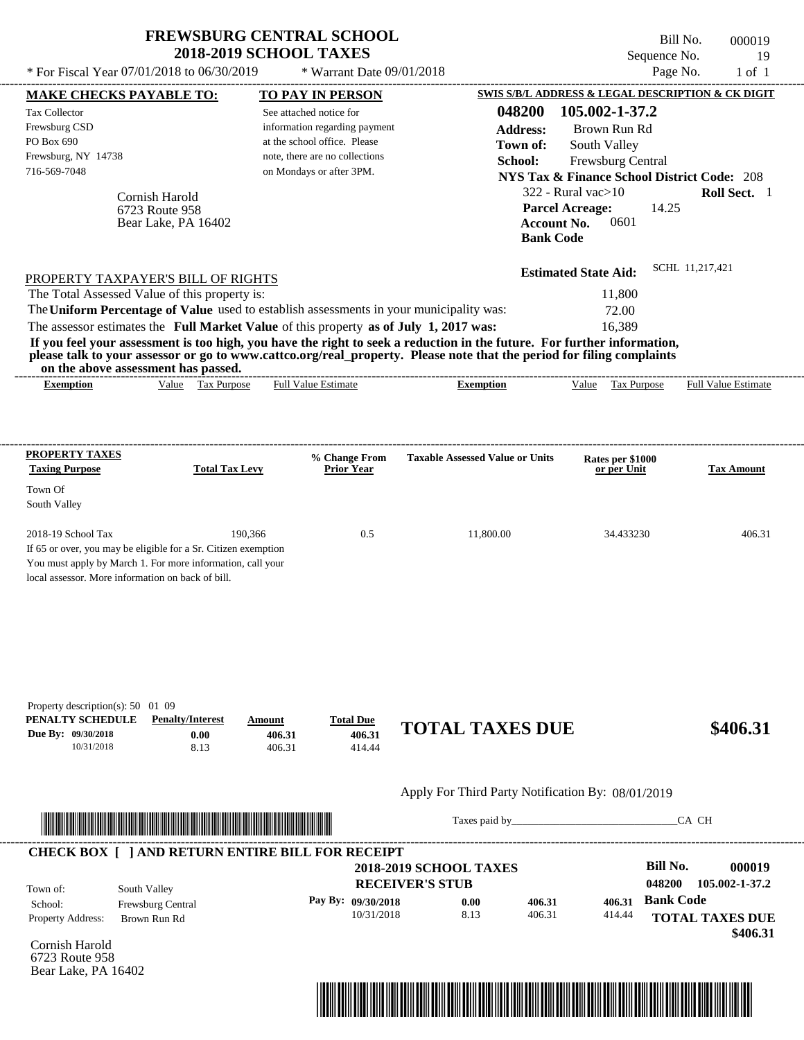# FREWSBURG CENTRAL SCHOOL
## 2018-2019 SCHOOL TAXES

Bill No. 000019
Sequence No. 19
Page No. 1 of 1

* For Fiscal Year 07/01/2018 to 06/30/2019 * Warrant Date 09/01/2018

**MAKE CHECKS PAYABLE TO:**

Tax Collector
Frewsburg CSD
PO Box 690
Frewsburg, NY 14738
716-569-7048

**TO PAY IN PERSON**

See attached notice for information regarding payment at the school office. Please note, there are no collections on Mondays or after 3PM.

**SWIS S/B/L ADDRESS & LEGAL DESCRIPTION & CK DIGIT**

**048200 105.002-1-37.2**
**Address:** Brown Run Rd
**Town of:** South Valley
**School:** Frewsburg Central
**NYS Tax & Finance School District Code:** 208
322 - Rural vac>10 **Roll Sect.** 1
**Parcel Acreage:** 14.25
**Account No.** 0601
**Bank Code**

Cornish Harold
6723 Route 958
Bear Lake, PA 16402

**Estimated State Aid:** SCHL 11,217,421

PROPERTY TAXPAYER'S BILL OF RIGHTS

The Total Assessed Value of this property is: 11,800
The **Uniform Percentage of Value** used to establish assessments in your municipality was: 72.00
The assessor estimates the **Full Market Value** of this property **as of July 1, 2017 was:** 16,389

**If you feel your assessment is too high, you have the right to seek a reduction in the future. For further information, please talk to your assessor or go to www.cattco.org/real_property. Please note that the period for filing complaints on the above assessment has passed.**

| Exemption | Value | Tax Purpose | Full Value Estimate | Exemption | Value | Tax Purpose | Full Value Estimate |
|---|---|---|---|---|---|---|---|

| PROPERTY TAXES Taxing Purpose | Total Tax Levy | % Change From Prior Year | Taxable Assessed Value or Units | Rates per $1000 or per Unit | Tax Amount |
|---|---|---|---|---|---|
| Town Of South Valley | | | | | |
| 2018-19 School Tax | 190,366 | 0.5 | 11,800.00 | 34.433230 | 406.31 |

If 65 or over, you may be eligible for a Sr. Citizen exemption
You must apply by March 1. For more information, call your local assessor. More information on back of bill.

Property description(s): 50 01 09

| PENALTY SCHEDULE | Penalty/Interest | Amount | Total Due |
|---|---|---|---|
| Due By: 09/30/2018 | 0.00 | 406.31 | 406.31 |
| 10/31/2018 | 8.13 | 406.31 | 414.44 |

**TOTAL TAXES DUE $406.31**

Apply For Third Party Notification By: 08/01/2019

Taxes paid by_______________________________CA CH

**CHECK BOX [ ] AND RETURN ENTIRE BILL FOR RECEIPT**

**2018-2019 SCHOOL TAXES**
**RECEIVER'S STUB**

**Bill No. 000019**
**048200 105.002-1-37.2**

Town of: South Valley
School: Frewsburg Central
Property Address: Brown Run Rd

| Pay By: | | | |
|---|---|---|---|
| 09/30/2018 | 0.00 | 406.31 | 406.31 |
| 10/31/2018 | 8.13 | 406.31 | 414.44 |

**Bank Code**

**TOTAL TAXES DUE**
**$406.31**

Cornish Harold
6723 Route 958
Bear Lake, PA 16402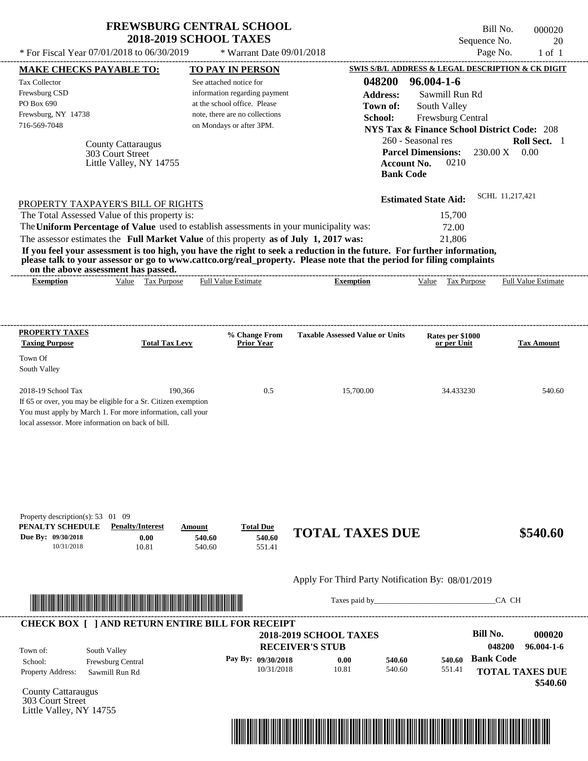# FREWSBURG CENTRAL SCHOOL
## 2018-2019 SCHOOL TAXES

\* For Fiscal Year 07/01/2018 to 06/30/2019 \* Warrant Date 09/01/2018

Bill No. 000020
Sequence No. 20
Page No. 1 of 1

**MAKE CHECKS PAYABLE TO:**

Tax Collector
Frewsburg CSD
PO Box 690
Frewsburg, NY 14738
716-569-7048

**TO PAY IN PERSON**

See attached notice for information regarding payment at the school office. Please note, there are no collections on Mondays or after 3PM.

County Cattaraugus
303 Court Street
Little Valley, NY 14755

**SWIS S/B/L ADDRESS & LEGAL DESCRIPTION & CK DIGIT**

**048200 96.004-1-6**
**Address:** Sawmill Run Rd
**Town of:** South Valley
**School:** Frewsburg Central
**NYS Tax & Finance School District Code:** 208
260 - Seasonal res **Roll Sect.** 1
**Parcel Dimensions:** 230.00 X 0.00
**Account No.** 0210
**Bank Code**

**Estimated State Aid:** SCHL 11,217,421

PROPERTY TAXPAYER'S BILL OF RIGHTS

| | |
|---|---|
| The Total Assessed Value of this property is: | 15,700 |
| The **Uniform Percentage of Value** used to establish assessments in your municipality was: | 72.00 |
| The assessor estimates the **Full Market Value** of this property **as of July 1, 2017 was:** | 21,806 |

**If you feel your assessment is too high, you have the right to seek a reduction in the future. For further information, please talk to your assessor or go to www.cattco.org/real_property. Please note that the period for filing complaints on the above assessment has passed.**

| Exemption | Value | Tax Purpose | Full Value Estimate | Exemption | Value | Tax Purpose | Full Value Estimate |
|---|---|---|---|---|---|---|---|

**PROPERTY TAXES**

| Taxing Purpose | Total Tax Levy | % Change From Prior Year | Taxable Assessed Value or Units | Rates per $1000 or per Unit | Tax Amount |
|---|---|---|---|---|---|
| Town Of South Valley | | | | | |
| 2018-19 School Tax | 190,366 | 0.5 | 15,700.00 | 34.433230 | 540.60 |

If 65 or over, you may be eligible for a Sr. Citizen exemption
You must apply by March 1. For more information, call your local assessor. More information on back of bill.

Property description(s): 53 01 09

| PENALTY SCHEDULE | Penalty/Interest | Amount | Total Due |
|---|---|---|---|
| Due By: 09/30/2018 | 0.00 | 540.60 | 540.60 |
| 10/31/2018 | 10.81 | 540.60 | 551.41 |

**TOTAL TAXES DUE $540.60**

Apply For Third Party Notification By: 08/01/2019

Taxes paid by_______________________________CA CH

**CHECK BOX [ ] AND RETURN ENTIRE BILL FOR RECEIPT**

**2018-2019 SCHOOL TAXES**
**RECEIVER'S STUB**

**Bill No. 000020**
**048200 96.004-1-6**

| | |
|---|---|
| Town of: | South Valley |
| School: | Frewsburg Central |
| Property Address: | Sawmill Run Rd |

| Pay By: | | | |
|---|---|---|---|
| 09/30/2018 | 0.00 | 540.60 | 540.60 |
| 10/31/2018 | 10.81 | 540.60 | 551.41 |

**Bank Code**

**TOTAL TAXES DUE $540.60**

County Cattaraugus
303 Court Street
Little Valley, NY 14755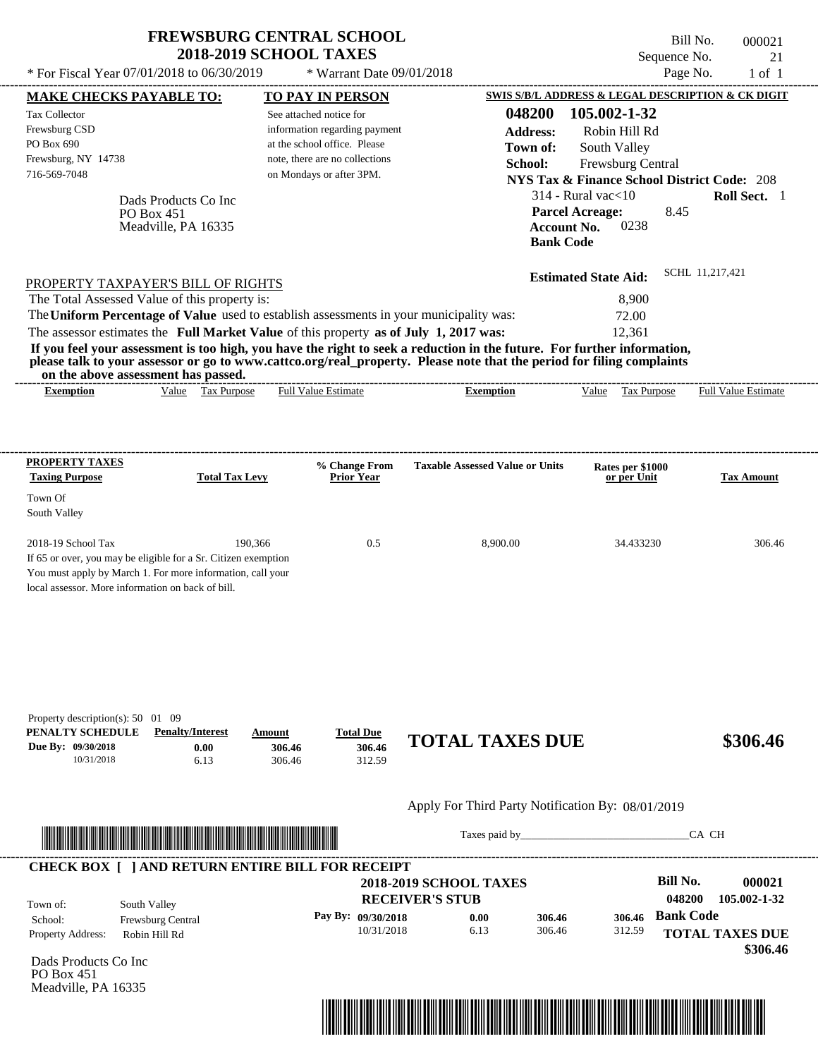# FREWSBURG CENTRAL SCHOOL
## 2018-2019 SCHOOL TAXES

\* For Fiscal Year 07/01/2018 to 06/30/2019 \* Warrant Date 09/01/2018

Bill No. 000021
Sequence No. 21
Page No. 1 of 1

**MAKE CHECKS PAYABLE TO:**

Tax Collector
Frewsburg CSD
PO Box 690
Frewsburg, NY 14738
716-569-7048

**TO PAY IN PERSON**

See attached notice for information regarding payment at the school office. Please note, there are no collections on Mondays or after 3PM.

Dads Products Co Inc
PO Box 451
Meadville, PA 16335

**SWIS S/B/L ADDRESS & LEGAL DESCRIPTION & CK DIGIT**

**048200 105.002-1-32**
**Address:** Robin Hill Rd
**Town of:** South Valley
**School:** Frewsburg Central
**NYS Tax & Finance School District Code:** 208
314 - Rural vac<10 **Roll Sect.** 1
**Parcel Acreage:** 8.45
**Account No.** 0238
**Bank Code**

**Estimated State Aid:** SCHL 11,217,421

PROPERTY TAXPAYER'S BILL OF RIGHTS

The Total Assessed Value of this property is: 8,900
The **Uniform Percentage of Value** used to establish assessments in your municipality was: 72.00
The assessor estimates the **Full Market Value** of this property **as of July 1, 2017 was:** 12,361

**If you feel your assessment is too high, you have the right to seek a reduction in the future. For further information, please talk to your assessor or go to www.cattco.org/real_property. Please note that the period for filing complaints on the above assessment has passed.**

| Exemption | Value | Tax Purpose | Full Value Estimate | Exemption | Value | Tax Purpose | Full Value Estimate |
|---|---|---|---|---|---|---|---|

| PROPERTY TAXES Taxing Purpose | Total Tax Levy | % Change From Prior Year | Taxable Assessed Value or Units | Rates per $1000 or per Unit | Tax Amount |
|---|---|---|---|---|---|
| Town Of South Valley | | | | | |
| 2018-19 School Tax | 190,366 | 0.5 | 8,900.00 | 34.433230 | 306.46 |

If 65 or over, you may be eligible for a Sr. Citizen exemption
You must apply by March 1. For more information, call your local assessor. More information on back of bill.

Property description(s): 50 01 09

| PENALTY SCHEDULE | Penalty/Interest | Amount | Total Due |
|---|---|---|---|
| Due By: 09/30/2018 | 0.00 | 306.46 | 306.46 |
| 10/31/2018 | 6.13 | 306.46 | 312.59 |

**TOTAL TAXES DUE $306.46**

Apply For Third Party Notification By: 08/01/2019

Taxes paid by\_\_\_\_\_\_\_\_\_\_\_\_\_\_\_\_\_\_\_\_\_\_\_\_\_\_\_\_\_\_CA CH

**CHECK BOX [ ] AND RETURN ENTIRE BILL FOR RECEIPT**

**2018-2019 SCHOOL TAXES**
**RECEIVER'S STUB**

**Bill No. 000021**
**048200 105.002-1-32**

Town of: South Valley
School: Frewsburg Central
Property Address: Robin Hill Rd

| Pay By: | | | |
|---|---|---|---|
| 09/30/2018 | 0.00 | 306.46 | 306.46 |
| 10/31/2018 | 6.13 | 306.46 | 312.59 |

**Bank Code**

**TOTAL TAXES DUE $306.46**

Dads Products Co Inc
PO Box 451
Meadville, PA 16335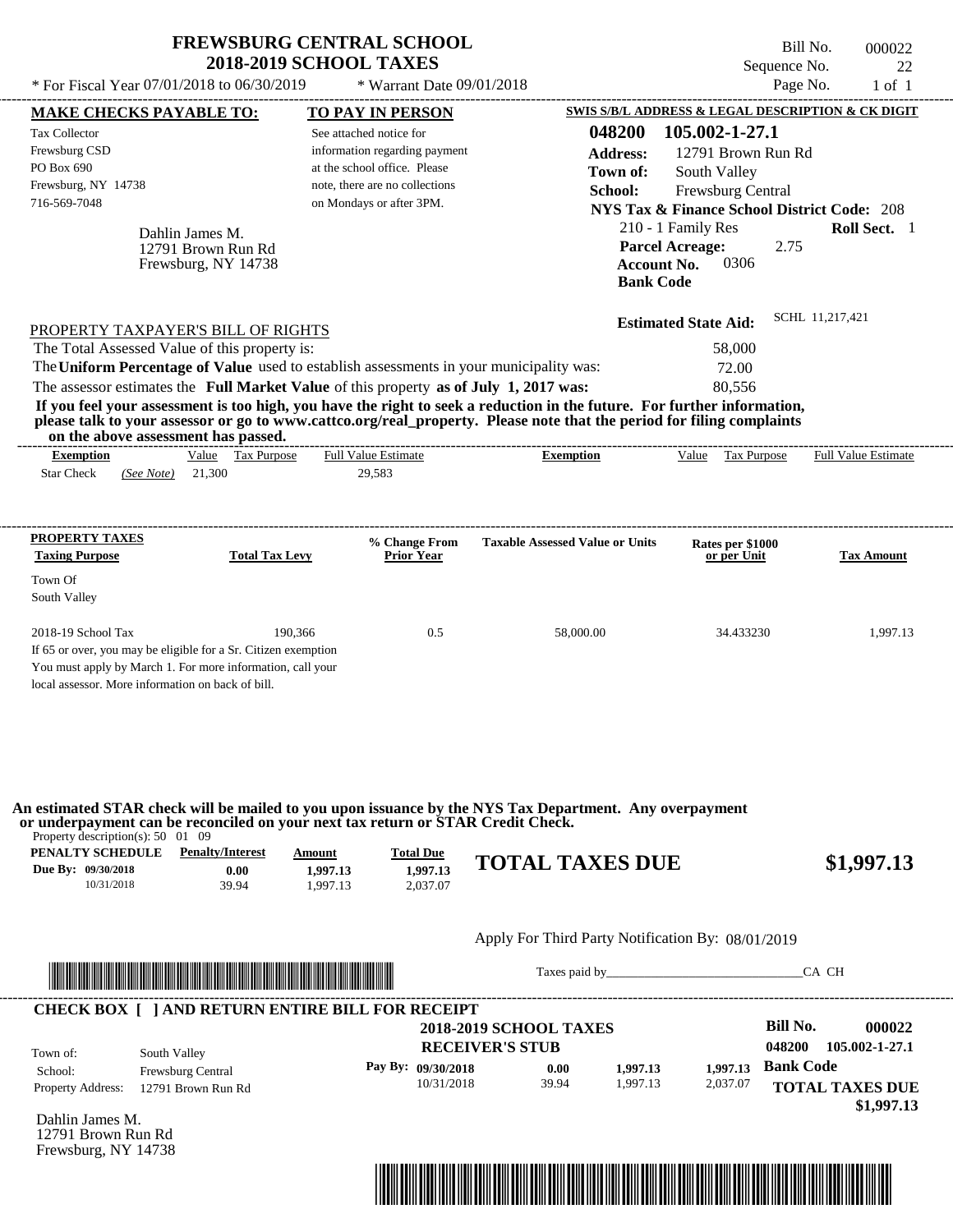# FREWSBURG CENTRAL SCHOOL
## 2018-2019 SCHOOL TAXES

\* For Fiscal Year 07/01/2018 to 06/30/2019 &nbsp;&nbsp;&nbsp; \* Warrant Date 09/01/2018

Bill No. 000022
Sequence No. 22
Page No. 1 of 1

**MAKE CHECKS PAYABLE TO:**
Tax Collector
Frewsburg CSD
PO Box 690
Frewsburg, NY 14738
716-569-7048

**TO PAY IN PERSON**
See attached notice for information regarding payment at the school office. Please note, there are no collections on Mondays or after 3PM.

**SWIS S/B/L ADDRESS & LEGAL DESCRIPTION & CK DIGIT**
**048200 105.002-1-27.1**
**Address:** 12791 Brown Run Rd
**Town of:** South Valley
**School:** Frewsburg Central
**NYS Tax & Finance School District Code:** 208
210 - 1 Family Res &nbsp;&nbsp; **Roll Sect.** 1
**Parcel Acreage:** 2.75
**Account No.** 0306
**Bank Code**

Dahlin James M.
12791 Brown Run Rd
Frewsburg, NY 14738

**Estimated State Aid:** SCHL 11,217,421

PROPERTY TAXPAYER'S BILL OF RIGHTS

| | |
|---|---|
| The Total Assessed Value of this property is: | 58,000 |
| The **Uniform Percentage of Value** used to establish assessments in your municipality was: | 72.00 |
| The assessor estimates the **Full Market Value** of this property **as of July 1, 2017 was:** | 80,556 |

**If you feel your assessment is too high, you have the right to seek a reduction in the future. For further information, please talk to your assessor or go to www.cattco.org/real_property. Please note that the period for filing complaints on the above assessment has passed.**

| Exemption | Value | Tax Purpose | Full Value Estimate | Exemption | Value | Tax Purpose | Full Value Estimate |
|---|---|---|---|---|---|---|---|
| Star Check *(See Note)* | 21,300 | | 29,583 | | | | |

| PROPERTY TAXES Taxing Purpose | Total Tax Levy | % Change From Prior Year | Taxable Assessed Value or Units | Rates per $1000 or per Unit | Tax Amount |
|---|---|---|---|---|---|
| Town Of South Valley | | | | | |
| 2018-19 School Tax | 190,366 | 0.5 | 58,000.00 | 34.433230 | 1,997.13 |

If 65 or over, you may be eligible for a Sr. Citizen exemption
You must apply by March 1. For more information, call your local assessor. More information on back of bill.

**An estimated STAR check will be mailed to you upon issuance by the NYS Tax Department. Any overpayment or underpayment can be reconciled on your next tax return or STAR Credit Check.**

Property description(s): 50 01 09

| PENALTY SCHEDULE | Penalty/Interest | Amount | Total Due |
|---|---|---|---|
| Due By: 09/30/2018 | 0.00 | 1,997.13 | 1,997.13 |
| 10/31/2018 | 39.94 | 1,997.13 | 2,037.07 |

**TOTAL TAXES DUE $1,997.13**

Apply For Third Party Notification By: 08/01/2019

Taxes paid by________________________________CA CH

**CHECK BOX [ ] AND RETURN ENTIRE BILL FOR RECEIPT**

**2018-2019 SCHOOL TAXES**
**RECEIVER'S STUB**

**Bill No. 000022**
**048200 105.002-1-27.1**

| | |
|---|---|
| Town of: | South Valley |
| School: | Frewsburg Central |
| Property Address: | 12791 Brown Run Rd |

| Pay By: | | | |
|---|---|---|---|
| 09/30/2018 | 0.00 | 1,997.13 | 1,997.13 |
| 10/31/2018 | 39.94 | 1,997.13 | 2,037.07 |

**Bank Code**
**TOTAL TAXES DUE $1,997.13**

Dahlin James M.
12791 Brown Run Rd
Frewsburg, NY 14738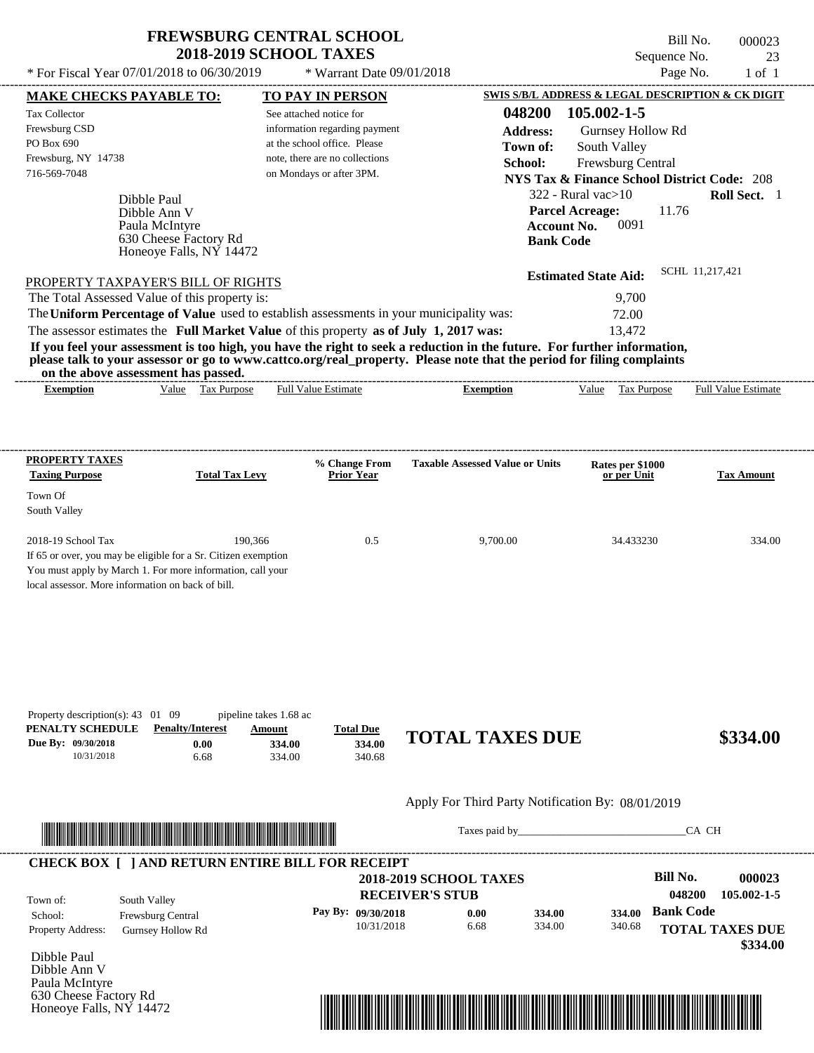# FREWSBURG CENTRAL SCHOOL
## 2018-2019 SCHOOL TAXES

\* For Fiscal Year 07/01/2018 to 06/30/2019 \* Warrant Date 09/01/2018

Bill No. 000023
Sequence No. 23
Page No. 1 of 1

**MAKE CHECKS PAYABLE TO:**

Tax Collector
Frewsburg CSD
PO Box 690
Frewsburg, NY 14738
716-569-7048

**TO PAY IN PERSON**

See attached notice for information regarding payment at the school office. Please note, there are no collections on Mondays or after 3PM.

**SWIS S/B/L ADDRESS & LEGAL DESCRIPTION & CK DIGIT**

**048200 105.002-1-5**
**Address:** Gurnsey Hollow Rd
**Town of:** South Valley
**School:** Frewsburg Central
**NYS Tax & Finance School District Code:** 208
322 - Rural vac>10 **Roll Sect.** 1
**Parcel Acreage:** 11.76
**Account No.** 0091
**Bank Code**

Dibble Paul
Dibble Ann V
Paula McIntyre
630 Cheese Factory Rd
Honeoye Falls, NY 14472

**Estimated State Aid:** SCHL 11,217,421

PROPERTY TAXPAYER'S BILL OF RIGHTS

The Total Assessed Value of this property is: 9,700
The **Uniform Percentage of Value** used to establish assessments in your municipality was: 72.00
The assessor estimates the **Full Market Value** of this property **as of July 1, 2017 was:** 13,472

**If you feel your assessment is too high, you have the right to seek a reduction in the future. For further information, please talk to your assessor or go to www.cattco.org/real_property. Please note that the period for filing complaints on the above assessment has passed.**

| Exemption | Value | Tax Purpose | Full Value Estimate | Exemption | Value | Tax Purpose | Full Value Estimate |
|---|---|---|---|---|---|---|---|

| PROPERTY TAXES Taxing Purpose | Total Tax Levy | % Change From Prior Year | Taxable Assessed Value or Units | Rates per $1000 or per Unit | Tax Amount |
|---|---|---|---|---|---|
| Town Of South Valley | | | | | |
| 2018-19 School Tax | 190,366 | 0.5 | 9,700.00 | 34.433230 | 334.00 |

If 65 or over, you may be eligible for a Sr. Citizen exemption
You must apply by March 1. For more information, call your local assessor. More information on back of bill.

Property description(s): 43 01 09 pipeline takes 1.68 ac

| PENALTY SCHEDULE | Penalty/Interest | Amount | Total Due |
|---|---|---|---|
| Due By: 09/30/2018 | 0.00 | 334.00 | 334.00 |
| 10/31/2018 | 6.68 | 334.00 | 340.68 |

**TOTAL TAXES DUE $334.00**

Apply For Third Party Notification By: 08/01/2019

Taxes paid by\_\_\_\_\_\_\_\_\_\_\_\_\_\_\_\_\_\_\_\_\_\_\_\_\_\_\_\_\_\_ CA CH

**CHECK BOX [ ] AND RETURN ENTIRE BILL FOR RECEIPT**

**2018-2019 SCHOOL TAXES**
**RECEIVER'S STUB**

Bill No. **000023**
048200 105.002-1-5

Town of: South Valley
School: Frewsburg Central
Property Address: Gurnsey Hollow Rd

| Pay By: | | | |
|---|---|---|---|
| 09/30/2018 | 0.00 | 334.00 | 334.00 |
| 10/31/2018 | 6.68 | 334.00 | 340.68 |

**Bank Code**

**TOTAL TAXES DUE**
**$334.00**

Dibble Paul
Dibble Ann V
Paula McIntyre
630 Cheese Factory Rd
Honeoye Falls, NY 14472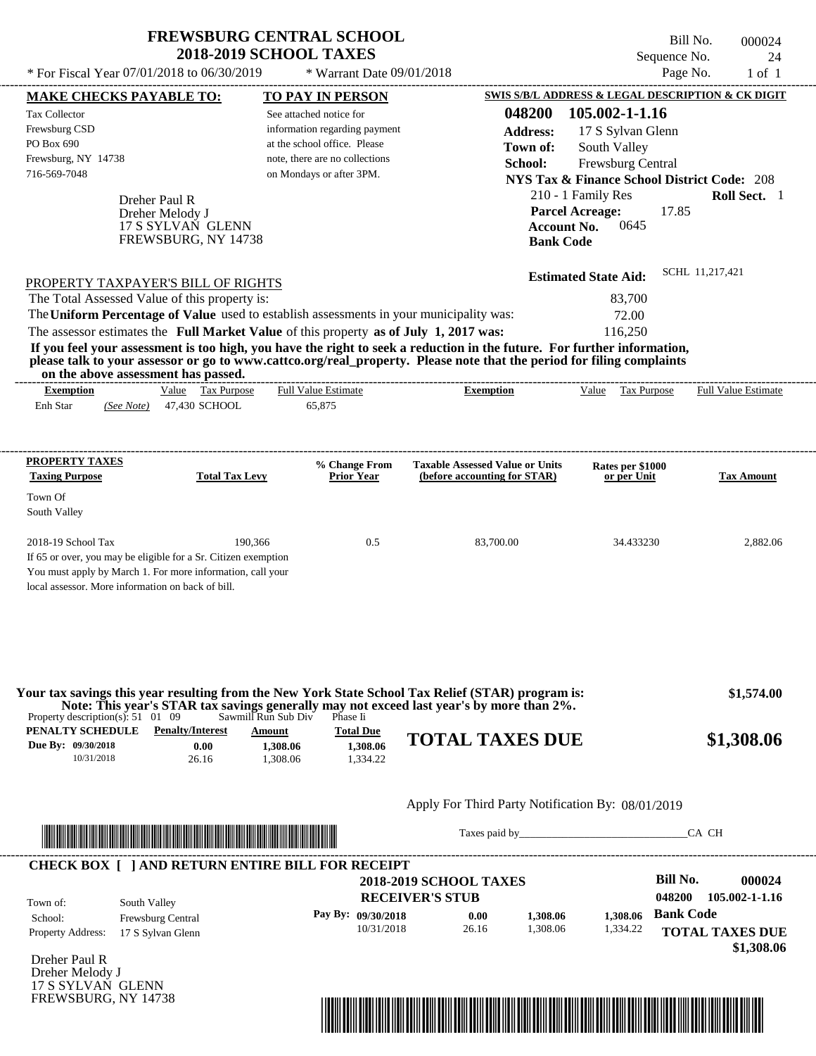# FREWSBURG CENTRAL SCHOOL
## 2018-2019 SCHOOL TAXES

Bill No. 000024
Sequence No. 24
Page No. 1 of 1

\* For Fiscal Year 07/01/2018 to 06/30/2019 \* Warrant Date 09/01/2018

**MAKE CHECKS PAYABLE TO:**
Tax Collector
Frewsburg CSD
PO Box 690
Frewsburg, NY 14738
716-569-7048

**TO PAY IN PERSON**
See attached notice for information regarding payment at the school office. Please note, there are no collections on Mondays or after 3PM.

**SWIS S/B/L ADDRESS & LEGAL DESCRIPTION & CK DIGIT**
**048200 105.002-1-1.16**
**Address:** 17 S Sylvan Glenn
**Town of:** South Valley
**School:** Frewsburg Central
**NYS Tax & Finance School District Code:** 208
210 - 1 Family Res **Roll Sect.** 1
**Parcel Acreage:** 17.85
**Account No.** 0645
**Bank Code**

Dreher Paul R
Dreher Melody J
17 S SYLVAN GLENN
FREWSBURG, NY 14738

**Estimated State Aid:** SCHL 11,217,421

PROPERTY TAXPAYER'S BILL OF RIGHTS

The Total Assessed Value of this property is: 83,700
The **Uniform Percentage of Value** used to establish assessments in your municipality was: 72.00
The assessor estimates the **Full Market Value** of this property **as of July 1, 2017 was:** 116,250

**If you feel your assessment is too high, you have the right to seek a reduction in the future. For further information, please talk to your assessor or go to www.cattco.org/real_property. Please note that the period for filing complaints on the above assessment has passed.**

| Exemption | Value | Tax Purpose | Full Value Estimate | Exemption | Value | Tax Purpose | Full Value Estimate |
|---|---|---|---|---|---|---|---|
| Enh Star (See Note) | 47,430 | SCHOOL | 65,875 | | | | |

| PROPERTY TAXES Taxing Purpose | Total Tax Levy | % Change From Prior Year | Taxable Assessed Value or Units (before accounting for STAR) | Rates per $1000 or per Unit | Tax Amount |
|---|---|---|---|---|---|
| Town Of South Valley | | | | | |
| 2018-19 School Tax | 190,366 | 0.5 | 83,700.00 | 34.433230 | 2,882.06 |

If 65 or over, you may be eligible for a Sr. Citizen exemption
You must apply by March 1. For more information, call your local assessor. More information on back of bill.

**Your tax savings this year resulting from the New York State School Tax Relief (STAR) program is: $1,574.00**
**Note: This year's STAR tax savings generally may not exceed last year's by more than 2%.**

Property description(s): 51 01 09 Sawmill Run Sub Div Phase Ii

| PENALTY SCHEDULE | Penalty/Interest | Amount | Total Due |
|---|---|---|---|
| Due By: 09/30/2018 | 0.00 | 1,308.06 | 1,308.06 |
| 10/31/2018 | 26.16 | 1,308.06 | 1,334.22 |

**TOTAL TAXES DUE $1,308.06**

Apply For Third Party Notification By: 08/01/2019

Taxes paid by_______________________________CA CH

**CHECK BOX [ ] AND RETURN ENTIRE BILL FOR RECEIPT**

**2018-2019 SCHOOL TAXES**
**RECEIVER'S STUB**

**Bill No. 000024**
**048200 105.002-1-1.16**

Town of: South Valley
School: Frewsburg Central
Property Address: 17 S Sylvan Glenn

| Pay By: | | | |
|---|---|---|---|
| 09/30/2018 | 0.00 | 1,308.06 | 1,308.06 |
| 10/31/2018 | 26.16 | 1,308.06 | 1,334.22 |

**Bank Code**
**TOTAL TAXES DUE $1,308.06**

Dreher Paul R
Dreher Melody J
17 S SYLVAN GLENN
FREWSBURG, NY 14738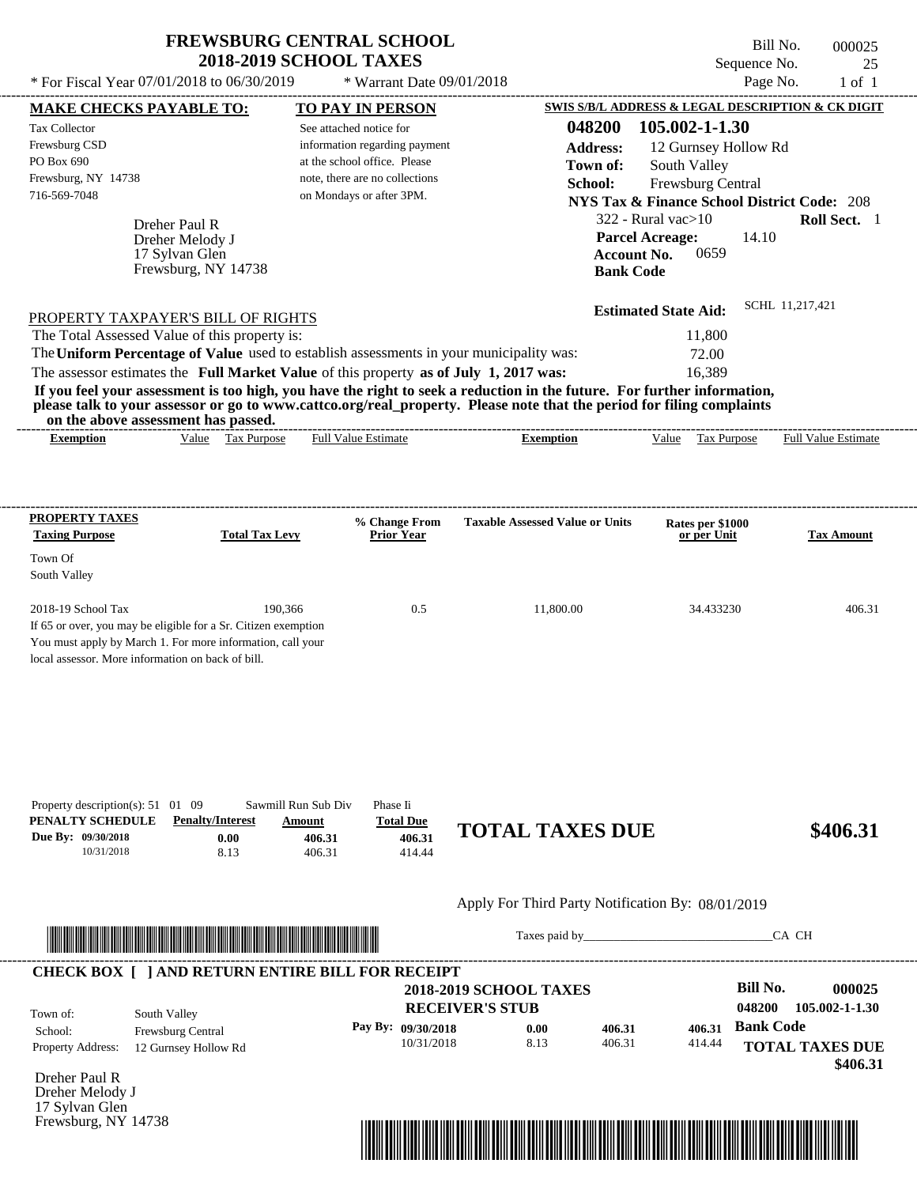# FREWSBURG CENTRAL SCHOOL
## 2018-2019 SCHOOL TAXES

\* For Fiscal Year 07/01/2018 to 06/30/2019 &nbsp;&nbsp; \* Warrant Date 09/01/2018

Bill No. 000025
Sequence No. 25
Page No. 1 of 1

**MAKE CHECKS PAYABLE TO:**

Tax Collector
Frewsburg CSD
PO Box 690
Frewsburg, NY 14738
716-569-7048

**TO PAY IN PERSON**

See attached notice for information regarding payment at the school office. Please note, there are no collections on Mondays or after 3PM.

**SWIS S/B/L ADDRESS & LEGAL DESCRIPTION & CK DIGIT**

**048200 105.002-1-1.30**
**Address:** 12 Gurnsey Hollow Rd
**Town of:** South Valley
**School:** Frewsburg Central
**NYS Tax & Finance School District Code:** 208
322 - Rural vac>10 &nbsp;&nbsp; **Roll Sect.** 1
**Parcel Acreage:** 14.10
**Account No.** 0659
**Bank Code**

Dreher Paul R
Dreher Melody J
17 Sylvan Glen
Frewsburg, NY 14738

**Estimated State Aid:** SCHL 11,217,421

PROPERTY TAXPAYER'S BILL OF RIGHTS

| | |
|---|---|
| The Total Assessed Value of this property is: | 11,800 |
| The **Uniform Percentage of Value** used to establish assessments in your municipality was: | 72.00 |
| The assessor estimates the **Full Market Value** of this property **as of July 1, 2017 was:** | 16,389 |

**If you feel your assessment is too high, you have the right to seek a reduction in the future. For further information, please talk to your assessor or go to www.cattco.org/real_property. Please note that the period for filing complaints on the above assessment has passed.**

| Exemption | Value | Tax Purpose | Full Value Estimate | Exemption | Value | Tax Purpose | Full Value Estimate |
|---|---|---|---|---|---|---|---|

| PROPERTY TAXES Taxing Purpose | Total Tax Levy | % Change From Prior Year | Taxable Assessed Value or Units | Rates per $1000 or per Unit | Tax Amount |
|---|---|---|---|---|---|
| Town Of South Valley | | | | | |
| 2018-19 School Tax | 190,366 | 0.5 | 11,800.00 | 34.433230 | 406.31 |

If 65 or over, you may be eligible for a Sr. Citizen exemption
You must apply by March 1. For more information, call your local assessor. More information on back of bill.

Property description(s): 51 01 09 &nbsp;&nbsp; Sawmill Run Sub Div &nbsp;&nbsp; Phase Ii

| PENALTY SCHEDULE | Penalty/Interest | Amount | Total Due |
|---|---|---|---|
| Due By: 09/30/2018 | 0.00 | 406.31 | 406.31 |
| 10/31/2018 | 8.13 | 406.31 | 414.44 |

**TOTAL TAXES DUE $406.31**

Apply For Third Party Notification By: 08/01/2019

Taxes paid by______________________________CA CH

**CHECK BOX [ ] AND RETURN ENTIRE BILL FOR RECEIPT**

**2018-2019 SCHOOL TAXES**
**RECEIVER'S STUB**

**Bill No.** 000025
048200 105.002-1-1.30

| | |
|---|---|
| Town of: | South Valley |
| School: | Frewsburg Central |
| Property Address: | 12 Gurnsey Hollow Rd |

| Pay By: | | | |
|---|---|---|---|
| 09/30/2018 | 0.00 | 406.31 | 406.31 |
| 10/31/2018 | 8.13 | 406.31 | 414.44 |

**Bank Code**

**TOTAL TAXES DUE $406.31**

Dreher Paul R
Dreher Melody J
17 Sylvan Glen
Frewsburg, NY 14738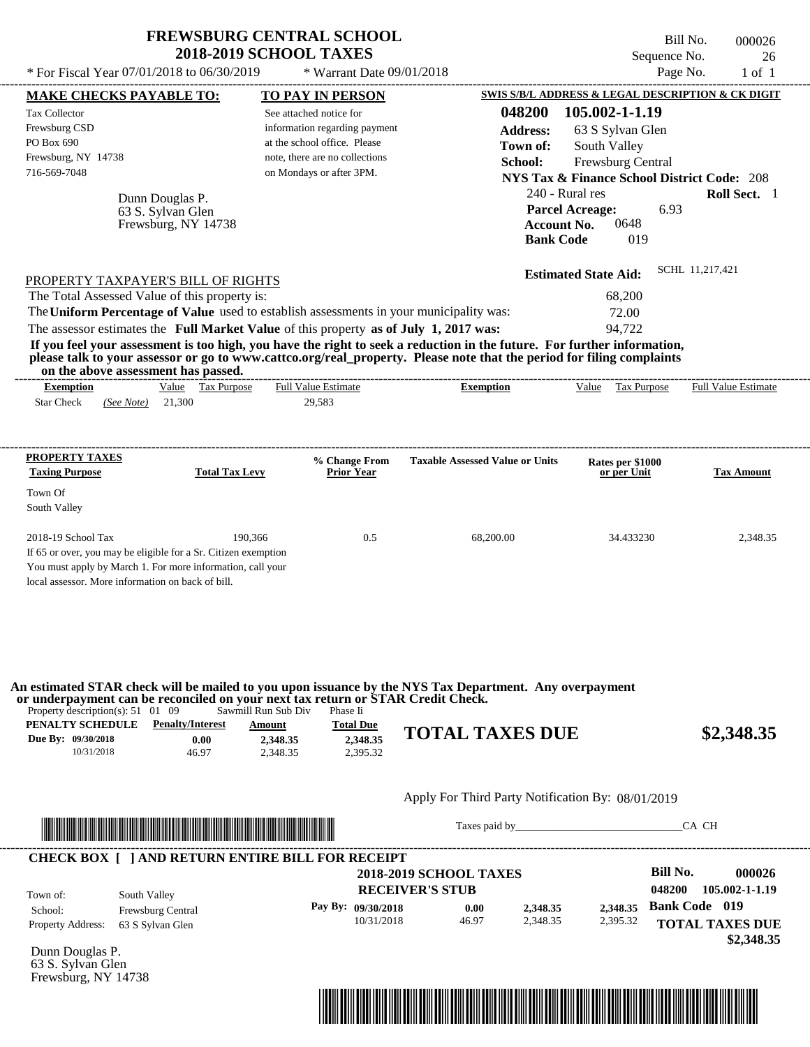# FREWSBURG CENTRAL SCHOOL
## 2018-2019 SCHOOL TAXES

\* For Fiscal Year 07/01/2018 to 06/30/2019 \* Warrant Date 09/01/2018

Bill No. 000026
Sequence No. 26

**MAKE CHECKS PAYABLE TO:**

Tax Collector
Frewsburg CSD
PO Box 690
Frewsburg, NY 14738
716-569-7048

**TO PAY IN PERSON**

See attached notice for information regarding payment at the school office. Please note, there are no collections on Mondays or after 3PM.

**SWIS S/B/L ADDRESS & LEGAL DESCRIPTION & CK DIGIT**

**048200 105.002-1-1.19**
**Address:** 63 S Sylvan Glen
**Town of:** South Valley
**School:** Frewsburg Central
**NYS Tax & Finance School District Code:** 208
240 - Rural res **Roll Sect.** 1
**Parcel Acreage:** 6.93
**Account No.** 0648
**Bank Code** 019

Dunn Douglas P.
63 S. Sylvan Glen
Frewsburg, NY 14738

**Estimated State Aid:** SCHL 11,217,421

PROPERTY TAXPAYER'S BILL OF RIGHTS

The Total Assessed Value of this property is: 68,200
The **Uniform Percentage of Value** used to establish assessments in your municipality was: 72.00
The assessor estimates the **Full Market Value** of this property **as of July 1, 2017 was:** 94,722

**If you feel your assessment is too high, you have the right to seek a reduction in the future. For further information, please talk to your assessor or go to www.cattco.org/real_property. Please note that the period for filing complaints on the above assessment has passed.**

| Exemption | Value | Tax Purpose | Full Value Estimate | Exemption | Value | Tax Purpose | Full Value Estimate |
|---|---|---|---|---|---|---|---|
| Star Check *(See Note)* | 21,300 | | 29,583 | | | | |

| PROPERTY TAXES Taxing Purpose | Total Tax Levy | % Change From Prior Year | Taxable Assessed Value or Units | Rates per $1000 or per Unit | Tax Amount |
|---|---|---|---|---|---|
| Town Of South Valley | | | | | |
| 2018-19 School Tax | 190,366 | 0.5 | 68,200.00 | 34.433230 | 2,348.35 |

If 65 or over, you may be eligible for a Sr. Citizen exemption
You must apply by March 1. For more information, call your local assessor. More information on back of bill.

**An estimated STAR check will be mailed to you upon issuance by the NYS Tax Department. Any overpayment or underpayment can be reconciled on your next tax return or STAR Credit Check.**

Property description(s): 51 01 09 Sawmill Run Sub Div Phase Ii

| PENALTY SCHEDULE | Penalty/Interest | Amount | Total Due |
|---|---|---|---|
| Due By: 09/30/2018 | 0.00 | 2,348.35 | 2,348.35 |
| 10/31/2018 | 46.97 | 2,348.35 | 2,395.32 |

**TOTAL TAXES DUE $2,348.35**

Apply For Third Party Notification By: 08/01/2019

Taxes paid by_______________________________CA CH

**CHECK BOX [ ] AND RETURN ENTIRE BILL FOR RECEIPT**

**2018-2019 SCHOOL TAXES**
**RECEIVER'S STUB**

**Bill No. 000026**
**048200 105.002-1-1.19**

Town of: South Valley
School: Frewsburg Central
Property Address: 63 S Sylvan Glen

| Pay By: | Penalty/Interest | Amount | Total Due |
|---|---|---|---|
| 09/30/2018 | 0.00 | 2,348.35 | 2,348.35 |
| 10/31/2018 | 46.97 | 2,348.35 | 2,395.32 |

**Bank Code 019**

**TOTAL TAXES DUE $2,348.35**

Dunn Douglas P.
63 S. Sylvan Glen
Frewsburg, NY 14738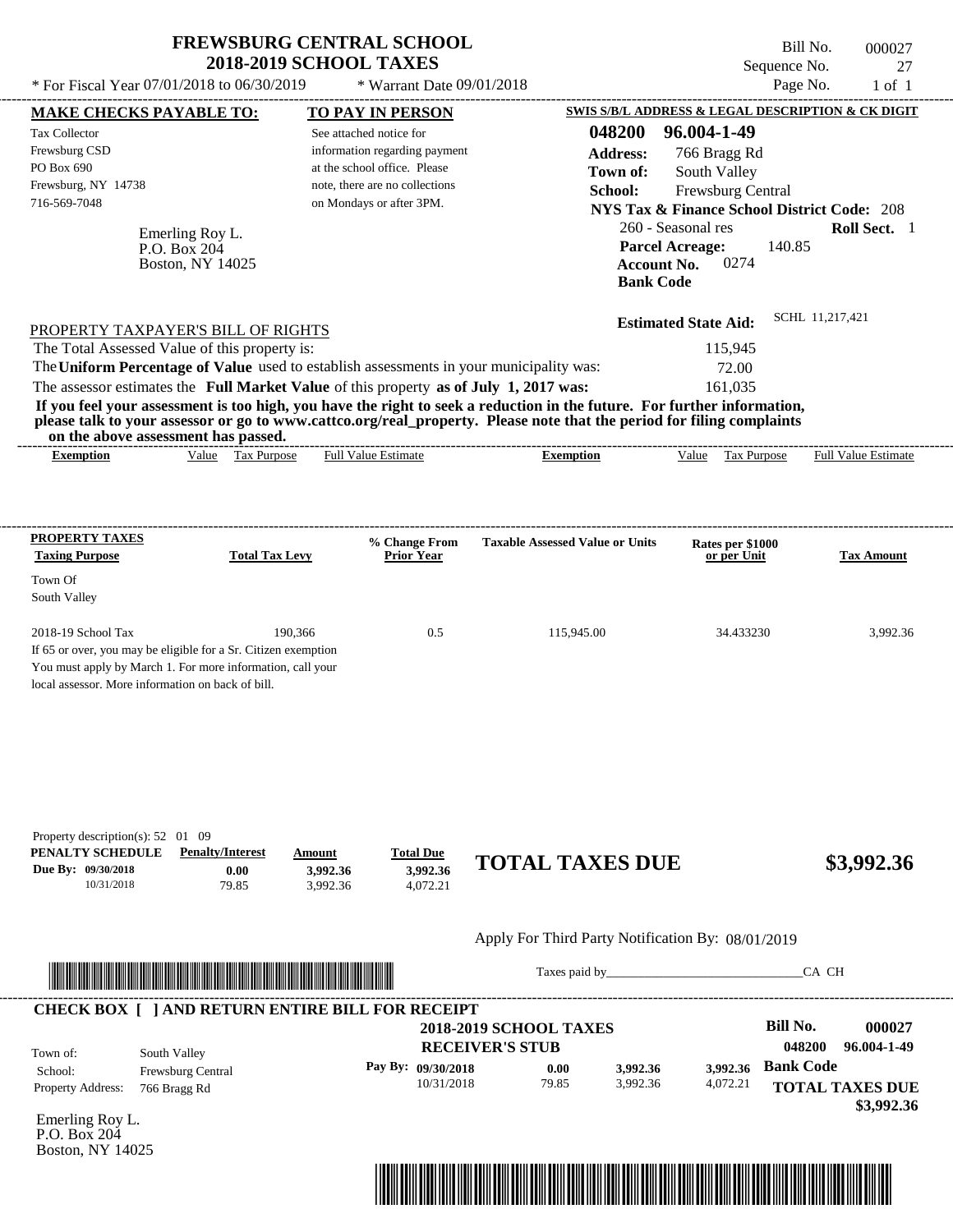# FREWSBURG CENTRAL SCHOOL
## 2018-2019 SCHOOL TAXES

\* For Fiscal Year 07/01/2018 to 06/30/2019 \* Warrant Date 09/01/2018

Bill No. 000027
Sequence No. 27
Page No. 1 of 1

**MAKE CHECKS PAYABLE TO:**

Tax Collector
Frewsburg CSD
PO Box 690
Frewsburg, NY 14738
716-569-7048

Emerling Roy L.
P.O. Box 204
Boston, NY 14025

**TO PAY IN PERSON**

See attached notice for information regarding payment at the school office. Please note, there are no collections on Mondays or after 3PM.

**SWIS S/B/L ADDRESS & LEGAL DESCRIPTION & CK DIGIT**

**048200 96.004-1-49**
**Address:** 766 Bragg Rd
**Town of:** South Valley
**School:** Frewsburg Central
**NYS Tax & Finance School District Code:** 208
260 - Seasonal res **Roll Sect.** 1
**Parcel Acreage:** 140.85
**Account No.** 0274
**Bank Code**

**Estimated State Aid:** SCHL 11,217,421

PROPERTY TAXPAYER'S BILL OF RIGHTS

The Total Assessed Value of this property is: 115,945
The **Uniform Percentage of Value** used to establish assessments in your municipality was: 72.00
The assessor estimates the **Full Market Value** of this property **as of July 1, 2017 was:** 161,035

**If you feel your assessment is too high, you have the right to seek a reduction in the future. For further information, please talk to your assessor or go to www.cattco.org/real_property. Please note that the period for filing complaints on the above assessment has passed.**

| Exemption | Value | Tax Purpose | Full Value Estimate | Exemption | Value | Tax Purpose | Full Value Estimate |
|---|---|---|---|---|---|---|---|

| PROPERTY TAXES Taxing Purpose | Total Tax Levy | % Change From Prior Year | Taxable Assessed Value or Units | Rates per $1000 or per Unit | Tax Amount |
|---|---|---|---|---|---|
| Town Of South Valley | | | | | |
| 2018-19 School Tax | 190,366 | 0.5 | 115,945.00 | 34.433230 | 3,992.36 |

If 65 or over, you may be eligible for a Sr. Citizen exemption
You must apply by March 1. For more information, call your local assessor. More information on back of bill.

Property description(s): 52 01 09

| PENALTY SCHEDULE | Penalty/Interest | Amount | Total Due |
|---|---|---|---|
| Due By: 09/30/2018 | 0.00 | 3,992.36 | 3,992.36 |
| 10/31/2018 | 79.85 | 3,992.36 | 4,072.21 |

**TOTAL TAXES DUE $3,992.36**

Apply For Third Party Notification By: 08/01/2019

Taxes paid by\_\_\_\_\_\_\_\_\_\_\_\_\_\_\_\_\_\_\_\_\_\_\_\_\_\_\_\_\_\_CA CH

**CHECK BOX [ ] AND RETURN ENTIRE BILL FOR RECEIPT**

**2018-2019 SCHOOL TAXES**
**RECEIVER'S STUB**

**Bill No. 000027**
**048200 96.004-1-49**

Town of: South Valley
School: Frewsburg Central
Property Address: 766 Bragg Rd

| Pay By: | | | | |
|---|---|---|---|---|
| 09/30/2018 | 0.00 | 3,992.36 | 3,992.36 | **Bank Code** |
| 10/31/2018 | 79.85 | 3,992.36 | 4,072.21 | |

**TOTAL TAXES DUE**
**$3,992.36**

Emerling Roy L.
P.O. Box 204
Boston, NY 14025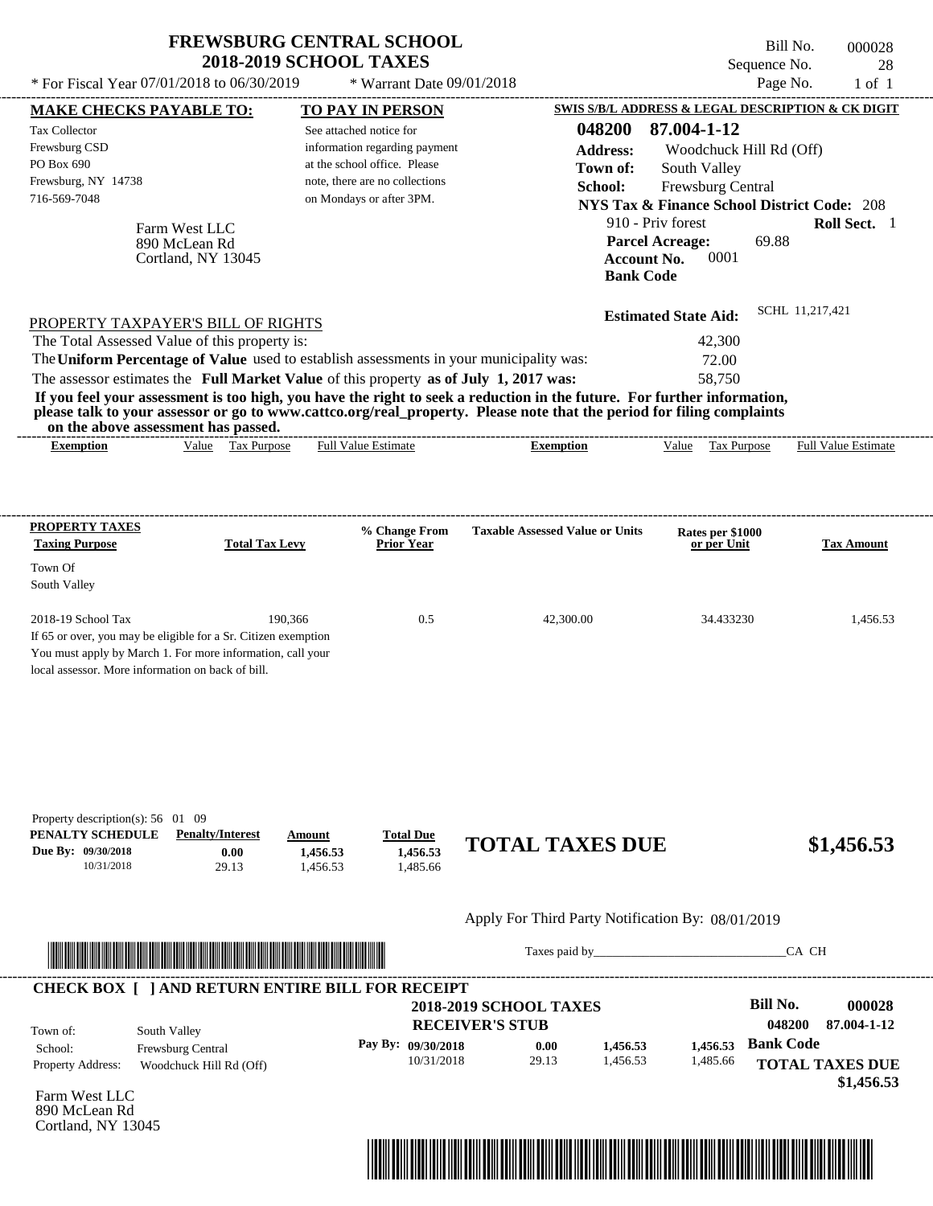# FREWSBURG CENTRAL SCHOOL
## 2018-2019 SCHOOL TAXES

\* For Fiscal Year 07/01/2018 to 06/30/2019 \* Warrant Date 09/01/2018

Bill No. 000028
Sequence No. 28
Page No. 1 of 1

**MAKE CHECKS PAYABLE TO:**
Tax Collector
Frewsburg CSD
PO Box 690
Frewsburg, NY 14738
716-569-7048

**TO PAY IN PERSON**
See attached notice for information regarding payment at the school office. Please note, there are no collections on Mondays or after 3PM.

**SWIS S/B/L ADDRESS & LEGAL DESCRIPTION & CK DIGIT**
**048200 87.004-1-12**
**Address:** Woodchuck Hill Rd (Off)
**Town of:** South Valley
**School:** Frewsburg Central
**NYS Tax & Finance School District Code:** 208
910 - Priv forest **Roll Sect.** 1
**Parcel Acreage:** 69.88
**Account No.** 0001
**Bank Code**

Farm West LLC
890 McLean Rd
Cortland, NY 13045

**Estimated State Aid:** SCHL 11,217,421

PROPERTY TAXPAYER'S BILL OF RIGHTS

| | |
|---|---|
| The Total Assessed Value of this property is: | 42,300 |
| The **Uniform Percentage of Value** used to establish assessments in your municipality was: | 72.00 |
| The assessor estimates the **Full Market Value** of this property **as of July 1, 2017 was:** | 58,750 |

**If you feel your assessment is too high, you have the right to seek a reduction in the future. For further information, please talk to your assessor or go to www.cattco.org/real_property. Please note that the period for filing complaints on the above assessment has passed.**

| Exemption | Value | Tax Purpose | Full Value Estimate | Exemption | Value | Tax Purpose | Full Value Estimate |
|---|---|---|---|---|---|---|---|

**PROPERTY TAXES**

| Taxing Purpose | Total Tax Levy | % Change From Prior Year | Taxable Assessed Value or Units | Rates per $1000 or per Unit | Tax Amount |
|---|---|---|---|---|---|
| Town Of South Valley | | | | | |
| 2018-19 School Tax | 190,366 | 0.5 | 42,300.00 | 34.433230 | 1,456.53 |

If 65 or over, you may be eligible for a Sr. Citizen exemption
You must apply by March 1. For more information, call your local assessor. More information on back of bill.

Property description(s): 56 01 09

| PENALTY SCHEDULE | Penalty/Interest | Amount | Total Due |
|---|---|---|---|
| Due By: 09/30/2018 | 0.00 | 1,456.53 | 1,456.53 |
| 10/31/2018 | 29.13 | 1,456.53 | 1,485.66 |

**TOTAL TAXES DUE $1,456.53**

Apply For Third Party Notification By: 08/01/2019

Taxes paid by\_\_\_\_\_\_\_\_\_\_\_\_\_\_\_\_\_\_\_\_\_\_\_\_\_\_\_\_\_\_CA CH

**CHECK BOX [ ] AND RETURN ENTIRE BILL FOR RECEIPT**

**2018-2019 SCHOOL TAXES**
**RECEIVER'S STUB**

**Bill No. 000028**
**048200 87.004-1-12**

| | |
|---|---|
| Town of: | South Valley |
| School: | Frewsburg Central |
| Property Address: | Woodchuck Hill Rd (Off) |

| Pay By: | | | |
|---|---|---|---|
| 09/30/2018 | 0.00 | 1,456.53 | 1,456.53 |
| 10/31/2018 | 29.13 | 1,456.53 | 1,485.66 |

**Bank Code**

**TOTAL TAXES DUE**
**$1,456.53**

Farm West LLC
890 McLean Rd
Cortland, NY 13045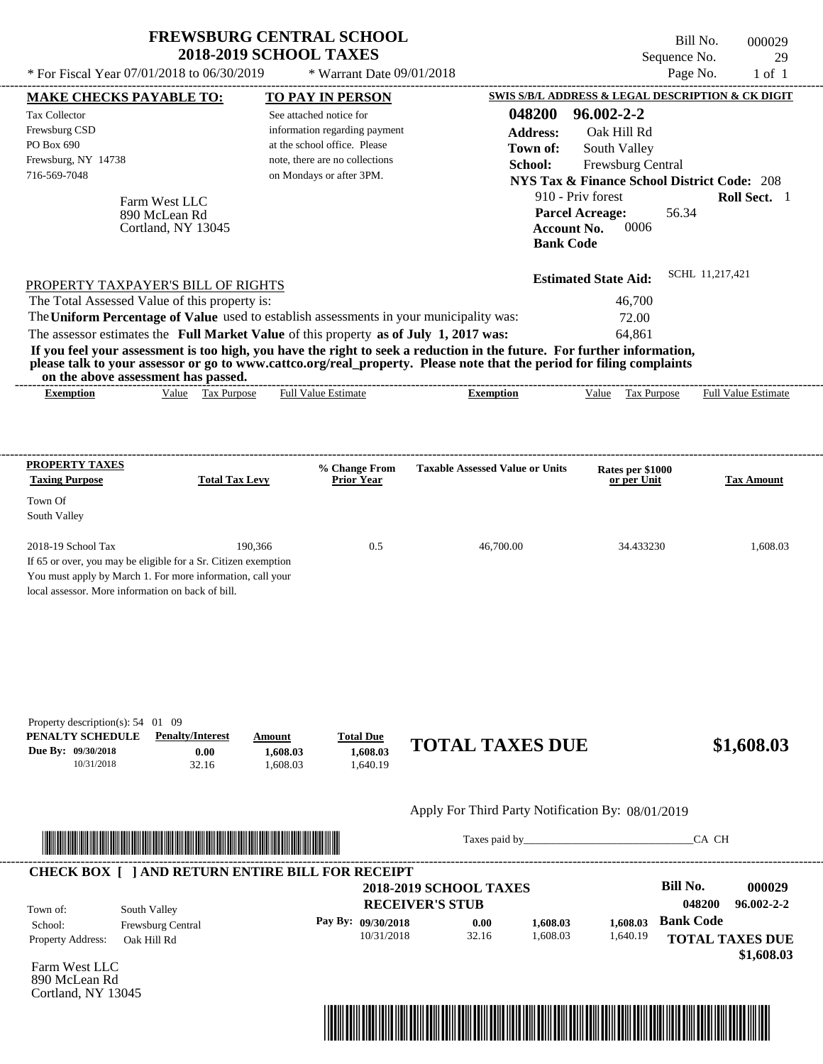# FREWSBURG CENTRAL SCHOOL
## 2018-2019 SCHOOL TAXES

\* For Fiscal Year 07/01/2018 to 06/30/2019 \* Warrant Date 09/01/2018

Bill No. 000029
Sequence No. 29
Page No. 1 of 1

**MAKE CHECKS PAYABLE TO:**
Tax Collector
Frewsburg CSD
PO Box 690
Frewsburg, NY 14738
716-569-7048

**TO PAY IN PERSON**
See attached notice for information regarding payment at the school office. Please note, there are no collections on Mondays or after 3PM.

**SWIS S/B/L ADDRESS & LEGAL DESCRIPTION & CK DIGIT**
**048200 96.002-2-2**
**Address:** Oak Hill Rd
**Town of:** South Valley
**School:** Frewsburg Central
**NYS Tax & Finance School District Code:** 208
910 - Priv forest **Roll Sect.** 1
**Parcel Acreage:** 56.34
**Account No.** 0006
**Bank Code**

Farm West LLC
890 McLean Rd
Cortland, NY 13045

**Estimated State Aid:** SCHL 11,217,421

PROPERTY TAXPAYER'S BILL OF RIGHTS

The Total Assessed Value of this property is: 46,700
The **Uniform Percentage of Value** used to establish assessments in your municipality was: 72.00
The assessor estimates the **Full Market Value** of this property **as of July 1, 2017 was:** 64,861

**If you feel your assessment is too high, you have the right to seek a reduction in the future. For further information, please talk to your assessor or go to www.cattco.org/real_property. Please note that the period for filing complaints on the above assessment has passed.**

| Exemption | Value | Tax Purpose | Full Value Estimate | Exemption | Value | Tax Purpose | Full Value Estimate |
|---|---|---|---|---|---|---|---|

| PROPERTY TAXES Taxing Purpose | Total Tax Levy | % Change From Prior Year | Taxable Assessed Value or Units | Rates per $1000 or per Unit | Tax Amount |
|---|---|---|---|---|---|
| Town Of South Valley | | | | | |
| 2018-19 School Tax | 190,366 | 0.5 | 46,700.00 | 34.433230 | 1,608.03 |

If 65 or over, you may be eligible for a Sr. Citizen exemption You must apply by March 1. For more information, call your local assessor. More information on back of bill.

Property description(s): 54 01 09

| PENALTY SCHEDULE | Penalty/Interest | Amount | Total Due |
|---|---|---|---|
| Due By: 09/30/2018 | 0.00 | 1,608.03 | 1,608.03 |
| 10/31/2018 | 32.16 | 1,608.03 | 1,640.19 |

**TOTAL TAXES DUE $1,608.03**

Apply For Third Party Notification By: 08/01/2019

Taxes paid by_______________________________CA CH

**CHECK BOX [ ] AND RETURN ENTIRE BILL FOR RECEIPT**

**2018-2019 SCHOOL TAXES**
**RECEIVER'S STUB**

Bill No. 000029
048200 96.002-2-2

Town of: South Valley
School: Frewsburg Central
Property Address: Oak Hill Rd

| Pay By: | | | |
|---|---|---|---|
| 09/30/2018 | 0.00 | 1,608.03 | 1,608.03 |
| 10/31/2018 | 32.16 | 1,608.03 | 1,640.19 |

**Bank Code**

**TOTAL TAXES DUE $1,608.03**

Farm West LLC
890 McLean Rd
Cortland, NY 13045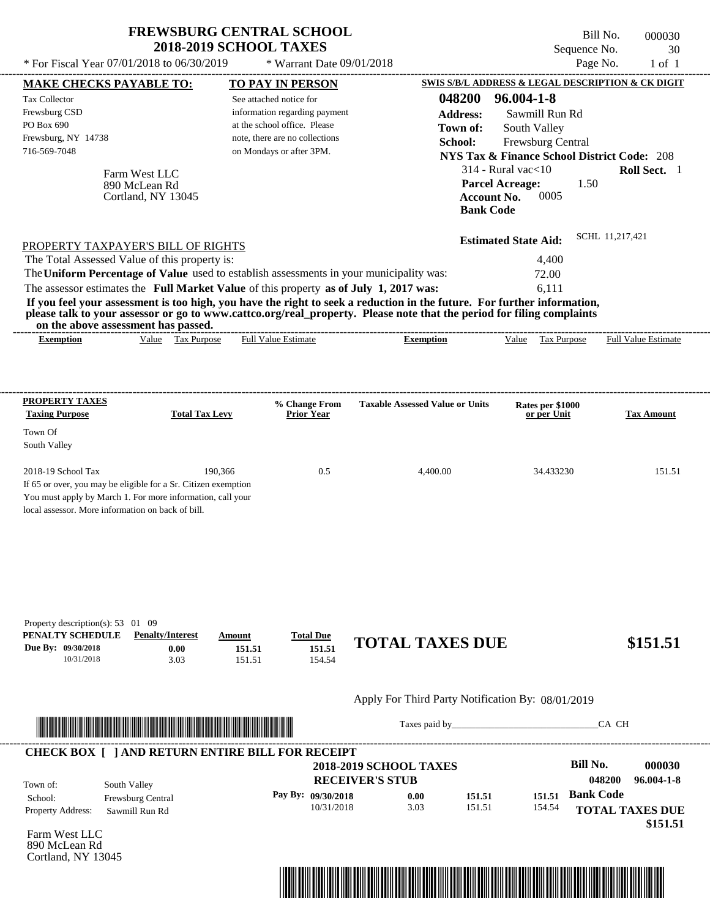# FREWSBURG CENTRAL SCHOOL
## 2018-2019 SCHOOL TAXES

\* For Fiscal Year 07/01/2018 to 06/30/2019 — \* Warrant Date 09/01/2018

Bill No. 000030
Sequence No. 30
Page No. 1 of 1

**MAKE CHECKS PAYABLE TO:**
Tax Collector
Frewsburg CSD
PO Box 690
Frewsburg, NY 14738
716-569-7048

**TO PAY IN PERSON**
See attached notice for information regarding payment at the school office. Please note, there are no collections on Mondays or after 3PM.

**SWIS S/B/L ADDRESS & LEGAL DESCRIPTION & CK DIGIT**
**048200 96.004-1-8**
**Address:** Sawmill Run Rd
**Town of:** South Valley
**School:** Frewsburg Central
**NYS Tax & Finance School District Code:** 208
314 - Rural vac<10 — **Roll Sect.** 1
**Parcel Acreage:** 1.50
**Account No.** 0005
**Bank Code**

Farm West LLC
890 McLean Rd
Cortland, NY 13045

**Estimated State Aid:** SCHL 11,217,421

PROPERTY TAXPAYER'S BILL OF RIGHTS

The Total Assessed Value of this property is: 4,400
The **Uniform Percentage of Value** used to establish assessments in your municipality was: 72.00
The assessor estimates the **Full Market Value** of this property **as of July 1, 2017 was:** 6,111

**If you feel your assessment is too high, you have the right to seek a reduction in the future. For further information, please talk to your assessor or go to www.cattco.org/real_property. Please note that the period for filing complaints on the above assessment has passed.**

| Exemption | Value | Tax Purpose | Full Value Estimate | Exemption | Value | Tax Purpose | Full Value Estimate |
|---|---|---|---|---|---|---|---|

| PROPERTY TAXES Taxing Purpose | Total Tax Levy | % Change From Prior Year | Taxable Assessed Value or Units | Rates per $1000 or per Unit | Tax Amount |
|---|---|---|---|---|---|
| Town Of South Valley | | | | | |
| 2018-19 School Tax | 190,366 | 0.5 | 4,400.00 | 34.433230 | 151.51 |

If 65 or over, you may be eligible for a Sr. Citizen exemption
You must apply by March 1. For more information, call your local assessor. More information on back of bill.

Property description(s): 53 01 09

| PENALTY SCHEDULE | Penalty/Interest | Amount | Total Due |
|---|---|---|---|
| Due By: 09/30/2018 | 0.00 | 151.51 | 151.51 |
| 10/31/2018 | 3.03 | 151.51 | 154.54 |

**TOTAL TAXES DUE $151.51**

Apply For Third Party Notification By: 08/01/2019

Taxes paid by_______________________________CA CH

**CHECK BOX [ ] AND RETURN ENTIRE BILL FOR RECEIPT**

**2018-2019 SCHOOL TAXES**
**RECEIVER'S STUB**

**Bill No. 000030**
**048200 96.004-1-8**

Town of: South Valley
School: Frewsburg Central
Property Address: Sawmill Run Rd

| Pay By: | | | |
|---|---|---|---|
| 09/30/2018 | 0.00 | 151.51 | 151.51 |
| 10/31/2018 | 3.03 | 151.51 | 154.54 |

**Bank Code**

**TOTAL TAXES DUE $151.51**

Farm West LLC
890 McLean Rd
Cortland, NY 13045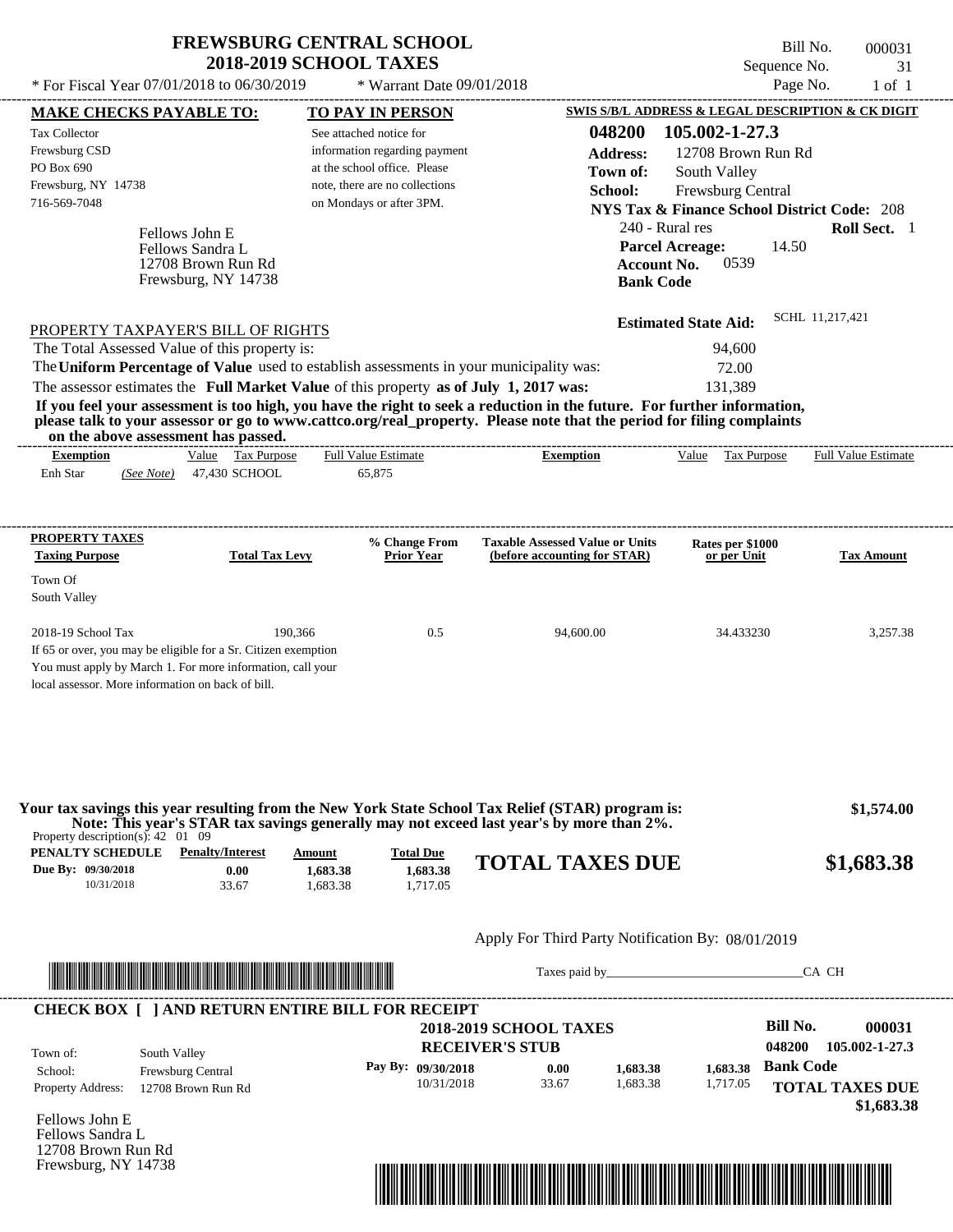# FREWSBURG CENTRAL SCHOOL
## 2018-2019 SCHOOL TAXES

Bill No. 000031
Sequence No. 31
Page No. 1 of 1

* For Fiscal Year 07/01/2018 to 06/30/2019 * Warrant Date 09/01/2018

**MAKE CHECKS PAYABLE TO:**
Tax Collector
Frewsburg CSD
PO Box 690
Frewsburg, NY 14738
716-569-7048

**TO PAY IN PERSON**
See attached notice for information regarding payment at the school office. Please note, there are no collections on Mondays or after 3PM.

**SWIS S/B/L ADDRESS & LEGAL DESCRIPTION & CK DIGIT**
**048200 105.002-1-27.3**
**Address:** 12708 Brown Run Rd
**Town of:** South Valley
**School:** Frewsburg Central
**NYS Tax & Finance School District Code:** 208
240 - Rural res **Roll Sect.** 1
**Parcel Acreage:** 14.50
**Account No.** 0539
**Bank Code**

Fellows John E
Fellows Sandra L
12708 Brown Run Rd
Frewsburg, NY 14738

**Estimated State Aid:** SCHL 11,217,421

PROPERTY TAXPAYER'S BILL OF RIGHTS

The Total Assessed Value of this property is: 94,600
The **Uniform Percentage of Value** used to establish assessments in your municipality was: 72.00
The assessor estimates the **Full Market Value** of this property **as of July 1, 2017 was:** 131,389

**If you feel your assessment is too high, you have the right to seek a reduction in the future. For further information, please talk to your assessor or go to www.cattco.org/real_property. Please note that the period for filing complaints on the above assessment has passed.**

| Exemption | Value | Tax Purpose | Full Value Estimate | Exemption | Value | Tax Purpose | Full Value Estimate |
|---|---|---|---|---|---|---|---|
| Enh Star *(See Note)* | 47,430 | SCHOOL | 65,875 | | | | |

| PROPERTY TAXES Taxing Purpose | Total Tax Levy | % Change From Prior Year | Taxable Assessed Value or Units (before accounting for STAR) | Rates per $1000 or per Unit | Tax Amount |
|---|---|---|---|---|---|
| Town Of South Valley | | | | | |
| 2018-19 School Tax | 190,366 | 0.5 | 94,600.00 | 34.433230 | 3,257.38 |

If 65 or over, you may be eligible for a Sr. Citizen exemption You must apply by March 1. For more information, call your local assessor. More information on back of bill.

**Your tax savings this year resulting from the New York State School Tax Relief (STAR) program is: $1,574.00**
**Note: This year's STAR tax savings generally may not exceed last year's by more than 2%.**

Property description(s): 42 01 09

| PENALTY SCHEDULE | Penalty/Interest | Amount | Total Due |
|---|---|---|---|
| Due By: 09/30/2018 | 0.00 | 1,683.38 | 1,683.38 |
| 10/31/2018 | 33.67 | 1,683.38 | 1,717.05 |

**TOTAL TAXES DUE $1,683.38**

Apply For Third Party Notification By: 08/01/2019

Taxes paid by\_\_\_\_\_\_\_\_\_\_\_\_\_\_\_\_\_\_\_\_\_\_\_\_\_\_\_\_\_\_ CA CH

**CHECK BOX [ ] AND RETURN ENTIRE BILL FOR RECEIPT**

**2018-2019 SCHOOL TAXES**
**RECEIVER'S STUB**

**Bill No. 000031**
048200 105.002-1-27.3

Town of: South Valley
School: Frewsburg Central
Property Address: 12708 Brown Run Rd

| Pay By: | | | | |
|---|---|---|---|---|
| 09/30/2018 | 0.00 | 1,683.38 | 1,683.38 | Bank Code |
| 10/31/2018 | 33.67 | 1,683.38 | 1,717.05 | |

**TOTAL TAXES DUE $1,683.38**

Fellows John E
Fellows Sandra L
12708 Brown Run Rd
Frewsburg, NY 14738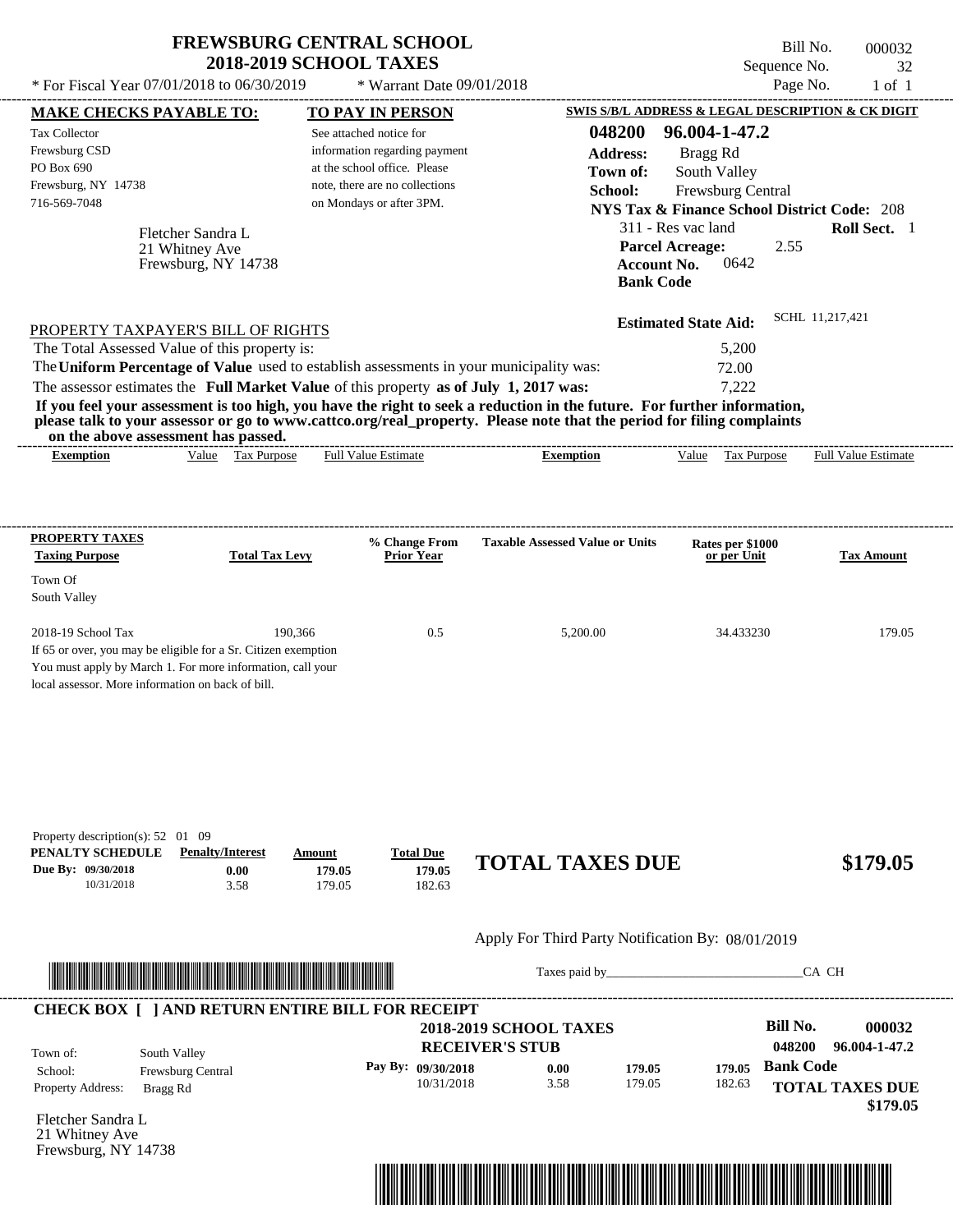# FREWSBURG CENTRAL SCHOOL
## 2018-2019 SCHOOL TAXES

\* For Fiscal Year 07/01/2018 to 06/30/2019 — \* Warrant Date 09/01/2018

Bill No. 000032
Sequence No. 32
Page No. 1 of 1

**MAKE CHECKS PAYABLE TO:**
Tax Collector
Frewsburg CSD
PO Box 690
Frewsburg, NY 14738
716-569-7048

**TO PAY IN PERSON**
See attached notice for information regarding payment at the school office. Please note, there are no collections on Mondays or after 3PM.

**SWIS S/B/L ADDRESS & LEGAL DESCRIPTION & CK DIGIT**
**048200 96.004-1-47.2**
**Address:** Bragg Rd
**Town of:** South Valley
**School:** Frewsburg Central
**NYS Tax & Finance School District Code:** 208
311 - Res vac land — **Roll Sect.** 1
**Parcel Acreage:** 2.55
**Account No.** 0642
**Bank Code**

Fletcher Sandra L
21 Whitney Ave
Frewsburg, NY 14738

**Estimated State Aid:** SCHL 11,217,421

PROPERTY TAXPAYER'S BILL OF RIGHTS

The Total Assessed Value of this property is: 5,200
The **Uniform Percentage of Value** used to establish assessments in your municipality was: 72.00
The assessor estimates the **Full Market Value** of this property **as of July 1, 2017 was:** 7,222

**If you feel your assessment is too high, you have the right to seek a reduction in the future. For further information, please talk to your assessor or go to www.cattco.org/real_property. Please note that the period for filing complaints on the above assessment has passed.**

| Exemption | Value | Tax Purpose | Full Value Estimate | Exemption | Value | Tax Purpose | Full Value Estimate |
|---|---|---|---|---|---|---|---|

| PROPERTY TAXES Taxing Purpose | Total Tax Levy | % Change From Prior Year | Taxable Assessed Value or Units | Rates per $1000 or per Unit | Tax Amount |
|---|---|---|---|---|---|
| Town Of South Valley | | | | | |
| 2018-19 School Tax | 190,366 | 0.5 | 5,200.00 | 34.433230 | 179.05 |

If 65 or over, you may be eligible for a Sr. Citizen exemption You must apply by March 1. For more information, call your local assessor. More information on back of bill.

Property description(s): 52 01 09

| PENALTY SCHEDULE | Penalty/Interest | Amount | Total Due |
|---|---|---|---|
| Due By: 09/30/2018 | 0.00 | 179.05 | 179.05 |
| 10/31/2018 | 3.58 | 179.05 | 182.63 |

**TOTAL TAXES DUE $179.05**

Apply For Third Party Notification By: 08/01/2019

Taxes paid by\_\_\_\_\_\_\_\_\_\_\_\_\_\_\_\_\_\_\_\_\_\_\_\_\_\_\_\_\_\_CA CH

**CHECK BOX [ ] AND RETURN ENTIRE BILL FOR RECEIPT**

**2018-2019 SCHOOL TAXES**
**RECEIVER'S STUB**

Bill No. 000032
048200 96.004-1-47.2

Town of: South Valley
School: Frewsburg Central
Property Address: Bragg Rd

| Pay By: | | | |
|---|---|---|---|
| 09/30/2018 | 0.00 | 179.05 | 179.05 |
| 10/31/2018 | 3.58 | 179.05 | 182.63 |

**Bank Code**

**TOTAL TAXES DUE $179.05**

Fletcher Sandra L
21 Whitney Ave
Frewsburg, NY 14738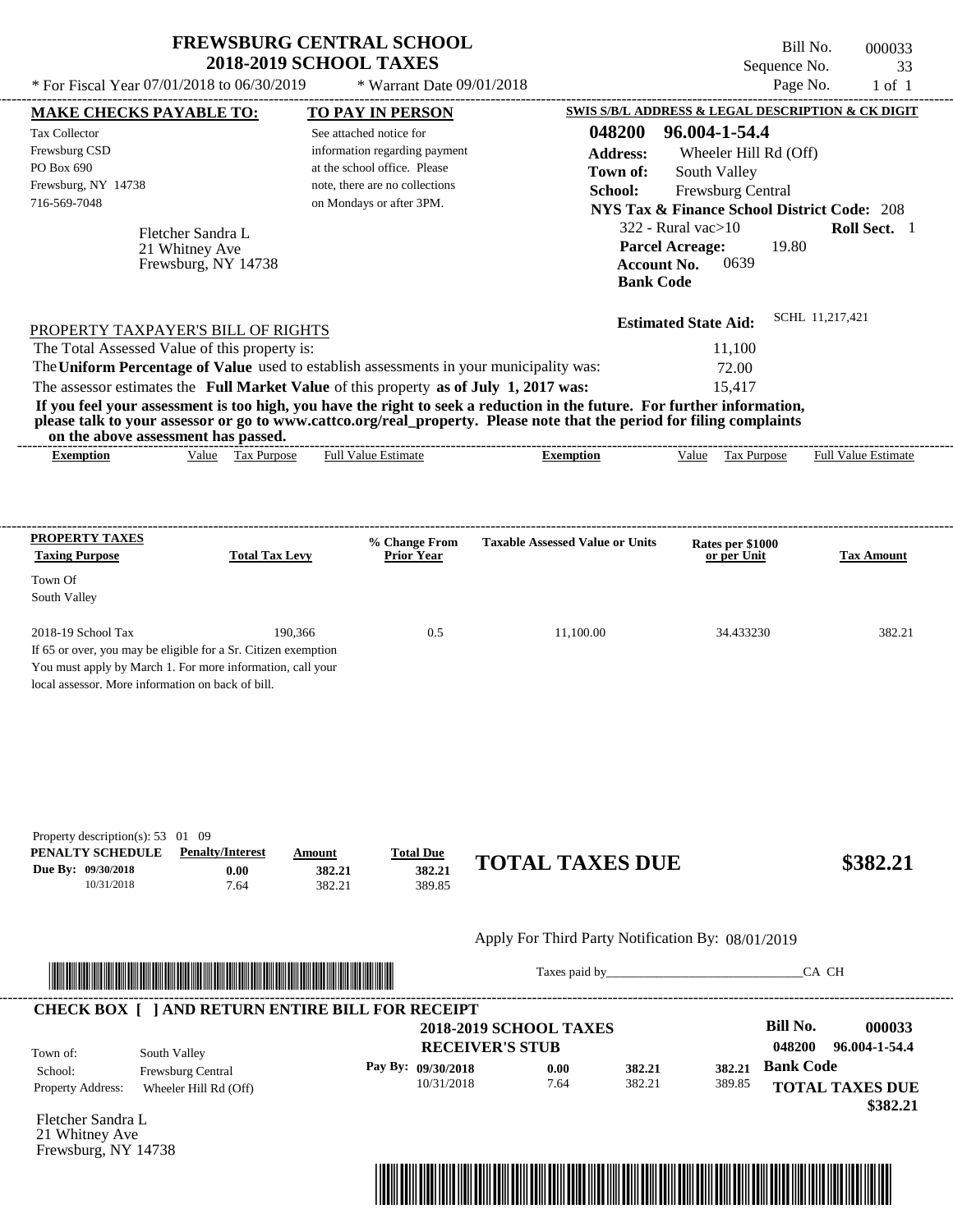# FREWSBURG CENTRAL SCHOOL
## 2018-2019 SCHOOL TAXES

\* For Fiscal Year 07/01/2018 to 06/30/2019 \* Warrant Date 09/01/2018

Bill No. 000033
Sequence No. 33
Page No. 1 of 1

**MAKE CHECKS PAYABLE TO:**

Tax Collector
Frewsburg CSD
PO Box 690
Frewsburg, NY 14738
716-569-7048

**TO PAY IN PERSON**

See attached notice for information regarding payment at the school office. Please note, there are no collections on Mondays or after 3PM.

**SWIS S/B/L ADDRESS & LEGAL DESCRIPTION & CK DIGIT**

**048200 96.004-1-54.4**
**Address:** Wheeler Hill Rd (Off)
**Town of:** South Valley
**School:** Frewsburg Central
**NYS Tax & Finance School District Code:** 208
322 - Rural vac>10 **Roll Sect.** 1
**Parcel Acreage:** 19.80
**Account No.** 0639
**Bank Code**

Fletcher Sandra L
21 Whitney Ave
Frewsburg, NY 14738

**Estimated State Aid:** SCHL 11,217,421

PROPERTY TAXPAYER'S BILL OF RIGHTS

The Total Assessed Value of this property is: 11,100
The **Uniform Percentage of Value** used to establish assessments in your municipality was: 72.00
The assessor estimates the **Full Market Value** of this property **as of July 1, 2017 was:** 15,417

**If you feel your assessment is too high, you have the right to seek a reduction in the future. For further information, please talk to your assessor or go to www.cattco.org/real_property. Please note that the period for filing complaints on the above assessment has passed.**

| Exemption | Value | Tax Purpose | Full Value Estimate | Exemption | Value | Tax Purpose | Full Value Estimate |
|---|---|---|---|---|---|---|---|

| PROPERTY TAXES Taxing Purpose | Total Tax Levy | % Change From Prior Year | Taxable Assessed Value or Units | Rates per $1000 or per Unit | Tax Amount |
|---|---|---|---|---|---|
| Town Of South Valley | | | | | |
| 2018-19 School Tax | 190,366 | 0.5 | 11,100.00 | 34.433230 | 382.21 |

If 65 or over, you may be eligible for a Sr. Citizen exemption
You must apply by March 1. For more information, call your local assessor. More information on back of bill.

Property description(s): 53 01 09

| PENALTY SCHEDULE | Penalty/Interest | Amount | Total Due |
|---|---|---|---|
| Due By: 09/30/2018 | 0.00 | 382.21 | 382.21 |
| 10/31/2018 | 7.64 | 382.21 | 389.85 |

**TOTAL TAXES DUE $382.21**

Apply For Third Party Notification By: 08/01/2019

Taxes paid by_______________________________CA CH

**CHECK BOX [ ] AND RETURN ENTIRE BILL FOR RECEIPT**

**2018-2019 SCHOOL TAXES**
**RECEIVER'S STUB**

**Bill No. 000033**
**048200 96.004-1-54.4**

Town of: South Valley
School: Frewsburg Central
Property Address: Wheeler Hill Rd (Off)

| Pay By: | | | |
|---|---|---|---|
| 09/30/2018 | 0.00 | 382.21 | 382.21 |
| 10/31/2018 | 7.64 | 382.21 | 389.85 |

**Bank Code**

**TOTAL TAXES DUE $382.21**

Fletcher Sandra L
21 Whitney Ave
Frewsburg, NY 14738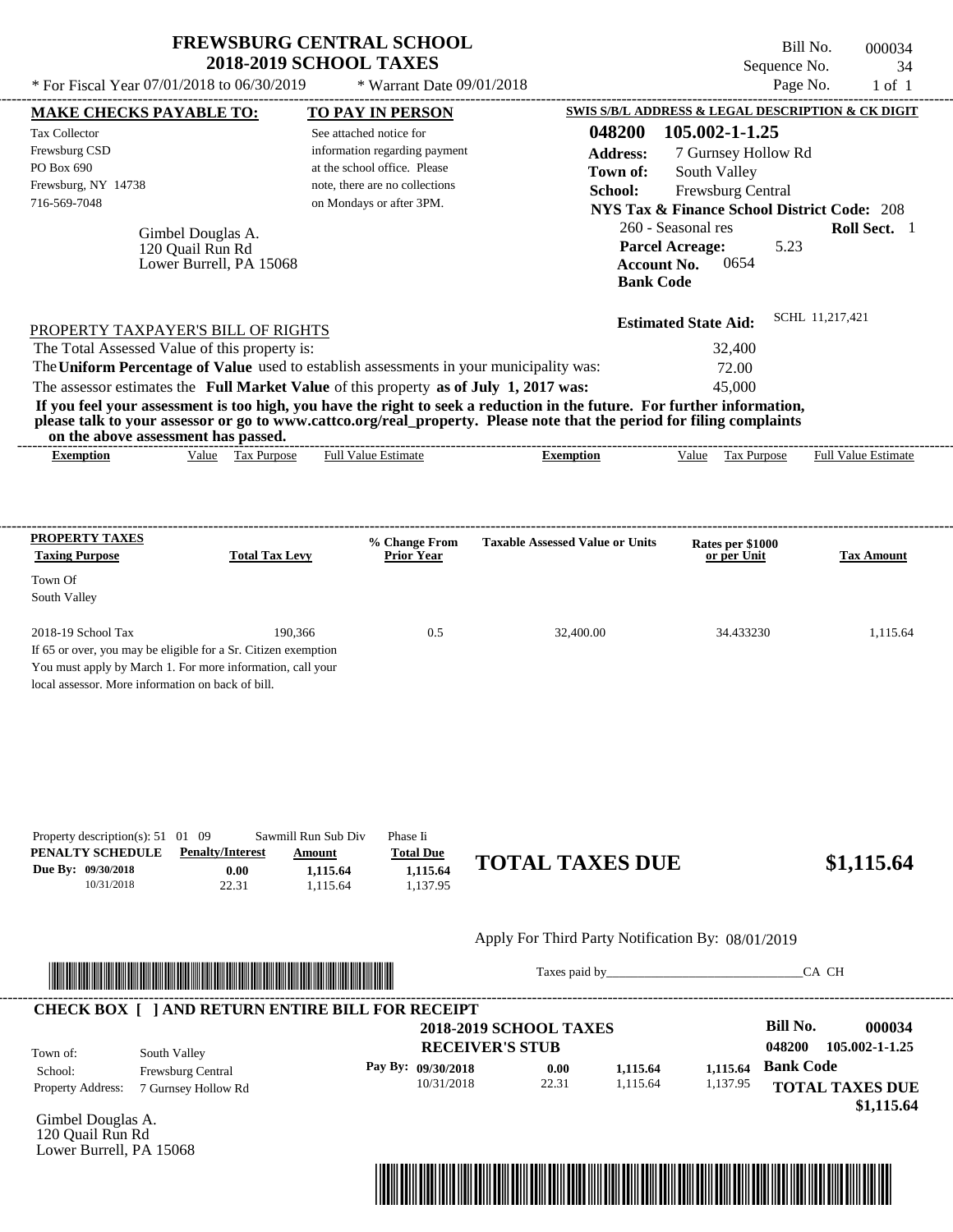# FREWSBURG CENTRAL SCHOOL
## 2018-2019 SCHOOL TAXES

\* For Fiscal Year 07/01/2018 to 06/30/2019 \* Warrant Date 09/01/2018

Bill No. 000034
Sequence No. 34
Page No. 1 of 1

**MAKE CHECKS PAYABLE TO:**
Tax Collector
Frewsburg CSD
PO Box 690
Frewsburg, NY 14738
716-569-7048

**TO PAY IN PERSON**
See attached notice for information regarding payment at the school office. Please note, there are no collections on Mondays or after 3PM.

**SWIS S/B/L ADDRESS & LEGAL DESCRIPTION & CK DIGIT**
**048200 105.002-1-1.25**
**Address:** 7 Gurnsey Hollow Rd
**Town of:** South Valley
**School:** Frewsburg Central
**NYS Tax & Finance School District Code:** 208
260 - Seasonal res **Roll Sect.** 1
**Parcel Acreage:** 5.23
**Account No.** 0654
**Bank Code**

Gimbel Douglas A.
120 Quail Run Rd
Lower Burrell, PA 15068

**Estimated State Aid:** SCHL 11,217,421

PROPERTY TAXPAYER'S BILL OF RIGHTS
The Total Assessed Value of this property is: 32,400
The **Uniform Percentage of Value** used to establish assessments in your municipality was: 72.00
The assessor estimates the **Full Market Value** of this property **as of July 1, 2017 was:** 45,000

**If you feel your assessment is too high, you have the right to seek a reduction in the future. For further information, please talk to your assessor or go to www.cattco.org/real_property. Please note that the period for filing complaints on the above assessment has passed.**

| Exemption | Value | Tax Purpose | Full Value Estimate | Exemption | Value | Tax Purpose | Full Value Estimate |
|---|---|---|---|---|---|---|---|

| PROPERTY TAXES Taxing Purpose | Total Tax Levy | % Change From Prior Year | Taxable Assessed Value or Units | Rates per $1000 or per Unit | Tax Amount |
|---|---|---|---|---|---|
| Town Of South Valley | | | | | |
| 2018-19 School Tax | 190,366 | 0.5 | 32,400.00 | 34.433230 | 1,115.64 |

If 65 or over, you may be eligible for a Sr. Citizen exemption
You must apply by March 1. For more information, call your local assessor. More information on back of bill.

Property description(s): 51 01 09 Sawmill Run Sub Div Phase Ii

| PENALTY SCHEDULE | Penalty/Interest | Amount | Total Due |
|---|---|---|---|
| Due By: 09/30/2018 | 0.00 | 1,115.64 | 1,115.64 |
| 10/31/2018 | 22.31 | 1,115.64 | 1,137.95 |

**TOTAL TAXES DUE $1,115.64**

Apply For Third Party Notification By: 08/01/2019

Taxes paid by_______________________________CA CH

**CHECK BOX [ ] AND RETURN ENTIRE BILL FOR RECEIPT**

**2018-2019 SCHOOL TAXES**
**RECEIVER'S STUB**

**Bill No. 000034**
**048200 105.002-1-1.25**

Town of: South Valley
School: Frewsburg Central
Property Address: 7 Gurnsey Hollow Rd

| Pay By: | Penalty/Interest | Amount | Total Due |
|---|---|---|---|
| 09/30/2018 | 0.00 | 1,115.64 | 1,115.64 |
| 10/31/2018 | 22.31 | 1,115.64 | 1,137.95 |

**Bank Code**

**TOTAL TAXES DUE $1,115.64**

Gimbel Douglas A.
120 Quail Run Rd
Lower Burrell, PA 15068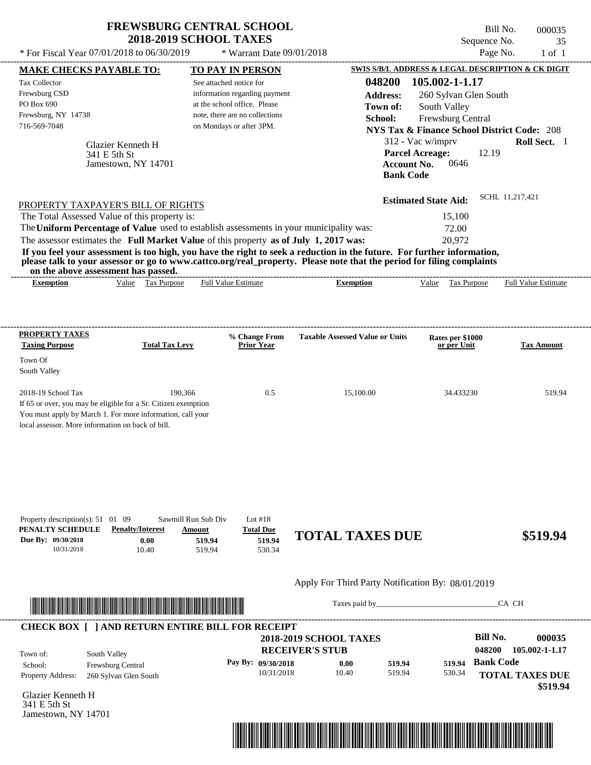# FREWSBURG CENTRAL SCHOOL
## 2018-2019 SCHOOL TAXES

\* For Fiscal Year 07/01/2018 to 06/30/2019 \* Warrant Date 09/01/2018

Bill No. 000035
Sequence No. 35
Page No. 1 of 1

**MAKE CHECKS PAYABLE TO:**
Tax Collector
Frewsburg CSD
PO Box 690
Frewsburg, NY 14738
716-569-7048

**TO PAY IN PERSON**
See attached notice for information regarding payment at the school office. Please note, there are no collections on Mondays or after 3PM.

**SWIS S/B/L ADDRESS & LEGAL DESCRIPTION & CK DIGIT**
**048200 105.002-1-1.17**
**Address:** 260 Sylvan Glen South
**Town of:** South Valley
**School:** Frewsburg Central
**NYS Tax & Finance School District Code:** 208
312 - Vac w/imprv **Roll Sect.** 1
**Parcel Acreage:** 12.19
**Account No.** 0646
**Bank Code**

Glazier Kenneth H
341 E 5th St
Jamestown, NY 14701

**Estimated State Aid:** SCHL 11,217,421

PROPERTY TAXPAYER'S BILL OF RIGHTS

The Total Assessed Value of this property is: 15,100
The **Uniform Percentage of Value** used to establish assessments in your municipality was: 72.00
The assessor estimates the **Full Market Value** of this property **as of July 1, 2017 was:** 20,972

**If you feel your assessment is too high, you have the right to seek a reduction in the future. For further information, please talk to your assessor or go to www.cattco.org/real_property. Please note that the period for filing complaints on the above assessment has passed.**

| Exemption | Value | Tax Purpose | Full Value Estimate | Exemption | Value | Tax Purpose | Full Value Estimate |
|---|---|---|---|---|---|---|---|

| PROPERTY TAXES Taxing Purpose | Total Tax Levy | % Change From Prior Year | Taxable Assessed Value or Units | Rates per $1000 or per Unit | Tax Amount |
|---|---|---|---|---|---|
| Town Of South Valley | | | | | |
| 2018-19 School Tax | 190,366 | 0.5 | 15,100.00 | 34.433230 | 519.94 |

If 65 or over, you may be eligible for a Sr. Citizen exemption
You must apply by March 1. For more information, call your local assessor. More information on back of bill.

Property description(s): 51 01 09 Sawmill Run Sub Div Lot #18

| PENALTY SCHEDULE | Penalty/Interest | Amount | Total Due |
|---|---|---|---|
| Due By: 09/30/2018 | 0.00 | 519.94 | 519.94 |
| 10/31/2018 | 10.40 | 519.94 | 530.34 |

**TOTAL TAXES DUE $519.94**

Apply For Third Party Notification By: 08/01/2019

Taxes paid by______________________________CA CH

**CHECK BOX [ ] AND RETURN ENTIRE BILL FOR RECEIPT**

**2018-2019 SCHOOL TAXES**
**RECEIVER'S STUB**

Bill No. **000035**
048200 105.002-1-1.17

Town of: South Valley
School: Frewsburg Central
Property Address: 260 Sylvan Glen South

| Pay By: | Penalty/Interest | Amount | Total Due |
|---|---|---|---|
| 09/30/2018 | 0.00 | 519.94 | 519.94 |
| 10/31/2018 | 10.40 | 519.94 | 530.34 |

**Bank Code**

**TOTAL TAXES DUE $519.94**

Glazier Kenneth H
341 E 5th St
Jamestown, NY 14701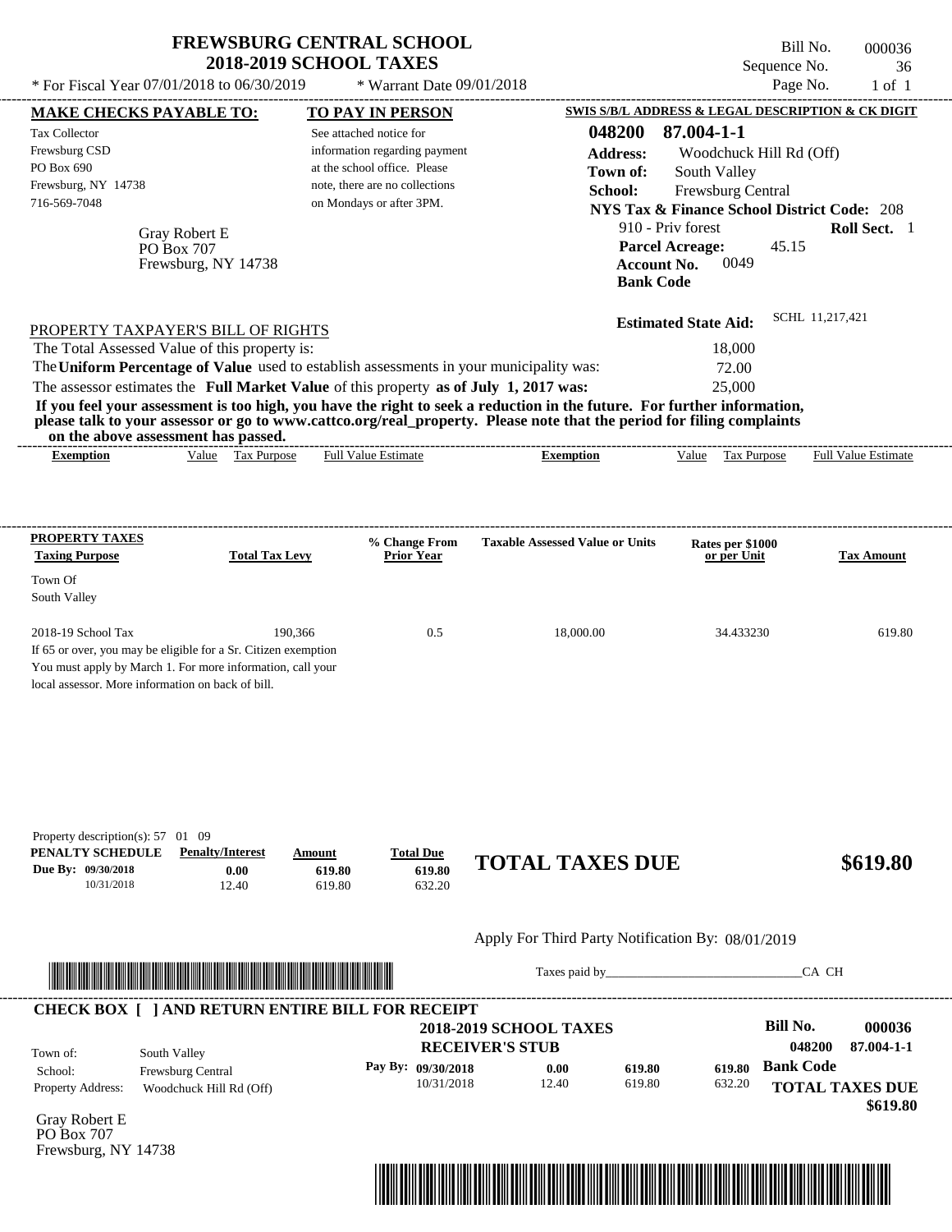# FREWSBURG CENTRAL SCHOOL
## 2018-2019 SCHOOL TAXES

\* For Fiscal Year 07/01/2018 to 06/30/2019 \* Warrant Date 09/01/2018

Bill No. 000036
Sequence No. 36
Page No. 1 of 1

| MAKE CHECKS PAYABLE TO: | TO PAY IN PERSON | SWIS S/B/L ADDRESS & LEGAL DESCRIPTION & CK DIGIT |
|---|---|---|
| Tax Collector<br>Frewsburg CSD<br>PO Box 690<br>Frewsburg, NY 14738<br>716-569-7048 | See attached notice for information regarding payment at the school office. Please note, there are no collections on Mondays or after 3PM. | **048200 87.004-1-1**<br>**Address:** Woodchuck Hill Rd (Off)<br>**Town of:** South Valley<br>**School:** Frewsburg Central<br>**NYS Tax & Finance School District Code:** 208<br>910 - Priv forest **Roll Sect.** 1<br>**Parcel Acreage:** 45.15<br>**Account No.** 0049<br>**Bank Code** |

Gray Robert E
PO Box 707
Frewsburg, NY 14738

**Estimated State Aid:** SCHL 11,217,421

PROPERTY TAXPAYER'S BILL OF RIGHTS

The Total Assessed Value of this property is: 18,000

The **Uniform Percentage of Value** used to establish assessments in your municipality was: 72.00

The assessor estimates the **Full Market Value** of this property **as of July 1, 2017 was:** 25,000

**If you feel your assessment is too high, you have the right to seek a reduction in the future. For further information, please talk to your assessor or go to www.cattco.org/real_property. Please note that the period for filing complaints on the above assessment has passed.**

| Exemption | Value | Tax Purpose | Full Value Estimate | Exemption | Value | Tax Purpose | Full Value Estimate |
|---|---|---|---|---|---|---|---|

| PROPERTY TAXES Taxing Purpose | Total Tax Levy | % Change From Prior Year | Taxable Assessed Value or Units | Rates per $1000 or per Unit | Tax Amount |
|---|---|---|---|---|---|
| Town Of South Valley | | | | | |
| 2018-19 School Tax | 190,366 | 0.5 | 18,000.00 | 34.433230 | 619.80 |

If 65 or over, you may be eligible for a Sr. Citizen exemption
You must apply by March 1. For more information, call your local assessor. More information on back of bill.

Property description(s): 57 01 09

| PENALTY SCHEDULE | Penalty/Interest | Amount | Total Due |
|---|---|---|---|
| Due By: 09/30/2018 | 0.00 | 619.80 | 619.80 |
| 10/31/2018 | 12.40 | 619.80 | 632.20 |

**TOTAL TAXES DUE $619.80**

Apply For Third Party Notification By: 08/01/2019

Taxes paid by\_\_\_\_\_\_\_\_\_\_\_\_\_\_\_\_\_\_\_\_\_\_\_\_\_\_\_\_\_\_CA CH

**CHECK BOX [ ] AND RETURN ENTIRE BILL FOR RECEIPT**

**2018-2019 SCHOOL TAXES**
**RECEIVER'S STUB**

**Bill No. 000036**
**048200 87.004-1-1**

Town of: South Valley
School: Frewsburg Central
Property Address: Woodchuck Hill Rd (Off)

| Pay By: | | | |
|---|---|---|---|
| 09/30/2018 | 0.00 | 619.80 | 619.80 |
| 10/31/2018 | 12.40 | 619.80 | 632.20 |

**Bank Code**

**TOTAL TAXES DUE $619.80**

Gray Robert E
PO Box 707
Frewsburg, NY 14738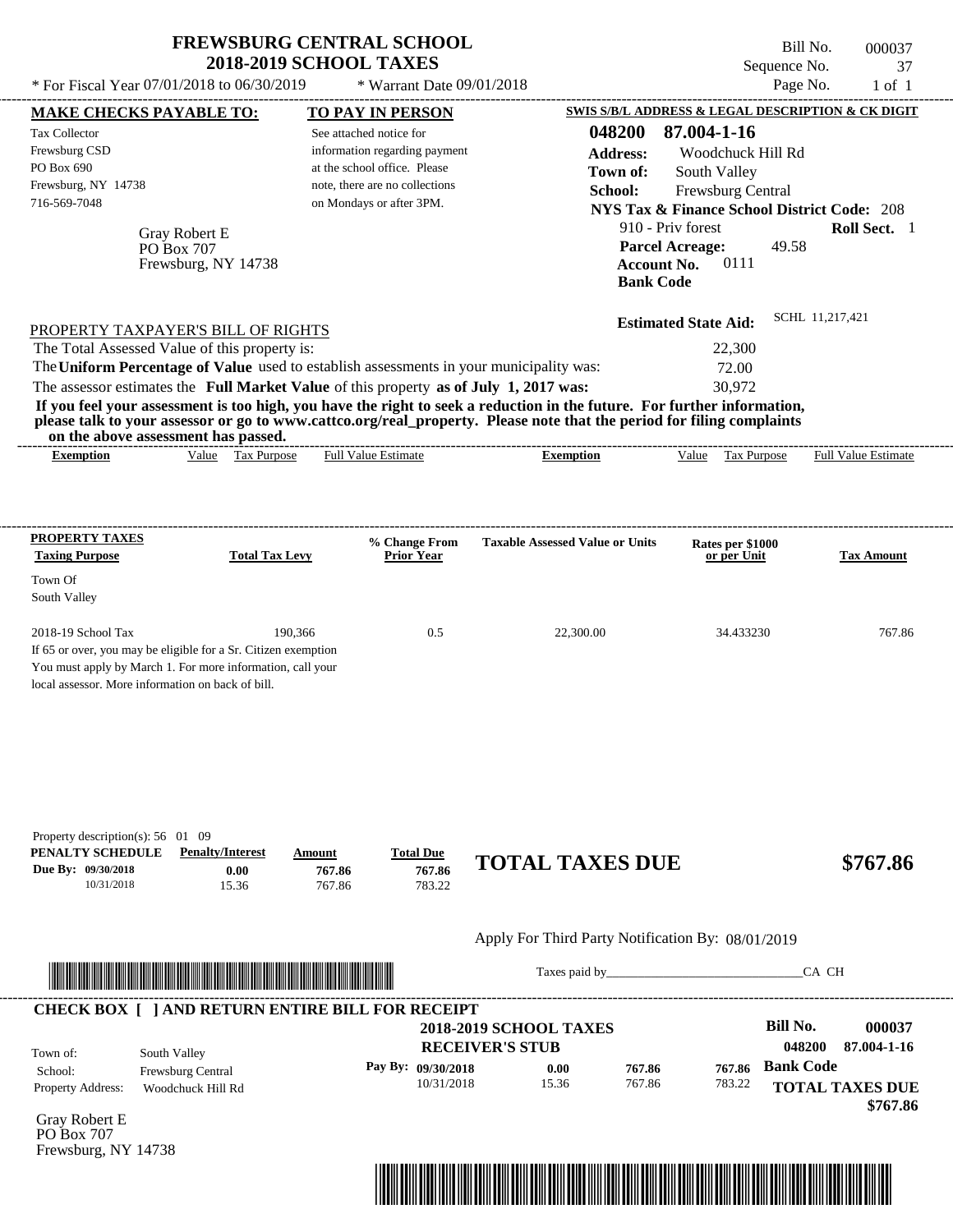# FREWSBURG CENTRAL SCHOOL
## 2018-2019 SCHOOL TAXES

Bill No. 000037
Sequence No. 37
Page No. 1 of 1

* For Fiscal Year 07/01/2018 to 06/30/2019 * Warrant Date 09/01/2018

**MAKE CHECKS PAYABLE TO:**

Tax Collector
Frewsburg CSD
PO Box 690
Frewsburg, NY 14738
716-569-7048

**TO PAY IN PERSON**

See attached notice for information regarding payment at the school office. Please note, there are no collections on Mondays or after 3PM.

**SWIS S/B/L ADDRESS & LEGAL DESCRIPTION & CK DIGIT**

**048200 87.004-1-16**
**Address:** Woodchuck Hill Rd
**Town of:** South Valley
**School:** Frewsburg Central
**NYS Tax & Finance School District Code:** 208
910 - Priv forest **Roll Sect.** 1
**Parcel Acreage:** 49.58
**Account No.** 0111
**Bank Code**

Gray Robert E
PO Box 707
Frewsburg, NY 14738

**Estimated State Aid:** SCHL 11,217,421

PROPERTY TAXPAYER'S BILL OF RIGHTS

The Total Assessed Value of this property is: 22,300
The **Uniform Percentage of Value** used to establish assessments in your municipality was: 72.00
The assessor estimates the **Full Market Value** of this property **as of July 1, 2017 was:** 30,972

**If you feel your assessment is too high, you have the right to seek a reduction in the future. For further information, please talk to your assessor or go to www.cattco.org/real_property. Please note that the period for filing complaints on the above assessment has passed.**

| Exemption | Value | Tax Purpose | Full Value Estimate | Exemption | Value | Tax Purpose | Full Value Estimate |
|---|---|---|---|---|---|---|---|

| PROPERTY TAXES Taxing Purpose | Total Tax Levy | % Change From Prior Year | Taxable Assessed Value or Units | Rates per $1000 or per Unit | Tax Amount |
|---|---|---|---|---|---|
| Town Of South Valley | | | | | |
| 2018-19 School Tax | 190,366 | 0.5 | 22,300.00 | 34.433230 | 767.86 |

If 65 or over, you may be eligible for a Sr. Citizen exemption
You must apply by March 1. For more information, call your local assessor. More information on back of bill.

Property description(s): 56 01 09

| PENALTY SCHEDULE | Penalty/Interest | Amount | Total Due |
|---|---|---|---|
| Due By: 09/30/2018 | 0.00 | 767.86 | 767.86 |
| 10/31/2018 | 15.36 | 767.86 | 783.22 |

**TOTAL TAXES DUE $767.86**

Apply For Third Party Notification By: 08/01/2019

Taxes paid by_______________________________CA CH

**CHECK BOX [ ] AND RETURN ENTIRE BILL FOR RECEIPT**

**2018-2019 SCHOOL TAXES**
**RECEIVER'S STUB**

**Bill No. 000037**
**048200 87.004-1-16**

Town of: South Valley
School: Frewsburg Central
Property Address: Woodchuck Hill Rd

| Pay By: | | | |
|---|---|---|---|
| 09/30/2018 | 0.00 | 767.86 | 767.86 |
| 10/31/2018 | 15.36 | 767.86 | 783.22 |

**Bank Code**

**TOTAL TAXES DUE $767.86**

Gray Robert E
PO Box 707
Frewsburg, NY 14738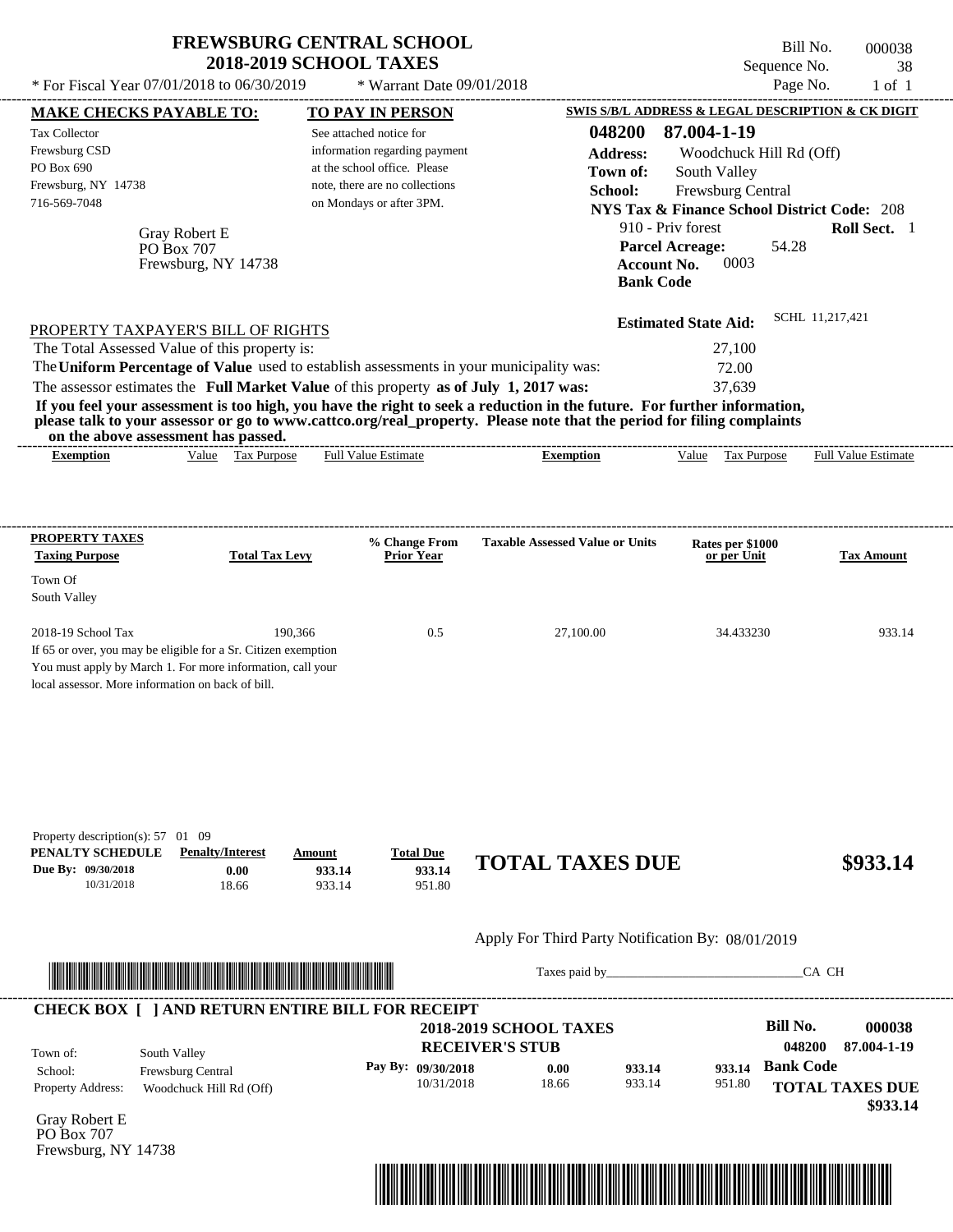# FREWSBURG CENTRAL SCHOOL
## 2018-2019 SCHOOL TAXES

\* For Fiscal Year 07/01/2018 to 06/30/2019 \* Warrant Date 09/01/2018

Bill No. 000038
Sequence No. 38
Page No. 1 of 1

**MAKE CHECKS PAYABLE TO:**

Tax Collector
Frewsburg CSD
PO Box 690
Frewsburg, NY 14738
716-569-7048

**TO PAY IN PERSON**

See attached notice for information regarding payment at the school office. Please note, there are no collections on Mondays or after 3PM.

**SWIS S/B/L ADDRESS & LEGAL DESCRIPTION & CK DIGIT**

**048200 87.004-1-19**
**Address:** Woodchuck Hill Rd (Off)
**Town of:** South Valley
**School:** Frewsburg Central
**NYS Tax & Finance School District Code:** 208
910 - Priv forest **Roll Sect.** 1
**Parcel Acreage:** 54.28
**Account No.** 0003
**Bank Code**

Gray Robert E
PO Box 707
Frewsburg, NY 14738

**Estimated State Aid:** SCHL 11,217,421

PROPERTY TAXPAYER'S BILL OF RIGHTS

The Total Assessed Value of this property is: 27,100
The **Uniform Percentage of Value** used to establish assessments in your municipality was: 72.00
The assessor estimates the **Full Market Value** of this property **as of July 1, 2017 was:** 37,639

**If you feel your assessment is too high, you have the right to seek a reduction in the future. For further information, please talk to your assessor or go to www.cattco.org/real_property. Please note that the period for filing complaints on the above assessment has passed.**

| Exemption | Value | Tax Purpose | Full Value Estimate | Exemption | Value | Tax Purpose | Full Value Estimate |
|---|---|---|---|---|---|---|---|

| PROPERTY TAXES Taxing Purpose | Total Tax Levy | % Change From Prior Year | Taxable Assessed Value or Units | Rates per $1000 or per Unit | Tax Amount |
|---|---|---|---|---|---|
| Town Of South Valley | | | | | |
| 2018-19 School Tax | 190,366 | 0.5 | 27,100.00 | 34.433230 | 933.14 |

If 65 or over, you may be eligible for a Sr. Citizen exemption
You must apply by March 1. For more information, call your local assessor. More information on back of bill.

Property description(s): 57 01 09

| PENALTY SCHEDULE | Penalty/Interest | Amount | Total Due |
|---|---|---|---|
| Due By: 09/30/2018 | 0.00 | 933.14 | 933.14 |
| 10/31/2018 | 18.66 | 933.14 | 951.80 |

**TOTAL TAXES DUE $933.14**

Apply For Third Party Notification By: 08/01/2019

Taxes paid by\_\_\_\_\_\_\_\_\_\_\_\_\_\_\_\_\_\_\_\_\_\_\_\_\_\_\_\_\_\_CA CH

**CHECK BOX [ ] AND RETURN ENTIRE BILL FOR RECEIPT**

**2018-2019 SCHOOL TAXES**
**RECEIVER'S STUB**

Bill No. **000038**
**048200 87.004-1-19**

Town of: South Valley
School: Frewsburg Central
Property Address: Woodchuck Hill Rd (Off)

| Pay By: | | | |
|---|---|---|---|
| 09/30/2018 | 0.00 | 933.14 | 933.14 |
| 10/31/2018 | 18.66 | 933.14 | 951.80 |

**Bank Code**

**TOTAL TAXES DUE $933.14**

Gray Robert E
PO Box 707
Frewsburg, NY 14738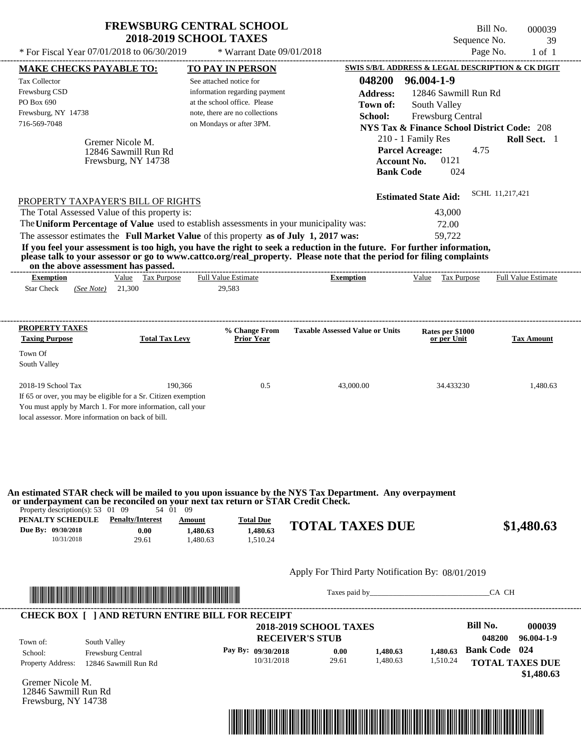# FREWSBURG CENTRAL SCHOOL
## 2018-2019 SCHOOL TAXES

* For Fiscal Year 07/01/2018 to 06/30/2019 * Warrant Date 09/01/2018

Bill No. 000039
Sequence No. 39
Page No. 1 of 1

**MAKE CHECKS PAYABLE TO:**
Tax Collector
Frewsburg CSD
PO Box 690
Frewsburg, NY 14738
716-569-7048

**TO PAY IN PERSON**
See attached notice for information regarding payment at the school office. Please note, there are no collections on Mondays or after 3PM.

**SWIS S/B/L ADDRESS & LEGAL DESCRIPTION & CK DIGIT**
**048200 96.004-1-9**
**Address:** 12846 Sawmill Run Rd
**Town of:** South Valley
**School:** Frewsburg Central
**NYS Tax & Finance School District Code:** 208
210 - 1 Family Res **Roll Sect.** 1
**Parcel Acreage:** 4.75
**Account No.** 0121
**Bank Code** 024

Gremer Nicole M.
12846 Sawmill Run Rd
Frewsburg, NY 14738

**Estimated State Aid:** SCHL 11,217,421

PROPERTY TAXPAYER'S BILL OF RIGHTS
The Total Assessed Value of this property is: 43,000
The **Uniform Percentage of Value** used to establish assessments in your municipality was: 72.00
The assessor estimates the **Full Market Value** of this property **as of July 1, 2017 was:** 59,722

**If you feel your assessment is too high, you have the right to seek a reduction in the future. For further information, please talk to your assessor or go to www.cattco.org/real_property. Please note that the period for filing complaints on the above assessment has passed.**

| Exemption | Value | Tax Purpose | Full Value Estimate | Exemption | Value | Tax Purpose | Full Value Estimate |
|---|---|---|---|---|---|---|---|
| Star Check *(See Note)* | 21,300 | | 29,583 | | | | |

| PROPERTY TAXES Taxing Purpose | Total Tax Levy | % Change From Prior Year | Taxable Assessed Value or Units | Rates per $1000 or per Unit | Tax Amount |
|---|---|---|---|---|---|
| Town Of South Valley | | | | | |
| 2018-19 School Tax | 190,366 | 0.5 | 43,000.00 | 34.433230 | 1,480.63 |

If 65 or over, you may be eligible for a Sr. Citizen exemption
You must apply by March 1. For more information, call your local assessor. More information on back of bill.

**An estimated STAR check will be mailed to you upon issuance by the NYS Tax Department. Any overpayment or underpayment can be reconciled on your next tax return or STAR Credit Check.**

Property description(s): 53 01 09 54 01 09

| PENALTY SCHEDULE | Penalty/Interest | Amount | Total Due |
|---|---|---|---|
| Due By: 09/30/2018 | 0.00 | 1,480.63 | 1,480.63 |
| 10/31/2018 | 29.61 | 1,480.63 | 1,510.24 |

**TOTAL TAXES DUE $1,480.63**

Apply For Third Party Notification By: 08/01/2019

Taxes paid by_______________________________CA CH

**CHECK BOX [ ] AND RETURN ENTIRE BILL FOR RECEIPT**

**2018-2019 SCHOOL TAXES**
**RECEIVER'S STUB**

Bill No. **000039**
048200 96.004-1-9

Town of: South Valley
School: Frewsburg Central
Property Address: 12846 Sawmill Run Rd

| Pay By: | | | |
|---|---|---|---|
| 09/30/2018 | 0.00 | 1,480.63 | 1,480.63 |
| 10/31/2018 | 29.61 | 1,480.63 | 1,510.24 |

**Bank Code 024**
**TOTAL TAXES DUE $1,480.63**

Gremer Nicole M.
12846 Sawmill Run Rd
Frewsburg, NY 14738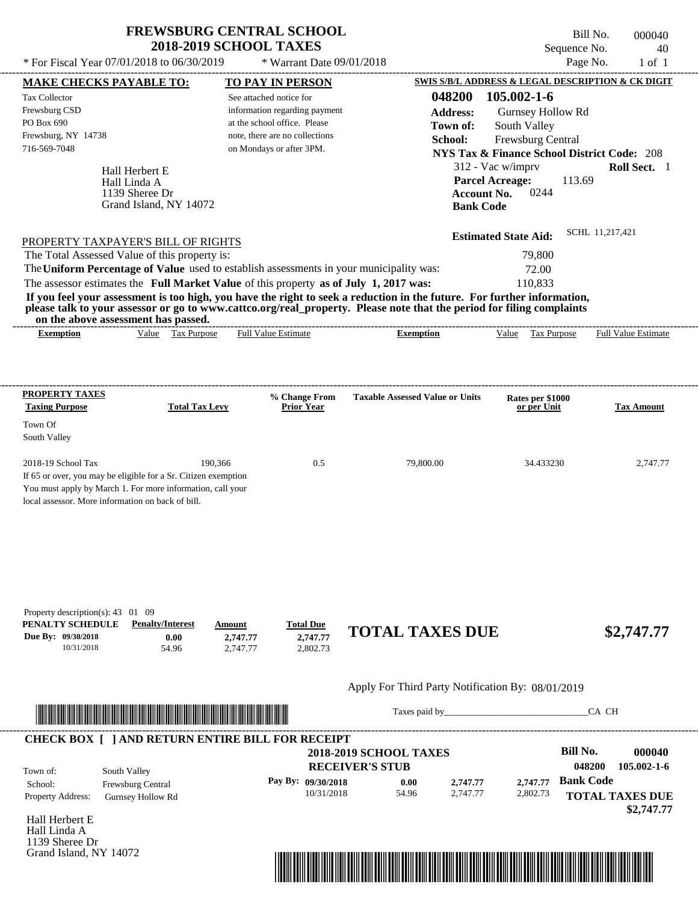# FREWSBURG CENTRAL SCHOOL
## 2018-2019 SCHOOL TAXES

Bill No. 000040
Sequence No. 40
Page No. 1 of 1

* For Fiscal Year 07/01/2018 to 06/30/2019 * Warrant Date 09/01/2018

**MAKE CHECKS PAYABLE TO:**

Tax Collector
Frewsburg CSD
PO Box 690
Frewsburg, NY 14738
716-569-7048

**TO PAY IN PERSON**

See attached notice for information regarding payment at the school office. Please note, there are no collections on Mondays or after 3PM.

**SWIS S/B/L ADDRESS & LEGAL DESCRIPTION & CK DIGIT**

**048200 105.002-1-6**
**Address:** Gurnsey Hollow Rd
**Town of:** South Valley
**School:** Frewsburg Central
**NYS Tax & Finance School District Code:** 208
312 - Vac w/imprv **Roll Sect.** 1
**Parcel Acreage:** 113.69
**Account No.** 0244
**Bank Code**

Hall Herbert E
Hall Linda A
1139 Sheree Dr
Grand Island, NY 14072

**Estimated State Aid:** SCHL 11,217,421

PROPERTY TAXPAYER'S BILL OF RIGHTS

The Total Assessed Value of this property is: 79,800
The **Uniform Percentage of Value** used to establish assessments in your municipality was: 72.00
The assessor estimates the **Full Market Value** of this property **as of July 1, 2017 was:** 110,833

**If you feel your assessment is too high, you have the right to seek a reduction in the future. For further information, please talk to your assessor or go to www.cattco.org/real_property. Please note that the period for filing complaints on the above assessment has passed.**

| Exemption | Value | Tax Purpose | Full Value Estimate | Exemption | Value | Tax Purpose | Full Value Estimate |
|---|---|---|---|---|---|---|---|

| PROPERTY TAXES Taxing Purpose | Total Tax Levy | % Change From Prior Year | Taxable Assessed Value or Units | Rates per $1000 or per Unit | Tax Amount |
|---|---|---|---|---|---|
| Town Of South Valley | | | | | |
| 2018-19 School Tax | 190,366 | 0.5 | 79,800.00 | 34.433230 | 2,747.77 |

If 65 or over, you may be eligible for a Sr. Citizen exemption
You must apply by March 1. For more information, call your local assessor. More information on back of bill.

Property description(s): 43 01 09

| PENALTY SCHEDULE | Penalty/Interest | Amount | Total Due |
|---|---|---|---|
| Due By: 09/30/2018 | 0.00 | 2,747.77 | 2,747.77 |
| 10/31/2018 | 54.96 | 2,747.77 | 2,802.73 |

**TOTAL TAXES DUE $2,747.77**

Apply For Third Party Notification By: 08/01/2019

Taxes paid by_______________________________CA CH

**CHECK BOX [ ] AND RETURN ENTIRE BILL FOR RECEIPT**

**2018-2019 SCHOOL TAXES**
**RECEIVER'S STUB**

**Bill No. 000040**
**048200 105.002-1-6**

Town of: South Valley
School: Frewsburg Central
Property Address: Gurnsey Hollow Rd

| Pay By: | | | | |
|---|---|---|---|---|
| 09/30/2018 | 0.00 | 2,747.77 | 2,747.77 | **Bank Code** |
| 10/31/2018 | 54.96 | 2,747.77 | 2,802.73 | |

**TOTAL TAXES DUE $2,747.77**

Hall Herbert E
Hall Linda A
1139 Sheree Dr
Grand Island, NY 14072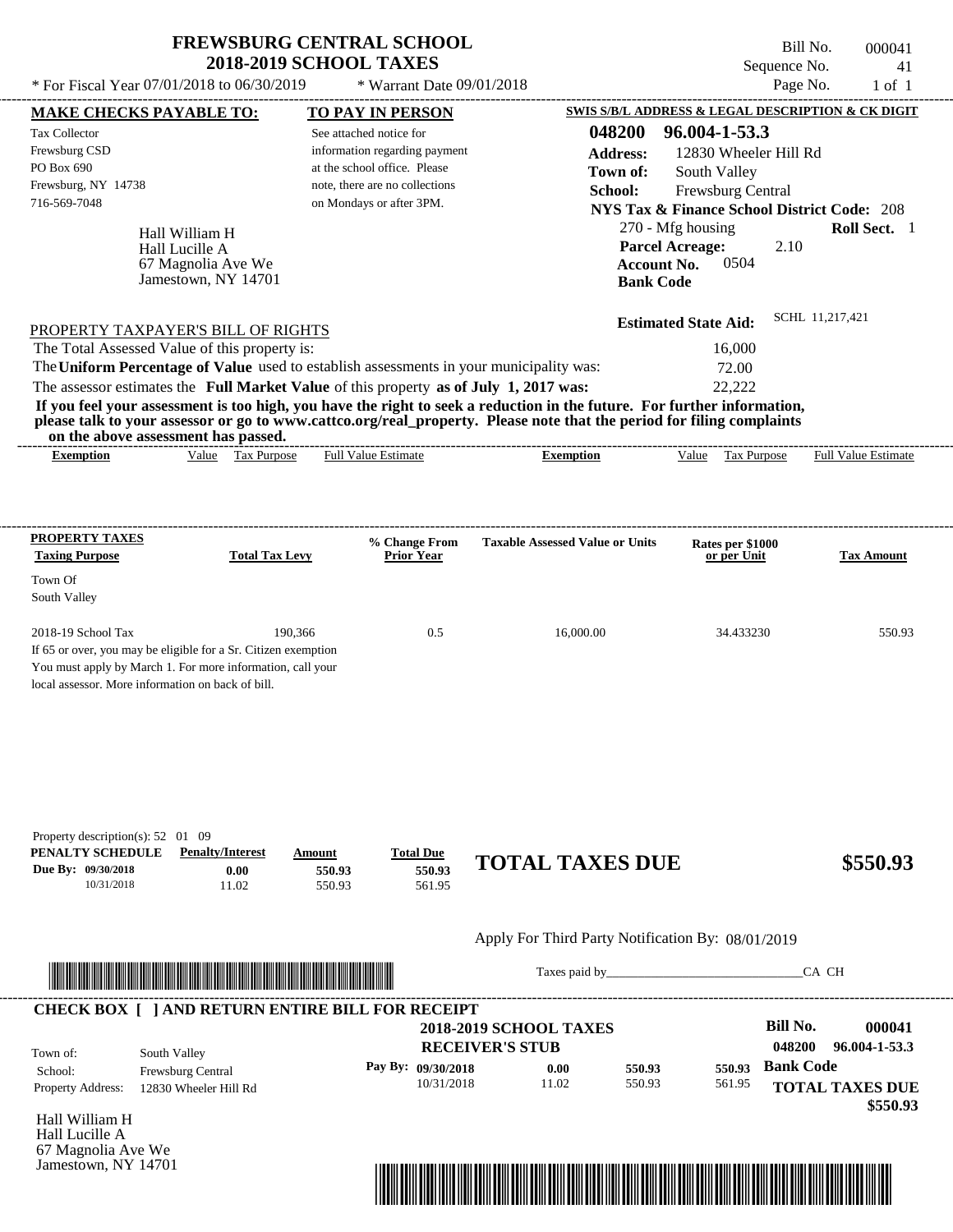# FREWSBURG CENTRAL SCHOOL
## 2018-2019 SCHOOL TAXES

\* For Fiscal Year 07/01/2018 to 06/30/2019 \* Warrant Date 09/01/2018

Bill No. 000041
Sequence No. 41
Page No. 1 of 1

**MAKE CHECKS PAYABLE TO:**

Tax Collector
Frewsburg CSD
PO Box 690
Frewsburg, NY 14738
716-569-7048

**TO PAY IN PERSON**

See attached notice for information regarding payment at the school office. Please note, there are no collections on Mondays or after 3PM.

**SWIS S/B/L ADDRESS & LEGAL DESCRIPTION & CK DIGIT**

**048200 96.004-1-53.3**
**Address:** 12830 Wheeler Hill Rd
**Town of:** South Valley
**School:** Frewsburg Central
**NYS Tax & Finance School District Code:** 208
270 - Mfg housing **Roll Sect.** 1
**Parcel Acreage:** 2.10
**Account No.** 0504
**Bank Code**

Hall William H
Hall Lucille A
67 Magnolia Ave We
Jamestown, NY 14701

**Estimated State Aid:** SCHL 11,217,421

PROPERTY TAXPAYER'S BILL OF RIGHTS

The Total Assessed Value of this property is: 16,000
The **Uniform Percentage of Value** used to establish assessments in your municipality was: 72.00
The assessor estimates the **Full Market Value** of this property **as of July 1, 2017 was:** 22,222

**If you feel your assessment is too high, you have the right to seek a reduction in the future. For further information, please talk to your assessor or go to www.cattco.org/real_property. Please note that the period for filing complaints on the above assessment has passed.**

| Exemption | Value | Tax Purpose | Full Value Estimate | Exemption | Value | Tax Purpose | Full Value Estimate |
|---|---|---|---|---|---|---|---|

| PROPERTY TAXES Taxing Purpose | Total Tax Levy | % Change From Prior Year | Taxable Assessed Value or Units | Rates per $1000 or per Unit | Tax Amount |
|---|---|---|---|---|---|
| Town Of South Valley | | | | | |
| 2018-19 School Tax | 190,366 | 0.5 | 16,000.00 | 34.433230 | 550.93 |

If 65 or over, you may be eligible for a Sr. Citizen exemption
You must apply by March 1. For more information, call your local assessor. More information on back of bill.

Property description(s): 52 01 09

| PENALTY SCHEDULE | Penalty/Interest | Amount | Total Due |
|---|---|---|---|
| Due By: 09/30/2018 | 0.00 | 550.93 | 550.93 |
| 10/31/2018 | 11.02 | 550.93 | 561.95 |

**TOTAL TAXES DUE $550.93**

Apply For Third Party Notification By: 08/01/2019

Taxes paid by_______________________________CA CH

**CHECK BOX [ ] AND RETURN ENTIRE BILL FOR RECEIPT**

**2018-2019 SCHOOL TAXES**
**RECEIVER'S STUB**

**Bill No. 000041**
**048200 96.004-1-53.3**

Town of: South Valley
School: Frewsburg Central
Property Address: 12830 Wheeler Hill Rd

| Pay By: | | | |
|---|---|---|---|
| 09/30/2018 | 0.00 | 550.93 | 550.93 |
| 10/31/2018 | 11.02 | 550.93 | 561.95 |

**Bank Code**

**TOTAL TAXES DUE $550.93**

Hall William H
Hall Lucille A
67 Magnolia Ave We
Jamestown, NY 14701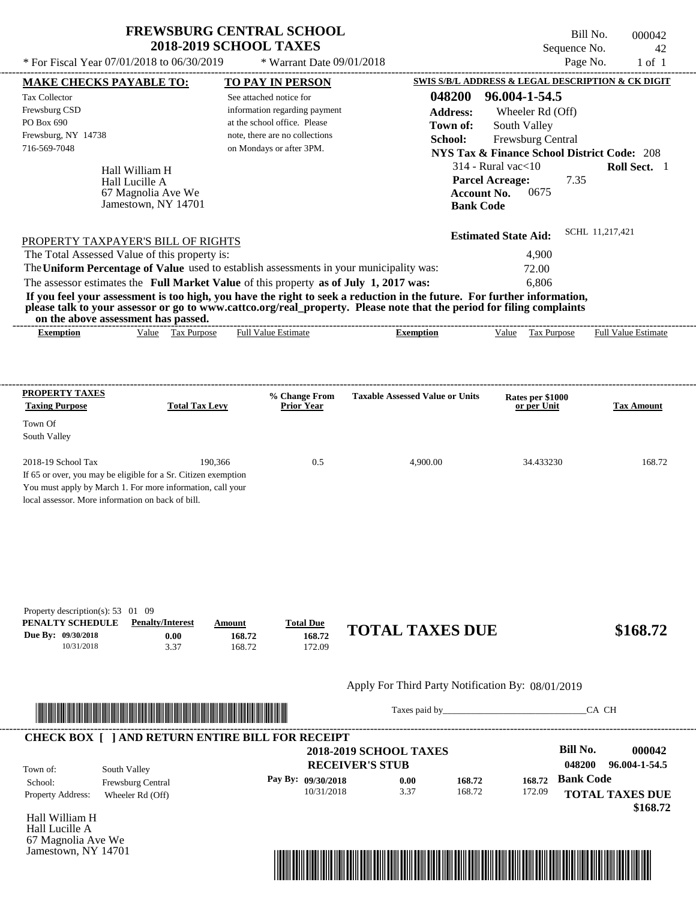# FREWSBURG CENTRAL SCHOOL
## 2018-2019 SCHOOL TAXES

Bill No. 000042
Sequence No. 42
Page No. 1 of 1

\* For Fiscal Year 07/01/2018 to 06/30/2019 \* Warrant Date 09/01/2018

**MAKE CHECKS PAYABLE TO:**

Tax Collector
Frewsburg CSD
PO Box 690
Frewsburg, NY 14738
716-569-7048

**TO PAY IN PERSON**

See attached notice for information regarding payment at the school office. Please note, there are no collections on Mondays or after 3PM.

**SWIS S/B/L ADDRESS & LEGAL DESCRIPTION & CK DIGIT**

**048200 96.004-1-54.5**
**Address:** Wheeler Rd (Off)
**Town of:** South Valley
**School:** Frewsburg Central
**NYS Tax & Finance School District Code:** 208
314 - Rural vac<10 **Roll Sect.** 1
**Parcel Acreage:** 7.35
**Account No.** 0675
**Bank Code**

Hall William H
Hall Lucille A
67 Magnolia Ave We
Jamestown, NY 14701

**Estimated State Aid:** SCHL 11,217,421

PROPERTY TAXPAYER'S BILL OF RIGHTS

The Total Assessed Value of this property is: 4,900
The **Uniform Percentage of Value** used to establish assessments in your municipality was: 72.00
The assessor estimates the **Full Market Value** of this property **as of July 1, 2017 was:** 6,806

**If you feel your assessment is too high, you have the right to seek a reduction in the future. For further information, please talk to your assessor or go to www.cattco.org/real_property. Please note that the period for filing complaints on the above assessment has passed.**

| Exemption | Value | Tax Purpose | Full Value Estimate | Exemption | Value | Tax Purpose | Full Value Estimate |
|---|---|---|---|---|---|---|---|

| PROPERTY TAXES Taxing Purpose | Total Tax Levy | % Change From Prior Year | Taxable Assessed Value or Units | Rates per $1000 or per Unit | Tax Amount |
|---|---|---|---|---|---|
| Town Of South Valley | | | | | |
| 2018-19 School Tax | 190,366 | 0.5 | 4,900.00 | 34.433230 | 168.72 |

If 65 or over, you may be eligible for a Sr. Citizen exemption
You must apply by March 1. For more information, call your local assessor. More information on back of bill.

Property description(s): 53 01 09

| PENALTY SCHEDULE | Penalty/Interest | Amount | Total Due |
|---|---|---|---|
| Due By: 09/30/2018 | 0.00 | 168.72 | 168.72 |
| 10/31/2018 | 3.37 | 168.72 | 172.09 |

**TOTAL TAXES DUE $168.72**

Apply For Third Party Notification By: 08/01/2019

Taxes paid by_______________________________CA CH

**CHECK BOX [ ] AND RETURN ENTIRE BILL FOR RECEIPT**

**2018-2019 SCHOOL TAXES**
**RECEIVER'S STUB**

**Bill No. 000042**
**048200 96.004-1-54.5**

Town of: South Valley
School: Frewsburg Central
Property Address: Wheeler Rd (Off)

| Pay By: | | | |
|---|---|---|---|
| 09/30/2018 | 0.00 | 168.72 | 168.72 |
| 10/31/2018 | 3.37 | 168.72 | 172.09 |

**Bank Code**

**TOTAL TAXES DUE $168.72**

Hall William H
Hall Lucille A
67 Magnolia Ave We
Jamestown, NY 14701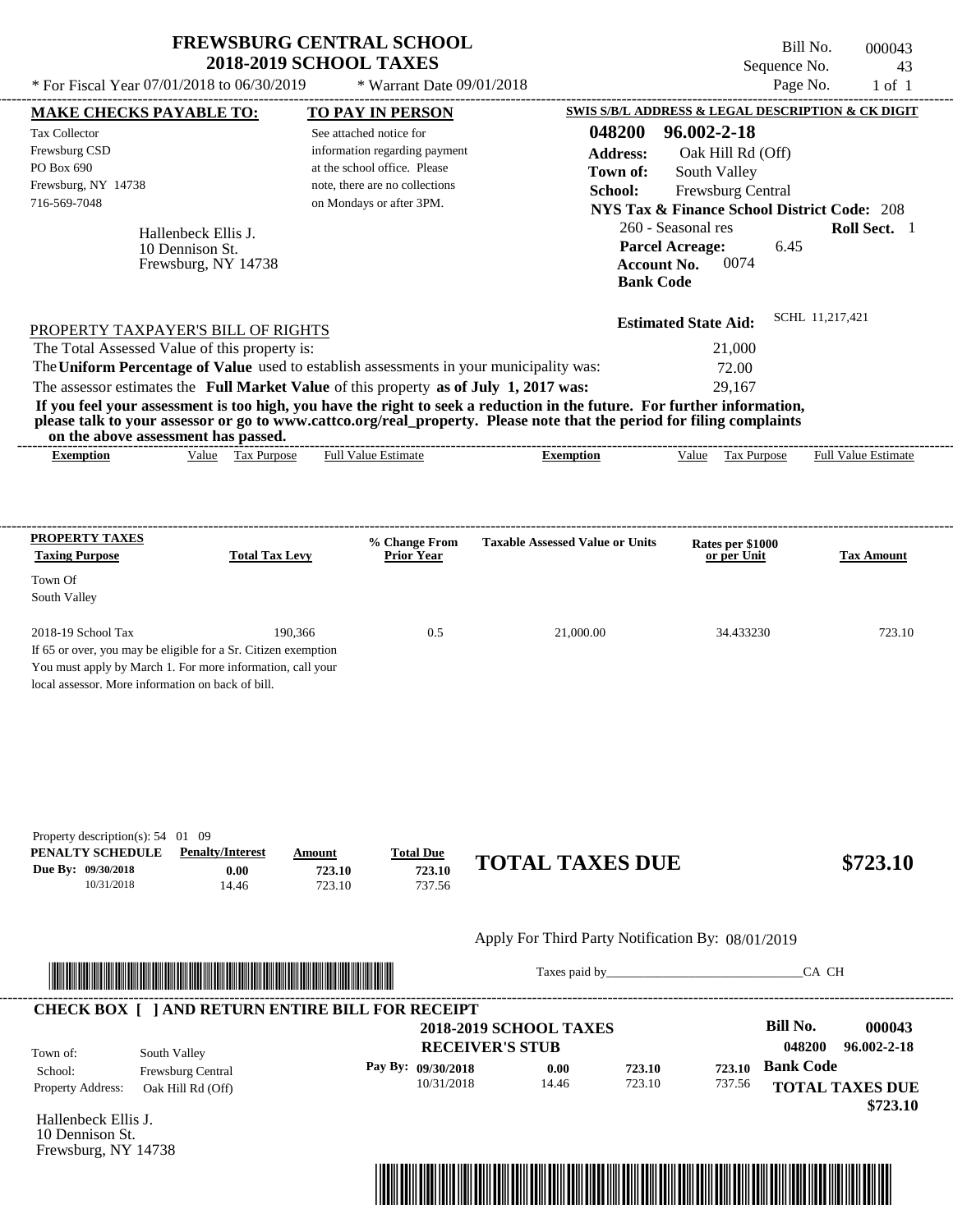# FREWSBURG CENTRAL SCHOOL
## 2018-2019 SCHOOL TAXES

Bill No. 000043
Sequence No. 43
Page No. 1 of 1

\* For Fiscal Year 07/01/2018 to 06/30/2019 &nbsp;&nbsp; \* Warrant Date 09/01/2018

**MAKE CHECKS PAYABLE TO:**

Tax Collector
Frewsburg CSD
PO Box 690
Frewsburg, NY 14738
716-569-7048

Hallenbeck Ellis J.
10 Dennison St.
Frewsburg, NY 14738

**TO PAY IN PERSON**

See attached notice for information regarding payment at the school office. Please note, there are no collections on Mondays or after 3PM.

**SWIS S/B/L ADDRESS & LEGAL DESCRIPTION & CK DIGIT**

**048200 96.002-2-18**
**Address:** Oak Hill Rd (Off)
**Town of:** South Valley
**School:** Frewsburg Central
**NYS Tax & Finance School District Code:** 208
260 - Seasonal res &nbsp;&nbsp; **Roll Sect.** 1
**Parcel Acreage:** 6.45
**Account No.** 0074
**Bank Code**

**Estimated State Aid:** SCHL 11,217,421

PROPERTY TAXPAYER'S BILL OF RIGHTS

The Total Assessed Value of this property is: 21,000
The **Uniform Percentage of Value** used to establish assessments in your municipality was: 72.00
The assessor estimates the **Full Market Value** of this property **as of July 1, 2017 was:** 29,167

**If you feel your assessment is too high, you have the right to seek a reduction in the future. For further information, please talk to your assessor or go to www.cattco.org/real_property. Please note that the period for filing complaints on the above assessment has passed.**

| Exemption | Value | Tax Purpose | Full Value Estimate | Exemption | Value | Tax Purpose | Full Value Estimate |
|---|---|---|---|---|---|---|---|

| PROPERTY TAXES Taxing Purpose | Total Tax Levy | % Change From Prior Year | Taxable Assessed Value or Units | Rates per $1000 or per Unit | Tax Amount |
|---|---|---|---|---|---|
| Town Of South Valley | | | | | |
| 2018-19 School Tax | 190,366 | 0.5 | 21,000.00 | 34.433230 | 723.10 |

If 65 or over, you may be eligible for a Sr. Citizen exemption
You must apply by March 1. For more information, call your local assessor. More information on back of bill.

Property description(s): 54 01 09

| PENALTY SCHEDULE | Penalty/Interest | Amount | Total Due |
|---|---|---|---|
| Due By: 09/30/2018 | 0.00 | 723.10 | 723.10 |
| 10/31/2018 | 14.46 | 723.10 | 737.56 |

**TOTAL TAXES DUE $723.10**

Apply For Third Party Notification By: 08/01/2019

Taxes paid by________________________________ CA CH

**CHECK BOX [ ] AND RETURN ENTIRE BILL FOR RECEIPT**

**2018-2019 SCHOOL TAXES**
**RECEIVER'S STUB**

**Bill No. 000043**
**048200 96.002-2-18**

Town of: South Valley
School: Frewsburg Central
Property Address: Oak Hill Rd (Off)

| Pay By: | Penalty/Interest | Amount | Total Due |
|---|---|---|---|
| 09/30/2018 | 0.00 | 723.10 | 723.10 |
| 10/31/2018 | 14.46 | 723.10 | 737.56 |

**Bank Code**

**TOTAL TAXES DUE $723.10**

Hallenbeck Ellis J.
10 Dennison St.
Frewsburg, NY 14738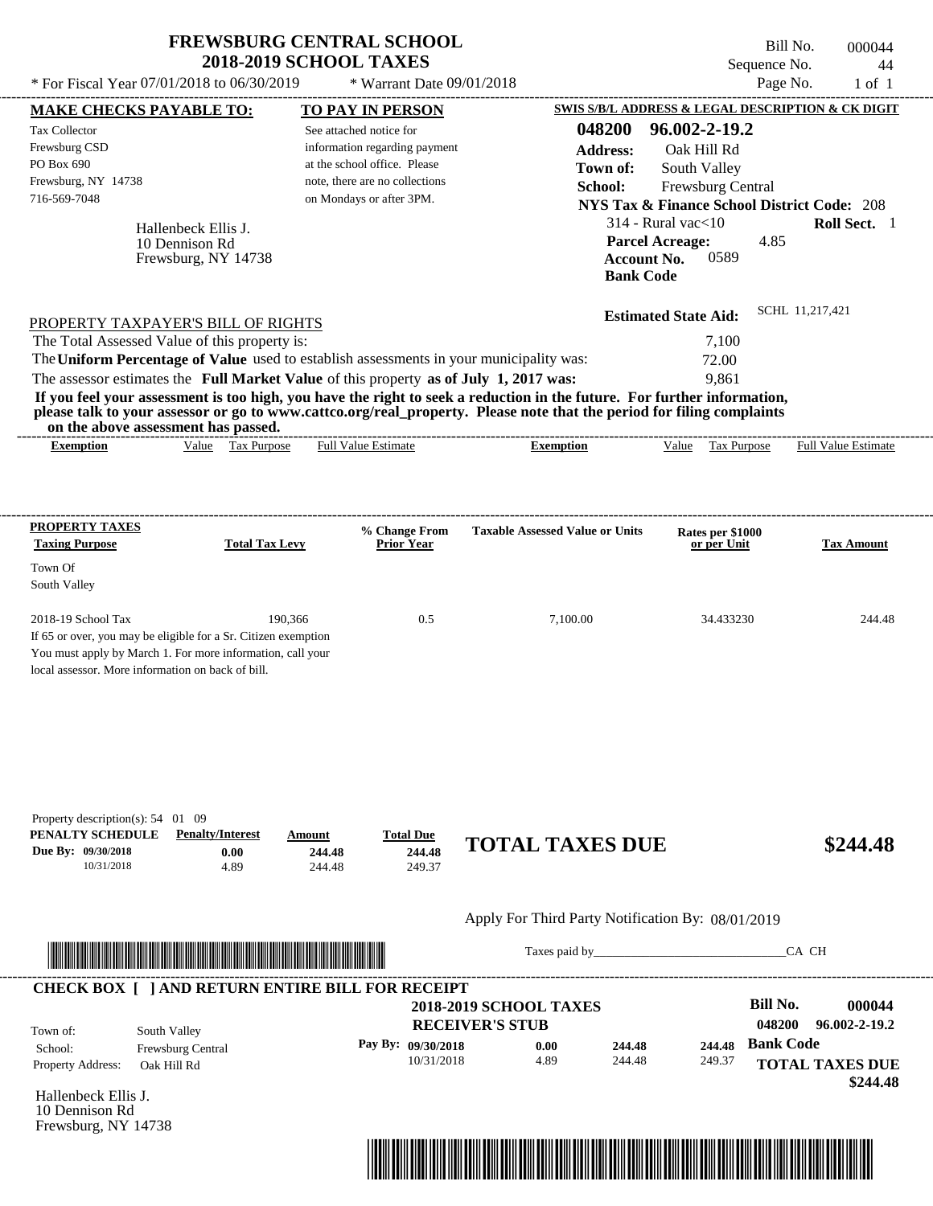# FREWSBURG CENTRAL SCHOOL
## 2018-2019 SCHOOL TAXES

\* For Fiscal Year 07/01/2018 to 06/30/2019 &nbsp;&nbsp; \* Warrant Date 09/01/2018

Bill No. 000044
Sequence No. 44
Page No. 1 of 1

**MAKE CHECKS PAYABLE TO:**

Tax Collector
Frewsburg CSD
PO Box 690
Frewsburg, NY 14738
716-569-7048

**TO PAY IN PERSON**

See attached notice for information regarding payment at the school office. Please note, there are no collections on Mondays or after 3PM.

**SWIS S/B/L ADDRESS & LEGAL DESCRIPTION & CK DIGIT**

**048200 96.002-2-19.2**
**Address:** Oak Hill Rd
**Town of:** South Valley
**School:** Frewsburg Central
**NYS Tax & Finance School District Code:** 208
314 - Rural vac<10 &nbsp;&nbsp; **Roll Sect.** 1
**Parcel Acreage:** 4.85
**Account No.** 0589
**Bank Code**

Hallenbeck Ellis J.
10 Dennison Rd
Frewsburg, NY 14738

**Estimated State Aid:** SCHL 11,217,421

PROPERTY TAXPAYER'S BILL OF RIGHTS

The Total Assessed Value of this property is: 7,100
The **Uniform Percentage of Value** used to establish assessments in your municipality was: 72.00
The assessor estimates the **Full Market Value** of this property **as of July 1, 2017 was:** 9,861

**If you feel your assessment is too high, you have the right to seek a reduction in the future. For further information, please talk to your assessor or go to www.cattco.org/real_property. Please note that the period for filing complaints on the above assessment has passed.**

| Exemption | Value | Tax Purpose | Full Value Estimate | Exemption | Value | Tax Purpose | Full Value Estimate |
|---|---|---|---|---|---|---|---|

| PROPERTY TAXES Taxing Purpose | Total Tax Levy | % Change From Prior Year | Taxable Assessed Value or Units | Rates per $1000 or per Unit | Tax Amount |
|---|---|---|---|---|---|
| Town Of South Valley | | | | | |
| 2018-19 School Tax | 190,366 | 0.5 | 7,100.00 | 34.433230 | 244.48 |

If 65 or over, you may be eligible for a Sr. Citizen exemption
You must apply by March 1. For more information, call your local assessor. More information on back of bill.

Property description(s): 54 01 09

| PENALTY SCHEDULE | Penalty/Interest | Amount | Total Due |
|---|---|---|---|
| Due By: 09/30/2018 | 0.00 | 244.48 | 244.48 |
| 10/31/2018 | 4.89 | 244.48 | 249.37 |

**TOTAL TAXES DUE $244.48**

Apply For Third Party Notification By: 08/01/2019

Taxes paid by\_\_\_\_\_\_\_\_\_\_\_\_\_\_\_\_\_\_\_\_\_\_\_\_\_\_\_\_\_\_CA CH

**CHECK BOX [ ] AND RETURN ENTIRE BILL FOR RECEIPT**

**2018-2019 SCHOOL TAXES**
**RECEIVER'S STUB**

**Bill No. 000044**
**048200 96.002-2-19.2**

Town of: South Valley
School: Frewsburg Central
Property Address: Oak Hill Rd

| Pay By: | | | |
|---|---|---|---|
| 09/30/2018 | 0.00 | 244.48 | 244.48 |
| 10/31/2018 | 4.89 | 244.48 | 249.37 |

**Bank Code**

**TOTAL TAXES DUE $244.48**

Hallenbeck Ellis J.
10 Dennison Rd
Frewsburg, NY 14738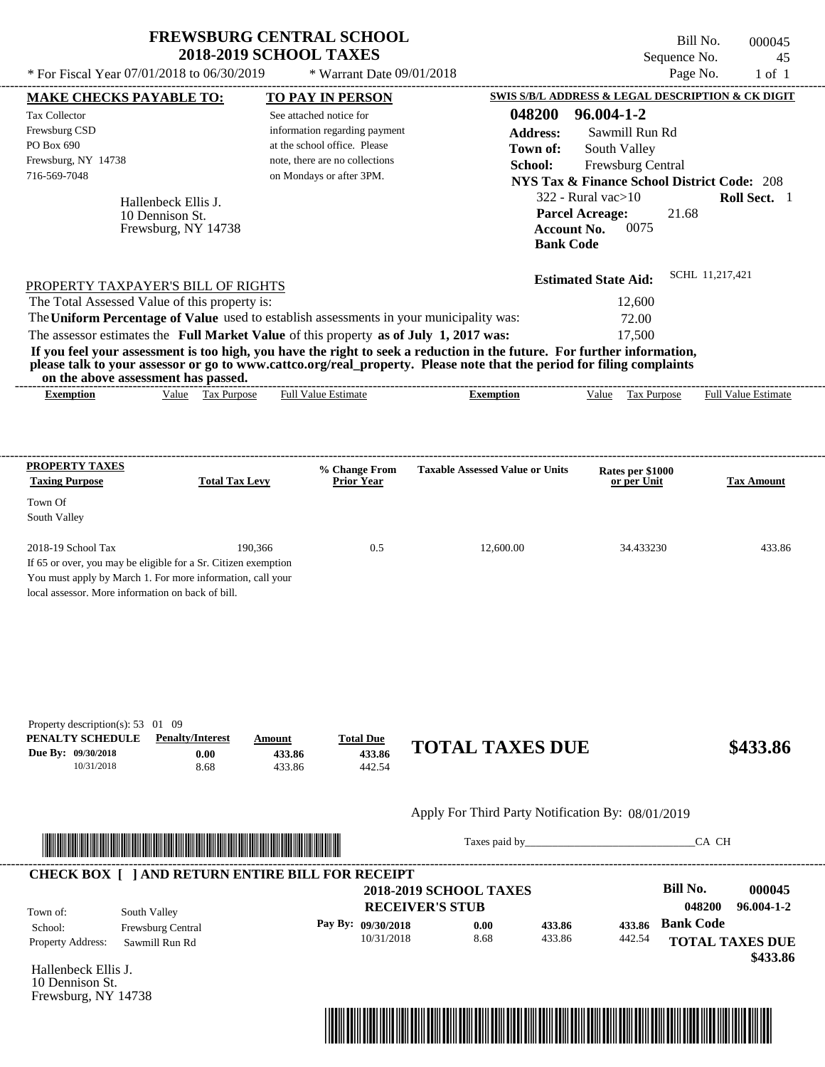# FREWSBURG CENTRAL SCHOOL
## 2018-2019 SCHOOL TAXES

Bill No. 000045
Sequence No. 45
Page No. 1 of 1

\* For Fiscal Year 07/01/2018 to 06/30/2019 — \* Warrant Date 09/01/2018

**MAKE CHECKS PAYABLE TO:**

Tax Collector
Frewsburg CSD
PO Box 690
Frewsburg, NY 14738
716-569-7048

**TO PAY IN PERSON**

See attached notice for information regarding payment at the school office. Please note, there are no collections on Mondays or after 3PM.

**SWIS S/B/L ADDRESS & LEGAL DESCRIPTION & CK DIGIT**

**048200 96.004-1-2**
**Address:** Sawmill Run Rd
**Town of:** South Valley
**School:** Frewsburg Central
**NYS Tax & Finance School District Code:** 208
322 - Rural vac>10 — **Roll Sect.** 1
**Parcel Acreage:** 21.68
**Account No.** 0075
**Bank Code**

Hallenbeck Ellis J.
10 Dennison St.
Frewsburg, NY 14738

**Estimated State Aid:** SCHL 11,217,421

PROPERTY TAXPAYER'S BILL OF RIGHTS

The Total Assessed Value of this property is: 12,600
The **Uniform Percentage of Value** used to establish assessments in your municipality was: 72.00
The assessor estimates the **Full Market Value** of this property **as of July 1, 2017 was:** 17,500

**If you feel your assessment is too high, you have the right to seek a reduction in the future. For further information, please talk to your assessor or go to www.cattco.org/real_property. Please note that the period for filing complaints on the above assessment has passed.**

| Exemption | Value | Tax Purpose | Full Value Estimate | Exemption | Value | Tax Purpose | Full Value Estimate |
|---|---|---|---|---|---|---|---|

| PROPERTY TAXES Taxing Purpose | Total Tax Levy | % Change From Prior Year | Taxable Assessed Value or Units | Rates per $1000 or per Unit | Tax Amount |
|---|---|---|---|---|---|
| Town Of South Valley | | | | | |
| 2018-19 School Tax | 190,366 | 0.5 | 12,600.00 | 34.433230 | 433.86 |

If 65 or over, you may be eligible for a Sr. Citizen exemption You must apply by March 1. For more information, call your local assessor. More information on back of bill.

Property description(s): 53 01 09

| PENALTY SCHEDULE | Penalty/Interest | Amount | Total Due |
|---|---|---|---|
| Due By: 09/30/2018 | 0.00 | 433.86 | 433.86 |
| 10/31/2018 | 8.68 | 433.86 | 442.54 |

**TOTAL TAXES DUE $433.86**

Apply For Third Party Notification By: 08/01/2019

Taxes paid by_______________________________CA CH

**CHECK BOX [ ] AND RETURN ENTIRE BILL FOR RECEIPT**

**2018-2019 SCHOOL TAXES**
**RECEIVER'S STUB**

**Bill No. 000045**
**048200 96.004-1-2**

Town of: South Valley
School: Frewsburg Central
Property Address: Sawmill Run Rd

| Pay By: | | | |
|---|---|---|---|
| 09/30/2018 | 0.00 | 433.86 | 433.86 |
| 10/31/2018 | 8.68 | 433.86 | 442.54 |

**Bank Code**

**TOTAL TAXES DUE $433.86**

Hallenbeck Ellis J.
10 Dennison St.
Frewsburg, NY 14738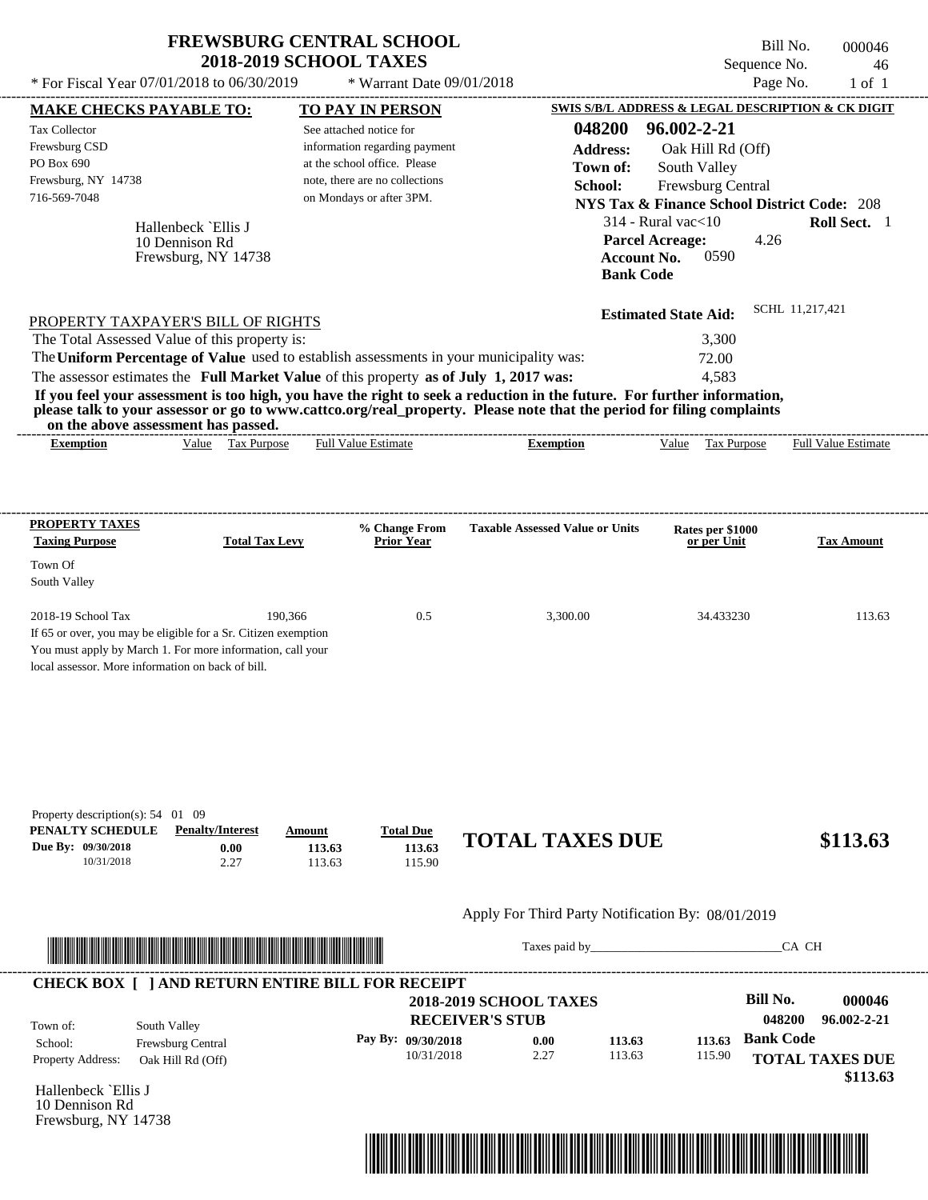# FREWSBURG CENTRAL SCHOOL
## 2018-2019 SCHOOL TAXES

\* For Fiscal Year 07/01/2018 to 06/30/2019 &nbsp;&nbsp;&nbsp; \* Warrant Date 09/01/2018

Bill No. 000046
Sequence No. 46
Page No. 1 of 1

| MAKE CHECKS PAYABLE TO: | TO PAY IN PERSON | SWIS S/B/L ADDRESS & LEGAL DESCRIPTION & CK DIGIT |
|---|---|---|
| Tax Collector<br>Frewsburg CSD<br>PO Box 690<br>Frewsburg, NY 14738<br>716-569-7048 | See attached notice for information regarding payment at the school office. Please note, there are no collections on Mondays or after 3PM. | 048200 96.002-2-21<br>Address: Oak Hill Rd (Off)<br>Town of: South Valley<br>School: Frewsburg Central<br>NYS Tax & Finance School District Code: 208<br>314 - Rural vac<10 &nbsp; Roll Sect. 1<br>Parcel Acreage: 4.26<br>Account No. 0590<br>Bank Code |

Hallenbeck `Ellis J
10 Dennison Rd
Frewsburg, NY 14738

**Estimated State Aid:** SCHL 11,217,421

PROPERTY TAXPAYER'S BILL OF RIGHTS

The Total Assessed Value of this property is: 3,300

The **Uniform Percentage of Value** used to establish assessments in your municipality was: 72.00

The assessor estimates the **Full Market Value** of this property **as of July 1, 2017 was:** 4,583

**If you feel your assessment is too high, you have the right to seek a reduction in the future. For further information, please talk to your assessor or go to www.cattco.org/real_property. Please note that the period for filing complaints on the above assessment has passed.**

| Exemption | Value | Tax Purpose | Full Value Estimate | Exemption | Value | Tax Purpose | Full Value Estimate |
|---|---|---|---|---|---|---|---|

| PROPERTY TAXES Taxing Purpose | Total Tax Levy | % Change From Prior Year | Taxable Assessed Value or Units | Rates per $1000 or per Unit | Tax Amount |
|---|---|---|---|---|---|
| Town Of South Valley | | | | | |
| 2018-19 School Tax | 190,366 | 0.5 | 3,300.00 | 34.433230 | 113.63 |

If 65 or over, you may be eligible for a Sr. Citizen exemption
You must apply by March 1. For more information, call your local assessor. More information on back of bill.

Property description(s): 54 01 09

| PENALTY SCHEDULE | Penalty/Interest | Amount | Total Due |
|---|---|---|---|
| Due By: 09/30/2018 | 0.00 | 113.63 | 113.63 |
| 10/31/2018 | 2.27 | 113.63 | 115.90 |

**TOTAL TAXES DUE $113.63**

Apply For Third Party Notification By: 08/01/2019

Taxes paid by_______________________________CA CH

**CHECK BOX [ ] AND RETURN ENTIRE BILL FOR RECEIPT**

**2018-2019 SCHOOL TAXES**
**RECEIVER'S STUB**

Bill No. 000046
048200 96.002-2-21

Town of: South Valley
School: Frewsburg Central
Property Address: Oak Hill Rd (Off)

| Pay By: | | | |
|---|---|---|---|
| 09/30/2018 | 0.00 | 113.63 | 113.63 |
| 10/31/2018 | 2.27 | 113.63 | 115.90 |

Bank Code

**TOTAL TAXES DUE $113.63**

Hallenbeck `Ellis J
10 Dennison Rd
Frewsburg, NY 14738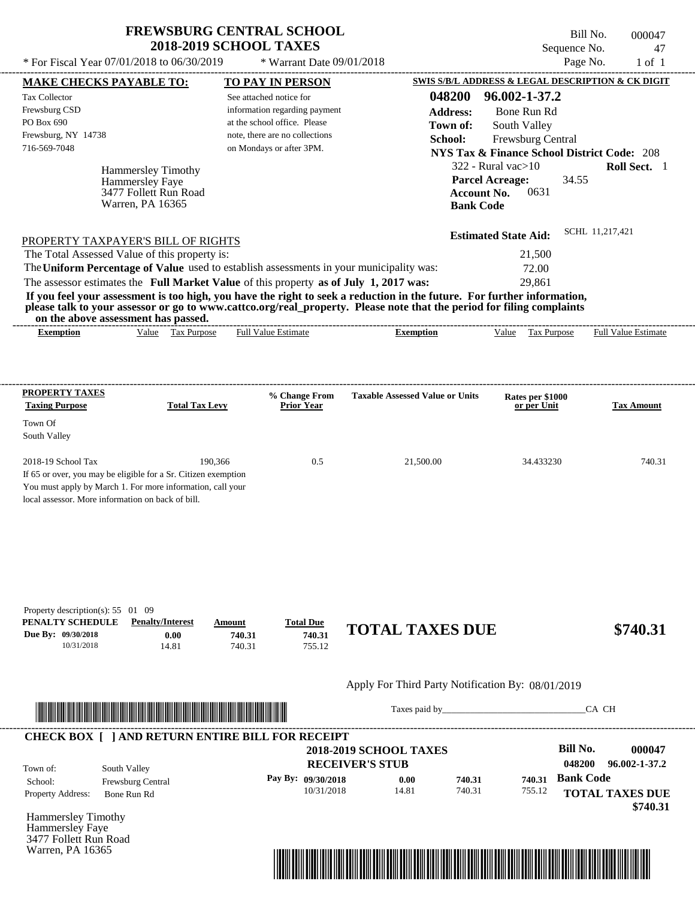# FREWSBURG CENTRAL SCHOOL
## 2018-2019 SCHOOL TAXES

Bill No. 000047
Sequence No. 47
Page No. 1 of 1

\* For Fiscal Year 07/01/2018 to 06/30/2019 \* Warrant Date 09/01/2018

**MAKE CHECKS PAYABLE TO:**

Tax Collector
Frewsburg CSD
PO Box 690
Frewsburg, NY 14738
716-569-7048

**TO PAY IN PERSON**

See attached notice for information regarding payment at the school office. Please note, there are no collections on Mondays or after 3PM.

**SWIS S/B/L ADDRESS & LEGAL DESCRIPTION & CK DIGIT**

**048200 96.002-1-37.2**
**Address:** Bone Run Rd
**Town of:** South Valley
**School:** Frewsburg Central
**NYS Tax & Finance School District Code:** 208
322 - Rural vac>10 **Roll Sect.** 1
**Parcel Acreage:** 34.55
**Account No.** 0631
**Bank Code**

Hammersley Timothy
Hammersley Faye
3477 Follett Run Road
Warren, PA 16365

**Estimated State Aid:** SCHL 11,217,421

PROPERTY TAXPAYER'S BILL OF RIGHTS

The Total Assessed Value of this property is: 21,500
The **Uniform Percentage of Value** used to establish assessments in your municipality was: 72.00
The assessor estimates the **Full Market Value** of this property **as of July 1, 2017 was:** 29,861

**If you feel your assessment is too high, you have the right to seek a reduction in the future. For further information, please talk to your assessor or go to www.cattco.org/real_property. Please note that the period for filing complaints on the above assessment has passed.**

| Exemption | Value | Tax Purpose | Full Value Estimate | Exemption | Value | Tax Purpose | Full Value Estimate |
|---|---|---|---|---|---|---|---|

**PROPERTY TAXES**

| Taxing Purpose | Total Tax Levy | % Change From Prior Year | Taxable Assessed Value or Units | Rates per $1000 or per Unit | Tax Amount |
|---|---|---|---|---|---|
| Town Of South Valley | | | | | |
| 2018-19 School Tax | 190,366 | 0.5 | 21,500.00 | 34.433230 | 740.31 |

If 65 or over, you may be eligible for a Sr. Citizen exemption You must apply by March 1. For more information, call your local assessor. More information on back of bill.

Property description(s): 55 01 09

| PENALTY SCHEDULE | Penalty/Interest | Amount | Total Due |
|---|---|---|---|
| Due By: 09/30/2018 | 0.00 | 740.31 | 740.31 |
| 10/31/2018 | 14.81 | 740.31 | 755.12 |

**TOTAL TAXES DUE $740.31**

Apply For Third Party Notification By: 08/01/2019

Taxes paid by______________________________CA CH

**CHECK BOX [ ] AND RETURN ENTIRE BILL FOR RECEIPT**

**2018-2019 SCHOOL TAXES**
**RECEIVER'S STUB**

**Bill No. 000047**
**048200 96.002-1-37.2**

Town of: South Valley
School: Frewsburg Central
Property Address: Bone Run Rd

| Pay By: | | | |
|---|---|---|---|
| 09/30/2018 | 0.00 | 740.31 | 740.31 |
| 10/31/2018 | 14.81 | 740.31 | 755.12 |

**Bank Code**

**TOTAL TAXES DUE $740.31**

Hammersley Timothy
Hammersley Faye
3477 Follett Run Road
Warren, PA 16365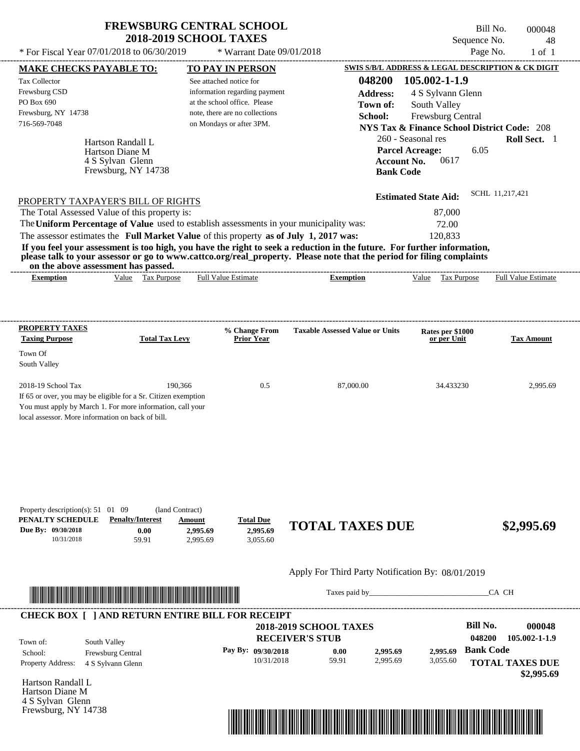# FREWSBURG CENTRAL SCHOOL
## 2018-2019 SCHOOL TAXES

\* For Fiscal Year 07/01/2018 to 06/30/2019 \* Warrant Date 09/01/2018

Bill No. 000048
Sequence No. 48
Page No. 1 of 1

| MAKE CHECKS PAYABLE TO: | TO PAY IN PERSON | SWIS S/B/L ADDRESS & LEGAL DESCRIPTION & CK DIGIT |
|---|---|---|
| Tax Collector<br>Frewsburg CSD<br>PO Box 690<br>Frewsburg, NY 14738<br>716-569-7048 | See attached notice for information regarding payment at the school office. Please note, there are no collections on Mondays or after 3PM. | **048200 105.002-1-1.9**<br>**Address:** 4 S Sylvann Glenn<br>**Town of:** South Valley<br>**School:** Frewsburg Central<br>**NYS Tax & Finance School District Code:** 208<br>260 - Seasonal res **Roll Sect.** 1<br>**Parcel Acreage:** 6.05<br>**Account No.** 0617<br>**Bank Code** |

Hartson Randall L
Hartson Diane M
4 S Sylvan Glenn
Frewsburg, NY 14738

**Estimated State Aid:** SCHL 11,217,421

PROPERTY TAXPAYER'S BILL OF RIGHTS

The Total Assessed Value of this property is: 87,000

The **Uniform Percentage of Value** used to establish assessments in your municipality was: 72.00

The assessor estimates the **Full Market Value** of this property **as of July 1, 2017 was:** 120,833

**If you feel your assessment is too high, you have the right to seek a reduction in the future. For further information, please talk to your assessor or go to www.cattco.org/real_property. Please note that the period for filing complaints on the above assessment has passed.**

| Exemption | Value | Tax Purpose | Full Value Estimate | Exemption | Value | Tax Purpose | Full Value Estimate |
|---|---|---|---|---|---|---|---|

| PROPERTY TAXES Taxing Purpose | Total Tax Levy | % Change From Prior Year | Taxable Assessed Value or Units | Rates per $1000 or per Unit | Tax Amount |
|---|---|---|---|---|---|
| Town Of South Valley | | | | | |
| 2018-19 School Tax | 190,366 | 0.5 | 87,000.00 | 34.433230 | 2,995.69 |

If 65 or over, you may be eligible for a Sr. Citizen exemption
You must apply by March 1. For more information, call your local assessor. More information on back of bill.

Property description(s): 51 01 09 (land Contract)

| PENALTY SCHEDULE | Penalty/Interest | Amount | Total Due |
|---|---|---|---|
| Due By: 09/30/2018 | 0.00 | 2,995.69 | 2,995.69 |
| 10/31/2018 | 59.91 | 2,995.69 | 3,055.60 |

**TOTAL TAXES DUE $2,995.69**

Apply For Third Party Notification By: 08/01/2019

Taxes paid by_______________________________CA CH

**CHECK BOX [ ] AND RETURN ENTIRE BILL FOR RECEIPT**

**2018-2019 SCHOOL TAXES**
**RECEIVER'S STUB**

**Bill No. 000048**
**048200 105.002-1-1.9**

Town of: South Valley
School: Frewsburg Central
Property Address: 4 S Sylvann Glenn

| Pay By: | | | |
|---|---|---|---|
| 09/30/2018 | 0.00 | 2,995.69 | 2,995.69 |
| 10/31/2018 | 59.91 | 2,995.69 | 3,055.60 |

**Bank Code**

**TOTAL TAXES DUE $2,995.69**

Hartson Randall L
Hartson Diane M
4 S Sylvan Glenn
Frewsburg, NY 14738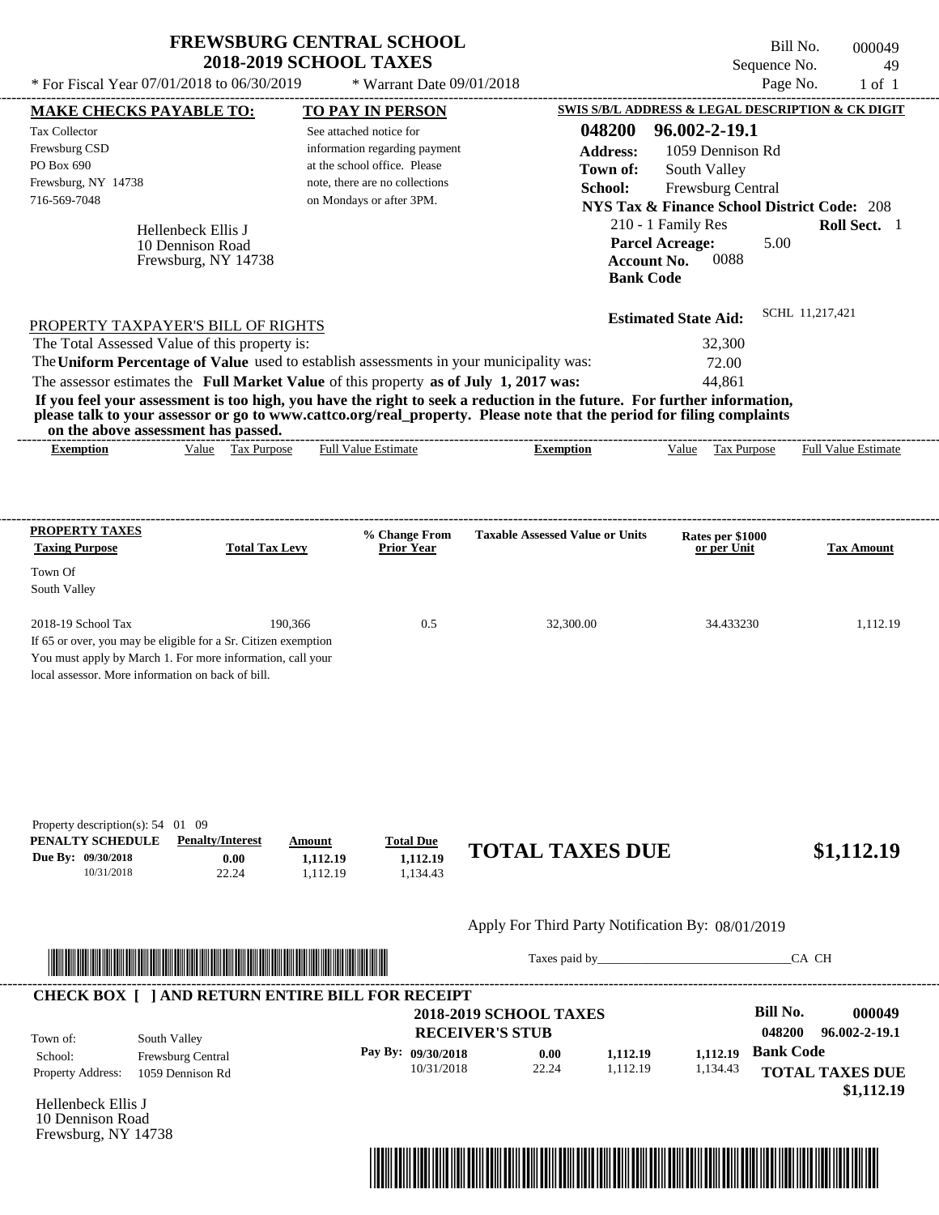# FREWSBURG CENTRAL SCHOOL
## 2018-2019 SCHOOL TAXES

\* For Fiscal Year 07/01/2018 to 06/30/2019 &nbsp;&nbsp;&nbsp; \* Warrant Date 09/01/2018

Bill No. 000049
Sequence No. 49
Page No. 1 of 1

**MAKE CHECKS PAYABLE TO:**
Tax Collector
Frewsburg CSD
PO Box 690
Frewsburg, NY 14738
716-569-7048

**TO PAY IN PERSON**
See attached notice for information regarding payment at the school office. Please note, there are no collections on Mondays or after 3PM.

**SWIS S/B/L ADDRESS & LEGAL DESCRIPTION & CK DIGIT**
**048200 96.002-2-19.1**
**Address:** 1059 Dennison Rd
**Town of:** South Valley
**School:** Frewsburg Central
**NYS Tax & Finance School District Code:** 208
210 - 1 Family Res &nbsp;&nbsp; **Roll Sect.** 1
**Parcel Acreage:** 5.00
**Account No.** 0088
**Bank Code**

Hellenbeck Ellis J
10 Dennison Road
Frewsburg, NY 14738

**Estimated State Aid:** SCHL 11,217,421

PROPERTY TAXPAYER'S BILL OF RIGHTS

| | |
|---|---|
| The Total Assessed Value of this property is: | 32,300 |
| The **Uniform Percentage of Value** used to establish assessments in your municipality was: | 72.00 |
| The assessor estimates the **Full Market Value** of this property **as of July 1, 2017 was:** | 44,861 |

**If you feel your assessment is too high, you have the right to seek a reduction in the future. For further information, please talk to your assessor or go to www.cattco.org/real_property. Please note that the period for filing complaints on the above assessment has passed.**

| Exemption | Value | Tax Purpose | Full Value Estimate | Exemption | Value | Tax Purpose | Full Value Estimate |
|---|---|---|---|---|---|---|---|

| PROPERTY TAXES Taxing Purpose | Total Tax Levy | % Change From Prior Year | Taxable Assessed Value or Units | Rates per $1000 or per Unit | Tax Amount |
|---|---|---|---|---|---|
| Town Of South Valley | | | | | |
| 2018-19 School Tax | 190,366 | 0.5 | 32,300.00 | 34.433230 | 1,112.19 |

If 65 or over, you may be eligible for a Sr. Citizen exemption
You must apply by March 1. For more information, call your local assessor. More information on back of bill.

Property description(s): 54 01 09

| PENALTY SCHEDULE | Penalty/Interest | Amount | Total Due |
|---|---|---|---|
| Due By: 09/30/2018 | 0.00 | 1,112.19 | 1,112.19 |
| 10/31/2018 | 22.24 | 1,112.19 | 1,134.43 |

**TOTAL TAXES DUE $1,112.19**

Apply For Third Party Notification By: 08/01/2019

Taxes paid by\_\_\_\_\_\_\_\_\_\_\_\_\_\_\_\_\_\_\_\_\_\_\_\_\_\_\_\_\_\_CA CH

**CHECK BOX [ ] AND RETURN ENTIRE BILL FOR RECEIPT**

**2018-2019 SCHOOL TAXES**
**RECEIVER'S STUB**

**Bill No. 000049**
**048200 96.002-2-19.1**

| | |
|---|---|
| Town of: | South Valley |
| School: | Frewsburg Central |
| Property Address: | 1059 Dennison Rd |

| Pay By: | Penalty/Interest | Amount | Total Due |
|---|---|---|---|
| 09/30/2018 | 0.00 | 1,112.19 | 1,112.19 |
| 10/31/2018 | 22.24 | 1,112.19 | 1,134.43 |

**Bank Code**
**TOTAL TAXES DUE $1,112.19**

Hellenbeck Ellis J
10 Dennison Road
Frewsburg, NY 14738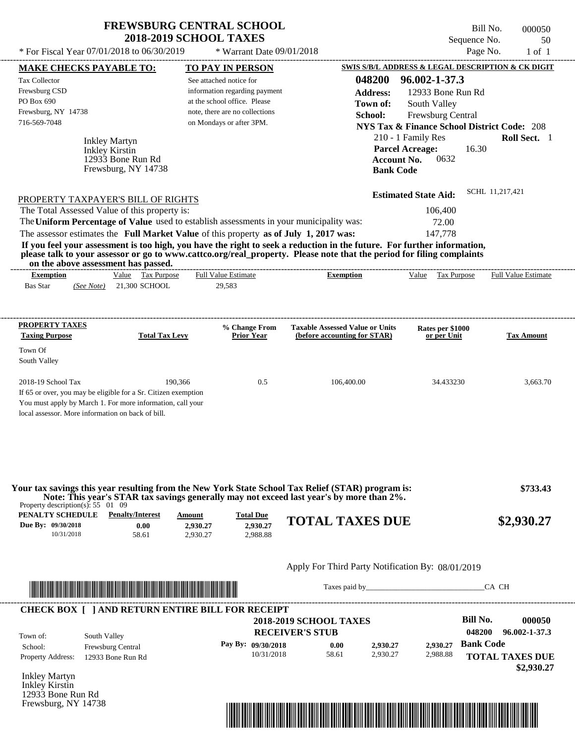# FREWSBURG CENTRAL SCHOOL
## 2018-2019 SCHOOL TAXES

\* For Fiscal Year 07/01/2018 to 06/30/2019 &nbsp;&nbsp; \* Warrant Date 09/01/2018

Bill No. 000050
Sequence No. 50
Page No. 1 of 1

| MAKE CHECKS PAYABLE TO: | TO PAY IN PERSON | SWIS S/B/L ADDRESS & LEGAL DESCRIPTION & CK DIGIT |
|---|---|---|
| Tax Collector<br>Frewsburg CSD<br>PO Box 690<br>Frewsburg, NY 14738<br>716-569-7048 | See attached notice for information regarding payment at the school office. Please note, there are no collections on Mondays or after 3PM. | **048200 96.002-1-37.3**<br>**Address:** 12933 Bone Run Rd<br>**Town of:** South Valley<br>**School:** Frewsburg Central<br>**NYS Tax & Finance School District Code:** 208<br>210 - 1 Family Res &nbsp; **Roll Sect.** 1<br>**Parcel Acreage:** 16.30<br>**Account No.** 0632<br>**Bank Code** |

Inkley Martyn
Inkley Kirstin
12933 Bone Run Rd
Frewsburg, NY 14738

**Estimated State Aid:** SCHL 11,217,421

PROPERTY TAXPAYER'S BILL OF RIGHTS

| | |
|---|---|
| The Total Assessed Value of this property is: | 106,400 |
| The **Uniform Percentage of Value** used to establish assessments in your municipality was: | 72.00 |
| The assessor estimates the **Full Market Value** of this property **as of July 1, 2017 was:** | 147,778 |

**If you feel your assessment is too high, you have the right to seek a reduction in the future. For further information, please talk to your assessor or go to www.cattco.org/real_property. Please note that the period for filing complaints on the above assessment has passed.**

| Exemption | Value | Tax Purpose | Full Value Estimate | Exemption | Value | Tax Purpose | Full Value Estimate |
|---|---|---|---|---|---|---|---|
| Bas Star *(See Note)* | 21,300 | SCHOOL | 29,583 | | | | |

| PROPERTY TAXES Taxing Purpose | Total Tax Levy | % Change From Prior Year | Taxable Assessed Value or Units (before accounting for STAR) | Rates per $1000 or per Unit | Tax Amount |
|---|---|---|---|---|---|
| Town Of South Valley | | | | | |
| 2018-19 School Tax | 190,366 | 0.5 | 106,400.00 | 34.433230 | 3,663.70 |

If 65 or over, you may be eligible for a Sr. Citizen exemption
You must apply by March 1. For more information, call your local assessor. More information on back of bill.

**Your tax savings this year resulting from the New York State School Tax Relief (STAR) program is: $733.43**
**Note: This year's STAR tax savings generally may not exceed last year's by more than 2%.**

Property description(s): 55 01 09

| PENALTY SCHEDULE | Penalty/Interest | Amount | Total Due |
|---|---|---|---|
| Due By: 09/30/2018 | 0.00 | 2,930.27 | 2,930.27 |
| 10/31/2018 | 58.61 | 2,930.27 | 2,988.88 |

**TOTAL TAXES DUE $2,930.27**

Apply For Third Party Notification By: 08/01/2019

Taxes paid by\_\_\_\_\_\_\_\_\_\_\_\_\_\_\_\_\_\_\_\_\_\_\_\_\_\_\_\_\_\_CA CH

**CHECK BOX [ ] AND RETURN ENTIRE BILL FOR RECEIPT**

**2018-2019 SCHOOL TAXES**
**RECEIVER'S STUB**

**Bill No. 000050**
**048200 96.002-1-37.3**

| | |
|---|---|
| Town of: | South Valley |
| School: | Frewsburg Central |
| Property Address: | 12933 Bone Run Rd |

| Pay By: | Penalty/Interest | Amount | Total Due |
|---|---|---|---|
| 09/30/2018 | 0.00 | 2,930.27 | 2,930.27 |
| 10/31/2018 | 58.61 | 2,930.27 | 2,988.88 |

**Bank Code**

**TOTAL TAXES DUE $2,930.27**

Inkley Martyn
Inkley Kirstin
12933 Bone Run Rd
Frewsburg, NY 14738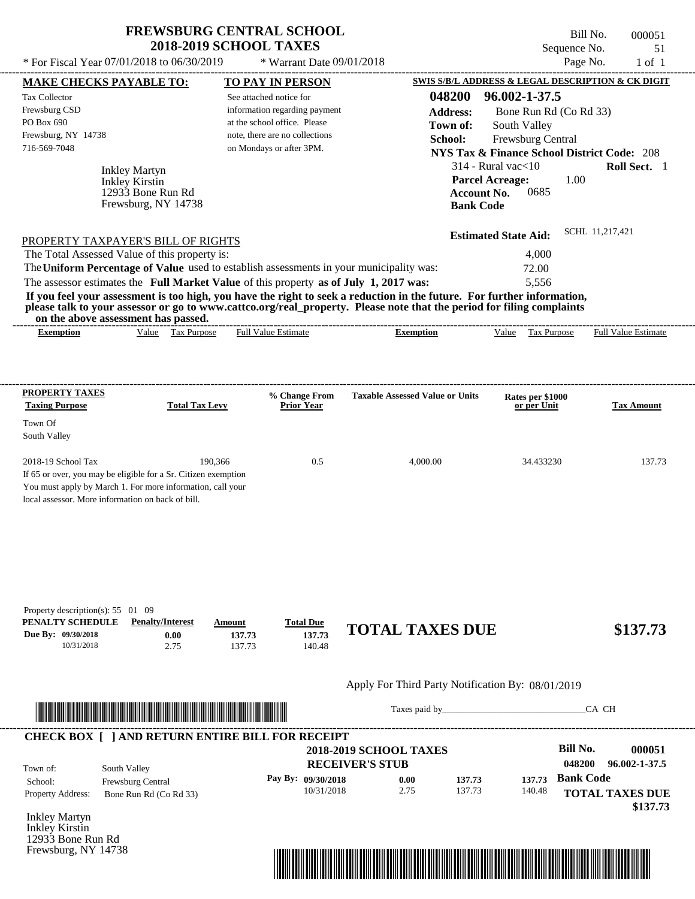# FREWSBURG CENTRAL SCHOOL
## 2018-2019 SCHOOL TAXES

Bill No. 000051
Sequence No. 51
Page No. 1 of 1

\* For Fiscal Year 07/01/2018 to 06/30/2019 \* Warrant Date 09/01/2018

**MAKE CHECKS PAYABLE TO:**

Tax Collector
Frewsburg CSD
PO Box 690
Frewsburg, NY 14738
716-569-7048

**TO PAY IN PERSON**

See attached notice for information regarding payment at the school office. Please note, there are no collections on Mondays or after 3PM.

**SWIS S/B/L ADDRESS & LEGAL DESCRIPTION & CK DIGIT**

**048200 96.002-1-37.5**
**Address:** Bone Run Rd (Co Rd 33)
**Town of:** South Valley
**School:** Frewsburg Central
**NYS Tax & Finance School District Code:** 208
314 - Rural vac<10 **Roll Sect.** 1
**Parcel Acreage:** 1.00
**Account No.** 0685
**Bank Code**

Inkley Martyn
Inkley Kirstin
12933 Bone Run Rd
Frewsburg, NY 14738

**Estimated State Aid:** SCHL 11,217,421

PROPERTY TAXPAYER'S BILL OF RIGHTS

The Total Assessed Value of this property is: 4,000
The **Uniform Percentage of Value** used to establish assessments in your municipality was: 72.00
The assessor estimates the **Full Market Value** of this property **as of July 1, 2017 was:** 5,556

**If you feel your assessment is too high, you have the right to seek a reduction in the future. For further information, please talk to your assessor or go to www.cattco.org/real_property. Please note that the period for filing complaints on the above assessment has passed.**

| Exemption | Value | Tax Purpose | Full Value Estimate | Exemption | Value | Tax Purpose | Full Value Estimate |
|---|---|---|---|---|---|---|---|

**PROPERTY TAXES**

| Taxing Purpose | Total Tax Levy | % Change From Prior Year | Taxable Assessed Value or Units | Rates per $1000 or per Unit | Tax Amount |
|---|---|---|---|---|---|
| Town Of South Valley | | | | | |
| 2018-19 School Tax | 190,366 | 0.5 | 4,000.00 | 34.433230 | 137.73 |

If 65 or over, you may be eligible for a Sr. Citizen exemption
You must apply by March 1. For more information, call your local assessor. More information on back of bill.

Property description(s): 55 01 09

| PENALTY SCHEDULE | Penalty/Interest | Amount | Total Due |
|---|---|---|---|
| Due By: 09/30/2018 | 0.00 | 137.73 | 137.73 |
| 10/31/2018 | 2.75 | 137.73 | 140.48 |

**TOTAL TAXES DUE $137.73**

Apply For Third Party Notification By: 08/01/2019

Taxes paid by_______________________________CA CH

**CHECK BOX [ ] AND RETURN ENTIRE BILL FOR RECEIPT**

**2018-2019 SCHOOL TAXES**
**RECEIVER'S STUB**

**Bill No. 000051**
**048200 96.002-1-37.5**

Town of: South Valley
School: Frewsburg Central
Property Address: Bone Run Rd (Co Rd 33)

| Pay By: | | | |
|---|---|---|---|
| 09/30/2018 | 0.00 | 137.73 | 137.73 |
| 10/31/2018 | 2.75 | 137.73 | 140.48 |

**Bank Code**

**TOTAL TAXES DUE $137.73**

Inkley Martyn
Inkley Kirstin
12933 Bone Run Rd
Frewsburg, NY 14738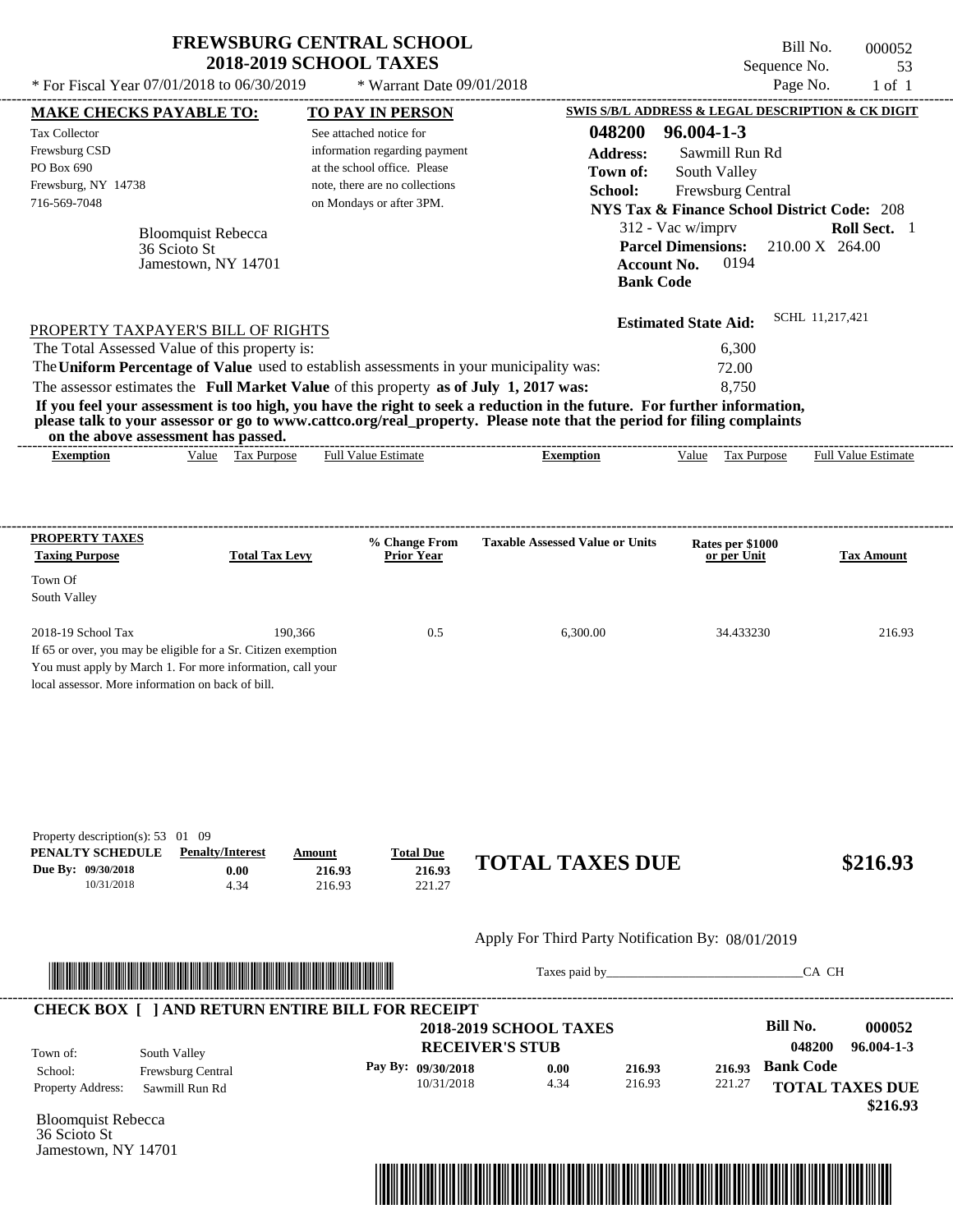# FREWSBURG CENTRAL SCHOOL
## 2018-2019 SCHOOL TAXES

* For Fiscal Year 07/01/2018 to 06/30/2019 * Warrant Date 09/01/2018

Bill No. 000052
Sequence No. 53
Page No. 1 of 1

**MAKE CHECKS PAYABLE TO:**

Tax Collector
Frewsburg CSD
PO Box 690
Frewsburg, NY 14738
716-569-7048

Bloomquist Rebecca
36 Scioto St
Jamestown, NY 14701

**TO PAY IN PERSON**

See attached notice for information regarding payment at the school office. Please note, there are no collections on Mondays or after 3PM.

**SWIS S/B/L ADDRESS & LEGAL DESCRIPTION & CK DIGIT**

**048200 96.004-1-3**
**Address:** Sawmill Run Rd
**Town of:** South Valley
**School:** Frewsburg Central
**NYS Tax & Finance School District Code:** 208
312 - Vac w/imprv **Roll Sect.** 1
**Parcel Dimensions:** 210.00 X 264.00
**Account No.** 0194
**Bank Code**

**Estimated State Aid:** SCHL 11,217,421

PROPERTY TAXPAYER'S BILL OF RIGHTS

The Total Assessed Value of this property is: 6,300
The **Uniform Percentage of Value** used to establish assessments in your municipality was: 72.00
The assessor estimates the **Full Market Value** of this property **as of July 1, 2017 was:** 8,750

**If you feel your assessment is too high, you have the right to seek a reduction in the future. For further information, please talk to your assessor or go to www.cattco.org/real_property. Please note that the period for filing complaints on the above assessment has passed.**

| Exemption | Value | Tax Purpose | Full Value Estimate | Exemption | Value | Tax Purpose | Full Value Estimate |
|---|---|---|---|---|---|---|---|

| PROPERTY TAXES Taxing Purpose | Total Tax Levy | % Change From Prior Year | Taxable Assessed Value or Units | Rates per $1000 or per Unit | Tax Amount |
|---|---|---|---|---|---|
| Town Of South Valley | | | | | |
| 2018-19 School Tax | 190,366 | 0.5 | 6,300.00 | 34.433230 | 216.93 |

If 65 or over, you may be eligible for a Sr. Citizen exemption
You must apply by March 1. For more information, call your local assessor. More information on back of bill.

Property description(s): 53 01 09

| PENALTY SCHEDULE | Penalty/Interest | Amount | Total Due |
|---|---|---|---|
| Due By: 09/30/2018 | 0.00 | 216.93 | 216.93 |
| 10/31/2018 | 4.34 | 216.93 | 221.27 |

**TOTAL TAXES DUE $216.93**

Apply For Third Party Notification By: 08/01/2019

Taxes paid by_______________________________CA CH

**CHECK BOX [ ] AND RETURN ENTIRE BILL FOR RECEIPT**

**2018-2019 SCHOOL TAXES**
**RECEIVER'S STUB**

**Bill No. 000052**
**048200 96.004-1-3**

Town of: South Valley
School: Frewsburg Central
Property Address: Sawmill Run Rd

| Pay By: | | | | |
|---|---|---|---|---|
| 09/30/2018 | 0.00 | 216.93 | 216.93 | **Bank Code** |
| 10/31/2018 | 4.34 | 216.93 | 221.27 | |

**TOTAL TAXES DUE $216.93**

Bloomquist Rebecca
36 Scioto St
Jamestown, NY 14701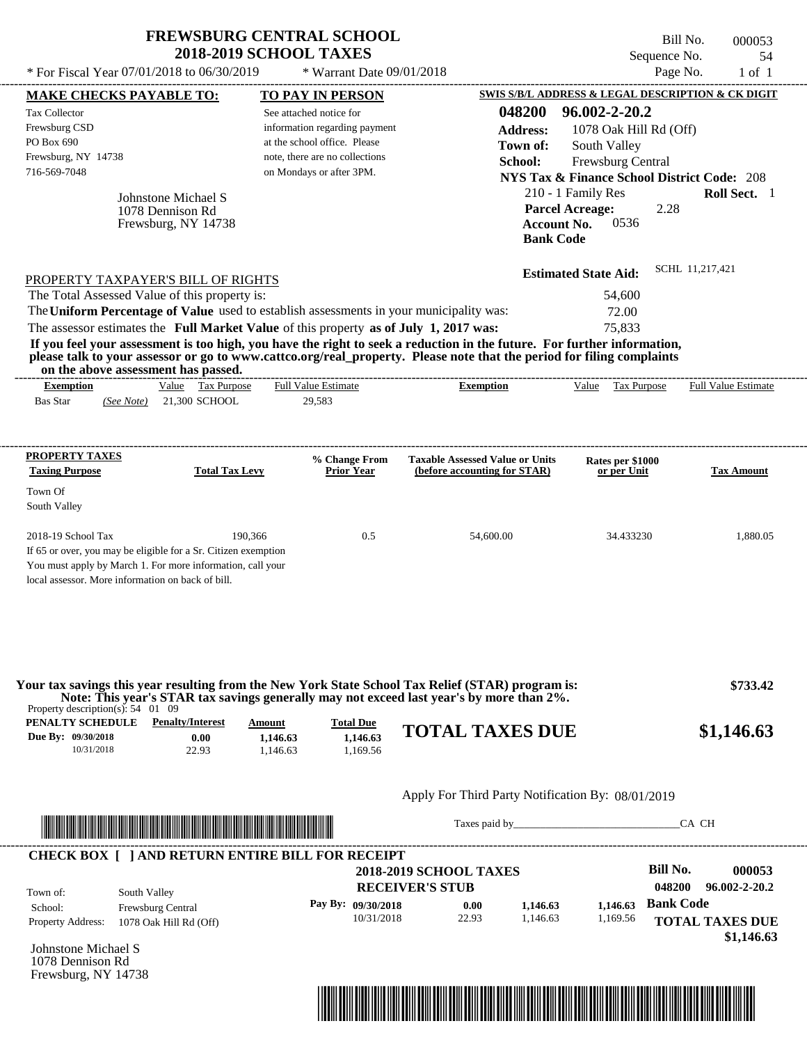# FREWSBURG CENTRAL SCHOOL
## 2018-2019 SCHOOL TAXES

Bill No. 000053
Sequence No. 54
Page No. 1 of 1

* For Fiscal Year 07/01/2018 to 06/30/2019 * Warrant Date 09/01/2018

**MAKE CHECKS PAYABLE TO:**
Tax Collector
Frewsburg CSD
PO Box 690
Frewsburg, NY 14738
716-569-7048

**TO PAY IN PERSON**
See attached notice for information regarding payment at the school office. Please note, there are no collections on Mondays or after 3PM.

**SWIS S/B/L ADDRESS & LEGAL DESCRIPTION & CK DIGIT**
048200 96.002-2-20.2
**Address:** 1078 Oak Hill Rd (Off)
**Town of:** South Valley
**School:** Frewsburg Central
**NYS Tax & Finance School District Code:** 208
210 - 1 Family Res **Roll Sect.** 1
**Parcel Acreage:** 2.28
**Account No.** 0536
**Bank Code**

Johnstone Michael S
1078 Dennison Rd
Frewsburg, NY 14738

**Estimated State Aid:** SCHL 11,217,421

PROPERTY TAXPAYER'S BILL OF RIGHTS

The Total Assessed Value of this property is: 54,600
The **Uniform Percentage of Value** used to establish assessments in your municipality was: 72.00
The assessor estimates the **Full Market Value** of this property **as of July 1, 2017 was:** 75,833

**If you feel your assessment is too high, you have the right to seek a reduction in the future. For further information, please talk to your assessor or go to www.cattco.org/real_property. Please note that the period for filing complaints on the above assessment has passed.**

| Exemption | Value | Tax Purpose | Full Value Estimate | Exemption | Value | Tax Purpose | Full Value Estimate |
|---|---|---|---|---|---|---|---|
| Bas Star *(See Note)* | 21,300 | SCHOOL | 29,583 | | | | |

| PROPERTY TAXES Taxing Purpose | Total Tax Levy | % Change From Prior Year | Taxable Assessed Value or Units (before accounting for STAR) | Rates per $1000 or per Unit | Tax Amount |
|---|---|---|---|---|---|
| Town Of South Valley | | | | | |
| 2018-19 School Tax | 190,366 | 0.5 | 54,600.00 | 34.433230 | 1,880.05 |

If 65 or over, you may be eligible for a Sr. Citizen exemption
You must apply by March 1. For more information, call your local assessor. More information on back of bill.

**Your tax savings this year resulting from the New York State School Tax Relief (STAR) program is:** **$733.42**
**Note: This year's STAR tax savings generally may not exceed last year's by more than 2%.**

Property description(s): 54 01 09

| PENALTY SCHEDULE | Penalty/Interest | Amount | Total Due |
|---|---|---|---|
| Due By: 09/30/2018 | 0.00 | 1,146.63 | 1,146.63 |
| 10/31/2018 | 22.93 | 1,146.63 | 1,169.56 |

**TOTAL TAXES DUE** **$1,146.63**

Apply For Third Party Notification By: 08/01/2019

Taxes paid by\_\_\_\_\_\_\_\_\_\_\_\_\_\_\_\_\_\_\_\_\_\_\_\_\_\_\_\_\_\_CA CH

---

**CHECK BOX [ ] AND RETURN ENTIRE BILL FOR RECEIPT**

**2018-2019 SCHOOL TAXES**
**RECEIVER'S STUB**

**Bill No.** 000053
048200 96.002-2-20.2

Town of: South Valley
School: Frewsburg Central
Property Address: 1078 Oak Hill Rd (Off)

| Pay By: | Penalty/Interest | Amount | Total Due |
|---|---|---|---|
| 09/30/2018 | 0.00 | 1,146.63 | 1,146.63 |
| 10/31/2018 | 22.93 | 1,146.63 | 1,169.56 |

**Bank Code**

**TOTAL TAXES DUE** **$1,146.63**

Johnstone Michael S
1078 Dennison Rd
Frewsburg, NY 14738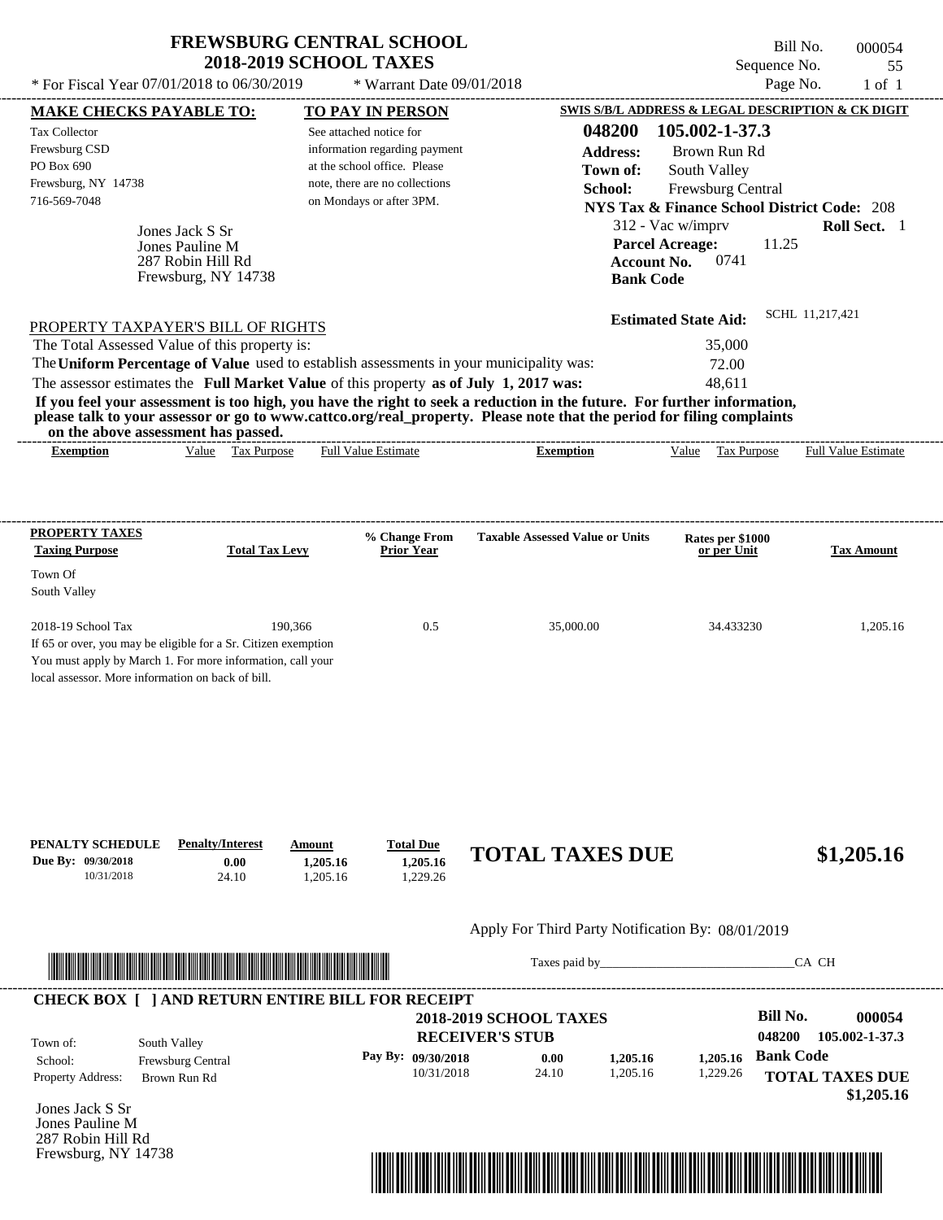# FREWSBURG CENTRAL SCHOOL
## 2018-2019 SCHOOL TAXES

Bill No. 000054
Sequence No. 55
Page No. 1 of 1

* For Fiscal Year 07/01/2018 to 06/30/2019 * Warrant Date 09/01/2018

**MAKE CHECKS PAYABLE TO:**

Tax Collector
Frewsburg CSD
PO Box 690
Frewsburg, NY 14738
716-569-7048

**TO PAY IN PERSON**

See attached notice for information regarding payment at the school office. Please note, there are no collections on Mondays or after 3PM.

**SWIS S/B/L ADDRESS & LEGAL DESCRIPTION & CK DIGIT**

**048200 105.002-1-37.3**
**Address:** Brown Run Rd
**Town of:** South Valley
**School:** Frewsburg Central
**NYS Tax & Finance School District Code:** 208
312 - Vac w/imprv **Roll Sect.** 1
**Parcel Acreage:** 11.25
**Account No.** 0741
**Bank Code**

Jones Jack S Sr
Jones Pauline M
287 Robin Hill Rd
Frewsburg, NY 14738

**Estimated State Aid:** SCHL 11,217,421

PROPERTY TAXPAYER'S BILL OF RIGHTS

The Total Assessed Value of this property is: 35,000
The **Uniform Percentage of Value** used to establish assessments in your municipality was: 72.00
The assessor estimates the **Full Market Value** of this property **as of July 1, 2017 was:** 48,611

**If you feel your assessment is too high, you have the right to seek a reduction in the future. For further information, please talk to your assessor or go to www.cattco.org/real_property. Please note that the period for filing complaints on the above assessment has passed.**

| Exemption | Value | Tax Purpose | Full Value Estimate | Exemption | Value | Tax Purpose | Full Value Estimate |
|---|---|---|---|---|---|---|---|

| PROPERTY TAXES Taxing Purpose | Total Tax Levy | % Change From Prior Year | Taxable Assessed Value or Units | Rates per $1000 or per Unit | Tax Amount |
|---|---|---|---|---|---|
| Town Of South Valley | | | | | |
| 2018-19 School Tax | 190,366 | 0.5 | 35,000.00 | 34.433230 | 1,205.16 |

If 65 or over, you may be eligible for a Sr. Citizen exemption
You must apply by March 1. For more information, call your local assessor. More information on back of bill.

| PENALTY SCHEDULE | Penalty/Interest | Amount | Total Due |
|---|---|---|---|
| Due By: 09/30/2018 | 0.00 | 1,205.16 | 1,205.16 |
| 10/31/2018 | 24.10 | 1,205.16 | 1,229.26 |

**TOTAL TAXES DUE $1,205.16**

Apply For Third Party Notification By: 08/01/2019

Taxes paid by_______________________________CA CH

**CHECK BOX [ ] AND RETURN ENTIRE BILL FOR RECEIPT**

**2018-2019 SCHOOL TAXES**
**RECEIVER'S STUB**

**Bill No. 000054**
**048200 105.002-1-37.3**

Town of: South Valley
School: Frewsburg Central
Property Address: Brown Run Rd

| Pay By: | | | |
|---|---|---|---|
| 09/30/2018 | 0.00 | 1,205.16 | 1,205.16 |
| 10/31/2018 | 24.10 | 1,205.16 | 1,229.26 |

**Bank Code**

**TOTAL TAXES DUE $1,205.16**

Jones Jack S Sr
Jones Pauline M
287 Robin Hill Rd
Frewsburg, NY 14738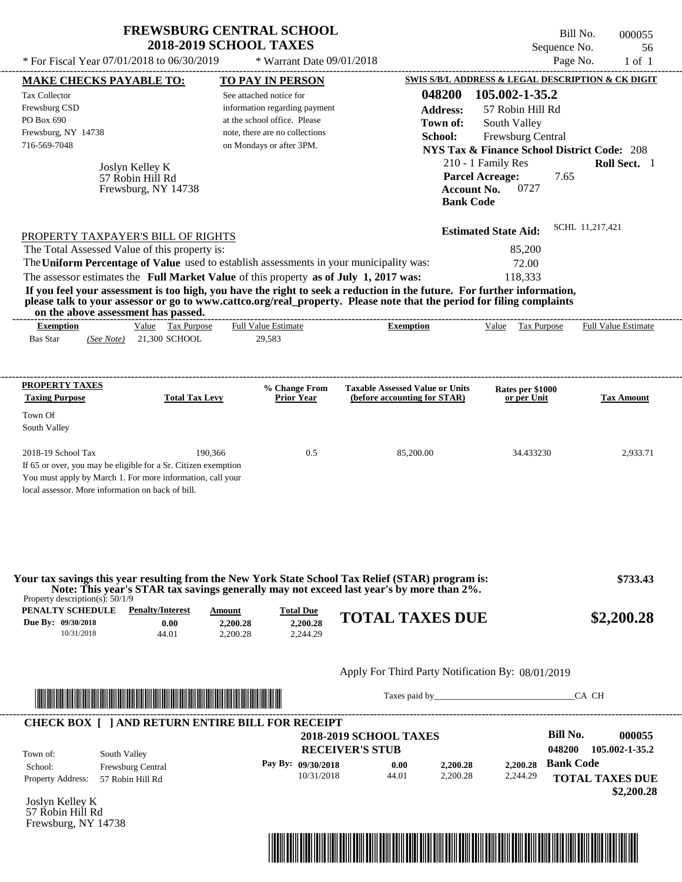# FREWSBURG CENTRAL SCHOOL
## 2018-2019 SCHOOL TAXES

\* For Fiscal Year 07/01/2018 to 06/30/2019 \* Warrant Date 09/01/2018

Bill No. 000055
Sequence No. 56
Page No. 1 of 1

**MAKE CHECKS PAYABLE TO:**

Tax Collector
Frewsburg CSD
PO Box 690
Frewsburg, NY 14738
716-569-7048

**TO PAY IN PERSON**

See attached notice for information regarding payment at the school office. Please note, there are no collections on Mondays or after 3PM.

**SWIS S/B/L ADDRESS & LEGAL DESCRIPTION & CK DIGIT**

**048200 105.002-1-35.2**
**Address:** 57 Robin Hill Rd
**Town of:** South Valley
**School:** Frewsburg Central
**NYS Tax & Finance School District Code:** 208
210 - 1 Family Res **Roll Sect.** 1
**Parcel Acreage:** 7.65
**Account No.** 0727
**Bank Code**

Joslyn Kelley K
57 Robin Hill Rd
Frewsburg, NY 14738

**Estimated State Aid:** SCHL 11,217,421

PROPERTY TAXPAYER'S BILL OF RIGHTS

The Total Assessed Value of this property is: 85,200
The **Uniform Percentage of Value** used to establish assessments in your municipality was: 72.00
The assessor estimates the **Full Market Value** of this property **as of July 1, 2017 was:** 118,333

**If you feel your assessment is too high, you have the right to seek a reduction in the future. For further information, please talk to your assessor or go to www.cattco.org/real_property. Please note that the period for filing complaints on the above assessment has passed.**

| Exemption | Value | Tax Purpose | Full Value Estimate | Exemption | Value | Tax Purpose | Full Value Estimate |
|---|---|---|---|---|---|---|---|
| Bas Star *(See Note)* | 21,300 | SCHOOL | 29,583 | | | | |

| PROPERTY TAXES Taxing Purpose | Total Tax Levy | % Change From Prior Year | Taxable Assessed Value or Units (before accounting for STAR) | Rates per $1000 or per Unit | Tax Amount |
|---|---|---|---|---|---|
| Town Of South Valley | | | | | |
| 2018-19 School Tax | 190,366 | 0.5 | 85,200.00 | 34.433230 | 2,933.71 |

If 65 or over, you may be eligible for a Sr. Citizen exemption You must apply by March 1. For more information, call your local assessor. More information on back of bill.

**Your tax savings this year resulting from the New York State School Tax Relief (STAR) program is: $733.43**
**Note: This year's STAR tax savings generally may not exceed last year's by more than 2%.**

Property description(s): 50/1/9

| PENALTY SCHEDULE | Penalty/Interest | Amount | Total Due |
|---|---|---|---|
| Due By: 09/30/2018 | 0.00 | 2,200.28 | 2,200.28 |
| 10/31/2018 | 44.01 | 2,200.28 | 2,244.29 |

**TOTAL TAXES DUE $2,200.28**

Apply For Third Party Notification By: 08/01/2019

Taxes paid by_______________________________CA CH

**CHECK BOX [ ] AND RETURN ENTIRE BILL FOR RECEIPT**

**2018-2019 SCHOOL TAXES**
**RECEIVER'S STUB**

**Bill No. 000055**
048200 105.002-1-35.2
**Bank Code**

Town of: South Valley
School: Frewsburg Central
Property Address: 57 Robin Hill Rd

| Pay By: | | | |
|---|---|---|---|
| 09/30/2018 | 0.00 | 2,200.28 | 2,200.28 |
| 10/31/2018 | 44.01 | 2,200.28 | 2,244.29 |

**TOTAL TAXES DUE $2,200.28**

Joslyn Kelley K
57 Robin Hill Rd
Frewsburg, NY 14738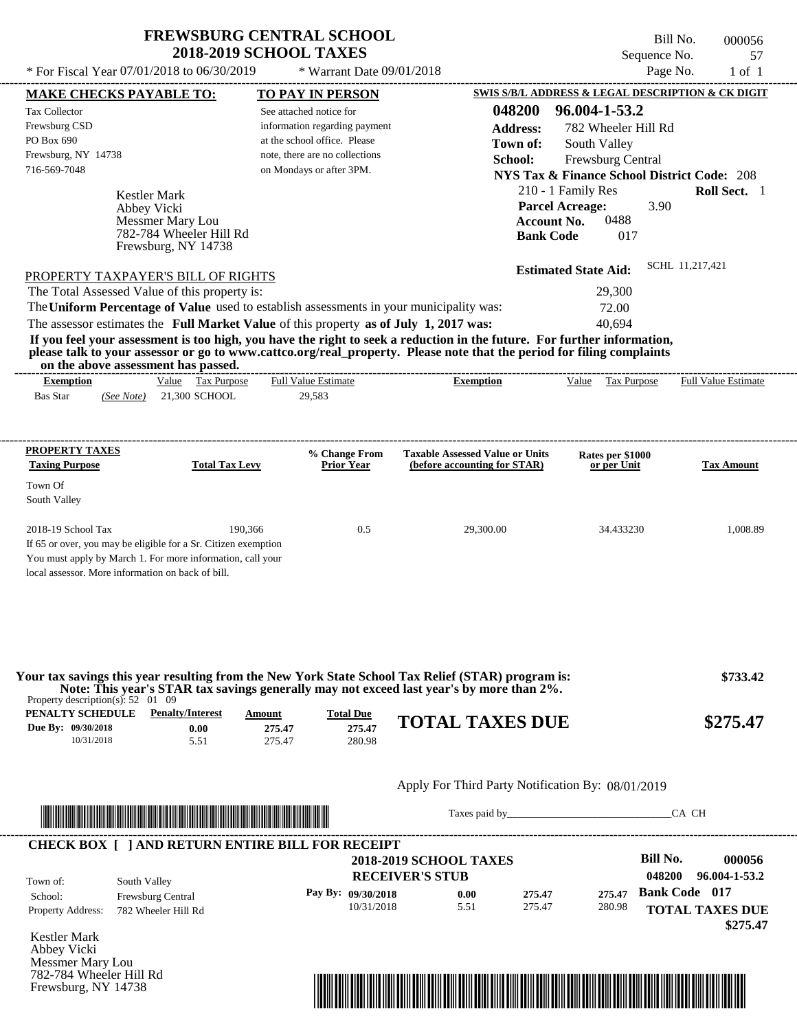# FREWSBURG CENTRAL SCHOOL
## 2018-2019 SCHOOL TAXES

\* For Fiscal Year 07/01/2018 to 06/30/2019 \* Warrant Date 09/01/2018

Bill No. 000056
Sequence No. 57
Page No. 1 of 1

**MAKE CHECKS PAYABLE TO:**
Tax Collector
Frewsburg CSD
PO Box 690
Frewsburg, NY 14738
716-569-7048

**TO PAY IN PERSON**
See attached notice for information regarding payment at the school office. Please note, there are no collections on Mondays or after 3PM.

**SWIS S/B/L ADDRESS & LEGAL DESCRIPTION & CK DIGIT**
**048200 96.004-1-53.2**
**Address:** 782 Wheeler Hill Rd
**Town of:** South Valley
**School:** Frewsburg Central
**NYS Tax & Finance School District Code:** 208
210 - 1 Family Res **Roll Sect.** 1
**Parcel Acreage:** 3.90
**Account No.** 0488
**Bank Code** 017

Kestler Mark
Abbey Vicki
Messmer Mary Lou
782-784 Wheeler Hill Rd
Frewsburg, NY 14738

**Estimated State Aid:** SCHL 11,217,421

PROPERTY TAXPAYER'S BILL OF RIGHTS

The Total Assessed Value of this property is: 29,300
The **Uniform Percentage of Value** used to establish assessments in your municipality was: 72.00
The assessor estimates the **Full Market Value** of this property **as of July 1, 2017 was:** 40,694

**If you feel your assessment is too high, you have the right to seek a reduction in the future. For further information, please talk to your assessor or go to www.cattco.org/real_property. Please note that the period for filing complaints on the above assessment has passed.**

| Exemption | Value | Tax Purpose | Full Value Estimate | Exemption | Value | Tax Purpose | Full Value Estimate |
|---|---|---|---|---|---|---|---|
| Bas Star (See Note) | 21,300 | SCHOOL | 29,583 | | | | |

| PROPERTY TAXES Taxing Purpose | Total Tax Levy | % Change From Prior Year | Taxable Assessed Value or Units (before accounting for STAR) | Rates per $1000 or per Unit | Tax Amount |
|---|---|---|---|---|---|
| Town Of South Valley | | | | | |
| 2018-19 School Tax | 190,366 | 0.5 | 29,300.00 | 34.433230 | 1,008.89 |

If 65 or over, you may be eligible for a Sr. Citizen exemption
You must apply by March 1. For more information, call your local assessor. More information on back of bill.

**Your tax savings this year resulting from the New York State School Tax Relief (STAR) program is: $733.42**
**Note: This year's STAR tax savings generally may not exceed last year's by more than 2%.**

Property description(s): 52 01 09

| PENALTY SCHEDULE | Penalty/Interest | Amount | Total Due |
|---|---|---|---|
| Due By: 09/30/2018 | 0.00 | 275.47 | 275.47 |
| 10/31/2018 | 5.51 | 275.47 | 280.98 |

**TOTAL TAXES DUE $275.47**

Apply For Third Party Notification By: 08/01/2019

Taxes paid by_______________________________CA CH

**CHECK BOX [ ] AND RETURN ENTIRE BILL FOR RECEIPT**

**2018-2019 SCHOOL TAXES**
**RECEIVER'S STUB**

**Bill No. 000056**
**048200 96.004-1-53.2**

Town of: South Valley
School: Frewsburg Central
Property Address: 782 Wheeler Hill Rd

| Pay By: | Penalty/Interest | Amount | Total Due |
|---|---|---|---|
| 09/30/2018 | 0.00 | 275.47 | 275.47 |
| 10/31/2018 | 5.51 | 275.47 | 280.98 |

**Bank Code 017**
**TOTAL TAXES DUE $275.47**

Kestler Mark
Abbey Vicki
Messmer Mary Lou
782-784 Wheeler Hill Rd
Frewsburg, NY 14738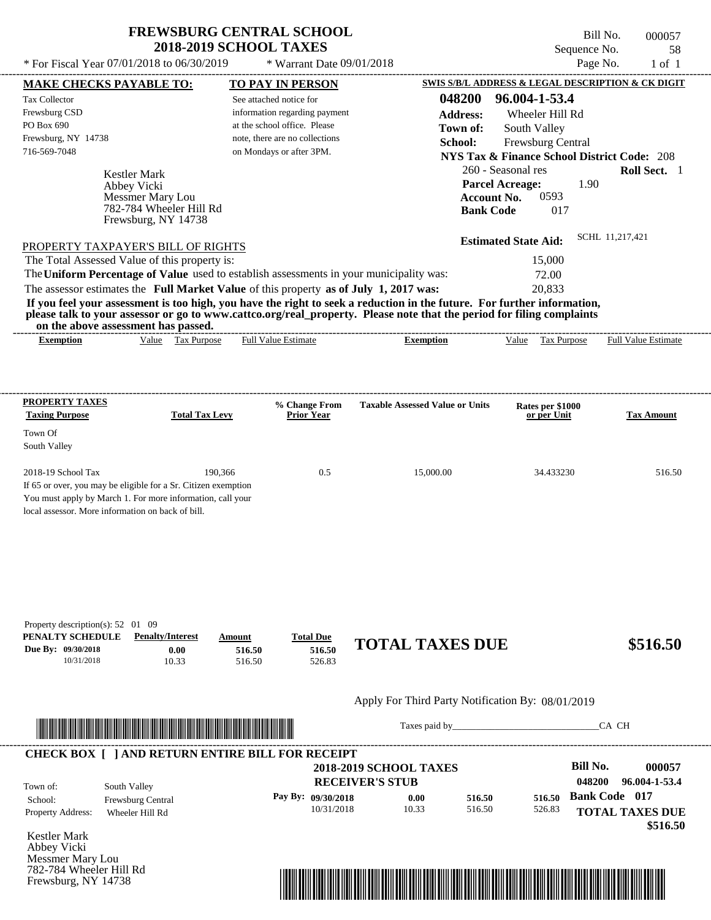# FREWSBURG CENTRAL SCHOOL
## 2018-2019 SCHOOL TAXES

Bill No. 000057
Sequence No. 58
Page No. 1 of 1

* For Fiscal Year 07/01/2018 to 06/30/2019 &nbsp;&nbsp;&nbsp; * Warrant Date 09/01/2018

**MAKE CHECKS PAYABLE TO:**

Tax Collector
Frewsburg CSD
PO Box 690
Frewsburg, NY 14738
716-569-7048

**TO PAY IN PERSON**

See attached notice for information regarding payment at the school office. Please note, there are no collections on Mondays or after 3PM.

**SWIS S/B/L ADDRESS & LEGAL DESCRIPTION & CK DIGIT**

**048200 96.004-1-53.4**
**Address:** Wheeler Hill Rd
**Town of:** South Valley
**School:** Frewsburg Central
**NYS Tax & Finance School District Code:** 208
260 - Seasonal res &nbsp;&nbsp; **Roll Sect.** 1
**Parcel Acreage:** 1.90
**Account No.** 0593
**Bank Code** 017

Kestler Mark
Abbey Vicki
Messmer Mary Lou
782-784 Wheeler Hill Rd
Frewsburg, NY 14738

**Estimated State Aid:** SCHL 11,217,421

PROPERTY TAXPAYER'S BILL OF RIGHTS

The Total Assessed Value of this property is: 15,000
The **Uniform Percentage of Value** used to establish assessments in your municipality was: 72.00
The assessor estimates the **Full Market Value** of this property **as of July 1, 2017 was:** 20,833

**If you feel your assessment is too high, you have the right to seek a reduction in the future. For further information, please talk to your assessor or go to www.cattco.org/real_property. Please note that the period for filing complaints on the above assessment has passed.**

| Exemption | Value | Tax Purpose | Full Value Estimate | Exemption | Value | Tax Purpose | Full Value Estimate |
|---|---|---|---|---|---|---|---|

| PROPERTY TAXES Taxing Purpose | Total Tax Levy | % Change From Prior Year | Taxable Assessed Value or Units | Rates per $1000 or per Unit | Tax Amount |
|---|---|---|---|---|---|
| Town Of South Valley | | | | | |
| 2018-19 School Tax | 190,366 | 0.5 | 15,000.00 | 34.433230 | 516.50 |

If 65 or over, you may be eligible for a Sr. Citizen exemption
You must apply by March 1. For more information, call your local assessor. More information on back of bill.

Property description(s): 52 01 09

| PENALTY SCHEDULE | Penalty/Interest | Amount | Total Due |
|---|---|---|---|
| Due By: 09/30/2018 | 0.00 | 516.50 | 516.50 |
| 10/31/2018 | 10.33 | 516.50 | 526.83 |

**TOTAL TAXES DUE $516.50**

Apply For Third Party Notification By: 08/01/2019

Taxes paid by_______________________________CA CH

**CHECK BOX [ ] AND RETURN ENTIRE BILL FOR RECEIPT**

**2018-2019 SCHOOL TAXES**
**RECEIVER'S STUB**

**Bill No. 000057**
**048200 96.004-1-53.4**

Town of: South Valley
School: Frewsburg Central
Property Address: Wheeler Hill Rd

| Pay By: | | | |
|---|---|---|---|
| 09/30/2018 | 0.00 | 516.50 | 516.50 |
| 10/31/2018 | 10.33 | 516.50 | 526.83 |

**Bank Code 017**
**TOTAL TAXES DUE $516.50**

Kestler Mark
Abbey Vicki
Messmer Mary Lou
782-784 Wheeler Hill Rd
Frewsburg, NY 14738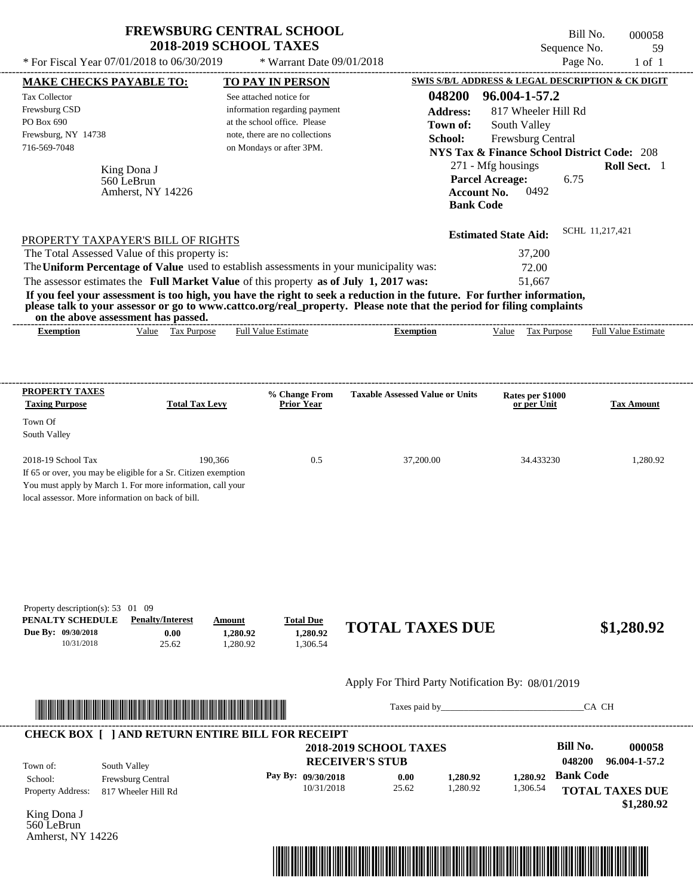# FREWSBURG CENTRAL SCHOOL
## 2018-2019 SCHOOL TAXES

\* For Fiscal Year 07/01/2018 to 06/30/2019 \* Warrant Date 09/01/2018

Bill No. 000058
Sequence No. 59
Page No. 1 of 1

**MAKE CHECKS PAYABLE TO:**

Tax Collector
Frewsburg CSD
PO Box 690
Frewsburg, NY 14738
716-569-7048

King Dona J
560 LeBrun
Amherst, NY 14226

**TO PAY IN PERSON**

See attached notice for information regarding payment at the school office. Please note, there are no collections on Mondays or after 3PM.

**SWIS S/B/L ADDRESS & LEGAL DESCRIPTION & CK DIGIT**

**048200 96.004-1-57.2**
**Address:** 817 Wheeler Hill Rd
**Town of:** South Valley
**School:** Frewsburg Central
**NYS Tax & Finance School District Code:** 208
271 - Mfg housings **Roll Sect.** 1
**Parcel Acreage:** 6.75
**Account No.** 0492
**Bank Code**

**Estimated State Aid:** SCHL 11,217,421

PROPERTY TAXPAYER'S BILL OF RIGHTS

The Total Assessed Value of this property is: 37,200
The **Uniform Percentage of Value** used to establish assessments in your municipality was: 72.00
The assessor estimates the **Full Market Value** of this property **as of July 1, 2017 was:** 51,667

**If you feel your assessment is too high, you have the right to seek a reduction in the future. For further information, please talk to your assessor or go to www.cattco.org/real_property. Please note that the period for filing complaints on the above assessment has passed.**

| Exemption | Value | Tax Purpose | Full Value Estimate | Exemption | Value | Tax Purpose | Full Value Estimate |
|---|---|---|---|---|---|---|---|

| PROPERTY TAXES Taxing Purpose | Total Tax Levy | % Change From Prior Year | Taxable Assessed Value or Units | Rates per $1000 or per Unit | Tax Amount |
|---|---|---|---|---|---|
| Town Of South Valley | | | | | |
| 2018-19 School Tax | 190,366 | 0.5 | 37,200.00 | 34.433230 | 1,280.92 |

If 65 or over, you may be eligible for a Sr. Citizen exemption
You must apply by March 1. For more information, call your local assessor. More information on back of bill.

Property description(s): 53 01 09

| PENALTY SCHEDULE | Penalty/Interest | Amount | Total Due |
|---|---|---|---|
| Due By: 09/30/2018 | 0.00 | 1,280.92 | 1,280.92 |
| 10/31/2018 | 25.62 | 1,280.92 | 1,306.54 |

**TOTAL TAXES DUE $1,280.92**

Apply For Third Party Notification By: 08/01/2019

Taxes paid by_______________________________CA CH

**CHECK BOX [ ] AND RETURN ENTIRE BILL FOR RECEIPT**

**2018-2019 SCHOOL TAXES**
**RECEIVER'S STUB**

**Bill No. 000058**
048200 96.004-1-57.2

Town of: South Valley
School: Frewsburg Central
Property Address: 817 Wheeler Hill Rd

| Pay By: | | | |
|---|---|---|---|
| 09/30/2018 | 0.00 | 1,280.92 | 1,280.92 |
| 10/31/2018 | 25.62 | 1,280.92 | 1,306.54 |

**Bank Code**

**TOTAL TAXES DUE $1,280.92**

King Dona J
560 LeBrun
Amherst, NY 14226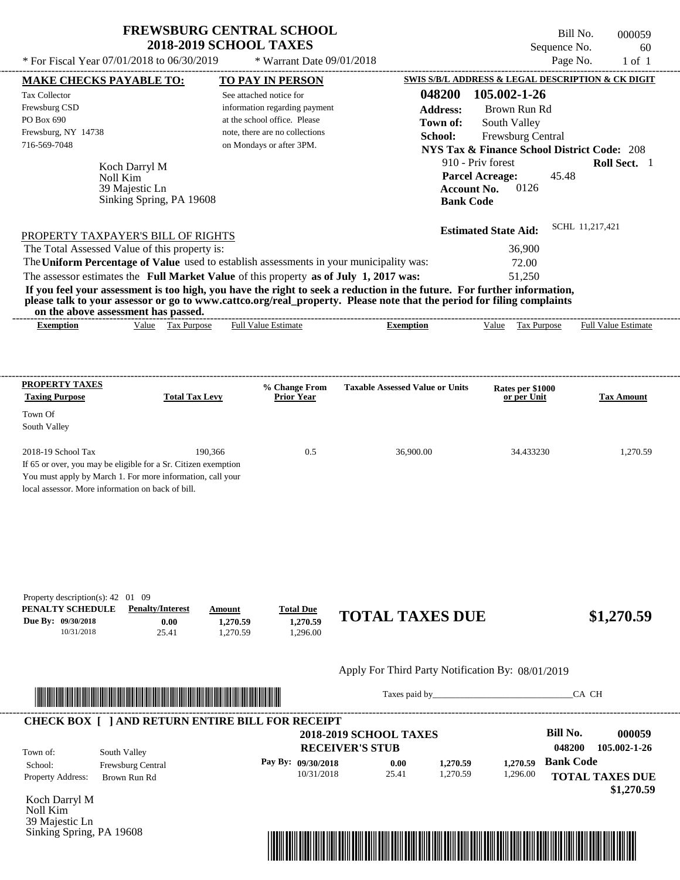# FREWSBURG CENTRAL SCHOOL
## 2018-2019 SCHOOL TAXES

\* For Fiscal Year 07/01/2018 to 06/30/2019 &nbsp;&nbsp; \* Warrant Date 09/01/2018

Bill No. 000059
Sequence No. 60
Page No. 1 of 1

| MAKE CHECKS PAYABLE TO: | TO PAY IN PERSON | SWIS S/B/L ADDRESS & LEGAL DESCRIPTION & CK DIGIT |
|---|---|---|
| Tax Collector<br>Frewsburg CSD<br>PO Box 690<br>Frewsburg, NY 14738<br>716-569-7048 | See attached notice for information regarding payment at the school office. Please note, there are no collections on Mondays or after 3PM. | **048200 105.002-1-26**<br>**Address:** Brown Run Rd<br>**Town of:** South Valley<br>**School:** Frewsburg Central<br>**NYS Tax & Finance School District Code:** 208 |

Koch Darryl M
Noll Kim
39 Majestic Ln
Sinking Spring, PA 19608

910 - Priv forest &nbsp;&nbsp; **Roll Sect.** 1
**Parcel Acreage:** 45.48
**Account No.** 0126
**Bank Code**

**Estimated State Aid:** SCHL 11,217,421

PROPERTY TAXPAYER'S BILL OF RIGHTS

The Total Assessed Value of this property is: 36,900
The **Uniform Percentage of Value** used to establish assessments in your municipality was: 72.00
The assessor estimates the **Full Market Value** of this property **as of July 1, 2017 was:** 51,250

**If you feel your assessment is too high, you have the right to seek a reduction in the future. For further information, please talk to your assessor or go to www.cattco.org/real_property. Please note that the period for filing complaints on the above assessment has passed.**

| Exemption | Value | Tax Purpose | Full Value Estimate | Exemption | Value | Tax Purpose | Full Value Estimate |
|---|---|---|---|---|---|---|---|

| PROPERTY TAXES Taxing Purpose | Total Tax Levy | % Change From Prior Year | Taxable Assessed Value or Units | Rates per $1000 or per Unit | Tax Amount |
|---|---|---|---|---|---|
| Town Of South Valley | | | | | |
| 2018-19 School Tax | 190,366 | 0.5 | 36,900.00 | 34.433230 | 1,270.59 |

If 65 or over, you may be eligible for a Sr. Citizen exemption
You must apply by March 1. For more information, call your local assessor. More information on back of bill.

Property description(s): 42 01 09

| PENALTY SCHEDULE | Penalty/Interest | Amount | Total Due |
|---|---|---|---|
| Due By: 09/30/2018 | 0.00 | 1,270.59 | 1,270.59 |
| 10/31/2018 | 25.41 | 1,270.59 | 1,296.00 |

**TOTAL TAXES DUE $1,270.59**

Apply For Third Party Notification By: 08/01/2019

Taxes paid by_______________________________CA CH

**CHECK BOX [ ] AND RETURN ENTIRE BILL FOR RECEIPT**

**2018-2019 SCHOOL TAXES**
**RECEIVER'S STUB**

**Bill No. 000059**
**048200 105.002-1-26**

Town of: South Valley
School: Frewsburg Central
Property Address: Brown Run Rd

| Pay By: | | | |
|---|---|---|---|
| 09/30/2018 | 0.00 | 1,270.59 | 1,270.59 |
| 10/31/2018 | 25.41 | 1,270.59 | 1,296.00 |

**Bank Code**

**TOTAL TAXES DUE $1,270.59**

Koch Darryl M
Noll Kim
39 Majestic Ln
Sinking Spring, PA 19608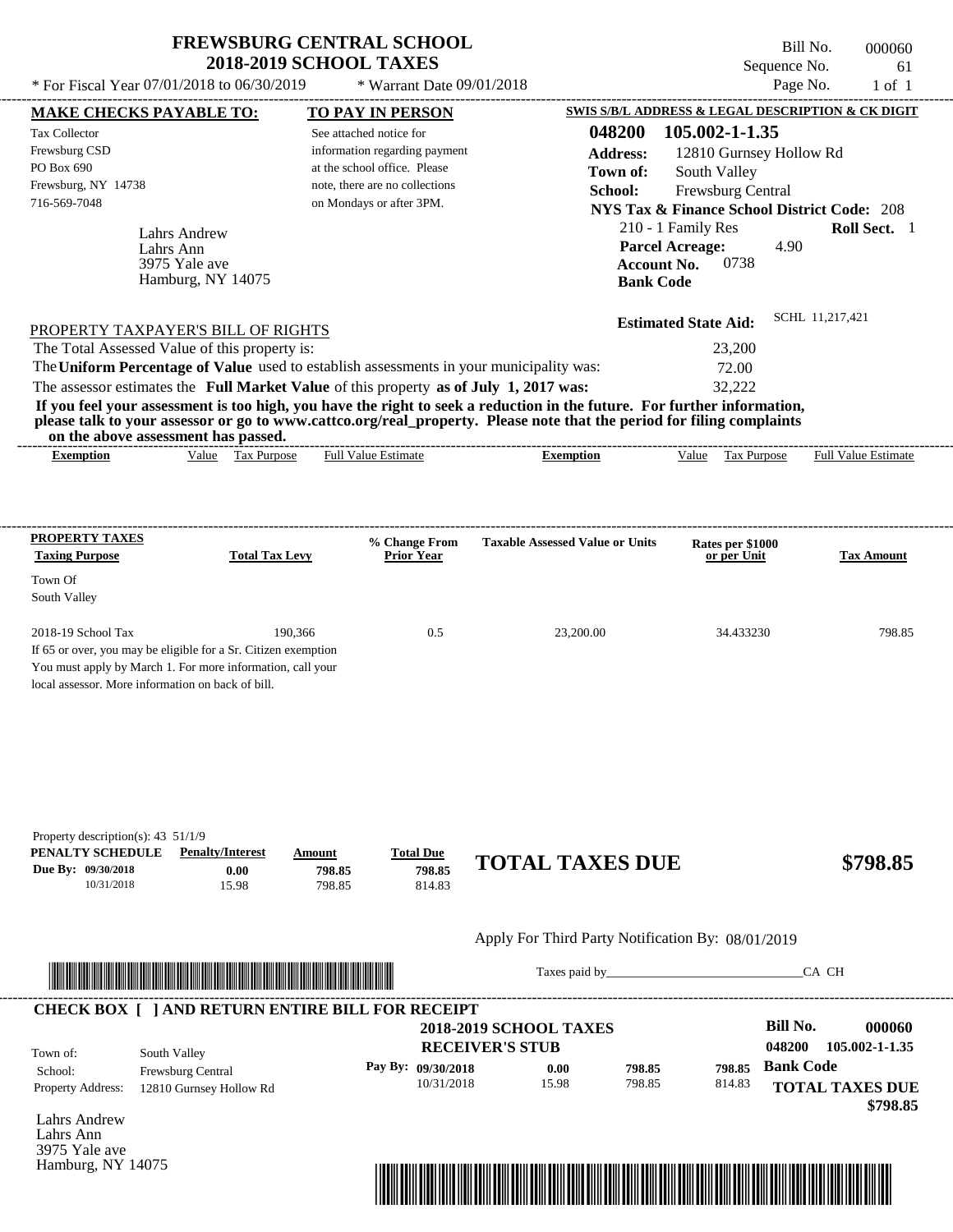# FREWSBURG CENTRAL SCHOOL
## 2018-2019 SCHOOL TAXES

\* For Fiscal Year 07/01/2018 to 06/30/2019 \* Warrant Date 09/01/2018

Bill No. 000060
Sequence No. 61
Page No. 1 of 1

**MAKE CHECKS PAYABLE TO:**
Tax Collector
Frewsburg CSD
PO Box 690
Frewsburg, NY 14738
716-569-7048

**TO PAY IN PERSON**
See attached notice for information regarding payment at the school office. Please note, there are no collections on Mondays or after 3PM.

**SWIS S/B/L ADDRESS & LEGAL DESCRIPTION & CK DIGIT**
**048200 105.002-1-1.35**
**Address:** 12810 Gurnsey Hollow Rd
**Town of:** South Valley
**School:** Frewsburg Central
**NYS Tax & Finance School District Code:** 208
210 - 1 Family Res **Roll Sect.** 1
**Parcel Acreage:** 4.90
**Account No.** 0738
**Bank Code**

Lahrs Andrew
Lahrs Ann
3975 Yale ave
Hamburg, NY 14075

**Estimated State Aid:** SCHL 11,217,421

PROPERTY TAXPAYER'S BILL OF RIGHTS

The Total Assessed Value of this property is: 23,200
The **Uniform Percentage of Value** used to establish assessments in your municipality was: 72.00
The assessor estimates the **Full Market Value** of this property **as of July 1, 2017 was:** 32,222

**If you feel your assessment is too high, you have the right to seek a reduction in the future. For further information, please talk to your assessor or go to www.cattco.org/real_property. Please note that the period for filing complaints on the above assessment has passed.**

| Exemption | Value | Tax Purpose | Full Value Estimate | Exemption | Value | Tax Purpose | Full Value Estimate |
|---|---|---|---|---|---|---|---|

**PROPERTY TAXES**

| Taxing Purpose | Total Tax Levy | % Change From Prior Year | Taxable Assessed Value or Units | Rates per $1000 or per Unit | Tax Amount |
|---|---|---|---|---|---|
| Town Of South Valley | | | | | |
| 2018-19 School Tax | 190,366 | 0.5 | 23,200.00 | 34.433230 | 798.85 |

If 65 or over, you may be eligible for a Sr. Citizen exemption
You must apply by March 1. For more information, call your local assessor. More information on back of bill.

Property description(s): 43 51/1/9

| PENALTY SCHEDULE | Penalty/Interest | Amount | Total Due |
|---|---|---|---|
| Due By: 09/30/2018 | 0.00 | 798.85 | 798.85 |
| 10/31/2018 | 15.98 | 798.85 | 814.83 |

**TOTAL TAXES DUE $798.85**

Apply For Third Party Notification By: 08/01/2019

Taxes paid by______________________________CA CH

**CHECK BOX [ ] AND RETURN ENTIRE BILL FOR RECEIPT**

**2018-2019 SCHOOL TAXES**
**RECEIVER'S STUB**

**Bill No. 000060**
**048200 105.002-1-1.35**

Town of: South Valley
School: Frewsburg Central
Property Address: 12810 Gurnsey Hollow Rd

| Pay By: | Penalty/Interest | Amount | Total Due |
|---|---|---|---|
| 09/30/2018 | 0.00 | 798.85 | 798.85 |
| 10/31/2018 | 15.98 | 798.85 | 814.83 |

**Bank Code**
**TOTAL TAXES DUE $798.85**

Lahrs Andrew
Lahrs Ann
3975 Yale ave
Hamburg, NY 14075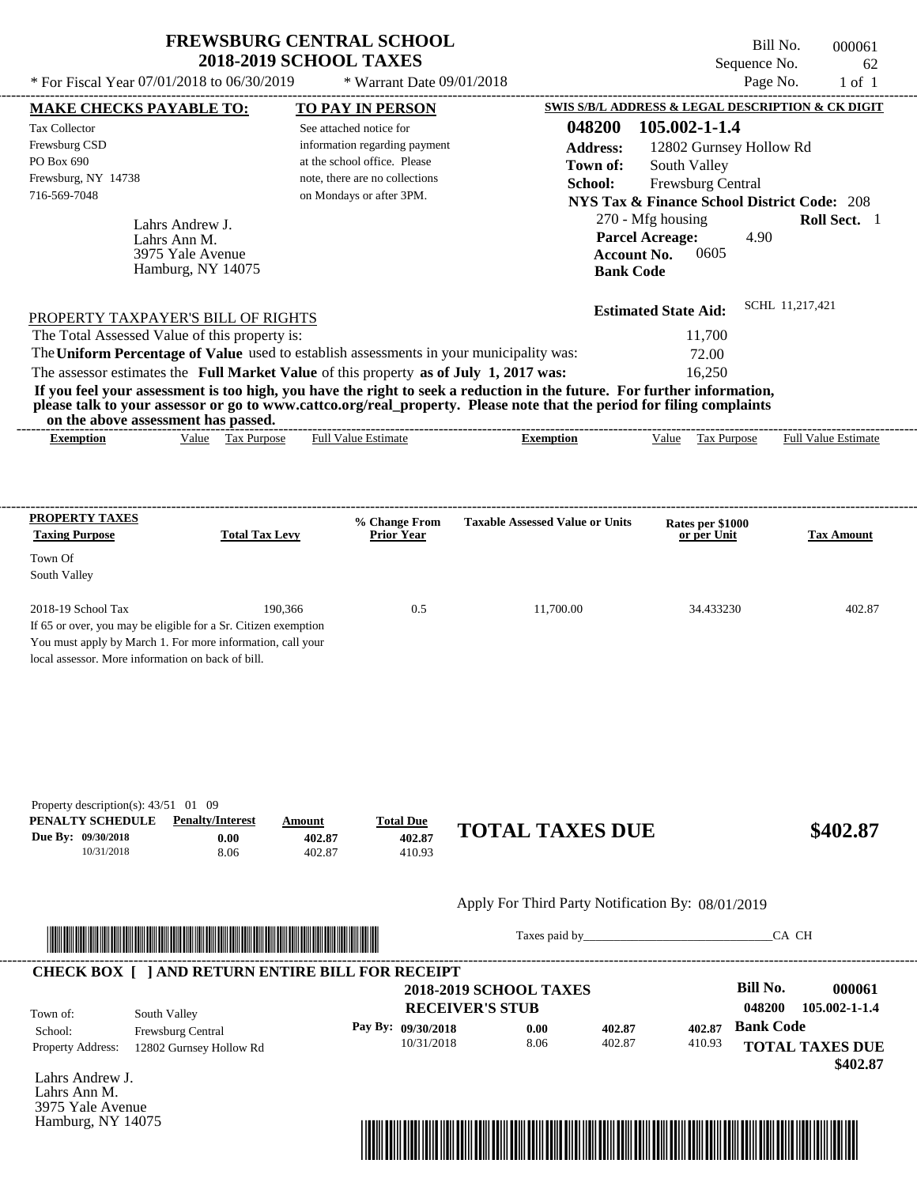# FREWSBURG CENTRAL SCHOOL
## 2018-2019 SCHOOL TAXES

\* For Fiscal Year 07/01/2018 to 06/30/2019 &nbsp;&nbsp; \* Warrant Date 09/01/2018

Bill No. 000061
Sequence No. 62
Page No. 1 of 1

**MAKE CHECKS PAYABLE TO:**

Tax Collector
Frewsburg CSD
PO Box 690
Frewsburg, NY 14738
716-569-7048

**TO PAY IN PERSON**

See attached notice for information regarding payment at the school office. Please note, there are no collections on Mondays or after 3PM.

**SWIS S/B/L ADDRESS & LEGAL DESCRIPTION & CK DIGIT**

**048200 105.002-1-1.4**
**Address:** 12802 Gurnsey Hollow Rd
**Town of:** South Valley
**School:** Frewsburg Central
**NYS Tax & Finance School District Code:** 208
270 - Mfg housing &nbsp;&nbsp; **Roll Sect.** 1
**Parcel Acreage:** 4.90
**Account No.** 0605
**Bank Code**

Lahrs Andrew J.
Lahrs Ann M.
3975 Yale Avenue
Hamburg, NY 14075

**Estimated State Aid:** SCHL 11,217,421

PROPERTY TAXPAYER'S BILL OF RIGHTS

The Total Assessed Value of this property is: 11,700
The **Uniform Percentage of Value** used to establish assessments in your municipality was: 72.00
The assessor estimates the **Full Market Value** of this property **as of July 1, 2017 was:** 16,250

**If you feel your assessment is too high, you have the right to seek a reduction in the future. For further information, please talk to your assessor or go to www.cattco.org/real_property. Please note that the period for filing complaints on the above assessment has passed.**

| Exemption | Value | Tax Purpose | Full Value Estimate | Exemption | Value | Tax Purpose | Full Value Estimate |
|---|---|---|---|---|---|---|---|

| PROPERTY TAXES Taxing Purpose | Total Tax Levy | % Change From Prior Year | Taxable Assessed Value or Units | Rates per $1000 or per Unit | Tax Amount |
|---|---|---|---|---|---|
| Town Of South Valley | | | | | |
| 2018-19 School Tax | 190,366 | 0.5 | 11,700.00 | 34.433230 | 402.87 |

If 65 or over, you may be eligible for a Sr. Citizen exemption
You must apply by March 1. For more information, call your local assessor. More information on back of bill.

Property description(s): 43/51 01 09

| PENALTY SCHEDULE | Penalty/Interest | Amount | Total Due |
|---|---|---|---|
| Due By: 09/30/2018 | 0.00 | 402.87 | 402.87 |
| 10/31/2018 | 8.06 | 402.87 | 410.93 |

**TOTAL TAXES DUE $402.87**

Apply For Third Party Notification By: 08/01/2019

Taxes paid by_______________________________CA CH

**CHECK BOX [ ] AND RETURN ENTIRE BILL FOR RECEIPT**

**2018-2019 SCHOOL TAXES**
**RECEIVER'S STUB**

**Bill No. 000061**
**048200 105.002-1-1.4**

Town of: South Valley
School: Frewsburg Central
Property Address: 12802 Gurnsey Hollow Rd

| Pay By: | Penalty/Interest | Amount | Total Due |
|---|---|---|---|
| 09/30/2018 | 0.00 | 402.87 | 402.87 |
| 10/31/2018 | 8.06 | 402.87 | 410.93 |

**Bank Code**

**TOTAL TAXES DUE $402.87**

Lahrs Andrew J.
Lahrs Ann M.
3975 Yale Avenue
Hamburg, NY 14075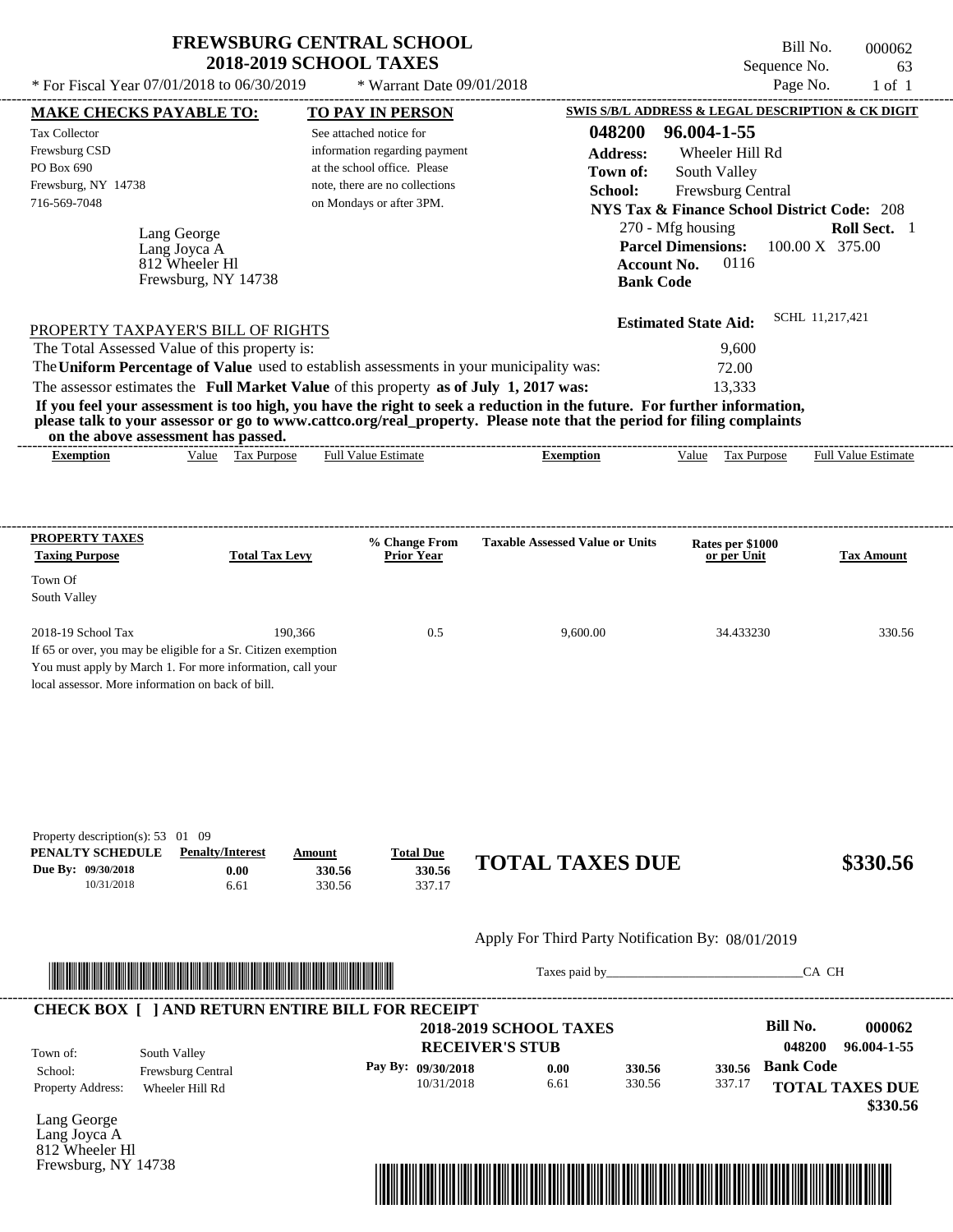# FREWSBURG CENTRAL SCHOOL
## 2018-2019 SCHOOL TAXES

Bill No. 000062
Sequence No. 63
Page No. 1 of 1

* For Fiscal Year 07/01/2018 to 06/30/2019 * Warrant Date 09/01/2018

**MAKE CHECKS PAYABLE TO:**

Tax Collector
Frewsburg CSD
PO Box 690
Frewsburg, NY 14738
716-569-7048

**TO PAY IN PERSON**

See attached notice for information regarding payment at the school office. Please note, there are no collections on Mondays or after 3PM.

**SWIS S/B/L ADDRESS & LEGAL DESCRIPTION & CK DIGIT**

**048200 96.004-1-55**
**Address:** Wheeler Hill Rd
**Town of:** South Valley
**School:** Frewsburg Central
**NYS Tax & Finance School District Code:** 208
270 - Mfg housing **Roll Sect.** 1
**Parcel Dimensions:** 100.00 X 375.00
**Account No.** 0116
**Bank Code**

Lang George
Lang Joyca A
812 Wheeler Hl
Frewsburg, NY 14738

**Estimated State Aid:** SCHL 11,217,421

PROPERTY TAXPAYER'S BILL OF RIGHTS

The Total Assessed Value of this property is: 9,600
The **Uniform Percentage of Value** used to establish assessments in your municipality was: 72.00
The assessor estimates the **Full Market Value** of this property **as of July 1, 2017 was:** 13,333

**If you feel your assessment is too high, you have the right to seek a reduction in the future. For further information, please talk to your assessor or go to www.cattco.org/real_property. Please note that the period for filing complaints on the above assessment has passed.**

| Exemption | Value | Tax Purpose | Full Value Estimate | Exemption | Value | Tax Purpose | Full Value Estimate |
|---|---|---|---|---|---|---|---|

| PROPERTY TAXES Taxing Purpose | Total Tax Levy | % Change From Prior Year | Taxable Assessed Value or Units | Rates per $1000 or per Unit | Tax Amount |
|---|---|---|---|---|---|
| Town Of South Valley | | | | | |
| 2018-19 School Tax | 190,366 | 0.5 | 9,600.00 | 34.433230 | 330.56 |

If 65 or over, you may be eligible for a Sr. Citizen exemption
You must apply by March 1. For more information, call your local assessor. More information on back of bill.

Property description(s): 53 01 09

| PENALTY SCHEDULE | Penalty/Interest | Amount | Total Due |
|---|---|---|---|
| Due By: 09/30/2018 | 0.00 | 330.56 | 330.56 |
| 10/31/2018 | 6.61 | 330.56 | 337.17 |

**TOTAL TAXES DUE $330.56**

Apply For Third Party Notification By: 08/01/2019

Taxes paid by_______________________________CA CH

**CHECK BOX [ ] AND RETURN ENTIRE BILL FOR RECEIPT**

**2018-2019 SCHOOL TAXES**
**RECEIVER'S STUB**

**Bill No. 000062**
**048200 96.004-1-55**

Town of: South Valley
School: Frewsburg Central
Property Address: Wheeler Hill Rd

| Pay By: | | | |
|---|---|---|---|
| 09/30/2018 | 0.00 | 330.56 | 330.56 |
| 10/31/2018 | 6.61 | 330.56 | 337.17 |

**Bank Code**

**TOTAL TAXES DUE $330.56**

Lang George
Lang Joyca A
812 Wheeler Hl
Frewsburg, NY 14738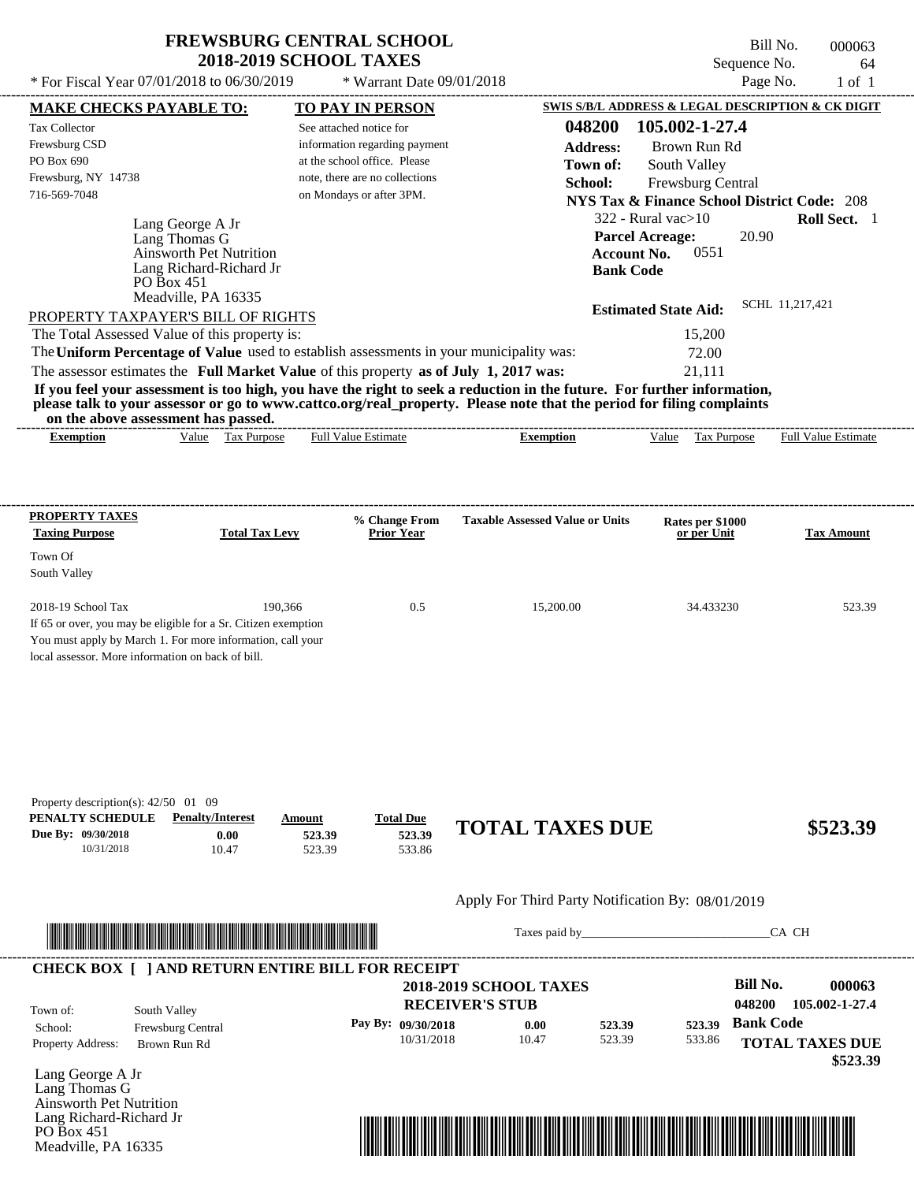# FREWSBURG CENTRAL SCHOOL
## 2018-2019 SCHOOL TAXES

Bill No. 000063
Sequence No. 64
Page No. 1 of 1

* For Fiscal Year 07/01/2018 to 06/30/2019 * Warrant Date 09/01/2018

**MAKE CHECKS PAYABLE TO:**

Tax Collector
Frewsburg CSD
PO Box 690
Frewsburg, NY 14738
716-569-7048

**TO PAY IN PERSON**

See attached notice for information regarding payment at the school office. Please note, there are no collections on Mondays or after 3PM.

**SWIS S/B/L ADDRESS & LEGAL DESCRIPTION & CK DIGIT**

**048200 105.002-1-27.4**
**Address:** Brown Run Rd
**Town of:** South Valley
**School:** Frewsburg Central
**NYS Tax & Finance School District Code:** 208
322 - Rural vac>10 **Roll Sect.** 1
**Parcel Acreage:** 20.90
**Account No.** 0551
**Bank Code**

**Estimated State Aid:** SCHL 11,217,421

Lang George A Jr
Lang Thomas G
Ainsworth Pet Nutrition
Lang Richard-Richard Jr
PO Box 451
Meadville, PA 16335

PROPERTY TAXPAYER'S BILL OF RIGHTS

The Total Assessed Value of this property is: 15,200
The **Uniform Percentage of Value** used to establish assessments in your municipality was: 72.00
The assessor estimates the **Full Market Value** of this property **as of July 1, 2017 was:** 21,111

**If you feel your assessment is too high, you have the right to seek a reduction in the future. For further information, please talk to your assessor or go to www.cattco.org/real_property. Please note that the period for filing complaints on the above assessment has passed.**

| Exemption | Value | Tax Purpose | Full Value Estimate | Exemption | Value | Tax Purpose | Full Value Estimate |
|---|---|---|---|---|---|---|---|

| PROPERTY TAXES Taxing Purpose | Total Tax Levy | % Change From Prior Year | Taxable Assessed Value or Units | Rates per $1000 or per Unit | Tax Amount |
|---|---|---|---|---|---|
| Town Of South Valley | | | | | |
| 2018-19 School Tax | 190,366 | 0.5 | 15,200.00 | 34.433230 | 523.39 |

If 65 or over, you may be eligible for a Sr. Citizen exemption
You must apply by March 1. For more information, call your local assessor. More information on back of bill.

Property description(s): 42/50 01 09

| PENALTY SCHEDULE | Penalty/Interest | Amount | Total Due |
|---|---|---|---|
| Due By: 09/30/2018 | 0.00 | 523.39 | 523.39 |
| 10/31/2018 | 10.47 | 523.39 | 533.86 |

**TOTAL TAXES DUE $523.39**

Apply For Third Party Notification By: 08/01/2019

Taxes paid by_______________________________CA CH

**CHECK BOX [ ] AND RETURN ENTIRE BILL FOR RECEIPT**

**2018-2019 SCHOOL TAXES**
**RECEIVER'S STUB**

**Bill No. 000063**
**048200 105.002-1-27.4**

Town of: South Valley
School: Frewsburg Central
Property Address: Brown Run Rd

| Pay By: | | | |
|---|---|---|---|
| 09/30/2018 | 0.00 | 523.39 | 523.39 |
| 10/31/2018 | 10.47 | 523.39 | 533.86 |

**Bank Code**

**TOTAL TAXES DUE $523.39**

Lang George A Jr
Lang Thomas G
Ainsworth Pet Nutrition
Lang Richard-Richard Jr
PO Box 451
Meadville, PA 16335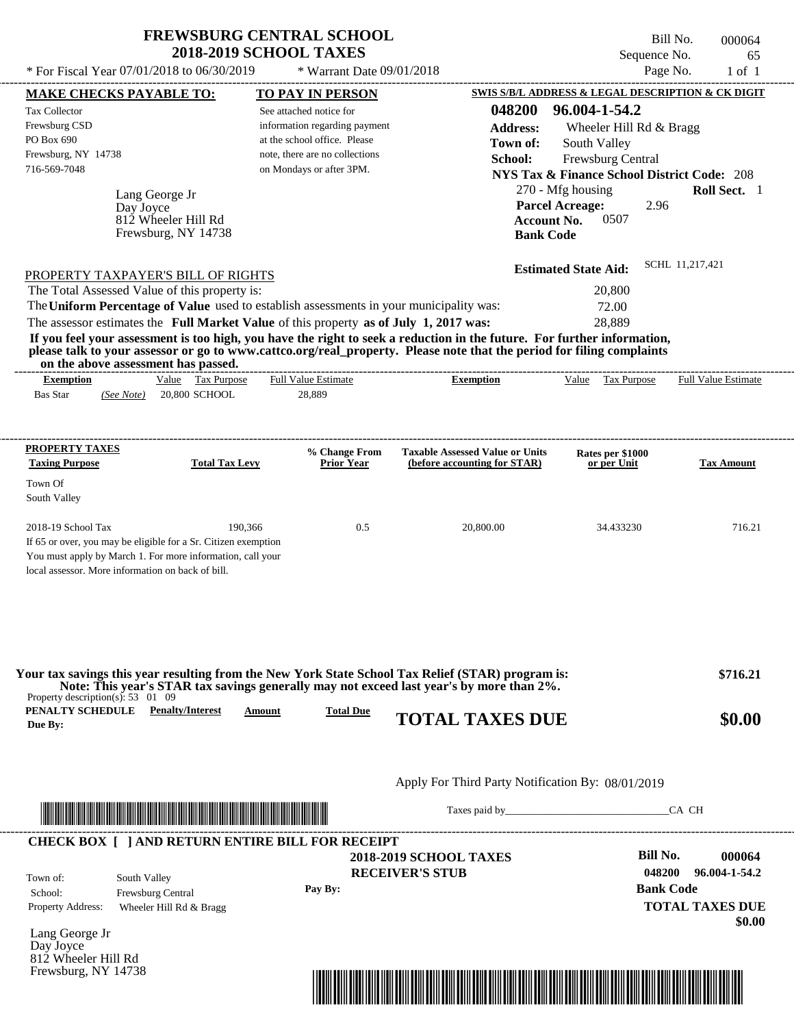# FREWSBURG CENTRAL SCHOOL
## 2018-2019 SCHOOL TAXES

\* For Fiscal Year 07/01/2018 to 06/30/2019 \* Warrant Date 09/01/2018

Bill No. 000064
Sequence No. 65
Page No. 1 of 1

**MAKE CHECKS PAYABLE TO:**
Tax Collector
Frewsburg CSD
PO Box 690
Frewsburg, NY 14738
716-569-7048

**TO PAY IN PERSON**
See attached notice for information regarding payment at the school office. Please note, there are no collections on Mondays or after 3PM.

**SWIS S/B/L ADDRESS & LEGAL DESCRIPTION & CK DIGIT**
**048200 96.004-1-54.2**
**Address:** Wheeler Hill Rd & Bragg
**Town of:** South Valley
**School:** Frewsburg Central
**NYS Tax & Finance School District Code:** 208
270 - Mfg housing **Roll Sect.** 1
**Parcel Acreage:** 2.96
**Account No.** 0507
**Bank Code**

Lang George Jr
Day Joyce
812 Wheeler Hill Rd
Frewsburg, NY 14738

**Estimated State Aid:** SCHL 11,217,421

PROPERTY TAXPAYER'S BILL OF RIGHTS

The Total Assessed Value of this property is: 20,800
The **Uniform Percentage of Value** used to establish assessments in your municipality was: 72.00
The assessor estimates the **Full Market Value** of this property **as of July 1, 2017 was:** 28,889

**If you feel your assessment is too high, you have the right to seek a reduction in the future. For further information, please talk to your assessor or go to www.cattco.org/real_property. Please note that the period for filing complaints on the above assessment has passed.**

| Exemption | Value | Tax Purpose | Full Value Estimate | Exemption | Value | Tax Purpose | Full Value Estimate |
|---|---|---|---|---|---|---|---|
| Bas Star *(See Note)* | 20,800 | SCHOOL | 28,889 | | | | |

| PROPERTY TAXES Taxing Purpose | Total Tax Levy | % Change From Prior Year | Taxable Assessed Value or Units (before accounting for STAR) | Rates per $1000 or per Unit | Tax Amount |
|---|---|---|---|---|---|
| Town Of South Valley | | | | | |
| 2018-19 School Tax | 190,366 | 0.5 | 20,800.00 | 34.433230 | 716.21 |

If 65 or over, you may be eligible for a Sr. Citizen exemption
You must apply by March 1. For more information, call your local assessor. More information on back of bill.

**Your tax savings this year resulting from the New York State School Tax Relief (STAR) program is: $716.21**
**Note: This year's STAR tax savings generally may not exceed last year's by more than 2%.**

Property description(s): 53 01 09

| PENALTY SCHEDULE Due By: | Penalty/Interest | Amount | Total Due |
|---|---|---|---|

**TOTAL TAXES DUE $0.00**

Apply For Third Party Notification By: 08/01/2019

Taxes paid by\_\_\_\_\_\_\_\_\_\_\_\_\_\_\_\_\_\_\_\_\_\_\_\_\_\_\_\_\_\_CA CH

**CHECK BOX [ ] AND RETURN ENTIRE BILL FOR RECEIPT**

**2018-2019 SCHOOL TAXES**
**RECEIVER'S STUB**

Town of: South Valley
School: Frewsburg Central
Property Address: Wheeler Hill Rd & Bragg

Pay By:

**Bill No. 000064**
**048200 96.004-1-54.2**
**Bank Code**
**TOTAL TAXES DUE**
**$0.00**

Lang George Jr
Day Joyce
812 Wheeler Hill Rd
Frewsburg, NY 14738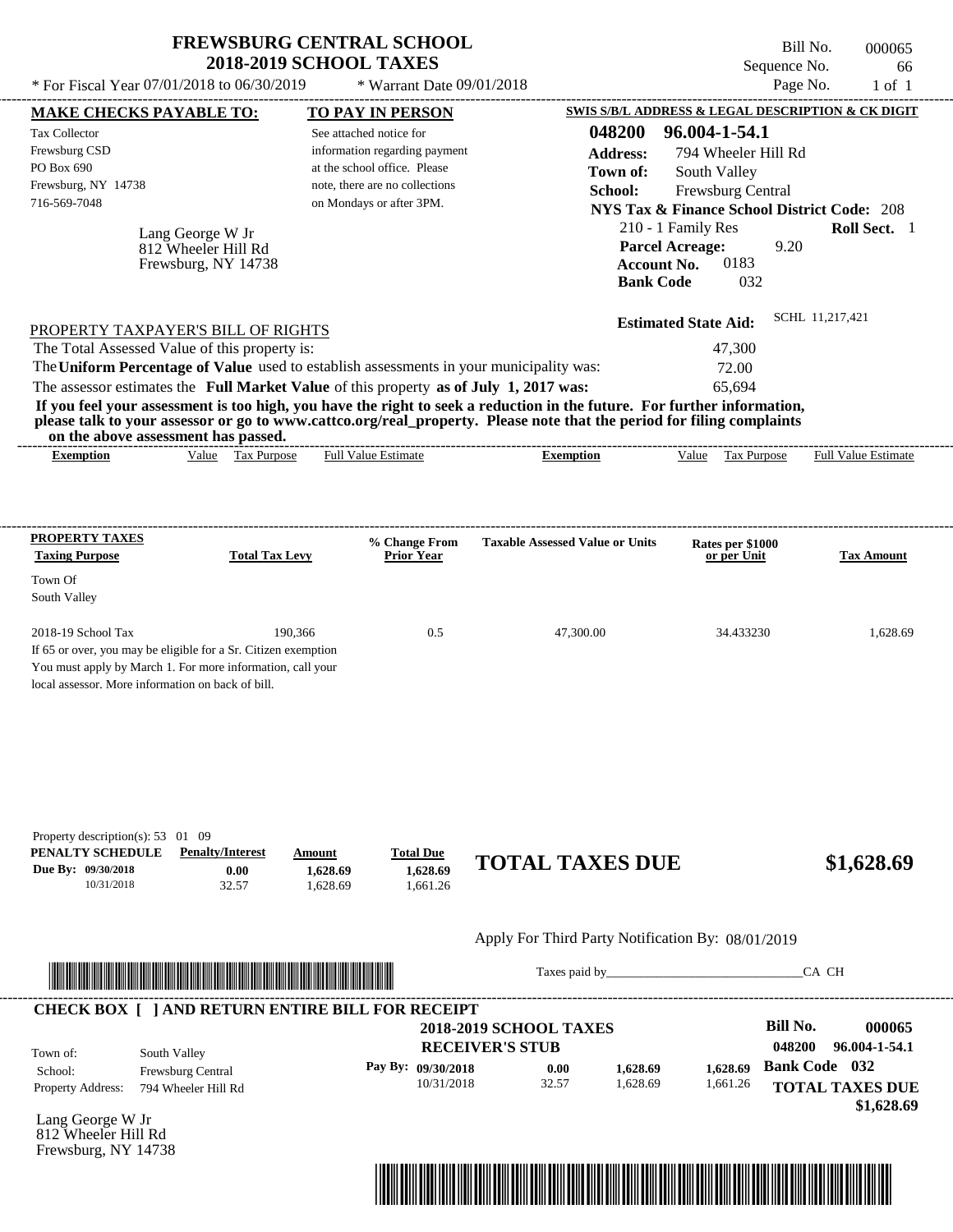# FREWSBURG CENTRAL SCHOOL
## 2018-2019 SCHOOL TAXES

Bill No. 000065
Sequence No. 66
Page No. 1 of 1

* For Fiscal Year 07/01/2018 to 06/30/2019 * Warrant Date 09/01/2018

**MAKE CHECKS PAYABLE TO:**

Tax Collector
Frewsburg CSD
PO Box 690
Frewsburg, NY 14738
716-569-7048

**TO PAY IN PERSON**

See attached notice for information regarding payment at the school office. Please note, there are no collections on Mondays or after 3PM.

**SWIS S/B/L ADDRESS & LEGAL DESCRIPTION & CK DIGIT**

**048200 96.004-1-54.1**
**Address:** 794 Wheeler Hill Rd
**Town of:** South Valley
**School:** Frewsburg Central
**NYS Tax & Finance School District Code:** 208
210 - 1 Family Res **Roll Sect.** 1
**Parcel Acreage:** 9.20
**Account No.** 0183
**Bank Code** 032

Lang George W Jr
812 Wheeler Hill Rd
Frewsburg, NY 14738

**Estimated State Aid:** SCHL 11,217,421

PROPERTY TAXPAYER'S BILL OF RIGHTS

The Total Assessed Value of this property is: 47,300
The **Uniform Percentage of Value** used to establish assessments in your municipality was: 72.00
The assessor estimates the **Full Market Value** of this property **as of July 1, 2017 was:** 65,694

**If you feel your assessment is too high, you have the right to seek a reduction in the future. For further information, please talk to your assessor or go to www.cattco.org/real_property. Please note that the period for filing complaints on the above assessment has passed.**

| Exemption | Value | Tax Purpose | Full Value Estimate | Exemption | Value | Tax Purpose | Full Value Estimate |
|---|---|---|---|---|---|---|---|

| PROPERTY TAXES Taxing Purpose | Total Tax Levy | % Change From Prior Year | Taxable Assessed Value or Units | Rates per $1000 or per Unit | Tax Amount |
|---|---|---|---|---|---|
| Town Of South Valley | | | | | |
| 2018-19 School Tax | 190,366 | 0.5 | 47,300.00 | 34.433230 | 1,628.69 |

If 65 or over, you may be eligible for a Sr. Citizen exemption
You must apply by March 1. For more information, call your local assessor. More information on back of bill.

Property description(s): 53 01 09

| PENALTY SCHEDULE | Penalty/Interest | Amount | Total Due |
|---|---|---|---|
| Due By: 09/30/2018 | 0.00 | 1,628.69 | 1,628.69 |
| 10/31/2018 | 32.57 | 1,628.69 | 1,661.26 |

**TOTAL TAXES DUE $1,628.69**

Apply For Third Party Notification By: 08/01/2019

Taxes paid by_______________________________CA CH

**CHECK BOX [ ] AND RETURN ENTIRE BILL FOR RECEIPT**

**2018-2019 SCHOOL TAXES**
**RECEIVER'S STUB**

**Bill No. 000065**
**048200 96.004-1-54.1**

Town of: South Valley
School: Frewsburg Central
Property Address: 794 Wheeler Hill Rd

| Pay By: | | | |
|---|---|---|---|
| 09/30/2018 | 0.00 | 1,628.69 | 1,628.69 |
| 10/31/2018 | 32.57 | 1,628.69 | 1,661.26 |

**Bank Code 032**

**TOTAL TAXES DUE $1,628.69**

Lang George W Jr
812 Wheeler Hill Rd
Frewsburg, NY 14738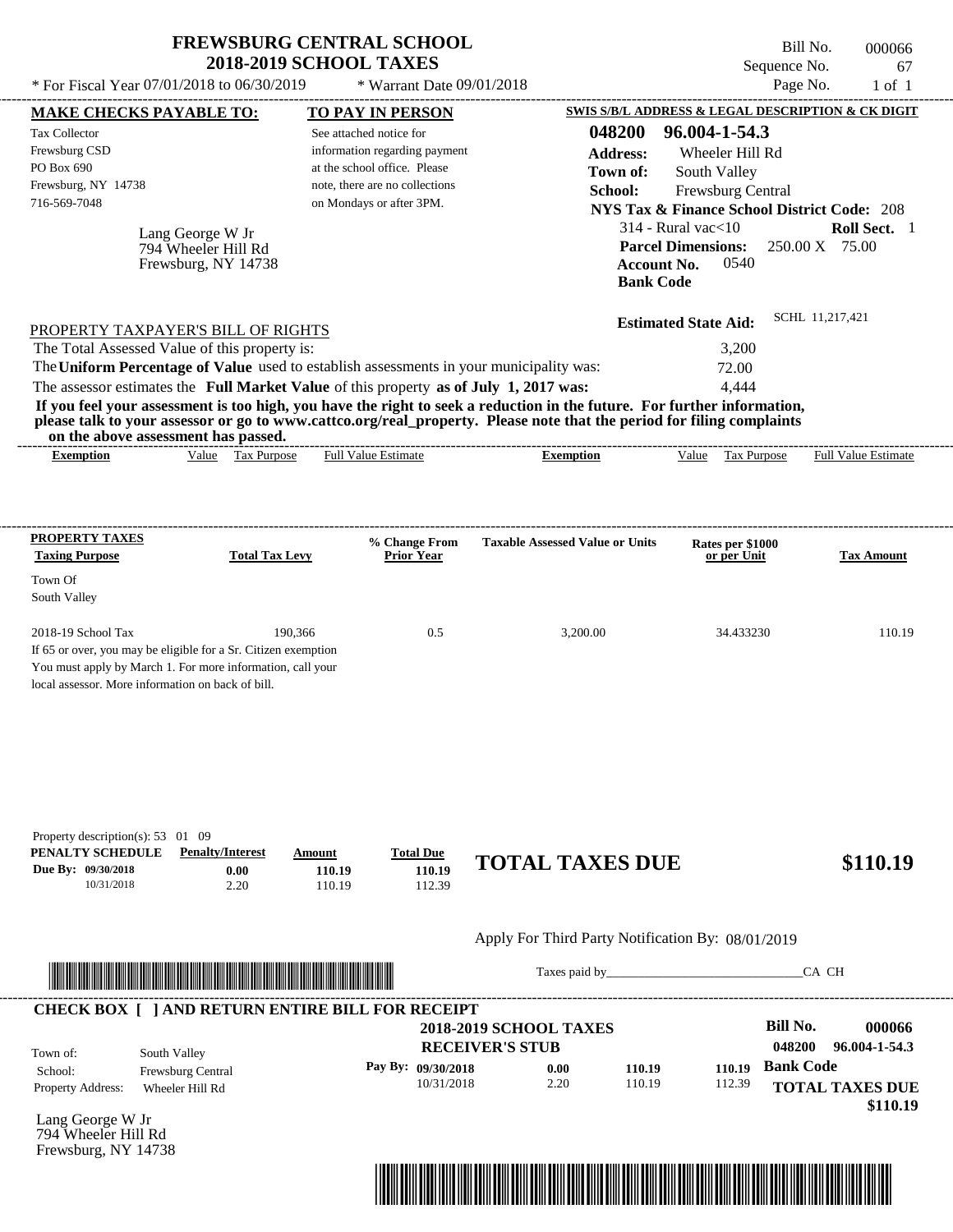# FREWSBURG CENTRAL SCHOOL
## 2018-2019 SCHOOL TAXES

\* For Fiscal Year 07/01/2018 to 06/30/2019 \* Warrant Date 09/01/2018

Bill No. 000066
Sequence No. 67
Page No. 1 of 1

**MAKE CHECKS PAYABLE TO:**

Tax Collector
Frewsburg CSD
PO Box 690
Frewsburg, NY 14738
716-569-7048

**TO PAY IN PERSON**

See attached notice for information regarding payment at the school office. Please note, there are no collections on Mondays or after 3PM.

**SWIS S/B/L ADDRESS & LEGAL DESCRIPTION & CK DIGIT**

**048200 96.004-1-54.3**
**Address:** Wheeler Hill Rd
**Town of:** South Valley
**School:** Frewsburg Central
**NYS Tax & Finance School District Code:** 208
314 - Rural vac<10 **Roll Sect.** 1
**Parcel Dimensions:** 250.00 X 75.00
**Account No.** 0540
**Bank Code**

Lang George W Jr
794 Wheeler Hill Rd
Frewsburg, NY 14738

**Estimated State Aid:** SCHL 11,217,421

PROPERTY TAXPAYER'S BILL OF RIGHTS

The Total Assessed Value of this property is: 3,200
The **Uniform Percentage of Value** used to establish assessments in your municipality was: 72.00
The assessor estimates the **Full Market Value** of this property **as of July 1, 2017 was:** 4,444

**If you feel your assessment is too high, you have the right to seek a reduction in the future. For further information, please talk to your assessor or go to www.cattco.org/real_property. Please note that the period for filing complaints on the above assessment has passed.**

| Exemption | Value | Tax Purpose | Full Value Estimate | Exemption | Value | Tax Purpose | Full Value Estimate |
|---|---|---|---|---|---|---|---|

| PROPERTY TAXES Taxing Purpose | Total Tax Levy | % Change From Prior Year | Taxable Assessed Value or Units | Rates per $1000 or per Unit | Tax Amount |
|---|---|---|---|---|---|
| Town Of South Valley | | | | | |
| 2018-19 School Tax | 190,366 | 0.5 | 3,200.00 | 34.433230 | 110.19 |

If 65 or over, you may be eligible for a Sr. Citizen exemption
You must apply by March 1. For more information, call your local assessor. More information on back of bill.

Property description(s): 53 01 09

| PENALTY SCHEDULE | Penalty/Interest | Amount | Total Due |
|---|---|---|---|
| Due By: 09/30/2018 | 0.00 | 110.19 | 110.19 |
| 10/31/2018 | 2.20 | 110.19 | 112.39 |

**TOTAL TAXES DUE $110.19**

Apply For Third Party Notification By: 08/01/2019

Taxes paid by_______________________________CA CH

**CHECK BOX [ ] AND RETURN ENTIRE BILL FOR RECEIPT**

**2018-2019 SCHOOL TAXES**
**RECEIVER'S STUB**

**Bill No. 000066**
**048200 96.004-1-54.3**

Town of: South Valley
School: Frewsburg Central
Property Address: Wheeler Hill Rd

| Pay By: | Penalty/Interest | Amount | Total Due |
|---|---|---|---|
| 09/30/2018 | 0.00 | 110.19 | 110.19 |
| 10/31/2018 | 2.20 | 110.19 | 112.39 |

**Bank Code**

**TOTAL TAXES DUE $110.19**

Lang George W Jr
794 Wheeler Hill Rd
Frewsburg, NY 14738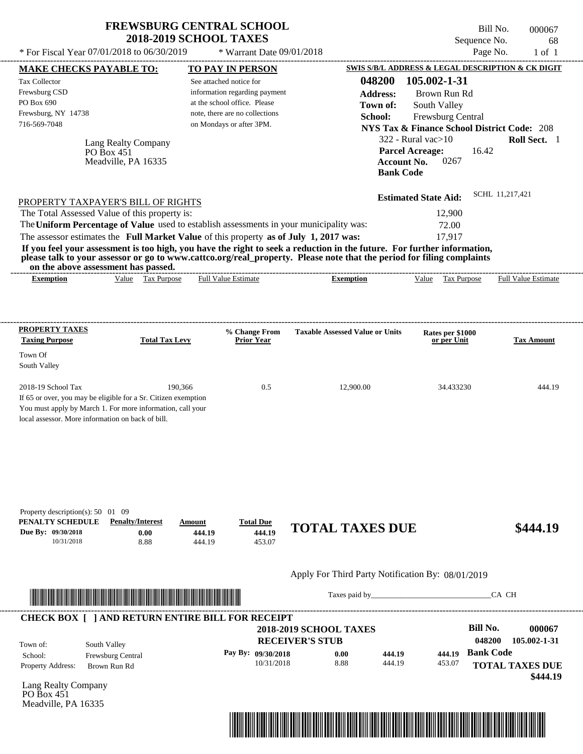# FREWSBURG CENTRAL SCHOOL
## 2018-2019 SCHOOL TAXES

\* For Fiscal Year 07/01/2018 to 06/30/2019 \* Warrant Date 09/01/2018

Bill No. 000067
Sequence No. 68
Page No. 1 of 1

**MAKE CHECKS PAYABLE TO:**

Tax Collector
Frewsburg CSD
PO Box 690
Frewsburg, NY 14738
716-569-7048

**TO PAY IN PERSON**

See attached notice for information regarding payment at the school office. Please note, there are no collections on Mondays or after 3PM.

**SWIS S/B/L ADDRESS & LEGAL DESCRIPTION & CK DIGIT**

**048200 105.002-1-31**
**Address:** Brown Run Rd
**Town of:** South Valley
**School:** Frewsburg Central
**NYS Tax & Finance School District Code:** 208
322 - Rural vac>10 **Roll Sect.** 1
**Parcel Acreage:** 16.42
**Account No.** 0267
**Bank Code**

Lang Realty Company
PO Box 451
Meadville, PA 16335

**Estimated State Aid:** SCHL 11,217,421

PROPERTY TAXPAYER'S BILL OF RIGHTS

The Total Assessed Value of this property is: 12,900
The **Uniform Percentage of Value** used to establish assessments in your municipality was: 72.00
The assessor estimates the **Full Market Value** of this property **as of July 1, 2017 was:** 17,917

**If you feel your assessment is too high, you have the right to seek a reduction in the future. For further information, please talk to your assessor or go to www.cattco.org/real_property. Please note that the period for filing complaints on the above assessment has passed.**

| Exemption | Value | Tax Purpose | Full Value Estimate | Exemption | Value | Tax Purpose | Full Value Estimate |
|---|---|---|---|---|---|---|---|

**PROPERTY TAXES**

| Taxing Purpose | Total Tax Levy | % Change From Prior Year | Taxable Assessed Value or Units | Rates per $1000 or per Unit | Tax Amount |
|---|---|---|---|---|---|
| Town Of South Valley | | | | | |
| 2018-19 School Tax | 190,366 | 0.5 | 12,900.00 | 34.433230 | 444.19 |

If 65 or over, you may be eligible for a Sr. Citizen exemption. You must apply by March 1. For more information, call your local assessor. More information on back of bill.

Property description(s): 50 01 09

| PENALTY SCHEDULE | Penalty/Interest | Amount | Total Due |
|---|---|---|---|
| Due By: 09/30/2018 | 0.00 | 444.19 | 444.19 |
| 10/31/2018 | 8.88 | 444.19 | 453.07 |

**TOTAL TAXES DUE $444.19**

Apply For Third Party Notification By: 08/01/2019

Taxes paid by\_\_\_\_\_\_\_\_\_\_\_\_\_\_\_\_\_\_\_\_\_\_\_\_\_\_\_\_\_\_CA CH

**CHECK BOX [ ] AND RETURN ENTIRE BILL FOR RECEIPT**

**2018-2019 SCHOOL TAXES**
**RECEIVER'S STUB**

Town of: South Valley
School: Frewsburg Central
Property Address: Brown Run Rd

| Pay By: | | | |
|---|---|---|---|
| 09/30/2018 | 0.00 | 444.19 | 444.19 |
| 10/31/2018 | 8.88 | 444.19 | 453.07 |

**Bill No. 000067**
**048200 105.002-1-31**
**Bank Code**
**TOTAL TAXES DUE $444.19**

Lang Realty Company
PO Box 451
Meadville, PA 16335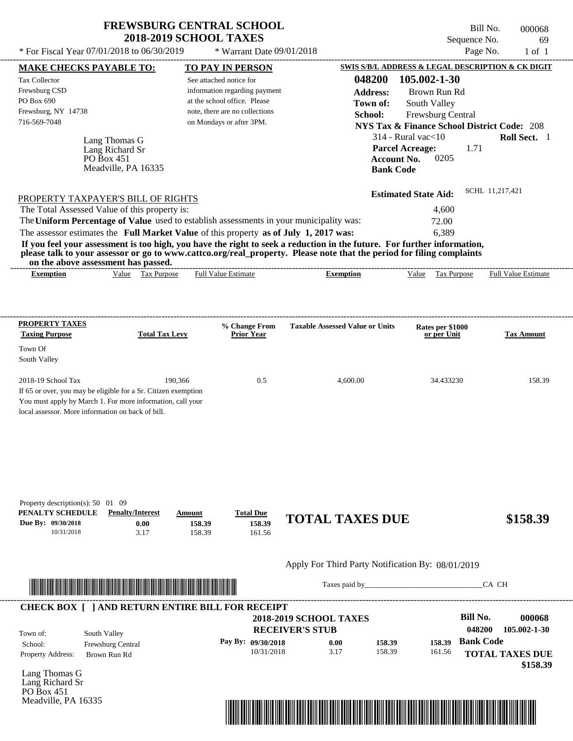# FREWSBURG CENTRAL SCHOOL
## 2018-2019 SCHOOL TAXES

Bill No. 000068
Sequence No. 69
Page No. 1 of 1

\* For Fiscal Year 07/01/2018 to 06/30/2019 \* Warrant Date 09/01/2018

**MAKE CHECKS PAYABLE TO:**
Tax Collector
Frewsburg CSD
PO Box 690
Frewsburg, NY 14738
716-569-7048

**TO PAY IN PERSON**
See attached notice for information regarding payment at the school office. Please note, there are no collections on Mondays or after 3PM.

**SWIS S/B/L ADDRESS & LEGAL DESCRIPTION & CK DIGIT**
**048200 105.002-1-30**
**Address:** Brown Run Rd
**Town of:** South Valley
**School:** Frewsburg Central
**NYS Tax & Finance School District Code:** 208
314 - Rural vac<10 **Roll Sect.** 1
**Parcel Acreage:** 1.71
**Account No.** 0205
**Bank Code**

Lang Thomas G
Lang Richard Sr
PO Box 451
Meadville, PA 16335

**Estimated State Aid:** SCHL 11,217,421

PROPERTY TAXPAYER'S BILL OF RIGHTS

The Total Assessed Value of this property is: 4,600
The **Uniform Percentage of Value** used to establish assessments in your municipality was: 72.00
The assessor estimates the **Full Market Value** of this property **as of July 1, 2017 was:** 6,389

**If you feel your assessment is too high, you have the right to seek a reduction in the future. For further information, please talk to your assessor or go to www.cattco.org/real_property. Please note that the period for filing complaints on the above assessment has passed.**

| Exemption | Value | Tax Purpose | Full Value Estimate | Exemption | Value | Tax Purpose | Full Value Estimate |
|---|---|---|---|---|---|---|---|

| PROPERTY TAXES Taxing Purpose | Total Tax Levy | % Change From Prior Year | Taxable Assessed Value or Units | Rates per $1000 or per Unit | Tax Amount |
|---|---|---|---|---|---|
| Town Of South Valley | | | | | |
| 2018-19 School Tax | 190,366 | 0.5 | 4,600.00 | 34.433230 | 158.39 |

If 65 or over, you may be eligible for a Sr. Citizen exemption
You must apply by March 1. For more information, call your local assessor. More information on back of bill.

Property description(s): 50 01 09

| PENALTY SCHEDULE | Penalty/Interest | Amount | Total Due |
|---|---|---|---|
| Due By: 09/30/2018 | 0.00 | 158.39 | 158.39 |
| 10/31/2018 | 3.17 | 158.39 | 161.56 |

**TOTAL TAXES DUE $158.39**

Apply For Third Party Notification By: 08/01/2019

Taxes paid by_______________________________CA CH

**CHECK BOX [ ] AND RETURN ENTIRE BILL FOR RECEIPT**

**2018-2019 SCHOOL TAXES**
**RECEIVER'S STUB**

**Bill No. 000068**
**048200 105.002-1-30**

Town of: South Valley
School: Frewsburg Central
Property Address: Brown Run Rd

| Pay By: | | | |
|---|---|---|---|
| 09/30/2018 | 0.00 | 158.39 | 158.39 |
| 10/31/2018 | 3.17 | 158.39 | 161.56 |

**Bank Code**
**TOTAL TAXES DUE $158.39**

Lang Thomas G
Lang Richard Sr
PO Box 451
Meadville, PA 16335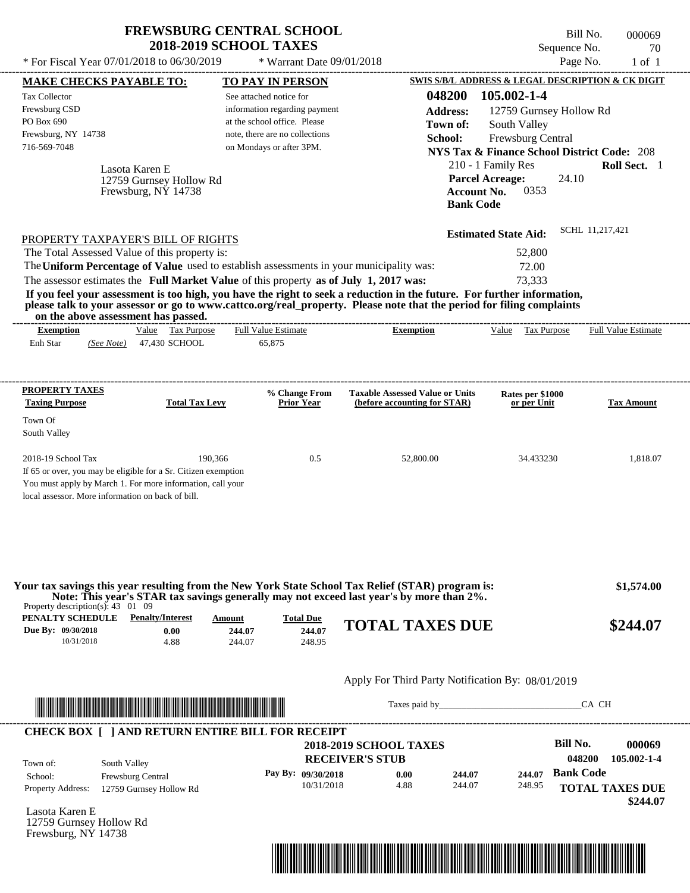# FREWSBURG CENTRAL SCHOOL
## 2018-2019 SCHOOL TAXES

\* For Fiscal Year 07/01/2018 to 06/30/2019 \* Warrant Date 09/01/2018

Bill No. 000069
Sequence No. 70
Page No. 1 of 1

**MAKE CHECKS PAYABLE TO:**

Tax Collector
Frewsburg CSD
PO Box 690
Frewsburg, NY 14738
716-569-7048

**TO PAY IN PERSON**

See attached notice for information regarding payment at the school office. Please note, there are no collections on Mondays or after 3PM.

**SWIS S/B/L ADDRESS & LEGAL DESCRIPTION & CK DIGIT**

**048200 105.002-1-4**
**Address:** 12759 Gurnsey Hollow Rd
**Town of:** South Valley
**School:** Frewsburg Central
**NYS Tax & Finance School District Code:** 208
210 - 1 Family Res **Roll Sect.** 1
**Parcel Acreage:** 24.10
**Account No.** 0353
**Bank Code**

Lasota Karen E
12759 Gurnsey Hollow Rd
Frewsburg, NY 14738

**Estimated State Aid:** SCHL 11,217,421

PROPERTY TAXPAYER'S BILL OF RIGHTS

The Total Assessed Value of this property is: 52,800
The **Uniform Percentage of Value** used to establish assessments in your municipality was: 72.00
The assessor estimates the **Full Market Value** of this property **as of July 1, 2017 was:** 73,333

**If you feel your assessment is too high, you have the right to seek a reduction in the future. For further information, please talk to your assessor or go to www.cattco.org/real_property. Please note that the period for filing complaints on the above assessment has passed.**

| Exemption | | Value | Tax Purpose | Full Value Estimate | Exemption | Value | Tax Purpose | Full Value Estimate |
|---|---|---|---|---|---|---|---|---|
| Enh Star | *(See Note)* | 47,430 | SCHOOL | 65,875 | | | | |

| PROPERTY TAXES Taxing Purpose | Total Tax Levy | % Change From Prior Year | Taxable Assessed Value or Units (before accounting for STAR) | Rates per $1000 or per Unit | Tax Amount |
|---|---|---|---|---|---|
| Town Of South Valley | | | | | |
| 2018-19 School Tax | 190,366 | 0.5 | 52,800.00 | 34.433230 | 1,818.07 |

If 65 or over, you may be eligible for a Sr. Citizen exemption
You must apply by March 1. For more information, call your local assessor. More information on back of bill.

**Your tax savings this year resulting from the New York State School Tax Relief (STAR) program is: $1,574.00**
**Note: This year's STAR tax savings generally may not exceed last year's by more than 2%.**

Property description(s): 43 01 09

| PENALTY SCHEDULE | Penalty/Interest | Amount | Total Due |
|---|---|---|---|
| Due By: 09/30/2018 | 0.00 | 244.07 | 244.07 |
| 10/31/2018 | 4.88 | 244.07 | 248.95 |

**TOTAL TAXES DUE $244.07**

Apply For Third Party Notification By: 08/01/2019

Taxes paid by\_\_\_\_\_\_\_\_\_\_\_\_\_\_\_\_\_\_\_\_\_\_\_\_\_\_\_\_\_\_CA CH

**CHECK BOX [ ] AND RETURN ENTIRE BILL FOR RECEIPT**

**2018-2019 SCHOOL TAXES**
**RECEIVER'S STUB**

**Bill No. 000069**
**048200 105.002-1-4**

Town of: South Valley
School: Frewsburg Central
Property Address: 12759 Gurnsey Hollow Rd

| Pay By: | Penalty/Interest | Amount | Total Due |
|---|---|---|---|
| 09/30/2018 | 0.00 | 244.07 | 244.07 |
| 10/31/2018 | 4.88 | 244.07 | 248.95 |

**Bank Code**

**TOTAL TAXES DUE $244.07**

Lasota Karen E
12759 Gurnsey Hollow Rd
Frewsburg, NY 14738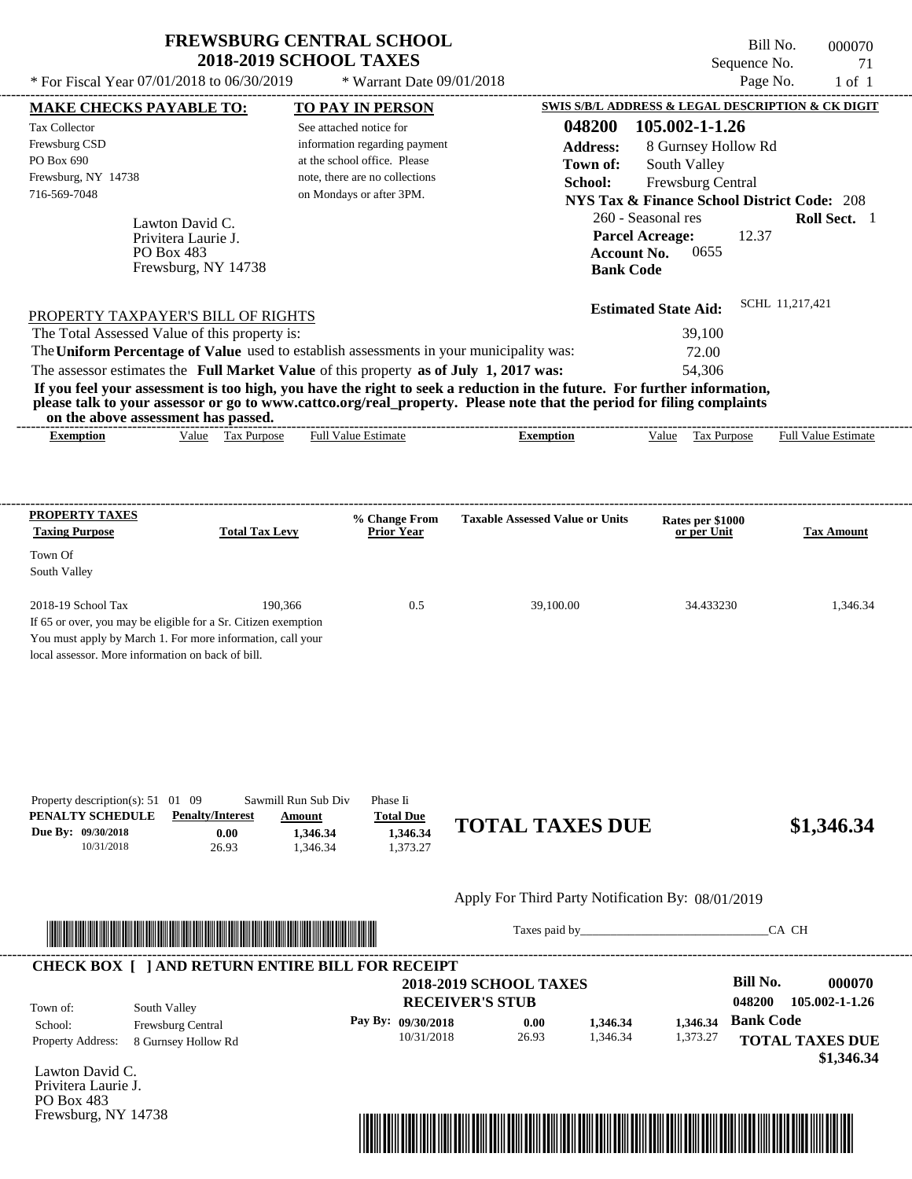# FREWSBURG CENTRAL SCHOOL
## 2018-2019 SCHOOL TAXES

\* For Fiscal Year 07/01/2018 to 06/30/2019 \* Warrant Date 09/01/2018

Bill No. 000070
Sequence No. 71
Page No. 1 of 1

**MAKE CHECKS PAYABLE TO:**
Tax Collector
Frewsburg CSD
PO Box 690
Frewsburg, NY 14738
716-569-7048

**TO PAY IN PERSON**
See attached notice for information regarding payment at the school office. Please note, there are no collections on Mondays or after 3PM.

**SWIS S/B/L ADDRESS & LEGAL DESCRIPTION & CK DIGIT**
**048200 105.002-1-1.26**
**Address:** 8 Gurnsey Hollow Rd
**Town of:** South Valley
**School:** Frewsburg Central
**NYS Tax & Finance School District Code:** 208
260 - Seasonal res **Roll Sect.** 1
**Parcel Acreage:** 12.37
**Account No.** 0655
**Bank Code**

Lawton David C.
Privitera Laurie J.
PO Box 483
Frewsburg, NY 14738

**Estimated State Aid:** SCHL 11,217,421

PROPERTY TAXPAYER'S BILL OF RIGHTS

The Total Assessed Value of this property is: 39,100
The **Uniform Percentage of Value** used to establish assessments in your municipality was: 72.00
The assessor estimates the **Full Market Value** of this property **as of July 1, 2017 was:** 54,306

**If you feel your assessment is too high, you have the right to seek a reduction in the future. For further information, please talk to your assessor or go to www.cattco.org/real_property. Please note that the period for filing complaints on the above assessment has passed.**

| Exemption | Value | Tax Purpose | Full Value Estimate | Exemption | Value | Tax Purpose | Full Value Estimate |
|---|---|---|---|---|---|---|---|

| PROPERTY TAXES Taxing Purpose | Total Tax Levy | % Change From Prior Year | Taxable Assessed Value or Units | Rates per $1000 or per Unit | Tax Amount |
|---|---|---|---|---|---|
| Town Of South Valley | | | | | |
| 2018-19 School Tax | 190,366 | 0.5 | 39,100.00 | 34.433230 | 1,346.34 |

If 65 or over, you may be eligible for a Sr. Citizen exemption
You must apply by March 1. For more information, call your local assessor. More information on back of bill.

Property description(s): 51 01 09 Sawmill Run Sub Div Phase Ii

| PENALTY SCHEDULE | Penalty/Interest | Amount | Total Due |
|---|---|---|---|
| Due By: 09/30/2018 | 0.00 | 1,346.34 | 1,346.34 |
| 10/31/2018 | 26.93 | 1,346.34 | 1,373.27 |

**TOTAL TAXES DUE $1,346.34**

Apply For Third Party Notification By: 08/01/2019

Taxes paid by_______________________________CA CH

**CHECK BOX [ ] AND RETURN ENTIRE BILL FOR RECEIPT**

**2018-2019 SCHOOL TAXES**
**RECEIVER'S STUB**

**Bill No. 000070**
**048200 105.002-1-1.26**

Town of: South Valley
School: Frewsburg Central
Property Address: 8 Gurnsey Hollow Rd

| Pay By: | | | |
|---|---|---|---|
| 09/30/2018 | 0.00 | 1,346.34 | 1,346.34 |
| 10/31/2018 | 26.93 | 1,346.34 | 1,373.27 |

**Bank Code**
**TOTAL TAXES DUE $1,346.34**

Lawton David C.
Privitera Laurie J.
PO Box 483
Frewsburg, NY 14738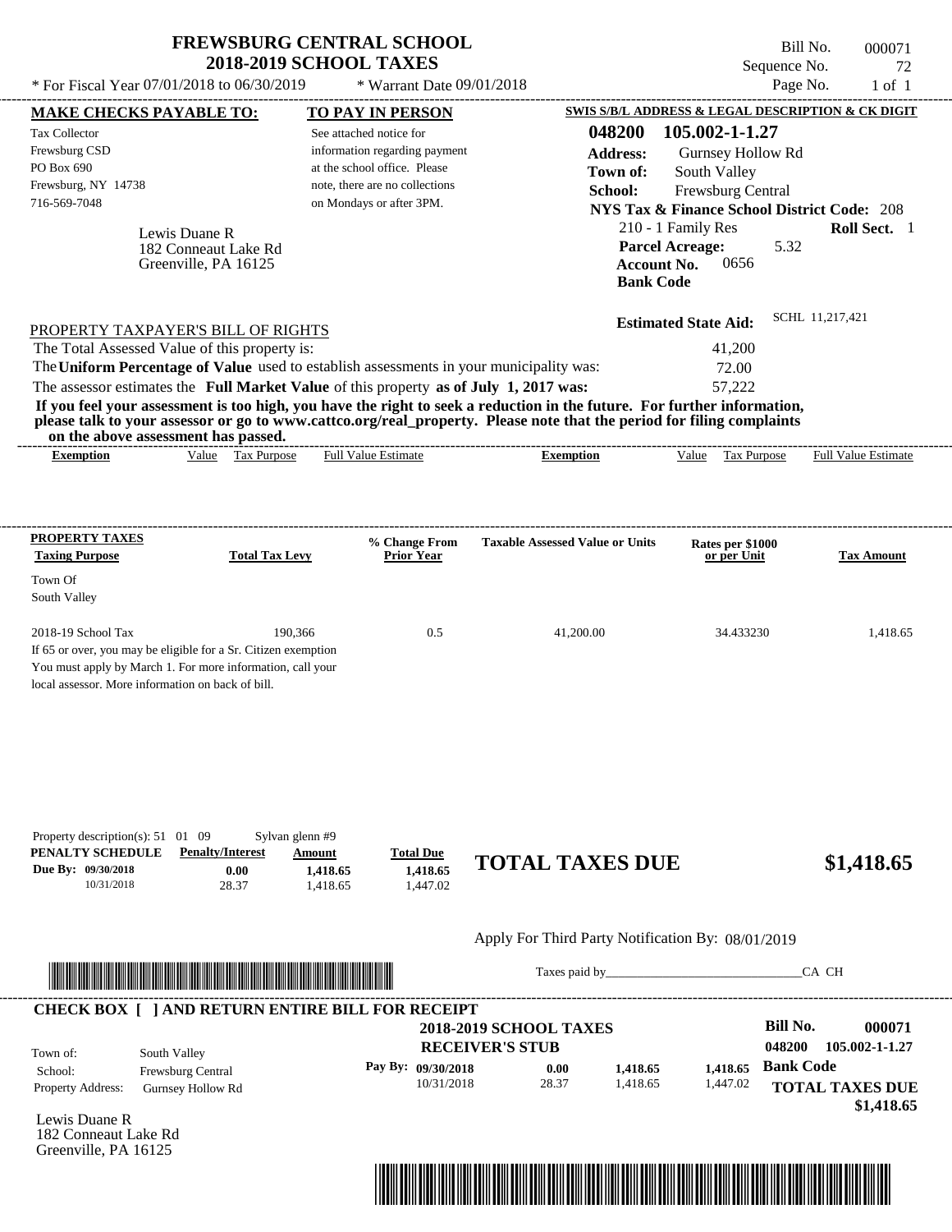# FREWSBURG CENTRAL SCHOOL
## 2018-2019 SCHOOL TAXES

\* For Fiscal Year 07/01/2018 to 06/30/2019 \* Warrant Date 09/01/2018

Bill No. 000071
Sequence No. 72
Page No. 1 of 1

| MAKE CHECKS PAYABLE TO: | TO PAY IN PERSON | SWIS S/B/L ADDRESS & LEGAL DESCRIPTION & CK DIGIT |
|---|---|---|
| Tax Collector<br>Frewsburg CSD<br>PO Box 690<br>Frewsburg, NY 14738<br>716-569-7048 | See attached notice for information regarding payment at the school office. Please note, there are no collections on Mondays or after 3PM. | **048200 105.002-1-1.27**<br>**Address:** Gurnsey Hollow Rd<br>**Town of:** South Valley<br>**School:** Frewsburg Central<br>**NYS Tax & Finance School District Code:** 208<br>210 - 1 Family Res **Roll Sect.** 1<br>**Parcel Acreage:** 5.32<br>**Account No.** 0656<br>**Bank Code** |

Lewis Duane R
182 Conneaut Lake Rd
Greenville, PA 16125

**Estimated State Aid:** SCHL 11,217,421

PROPERTY TAXPAYER'S BILL OF RIGHTS

The Total Assessed Value of this property is: 41,200
The **Uniform Percentage of Value** used to establish assessments in your municipality was: 72.00
The assessor estimates the **Full Market Value** of this property **as of July 1, 2017 was:** 57,222

**If you feel your assessment is too high, you have the right to seek a reduction in the future. For further information, please talk to your assessor or go to www.cattco.org/real_property. Please note that the period for filing complaints on the above assessment has passed.**

| Exemption | Value | Tax Purpose | Full Value Estimate | Exemption | Value | Tax Purpose | Full Value Estimate |
|---|---|---|---|---|---|---|---|

| PROPERTY TAXES Taxing Purpose | Total Tax Levy | % Change From Prior Year | Taxable Assessed Value or Units | Rates per $1000 or per Unit | Tax Amount |
|---|---|---|---|---|---|
| Town Of South Valley | | | | | |
| 2018-19 School Tax | 190,366 | 0.5 | 41,200.00 | 34.433230 | 1,418.65 |

If 65 or over, you may be eligible for a Sr. Citizen exemption
You must apply by March 1. For more information, call your local assessor. More information on back of bill.

Property description(s): 51 01 09 Sylvan glenn #9

| PENALTY SCHEDULE | Penalty/Interest | Amount | Total Due |
|---|---|---|---|
| Due By: 09/30/2018 | 0.00 | 1,418.65 | 1,418.65 |
| 10/31/2018 | 28.37 | 1,418.65 | 1,447.02 |

**TOTAL TAXES DUE $1,418.65**

Apply For Third Party Notification By: 08/01/2019

Taxes paid by_______________________________CA CH

**CHECK BOX [ ] AND RETURN ENTIRE BILL FOR RECEIPT**

**2018-2019 SCHOOL TAXES**
**RECEIVER'S STUB**

**Bill No. 000071**
**048200 105.002-1-1.27**

Town of: South Valley
School: Frewsburg Central
Property Address: Gurnsey Hollow Rd

| Pay By: | | | |
|---|---|---|---|
| 09/30/2018 | 0.00 | 1,418.65 | 1,418.65 |
| 10/31/2018 | 28.37 | 1,418.65 | 1,447.02 |

**Bank Code**

**TOTAL TAXES DUE $1,418.65**

Lewis Duane R
182 Conneaut Lake Rd
Greenville, PA 16125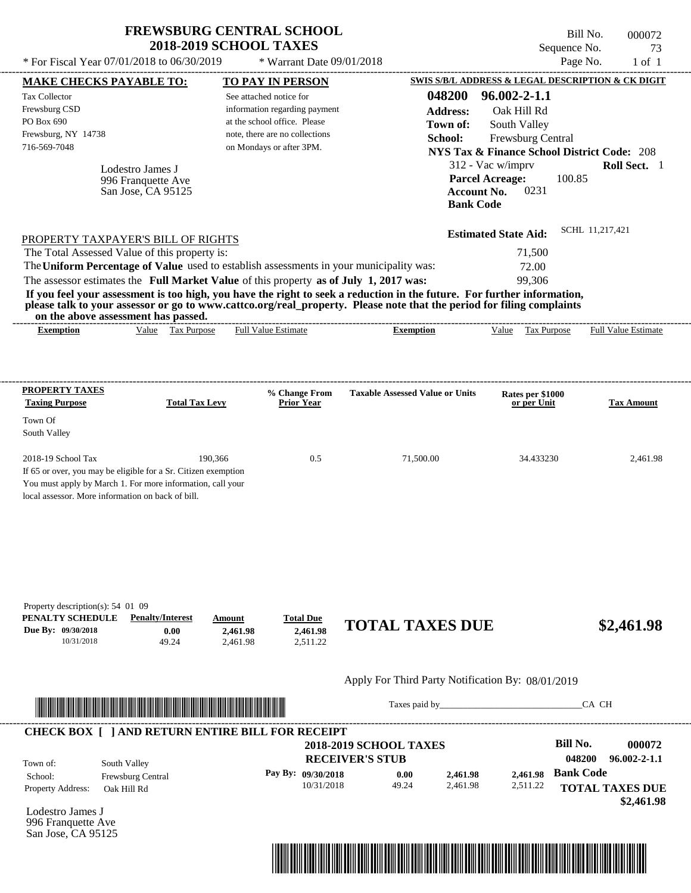# FREWSBURG CENTRAL SCHOOL
## 2018-2019 SCHOOL TAXES

* For Fiscal Year 07/01/2018 to 06/30/2019 * Warrant Date 09/01/2018

Bill No. 000072
Sequence No. 73
Page No. 1 of 1

**MAKE CHECKS PAYABLE TO:**
Tax Collector
Frewsburg CSD
PO Box 690
Frewsburg, NY 14738
716-569-7048

**TO PAY IN PERSON**
See attached notice for information regarding payment at the school office. Please note, there are no collections on Mondays or after 3PM.

**SWIS S/B/L ADDRESS & LEGAL DESCRIPTION & CK DIGIT**
**048200 96.002-2-1.1**
**Address:** Oak Hill Rd
**Town of:** South Valley
**School:** Frewsburg Central
**NYS Tax & Finance School District Code:** 208
312 - Vac w/imprv **Roll Sect.** 1
**Parcel Acreage:** 100.85
**Account No.** 0231
**Bank Code**

Lodestro James J
996 Franquette Ave
San Jose, CA 95125

**Estimated State Aid:** SCHL 11,217,421

PROPERTY TAXPAYER'S BILL OF RIGHTS

The Total Assessed Value of this property is: 71,500
The **Uniform Percentage of Value** used to establish assessments in your municipality was: 72.00
The assessor estimates the **Full Market Value** of this property **as of July 1, 2017 was:** 99,306

**If you feel your assessment is too high, you have the right to seek a reduction in the future. For further information, please talk to your assessor or go to www.cattco.org/real_property. Please note that the period for filing complaints on the above assessment has passed.**

| Exemption | Value | Tax Purpose | Full Value Estimate | Exemption | Value | Tax Purpose | Full Value Estimate |
|---|---|---|---|---|---|---|---|

| PROPERTY TAXES Taxing Purpose | Total Tax Levy | % Change From Prior Year | Taxable Assessed Value or Units | Rates per $1000 or per Unit | Tax Amount |
|---|---|---|---|---|---|
| Town Of South Valley | | | | | |
| 2018-19 School Tax | 190,366 | 0.5 | 71,500.00 | 34.433230 | 2,461.98 |

If 65 or over, you may be eligible for a Sr. Citizen exemption You must apply by March 1. For more information, call your local assessor. More information on back of bill.

Property description(s): 54 01 09

| PENALTY SCHEDULE | Penalty/Interest | Amount | Total Due |
|---|---|---|---|
| Due By: 09/30/2018 | 0.00 | 2,461.98 | 2,461.98 |
| 10/31/2018 | 49.24 | 2,461.98 | 2,511.22 |

**TOTAL TAXES DUE $2,461.98**

Apply For Third Party Notification By: 08/01/2019

Taxes paid by_______________________________CA CH

**CHECK BOX [ ] AND RETURN ENTIRE BILL FOR RECEIPT**

**2018-2019 SCHOOL TAXES**
**RECEIVER'S STUB**

**Bill No. 000072**
048200 96.002-2-1.1

Town of: South Valley
School: Frewsburg Central
Property Address: Oak Hill Rd

| Pay By: | | | | |
|---|---|---|---|---|
| 09/30/2018 | 0.00 | 2,461.98 | 2,461.98 | **Bank Code** |
| 10/31/2018 | 49.24 | 2,461.98 | 2,511.22 | |

**TOTAL TAXES DUE $2,461.98**

Lodestro James J
996 Franquette Ave
San Jose, CA 95125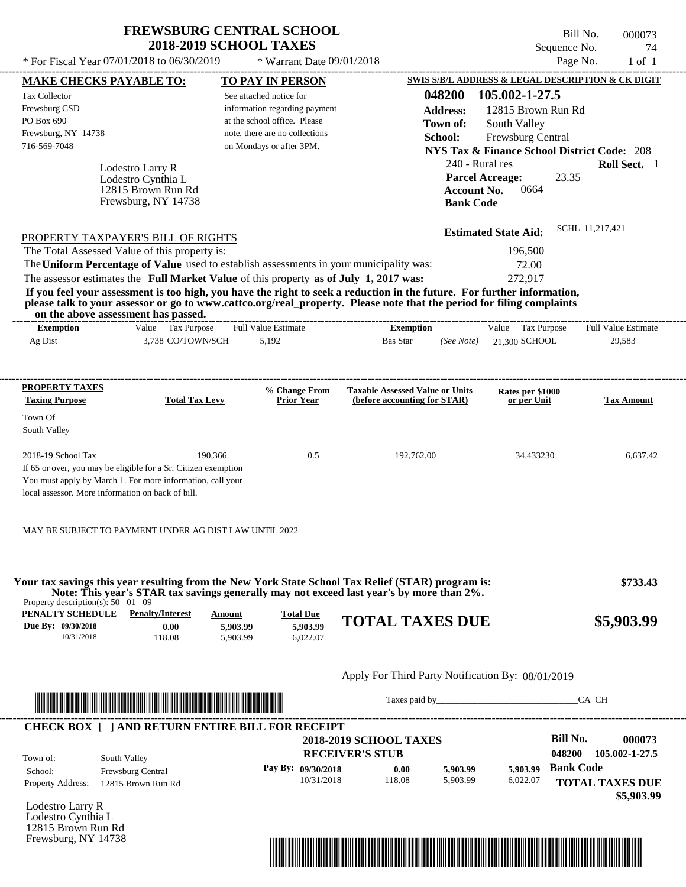# FREWSBURG CENTRAL SCHOOL
## 2018-2019 SCHOOL TAXES

\* For Fiscal Year 07/01/2018 to 06/30/2019 \* Warrant Date 09/01/2018

Bill No. 000073
Sequence No. 74
Page No. 1 of 1

| MAKE CHECKS PAYABLE TO: | TO PAY IN PERSON | SWIS S/B/L ADDRESS & LEGAL DESCRIPTION & CK DIGIT |
|---|---|---|
| Tax Collector<br>Frewsburg CSD<br>PO Box 690<br>Frewsburg, NY 14738<br>716-569-7048 | See attached notice for information regarding payment at the school office. Please note, there are no collections on Mondays or after 3PM. | **048200 105.002-1-27.5**<br>**Address:** 12815 Brown Run Rd<br>**Town of:** South Valley<br>**School:** Frewsburg Central<br>**NYS Tax & Finance School District Code:** 208<br>240 - Rural res **Roll Sect.** 1<br>**Parcel Acreage:** 23.35<br>**Account No.** 0664<br>**Bank Code** |

Lodestro Larry R
Lodestro Cynthia L
12815 Brown Run Rd
Frewsburg, NY 14738

**Estimated State Aid:** SCHL 11,217,421

PROPERTY TAXPAYER'S BILL OF RIGHTS

| | |
|---|---|
| The Total Assessed Value of this property is: | 196,500 |
| The **Uniform Percentage of Value** used to establish assessments in your municipality was: | 72.00 |
| The assessor estimates the **Full Market Value** of this property **as of July 1, 2017 was:** | 272,917 |

**If you feel your assessment is too high, you have the right to seek a reduction in the future. For further information, please talk to your assessor or go to www.cattco.org/real_property. Please note that the period for filing complaints on the above assessment has passed.**

| Exemption | Value | Tax Purpose | Full Value Estimate | Exemption | | Value | Tax Purpose | Full Value Estimate |
|---|---|---|---|---|---|---|---|---|
| Ag Dist | 3,738 | CO/TOWN/SCH | 5,192 | Bas Star | (See Note) | 21,300 | SCHOOL | 29,583 |

| PROPERTY TAXES Taxing Purpose | Total Tax Levy | % Change From Prior Year | Taxable Assessed Value or Units (before accounting for STAR) | Rates per $1000 or per Unit | Tax Amount |
|---|---|---|---|---|---|
| Town Of South Valley | | | | | |
| 2018-19 School Tax | 190,366 | 0.5 | 192,762.00 | 34.433230 | 6,637.42 |

If 65 or over, you may be eligible for a Sr. Citizen exemption
You must apply by March 1. For more information, call your local assessor. More information on back of bill.

MAY BE SUBJECT TO PAYMENT UNDER AG DIST LAW UNTIL 2022

**Your tax savings this year resulting from the New York State School Tax Relief (STAR) program is: $733.43**
**Note: This year's STAR tax savings generally may not exceed last year's by more than 2%.**

Property description(s): 50 01 09

| PENALTY SCHEDULE | Penalty/Interest | Amount | Total Due |
|---|---|---|---|
| Due By: 09/30/2018 | 0.00 | 5,903.99 | 5,903.99 |
| 10/31/2018 | 118.08 | 5,903.99 | 6,022.07 |

**TOTAL TAXES DUE $5,903.99**

Apply For Third Party Notification By: 08/01/2019

Taxes paid by________________________________CA CH

**CHECK BOX [ ] AND RETURN ENTIRE BILL FOR RECEIPT**

**2018-2019 SCHOOL TAXES**
**RECEIVER'S STUB**

Bill No. **000073**
048200 105.002-1-27.5

| | |
|---|---|
| Town of: | South Valley |
| School: | Frewsburg Central |
| Property Address: | 12815 Brown Run Rd |

| Pay By: | Penalty/Interest | Amount | Total Due |
|---|---|---|---|
| 09/30/2018 | 0.00 | 5,903.99 | 5,903.99 |
| 10/31/2018 | 118.08 | 5,903.99 | 6,022.07 |

**Bank Code**

**TOTAL TAXES DUE $5,903.99**

Lodestro Larry R
Lodestro Cynthia L
12815 Brown Run Rd
Frewsburg, NY 14738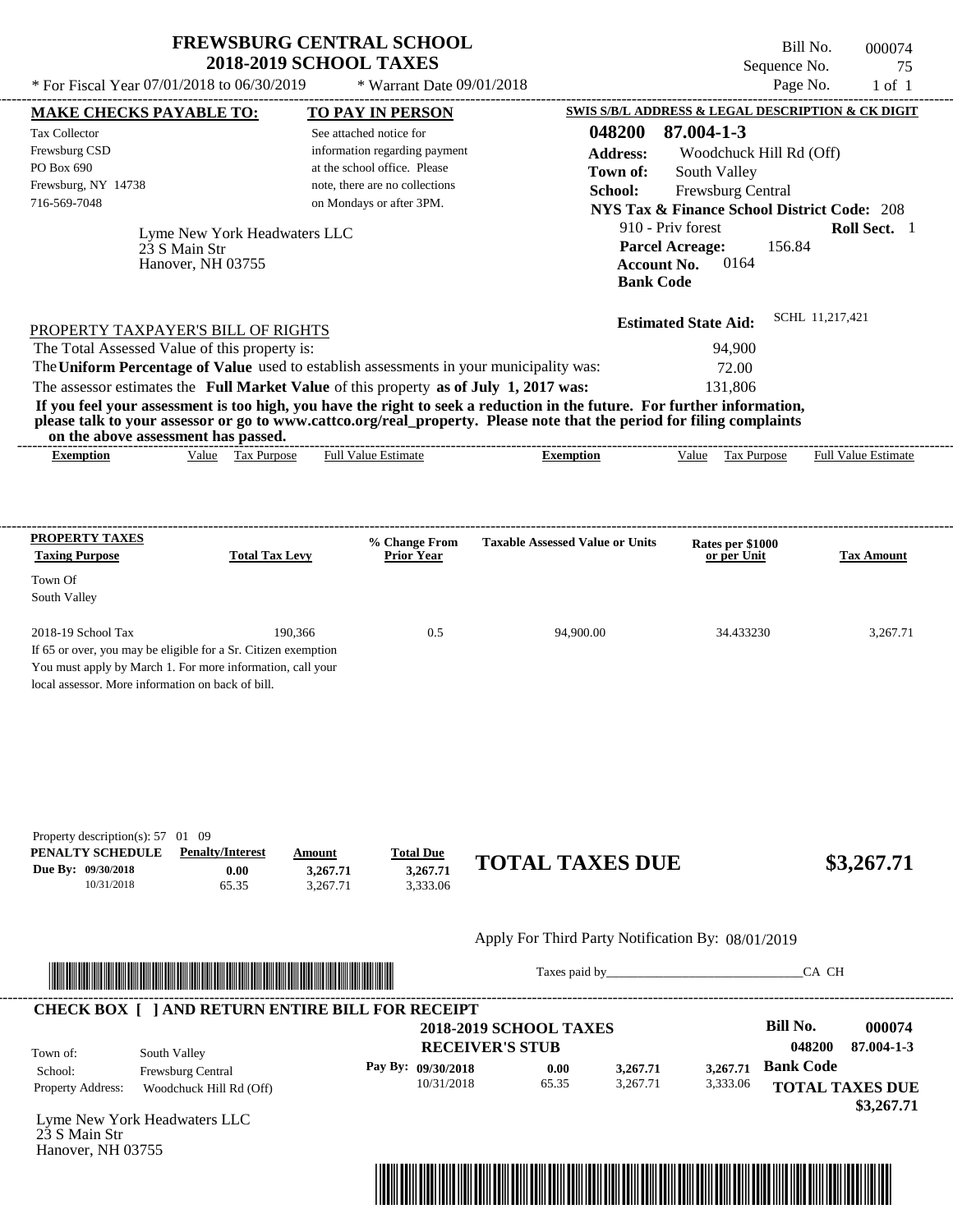# FREWSBURG CENTRAL SCHOOL
## 2018-2019 SCHOOL TAXES

\* For Fiscal Year 07/01/2018 to 06/30/2019 \* Warrant Date 09/01/2018

Bill No. 000074
Sequence No. 75
Page No. 1 of 1

**MAKE CHECKS PAYABLE TO:**

Tax Collector
Frewsburg CSD
PO Box 690
Frewsburg, NY 14738
716-569-7048

**TO PAY IN PERSON**

See attached notice for information regarding payment at the school office. Please note, there are no collections on Mondays or after 3PM.

**SWIS S/B/L ADDRESS & LEGAL DESCRIPTION & CK DIGIT**

**048200 87.004-1-3**
**Address:** Woodchuck Hill Rd (Off)
**Town of:** South Valley
**School:** Frewsburg Central
**NYS Tax & Finance School District Code:** 208
910 - Priv forest **Roll Sect.** 1
**Parcel Acreage:** 156.84
**Account No.** 0164
**Bank Code**

Lyme New York Headwaters LLC
23 S Main Str
Hanover, NH 03755

**Estimated State Aid:** SCHL 11,217,421

PROPERTY TAXPAYER'S BILL OF RIGHTS

The Total Assessed Value of this property is: 94,900
The **Uniform Percentage of Value** used to establish assessments in your municipality was: 72.00
The assessor estimates the **Full Market Value** of this property **as of July 1, 2017 was:** 131,806

**If you feel your assessment is too high, you have the right to seek a reduction in the future. For further information, please talk to your assessor or go to www.cattco.org/real_property. Please note that the period for filing complaints on the above assessment has passed.**

| Exemption | Value | Tax Purpose | Full Value Estimate | Exemption | Value | Tax Purpose | Full Value Estimate |
|---|---|---|---|---|---|---|---|

| PROPERTY TAXES Taxing Purpose | Total Tax Levy | % Change From Prior Year | Taxable Assessed Value or Units | Rates per $1000 or per Unit | Tax Amount |
|---|---|---|---|---|---|
| Town Of South Valley | | | | | |
| 2018-19 School Tax | 190,366 | 0.5 | 94,900.00 | 34.433230 | 3,267.71 |

If 65 or over, you may be eligible for a Sr. Citizen exemption
You must apply by March 1. For more information, call your local assessor. More information on back of bill.

Property description(s): 57 01 09

| PENALTY SCHEDULE | Penalty/Interest | Amount | Total Due |
|---|---|---|---|
| Due By: 09/30/2018 | 0.00 | 3,267.71 | 3,267.71 |
| 10/31/2018 | 65.35 | 3,267.71 | 3,333.06 |

**TOTAL TAXES DUE** **$3,267.71**

Apply For Third Party Notification By: 08/01/2019

Taxes paid by_______________________________CA CH

**CHECK BOX [ ] AND RETURN ENTIRE BILL FOR RECEIPT**

**2018-2019 SCHOOL TAXES**
**RECEIVER'S STUB**

**Bill No.** **000074**
**048200 87.004-1-3**

Town of: South Valley
School: Frewsburg Central
Property Address: Woodchuck Hill Rd (Off)

| Pay By: | | | |
|---|---|---|---|
| 09/30/2018 | 0.00 | 3,267.71 | 3,267.71 |
| 10/31/2018 | 65.35 | 3,267.71 | 3,333.06 |

**Bank Code**

**TOTAL TAXES DUE**
**$3,267.71**

Lyme New York Headwaters LLC
23 S Main Str
Hanover, NH 03755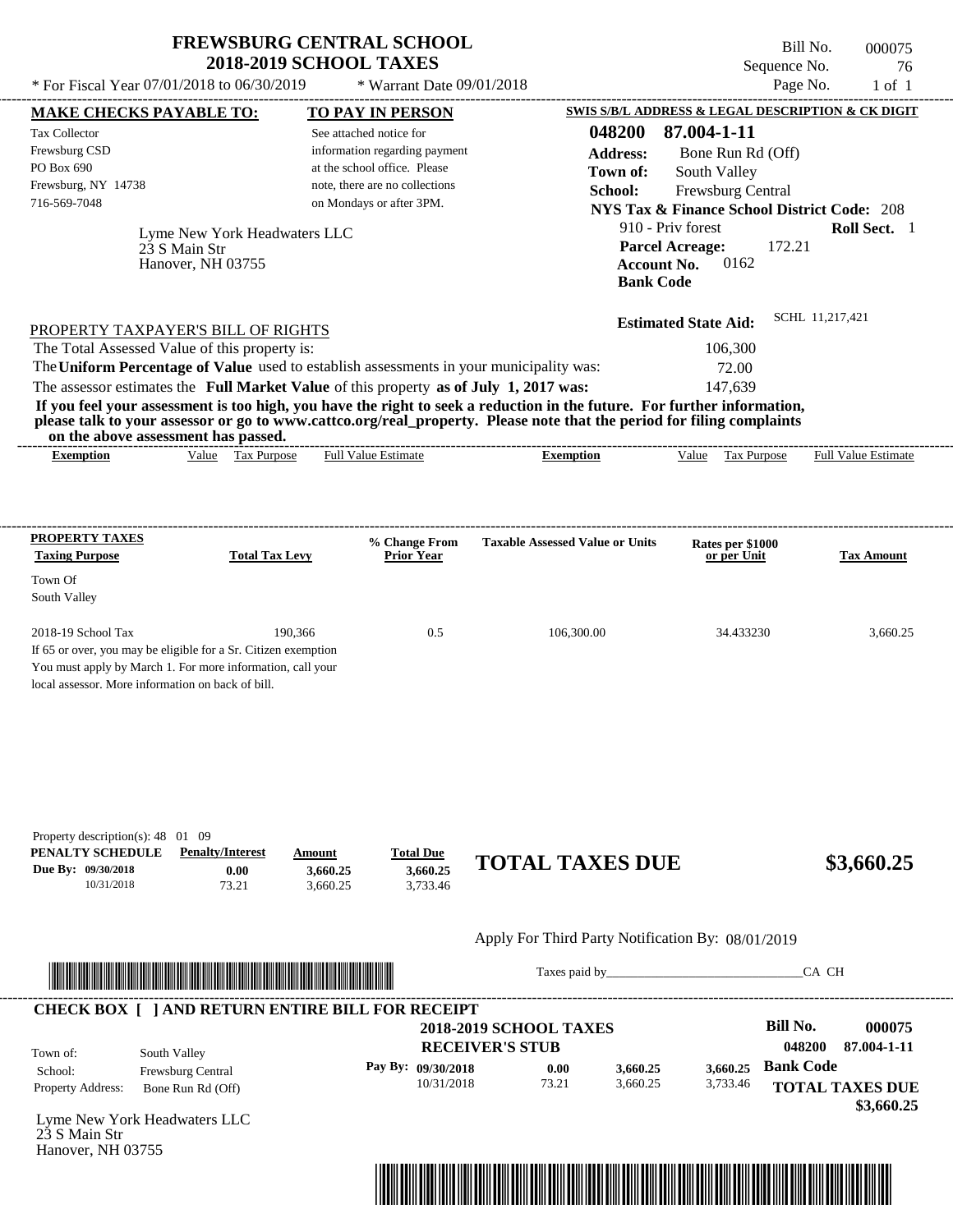# FREWSBURG CENTRAL SCHOOL
## 2018-2019 SCHOOL TAXES

* For Fiscal Year 07/01/2018 to 06/30/2019 * Warrant Date 09/01/2018

Bill No. 000075
Sequence No. 76
Page No. 1 of 1

**MAKE CHECKS PAYABLE TO:**
Tax Collector
Frewsburg CSD
PO Box 690
Frewsburg, NY 14738
716-569-7048

**TO PAY IN PERSON**
See attached notice for information regarding payment at the school office. Please note, there are no collections on Mondays or after 3PM.

**SWIS S/B/L ADDRESS & LEGAL DESCRIPTION & CK DIGIT**
**048200 87.004-1-11**
**Address:** Bone Run Rd (Off)
**Town of:** South Valley
**School:** Frewsburg Central
**NYS Tax & Finance School District Code:** 208
910 - Priv forest **Roll Sect.** 1
**Parcel Acreage:** 172.21
**Account No.** 0162
**Bank Code**

Lyme New York Headwaters LLC
23 S Main Str
Hanover, NH 03755

**Estimated State Aid:** SCHL 11,217,421

PROPERTY TAXPAYER'S BILL OF RIGHTS
The Total Assessed Value of this property is: 106,300
The **Uniform Percentage of Value** used to establish assessments in your municipality was: 72.00
The assessor estimates the **Full Market Value** of this property **as of July 1, 2017 was:** 147,639

**If you feel your assessment is too high, you have the right to seek a reduction in the future. For further information, please talk to your assessor or go to www.cattco.org/real_property. Please note that the period for filing complaints on the above assessment has passed.**

| Exemption | Value | Tax Purpose | Full Value Estimate | Exemption | Value | Tax Purpose | Full Value Estimate |
|---|---|---|---|---|---|---|---|

| PROPERTY TAXES Taxing Purpose | Total Tax Levy | % Change From Prior Year | Taxable Assessed Value or Units | Rates per $1000 or per Unit | Tax Amount |
|---|---|---|---|---|---|
| Town Of South Valley | | | | | |
| 2018-19 School Tax | 190,366 | 0.5 | 106,300.00 | 34.433230 | 3,660.25 |

If 65 or over, you may be eligible for a Sr. Citizen exemption
You must apply by March 1. For more information, call your local assessor. More information on back of bill.

Property description(s): 48 01 09

| PENALTY SCHEDULE | Penalty/Interest | Amount | Total Due |
|---|---|---|---|
| Due By: 09/30/2018 | 0.00 | 3,660.25 | 3,660.25 |
| 10/31/2018 | 73.21 | 3,660.25 | 3,733.46 |

**TOTAL TAXES DUE $3,660.25**

Apply For Third Party Notification By: 08/01/2019

Taxes paid by_______________________________CA CH

**CHECK BOX [ ] AND RETURN ENTIRE BILL FOR RECEIPT**

**2018-2019 SCHOOL TAXES**
**RECEIVER'S STUB**

**Bill No. 000075**
**048200 87.004-1-11**

Town of: South Valley
School: Frewsburg Central
Property Address: Bone Run Rd (Off)

| Pay By: | Penalty/Interest | Amount | Total Due |
|---|---|---|---|
| 09/30/2018 | 0.00 | 3,660.25 | 3,660.25 |
| 10/31/2018 | 73.21 | 3,660.25 | 3,733.46 |

**Bank Code**
**TOTAL TAXES DUE $3,660.25**

Lyme New York Headwaters LLC
23 S Main Str
Hanover, NH 03755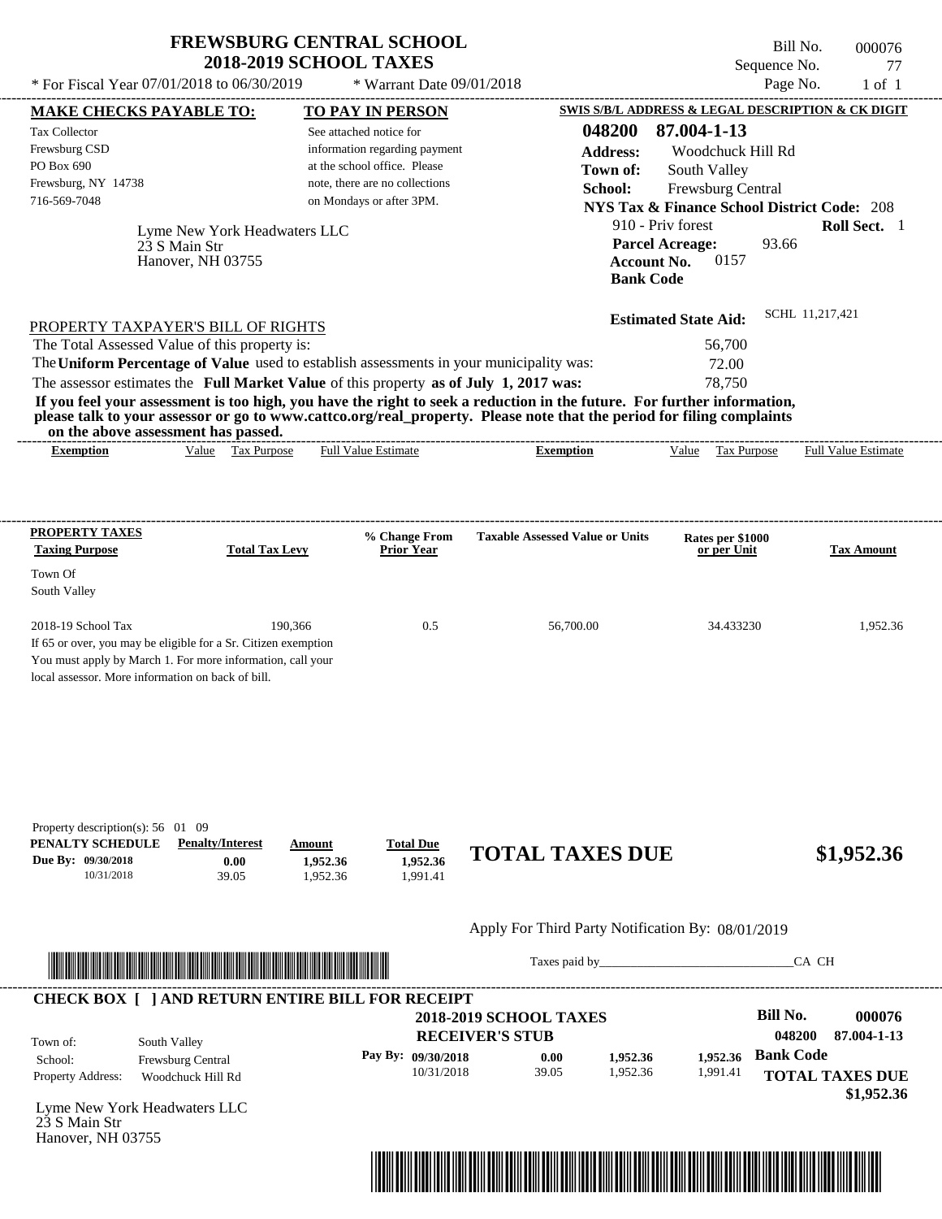# FREWSBURG CENTRAL SCHOOL
## 2018-2019 SCHOOL TAXES

* For Fiscal Year 07/01/2018 to 06/30/2019 * Warrant Date 09/01/2018

Bill No. 000076
Sequence No. 77
Page No. 1 of 1

**MAKE CHECKS PAYABLE TO:**
Tax Collector
Frewsburg CSD
PO Box 690
Frewsburg, NY 14738
716-569-7048

**TO PAY IN PERSON**
See attached notice for information regarding payment at the school office. Please note, there are no collections on Mondays or after 3PM.

**SWIS S/B/L ADDRESS & LEGAL DESCRIPTION & CK DIGIT**
**048200 87.004-1-13**
**Address:** Woodchuck Hill Rd
**Town of:** South Valley
**School:** Frewsburg Central
**NYS Tax & Finance School District Code:** 208
910 - Priv forest **Roll Sect.** 1
**Parcel Acreage:** 93.66
**Account No.** 0157
**Bank Code**

Lyme New York Headwaters LLC
23 S Main Str
Hanover, NH 03755

**Estimated State Aid:** SCHL 11,217,421

PROPERTY TAXPAYER'S BILL OF RIGHTS

The Total Assessed Value of this property is: 56,700
The **Uniform Percentage of Value** used to establish assessments in your municipality was: 72.00
The assessor estimates the **Full Market Value** of this property **as of July 1, 2017 was:** 78,750

**If you feel your assessment is too high, you have the right to seek a reduction in the future. For further information, please talk to your assessor or go to www.cattco.org/real_property. Please note that the period for filing complaints on the above assessment has passed.**

| Exemption | Value | Tax Purpose | Full Value Estimate | Exemption | Value | Tax Purpose | Full Value Estimate |
|---|---|---|---|---|---|---|---|

| PROPERTY TAXES Taxing Purpose | Total Tax Levy | % Change From Prior Year | Taxable Assessed Value or Units | Rates per $1000 or per Unit | Tax Amount |
|---|---|---|---|---|---|
| Town Of South Valley | | | | | |
| 2018-19 School Tax | 190,366 | 0.5 | 56,700.00 | 34.433230 | 1,952.36 |

If 65 or over, you may be eligible for a Sr. Citizen exemption
You must apply by March 1. For more information, call your local assessor. More information on back of bill.

Property description(s): 56 01 09

| PENALTY SCHEDULE | Penalty/Interest | Amount | Total Due |
|---|---|---|---|
| Due By: 09/30/2018 | 0.00 | 1,952.36 | 1,952.36 |
| 10/31/2018 | 39.05 | 1,952.36 | 1,991.41 |

**TOTAL TAXES DUE $1,952.36**

Apply For Third Party Notification By: 08/01/2019

Taxes paid by_______________________________CA CH

**CHECK BOX [ ] AND RETURN ENTIRE BILL FOR RECEIPT**

**2018-2019 SCHOOL TAXES**
**RECEIVER'S STUB**

**Bill No. 000076**
**048200 87.004-1-13**

Town of: South Valley
School: Frewsburg Central
Property Address: Woodchuck Hill Rd

| Pay By: | | | |
|---|---|---|---|
| 09/30/2018 | 0.00 | 1,952.36 | 1,952.36 |
| 10/31/2018 | 39.05 | 1,952.36 | 1,991.41 |

**Bank Code**
**TOTAL TAXES DUE**
**$1,952.36**

Lyme New York Headwaters LLC
23 S Main Str
Hanover, NH 03755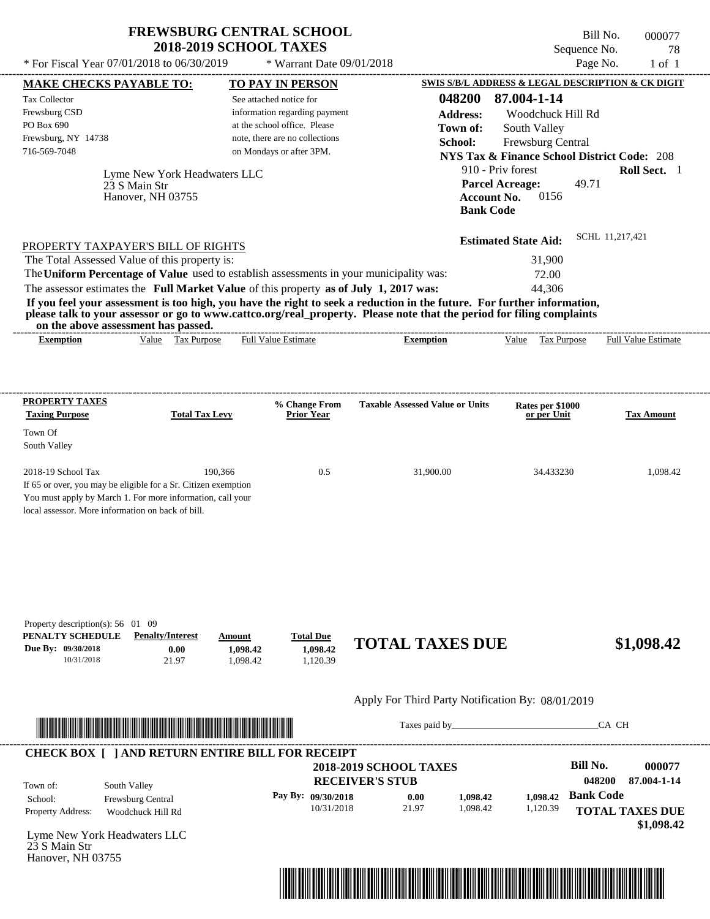# FREWSBURG CENTRAL SCHOOL
## 2018-2019 SCHOOL TAXES

\* For Fiscal Year 07/01/2018 to 06/30/2019 * Warrant Date 09/01/2018

Bill No. 000077
Sequence No. 78
Page No. 1 of 1

| MAKE CHECKS PAYABLE TO: | TO PAY IN PERSON | SWIS S/B/L ADDRESS & LEGAL DESCRIPTION & CK DIGIT |
|---|---|---|
| Tax Collector<br>Frewsburg CSD<br>PO Box 690<br>Frewsburg, NY 14738<br>716-569-7048 | See attached notice for information regarding payment at the school office. Please note, there are no collections on Mondays or after 3PM. | **048200 87.004-1-14**<br>**Address:** Woodchuck Hill Rd<br>**Town of:** South Valley<br>**School:** Frewsburg Central<br>**NYS Tax & Finance School District Code:** 208<br>910 - Priv forest **Roll Sect.** 1<br>**Parcel Acreage:** 49.71<br>**Account No.** 0156<br>**Bank Code** |

Lyme New York Headwaters LLC
23 S Main Str
Hanover, NH 03755

**Estimated State Aid:** SCHL 11,217,421

PROPERTY TAXPAYER'S BILL OF RIGHTS

The Total Assessed Value of this property is: 31,900
The **Uniform Percentage of Value** used to establish assessments in your municipality was: 72.00
The assessor estimates the **Full Market Value** of this property **as of July 1, 2017 was:** 44,306

**If you feel your assessment is too high, you have the right to seek a reduction in the future. For further information, please talk to your assessor or go to www.cattco.org/real_property. Please note that the period for filing complaints on the above assessment has passed.**

| Exemption | Value | Tax Purpose | Full Value Estimate | Exemption | Value | Tax Purpose | Full Value Estimate |
|---|---|---|---|---|---|---|---|

| PROPERTY TAXES Taxing Purpose | Total Tax Levy | % Change From Prior Year | Taxable Assessed Value or Units | Rates per $1000 or per Unit | Tax Amount |
|---|---|---|---|---|---|
| Town Of South Valley | | | | | |
| 2018-19 School Tax | 190,366 | 0.5 | 31,900.00 | 34.433230 | 1,098.42 |

If 65 or over, you may be eligible for a Sr. Citizen exemption
You must apply by March 1. For more information, call your local assessor. More information on back of bill.

Property description(s): 56 01 09

| PENALTY SCHEDULE | Penalty/Interest | Amount | Total Due |
|---|---|---|---|
| Due By: 09/30/2018 | 0.00 | 1,098.42 | 1,098.42 |
| 10/31/2018 | 21.97 | 1,098.42 | 1,120.39 |

**TOTAL TAXES DUE $1,098.42**

Apply For Third Party Notification By: 08/01/2019

Taxes paid by________________________________CA CH

**CHECK BOX [ ] AND RETURN ENTIRE BILL FOR RECEIPT**

**2018-2019 SCHOOL TAXES**
**RECEIVER'S STUB**

**Bill No.** 000077
048200 87.004-1-14

Town of: South Valley
School: Frewsburg Central
Property Address: Woodchuck Hill Rd

| Pay By: | Penalty/Interest | Amount | Total Due |
|---|---|---|---|
| 09/30/2018 | 0.00 | 1,098.42 | 1,098.42 |
| 10/31/2018 | 21.97 | 1,098.42 | 1,120.39 |

**Bank Code**

**TOTAL TAXES DUE $1,098.42**

Lyme New York Headwaters LLC
23 S Main Str
Hanover, NH 03755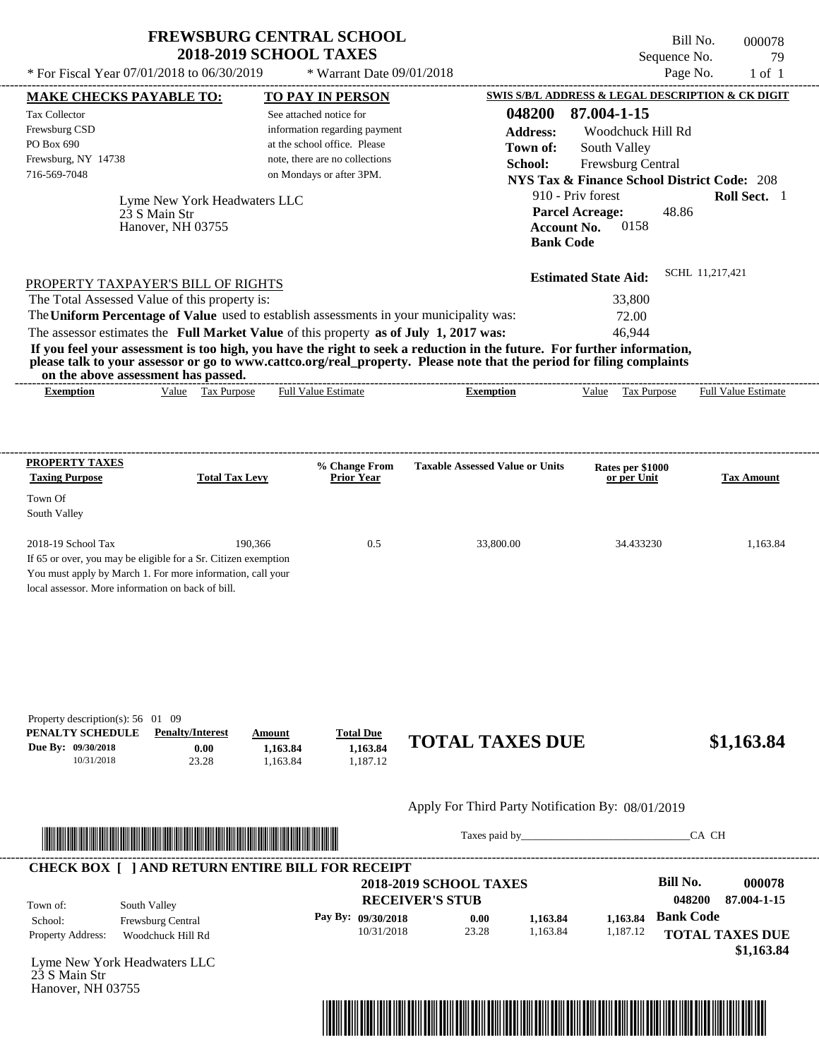# FREWSBURG CENTRAL SCHOOL
## 2018-2019 SCHOOL TAXES

Bill No. 000078
Sequence No. 79
Page No. 1 of 1

* For Fiscal Year 07/01/2018 to 06/30/2019 * Warrant Date 09/01/2018

**MAKE CHECKS PAYABLE TO:**

Tax Collector
Frewsburg CSD
PO Box 690
Frewsburg, NY 14738
716-569-7048

**TO PAY IN PERSON**

See attached notice for information regarding payment at the school office. Please note, there are no collections on Mondays or after 3PM.

**SWIS S/B/L ADDRESS & LEGAL DESCRIPTION & CK DIGIT**

**048200 87.004-1-15**
**Address:** Woodchuck Hill Rd
**Town of:** South Valley
**School:** Frewsburg Central
**NYS Tax & Finance School District Code:** 208
910 - Priv forest **Roll Sect.** 1
**Parcel Acreage:** 48.86
**Account No.** 0158
**Bank Code**

Lyme New York Headwaters LLC
23 S Main Str
Hanover, NH 03755

**Estimated State Aid:** SCHL 11,217,421

PROPERTY TAXPAYER'S BILL OF RIGHTS

The Total Assessed Value of this property is: 33,800
The **Uniform Percentage of Value** used to establish assessments in your municipality was: 72.00
The assessor estimates the **Full Market Value** of this property **as of July 1, 2017 was:** 46,944

**If you feel your assessment is too high, you have the right to seek a reduction in the future. For further information, please talk to your assessor or go to www.cattco.org/real_property. Please note that the period for filing complaints on the above assessment has passed.**

| Exemption | Value | Tax Purpose | Full Value Estimate | Exemption | Value | Tax Purpose | Full Value Estimate |
|---|---|---|---|---|---|---|---|

| PROPERTY TAXES Taxing Purpose | Total Tax Levy | % Change From Prior Year | Taxable Assessed Value or Units | Rates per $1000 or per Unit | Tax Amount |
|---|---|---|---|---|---|
| Town Of South Valley | | | | | |
| 2018-19 School Tax | 190,366 | 0.5 | 33,800.00 | 34.433230 | 1,163.84 |

If 65 or over, you may be eligible for a Sr. Citizen exemption
You must apply by March 1. For more information, call your local assessor. More information on back of bill.

Property description(s): 56 01 09

| PENALTY SCHEDULE | Penalty/Interest | Amount | Total Due |
|---|---|---|---|
| Due By: 09/30/2018 | 0.00 | 1,163.84 | 1,163.84 |
| 10/31/2018 | 23.28 | 1,163.84 | 1,187.12 |

**TOTAL TAXES DUE $1,163.84**

Apply For Third Party Notification By: 08/01/2019

Taxes paid by_______________________________CA CH

**CHECK BOX [ ] AND RETURN ENTIRE BILL FOR RECEIPT**

**2018-2019 SCHOOL TAXES**
**RECEIVER'S STUB**

**Bill No. 000078**
**048200 87.004-1-15**

Town of: South Valley
School: Frewsburg Central
Property Address: Woodchuck Hill Rd

| Pay By: | | | |
|---|---|---|---|
| 09/30/2018 | 0.00 | 1,163.84 | 1,163.84 |
| 10/31/2018 | 23.28 | 1,163.84 | 1,187.12 |

**Bank Code**

**TOTAL TAXES DUE $1,163.84**

Lyme New York Headwaters LLC
23 S Main Str
Hanover, NH 03755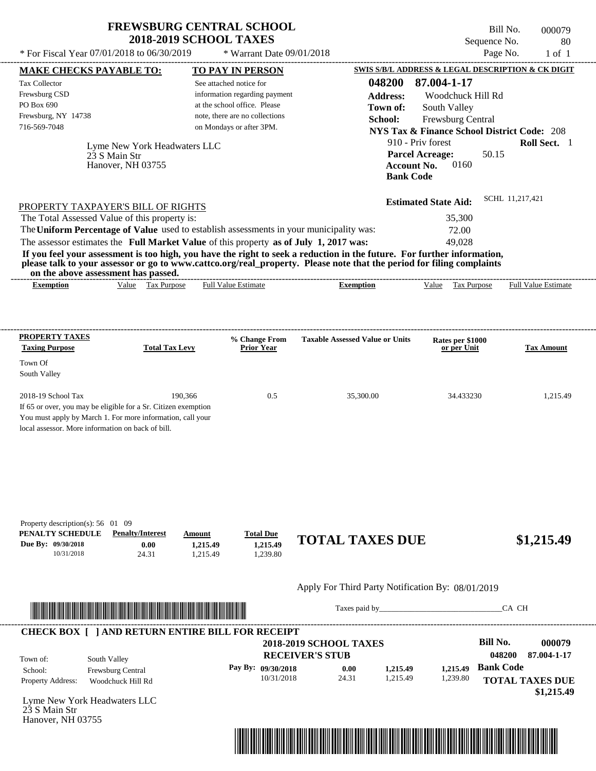# FREWSBURG CENTRAL SCHOOL
## 2018-2019 SCHOOL TAXES

* For Fiscal Year 07/01/2018 to 06/30/2019 * Warrant Date 09/01/2018

Bill No. 000079
Sequence No. 80
Page No. 1 of 1

**MAKE CHECKS PAYABLE TO:**
Tax Collector
Frewsburg CSD
PO Box 690
Frewsburg, NY 14738
716-569-7048

**TO PAY IN PERSON**
See attached notice for information regarding payment at the school office. Please note, there are no collections on Mondays or after 3PM.

**SWIS S/B/L ADDRESS & LEGAL DESCRIPTION & CK DIGIT**
**048200 87.004-1-17**
**Address:** Woodchuck Hill Rd
**Town of:** South Valley
**School:** Frewsburg Central
**NYS Tax & Finance School District Code:** 208
910 - Priv forest **Roll Sect.** 1
**Parcel Acreage:** 50.15
**Account No.** 0160
**Bank Code**

Lyme New York Headwaters LLC
23 S Main Str
Hanover, NH 03755

**Estimated State Aid:** SCHL 11,217,421

PROPERTY TAXPAYER'S BILL OF RIGHTS

The Total Assessed Value of this property is: 35,300
The **Uniform Percentage of Value** used to establish assessments in your municipality was: 72.00
The assessor estimates the **Full Market Value** of this property **as of July 1, 2017 was:** 49,028

**If you feel your assessment is too high, you have the right to seek a reduction in the future. For further information, please talk to your assessor or go to www.cattco.org/real_property. Please note that the period for filing complaints on the above assessment has passed.**

| Exemption | Value | Tax Purpose | Full Value Estimate | Exemption | Value | Tax Purpose | Full Value Estimate |
|---|---|---|---|---|---|---|---|

| PROPERTY TAXES Taxing Purpose | Total Tax Levy | % Change From Prior Year | Taxable Assessed Value or Units | Rates per $1000 or per Unit | Tax Amount |
|---|---|---|---|---|---|
| Town Of South Valley | | | | | |
| 2018-19 School Tax | 190,366 | 0.5 | 35,300.00 | 34.433230 | 1,215.49 |

If 65 or over, you may be eligible for a Sr. Citizen exemption
You must apply by March 1. For more information, call your local assessor. More information on back of bill.

Property description(s): 56 01 09

| PENALTY SCHEDULE | Penalty/Interest | Amount | Total Due |
|---|---|---|---|
| Due By: 09/30/2018 | 0.00 | 1,215.49 | 1,215.49 |
| 10/31/2018 | 24.31 | 1,215.49 | 1,239.80 |

**TOTAL TAXES DUE $1,215.49**

Apply For Third Party Notification By: 08/01/2019

Taxes paid by_______________________________CA CH

**CHECK BOX [ ] AND RETURN ENTIRE BILL FOR RECEIPT**

**2018-2019 SCHOOL TAXES**
**RECEIVER'S STUB**

**Bill No. 000079**
**048200 87.004-1-17**

Town of: South Valley
School: Frewsburg Central
Property Address: Woodchuck Hill Rd

| Pay By: | | | |
|---|---|---|---|
| 09/30/2018 | 0.00 | 1,215.49 | 1,215.49 |
| 10/31/2018 | 24.31 | 1,215.49 | 1,239.80 |

**Bank Code**
**TOTAL TAXES DUE**
**$1,215.49**

Lyme New York Headwaters LLC
23 S Main Str
Hanover, NH 03755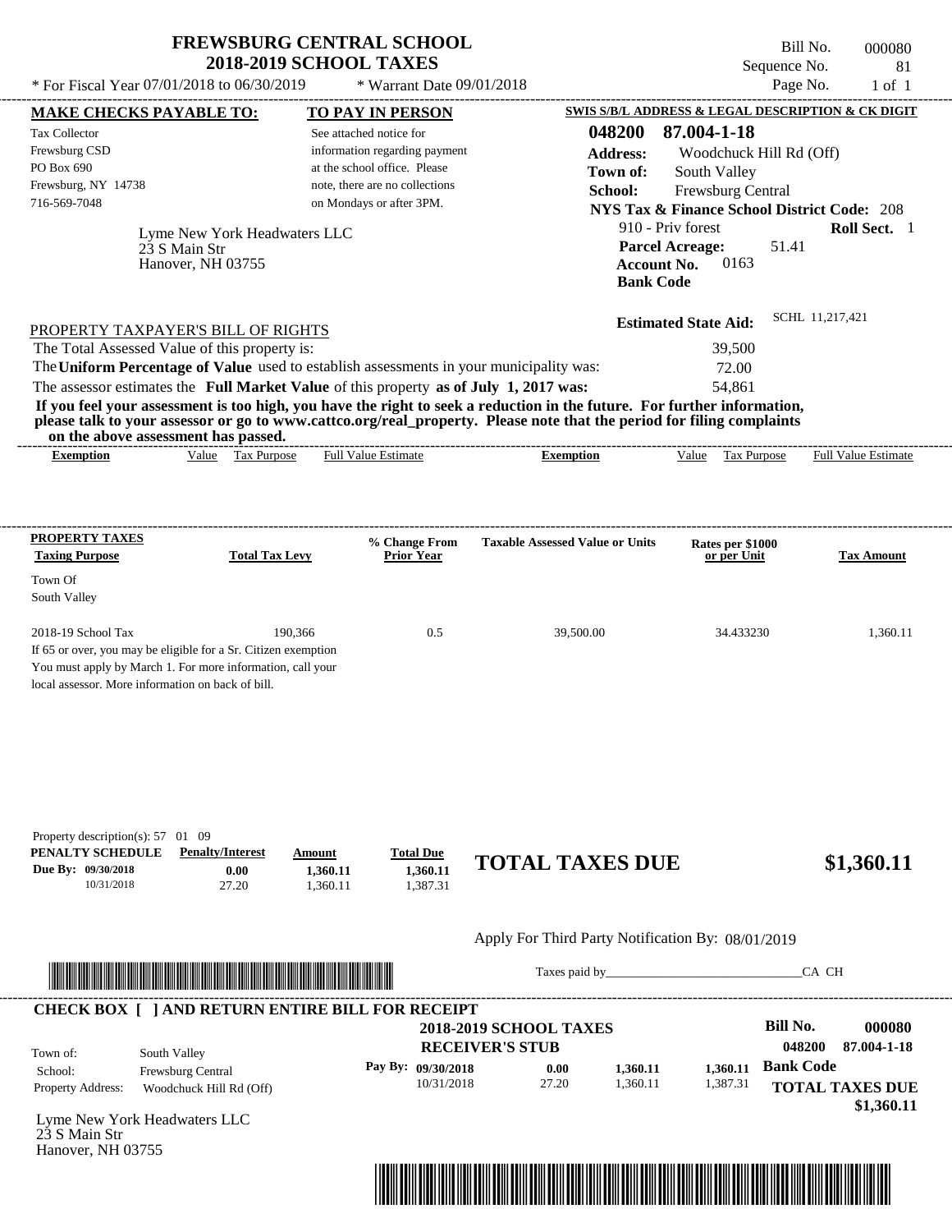# FREWSBURG CENTRAL SCHOOL
## 2018-2019 SCHOOL TAXES

\* For Fiscal Year 07/01/2018 to 06/30/2019 \* Warrant Date 09/01/2018

Bill No. 000080
Sequence No. 81
Page No. 1 of 1

**MAKE CHECKS PAYABLE TO:**

Tax Collector
Frewsburg CSD
PO Box 690
Frewsburg, NY 14738
716-569-7048

**TO PAY IN PERSON**

See attached notice for information regarding payment at the school office. Please note, there are no collections on Mondays or after 3PM.

**SWIS S/B/L ADDRESS & LEGAL DESCRIPTION & CK DIGIT**

**048200 87.004-1-18**
**Address:** Woodchuck Hill Rd (Off)
**Town of:** South Valley
**School:** Frewsburg Central
**NYS Tax & Finance School District Code:** 208
910 - Priv forest **Roll Sect.** 1
**Parcel Acreage:** 51.41
**Account No.** 0163
**Bank Code**

Lyme New York Headwaters LLC
23 S Main Str
Hanover, NH 03755

**Estimated State Aid:** SCHL 11,217,421

PROPERTY TAXPAYER'S BILL OF RIGHTS

The Total Assessed Value of this property is: 39,500
The **Uniform Percentage of Value** used to establish assessments in your municipality was: 72.00
The assessor estimates the **Full Market Value** of this property **as of July 1, 2017 was:** 54,861

**If you feel your assessment is too high, you have the right to seek a reduction in the future. For further information, please talk to your assessor or go to www.cattco.org/real_property. Please note that the period for filing complaints on the above assessment has passed.**

| Exemption | Value | Tax Purpose | Full Value Estimate | Exemption | Value | Tax Purpose | Full Value Estimate |
|---|---|---|---|---|---|---|---|

| PROPERTY TAXES Taxing Purpose | Total Tax Levy | % Change From Prior Year | Taxable Assessed Value or Units | Rates per $1000 or per Unit | Tax Amount |
|---|---|---|---|---|---|
| Town Of South Valley | | | | | |
| 2018-19 School Tax | 190,366 | 0.5 | 39,500.00 | 34.433230 | 1,360.11 |

If 65 or over, you may be eligible for a Sr. Citizen exemption
You must apply by March 1. For more information, call your local assessor. More information on back of bill.

Property description(s): 57 01 09

| PENALTY SCHEDULE | Penalty/Interest | Amount | Total Due |
|---|---|---|---|
| Due By: 09/30/2018 | 0.00 | 1,360.11 | 1,360.11 |
| 10/31/2018 | 27.20 | 1,360.11 | 1,387.31 |

**TOTAL TAXES DUE $1,360.11**

Apply For Third Party Notification By: 08/01/2019

Taxes paid by_______________________________CA CH

**CHECK BOX [ ] AND RETURN ENTIRE BILL FOR RECEIPT**

**2018-2019 SCHOOL TAXES**
**RECEIVER'S STUB**

**Bill No. 000080**
**048200 87.004-1-18**

Town of: South Valley
School: Frewsburg Central
Property Address: Woodchuck Hill Rd (Off)

| Pay By: | | | |
|---|---|---|---|
| 09/30/2018 | 0.00 | 1,360.11 | 1,360.11 |
| 10/31/2018 | 27.20 | 1,360.11 | 1,387.31 |

**Bank Code**

**TOTAL TAXES DUE $1,360.11**

Lyme New York Headwaters LLC
23 S Main Str
Hanover, NH 03755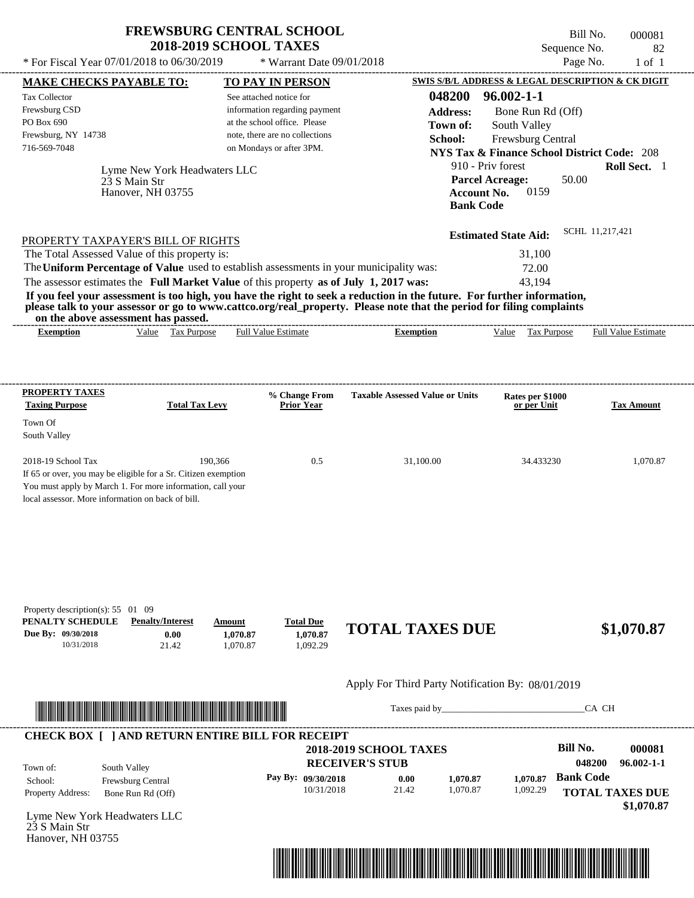# FREWSBURG CENTRAL SCHOOL
## 2018-2019 SCHOOL TAXES

Bill No. 000081
Sequence No. 82
Page No. 1 of 1

* For Fiscal Year 07/01/2018 to 06/30/2019 &nbsp;&nbsp;&nbsp; * Warrant Date 09/01/2018

**MAKE CHECKS PAYABLE TO:**
Tax Collector
Frewsburg CSD
PO Box 690
Frewsburg, NY 14738
716-569-7048

**TO PAY IN PERSON**
See attached notice for information regarding payment at the school office. Please note, there are no collections on Mondays or after 3PM.

**SWIS S/B/L ADDRESS & LEGAL DESCRIPTION & CK DIGIT**
**048200 96.002-1-1**
**Address:** Bone Run Rd (Off)
**Town of:** South Valley
**School:** Frewsburg Central
**NYS Tax & Finance School District Code:** 208
910 - Priv forest &nbsp;&nbsp; **Roll Sect.** 1
**Parcel Acreage:** 50.00
**Account No.** 0159
**Bank Code**

Lyme New York Headwaters LLC
23 S Main Str
Hanover, NH 03755

**Estimated State Aid:** SCHL 11,217,421

PROPERTY TAXPAYER'S BILL OF RIGHTS

The Total Assessed Value of this property is: 31,100
The **Uniform Percentage of Value** used to establish assessments in your municipality was: 72.00
The assessor estimates the **Full Market Value** of this property **as of July 1, 2017 was:** 43,194

**If you feel your assessment is too high, you have the right to seek a reduction in the future. For further information, please talk to your assessor or go to www.cattco.org/real_property. Please note that the period for filing complaints on the above assessment has passed.**

| Exemption | Value | Tax Purpose | Full Value Estimate | Exemption | Value | Tax Purpose | Full Value Estimate |
|---|---|---|---|---|---|---|---|

**PROPERTY TAXES**

| Taxing Purpose | Total Tax Levy | % Change From Prior Year | Taxable Assessed Value or Units | Rates per $1000 or per Unit | Tax Amount |
|---|---|---|---|---|---|
| Town Of South Valley | | | | | |
| 2018-19 School Tax | 190,366 | 0.5 | 31,100.00 | 34.433230 | 1,070.87 |

If 65 or over, you may be eligible for a Sr. Citizen exemption
You must apply by March 1. For more information, call your local assessor. More information on back of bill.

Property description(s): 55 01 09

| PENALTY SCHEDULE | Penalty/Interest | Amount | Total Due |
|---|---|---|---|
| Due By: 09/30/2018 | 0.00 | 1,070.87 | 1,070.87 |
| 10/31/2018 | 21.42 | 1,070.87 | 1,092.29 |

**TOTAL TAXES DUE $1,070.87**

Apply For Third Party Notification By: 08/01/2019

Taxes paid by_______________________________CA CH

**CHECK BOX [ ] AND RETURN ENTIRE BILL FOR RECEIPT**

**2018-2019 SCHOOL TAXES**
**RECEIVER'S STUB**

**Bill No. 000081**
**048200 96.002-1-1**

Town of: South Valley
School: Frewsburg Central
Property Address: Bone Run Rd (Off)

| Pay By: | | | | |
|---|---|---|---|---|
| 09/30/2018 | 0.00 | 1,070.87 | 1,070.87 | **Bank Code** |
| 10/31/2018 | 21.42 | 1,070.87 | 1,092.29 | |

**TOTAL TAXES DUE**
**$1,070.87**

Lyme New York Headwaters LLC
23 S Main Str
Hanover, NH 03755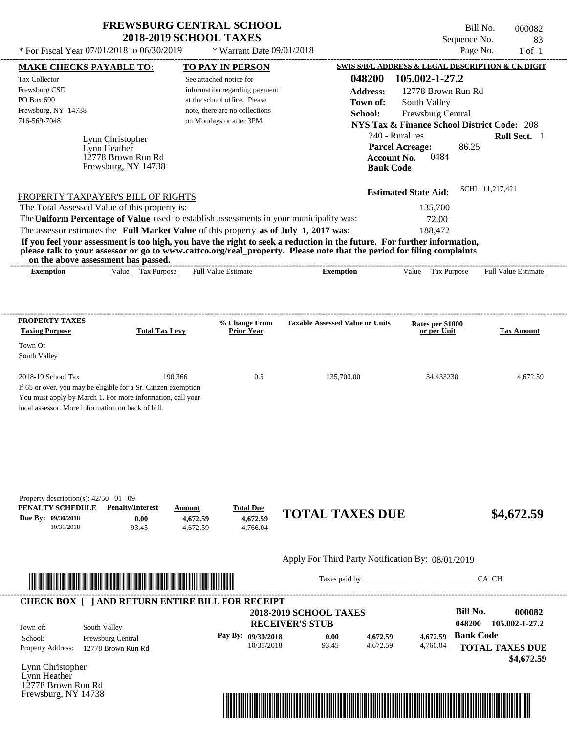# FREWSBURG CENTRAL SCHOOL
## 2018-2019 SCHOOL TAXES

\* For Fiscal Year 07/01/2018 to 06/30/2019 \* Warrant Date 09/01/2018

Bill No. 000082
Sequence No. 83
Page No. 1 of 1

| MAKE CHECKS PAYABLE TO: | TO PAY IN PERSON | SWIS S/B/L ADDRESS & LEGAL DESCRIPTION & CK DIGIT |
|---|---|---|
| Tax Collector<br>Frewsburg CSD<br>PO Box 690<br>Frewsburg, NY 14738<br>716-569-7048 | See attached notice for information regarding payment at the school office. Please note, there are no collections on Mondays or after 3PM. | **048200 105.002-1-27.2**<br>**Address:** 12778 Brown Run Rd<br>**Town of:** South Valley<br>**School:** Frewsburg Central<br>**NYS Tax & Finance School District Code:** 208<br>240 - Rural res **Roll Sect.** 1<br>**Parcel Acreage:** 86.25<br>**Account No.** 0484<br>**Bank Code** |

Lynn Christopher
Lynn Heather
12778 Brown Run Rd
Frewsburg, NY 14738

**Estimated State Aid:** SCHL 11,217,421

PROPERTY TAXPAYER'S BILL OF RIGHTS

The Total Assessed Value of this property is: 135,700

The **Uniform Percentage of Value** used to establish assessments in your municipality was: 72.00

The assessor estimates the **Full Market Value** of this property **as of July 1, 2017 was:** 188,472

**If you feel your assessment is too high, you have the right to seek a reduction in the future. For further information, please talk to your assessor or go to www.cattco.org/real_property. Please note that the period for filing complaints on the above assessment has passed.**

| Exemption | Value | Tax Purpose | Full Value Estimate | Exemption | Value | Tax Purpose | Full Value Estimate |
|---|---|---|---|---|---|---|---|

| PROPERTY TAXES<br>Taxing Purpose | Total Tax Levy | % Change From Prior Year | Taxable Assessed Value or Units | Rates per $1000 or per Unit | Tax Amount |
|---|---|---|---|---|---|
| Town Of South Valley | | | | | |
| 2018-19 School Tax | 190,366 | 0.5 | 135,700.00 | 34.433230 | 4,672.59 |

If 65 or over, you may be eligible for a Sr. Citizen exemption
You must apply by March 1. For more information, call your local assessor. More information on back of bill.

Property description(s): 42/50 01 09

| PENALTY SCHEDULE | Penalty/Interest | Amount | Total Due |
|---|---|---|---|
| Due By: 09/30/2018 | 0.00 | 4,672.59 | 4,672.59 |
| 10/31/2018 | 93.45 | 4,672.59 | 4,766.04 |

**TOTAL TAXES DUE $4,672.59**

Apply For Third Party Notification By: 08/01/2019

Taxes paid by\_\_\_\_\_\_\_\_\_\_\_\_\_\_\_\_\_\_\_\_\_\_\_\_\_\_\_\_\_\_CA CH

**CHECK BOX [ ] AND RETURN ENTIRE BILL FOR RECEIPT**

**2018-2019 SCHOOL TAXES**
**RECEIVER'S STUB**

Bill No. 000082
048200 105.002-1-27.2

| Town of: | South Valley |
|---|---|
| School: | Frewsburg Central |
| Property Address: | 12778 Brown Run Rd |

| Pay By: | | | |
|---|---|---|---|
| 09/30/2018 | 0.00 | 4,672.59 | 4,672.59 |
| 10/31/2018 | 93.45 | 4,672.59 | 4,766.04 |

**Bank Code**

**TOTAL TAXES DUE $4,672.59**

Lynn Christopher
Lynn Heather
12778 Brown Run Rd
Frewsburg, NY 14738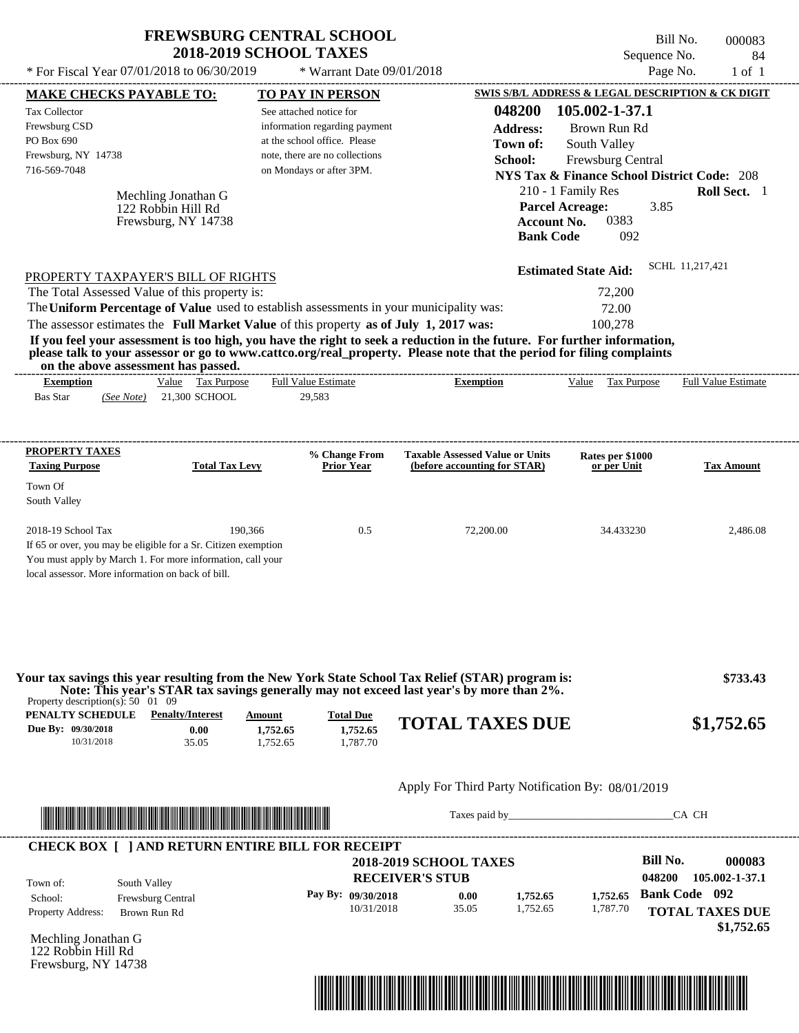# FREWSBURG CENTRAL SCHOOL
## 2018-2019 SCHOOL TAXES

\* For Fiscal Year 07/01/2018 to 06/30/2019 \* Warrant Date 09/01/2018

Bill No. 000083
Sequence No. 84
Page No. 1 of 1

**MAKE CHECKS PAYABLE TO:**

Tax Collector
Frewsburg CSD
PO Box 690
Frewsburg, NY 14738
716-569-7048

Mechling Jonathan G
122 Robbin Hill Rd
Frewsburg, NY 14738

**TO PAY IN PERSON**

See attached notice for information regarding payment at the school office. Please note, there are no collections on Mondays or after 3PM.

**SWIS S/B/L ADDRESS & LEGAL DESCRIPTION & CK DIGIT**

**048200 105.002-1-37.1**
**Address:** Brown Run Rd
**Town of:** South Valley
**School:** Frewsburg Central
**NYS Tax & Finance School District Code:** 208
210 - 1 Family Res **Roll Sect.** 1
**Parcel Acreage:** 3.85
**Account No.** 0383
**Bank Code** 092

**Estimated State Aid:** SCHL 11,217,421

PROPERTY TAXPAYER'S BILL OF RIGHTS

The Total Assessed Value of this property is: 72,200
The **Uniform Percentage of Value** used to establish assessments in your municipality was: 72.00
The assessor estimates the **Full Market Value** of this property **as of July 1, 2017 was:** 100,278

**If you feel your assessment is too high, you have the right to seek a reduction in the future. For further information, please talk to your assessor or go to www.cattco.org/real_property. Please note that the period for filing complaints on the above assessment has passed.**

| Exemption | Value | Tax Purpose | Full Value Estimate | Exemption | Value | Tax Purpose | Full Value Estimate |
|---|---|---|---|---|---|---|---|
| Bas Star *(See Note)* | 21,300 | SCHOOL | 29,583 | | | | |

| PROPERTY TAXES Taxing Purpose | Total Tax Levy | % Change From Prior Year | Taxable Assessed Value or Units (before accounting for STAR) | Rates per $1000 or per Unit | Tax Amount |
|---|---|---|---|---|---|
| Town Of South Valley | | | | | |
| 2018-19 School Tax | 190,366 | 0.5 | 72,200.00 | 34.433230 | 2,486.08 |

If 65 or over, you may be eligible for a Sr. Citizen exemption
You must apply by March 1. For more information, call your local assessor. More information on back of bill.

**Your tax savings this year resulting from the New York State School Tax Relief (STAR) program is: $733.43**
**Note: This year's STAR tax savings generally may not exceed last year's by more than 2%.**

Property description(s): 50 01 09

| PENALTY SCHEDULE | Penalty/Interest | Amount | Total Due |
|---|---|---|---|
| Due By: 09/30/2018 | 0.00 | 1,752.65 | 1,752.65 |
| 10/31/2018 | 35.05 | 1,752.65 | 1,787.70 |

**TOTAL TAXES DUE $1,752.65**

Apply For Third Party Notification By: 08/01/2019

Taxes paid by_______________________________CA CH

**CHECK BOX [ ] AND RETURN ENTIRE BILL FOR RECEIPT**

**2018-2019 SCHOOL TAXES**
**RECEIVER'S STUB**

**Bill No. 000083**
048200 105.002-1-37.1

Town of: South Valley
School: Frewsburg Central
Property Address: Brown Run Rd

| Pay By: | | | |
|---|---|---|---|
| 09/30/2018 | 0.00 | 1,752.65 | 1,752.65 |
| 10/31/2018 | 35.05 | 1,752.65 | 1,787.70 |

**Bank Code 092**
**TOTAL TAXES DUE $1,752.65**

Mechling Jonathan G
122 Robbin Hill Rd
Frewsburg, NY 14738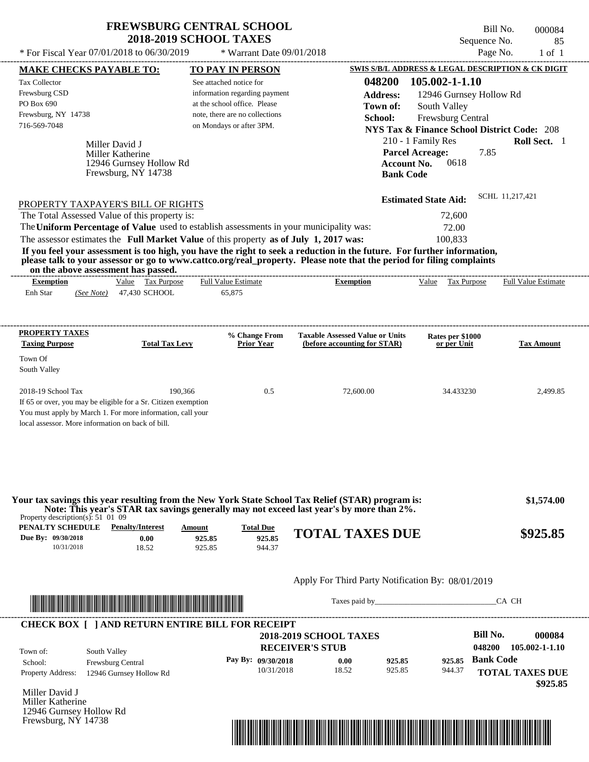# FREWSBURG CENTRAL SCHOOL
## 2018-2019 SCHOOL TAXES

Bill No. 000084
Sequence No. 85
Page No. 1 of 1

* For Fiscal Year 07/01/2018 to 06/30/2019 * Warrant Date 09/01/2018

**MAKE CHECKS PAYABLE TO:**
Tax Collector
Frewsburg CSD
PO Box 690
Frewsburg, NY 14738
716-569-7048

**TO PAY IN PERSON**
See attached notice for information regarding payment at the school office. Please note, there are no collections on Mondays or after 3PM.

**SWIS S/B/L ADDRESS & LEGAL DESCRIPTION & CK DIGIT**
**048200 105.002-1-1.10**
**Address:** 12946 Gurnsey Hollow Rd
**Town of:** South Valley
**School:** Frewsburg Central
**NYS Tax & Finance School District Code:** 208
210 - 1 Family Res **Roll Sect.** 1
**Parcel Acreage:** 7.85
**Account No.** 0618
**Bank Code**

Miller David J
Miller Katherine
12946 Gurnsey Hollow Rd
Frewsburg, NY 14738

**Estimated State Aid:** SCHL 11,217,421

PROPERTY TAXPAYER'S BILL OF RIGHTS

The Total Assessed Value of this property is: 72,600
The **Uniform Percentage of Value** used to establish assessments in your municipality was: 72.00
The assessor estimates the **Full Market Value** of this property **as of July 1, 2017 was:** 100,833

**If you feel your assessment is too high, you have the right to seek a reduction in the future. For further information, please talk to your assessor or go to www.cattco.org/real_property. Please note that the period for filing complaints on the above assessment has passed.**

| Exemption | Value | Tax Purpose | Full Value Estimate | Exemption | Value | Tax Purpose | Full Value Estimate |
|---|---|---|---|---|---|---|---|
| Enh Star *(See Note)* | 47,430 | SCHOOL | 65,875 | | | | |

| PROPERTY TAXES Taxing Purpose | Total Tax Levy | % Change From Prior Year | Taxable Assessed Value or Units (before accounting for STAR) | Rates per $1000 or per Unit | Tax Amount |
|---|---|---|---|---|---|
| Town Of South Valley | | | | | |
| 2018-19 School Tax | 190,366 | 0.5 | 72,600.00 | 34.433230 | 2,499.85 |

If 65 or over, you may be eligible for a Sr. Citizen exemption
You must apply by March 1. For more information, call your local assessor. More information on back of bill.

**Your tax savings this year resulting from the New York State School Tax Relief (STAR) program is: $1,574.00**
**Note: This year's STAR tax savings generally may not exceed last year's by more than 2%.**

Property description(s): 51 01 09

| PENALTY SCHEDULE | Penalty/Interest | Amount | Total Due |
|---|---|---|---|
| Due By: 09/30/2018 | 0.00 | 925.85 | 925.85 |
| 10/31/2018 | 18.52 | 925.85 | 944.37 |

**TOTAL TAXES DUE $925.85**

Apply For Third Party Notification By: 08/01/2019

Taxes paid by_______________________________CA CH

---

**CHECK BOX [ ] AND RETURN ENTIRE BILL FOR RECEIPT**

**2018-2019 SCHOOL TAXES**
**RECEIVER'S STUB**

**Bill No. 000084**
**048200 105.002-1-1.10**

Town of: South Valley
School: Frewsburg Central
Property Address: 12946 Gurnsey Hollow Rd

| Pay By: | Penalty/Interest | Amount | Total Due |
|---|---|---|---|
| 09/30/2018 | 0.00 | 925.85 | 925.85 |
| 10/31/2018 | 18.52 | 925.85 | 944.37 |

**Bank Code**

**TOTAL TAXES DUE $925.85**

Miller David J
Miller Katherine
12946 Gurnsey Hollow Rd
Frewsburg, NY 14738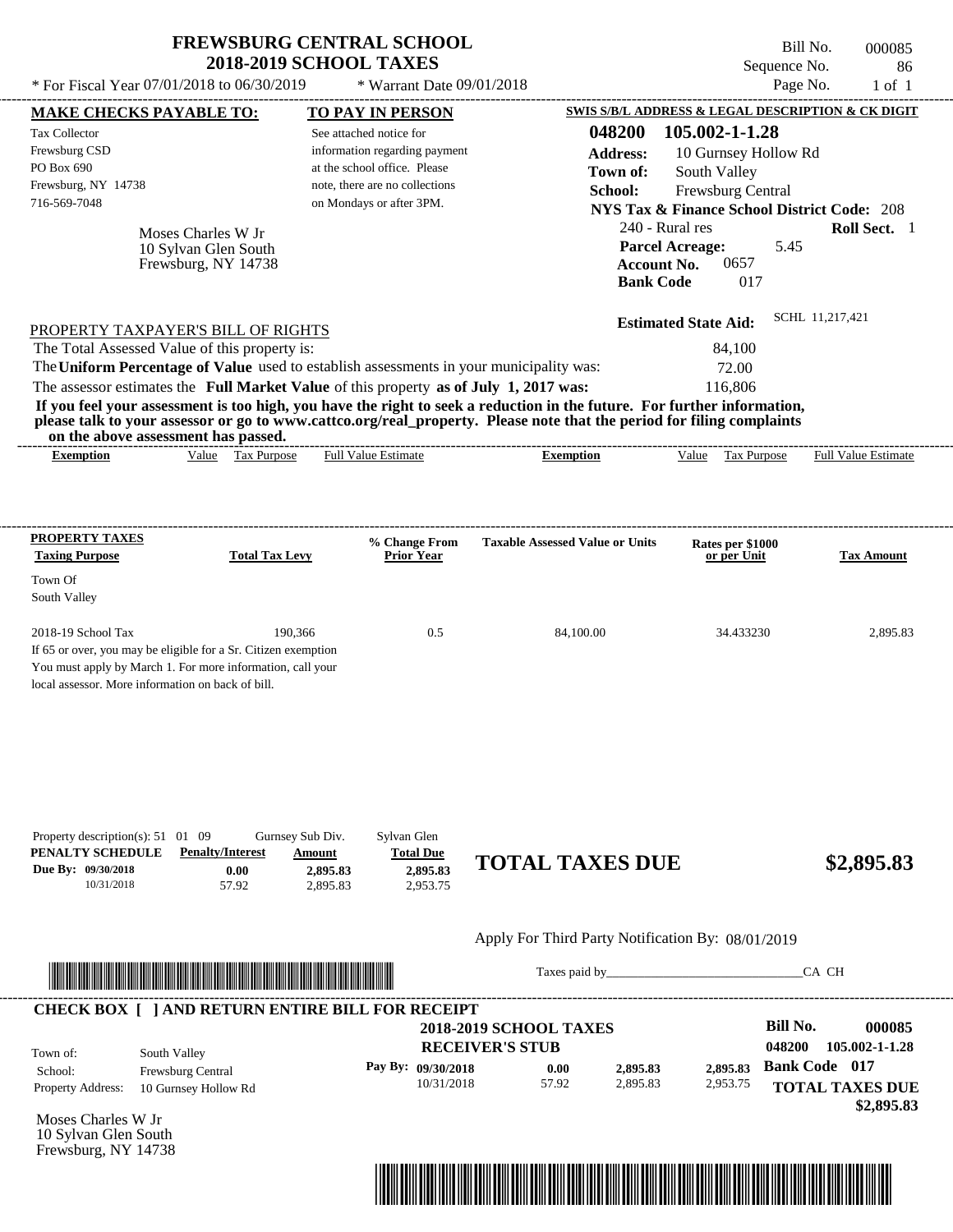# FREWSBURG CENTRAL SCHOOL
## 2018-2019 SCHOOL TAXES

\* For Fiscal Year 07/01/2018 to 06/30/2019 &nbsp;&nbsp; \* Warrant Date 09/01/2018

Bill No. 000085
Sequence No. 86
Page No. 1 of 1

**MAKE CHECKS PAYABLE TO:**

Tax Collector
Frewsburg CSD
PO Box 690
Frewsburg, NY 14738
716-569-7048

**TO PAY IN PERSON**

See attached notice for information regarding payment at the school office. Please note, there are no collections on Mondays or after 3PM.

**SWIS S/B/L ADDRESS & LEGAL DESCRIPTION & CK DIGIT**

**048200 105.002-1-1.28**
**Address:** 10 Gurnsey Hollow Rd
**Town of:** South Valley
**School:** Frewsburg Central
**NYS Tax & Finance School District Code:** 208
240 - Rural res **Roll Sect.** 1
**Parcel Acreage:** 5.45
**Account No.** 0657
**Bank Code** 017

Moses Charles W Jr
10 Sylvan Glen South
Frewsburg, NY 14738

**Estimated State Aid:** SCHL 11,217,421

PROPERTY TAXPAYER'S BILL OF RIGHTS

The Total Assessed Value of this property is: 84,100
The **Uniform Percentage of Value** used to establish assessments in your municipality was: 72.00
The assessor estimates the **Full Market Value** of this property **as of July 1, 2017 was:** 116,806

**If you feel your assessment is too high, you have the right to seek a reduction in the future. For further information, please talk to your assessor or go to www.cattco.org/real_property. Please note that the period for filing complaints on the above assessment has passed.**

| Exemption | Value | Tax Purpose | Full Value Estimate | Exemption | Value | Tax Purpose | Full Value Estimate |
|---|---|---|---|---|---|---|---|

| PROPERTY TAXES Taxing Purpose | Total Tax Levy | % Change From Prior Year | Taxable Assessed Value or Units | Rates per $1000 or per Unit | Tax Amount |
|---|---|---|---|---|---|
| Town Of South Valley | | | | | |
| 2018-19 School Tax | 190,366 | 0.5 | 84,100.00 | 34.433230 | 2,895.83 |

If 65 or over, you may be eligible for a Sr. Citizen exemption
You must apply by March 1. For more information, call your local assessor. More information on back of bill.

Property description(s): 51 01 09 &nbsp; Gurnsey Sub Div. &nbsp; Sylvan Glen

| PENALTY SCHEDULE | Penalty/Interest | Amount | Total Due |
|---|---|---|---|
| Due By: 09/30/2018 | 0.00 | 2,895.83 | 2,895.83 |
| 10/31/2018 | 57.92 | 2,895.83 | 2,953.75 |

**TOTAL TAXES DUE $2,895.83**

Apply For Third Party Notification By: 08/01/2019

Taxes paid by\_\_\_\_\_\_\_\_\_\_\_\_\_\_\_\_\_\_\_\_\_\_\_\_\_\_\_\_\_\_CA CH

**CHECK BOX [ ] AND RETURN ENTIRE BILL FOR RECEIPT**

**2018-2019 SCHOOL TAXES**
**RECEIVER'S STUB**

**Bill No. 000085**
**048200 105.002-1-1.28**
**Bank Code 017**

Town of: South Valley
School: Frewsburg Central
Property Address: 10 Gurnsey Hollow Rd

| Pay By: | | | |
|---|---|---|---|
| 09/30/2018 | 0.00 | 2,895.83 | 2,895.83 |
| 10/31/2018 | 57.92 | 2,895.83 | 2,953.75 |

**TOTAL TAXES DUE $2,895.83**

Moses Charles W Jr
10 Sylvan Glen South
Frewsburg, NY 14738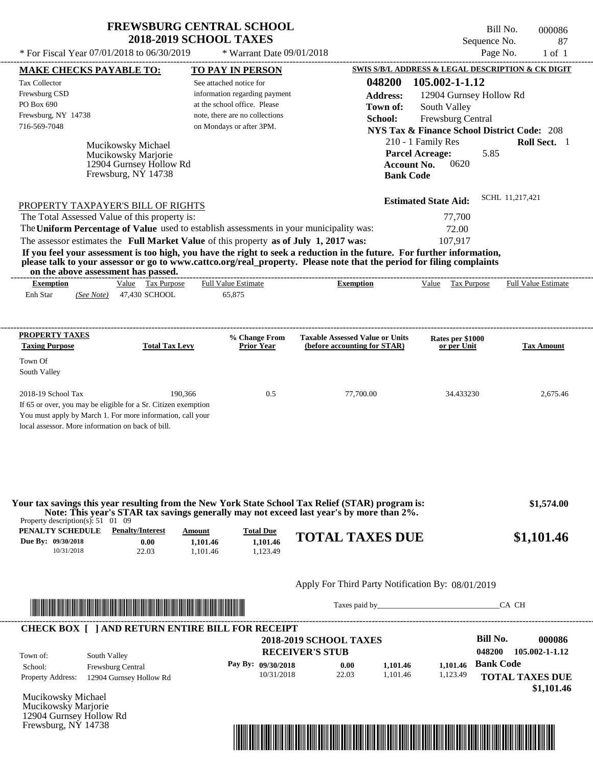# FREWSBURG CENTRAL SCHOOL
## 2018-2019 SCHOOL TAXES

Bill No. 000086
Sequence No. 87
Page No. 1 of 1

* For Fiscal Year 07/01/2018 to 06/30/2019 * Warrant Date 09/01/2018

**MAKE CHECKS PAYABLE TO:**

Tax Collector
Frewsburg CSD
PO Box 690
Frewsburg, NY 14738
716-569-7048

**TO PAY IN PERSON**

See attached notice for information regarding payment at the school office. Please note, there are no collections on Mondays or after 3PM.

**SWIS S/B/L ADDRESS & LEGAL DESCRIPTION & CK DIGIT**

**048200 105.002-1-1.12**
**Address:** 12904 Gurnsey Hollow Rd
**Town of:** South Valley
**School:** Frewsburg Central
**NYS Tax & Finance School District Code:** 208
210 - 1 Family Res **Roll Sect.** 1
**Parcel Acreage:** 5.85
**Account No.** 0620
**Bank Code**

Mucikowsky Michael
Mucikowsky Marjorie
12904 Gurnsey Hollow Rd
Frewsburg, NY 14738

**Estimated State Aid:** SCHL 11,217,421

PROPERTY TAXPAYER'S BILL OF RIGHTS

The Total Assessed Value of this property is: 77,700
The **Uniform Percentage of Value** used to establish assessments in your municipality was: 72.00
The assessor estimates the **Full Market Value** of this property **as of July 1, 2017 was:** 107,917

**If you feel your assessment is too high, you have the right to seek a reduction in the future. For further information, please talk to your assessor or go to www.cattco.org/real_property. Please note that the period for filing complaints on the above assessment has passed.**

| Exemption | Value | Tax Purpose | Full Value Estimate | Exemption | Value | Tax Purpose | Full Value Estimate |
|---|---|---|---|---|---|---|---|
| Enh Star *(See Note)* | 47,430 | SCHOOL | 65,875 | | | | |

| PROPERTY TAXES Taxing Purpose | Total Tax Levy | % Change From Prior Year | Taxable Assessed Value or Units (before accounting for STAR) | Rates per $1000 or per Unit | Tax Amount |
|---|---|---|---|---|---|
| Town Of South Valley | | | | | |
| 2018-19 School Tax | 190,366 | 0.5 | 77,700.00 | 34.433230 | 2,675.46 |

If 65 or over, you may be eligible for a Sr. Citizen exemption You must apply by March 1. For more information, call your local assessor. More information on back of bill.

**Your tax savings this year resulting from the New York State School Tax Relief (STAR) program is: $1,574.00**
**Note: This year's STAR tax savings generally may not exceed last year's by more than 2%.**

Property description(s): 51 01 09

| PENALTY SCHEDULE | Penalty/Interest | Amount | Total Due |
|---|---|---|---|
| Due By: 09/30/2018 | 0.00 | 1,101.46 | 1,101.46 |
| 10/31/2018 | 22.03 | 1,101.46 | 1,123.49 |

**TOTAL TAXES DUE $1,101.46**

Apply For Third Party Notification By: 08/01/2019

Taxes paid by_______________________________CA CH

**CHECK BOX [ ] AND RETURN ENTIRE BILL FOR RECEIPT**

**2018-2019 SCHOOL TAXES**
**RECEIVER'S STUB**

**Bill No. 000086**
**048200 105.002-1-1.12**

Town of: South Valley
School: Frewsburg Central
Property Address: 12904 Gurnsey Hollow Rd

| Pay By: | Penalty/Interest | Amount | Total Due |
|---|---|---|---|
| 09/30/2018 | 0.00 | 1,101.46 | 1,101.46 |
| 10/31/2018 | 22.03 | 1,101.46 | 1,123.49 |

**Bank Code**
**TOTAL TAXES DUE $1,101.46**

Mucikowsky Michael
Mucikowsky Marjorie
12904 Gurnsey Hollow Rd
Frewsburg, NY 14738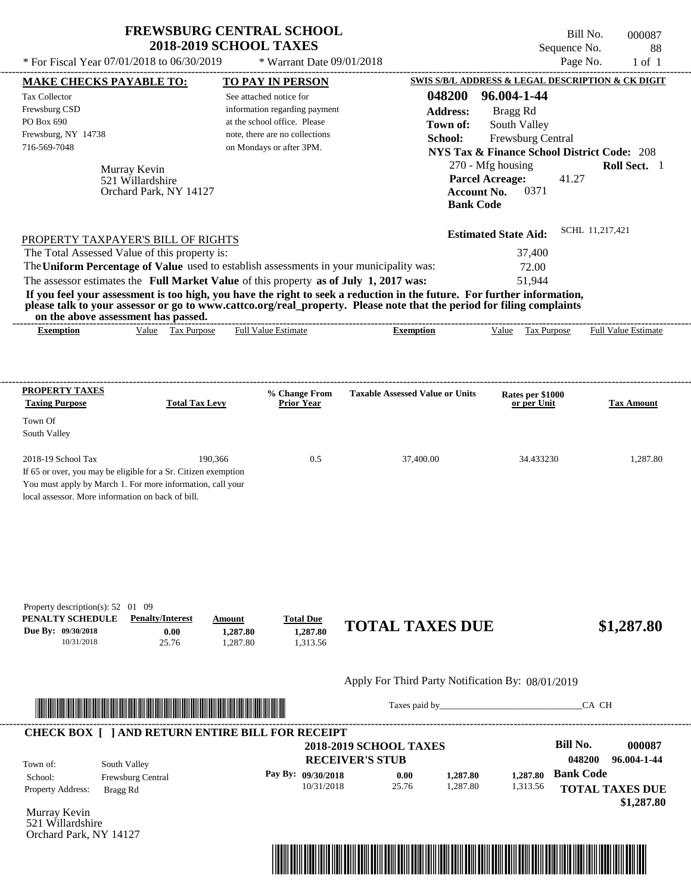# FREWSBURG CENTRAL SCHOOL
## 2018-2019 SCHOOL TAXES

\* For Fiscal Year 07/01/2018 to 06/30/2019 &nbsp;&nbsp; \* Warrant Date 09/01/2018

Bill No. 000087
Sequence No. 88
Page No. 1 of 1

**MAKE CHECKS PAYABLE TO:**

Tax Collector
Frewsburg CSD
PO Box 690
Frewsburg, NY 14738
716-569-7048

**TO PAY IN PERSON**

See attached notice for information regarding payment at the school office. Please note, there are no collections on Mondays or after 3PM.

**SWIS S/B/L ADDRESS & LEGAL DESCRIPTION & CK DIGIT**

**048200 96.004-1-44**
**Address:** Bragg Rd
**Town of:** South Valley
**School:** Frewsburg Central
**NYS Tax & Finance School District Code:** 208
270 - Mfg housing &nbsp;&nbsp; **Roll Sect.** 1
**Parcel Acreage:** 41.27
**Account No.** 0371
**Bank Code**

Murray Kevin
521 Willardshire
Orchard Park, NY 14127

**Estimated State Aid:** SCHL 11,217,421

PROPERTY TAXPAYER'S BILL OF RIGHTS

| | |
|---|---|
| The Total Assessed Value of this property is: | 37,400 |
| The **Uniform Percentage of Value** used to establish assessments in your municipality was: | 72.00 |
| The assessor estimates the **Full Market Value** of this property **as of July 1, 2017 was:** | 51,944 |

**If you feel your assessment is too high, you have the right to seek a reduction in the future. For further information, please talk to your assessor or go to www.cattco.org/real_property. Please note that the period for filing complaints on the above assessment has passed.**

| Exemption | Value | Tax Purpose | Full Value Estimate | Exemption | Value | Tax Purpose | Full Value Estimate |
|---|---|---|---|---|---|---|---|

| PROPERTY TAXES Taxing Purpose | Total Tax Levy | % Change From Prior Year | Taxable Assessed Value or Units | Rates per $1000 or per Unit | Tax Amount |
|---|---|---|---|---|---|
| Town Of South Valley | | | | | |
| 2018-19 School Tax | 190,366 | 0.5 | 37,400.00 | 34.433230 | 1,287.80 |

If 65 or over, you may be eligible for a Sr. Citizen exemption
You must apply by March 1. For more information, call your local assessor. More information on back of bill.

Property description(s): 52 01 09

| PENALTY SCHEDULE | Penalty/Interest | Amount | Total Due |
|---|---|---|---|
| Due By: 09/30/2018 | 0.00 | 1,287.80 | 1,287.80 |
| 10/31/2018 | 25.76 | 1,287.80 | 1,313.56 |

**TOTAL TAXES DUE $1,287.80**

Apply For Third Party Notification By: 08/01/2019

Taxes paid by_______________________________CA CH

**CHECK BOX [ ] AND RETURN ENTIRE BILL FOR RECEIPT**

**2018-2019 SCHOOL TAXES**
**RECEIVER'S STUB**

**Bill No. 000087**
**048200 96.004-1-44**

Town of: South Valley
School: Frewsburg Central
Property Address: Bragg Rd

| Pay By: | | | |
|---|---|---|---|
| 09/30/2018 | 0.00 | 1,287.80 | 1,287.80 |
| 10/31/2018 | 25.76 | 1,287.80 | 1,313.56 |

**Bank Code**

**TOTAL TAXES DUE $1,287.80**

Murray Kevin
521 Willardshire
Orchard Park, NY 14127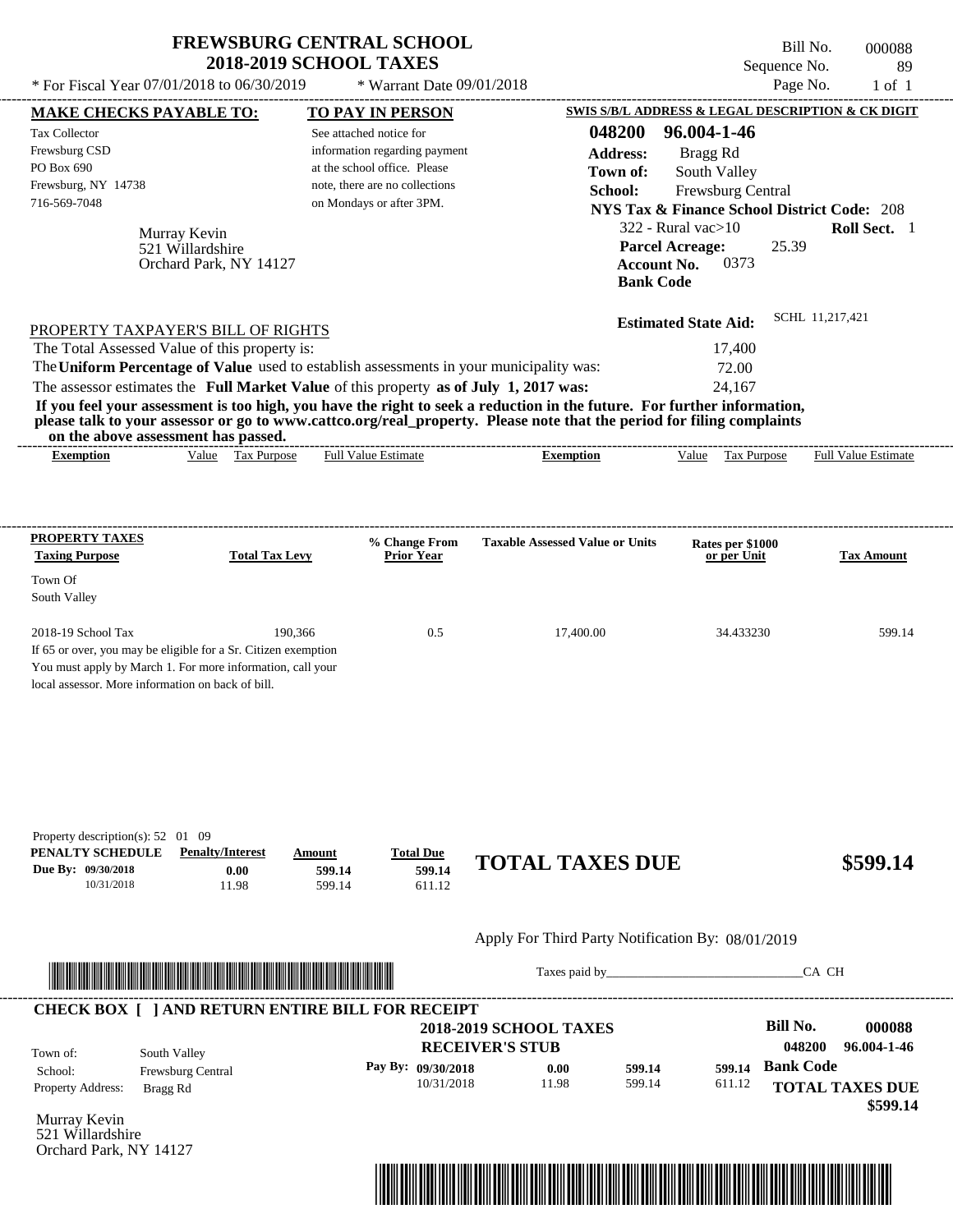# FREWSBURG CENTRAL SCHOOL
## 2018-2019 SCHOOL TAXES

\* For Fiscal Year 07/01/2018 to 06/30/2019 \* Warrant Date 09/01/2018

Bill No. 000088
Sequence No. 89
Page No. 1 of 1

**MAKE CHECKS PAYABLE TO:**

Tax Collector
Frewsburg CSD
PO Box 690
Frewsburg, NY 14738
716-569-7048

**TO PAY IN PERSON**

See attached notice for information regarding payment at the school office. Please note, there are no collections on Mondays or after 3PM.

**SWIS S/B/L ADDRESS & LEGAL DESCRIPTION & CK DIGIT**

**048200 96.004-1-46**
**Address:** Bragg Rd
**Town of:** South Valley
**School:** Frewsburg Central
**NYS Tax & Finance School District Code:** 208
322 - Rural vac>10 **Roll Sect.** 1
**Parcel Acreage:** 25.39
**Account No.** 0373
**Bank Code**

Murray Kevin
521 Willardshire
Orchard Park, NY 14127

**Estimated State Aid:** SCHL 11,217,421

PROPERTY TAXPAYER'S BILL OF RIGHTS

The Total Assessed Value of this property is: 17,400
The **Uniform Percentage of Value** used to establish assessments in your municipality was: 72.00
The assessor estimates the **Full Market Value** of this property **as of July 1, 2017 was:** 24,167

**If you feel your assessment is too high, you have the right to seek a reduction in the future. For further information, please talk to your assessor or go to www.cattco.org/real_property. Please note that the period for filing complaints on the above assessment has passed.**

| Exemption | Value | Tax Purpose | Full Value Estimate | Exemption | Value | Tax Purpose | Full Value Estimate |
|---|---|---|---|---|---|---|---|

| PROPERTY TAXES Taxing Purpose | Total Tax Levy | % Change From Prior Year | Taxable Assessed Value or Units | Rates per $1000 or per Unit | Tax Amount |
|---|---|---|---|---|---|
| Town Of South Valley | | | | | |
| 2018-19 School Tax | 190,366 | 0.5 | 17,400.00 | 34.433230 | 599.14 |

If 65 or over, you may be eligible for a Sr. Citizen exemption
You must apply by March 1. For more information, call your local assessor. More information on back of bill.

Property description(s): 52 01 09

| PENALTY SCHEDULE | Penalty/Interest | Amount | Total Due |
|---|---|---|---|
| Due By: 09/30/2018 | 0.00 | 599.14 | 599.14 |
| 10/31/2018 | 11.98 | 599.14 | 611.12 |

**TOTAL TAXES DUE** **$599.14**

Apply For Third Party Notification By: 08/01/2019

Taxes paid by_______________________________CA CH

**CHECK BOX [ ] AND RETURN ENTIRE BILL FOR RECEIPT**

**2018-2019 SCHOOL TAXES**
**RECEIVER'S STUB**

**Bill No. 000088**
048200 96.004-1-46

Town of: South Valley
School: Frewsburg Central
Property Address: Bragg Rd

| Pay By: | Penalty/Interest | Amount | Total Due |
|---|---|---|---|
| 09/30/2018 | 0.00 | 599.14 | 599.14 |
| 10/31/2018 | 11.98 | 599.14 | 611.12 |

**Bank Code**

**TOTAL TAXES DUE** **$599.14**

Murray Kevin
521 Willardshire
Orchard Park, NY 14127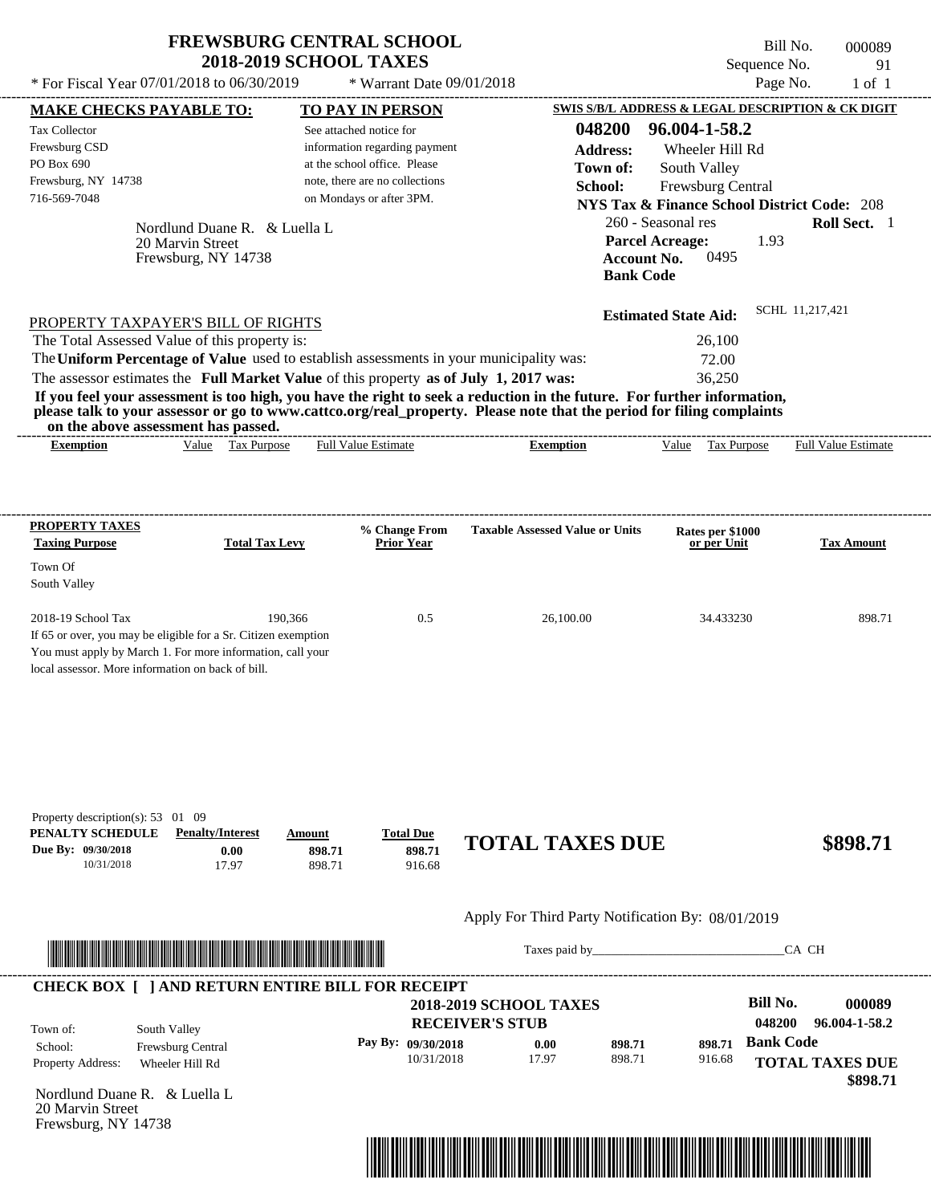# FREWSBURG CENTRAL SCHOOL
## 2018-2019 SCHOOL TAXES

\* For Fiscal Year 07/01/2018 to 06/30/2019 \* Warrant Date 09/01/2018

Bill No. 000089
Sequence No. 91
Page No. 1 of 1

**MAKE CHECKS PAYABLE TO:**
Tax Collector
Frewsburg CSD
PO Box 690
Frewsburg, NY 14738
716-569-7048

**TO PAY IN PERSON**
See attached notice for information regarding payment at the school office. Please note, there are no collections on Mondays or after 3PM.

**SWIS S/B/L ADDRESS & LEGAL DESCRIPTION & CK DIGIT**
048200 96.004-1-58.2
**Address:** Wheeler Hill Rd
**Town of:** South Valley
**School:** Frewsburg Central
**NYS Tax & Finance School District Code:** 208
260 - Seasonal res **Roll Sect.** 1
**Parcel Acreage:** 1.93
**Account No.** 0495
**Bank Code**

Nordlund Duane R. & Luella L
20 Marvin Street
Frewsburg, NY 14738

**Estimated State Aid:** SCHL 11,217,421

PROPERTY TAXPAYER'S BILL OF RIGHTS

The Total Assessed Value of this property is: 26,100
The **Uniform Percentage of Value** used to establish assessments in your municipality was: 72.00
The assessor estimates the **Full Market Value** of this property **as of July 1, 2017 was:** 36,250

**If you feel your assessment is too high, you have the right to seek a reduction in the future. For further information, please talk to your assessor or go to www.cattco.org/real_property. Please note that the period for filing complaints on the above assessment has passed.**

| Exemption | Value | Tax Purpose | Full Value Estimate | Exemption | Value | Tax Purpose | Full Value Estimate |
|---|---|---|---|---|---|---|---|

| PROPERTY TAXES Taxing Purpose | Total Tax Levy | % Change From Prior Year | Taxable Assessed Value or Units | Rates per $1000 or per Unit | Tax Amount |
|---|---|---|---|---|---|
| Town Of South Valley | | | | | |
| 2018-19 School Tax | 190,366 | 0.5 | 26,100.00 | 34.433230 | 898.71 |

If 65 or over, you may be eligible for a Sr. Citizen exemption
You must apply by March 1. For more information, call your local assessor. More information on back of bill.

Property description(s): 53 01 09

| PENALTY SCHEDULE | Penalty/Interest | Amount | Total Due |
|---|---|---|---|
| Due By: 09/30/2018 | 0.00 | 898.71 | 898.71 |
| 10/31/2018 | 17.97 | 898.71 | 916.68 |

**TOTAL TAXES DUE $898.71**

Apply For Third Party Notification By: 08/01/2019

Taxes paid by_______________________________CA CH

**CHECK BOX [ ] AND RETURN ENTIRE BILL FOR RECEIPT**

**2018-2019 SCHOOL TAXES**
**RECEIVER'S STUB**

**Bill No.** 000089
048200 96.004-1-58.2

Town of: South Valley
School: Frewsburg Central
Property Address: Wheeler Hill Rd

| Pay By: | | | |
|---|---|---|---|
| 09/30/2018 | 0.00 | 898.71 | 898.71 |
| 10/31/2018 | 17.97 | 898.71 | 916.68 |

**Bank Code**
**TOTAL TAXES DUE**
**$898.71**

Nordlund Duane R. & Luella L
20 Marvin Street
Frewsburg, NY 14738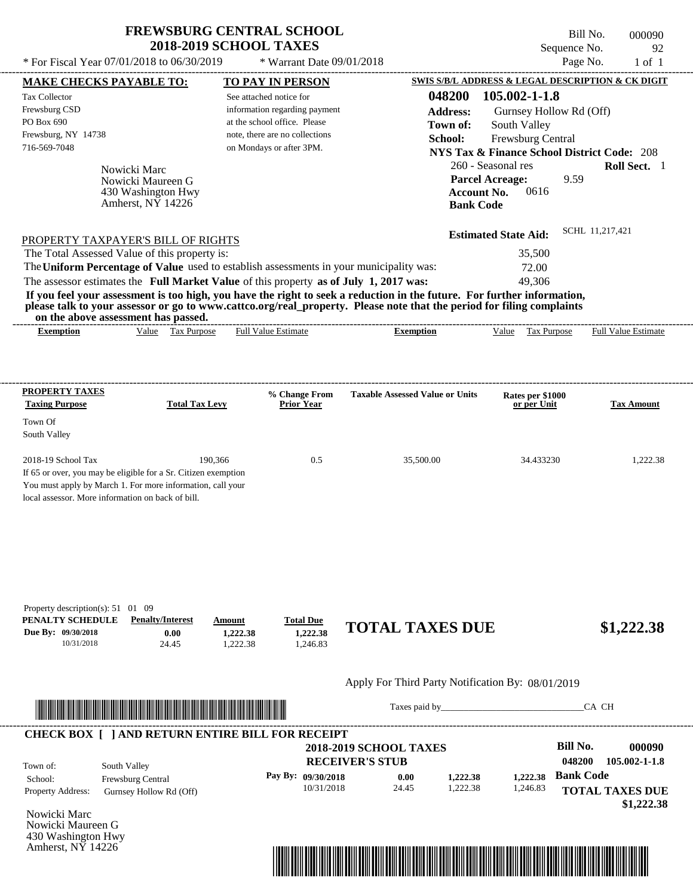# FREWSBURG CENTRAL SCHOOL
## 2018-2019 SCHOOL TAXES

\* For Fiscal Year 07/01/2018 to 06/30/2019 \* Warrant Date 09/01/2018

Bill No. 000090
Sequence No. 92
Page No. 1 of 1

**MAKE CHECKS PAYABLE TO:**
Tax Collector
Frewsburg CSD
PO Box 690
Frewsburg, NY 14738
716-569-7048

**TO PAY IN PERSON**
See attached notice for information regarding payment at the school office. Please note, there are no collections on Mondays or after 3PM.

**SWIS S/B/L ADDRESS & LEGAL DESCRIPTION & CK DIGIT**
**048200 105.002-1-1.8**
**Address:** Gurnsey Hollow Rd (Off)
**Town of:** South Valley
**School:** Frewsburg Central
**NYS Tax & Finance School District Code:** 208
260 - Seasonal res **Roll Sect.** 1
**Parcel Acreage:** 9.59
**Account No.** 0616
**Bank Code**

Nowicki Marc
Nowicki Maureen G
430 Washington Hwy
Amherst, NY 14226

**Estimated State Aid:** SCHL 11,217,421

PROPERTY TAXPAYER'S BILL OF RIGHTS

The Total Assessed Value of this property is: 35,500
The **Uniform Percentage of Value** used to establish assessments in your municipality was: 72.00
The assessor estimates the **Full Market Value** of this property **as of July 1, 2017 was:** 49,306

**If you feel your assessment is too high, you have the right to seek a reduction in the future. For further information, please talk to your assessor or go to www.cattco.org/real_property. Please note that the period for filing complaints on the above assessment has passed.**

| Exemption | Value | Tax Purpose | Full Value Estimate | Exemption | Value | Tax Purpose | Full Value Estimate |
|---|---|---|---|---|---|---|---|

| PROPERTY TAXES Taxing Purpose | Total Tax Levy | % Change From Prior Year | Taxable Assessed Value or Units | Rates per $1000 or per Unit | Tax Amount |
|---|---|---|---|---|---|
| Town Of South Valley | | | | | |
| 2018-19 School Tax | 190,366 | 0.5 | 35,500.00 | 34.433230 | 1,222.38 |

If 65 or over, you may be eligible for a Sr. Citizen exemption You must apply by March 1. For more information, call your local assessor. More information on back of bill.

Property description(s): 51 01 09

| PENALTY SCHEDULE | Penalty/Interest | Amount | Total Due |
|---|---|---|---|
| Due By: 09/30/2018 | 0.00 | 1,222.38 | 1,222.38 |
| 10/31/2018 | 24.45 | 1,222.38 | 1,246.83 |

**TOTAL TAXES DUE $1,222.38**

Apply For Third Party Notification By: 08/01/2019

Taxes paid by______________________________CA CH

**CHECK BOX [ ] AND RETURN ENTIRE BILL FOR RECEIPT**

**2018-2019 SCHOOL TAXES**
**RECEIVER'S STUB**

Bill No. **000090**
048200 105.002-1-1.8

Town of: South Valley
School: Frewsburg Central
Property Address: Gurnsey Hollow Rd (Off)

| Pay By: | | | |
|---|---|---|---|
| 09/30/2018 | 0.00 | 1,222.38 | 1,222.38 |
| 10/31/2018 | 24.45 | 1,222.38 | 1,246.83 |

**Bank Code**
**TOTAL TAXES DUE $1,222.38**

Nowicki Marc
Nowicki Maureen G
430 Washington Hwy
Amherst, NY 14226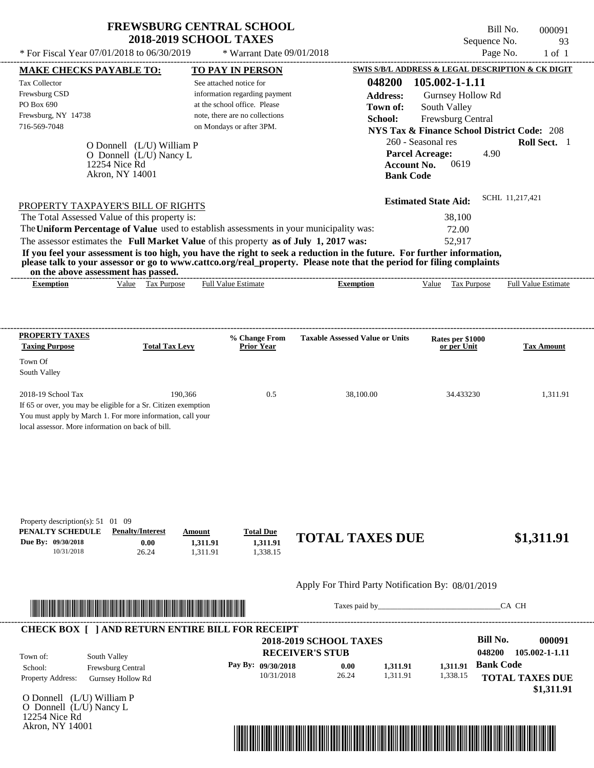# FREWSBURG CENTRAL SCHOOL
## 2018-2019 SCHOOL TAXES

\* For Fiscal Year 07/01/2018 to 06/30/2019 &nbsp;&nbsp;&nbsp; \* Warrant Date 09/01/2018

Bill No. 000091
Sequence No. 93
Page No. 1 of 1

**MAKE CHECKS PAYABLE TO:**
Tax Collector
Frewsburg CSD
PO Box 690
Frewsburg, NY 14738
716-569-7048

**TO PAY IN PERSON**
See attached notice for information regarding payment at the school office. Please note, there are no collections on Mondays or after 3PM.

**SWIS S/B/L ADDRESS & LEGAL DESCRIPTION & CK DIGIT**
**048200 105.002-1-1.11**
**Address:** Gurnsey Hollow Rd
**Town of:** South Valley
**School:** Frewsburg Central
**NYS Tax & Finance School District Code:** 208
260 - Seasonal res &nbsp;&nbsp; **Roll Sect.** 1
**Parcel Acreage:** 4.90
**Account No.** 0619
**Bank Code**

O Donnell (L/U) William P
O Donnell (L/U) Nancy L
12254 Nice Rd
Akron, NY 14001

**Estimated State Aid:** SCHL 11,217,421

PROPERTY TAXPAYER'S BILL OF RIGHTS

The Total Assessed Value of this property is: 38,100

The **Uniform Percentage of Value** used to establish assessments in your municipality was: 72.00

The assessor estimates the **Full Market Value** of this property **as of July 1, 2017 was:** 52,917

**If you feel your assessment is too high, you have the right to seek a reduction in the future. For further information, please talk to your assessor or go to www.cattco.org/real_property. Please note that the period for filing complaints on the above assessment has passed.**

| Exemption | Value | Tax Purpose | Full Value Estimate | Exemption | Value | Tax Purpose | Full Value Estimate |
|---|---|---|---|---|---|---|---|

| PROPERTY TAXES Taxing Purpose | Total Tax Levy | % Change From Prior Year | Taxable Assessed Value or Units | Rates per $1000 or per Unit | Tax Amount |
|---|---|---|---|---|---|
| Town Of South Valley | | | | | |
| 2018-19 School Tax | 190,366 | 0.5 | 38,100.00 | 34.433230 | 1,311.91 |

If 65 or over, you may be eligible for a Sr. Citizen exemption You must apply by March 1. For more information, call your local assessor. More information on back of bill.

Property description(s): 51 01 09

| PENALTY SCHEDULE | Penalty/Interest | Amount | Total Due |
|---|---|---|---|
| Due By: 09/30/2018 | 0.00 | 1,311.91 | 1,311.91 |
| 10/31/2018 | 26.24 | 1,311.91 | 1,338.15 |

**TOTAL TAXES DUE $1,311.91**

Apply For Third Party Notification By: 08/01/2019

Taxes paid by_______________________________CA CH

**CHECK BOX [ ] AND RETURN ENTIRE BILL FOR RECEIPT**

**2018-2019 SCHOOL TAXES**
**RECEIVER'S STUB**

**Bill No. 000091**
**048200 105.002-1-1.11**

Town of: South Valley
School: Frewsburg Central
Property Address: Gurnsey Hollow Rd

| Pay By: | Penalty/Interest | Amount | Total Due |
|---|---|---|---|
| 09/30/2018 | 0.00 | 1,311.91 | 1,311.91 |
| 10/31/2018 | 26.24 | 1,311.91 | 1,338.15 |

**Bank Code**

**TOTAL TAXES DUE $1,311.91**

O Donnell (L/U) William P
O Donnell (L/U) Nancy L
12254 Nice Rd
Akron, NY 14001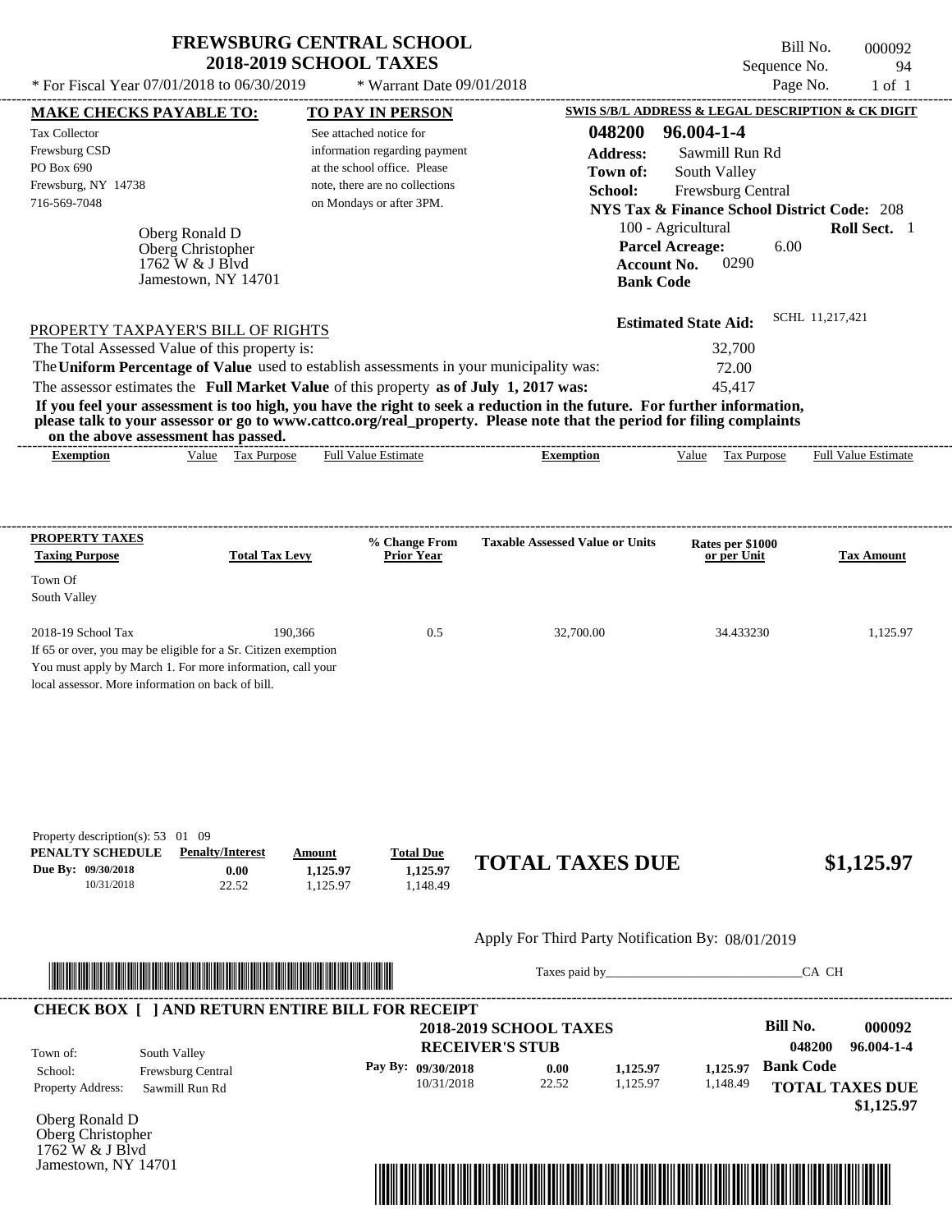# FREWSBURG CENTRAL SCHOOL
## 2018-2019 SCHOOL TAXES

\* For Fiscal Year 07/01/2018 to 06/30/2019 \* Warrant Date 09/01/2018

Bill No. 000092
Sequence No. 94
Page No. 1 of 1

**MAKE CHECKS PAYABLE TO:**
Tax Collector
Frewsburg CSD
PO Box 690
Frewsburg, NY 14738
716-569-7048

**TO PAY IN PERSON**
See attached notice for information regarding payment at the school office. Please note, there are no collections on Mondays or after 3PM.

**SWIS S/B/L ADDRESS & LEGAL DESCRIPTION & CK DIGIT**
**048200 96.004-1-4**
**Address:** Sawmill Run Rd
**Town of:** South Valley
**School:** Frewsburg Central
**NYS Tax & Finance School District Code:** 208
100 - Agricultural **Roll Sect.** 1
**Parcel Acreage:** 6.00
**Account No.** 0290
**Bank Code**

Oberg Ronald D
Oberg Christopher
1762 W & J Blvd
Jamestown, NY 14701

**Estimated State Aid:** SCHL 11,217,421

PROPERTY TAXPAYER'S BILL OF RIGHTS

The Total Assessed Value of this property is: 32,700
The **Uniform Percentage of Value** used to establish assessments in your municipality was: 72.00
The assessor estimates the **Full Market Value** of this property **as of July 1, 2017 was:** 45,417

**If you feel your assessment is too high, you have the right to seek a reduction in the future. For further information, please talk to your assessor or go to www.cattco.org/real_property. Please note that the period for filing complaints on the above assessment has passed.**

| Exemption | Value | Tax Purpose | Full Value Estimate | Exemption | Value | Tax Purpose | Full Value Estimate |
|---|---|---|---|---|---|---|---|

| PROPERTY TAXES Taxing Purpose | Total Tax Levy | % Change From Prior Year | Taxable Assessed Value or Units | Rates per $1000 or per Unit | Tax Amount |
|---|---|---|---|---|---|
| Town Of South Valley | | | | | |
| 2018-19 School Tax | 190,366 | 0.5 | 32,700.00 | 34.433230 | 1,125.97 |

If 65 or over, you may be eligible for a Sr. Citizen exemption
You must apply by March 1. For more information, call your local assessor. More information on back of bill.

Property description(s): 53 01 09

| PENALTY SCHEDULE | Penalty/Interest | Amount | Total Due |
|---|---|---|---|
| Due By: 09/30/2018 | 0.00 | 1,125.97 | 1,125.97 |
| 10/31/2018 | 22.52 | 1,125.97 | 1,148.49 |

**TOTAL TAXES DUE $1,125.97**

Apply For Third Party Notification By: 08/01/2019

Taxes paid by\_\_\_\_\_\_\_\_\_\_\_\_\_\_\_\_\_\_\_\_\_\_\_\_\_\_\_\_\_\_CA CH

**CHECK BOX [ ] AND RETURN ENTIRE BILL FOR RECEIPT**

**2018-2019 SCHOOL TAXES**
**RECEIVER'S STUB**

**Bill No. 000092**
**048200 96.004-1-4**

Town of: South Valley
School: Frewsburg Central
Property Address: Sawmill Run Rd

| Pay By: | | | |
|---|---|---|---|
| 09/30/2018 | 0.00 | 1,125.97 | 1,125.97 |
| 10/31/2018 | 22.52 | 1,125.97 | 1,148.49 |

**Bank Code**

**TOTAL TAXES DUE $1,125.97**

Oberg Ronald D
Oberg Christopher
1762 W & J Blvd
Jamestown, NY 14701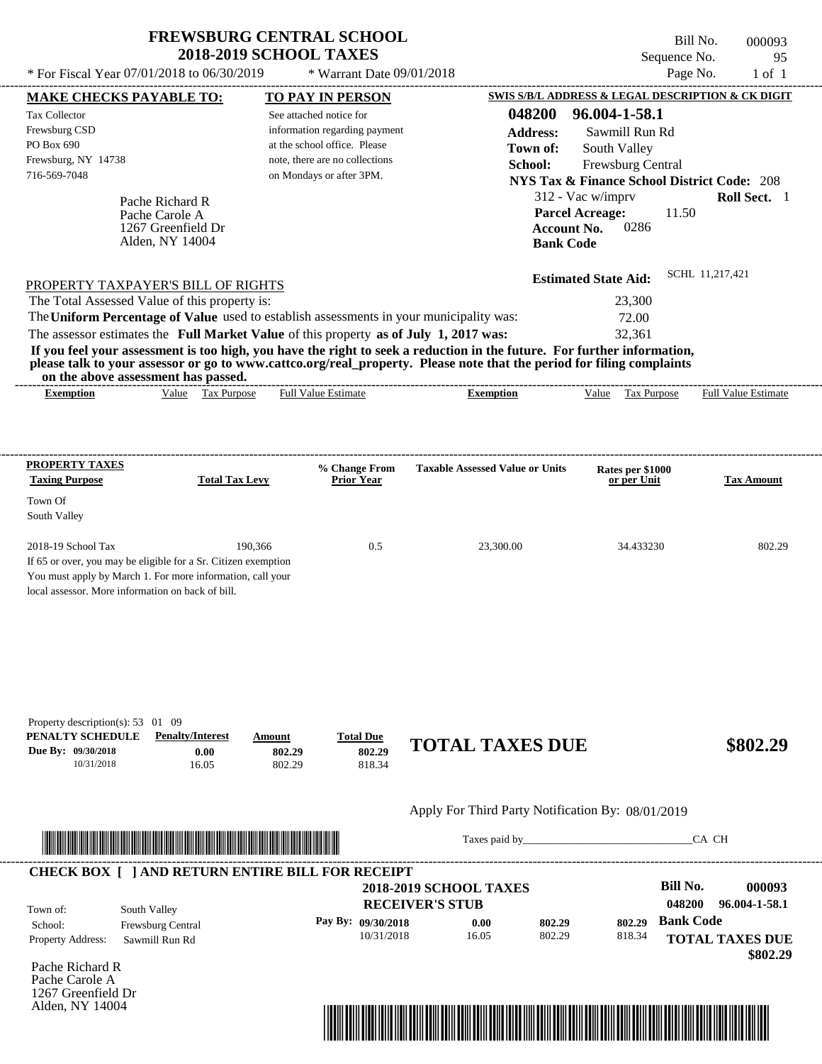# FREWSBURG CENTRAL SCHOOL
## 2018-2019 SCHOOL TAXES

\* For Fiscal Year 07/01/2018 to 06/30/2019 &nbsp;&nbsp; \* Warrant Date 09/01/2018

Bill No. 000093
Sequence No. 95
Page No. 1 of 1

| MAKE CHECKS PAYABLE TO: | TO PAY IN PERSON | SWIS S/B/L ADDRESS & LEGAL DESCRIPTION & CK DIGIT |
|---|---|---|
| Tax Collector<br>Frewsburg CSD<br>PO Box 690<br>Frewsburg, NY 14738<br>716-569-7048 | See attached notice for information regarding payment at the school office. Please note, there are no collections on Mondays or after 3PM. | **048200 96.004-1-58.1**<br>**Address:** Sawmill Run Rd<br>**Town of:** South Valley<br>**School:** Frewsburg Central<br>**NYS Tax & Finance School District Code:** 208<br>312 - Vac w/imprv **Roll Sect.** 1<br>**Parcel Acreage:** 11.50<br>**Account No.** 0286<br>**Bank Code** |

Pache Richard R
Pache Carole A
1267 Greenfield Dr
Alden, NY 14004

**Estimated State Aid:** SCHL 11,217,421

PROPERTY TAXPAYER'S BILL OF RIGHTS

The Total Assessed Value of this property is: 23,300

The **Uniform Percentage of Value** used to establish assessments in your municipality was: 72.00

The assessor estimates the **Full Market Value** of this property **as of July 1, 2017 was:** 32,361

**If you feel your assessment is too high, you have the right to seek a reduction in the future. For further information, please talk to your assessor or go to www.cattco.org/real_property. Please note that the period for filing complaints on the above assessment has passed.**

| Exemption | Value | Tax Purpose | Full Value Estimate | Exemption | Value | Tax Purpose | Full Value Estimate |
|---|---|---|---|---|---|---|---|

| PROPERTY TAXES Taxing Purpose | Total Tax Levy | % Change From Prior Year | Taxable Assessed Value or Units | Rates per $1000 or per Unit | Tax Amount |
|---|---|---|---|---|---|
| Town Of South Valley | | | | | |
| 2018-19 School Tax | 190,366 | 0.5 | 23,300.00 | 34.433230 | 802.29 |

If 65 or over, you may be eligible for a Sr. Citizen exemption
You must apply by March 1. For more information, call your local assessor. More information on back of bill.

Property description(s): 53 01 09

| PENALTY SCHEDULE | Penalty/Interest | Amount | Total Due |
|---|---|---|---|
| Due By: 09/30/2018 | 0.00 | 802.29 | 802.29 |
| 10/31/2018 | 16.05 | 802.29 | 818.34 |

**TOTAL TAXES DUE $802.29**

Apply For Third Party Notification By: 08/01/2019

Taxes paid by\_\_\_\_\_\_\_\_\_\_\_\_\_\_\_\_\_\_\_\_\_\_\_\_\_\_\_\_\_\_CA CH

**CHECK BOX [ ] AND RETURN ENTIRE BILL FOR RECEIPT**

**2018-2019 SCHOOL TAXES**
**RECEIVER'S STUB**

**Bill No. 000093**
**048200 96.004-1-58.1**

Town of: South Valley
School: Frewsburg Central
Property Address: Sawmill Run Rd

| Pay By: | | | |
|---|---|---|---|
| 09/30/2018 | 0.00 | 802.29 | 802.29 |
| 10/31/2018 | 16.05 | 802.29 | 818.34 |

**Bank Code**

**TOTAL TAXES DUE $802.29**

Pache Richard R
Pache Carole A
1267 Greenfield Dr
Alden, NY 14004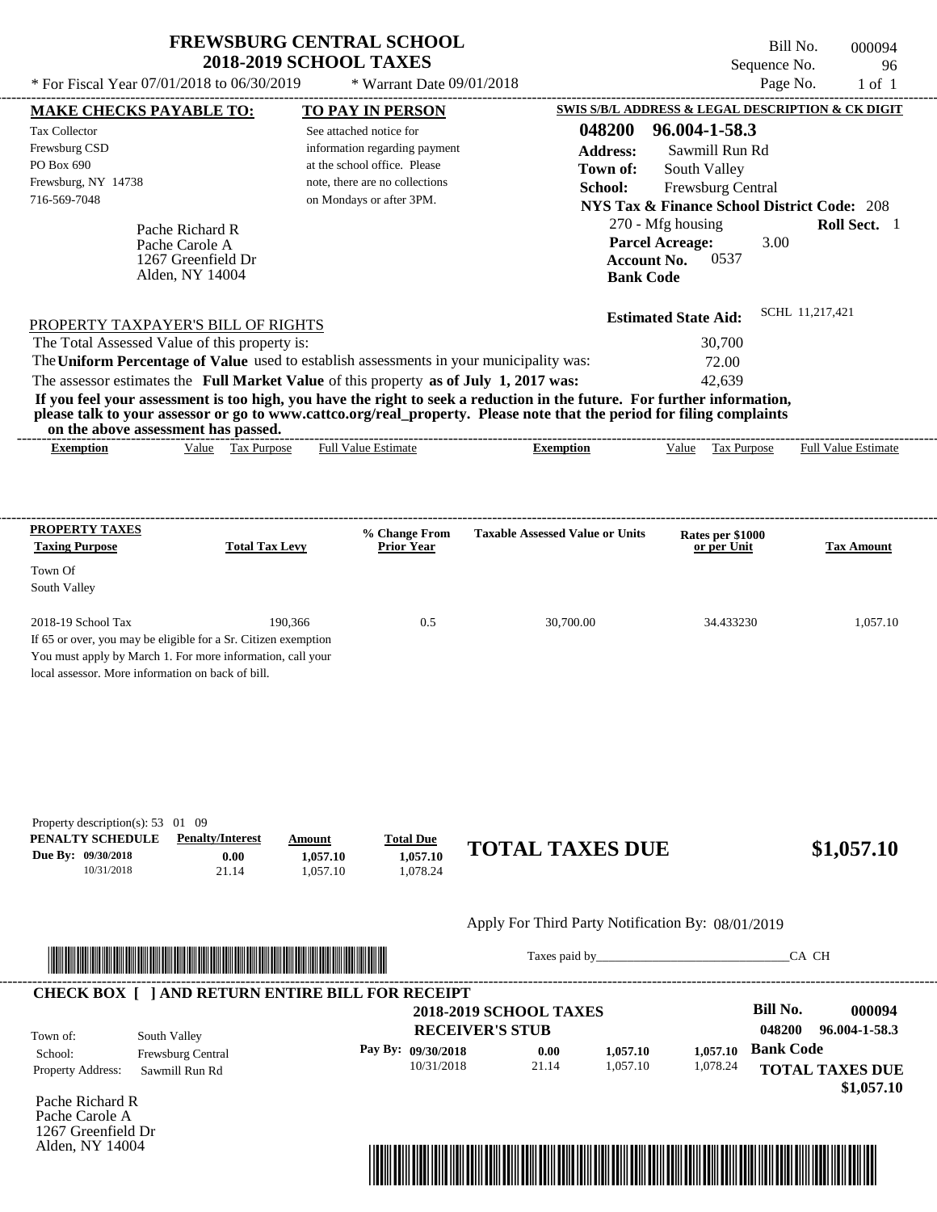# FREWSBURG CENTRAL SCHOOL
## 2018-2019 SCHOOL TAXES

\* For Fiscal Year 07/01/2018 to 06/30/2019 — \* Warrant Date 09/01/2018

Bill No. 000094
Sequence No. 96
Page No. 1 of 1

| MAKE CHECKS PAYABLE TO: | TO PAY IN PERSON | SWIS S/B/L ADDRESS & LEGAL DESCRIPTION & CK DIGIT |
|---|---|---|
| Tax Collector<br>Frewsburg CSD<br>PO Box 690<br>Frewsburg, NY 14738<br>716-569-7048 | See attached notice for information regarding payment at the school office. Please note, there are no collections on Mondays or after 3PM. | **048200 96.004-1-58.3**<br>**Address:** Sawmill Run Rd<br>**Town of:** South Valley<br>**School:** Frewsburg Central<br>**NYS Tax & Finance School District Code:** 208<br>270 - Mfg housing — **Roll Sect.** 1<br>**Parcel Acreage:** 3.00<br>**Account No.** 0537<br>**Bank Code** |

Pache Richard R
Pache Carole A
1267 Greenfield Dr
Alden, NY 14004

**Estimated State Aid:** SCHL 11,217,421

PROPERTY TAXPAYER'S BILL OF RIGHTS

The Total Assessed Value of this property is: 30,700

The **Uniform Percentage of Value** used to establish assessments in your municipality was: 72.00

The assessor estimates the **Full Market Value** of this property **as of July 1, 2017 was:** 42,639

**If you feel your assessment is too high, you have the right to seek a reduction in the future. For further information, please talk to your assessor or go to www.cattco.org/real_property. Please note that the period for filing complaints on the above assessment has passed.**

| Exemption | Value | Tax Purpose | Full Value Estimate | Exemption | Value | Tax Purpose | Full Value Estimate |
|---|---|---|---|---|---|---|---|

| PROPERTY TAXES<br>Taxing Purpose | Total Tax Levy | % Change From Prior Year | Taxable Assessed Value or Units | Rates per $1000 or per Unit | Tax Amount |
|---|---|---|---|---|---|
| Town Of South Valley | | | | | |
| 2018-19 School Tax | 190,366 | 0.5 | 30,700.00 | 34.433230 | 1,057.10 |

If 65 or over, you may be eligible for a Sr. Citizen exemption You must apply by March 1. For more information, call your local assessor. More information on back of bill.

Property description(s): 53 01 09

| PENALTY SCHEDULE | Penalty/Interest | Amount | Total Due |
|---|---|---|---|
| Due By: 09/30/2018 | 0.00 | 1,057.10 | 1,057.10 |
| 10/31/2018 | 21.14 | 1,057.10 | 1,078.24 |

**TOTAL TAXES DUE $1,057.10**

Apply For Third Party Notification By: 08/01/2019

Taxes paid by\_\_\_\_\_\_\_\_\_\_\_\_\_\_\_\_\_\_\_\_\_\_\_\_\_\_\_\_\_\_CA CH

**CHECK BOX [ ] AND RETURN ENTIRE BILL FOR RECEIPT**

**2018-2019 SCHOOL TAXES**
**RECEIVER'S STUB**

**Bill No. 000094**
**048200 96.004-1-58.3**

Town of: South Valley
School: Frewsburg Central
Property Address: Sawmill Run Rd

| Pay By: | | | |
|---|---|---|---|
| 09/30/2018 | 0.00 | 1,057.10 | 1,057.10 |
| 10/31/2018 | 21.14 | 1,057.10 | 1,078.24 |

**Bank Code**

**TOTAL TAXES DUE $1,057.10**

Pache Richard R
Pache Carole A
1267 Greenfield Dr
Alden, NY 14004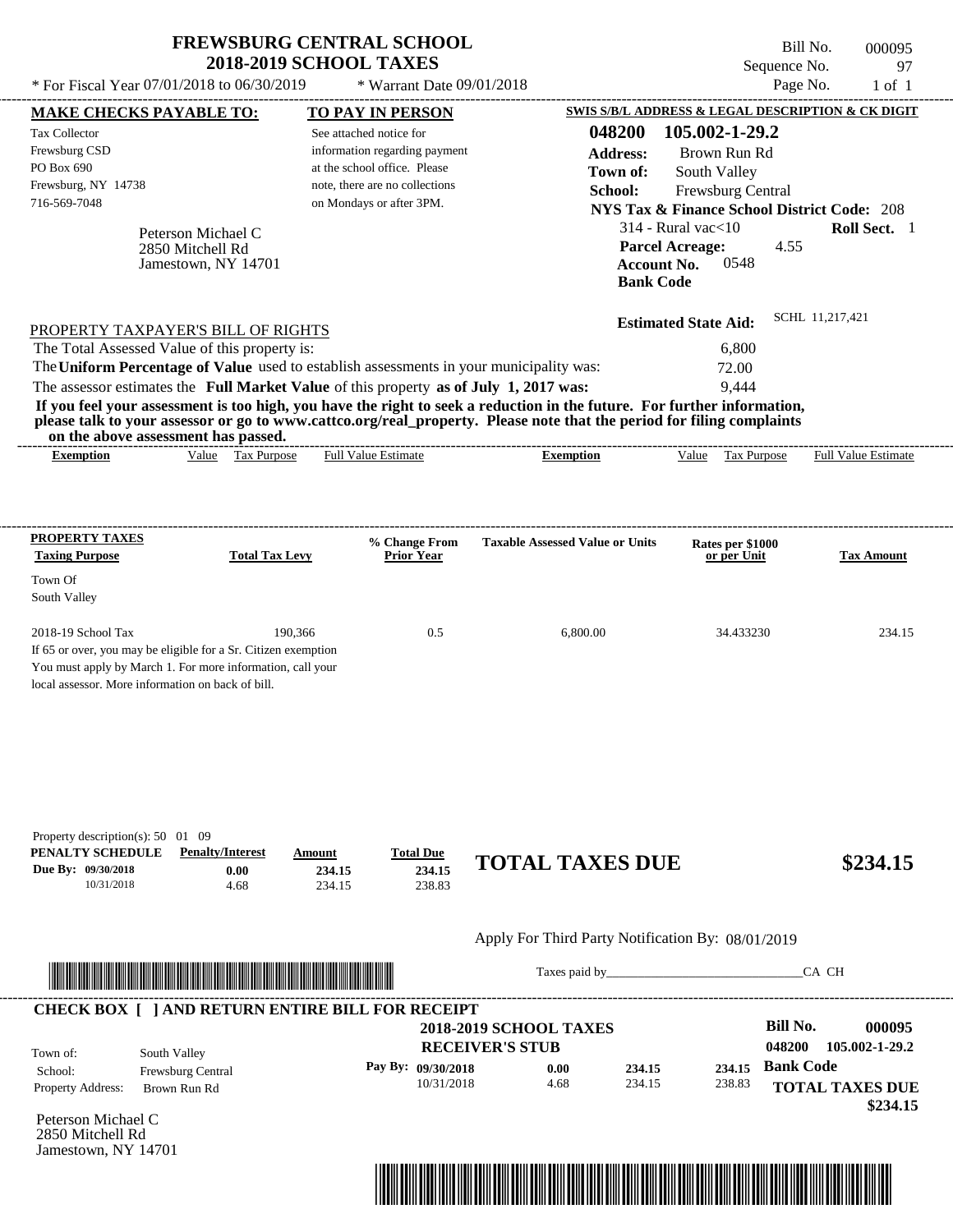# FREWSBURG CENTRAL SCHOOL
## 2018-2019 SCHOOL TAXES

\* For Fiscal Year 07/01/2018 to 06/30/2019 \* Warrant Date 09/01/2018

Bill No. 000095
Sequence No. 97
Page No. 1 of 1

| MAKE CHECKS PAYABLE TO: | TO PAY IN PERSON | SWIS S/B/L ADDRESS & LEGAL DESCRIPTION & CK DIGIT |
|---|---|---|
| Tax Collector<br>Frewsburg CSD<br>PO Box 690<br>Frewsburg, NY 14738<br>716-569-7048 | See attached notice for information regarding payment at the school office. Please note, there are no collections on Mondays or after 3PM. | **048200 105.002-1-29.2**<br>**Address:** Brown Run Rd<br>**Town of:** South Valley<br>**School:** Frewsburg Central<br>**NYS Tax & Finance School District Code:** 208<br>314 - Rural vac<10 **Roll Sect.** 1<br>**Parcel Acreage:** 4.55<br>**Account No.** 0548<br>**Bank Code** |

Peterson Michael C
2850 Mitchell Rd
Jamestown, NY 14701

**Estimated State Aid:** SCHL 11,217,421

PROPERTY TAXPAYER'S BILL OF RIGHTS

The Total Assessed Value of this property is: 6,800

The **Uniform Percentage of Value** used to establish assessments in your municipality was: 72.00

The assessor estimates the **Full Market Value** of this property **as of July 1, 2017 was:** 9,444

**If you feel your assessment is too high, you have the right to seek a reduction in the future. For further information, please talk to your assessor or go to www.cattco.org/real_property. Please note that the period for filing complaints on the above assessment has passed.**

| Exemption | Value | Tax Purpose | Full Value Estimate | Exemption | Value | Tax Purpose | Full Value Estimate |
|---|---|---|---|---|---|---|---|

| PROPERTY TAXES<br>Taxing Purpose | Total Tax Levy | % Change From Prior Year | Taxable Assessed Value or Units | Rates per $1000 or per Unit | Tax Amount |
|---|---|---|---|---|---|
| Town Of South Valley | | | | | |
| 2018-19 School Tax | 190,366 | 0.5 | 6,800.00 | 34.433230 | 234.15 |

If 65 or over, you may be eligible for a Sr. Citizen exemption
You must apply by March 1. For more information, call your local assessor. More information on back of bill.

Property description(s): 50 01 09

| PENALTY SCHEDULE | Penalty/Interest | Amount | Total Due |
|---|---|---|---|
| Due By: 09/30/2018 | 0.00 | 234.15 | 234.15 |
| 10/31/2018 | 4.68 | 234.15 | 238.83 |

**TOTAL TAXES DUE $234.15**

Apply For Third Party Notification By: 08/01/2019

Taxes paid by\_\_\_\_\_\_\_\_\_\_\_\_\_\_\_\_\_\_\_\_\_\_\_\_\_\_\_\_\_\_CA CH

---

**CHECK BOX [ ] AND RETURN ENTIRE BILL FOR RECEIPT**

**2018-2019 SCHOOL TAXES**
**RECEIVER'S STUB**

**Bill No. 000095**
**048200 105.002-1-29.2**

Town of: South Valley
School: Frewsburg Central
Property Address: Brown Run Rd

| Pay By: | | | |
|---|---|---|---|
| 09/30/2018 | 0.00 | 234.15 | 234.15 |
| 10/31/2018 | 4.68 | 234.15 | 238.83 |

**Bank Code**

**TOTAL TAXES DUE $234.15**

Peterson Michael C
2850 Mitchell Rd
Jamestown, NY 14701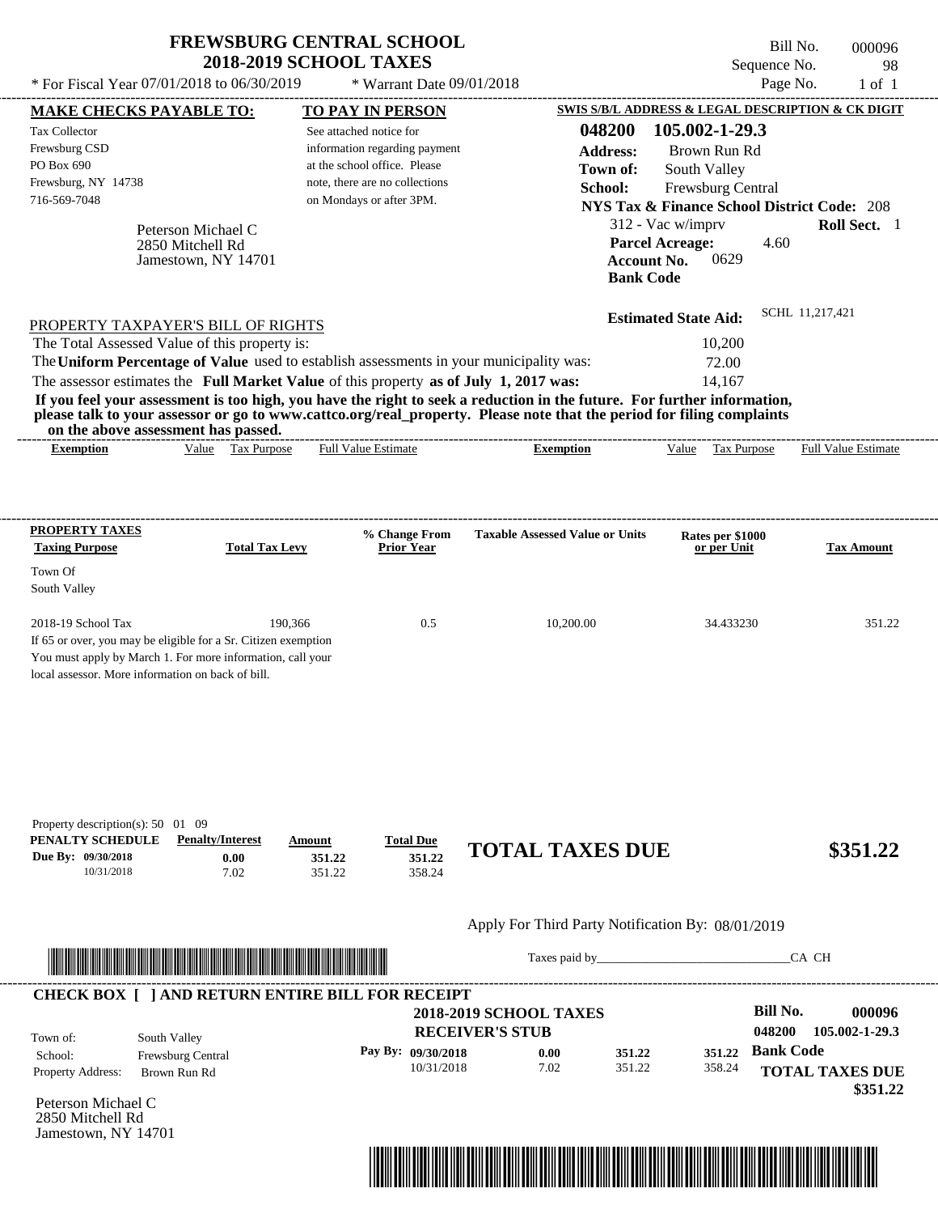# FREWSBURG CENTRAL SCHOOL
## 2018-2019 SCHOOL TAXES

* For Fiscal Year 07/01/2018 to 06/30/2019 * Warrant Date 09/01/2018

Bill No. 000096
Sequence No. 98
Page No. 1 of 1

**MAKE CHECKS PAYABLE TO:**
Tax Collector
Frewsburg CSD
PO Box 690
Frewsburg, NY 14738
716-569-7048

**TO PAY IN PERSON**
See attached notice for information regarding payment at the school office. Please note, there are no collections on Mondays or after 3PM.

**SWIS S/B/L ADDRESS & LEGAL DESCRIPTION & CK DIGIT**
**048200 105.002-1-29.3**
**Address:** Brown Run Rd
**Town of:** South Valley
**School:** Frewsburg Central
**NYS Tax & Finance School District Code:** 208
312 - Vac w/imprv **Roll Sect.** 1
**Parcel Acreage:** 4.60
**Account No.** 0629
**Bank Code**

Peterson Michael C
2850 Mitchell Rd
Jamestown, NY 14701

**Estimated State Aid:** SCHL 11,217,421

PROPERTY TAXPAYER'S BILL OF RIGHTS

The Total Assessed Value of this property is: 10,200
The **Uniform Percentage of Value** used to establish assessments in your municipality was: 72.00
The assessor estimates the **Full Market Value** of this property **as of July 1, 2017 was:** 14,167

**If you feel your assessment is too high, you have the right to seek a reduction in the future. For further information, please talk to your assessor or go to www.cattco.org/real_property. Please note that the period for filing complaints on the above assessment has passed.**

| Exemption | Value | Tax Purpose | Full Value Estimate | Exemption | Value | Tax Purpose | Full Value Estimate |
|---|---|---|---|---|---|---|---|

| PROPERTY TAXES Taxing Purpose | Total Tax Levy | % Change From Prior Year | Taxable Assessed Value or Units | Rates per $1000 or per Unit | Tax Amount |
|---|---|---|---|---|---|
| Town Of South Valley | | | | | |
| 2018-19 School Tax | 190,366 | 0.5 | 10,200.00 | 34.433230 | 351.22 |

If 65 or over, you may be eligible for a Sr. Citizen exemption
You must apply by March 1. For more information, call your local assessor. More information on back of bill.

Property description(s): 50 01 09

| PENALTY SCHEDULE | Penalty/Interest | Amount | Total Due |
|---|---|---|---|
| Due By: 09/30/2018 | 0.00 | 351.22 | 351.22 |
| 10/31/2018 | 7.02 | 351.22 | 358.24 |

**TOTAL TAXES DUE $351.22**

Apply For Third Party Notification By: 08/01/2019

Taxes paid by_______________________________CA CH

**CHECK BOX [ ] AND RETURN ENTIRE BILL FOR RECEIPT**

**2018-2019 SCHOOL TAXES**
**RECEIVER'S STUB**

Bill No. 000096
048200 105.002-1-29.3

Town of: South Valley
School: Frewsburg Central
Property Address: Brown Run Rd

| Pay By: | | | |
|---|---|---|---|
| 09/30/2018 | 0.00 | 351.22 | 351.22 |
| 10/31/2018 | 7.02 | 351.22 | 358.24 |

**Bank Code**
**TOTAL TAXES DUE $351.22**

Peterson Michael C
2850 Mitchell Rd
Jamestown, NY 14701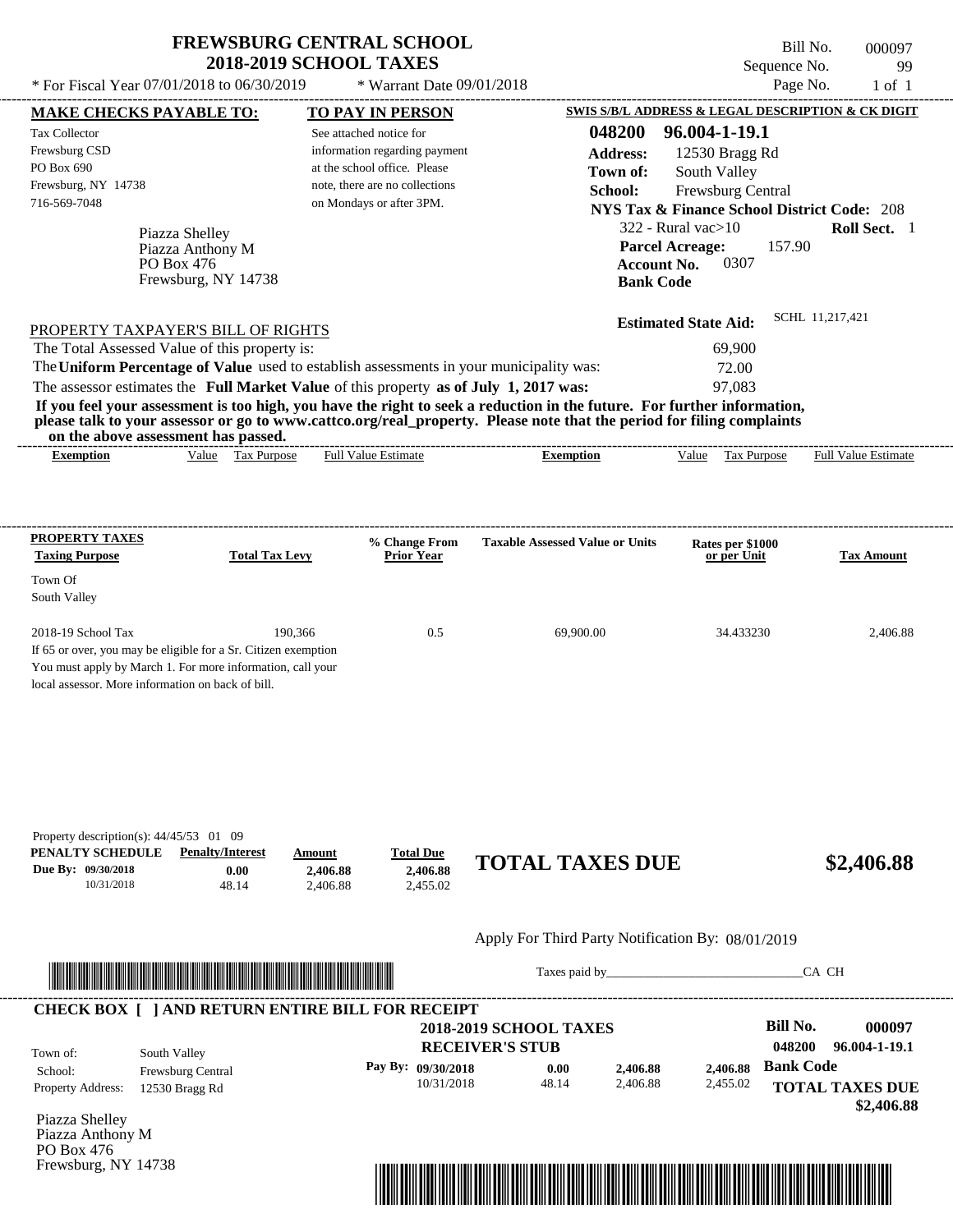# FREWSBURG CENTRAL SCHOOL
## 2018-2019 SCHOOL TAXES

* For Fiscal Year 07/01/2018 to 06/30/2019 * Warrant Date 09/01/2018

Bill No. 000097
Sequence No. 99
Page No. 1 of 1

**MAKE CHECKS PAYABLE TO:**
Tax Collector
Frewsburg CSD
PO Box 690
Frewsburg, NY 14738
716-569-7048

**TO PAY IN PERSON**
See attached notice for information regarding payment at the school office. Please note, there are no collections on Mondays or after 3PM.

**SWIS S/B/L ADDRESS & LEGAL DESCRIPTION & CK DIGIT**
**048200 96.004-1-19.1**
**Address:** 12530 Bragg Rd
**Town of:** South Valley
**School:** Frewsburg Central
**NYS Tax & Finance School District Code:** 208
322 - Rural vac>10 **Roll Sect.** 1
**Parcel Acreage:** 157.90
**Account No.** 0307
**Bank Code**

Piazza Shelley
Piazza Anthony M
PO Box 476
Frewsburg, NY 14738

**Estimated State Aid:** SCHL 11,217,421

PROPERTY TAXPAYER'S BILL OF RIGHTS

The Total Assessed Value of this property is: 69,900
The **Uniform Percentage of Value** used to establish assessments in your municipality was: 72.00
The assessor estimates the **Full Market Value** of this property **as of July 1, 2017 was:** 97,083

**If you feel your assessment is too high, you have the right to seek a reduction in the future. For further information, please talk to your assessor or go to www.cattco.org/real_property. Please note that the period for filing complaints on the above assessment has passed.**

| Exemption | Value | Tax Purpose | Full Value Estimate | Exemption | Value | Tax Purpose | Full Value Estimate |
|---|---|---|---|---|---|---|---|

| PROPERTY TAXES Taxing Purpose | Total Tax Levy | % Change From Prior Year | Taxable Assessed Value or Units | Rates per $1000 or per Unit | Tax Amount |
|---|---|---|---|---|---|
| Town Of South Valley | | | | | |
| 2018-19 School Tax | 190,366 | 0.5 | 69,900.00 | 34.433230 | 2,406.88 |

If 65 or over, you may be eligible for a Sr. Citizen exemption
You must apply by March 1. For more information, call your local assessor. More information on back of bill.

Property description(s): 44/45/53 01 09

| PENALTY SCHEDULE | Penalty/Interest | Amount | Total Due |
|---|---|---|---|
| Due By: 09/30/2018 | 0.00 | 2,406.88 | 2,406.88 |
| 10/31/2018 | 48.14 | 2,406.88 | 2,455.02 |

**TOTAL TAXES DUE $2,406.88**

Apply For Third Party Notification By: 08/01/2019

Taxes paid by_______________________________CA CH

**CHECK BOX [ ] AND RETURN ENTIRE BILL FOR RECEIPT**

**2018-2019 SCHOOL TAXES**
**RECEIVER'S STUB**

**Bill No. 000097**
048200 96.004-1-19.1

Town of: South Valley
School: Frewsburg Central
Property Address: 12530 Bragg Rd

| Pay By: | | | |
|---|---|---|---|
| 09/30/2018 | 0.00 | 2,406.88 | 2,406.88 |
| 10/31/2018 | 48.14 | 2,406.88 | 2,455.02 |

**Bank Code**
**TOTAL TAXES DUE $2,406.88**

Piazza Shelley
Piazza Anthony M
PO Box 476
Frewsburg, NY 14738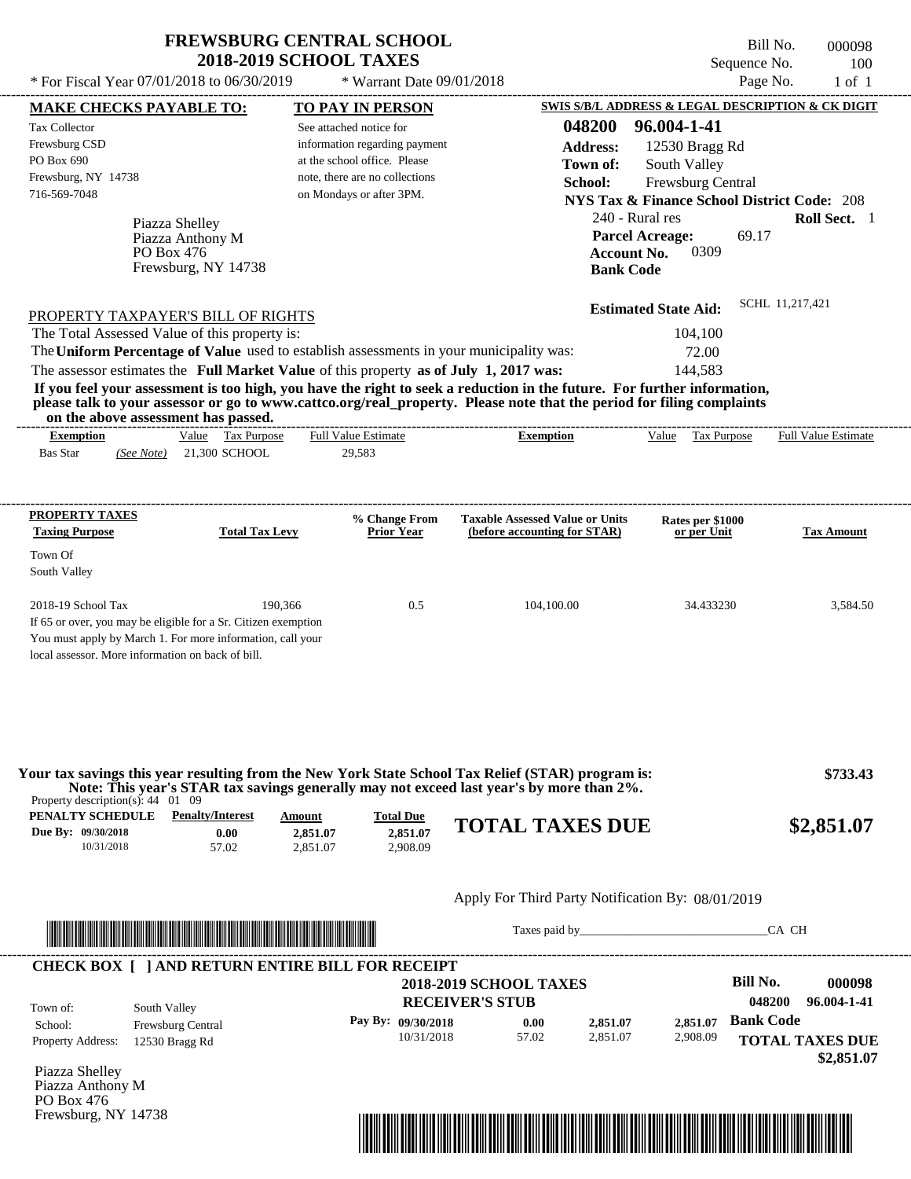# FREWSBURG CENTRAL SCHOOL
## 2018-2019 SCHOOL TAXES

\* For Fiscal Year 07/01/2018 to 06/30/2019 \* Warrant Date 09/01/2018

Bill No. 000098
Sequence No. 100
Page No. 1 of 1

**MAKE CHECKS PAYABLE TO:**

Tax Collector
Frewsburg CSD
PO Box 690
Frewsburg, NY 14738
716-569-7048

**TO PAY IN PERSON**

See attached notice for information regarding payment at the school office. Please note, there are no collections on Mondays or after 3PM.

**SWIS S/B/L ADDRESS & LEGAL DESCRIPTION & CK DIGIT**

**048200 96.004-1-41**
**Address:** 12530 Bragg Rd
**Town of:** South Valley
**School:** Frewsburg Central
**NYS Tax & Finance School District Code:** 208
240 - Rural res **Roll Sect.** 1
**Parcel Acreage:** 69.17
**Account No.** 0309
**Bank Code**

Piazza Shelley
Piazza Anthony M
PO Box 476
Frewsburg, NY 14738

**Estimated State Aid:** SCHL 11,217,421

PROPERTY TAXPAYER'S BILL OF RIGHTS

The Total Assessed Value of this property is: 104,100
The **Uniform Percentage of Value** used to establish assessments in your municipality was: 72.00
The assessor estimates the **Full Market Value** of this property **as of July 1, 2017 was:** 144,583

**If you feel your assessment is too high, you have the right to seek a reduction in the future. For further information, please talk to your assessor or go to www.cattco.org/real_property. Please note that the period for filing complaints on the above assessment has passed.**

| Exemption | Value | Tax Purpose | Full Value Estimate | Exemption | Value | Tax Purpose | Full Value Estimate |
|---|---|---|---|---|---|---|---|
| Bas Star *(See Note)* | 21,300 | SCHOOL | 29,583 | | | | |

| PROPERTY TAXES Taxing Purpose | Total Tax Levy | % Change From Prior Year | Taxable Assessed Value or Units (before accounting for STAR) | Rates per $1000 or per Unit | Tax Amount |
|---|---|---|---|---|---|
| Town Of South Valley | | | | | |
| 2018-19 School Tax | 190,366 | 0.5 | 104,100.00 | 34.433230 | 3,584.50 |

If 65 or over, you may be eligible for a Sr. Citizen exemption You must apply by March 1. For more information, call your local assessor. More information on back of bill.

**Your tax savings this year resulting from the New York State School Tax Relief (STAR) program is: $733.43**
**Note: This year's STAR tax savings generally may not exceed last year's by more than 2%.**

Property description(s): 44 01 09

| PENALTY SCHEDULE | Penalty/Interest | Amount | Total Due |
|---|---|---|---|
| Due By: 09/30/2018 | 0.00 | 2,851.07 | 2,851.07 |
| 10/31/2018 | 57.02 | 2,851.07 | 2,908.09 |

**TOTAL TAXES DUE $2,851.07**

Apply For Third Party Notification By: 08/01/2019

Taxes paid by_______________________________CA CH

**CHECK BOX [ ] AND RETURN ENTIRE BILL FOR RECEIPT**

**2018-2019 SCHOOL TAXES**
**RECEIVER'S STUB**

**Bill No. 000098**
**048200 96.004-1-41**

Town of: South Valley
School: Frewsburg Central
Property Address: 12530 Bragg Rd

| Pay By: | | | |
|---|---|---|---|
| 09/30/2018 | 0.00 | 2,851.07 | 2,851.07 |
| 10/31/2018 | 57.02 | 2,851.07 | 2,908.09 |

**Bank Code**

**TOTAL TAXES DUE $2,851.07**

Piazza Shelley
Piazza Anthony M
PO Box 476
Frewsburg, NY 14738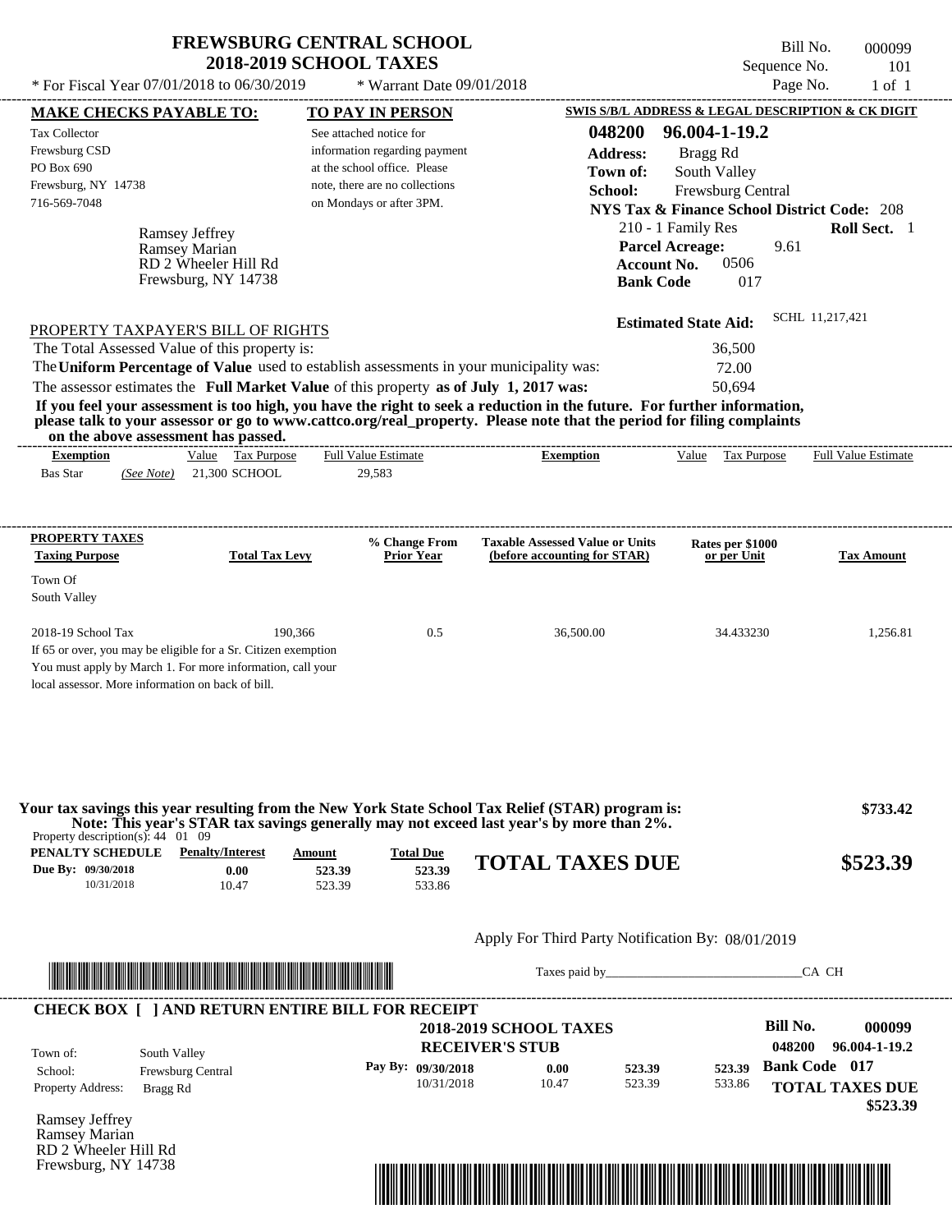# FREWSBURG CENTRAL SCHOOL
## 2018-2019 SCHOOL TAXES

\* For Fiscal Year 07/01/2018 to 06/30/2019 \* Warrant Date 09/01/2018

Bill No. 000099
Sequence No. 101
Page No. 1 of 1

**MAKE CHECKS PAYABLE TO:**
Tax Collector
Frewsburg CSD
PO Box 690
Frewsburg, NY 14738
716-569-7048

**TO PAY IN PERSON**
See attached notice for information regarding payment at the school office. Please note, there are no collections on Mondays or after 3PM.

**SWIS S/B/L ADDRESS & LEGAL DESCRIPTION & CK DIGIT**
**048200 96.004-1-19.2**
**Address:** Bragg Rd
**Town of:** South Valley
**School:** Frewsburg Central
**NYS Tax & Finance School District Code:** 208
210 - 1 Family Res **Roll Sect.** 1
**Parcel Acreage:** 9.61
**Account No.** 0506
**Bank Code** 017

Ramsey Jeffrey
Ramsey Marian
RD 2 Wheeler Hill Rd
Frewsburg, NY 14738

**Estimated State Aid:** SCHL 11,217,421

PROPERTY TAXPAYER'S BILL OF RIGHTS

The Total Assessed Value of this property is: 36,500
The **Uniform Percentage of Value** used to establish assessments in your municipality was: 72.00
The assessor estimates the **Full Market Value** of this property **as of July 1, 2017 was:** 50,694

**If you feel your assessment is too high, you have the right to seek a reduction in the future. For further information, please talk to your assessor or go to www.cattco.org/real_property. Please note that the period for filing complaints on the above assessment has passed.**

| Exemption | Value | Tax Purpose | Full Value Estimate | Exemption | Value | Tax Purpose | Full Value Estimate |
|---|---|---|---|---|---|---|---|
| Bas Star *(See Note)* | 21,300 | SCHOOL | 29,583 | | | | |

| PROPERTY TAXES Taxing Purpose | Total Tax Levy | % Change From Prior Year | Taxable Assessed Value or Units (before accounting for STAR) | Rates per $1000 or per Unit | Tax Amount |
|---|---|---|---|---|---|
| Town Of South Valley | | | | | |
| 2018-19 School Tax | 190,366 | 0.5 | 36,500.00 | 34.433230 | 1,256.81 |

If 65 or over, you may be eligible for a Sr. Citizen exemption. You must apply by March 1. For more information, call your local assessor. More information on back of bill.

**Your tax savings this year resulting from the New York State School Tax Relief (STAR) program is: $733.42**
**Note: This year's STAR tax savings generally may not exceed last year's by more than 2%.**

Property description(s): 44 01 09

| PENALTY SCHEDULE | Penalty/Interest | Amount | Total Due |
|---|---|---|---|
| Due By: 09/30/2018 | 0.00 | 523.39 | 523.39 |
| 10/31/2018 | 10.47 | 523.39 | 533.86 |

**TOTAL TAXES DUE $523.39**

Apply For Third Party Notification By: 08/01/2019

Taxes paid by______________________________ CA CH

**CHECK BOX [ ] AND RETURN ENTIRE BILL FOR RECEIPT**

**2018-2019 SCHOOL TAXES**
**RECEIVER'S STUB**

Bill No. 000099
048200 96.004-1-19.2

Town of: South Valley
School: Frewsburg Central
Property Address: Bragg Rd

| Pay By: | | | |
|---|---|---|---|
| 09/30/2018 | 0.00 | 523.39 | 523.39 |
| 10/31/2018 | 10.47 | 523.39 | 533.86 |

**Bank Code 017**
**TOTAL TAXES DUE $523.39**

Ramsey Jeffrey
Ramsey Marian
RD 2 Wheeler Hill Rd
Frewsburg, NY 14738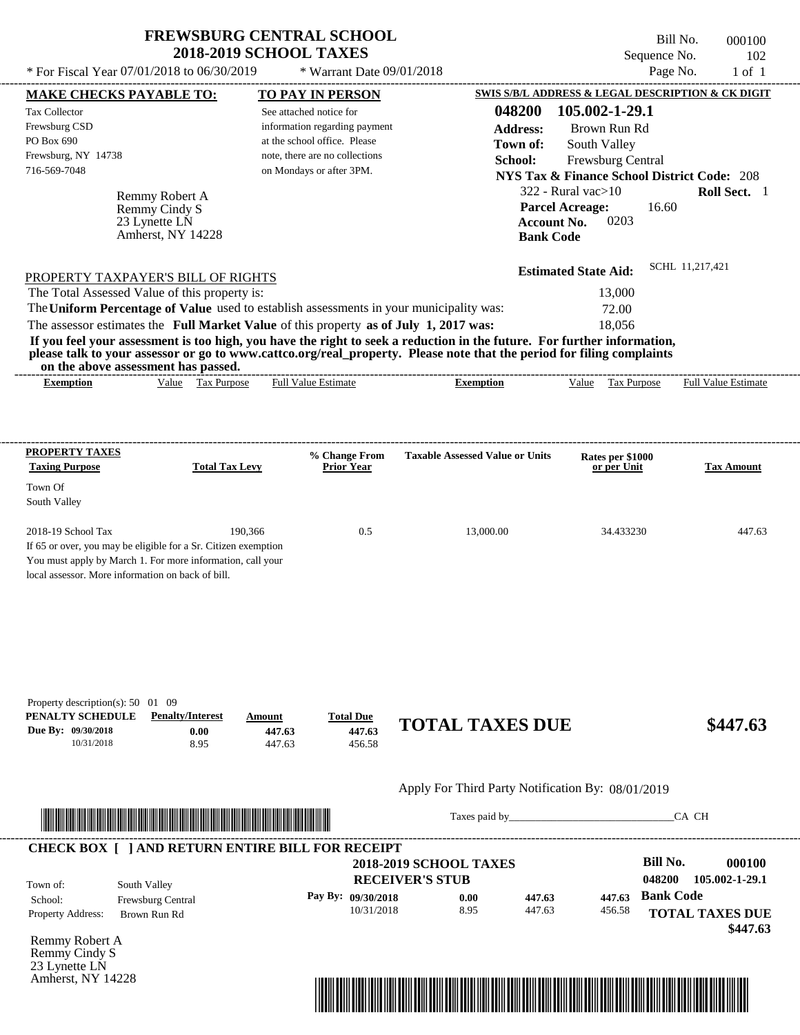# FREWSBURG CENTRAL SCHOOL
## 2018-2019 SCHOOL TAXES

\* For Fiscal Year 07/01/2018 to 06/30/2019 — \* Warrant Date 09/01/2018

Bill No. 000100
Sequence No. 102
Page No. 1 of 1

**MAKE CHECKS PAYABLE TO:**
Tax Collector
Frewsburg CSD
PO Box 690
Frewsburg, NY 14738
716-569-7048

**TO PAY IN PERSON**
See attached notice for information regarding payment at the school office. Please note, there are no collections on Mondays or after 3PM.

**SWIS S/B/L ADDRESS & LEGAL DESCRIPTION & CK DIGIT**
048200 105.002-1-29.1
**Address:** Brown Run Rd
**Town of:** South Valley
**School:** Frewsburg Central
**NYS Tax & Finance School District Code:** 208
322 - Rural vac>10 — **Roll Sect.** 1
**Parcel Acreage:** 16.60
**Account No.** 0203
**Bank Code**

Remmy Robert A
Remmy Cindy S
23 Lynette LN
Amherst, NY 14228

**Estimated State Aid:** SCHL 11,217,421

PROPERTY TAXPAYER'S BILL OF RIGHTS

The Total Assessed Value of this property is: 13,000
The **Uniform Percentage of Value** used to establish assessments in your municipality was: 72.00
The assessor estimates the **Full Market Value** of this property **as of July 1, 2017 was:** 18,056

**If you feel your assessment is too high, you have the right to seek a reduction in the future. For further information, please talk to your assessor or go to www.cattco.org/real_property. Please note that the period for filing complaints on the above assessment has passed.**

| Exemption | Value | Tax Purpose | Full Value Estimate | Exemption | Value | Tax Purpose | Full Value Estimate |
|---|---|---|---|---|---|---|---|

| PROPERTY TAXES Taxing Purpose | Total Tax Levy | % Change From Prior Year | Taxable Assessed Value or Units | Rates per $1000 or per Unit | Tax Amount |
|---|---|---|---|---|---|
| Town Of South Valley | | | | | |
| 2018-19 School Tax | 190,366 | 0.5 | 13,000.00 | 34.433230 | 447.63 |

If 65 or over, you may be eligible for a Sr. Citizen exemption
You must apply by March 1. For more information, call your local assessor. More information on back of bill.

Property description(s): 50 01 09

| PENALTY SCHEDULE | Penalty/Interest | Amount | Total Due |
|---|---|---|---|
| Due By: 09/30/2018 | 0.00 | 447.63 | 447.63 |
| 10/31/2018 | 8.95 | 447.63 | 456.58 |

**TOTAL TAXES DUE $447.63**

Apply For Third Party Notification By: 08/01/2019

Taxes paid by\_\_\_\_\_\_\_\_\_\_\_\_\_\_\_\_\_\_\_\_\_\_\_\_\_\_\_\_\_\_CA CH

**CHECK BOX [ ] AND RETURN ENTIRE BILL FOR RECEIPT**

**2018-2019 SCHOOL TAXES**
**RECEIVER'S STUB**

**Bill No.** 000100
048200 105.002-1-29.1

Town of: South Valley
School: Frewsburg Central
Property Address: Brown Run Rd

| Pay By: | | | |
|---|---|---|---|
| 09/30/2018 | 0.00 | 447.63 | 447.63 |
| 10/31/2018 | 8.95 | 447.63 | 456.58 |

**Bank Code**

**TOTAL TAXES DUE $447.63**

Remmy Robert A
Remmy Cindy S
23 Lynette LN
Amherst, NY 14228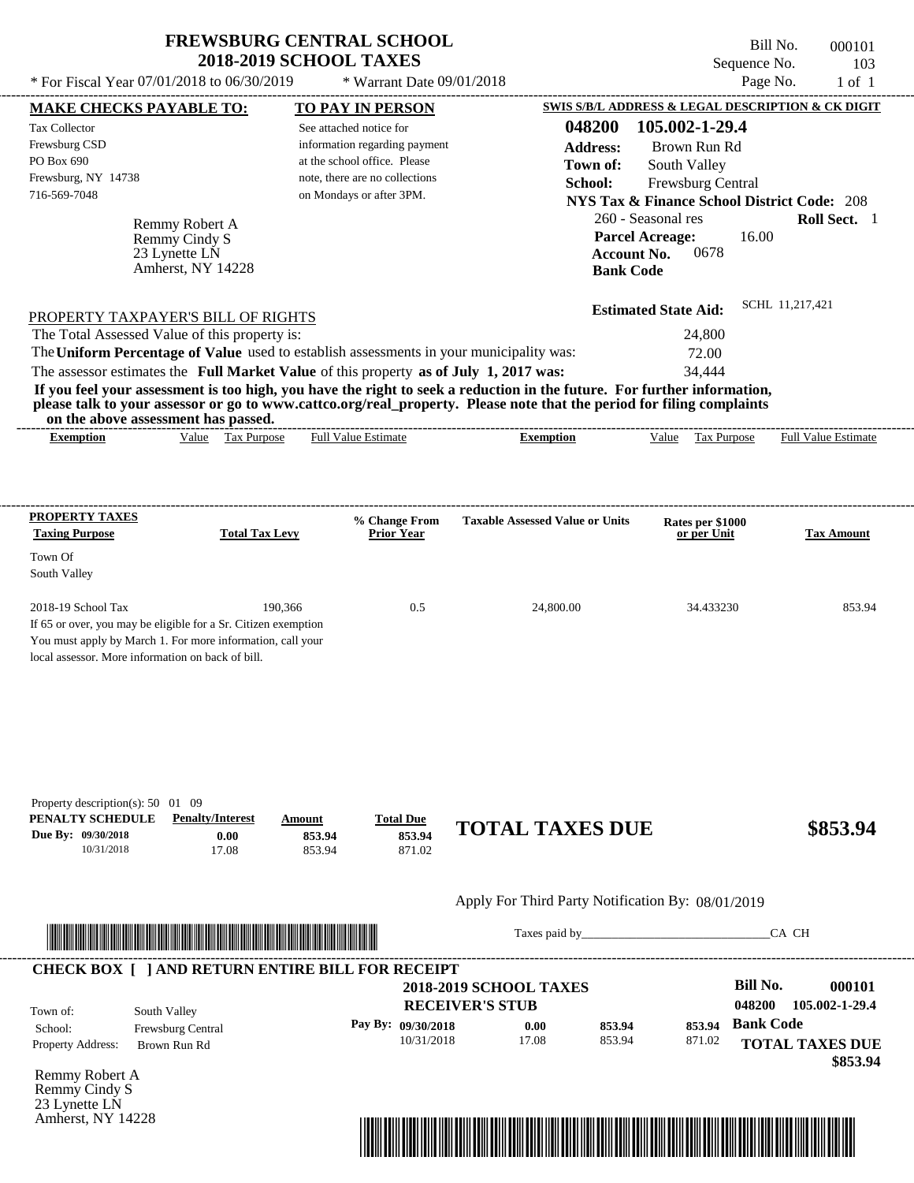# FREWSBURG CENTRAL SCHOOL
## 2018-2019 SCHOOL TAXES

\* For Fiscal Year 07/01/2018 to 06/30/2019 &nbsp;&nbsp; \* Warrant Date 09/01/2018

Bill No. 000101
Sequence No. 103
Page No. 1 of 1

**MAKE CHECKS PAYABLE TO:**
Tax Collector
Frewsburg CSD
PO Box 690
Frewsburg, NY 14738
716-569-7048

**TO PAY IN PERSON**
See attached notice for information regarding payment at the school office. Please note, there are no collections on Mondays or after 3PM.

**SWIS S/B/L ADDRESS & LEGAL DESCRIPTION & CK DIGIT**
**048200 105.002-1-29.4**
**Address:** Brown Run Rd
**Town of:** South Valley
**School:** Frewsburg Central
**NYS Tax & Finance School District Code:** 208
260 - Seasonal res &nbsp;&nbsp; **Roll Sect.** 1
**Parcel Acreage:** 16.00
**Account No.** 0678
**Bank Code**

Remmy Robert A
Remmy Cindy S
23 Lynette LN
Amherst, NY 14228

**Estimated State Aid:** SCHL 11,217,421

PROPERTY TAXPAYER'S BILL OF RIGHTS

The Total Assessed Value of this property is: 24,800
The **Uniform Percentage of Value** used to establish assessments in your municipality was: 72.00
The assessor estimates the **Full Market Value** of this property **as of July 1, 2017 was:** 34,444

**If you feel your assessment is too high, you have the right to seek a reduction in the future. For further information, please talk to your assessor or go to www.cattco.org/real_property. Please note that the period for filing complaints on the above assessment has passed.**

| Exemption | Value | Tax Purpose | Full Value Estimate | Exemption | Value | Tax Purpose | Full Value Estimate |
|---|---|---|---|---|---|---|---|

| PROPERTY TAXES Taxing Purpose | Total Tax Levy | % Change From Prior Year | Taxable Assessed Value or Units | Rates per $1000 or per Unit | Tax Amount |
|---|---|---|---|---|---|
| Town Of South Valley | | | | | |
| 2018-19 School Tax | 190,366 | 0.5 | 24,800.00 | 34.433230 | 853.94 |

If 65 or over, you may be eligible for a Sr. Citizen exemption
You must apply by March 1. For more information, call your local assessor. More information on back of bill.

Property description(s): 50 01 09

| PENALTY SCHEDULE | Penalty/Interest | Amount | Total Due |
|---|---|---|---|
| Due By: 09/30/2018 | 0.00 | 853.94 | 853.94 |
| 10/31/2018 | 17.08 | 853.94 | 871.02 |

**TOTAL TAXES DUE** **$853.94**

Apply For Third Party Notification By: 08/01/2019

Taxes paid by______________________________ CA CH

**CHECK BOX [ ] AND RETURN ENTIRE BILL FOR RECEIPT**

**2018-2019 SCHOOL TAXES**
**RECEIVER'S STUB**

**Bill No.** 000101
048200 105.002-1-29.4

Town of: South Valley
School: Frewsburg Central
Property Address: Brown Run Rd

| Pay By: | | | |
|---|---|---|---|
| 09/30/2018 | 0.00 | 853.94 | 853.94 |
| 10/31/2018 | 17.08 | 853.94 | 871.02 |

**Bank Code**
**TOTAL TAXES DUE** **$853.94**

Remmy Robert A
Remmy Cindy S
23 Lynette LN
Amherst, NY 14228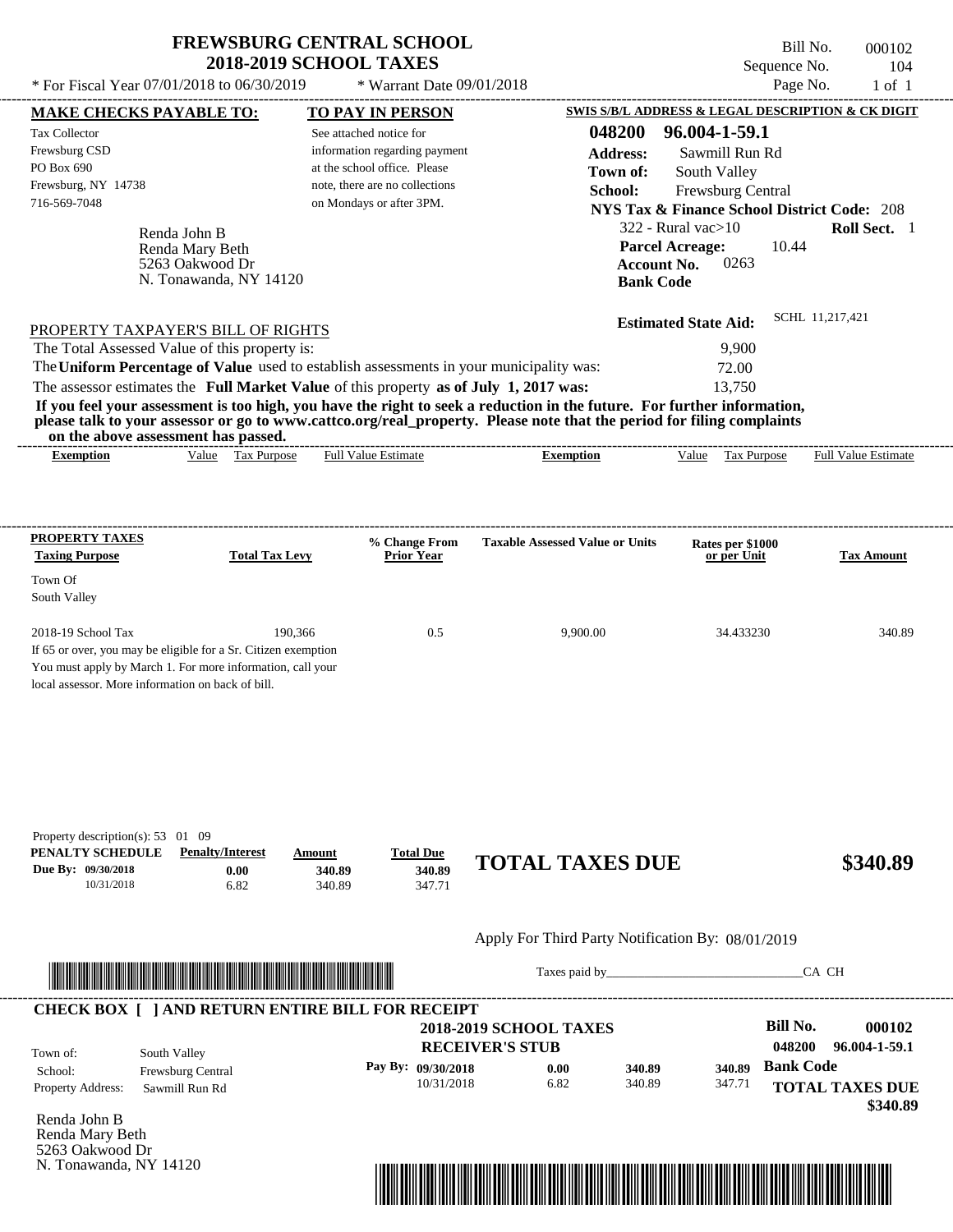# FREWSBURG CENTRAL SCHOOL
## 2018-2019 SCHOOL TAXES

\* For Fiscal Year 07/01/2018 to 06/30/2019 \* Warrant Date 09/01/2018

Bill No. 000102
Sequence No. 104
Page No. 1 of 1

**MAKE CHECKS PAYABLE TO:**

Tax Collector
Frewsburg CSD
PO Box 690
Frewsburg, NY 14738
716-569-7048

**TO PAY IN PERSON**

See attached notice for information regarding payment at the school office. Please note, there are no collections on Mondays or after 3PM.

**SWIS S/B/L ADDRESS & LEGAL DESCRIPTION & CK DIGIT**

**048200 96.004-1-59.1**
**Address:** Sawmill Run Rd
**Town of:** South Valley
**School:** Frewsburg Central
**NYS Tax & Finance School District Code:** 208
322 - Rural vac>10 **Roll Sect.** 1
**Parcel Acreage:** 10.44
**Account No.** 0263
**Bank Code**

Renda John B
Renda Mary Beth
5263 Oakwood Dr
N. Tonawanda, NY 14120

**Estimated State Aid:** SCHL 11,217,421

PROPERTY TAXPAYER'S BILL OF RIGHTS

The Total Assessed Value of this property is: 9,900
The **Uniform Percentage of Value** used to establish assessments in your municipality was: 72.00
The assessor estimates the **Full Market Value** of this property **as of July 1, 2017 was:** 13,750

**If you feel your assessment is too high, you have the right to seek a reduction in the future. For further information, please talk to your assessor or go to www.cattco.org/real_property. Please note that the period for filing complaints on the above assessment has passed.**

| Exemption | Value | Tax Purpose | Full Value Estimate | Exemption | Value | Tax Purpose | Full Value Estimate |
|---|---|---|---|---|---|---|---|

**PROPERTY TAXES**

| Taxing Purpose | Total Tax Levy | % Change From Prior Year | Taxable Assessed Value or Units | Rates per $1000 or per Unit | Tax Amount |
|---|---|---|---|---|---|
| Town Of South Valley | | | | | |
| 2018-19 School Tax | 190,366 | 0.5 | 9,900.00 | 34.433230 | 340.89 |

If 65 or over, you may be eligible for a Sr. Citizen exemption
You must apply by March 1. For more information, call your local assessor. More information on back of bill.

Property description(s): 53 01 09

| PENALTY SCHEDULE | Penalty/Interest | Amount | Total Due |
|---|---|---|---|
| Due By: 09/30/2018 | 0.00 | 340.89 | 340.89 |
| 10/31/2018 | 6.82 | 340.89 | 347.71 |

**TOTAL TAXES DUE $340.89**

Apply For Third Party Notification By: 08/01/2019

Taxes paid by_______________________________CA CH

**CHECK BOX [ ] AND RETURN ENTIRE BILL FOR RECEIPT**

**2018-2019 SCHOOL TAXES**
**RECEIVER'S STUB**

**Bill No. 000102**
**048200 96.004-1-59.1**

Town of: South Valley
School: Frewsburg Central
Property Address: Sawmill Run Rd

| Pay By: | | | |
|---|---|---|---|
| 09/30/2018 | 0.00 | 340.89 | 340.89 |
| 10/31/2018 | 6.82 | 340.89 | 347.71 |

**Bank Code**

**TOTAL TAXES DUE $340.89**

Renda John B
Renda Mary Beth
5263 Oakwood Dr
N. Tonawanda, NY 14120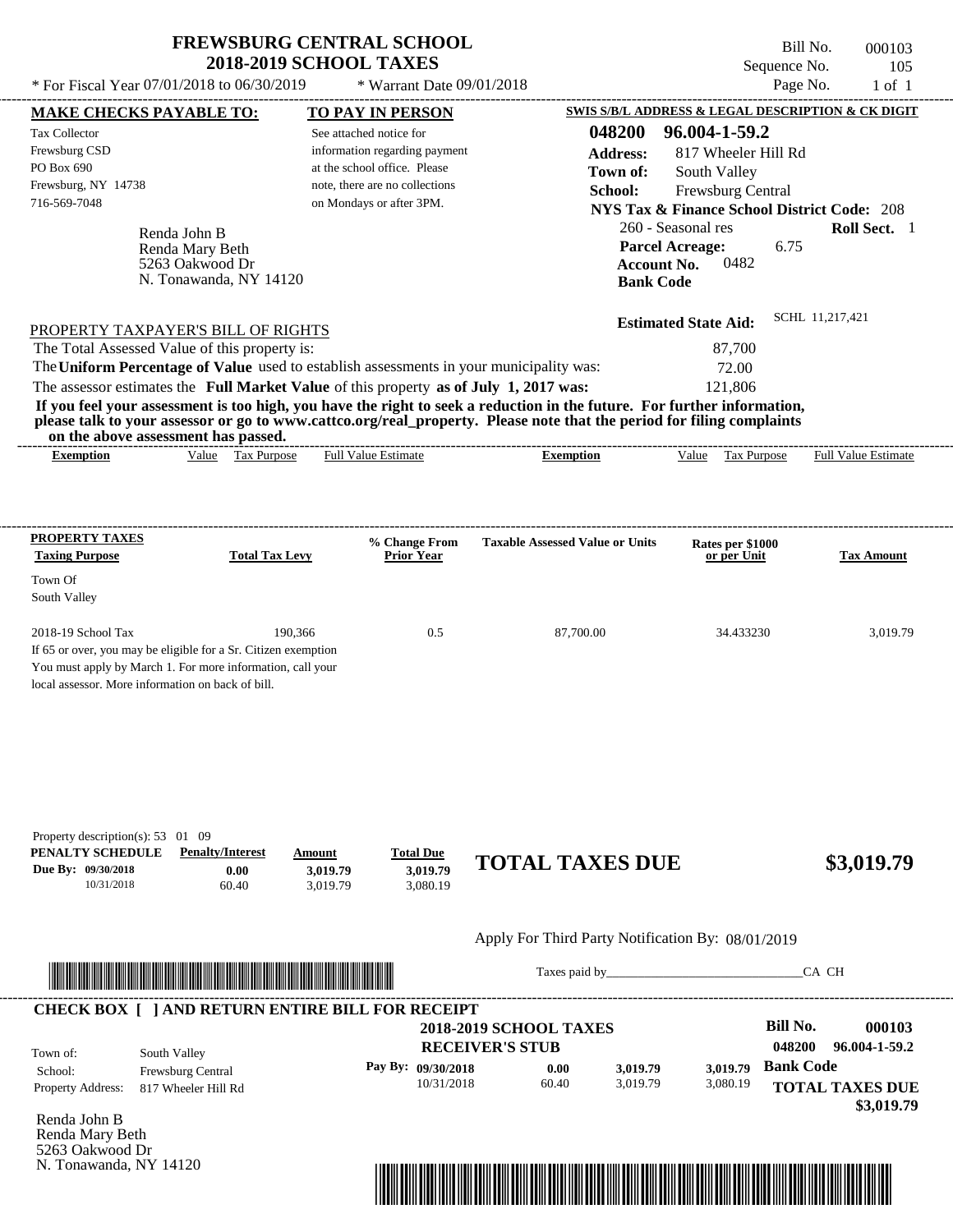# FREWSBURG CENTRAL SCHOOL
## 2018-2019 SCHOOL TAXES

\* For Fiscal Year 07/01/2018 to 06/30/2019 \* Warrant Date 09/01/2018

Bill No. 000103
Sequence No. 105
Page No. 1 of 1

**MAKE CHECKS PAYABLE TO:**

Tax Collector
Frewsburg CSD
PO Box 690
Frewsburg, NY 14738
716-569-7048

**TO PAY IN PERSON**

See attached notice for information regarding payment at the school office. Please note, there are no collections on Mondays or after 3PM.

**SWIS S/B/L ADDRESS & LEGAL DESCRIPTION & CK DIGIT**

**048200 96.004-1-59.2**
**Address:** 817 Wheeler Hill Rd
**Town of:** South Valley
**School:** Frewsburg Central
**NYS Tax & Finance School District Code:** 208
260 - Seasonal res **Roll Sect.** 1
**Parcel Acreage:** 6.75
**Account No.** 0482
**Bank Code**

Renda John B
Renda Mary Beth
5263 Oakwood Dr
N. Tonawanda, NY 14120

**Estimated State Aid:** SCHL 11,217,421

PROPERTY TAXPAYER'S BILL OF RIGHTS

The Total Assessed Value of this property is: 87,700
The **Uniform Percentage of Value** used to establish assessments in your municipality was: 72.00
The assessor estimates the **Full Market Value** of this property **as of July 1, 2017 was:** 121,806

**If you feel your assessment is too high, you have the right to seek a reduction in the future. For further information, please talk to your assessor or go to www.cattco.org/real_property. Please note that the period for filing complaints on the above assessment has passed.**

| Exemption | Value | Tax Purpose | Full Value Estimate | Exemption | Value | Tax Purpose | Full Value Estimate |
|---|---|---|---|---|---|---|---|

**PROPERTY TAXES**

| Taxing Purpose | Total Tax Levy | % Change From Prior Year | Taxable Assessed Value or Units | Rates per $1000 or per Unit | Tax Amount |
|---|---|---|---|---|---|
| Town Of South Valley | | | | | |
| 2018-19 School Tax | 190,366 | 0.5 | 87,700.00 | 34.433230 | 3,019.79 |

If 65 or over, you may be eligible for a Sr. Citizen exemption
You must apply by March 1. For more information, call your local assessor. More information on back of bill.

Property description(s): 53 01 09

| PENALTY SCHEDULE | Penalty/Interest | Amount | Total Due |
|---|---|---|---|
| Due By: 09/30/2018 | 0.00 | 3,019.79 | 3,019.79 |
| 10/31/2018 | 60.40 | 3,019.79 | 3,080.19 |

**TOTAL TAXES DUE $3,019.79**

Apply For Third Party Notification By: 08/01/2019

Taxes paid by\_\_\_\_\_\_\_\_\_\_\_\_\_\_\_\_\_\_\_\_\_\_\_\_\_\_\_\_\_\_ CA CH

**CHECK BOX [ ] AND RETURN ENTIRE BILL FOR RECEIPT**

**2018-2019 SCHOOL TAXES**
**RECEIVER'S STUB**

**Bill No. 000103**
**048200 96.004-1-59.2**

Town of: South Valley
School: Frewsburg Central
Property Address: 817 Wheeler Hill Rd

| Pay By: | | | | |
|---|---|---|---|---|
| 09/30/2018 | 0.00 | 3,019.79 | 3,019.79 | **Bank Code** |
| 10/31/2018 | 60.40 | 3,019.79 | 3,080.19 | |

**TOTAL TAXES DUE $3,019.79**

Renda John B
Renda Mary Beth
5263 Oakwood Dr
N. Tonawanda, NY 14120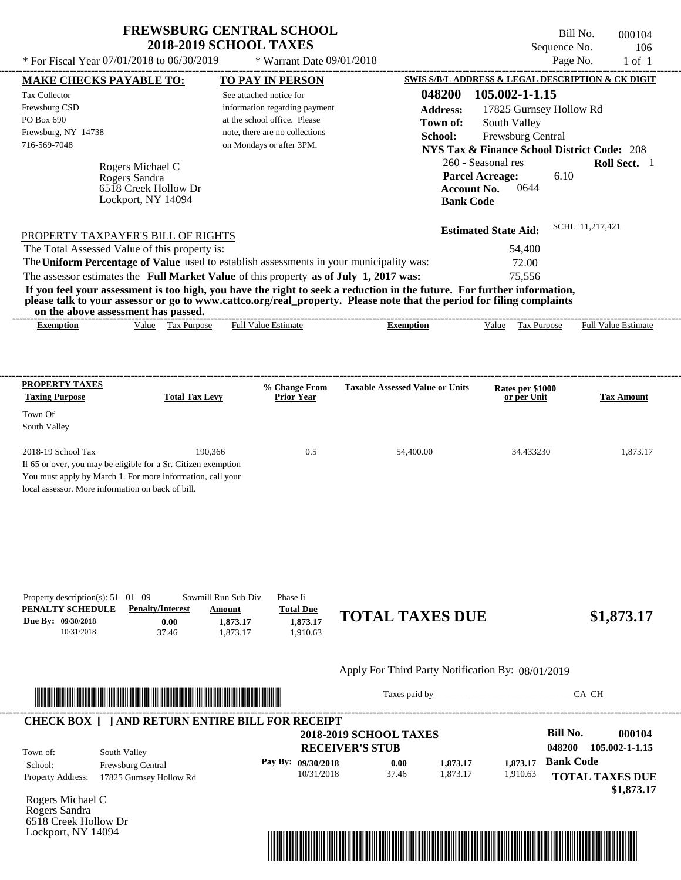# FREWSBURG CENTRAL SCHOOL
## 2018-2019 SCHOOL TAXES

\* For Fiscal Year 07/01/2018 to 06/30/2019 — \* Warrant Date 09/01/2018

Bill No. 000104
Sequence No. 106
Page No. 1 of 1

**MAKE CHECKS PAYABLE TO:**

Tax Collector
Frewsburg CSD
PO Box 690
Frewsburg, NY 14738
716-569-7048

**TO PAY IN PERSON**

See attached notice for information regarding payment at the school office. Please note, there are no collections on Mondays or after 3PM.

**SWIS S/B/L ADDRESS & LEGAL DESCRIPTION & CK DIGIT**

**048200 105.002-1-1.15**
**Address:** 17825 Gurnsey Hollow Rd
**Town of:** South Valley
**School:** Frewsburg Central
**NYS Tax & Finance School District Code:** 208
260 - Seasonal res — **Roll Sect.** 1
**Parcel Acreage:** 6.10
**Account No.** 0644
**Bank Code**

Rogers Michael C
Rogers Sandra
6518 Creek Hollow Dr
Lockport, NY 14094

**Estimated State Aid:** SCHL 11,217,421

PROPERTY TAXPAYER'S BILL OF RIGHTS

The Total Assessed Value of this property is: 54,400
The **Uniform Percentage of Value** used to establish assessments in your municipality was: 72.00
The assessor estimates the **Full Market Value** of this property **as of July 1, 2017 was:** 75,556

**If you feel your assessment is too high, you have the right to seek a reduction in the future. For further information, please talk to your assessor or go to www.cattco.org/real_property. Please note that the period for filing complaints on the above assessment has passed.**

| Exemption | Value | Tax Purpose | Full Value Estimate | Exemption | Value | Tax Purpose | Full Value Estimate |
|---|---|---|---|---|---|---|---|

**PROPERTY TAXES**

| Taxing Purpose | Total Tax Levy | % Change From Prior Year | Taxable Assessed Value or Units | Rates per $1000 or per Unit | Tax Amount |
|---|---|---|---|---|---|
| Town Of South Valley | | | | | |
| 2018-19 School Tax | 190,366 | 0.5 | 54,400.00 | 34.433230 | 1,873.17 |

If 65 or over, you may be eligible for a Sr. Citizen exemption
You must apply by March 1. For more information, call your local assessor. More information on back of bill.

Property description(s): 51 01 09 Sawmill Run Sub Div Phase Ii

| PENALTY SCHEDULE | Penalty/Interest | Amount | Total Due |
|---|---|---|---|
| Due By: 09/30/2018 | 0.00 | 1,873.17 | 1,873.17 |
| 10/31/2018 | 37.46 | 1,873.17 | 1,910.63 |

**TOTAL TAXES DUE $1,873.17**

Apply For Third Party Notification By: 08/01/2019

Taxes paid by\_\_\_\_\_\_\_\_\_\_\_\_\_\_\_\_\_\_\_\_\_\_\_\_\_\_\_\_CA CH

**CHECK BOX [ ] AND RETURN ENTIRE BILL FOR RECEIPT**

**2018-2019 SCHOOL TAXES**
**RECEIVER'S STUB**

Bill No. 000104
048200 105.002-1-1.15

Town of: South Valley
School: Frewsburg Central
Property Address: 17825 Gurnsey Hollow Rd

| Pay By: | Penalty/Interest | Amount | Total Due |
|---|---|---|---|
| 09/30/2018 | 0.00 | 1,873.17 | 1,873.17 |
| 10/31/2018 | 37.46 | 1,873.17 | 1,910.63 |

**Bank Code**

**TOTAL TAXES DUE $1,873.17**

Rogers Michael C
Rogers Sandra
6518 Creek Hollow Dr
Lockport, NY 14094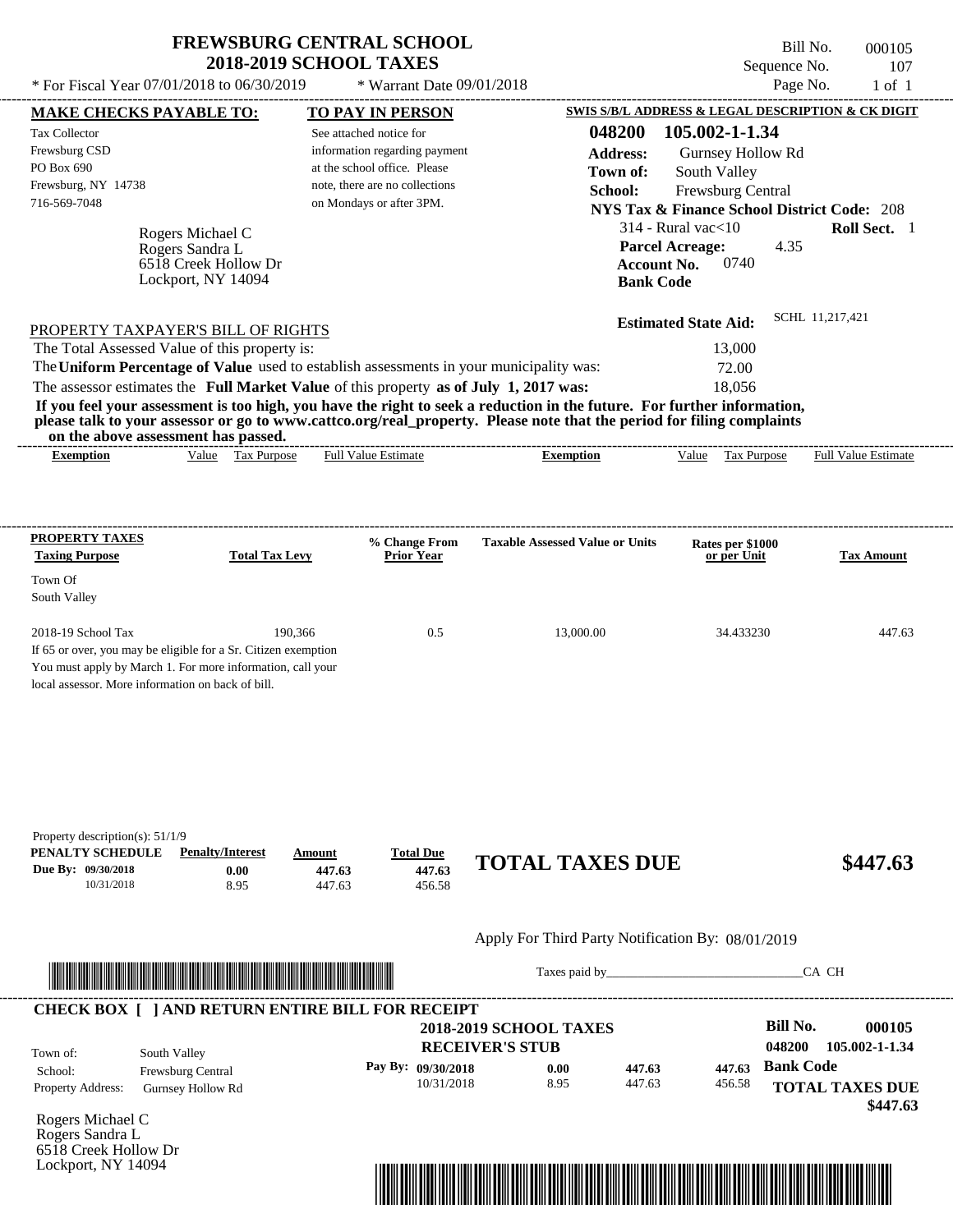# FREWSBURG CENTRAL SCHOOL
## 2018-2019 SCHOOL TAXES

\* For Fiscal Year 07/01/2018 to 06/30/2019 \* Warrant Date 09/01/2018

Bill No. 000105
Sequence No. 107
Page No. 1 of 1

**MAKE CHECKS PAYABLE TO:**
Tax Collector
Frewsburg CSD
PO Box 690
Frewsburg, NY 14738
716-569-7048

**TO PAY IN PERSON**
See attached notice for information regarding payment at the school office. Please note, there are no collections on Mondays or after 3PM.

**SWIS S/B/L ADDRESS & LEGAL DESCRIPTION & CK DIGIT**
**048200 105.002-1-1.34**
**Address:** Gurnsey Hollow Rd
**Town of:** South Valley
**School:** Frewsburg Central
**NYS Tax & Finance School District Code:** 208
314 - Rural vac<10 **Roll Sect.** 1
**Parcel Acreage:** 4.35
**Account No.** 0740
**Bank Code**

Rogers Michael C
Rogers Sandra L
6518 Creek Hollow Dr
Lockport, NY 14094

**Estimated State Aid:** SCHL 11,217,421

PROPERTY TAXPAYER'S BILL OF RIGHTS

The Total Assessed Value of this property is: 13,000
The **Uniform Percentage of Value** used to establish assessments in your municipality was: 72.00
The assessor estimates the **Full Market Value** of this property **as of July 1, 2017 was:** 18,056

**If you feel your assessment is too high, you have the right to seek a reduction in the future. For further information, please talk to your assessor or go to www.cattco.org/real_property. Please note that the period for filing complaints on the above assessment has passed.**

| Exemption | Value | Tax Purpose | Full Value Estimate | Exemption | Value | Tax Purpose | Full Value Estimate |
|---|---|---|---|---|---|---|---|

| PROPERTY TAXES Taxing Purpose | Total Tax Levy | % Change From Prior Year | Taxable Assessed Value or Units | Rates per $1000 or per Unit | Tax Amount |
|---|---|---|---|---|---|
| Town Of South Valley | | | | | |
| 2018-19 School Tax | 190,366 | 0.5 | 13,000.00 | 34.433230 | 447.63 |

If 65 or over, you may be eligible for a Sr. Citizen exemption
You must apply by March 1. For more information, call your local assessor. More information on back of bill.

Property description(s): 51/1/9

| PENALTY SCHEDULE | Penalty/Interest | Amount | Total Due |
|---|---|---|---|
| Due By: 09/30/2018 | 0.00 | 447.63 | 447.63 |
| 10/31/2018 | 8.95 | 447.63 | 456.58 |

**TOTAL TAXES DUE $447.63**

Apply For Third Party Notification By: 08/01/2019

Taxes paid by______________________________CA CH

**CHECK BOX [ ] AND RETURN ENTIRE BILL FOR RECEIPT**

**2018-2019 SCHOOL TAXES**
**RECEIVER'S STUB**

**Bill No. 000105**
**048200 105.002-1-1.34**

Town of: South Valley
School: Frewsburg Central
Property Address: Gurnsey Hollow Rd

| Pay By: | | | |
|---|---|---|---|
| 09/30/2018 | 0.00 | 447.63 | 447.63 |
| 10/31/2018 | 8.95 | 447.63 | 456.58 |

**Bank Code**
**TOTAL TAXES DUE $447.63**

Rogers Michael C
Rogers Sandra L
6518 Creek Hollow Dr
Lockport, NY 14094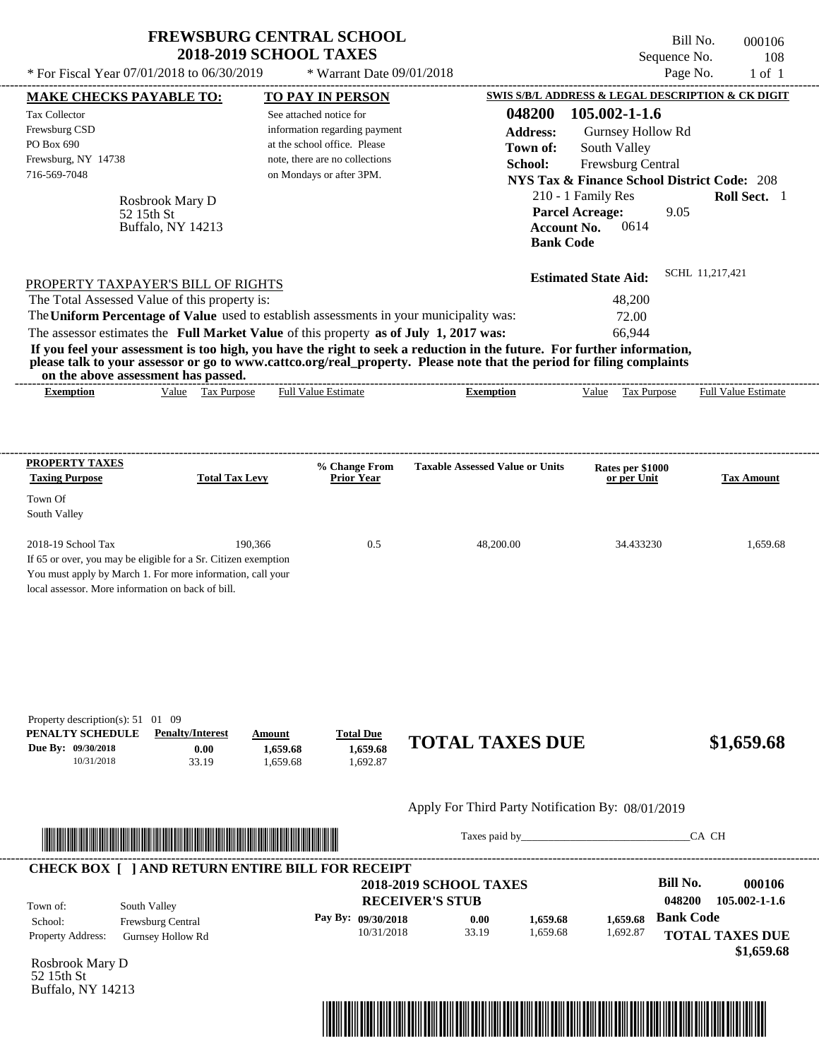# FREWSBURG CENTRAL SCHOOL
## 2018-2019 SCHOOL TAXES

\* For Fiscal Year 07/01/2018 to 06/30/2019 \* Warrant Date 09/01/2018

Bill No. 000106
Sequence No. 108
Page No. 1 of 1

**MAKE CHECKS PAYABLE TO:**
Tax Collector
Frewsburg CSD
PO Box 690
Frewsburg, NY 14738
716-569-7048

**TO PAY IN PERSON**
See attached notice for information regarding payment at the school office. Please note, there are no collections on Mondays or after 3PM.

**SWIS S/B/L ADDRESS & LEGAL DESCRIPTION & CK DIGIT**
**048200 105.002-1-1.6**
**Address:** Gurnsey Hollow Rd
**Town of:** South Valley
**School:** Frewsburg Central
**NYS Tax & Finance School District Code:** 208
210 - 1 Family Res **Roll Sect.** 1
**Parcel Acreage:** 9.05
**Account No.** 0614
**Bank Code**

Rosbrook Mary D
52 15th St
Buffalo, NY 14213

**Estimated State Aid:** SCHL 11,217,421

PROPERTY TAXPAYER'S BILL OF RIGHTS

The Total Assessed Value of this property is: 48,200
The **Uniform Percentage of Value** used to establish assessments in your municipality was: 72.00
The assessor estimates the **Full Market Value** of this property **as of July 1, 2017 was:** 66,944

**If you feel your assessment is too high, you have the right to seek a reduction in the future. For further information, please talk to your assessor or go to www.cattco.org/real_property. Please note that the period for filing complaints on the above assessment has passed.**

| Exemption | Value | Tax Purpose | Full Value Estimate | Exemption | Value | Tax Purpose | Full Value Estimate |
|---|---|---|---|---|---|---|---|

| PROPERTY TAXES Taxing Purpose | Total Tax Levy | % Change From Prior Year | Taxable Assessed Value or Units | Rates per $1000 or per Unit | Tax Amount |
|---|---|---|---|---|---|
| Town Of South Valley | | | | | |
| 2018-19 School Tax | 190,366 | 0.5 | 48,200.00 | 34.433230 | 1,659.68 |

If 65 or over, you may be eligible for a Sr. Citizen exemption
You must apply by March 1. For more information, call your local assessor. More information on back of bill.

Property description(s): 51 01 09

| PENALTY SCHEDULE | Penalty/Interest | Amount | Total Due |
|---|---|---|---|
| Due By: 09/30/2018 | 0.00 | 1,659.68 | 1,659.68 |
| 10/31/2018 | 33.19 | 1,659.68 | 1,692.87 |

**TOTAL TAXES DUE $1,659.68**

Apply For Third Party Notification By: 08/01/2019

Taxes paid by_______________________________CA CH

**CHECK BOX [ ] AND RETURN ENTIRE BILL FOR RECEIPT**

**2018-2019 SCHOOL TAXES**
**RECEIVER'S STUB**

**Bill No. 000106**
**048200 105.002-1-1.6**

Town of: South Valley
School: Frewsburg Central
Property Address: Gurnsey Hollow Rd

| Pay By: | | | |
|---|---|---|---|
| 09/30/2018 | 0.00 | 1,659.68 | 1,659.68 |
| 10/31/2018 | 33.19 | 1,659.68 | 1,692.87 |

**Bank Code**

**TOTAL TAXES DUE $1,659.68**

Rosbrook Mary D
52 15th St
Buffalo, NY 14213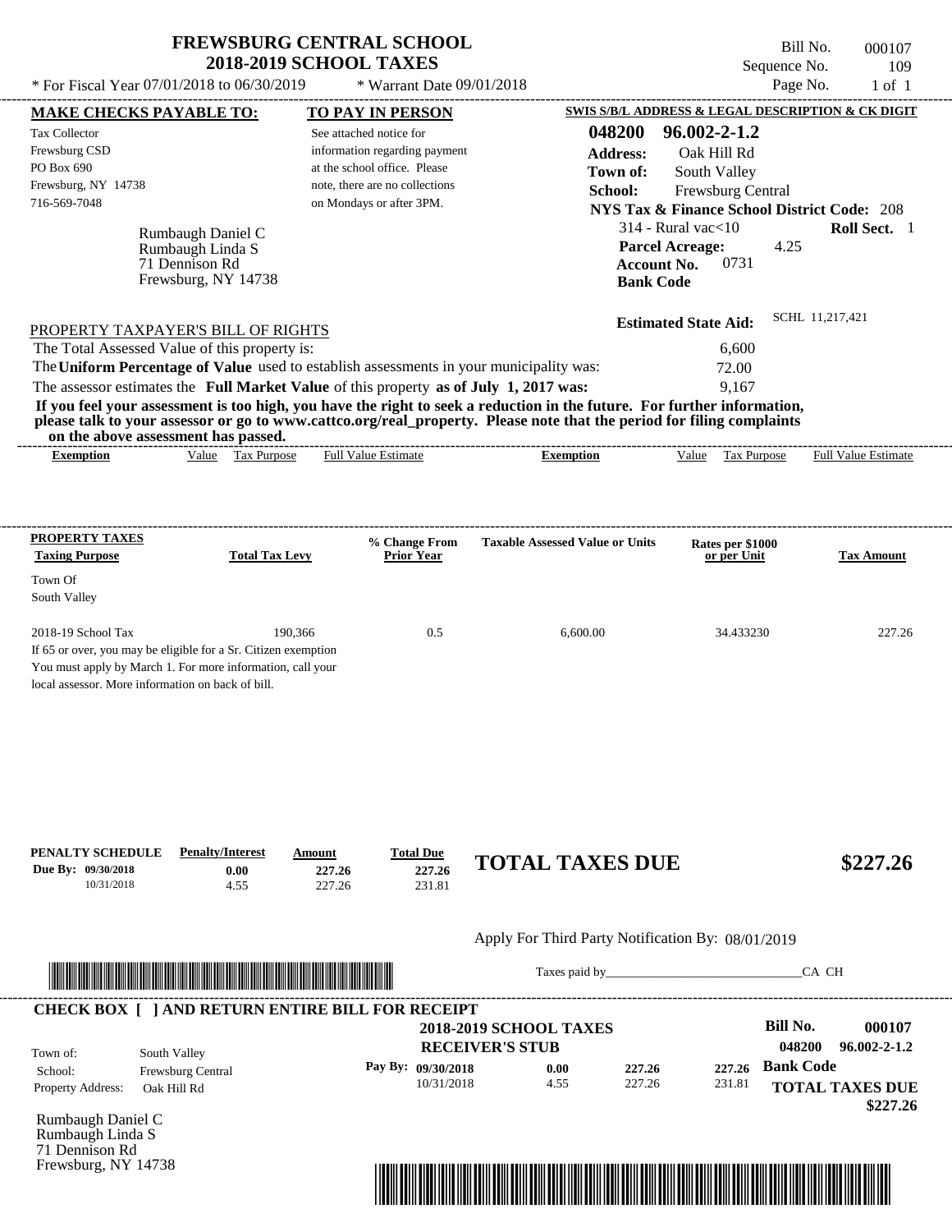# FREWSBURG CENTRAL SCHOOL
## 2018-2019 SCHOOL TAXES

\* For Fiscal Year 07/01/2018 to 06/30/2019 \* Warrant Date 09/01/2018

Bill No. 000107
Sequence No. 109
Page No. 1 of 1

**MAKE CHECKS PAYABLE TO:**
Tax Collector
Frewsburg CSD
PO Box 690
Frewsburg, NY 14738
716-569-7048

**TO PAY IN PERSON**
See attached notice for information regarding payment at the school office. Please note, there are no collections on Mondays or after 3PM.

**SWIS S/B/L ADDRESS & LEGAL DESCRIPTION & CK DIGIT**
**048200 96.002-2-1.2**
**Address:** Oak Hill Rd
**Town of:** South Valley
**School:** Frewsburg Central
**NYS Tax & Finance School District Code:** 208
314 - Rural vac<10 **Roll Sect.** 1
**Parcel Acreage:** 4.25
**Account No.** 0731
**Bank Code**

Rumbaugh Daniel C
Rumbaugh Linda S
71 Dennison Rd
Frewsburg, NY 14738

**Estimated State Aid:** SCHL 11,217,421

PROPERTY TAXPAYER'S BILL OF RIGHTS

The Total Assessed Value of this property is: 6,600
The **Uniform Percentage of Value** used to establish assessments in your municipality was: 72.00
The assessor estimates the **Full Market Value** of this property **as of July 1, 2017 was:** 9,167

**If you feel your assessment is too high, you have the right to seek a reduction in the future. For further information, please talk to your assessor or go to www.cattco.org/real_property. Please note that the period for filing complaints on the above assessment has passed.**

| Exemption | Value | Tax Purpose | Full Value Estimate | Exemption | Value | Tax Purpose | Full Value Estimate |
|---|---|---|---|---|---|---|---|

| PROPERTY TAXES Taxing Purpose | Total Tax Levy | % Change From Prior Year | Taxable Assessed Value or Units | Rates per $1000 or per Unit | Tax Amount |
|---|---|---|---|---|---|
| Town Of South Valley | | | | | |
| 2018-19 School Tax | 190,366 | 0.5 | 6,600.00 | 34.433230 | 227.26 |

If 65 or over, you may be eligible for a Sr. Citizen exemption
You must apply by March 1. For more information, call your local assessor. More information on back of bill.

| PENALTY SCHEDULE | Penalty/Interest | Amount | Total Due |
|---|---|---|---|
| Due By: 09/30/2018 | 0.00 | 227.26 | 227.26 |
| 10/31/2018 | 4.55 | 227.26 | 231.81 |

**TOTAL TAXES DUE $227.26**

Apply For Third Party Notification By: 08/01/2019

Taxes paid by_______________________________CA CH

**CHECK BOX [ ] AND RETURN ENTIRE BILL FOR RECEIPT**

**2018-2019 SCHOOL TAXES**
**RECEIVER'S STUB**

**Bill No. 000107**
**048200 96.002-2-1.2**

Town of: South Valley
School: Frewsburg Central
Property Address: Oak Hill Rd

| Pay By: | | | |
|---|---|---|---|
| 09/30/2018 | 0.00 | 227.26 | 227.26 |
| 10/31/2018 | 4.55 | 227.26 | 231.81 |

**Bank Code**

**TOTAL TAXES DUE $227.26**

Rumbaugh Daniel C
Rumbaugh Linda S
71 Dennison Rd
Frewsburg, NY 14738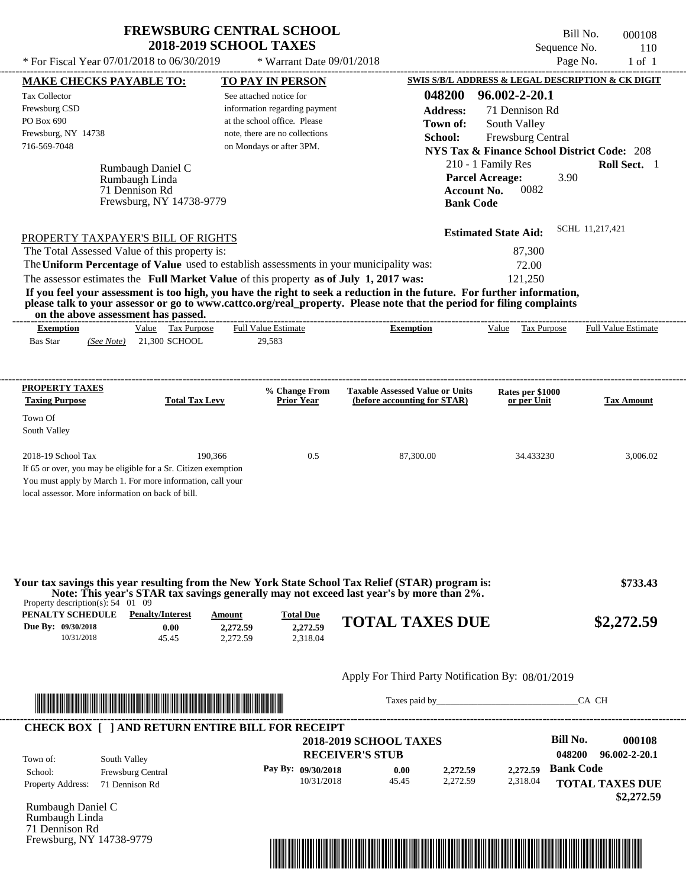# FREWSBURG CENTRAL SCHOOL
## 2018-2019 SCHOOL TAXES

Bill No. 000108
Sequence No. 110
Page No. 1 of 1

\* For Fiscal Year 07/01/2018 to 06/30/2019 \* Warrant Date 09/01/2018

| MAKE CHECKS PAYABLE TO: | TO PAY IN PERSON | SWIS S/B/L ADDRESS & LEGAL DESCRIPTION & CK DIGIT |
|---|---|---|
| Tax Collector | See attached notice for | 048200 96.002-2-20.1 |
| Frewsburg CSD | information regarding payment | Address: 71 Dennison Rd |
| PO Box 690 | at the school office. Please | Town of: South Valley |
| Frewsburg, NY 14738 | note, there are no collections | School: Frewsburg Central |
| 716-569-7048 | on Mondays or after 3PM. | NYS Tax & Finance School District Code: 208 |

Rumbaugh Daniel C
Rumbaugh Linda
71 Dennison Rd
Frewsburg, NY 14738-9779

210 - 1 Family Res **Roll Sect.** 1
**Parcel Acreage:** 3.90
**Account No.** 0082
**Bank Code**

**Estimated State Aid:** SCHL 11,217,421

PROPERTY TAXPAYER'S BILL OF RIGHTS

The Total Assessed Value of this property is: 87,300
The **Uniform Percentage of Value** used to establish assessments in your municipality was: 72.00
The assessor estimates the **Full Market Value** of this property **as of July 1, 2017 was:** 121,250

**If you feel your assessment is too high, you have the right to seek a reduction in the future. For further information, please talk to your assessor or go to www.cattco.org/real_property. Please note that the period for filing complaints on the above assessment has passed.**

| Exemption | Value | Tax Purpose | Full Value Estimate | Exemption | Value | Tax Purpose | Full Value Estimate |
|---|---|---|---|---|---|---|---|
| Bas Star *(See Note)* | 21,300 | SCHOOL | 29,583 | | | | |

| PROPERTY TAXES Taxing Purpose | Total Tax Levy | % Change From Prior Year | Taxable Assessed Value or Units (before accounting for STAR) | Rates per $1000 or per Unit | Tax Amount |
|---|---|---|---|---|---|
| Town Of South Valley | | | | | |
| 2018-19 School Tax | 190,366 | 0.5 | 87,300.00 | 34.433230 | 3,006.02 |

If 65 or over, you may be eligible for a Sr. Citizen exemption
You must apply by March 1. For more information, call your local assessor. More information on back of bill.

**Your tax savings this year resulting from the New York State School Tax Relief (STAR) program is: $733.43**
**Note: This year's STAR tax savings generally may not exceed last year's by more than 2%.**

Property description(s): 54 01 09

| PENALTY SCHEDULE | Penalty/Interest | Amount | Total Due |
|---|---|---|---|
| Due By: 09/30/2018 | 0.00 | 2,272.59 | 2,272.59 |
| 10/31/2018 | 45.45 | 2,272.59 | 2,318.04 |

**TOTAL TAXES DUE $2,272.59**

Apply For Third Party Notification By: 08/01/2019

Taxes paid by______________________________CA CH

**CHECK BOX [ ] AND RETURN ENTIRE BILL FOR RECEIPT**

**2018-2019 SCHOOL TAXES**
**RECEIVER'S STUB**

**Bill No. 000108**
**048200 96.002-2-20.1**

Town of: South Valley
School: Frewsburg Central
Property Address: 71 Dennison Rd

| Pay By: | | | |
|---|---|---|---|
| 09/30/2018 | 0.00 | 2,272.59 | 2,272.59 |
| 10/31/2018 | 45.45 | 2,272.59 | 2,318.04 |

**Bank Code**

**TOTAL TAXES DUE $2,272.59**

Rumbaugh Daniel C
Rumbaugh Linda
71 Dennison Rd
Frewsburg, NY 14738-9779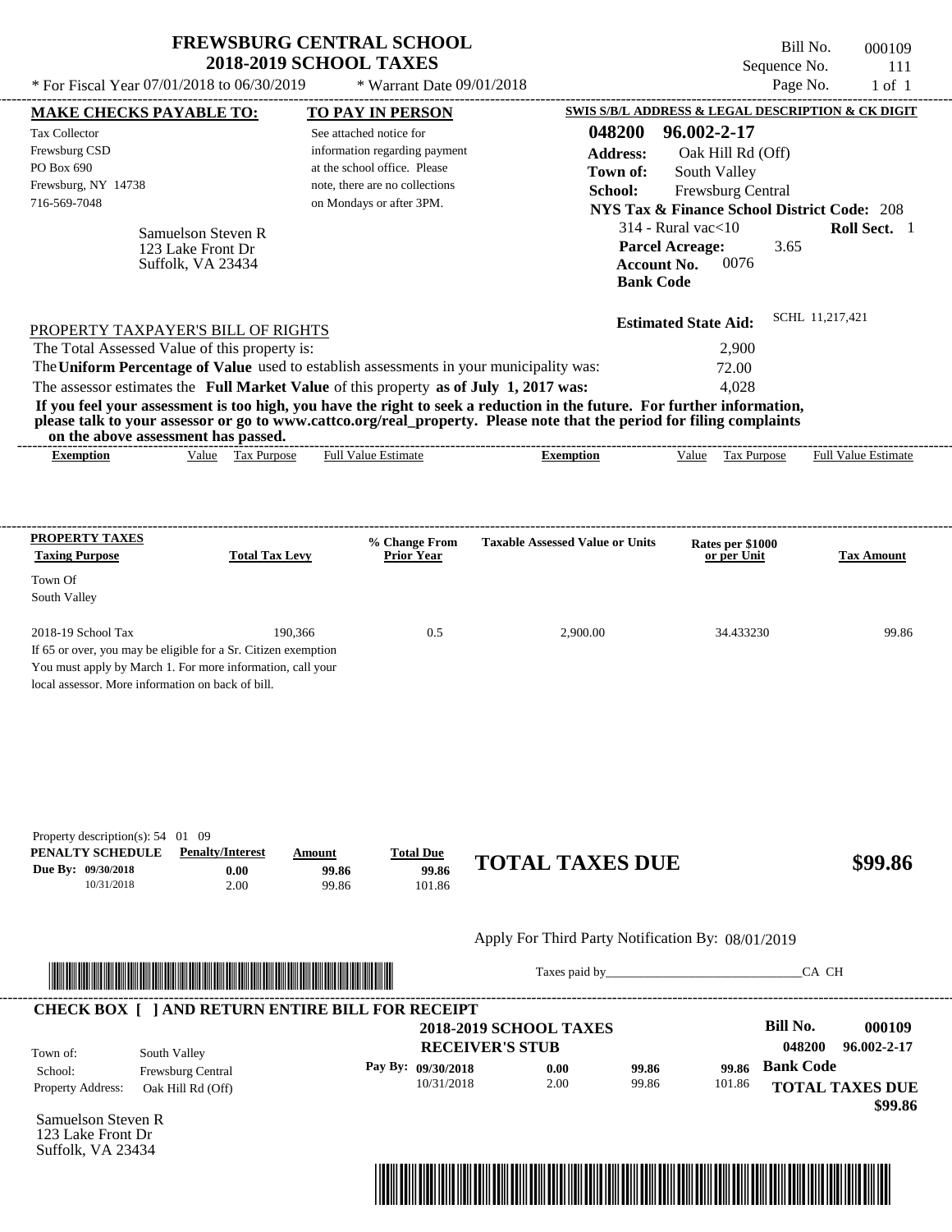# FREWSBURG CENTRAL SCHOOL
## 2018-2019 SCHOOL TAXES

\* For Fiscal Year 07/01/2018 to 06/30/2019 | \* Warrant Date 09/01/2018

Bill No. 000109
Sequence No. 111
Page No. 1 of 1

**MAKE CHECKS PAYABLE TO:**
Tax Collector
Frewsburg CSD
PO Box 690
Frewsburg, NY 14738
716-569-7048

**TO PAY IN PERSON**
See attached notice for information regarding payment at the school office. Please note, there are no collections on Mondays or after 3PM.

**SWIS S/B/L ADDRESS & LEGAL DESCRIPTION & CK DIGIT**
**048200 96.002-2-17**
**Address:** Oak Hill Rd (Off)
**Town of:** South Valley
**School:** Frewsburg Central
**NYS Tax & Finance School District Code:** 208
314 - Rural vac<10 **Roll Sect.** 1
**Parcel Acreage:** 3.65
**Account No.** 0076
**Bank Code**

Samuelson Steven R
123 Lake Front Dr
Suffolk, VA 23434

**Estimated State Aid:** SCHL 11,217,421

PROPERTY TAXPAYER'S BILL OF RIGHTS

The Total Assessed Value of this property is: 2,900
The **Uniform Percentage of Value** used to establish assessments in your municipality was: 72.00
The assessor estimates the **Full Market Value** of this property **as of July 1, 2017 was:** 4,028

**If you feel your assessment is too high, you have the right to seek a reduction in the future. For further information, please talk to your assessor or go to www.cattco.org/real_property. Please note that the period for filing complaints on the above assessment has passed.**

| Exemption | Value | Tax Purpose | Full Value Estimate | Exemption | Value | Tax Purpose | Full Value Estimate |
|---|---|---|---|---|---|---|---|

| PROPERTY TAXES Taxing Purpose | Total Tax Levy | % Change From Prior Year | Taxable Assessed Value or Units | Rates per $1000 or per Unit | Tax Amount |
|---|---|---|---|---|---|
| Town Of South Valley | | | | | |
| 2018-19 School Tax | 190,366 | 0.5 | 2,900.00 | 34.433230 | 99.86 |

If 65 or over, you may be eligible for a Sr. Citizen exemption You must apply by March 1. For more information, call your local assessor. More information on back of bill.

Property description(s): 54 01 09

| PENALTY SCHEDULE | Penalty/Interest | Amount | Total Due |
|---|---|---|---|
| Due By: 09/30/2018 | 0.00 | 99.86 | 99.86 |
| 10/31/2018 | 2.00 | 99.86 | 101.86 |

**TOTAL TAXES DUE $99.86**

Apply For Third Party Notification By: 08/01/2019

Taxes paid by________________________________CA CH

**CHECK BOX [ ] AND RETURN ENTIRE BILL FOR RECEIPT**

**2018-2019 SCHOOL TAXES**
**RECEIVER'S STUB**

**Bill No. 000109**
**048200 96.002-2-17**

Town of: South Valley
School: Frewsburg Central
Property Address: Oak Hill Rd (Off)

| Pay By: | | | |
|---|---|---|---|
| 09/30/2018 | 0.00 | 99.86 | 99.86 |
| 10/31/2018 | 2.00 | 99.86 | 101.86 |

**Bank Code**

**TOTAL TAXES DUE $99.86**

Samuelson Steven R
123 Lake Front Dr
Suffolk, VA 23434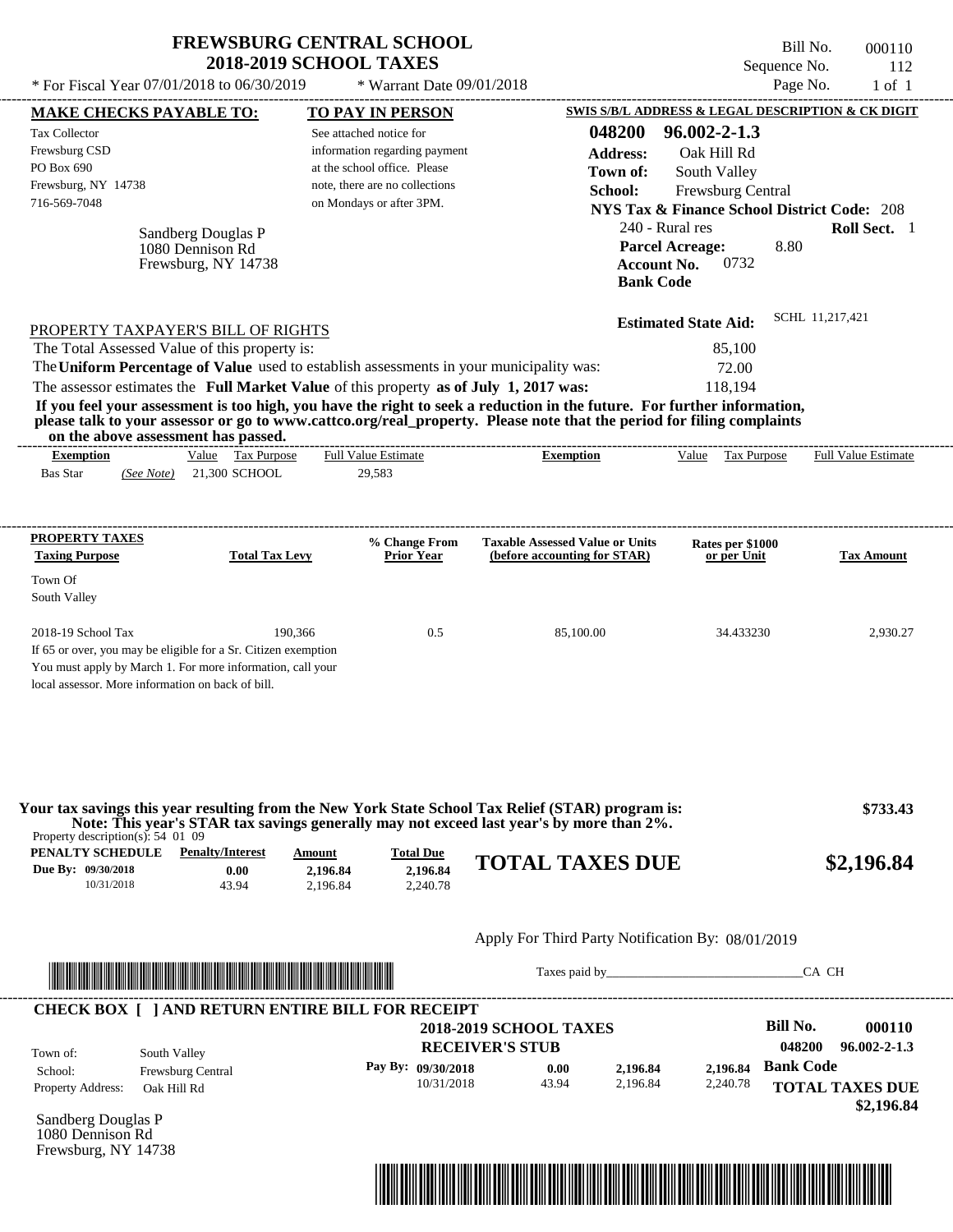# FREWSBURG CENTRAL SCHOOL
## 2018-2019 SCHOOL TAXES

Bill No. 000110
Sequence No. 112
Page No. 1 of 1

* For Fiscal Year 07/01/2018 to 06/30/2019 * Warrant Date 09/01/2018

**MAKE CHECKS PAYABLE TO:**

Tax Collector
Frewsburg CSD
PO Box 690
Frewsburg, NY 14738
716-569-7048

Sandberg Douglas P
1080 Dennison Rd
Frewsburg, NY 14738

**TO PAY IN PERSON**

See attached notice for information regarding payment at the school office. Please note, there are no collections on Mondays or after 3PM.

**SWIS S/B/L ADDRESS & LEGAL DESCRIPTION & CK DIGIT**

**048200 96.002-2-1.3**
**Address:** Oak Hill Rd
**Town of:** South Valley
**School:** Frewsburg Central
**NYS Tax & Finance School District Code:** 208
240 - Rural res **Roll Sect.** 1
**Parcel Acreage:** 8.80
**Account No.** 0732
**Bank Code**

**Estimated State Aid:** SCHL 11,217,421

PROPERTY TAXPAYER'S BILL OF RIGHTS

The Total Assessed Value of this property is: 85,100
The **Uniform Percentage of Value** used to establish assessments in your municipality was: 72.00
The assessor estimates the **Full Market Value** of this property **as of July 1, 2017 was:** 118,194

**If you feel your assessment is too high, you have the right to seek a reduction in the future. For further information, please talk to your assessor or go to www.cattco.org/real_property. Please note that the period for filing complaints on the above assessment has passed.**

| Exemption | Value | Tax Purpose | Full Value Estimate | Exemption | Value | Tax Purpose | Full Value Estimate |
|---|---|---|---|---|---|---|---|
| Bas Star (See Note) | 21,300 | SCHOOL | 29,583 | | | | |

| PROPERTY TAXES Taxing Purpose | Total Tax Levy | % Change From Prior Year | Taxable Assessed Value or Units (before accounting for STAR) | Rates per $1000 or per Unit | Tax Amount |
|---|---|---|---|---|---|
| Town Of South Valley | | | | | |
| 2018-19 School Tax | 190,366 | 0.5 | 85,100.00 | 34.433230 | 2,930.27 |

If 65 or over, you may be eligible for a Sr. Citizen exemption
You must apply by March 1. For more information, call your local assessor. More information on back of bill.

**Your tax savings this year resulting from the New York State School Tax Relief (STAR) program is: $733.43**
**Note: This year's STAR tax savings generally may not exceed last year's by more than 2%.**

Property description(s): 54 01 09

| PENALTY SCHEDULE | Penalty/Interest | Amount | Total Due |
|---|---|---|---|
| Due By: 09/30/2018 | 0.00 | 2,196.84 | 2,196.84 |
| 10/31/2018 | 43.94 | 2,196.84 | 2,240.78 |

**TOTAL TAXES DUE $2,196.84**

Apply For Third Party Notification By: 08/01/2019

Taxes paid by_______________________________CA CH

**CHECK BOX [ ] AND RETURN ENTIRE BILL FOR RECEIPT**

**2018-2019 SCHOOL TAXES**
**RECEIVER'S STUB**

**Bill No. 000110**
**048200 96.002-2-1.3**

Town of: South Valley
School: Frewsburg Central
Property Address: Oak Hill Rd

| Pay By: | | | |
|---|---|---|---|
| 09/30/2018 | 0.00 | 2,196.84 | 2,196.84 |
| 10/31/2018 | 43.94 | 2,196.84 | 2,240.78 |

**Bank Code**

**TOTAL TAXES DUE $2,196.84**

Sandberg Douglas P
1080 Dennison Rd
Frewsburg, NY 14738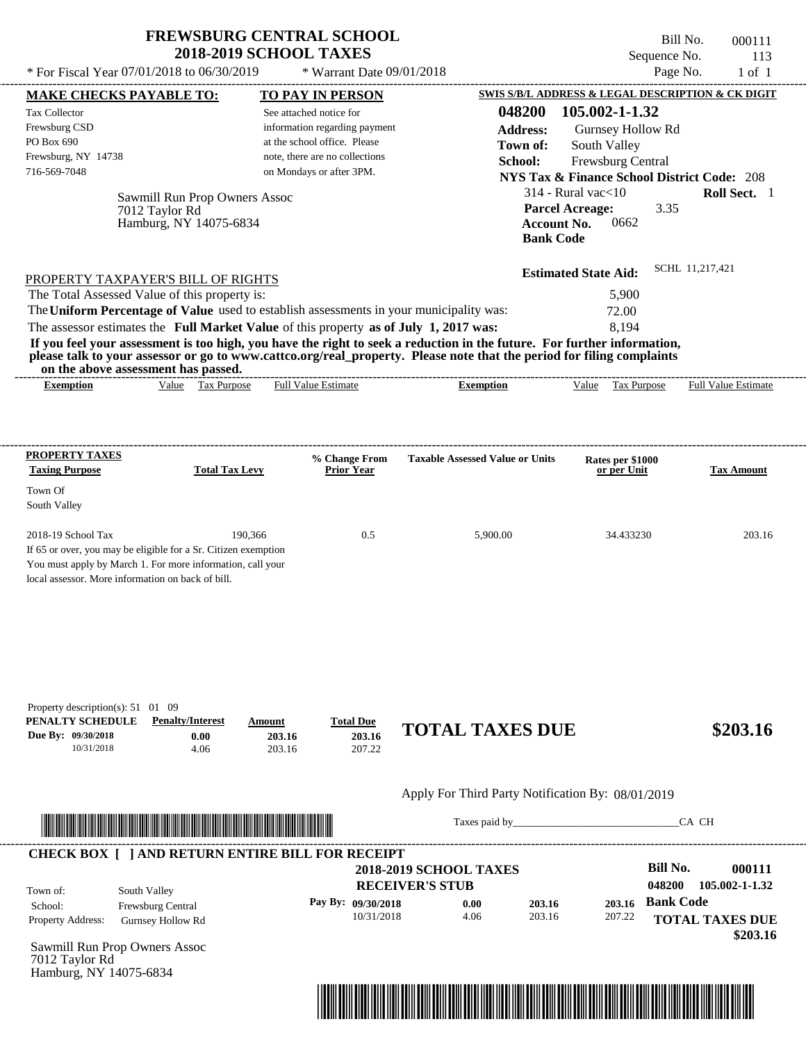# FREWSBURG CENTRAL SCHOOL
## 2018-2019 SCHOOL TAXES

\* For Fiscal Year 07/01/2018 to 06/30/2019 \* Warrant Date 09/01/2018

Bill No. 000111
Sequence No. 113
Page No. 1 of 1

**MAKE CHECKS PAYABLE TO:**
Tax Collector
Frewsburg CSD
PO Box 690
Frewsburg, NY 14738
716-569-7048

**TO PAY IN PERSON**
See attached notice for information regarding payment at the school office. Please note, there are no collections on Mondays or after 3PM.

**SWIS S/B/L ADDRESS & LEGAL DESCRIPTION & CK DIGIT**
**048200 105.002-1-1.32**
**Address:** Gurnsey Hollow Rd
**Town of:** South Valley
**School:** Frewsburg Central
**NYS Tax & Finance School District Code:** 208
314 - Rural vac<10 **Roll Sect.** 1
**Parcel Acreage:** 3.35
**Account No.** 0662
**Bank Code**

Sawmill Run Prop Owners Assoc
7012 Taylor Rd
Hamburg, NY 14075-6834

**Estimated State Aid:** SCHL 11,217,421

PROPERTY TAXPAYER'S BILL OF RIGHTS

The Total Assessed Value of this property is: 5,900
The **Uniform Percentage of Value** used to establish assessments in your municipality was: 72.00
The assessor estimates the **Full Market Value** of this property **as of July 1, 2017 was:** 8,194

**If you feel your assessment is too high, you have the right to seek a reduction in the future. For further information, please talk to your assessor or go to www.cattco.org/real_property. Please note that the period for filing complaints on the above assessment has passed.**

| Exemption | Value | Tax Purpose | Full Value Estimate | Exemption | Value | Tax Purpose | Full Value Estimate |
|---|---|---|---|---|---|---|---|

| PROPERTY TAXES Taxing Purpose | Total Tax Levy | % Change From Prior Year | Taxable Assessed Value or Units | Rates per $1000 or per Unit | Tax Amount |
|---|---|---|---|---|---|
| Town Of South Valley | | | | | |
| 2018-19 School Tax | 190,366 | 0.5 | 5,900.00 | 34.433230 | 203.16 |

If 65 or over, you may be eligible for a Sr. Citizen exemption
You must apply by March 1. For more information, call your local assessor. More information on back of bill.

Property description(s): 51 01 09

| PENALTY SCHEDULE | Penalty/Interest | Amount | Total Due |
|---|---|---|---|
| Due By: 09/30/2018 | 0.00 | 203.16 | 203.16 |
| 10/31/2018 | 4.06 | 203.16 | 207.22 |

**TOTAL TAXES DUE $203.16**

Apply For Third Party Notification By: 08/01/2019

Taxes paid by_______________________________CA CH

**CHECK BOX [ ] AND RETURN ENTIRE BILL FOR RECEIPT**

**2018-2019 SCHOOL TAXES**
**RECEIVER'S STUB**

Town of: South Valley
School: Frewsburg Central
Property Address: Gurnsey Hollow Rd

| Pay By: | | | |
|---|---|---|---|
| 09/30/2018 | 0.00 | 203.16 | 203.16 |
| 10/31/2018 | 4.06 | 203.16 | 207.22 |

**Bill No. 000111**
**048200 105.002-1-1.32**
**Bank Code**
**TOTAL TAXES DUE**
**$203.16**

Sawmill Run Prop Owners Assoc
7012 Taylor Rd
Hamburg, NY 14075-6834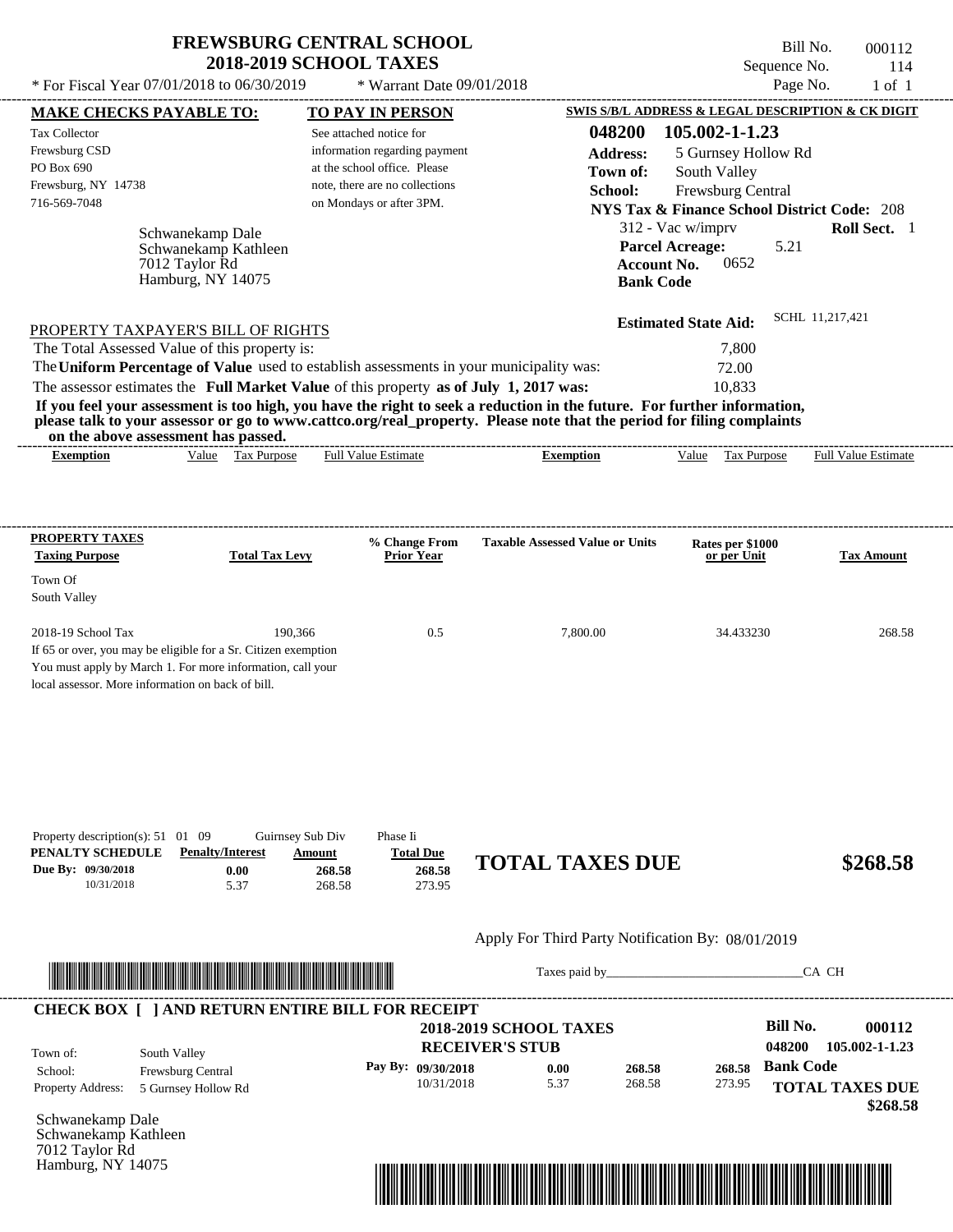# FREWSBURG CENTRAL SCHOOL
## 2018-2019 SCHOOL TAXES

Bill No. 000112
Sequence No. 114
Page No. 1 of 1

* For Fiscal Year 07/01/2018 to 06/30/2019 * Warrant Date 09/01/2018

**MAKE CHECKS PAYABLE TO:**

Tax Collector
Frewsburg CSD
PO Box 690
Frewsburg, NY 14738
716-569-7048

**TO PAY IN PERSON**

See attached notice for information regarding payment at the school office. Please note, there are no collections on Mondays or after 3PM.

**SWIS S/B/L ADDRESS & LEGAL DESCRIPTION & CK DIGIT**

**048200 105.002-1-1.23**
**Address:** 5 Gurnsey Hollow Rd
**Town of:** South Valley
**School:** Frewsburg Central
**NYS Tax & Finance School District Code:** 208
312 - Vac w/imprv **Roll Sect.** 1
**Parcel Acreage:** 5.21
**Account No.** 0652
**Bank Code**

Schwanekamp Dale
Schwanekamp Kathleen
7012 Taylor Rd
Hamburg, NY 14075

**Estimated State Aid:** SCHL 11,217,421

PROPERTY TAXPAYER'S BILL OF RIGHTS

The Total Assessed Value of this property is: 7,800
The **Uniform Percentage of Value** used to establish assessments in your municipality was: 72.00
The assessor estimates the **Full Market Value** of this property **as of July 1, 2017 was:** 10,833

**If you feel your assessment is too high, you have the right to seek a reduction in the future. For further information, please talk to your assessor or go to www.cattco.org/real_property. Please note that the period for filing complaints on the above assessment has passed.**

| Exemption | Value | Tax Purpose | Full Value Estimate | Exemption | Value | Tax Purpose | Full Value Estimate |
|---|---|---|---|---|---|---|---|

| PROPERTY TAXES Taxing Purpose | Total Tax Levy | % Change From Prior Year | Taxable Assessed Value or Units | Rates per $1000 or per Unit | Tax Amount |
|---|---|---|---|---|---|
| Town Of South Valley | | | | | |
| 2018-19 School Tax | 190,366 | 0.5 | 7,800.00 | 34.433230 | 268.58 |

If 65 or over, you may be eligible for a Sr. Citizen exemption
You must apply by March 1. For more information, call your local assessor. More information on back of bill.

Property description(s): 51 01 09 Guirnsey Sub Div Phase Ii

| PENALTY SCHEDULE | Penalty/Interest | Amount | Total Due |
|---|---|---|---|
| Due By: 09/30/2018 | 0.00 | 268.58 | 268.58 |
| 10/31/2018 | 5.37 | 268.58 | 273.95 |

**TOTAL TAXES DUE $268.58**

Apply For Third Party Notification By: 08/01/2019

Taxes paid by_______________________________CA CH

**CHECK BOX [ ] AND RETURN ENTIRE BILL FOR RECEIPT**

**2018-2019 SCHOOL TAXES**
**RECEIVER'S STUB**

**Bill No. 000112**
**048200 105.002-1-1.23**

Town of: South Valley
School: Frewsburg Central
Property Address: 5 Gurnsey Hollow Rd

| Pay By: | | | |
|---|---|---|---|
| 09/30/2018 | 0.00 | 268.58 | 268.58 |
| 10/31/2018 | 5.37 | 268.58 | 273.95 |

**Bank Code**

**TOTAL TAXES DUE $268.58**

Schwanekamp Dale
Schwanekamp Kathleen
7012 Taylor Rd
Hamburg, NY 14075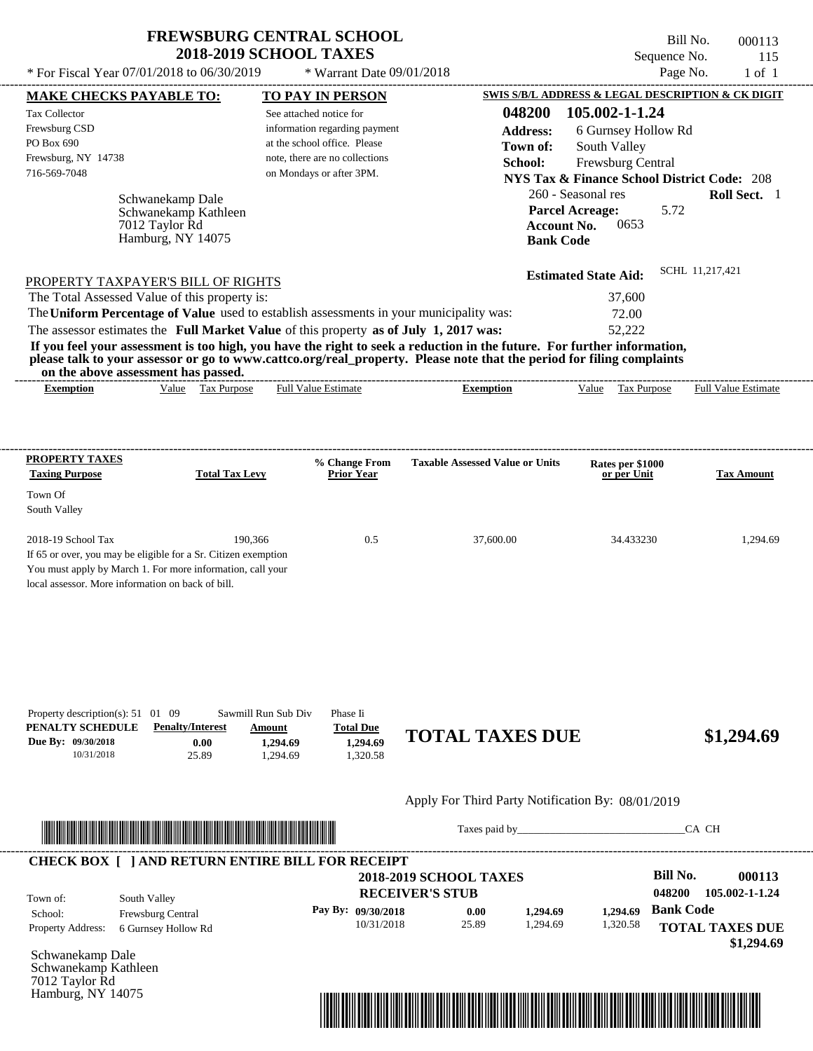# FREWSBURG CENTRAL SCHOOL
## 2018-2019 SCHOOL TAXES

\* For Fiscal Year 07/01/2018 to 06/30/2019 \* Warrant Date 09/01/2018

Bill No. 000113
Sequence No. 115
Page No. 1 of 1

**MAKE CHECKS PAYABLE TO:**
Tax Collector
Frewsburg CSD
PO Box 690
Frewsburg, NY 14738
716-569-7048

**TO PAY IN PERSON**
See attached notice for information regarding payment at the school office. Please note, there are no collections on Mondays or after 3PM.

**SWIS S/B/L ADDRESS & LEGAL DESCRIPTION & CK DIGIT**
**048200 105.002-1-1.24**
**Address:** 6 Gurnsey Hollow Rd
**Town of:** South Valley
**School:** Frewsburg Central
**NYS Tax & Finance School District Code:** 208
260 - Seasonal res **Roll Sect.** 1
**Parcel Acreage:** 5.72
**Account No.** 0653
**Bank Code**

Schwanekamp Dale
Schwanekamp Kathleen
7012 Taylor Rd
Hamburg, NY 14075

**Estimated State Aid:** SCHL 11,217,421

PROPERTY TAXPAYER'S BILL OF RIGHTS

The Total Assessed Value of this property is: 37,600
The **Uniform Percentage of Value** used to establish assessments in your municipality was: 72.00
The assessor estimates the **Full Market Value** of this property **as of July 1, 2017 was:** 52,222

**If you feel your assessment is too high, you have the right to seek a reduction in the future. For further information, please talk to your assessor or go to www.cattco.org/real_property. Please note that the period for filing complaints on the above assessment has passed.**

| Exemption | Value | Tax Purpose | Full Value Estimate | Exemption | Value | Tax Purpose | Full Value Estimate |
|---|---|---|---|---|---|---|---|

| PROPERTY TAXES Taxing Purpose | Total Tax Levy | % Change From Prior Year | Taxable Assessed Value or Units | Rates per $1000 or per Unit | Tax Amount |
|---|---|---|---|---|---|
| Town Of South Valley | | | | | |
| 2018-19 School Tax | 190,366 | 0.5 | 37,600.00 | 34.433230 | 1,294.69 |

If 65 or over, you may be eligible for a Sr. Citizen exemption
You must apply by March 1. For more information, call your local assessor. More information on back of bill.

Property description(s): 51 01 09 Sawmill Run Sub Div Phase Ii

| PENALTY SCHEDULE | Penalty/Interest | Amount | Total Due |
|---|---|---|---|
| Due By: 09/30/2018 | 0.00 | 1,294.69 | 1,294.69 |
| 10/31/2018 | 25.89 | 1,294.69 | 1,320.58 |

**TOTAL TAXES DUE $1,294.69**

Apply For Third Party Notification By: 08/01/2019

Taxes paid by_______________________________CA CH

**CHECK BOX [ ] AND RETURN ENTIRE BILL FOR RECEIPT**

**2018-2019 SCHOOL TAXES**
**RECEIVER'S STUB**

**Bill No. 000113**
**048200 105.002-1-1.24**
**Bank Code**

Town of: South Valley
School: Frewsburg Central
Property Address: 6 Gurnsey Hollow Rd

| Pay By: | | | |
|---|---|---|---|
| 09/30/2018 | 0.00 | 1,294.69 | 1,294.69 |
| 10/31/2018 | 25.89 | 1,294.69 | 1,320.58 |

**TOTAL TAXES DUE**
**$1,294.69**

Schwanekamp Dale
Schwanekamp Kathleen
7012 Taylor Rd
Hamburg, NY 14075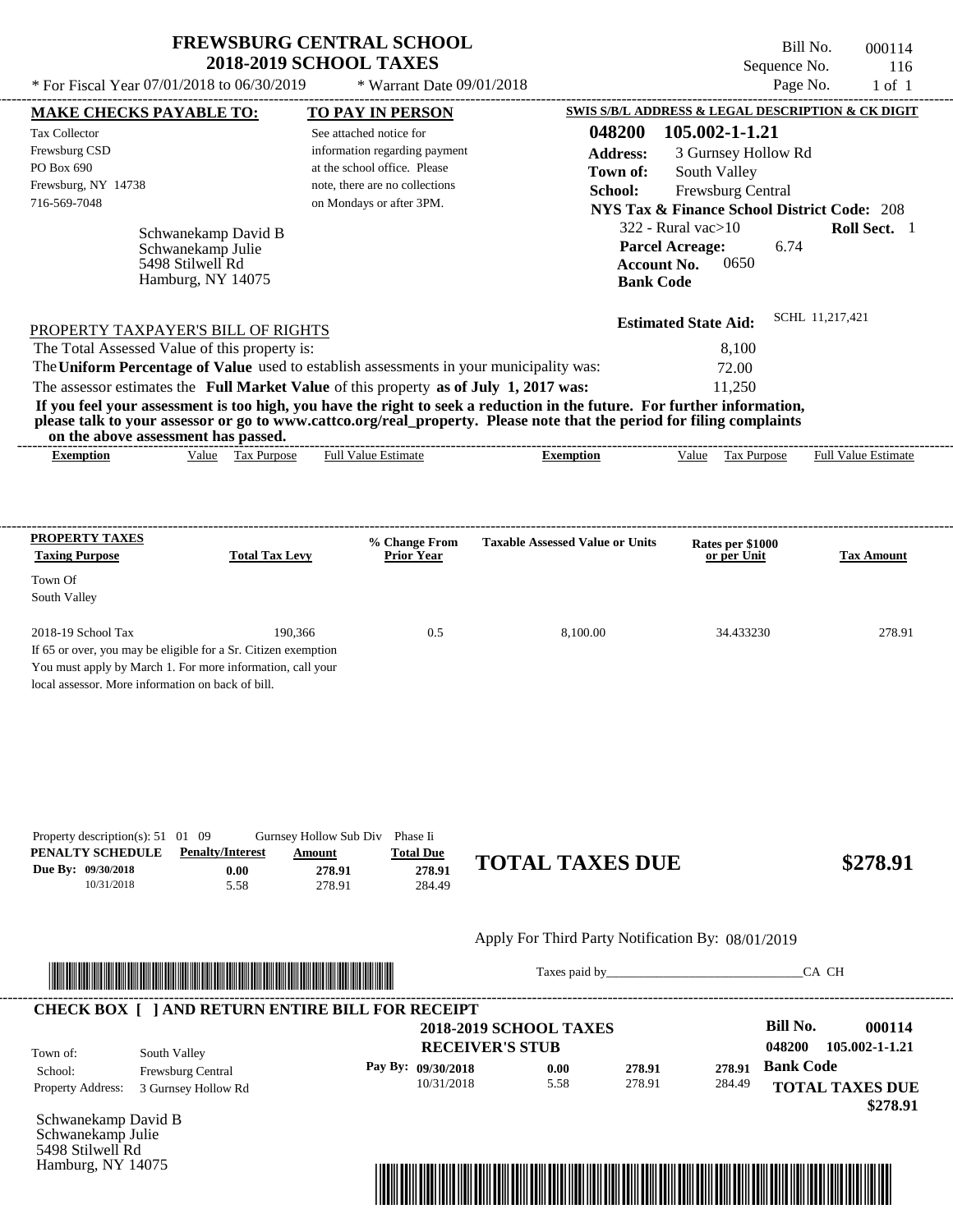# FREWSBURG CENTRAL SCHOOL
## 2018-2019 SCHOOL TAXES

\* For Fiscal Year 07/01/2018 to 06/30/2019 &nbsp;&nbsp; \* Warrant Date 09/01/2018

Bill No. 000114
Sequence No. 116
Page No. 1 of 1

**MAKE CHECKS PAYABLE TO:**
Tax Collector
Frewsburg CSD
PO Box 690
Frewsburg, NY 14738
716-569-7048

**TO PAY IN PERSON**
See attached notice for information regarding payment at the school office. Please note, there are no collections on Mondays or after 3PM.

**SWIS S/B/L ADDRESS & LEGAL DESCRIPTION & CK DIGIT**
**048200 105.002-1-1.21**
**Address:** 3 Gurnsey Hollow Rd
**Town of:** South Valley
**School:** Frewsburg Central
**NYS Tax & Finance School District Code:** 208
322 - Rural vac>10 &nbsp;&nbsp; **Roll Sect.** 1
**Parcel Acreage:** 6.74
**Account No.** 0650
**Bank Code**

Schwanekamp David B
Schwanekamp Julie
5498 Stilwell Rd
Hamburg, NY 14075

**Estimated State Aid:** SCHL 11,217,421

PROPERTY TAXPAYER'S BILL OF RIGHTS

The Total Assessed Value of this property is: 8,100
The **Uniform Percentage of Value** used to establish assessments in your municipality was: 72.00
The assessor estimates the **Full Market Value** of this property **as of July 1, 2017 was:** 11,250

**If you feel your assessment is too high, you have the right to seek a reduction in the future. For further information, please talk to your assessor or go to www.cattco.org/real_property. Please note that the period for filing complaints on the above assessment has passed.**

| Exemption | Value | Tax Purpose | Full Value Estimate | Exemption | Value | Tax Purpose | Full Value Estimate |
|---|---|---|---|---|---|---|---|

| PROPERTY TAXES Taxing Purpose | Total Tax Levy | % Change From Prior Year | Taxable Assessed Value or Units | Rates per $1000 or per Unit | Tax Amount |
|---|---|---|---|---|---|
| Town Of South Valley | | | | | |
| 2018-19 School Tax | 190,366 | 0.5 | 8,100.00 | 34.433230 | 278.91 |

If 65 or over, you may be eligible for a Sr. Citizen exemption
You must apply by March 1. For more information, call your local assessor. More information on back of bill.

Property description(s): 51 01 09 &nbsp;&nbsp; Gurnsey Hollow Sub Div &nbsp;&nbsp; Phase Ii

| PENALTY SCHEDULE | Penalty/Interest | Amount | Total Due |
|---|---|---|---|
| Due By: 09/30/2018 | 0.00 | 278.91 | 278.91 |
| 10/31/2018 | 5.58 | 278.91 | 284.49 |

**TOTAL TAXES DUE &nbsp;&nbsp; $278.91**

Apply For Third Party Notification By: 08/01/2019

Taxes paid by\_\_\_\_\_\_\_\_\_\_\_\_\_\_\_\_\_\_\_\_\_\_\_\_\_\_\_\_\_\_CA CH

**CHECK BOX [ ] AND RETURN ENTIRE BILL FOR RECEIPT**

**2018-2019 SCHOOL TAXES**
**RECEIVER'S STUB**

**Bill No. 000114**
**048200 105.002-1-1.21**

Town of: South Valley
School: Frewsburg Central
Property Address: 3 Gurnsey Hollow Rd

| Pay By: | | | |
|---|---|---|---|
| 09/30/2018 | 0.00 | 278.91 | 278.91 |
| 10/31/2018 | 5.58 | 278.91 | 284.49 |

**Bank Code**

**TOTAL TAXES DUE $278.91**

Schwanekamp David B
Schwanekamp Julie
5498 Stilwell Rd
Hamburg, NY 14075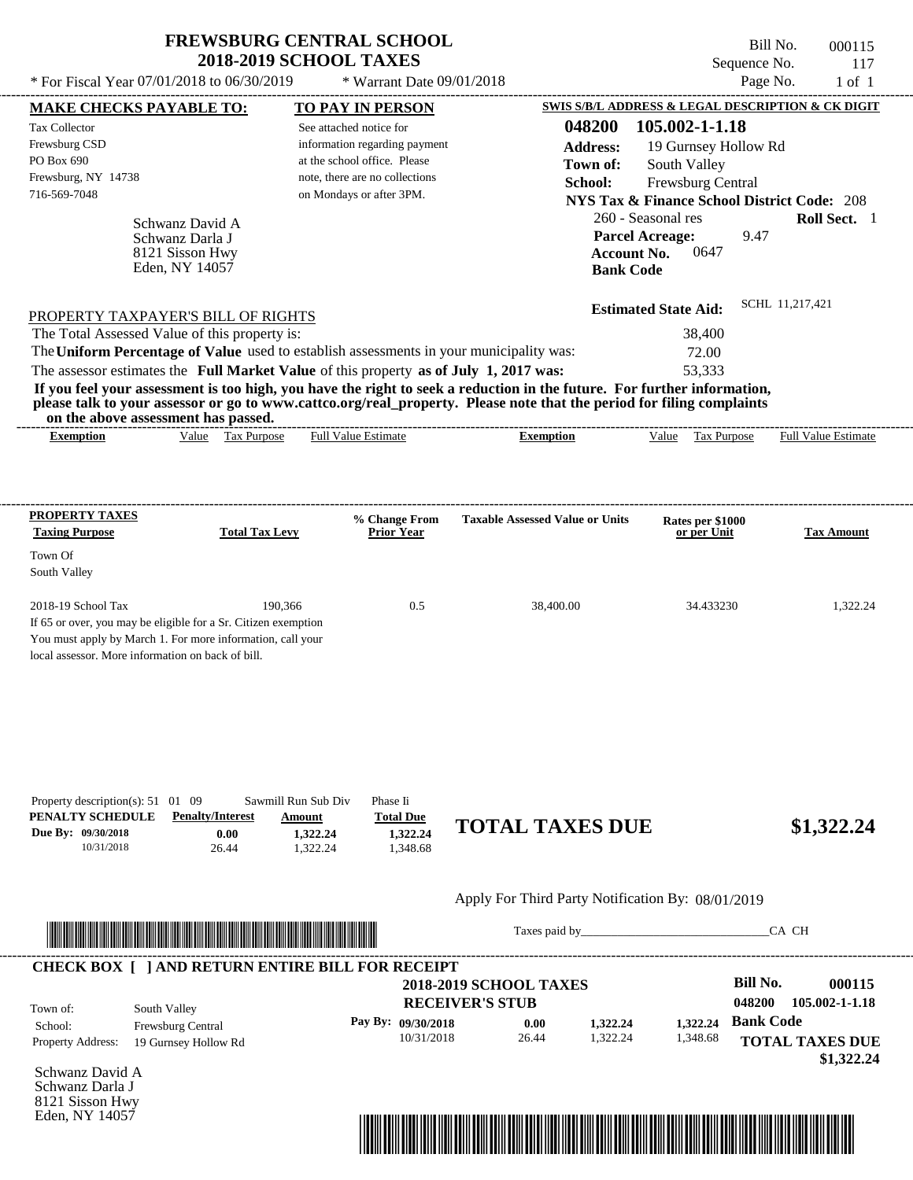# FREWSBURG CENTRAL SCHOOL
## 2018-2019 SCHOOL TAXES

\* For Fiscal Year 07/01/2018 to 06/30/2019 &nbsp;&nbsp;&nbsp; \* Warrant Date 09/01/2018

Bill No. 000115
Sequence No. 117
Page No. 1 of 1

**MAKE CHECKS PAYABLE TO:**
Tax Collector
Frewsburg CSD
PO Box 690
Frewsburg, NY 14738
716-569-7048

**TO PAY IN PERSON**
See attached notice for information regarding payment at the school office. Please note, there are no collections on Mondays or after 3PM.

**SWIS S/B/L ADDRESS & LEGAL DESCRIPTION & CK DIGIT**
**048200 105.002-1-1.18**
**Address:** 19 Gurnsey Hollow Rd
**Town of:** South Valley
**School:** Frewsburg Central
**NYS Tax & Finance School District Code:** 208
260 - Seasonal res &nbsp;&nbsp; **Roll Sect.** 1
**Parcel Acreage:** 9.47
**Account No.** 0647
**Bank Code**

Schwanz David A
Schwanz Darla J
8121 Sisson Hwy
Eden, NY 14057

**Estimated State Aid:** SCHL 11,217,421

PROPERTY TAXPAYER'S BILL OF RIGHTS

The Total Assessed Value of this property is: 38,400
The **Uniform Percentage of Value** used to establish assessments in your municipality was: 72.00
The assessor estimates the **Full Market Value** of this property **as of July 1, 2017 was:** 53,333

**If you feel your assessment is too high, you have the right to seek a reduction in the future. For further information, please talk to your assessor or go to www.cattco.org/real_property. Please note that the period for filing complaints on the above assessment has passed.**

| Exemption | Value | Tax Purpose | Full Value Estimate | Exemption | Value | Tax Purpose | Full Value Estimate |
|---|---|---|---|---|---|---|---|

**PROPERTY TAXES**

| Taxing Purpose | Total Tax Levy | % Change From Prior Year | Taxable Assessed Value or Units | Rates per $1000 or per Unit | Tax Amount |
|---|---|---|---|---|---|
| Town Of South Valley | | | | | |
| 2018-19 School Tax | 190,366 | 0.5 | 38,400.00 | 34.433230 | 1,322.24 |

If 65 or over, you may be eligible for a Sr. Citizen exemption
You must apply by March 1. For more information, call your local assessor. More information on back of bill.

Property description(s): 51 01 09 &nbsp;&nbsp; Sawmill Run Sub Div &nbsp;&nbsp; Phase Ii

| PENALTY SCHEDULE | Penalty/Interest | Amount | Total Due |
|---|---|---|---|
| Due By: 09/30/2018 | 0.00 | 1,322.24 | 1,322.24 |
| 10/31/2018 | 26.44 | 1,322.24 | 1,348.68 |

**TOTAL TAXES DUE $1,322.24**

Apply For Third Party Notification By: 08/01/2019

Taxes paid by\_\_\_\_\_\_\_\_\_\_\_\_\_\_\_\_\_\_\_\_\_\_\_\_\_\_\_\_\_\_CA CH

**CHECK BOX [ ] AND RETURN ENTIRE BILL FOR RECEIPT**

**2018-2019 SCHOOL TAXES**
**RECEIVER'S STUB**

**Bill No. 000115**
**048200 105.002-1-1.18**

Town of: South Valley
School: Frewsburg Central
Property Address: 19 Gurnsey Hollow Rd

| Pay By: | Penalty/Interest | Amount | Total Due |
|---|---|---|---|
| 09/30/2018 | 0.00 | 1,322.24 | 1,322.24 |
| 10/31/2018 | 26.44 | 1,322.24 | 1,348.68 |

**Bank Code**

**TOTAL TAXES DUE $1,322.24**

Schwanz David A
Schwanz Darla J
8121 Sisson Hwy
Eden, NY 14057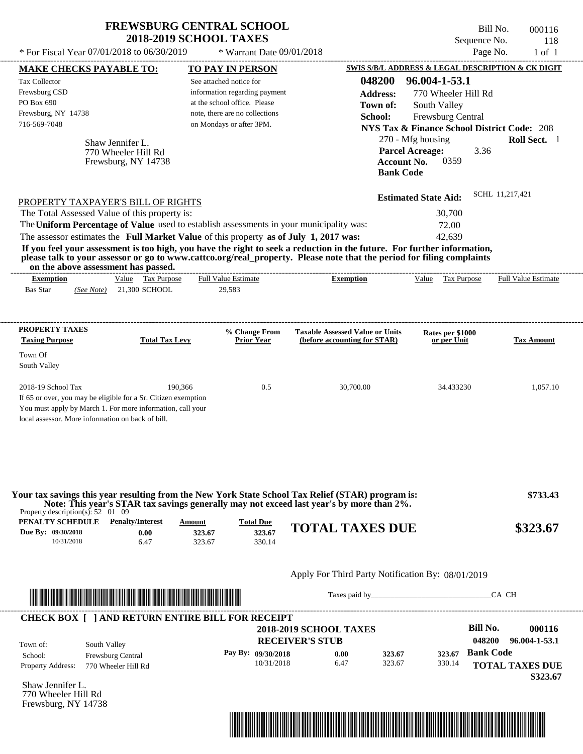# FREWSBURG CENTRAL SCHOOL
## 2018-2019 SCHOOL TAXES

\* For Fiscal Year 07/01/2018 to 06/30/2019 \* Warrant Date 09/01/2018

Bill No. 000116
Sequence No. 118
Page No. 1 of 1

| MAKE CHECKS PAYABLE TO: | TO PAY IN PERSON | SWIS S/B/L ADDRESS & LEGAL DESCRIPTION & CK DIGIT |
|---|---|---|
| Tax Collector<br>Frewsburg CSD<br>PO Box 690<br>Frewsburg, NY 14738<br>716-569-7048 | See attached notice for information regarding payment at the school office. Please note, there are no collections on Mondays or after 3PM. | **048200 96.004-1-53.1**<br>**Address:** 770 Wheeler Hill Rd<br>**Town of:** South Valley<br>**School:** Frewsburg Central<br>**NYS Tax & Finance School District Code:** 208<br>270 - Mfg housing **Roll Sect.** 1<br>**Parcel Acreage:** 3.36<br>**Account No.** 0359<br>**Bank Code** |

Shaw Jennifer L.
770 Wheeler Hill Rd
Frewsburg, NY 14738

**Estimated State Aid:** SCHL 11,217,421

PROPERTY TAXPAYER'S BILL OF RIGHTS

The Total Assessed Value of this property is: 30,700

The **Uniform Percentage of Value** used to establish assessments in your municipality was: 72.00

The assessor estimates the **Full Market Value** of this property **as of July 1, 2017 was:** 42,639

**If you feel your assessment is too high, you have the right to seek a reduction in the future. For further information, please talk to your assessor or go to www.cattco.org/real_property. Please note that the period for filing complaints on the above assessment has passed.**

| Exemption | Value | Tax Purpose | Full Value Estimate | Exemption | Value | Tax Purpose | Full Value Estimate |
|---|---|---|---|---|---|---|---|
| Bas Star *(See Note)* | 21,300 | SCHOOL | 29,583 | | | | |

| PROPERTY TAXES Taxing Purpose | Total Tax Levy | % Change From Prior Year | Taxable Assessed Value or Units (before accounting for STAR) | Rates per $1000 or per Unit | Tax Amount |
|---|---|---|---|---|---|
| Town Of South Valley | | | | | |
| 2018-19 School Tax | 190,366 | 0.5 | 30,700.00 | 34.433230 | 1,057.10 |

If 65 or over, you may be eligible for a Sr. Citizen exemption
You must apply by March 1. For more information, call your local assessor. More information on back of bill.

**Your tax savings this year resulting from the New York State School Tax Relief (STAR) program is: $733.43**
**Note: This year's STAR tax savings generally may not exceed last year's by more than 2%.**

Property description(s): 52 01 09

| PENALTY SCHEDULE | Penalty/Interest | Amount | Total Due |
|---|---|---|---|
| Due By: 09/30/2018 | 0.00 | 323.67 | 323.67 |
| 10/31/2018 | 6.47 | 323.67 | 330.14 |

**TOTAL TAXES DUE $323.67**

Apply For Third Party Notification By: 08/01/2019

Taxes paid by\_\_\_\_\_\_\_\_\_\_\_\_\_\_\_\_\_\_\_\_\_\_\_\_\_\_\_\_\_\_CA CH

**CHECK BOX [ ] AND RETURN ENTIRE BILL FOR RECEIPT**

**2018-2019 SCHOOL TAXES**
**RECEIVER'S STUB**

**Bill No. 000116**
**048200 96.004-1-53.1**

Town of: South Valley
School: Frewsburg Central
Property Address: 770 Wheeler Hill Rd

| Pay By: | | | |
|---|---|---|---|
| 09/30/2018 | 0.00 | 323.67 | 323.67 |
| 10/31/2018 | 6.47 | 323.67 | 330.14 |

**Bank Code**

**TOTAL TAXES DUE $323.67**

Shaw Jennifer L.
770 Wheeler Hill Rd
Frewsburg, NY 14738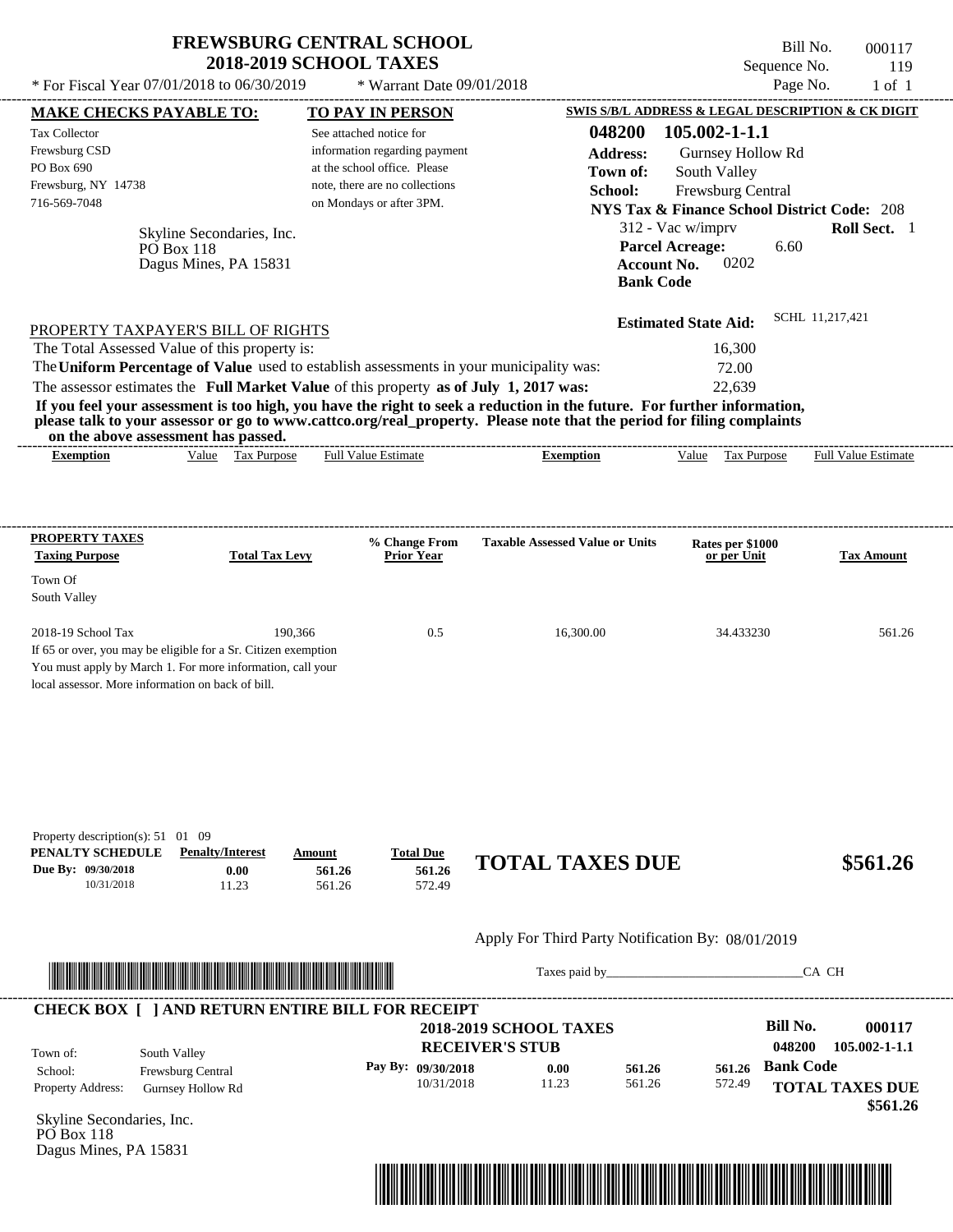# FREWSBURG CENTRAL SCHOOL
## 2018-2019 SCHOOL TAXES

\* For Fiscal Year 07/01/2018 to 06/30/2019 \* Warrant Date 09/01/2018

Bill No. 000117
Sequence No. 119
Page No. 1 of 1

| MAKE CHECKS PAYABLE TO: | TO PAY IN PERSON | SWIS S/B/L ADDRESS & LEGAL DESCRIPTION & CK DIGIT |
|---|---|---|
| Tax Collector<br>Frewsburg CSD<br>PO Box 690<br>Frewsburg, NY 14738<br>716-569-7048 | See attached notice for information regarding payment at the school office. Please note, there are no collections on Mondays or after 3PM. | **048200 105.002-1-1.1**<br>**Address:** Gurnsey Hollow Rd<br>**Town of:** South Valley<br>**School:** Frewsburg Central<br>**NYS Tax & Finance School District Code:** 208<br>312 - Vac w/imprv **Roll Sect.** 1<br>**Parcel Acreage:** 6.60<br>**Account No.** 0202<br>**Bank Code** |

Skyline Secondaries, Inc.
PO Box 118
Dagus Mines, PA 15831

**Estimated State Aid:** SCHL 11,217,421

PROPERTY TAXPAYER'S BILL OF RIGHTS

The Total Assessed Value of this property is: 16,300
The **Uniform Percentage of Value** used to establish assessments in your municipality was: 72.00
The assessor estimates the **Full Market Value** of this property **as of July 1, 2017 was:** 22,639

**If you feel your assessment is too high, you have the right to seek a reduction in the future. For further information, please talk to your assessor or go to www.cattco.org/real_property. Please note that the period for filing complaints on the above assessment has passed.**

| Exemption | Value | Tax Purpose | Full Value Estimate | Exemption | Value | Tax Purpose | Full Value Estimate |
|---|---|---|---|---|---|---|---|

**PROPERTY TAXES**

| Taxing Purpose | Total Tax Levy | % Change From Prior Year | Taxable Assessed Value or Units | Rates per $1000 or per Unit | Tax Amount |
|---|---|---|---|---|---|
| Town Of South Valley | | | | | |
| 2018-19 School Tax | 190,366 | 0.5 | 16,300.00 | 34.433230 | 561.26 |

If 65 or over, you may be eligible for a Sr. Citizen exemption
You must apply by March 1. For more information, call your local assessor. More information on back of bill.

Property description(s): 51 01 09

| PENALTY SCHEDULE | Penalty/Interest | Amount | Total Due |
|---|---|---|---|
| Due By: 09/30/2018 | 0.00 | 561.26 | 561.26 |
| 10/31/2018 | 11.23 | 561.26 | 572.49 |

**TOTAL TAXES DUE $561.26**

Apply For Third Party Notification By: 08/01/2019

Taxes paid by_______________________________ CA CH

**CHECK BOX [ ] AND RETURN ENTIRE BILL FOR RECEIPT**

**2018-2019 SCHOOL TAXES**
**RECEIVER'S STUB**

Town of: South Valley
School: Frewsburg Central
Property Address: Gurnsey Hollow Rd

| Pay By: | | | |
|---|---|---|---|
| 09/30/2018 | 0.00 | 561.26 | 561.26 |
| 10/31/2018 | 11.23 | 561.26 | 572.49 |

**Bill No. 000117**
**048200 105.002-1-1.1**
**Bank Code**
**TOTAL TAXES DUE $561.26**

Skyline Secondaries, Inc.
PO Box 118
Dagus Mines, PA 15831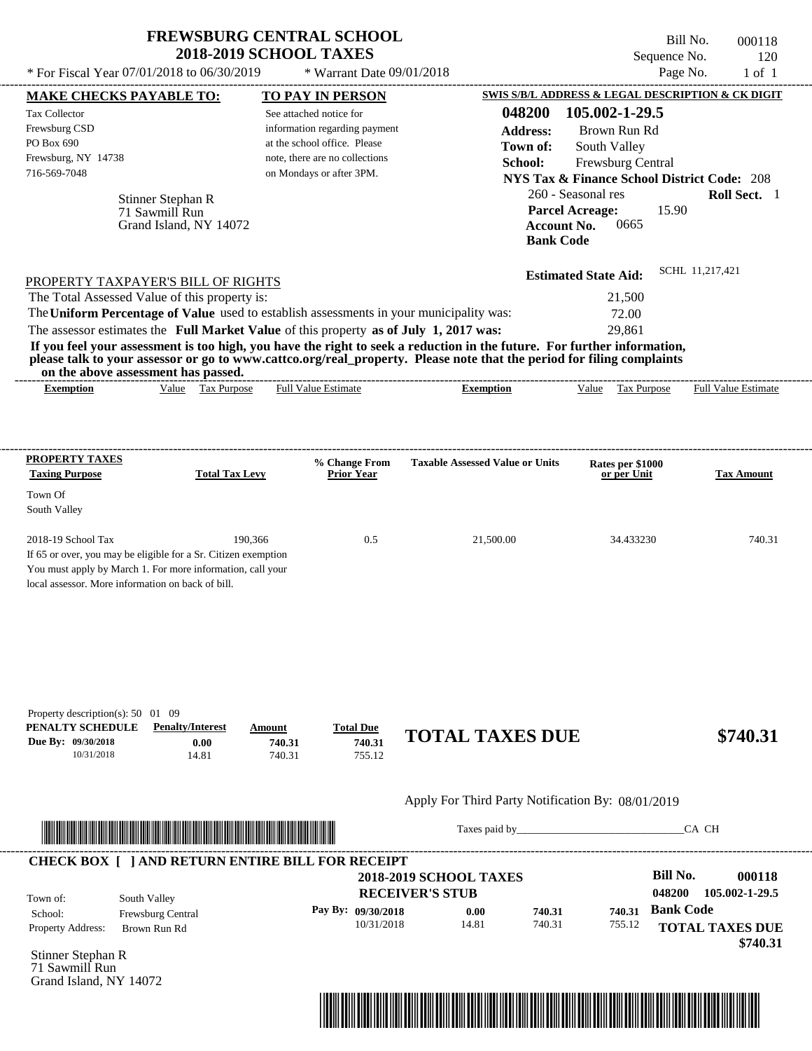# FREWSBURG CENTRAL SCHOOL
## 2018-2019 SCHOOL TAXES

Bill No. 000118
Sequence No. 120
Page No. 1 of 1

\* For Fiscal Year 07/01/2018 to 06/30/2019 \* Warrant Date 09/01/2018

**MAKE CHECKS PAYABLE TO:**

Tax Collector
Frewsburg CSD
PO Box 690
Frewsburg, NY 14738
716-569-7048

**TO PAY IN PERSON**

See attached notice for information regarding payment at the school office. Please note, there are no collections on Mondays or after 3PM.

**SWIS S/B/L ADDRESS & LEGAL DESCRIPTION & CK DIGIT**

**048200 105.002-1-29.5**
**Address:** Brown Run Rd
**Town of:** South Valley
**School:** Frewsburg Central
**NYS Tax & Finance School District Code:** 208
260 - Seasonal res **Roll Sect.** 1
**Parcel Acreage:** 15.90
**Account No.** 0665
**Bank Code**

Stinner Stephan R
71 Sawmill Run
Grand Island, NY 14072

**Estimated State Aid:** SCHL 11,217,421

PROPERTY TAXPAYER'S BILL OF RIGHTS

The Total Assessed Value of this property is: 21,500
The **Uniform Percentage of Value** used to establish assessments in your municipality was: 72.00
The assessor estimates the **Full Market Value** of this property **as of July 1, 2017 was:** 29,861

**If you feel your assessment is too high, you have the right to seek a reduction in the future. For further information, please talk to your assessor or go to www.cattco.org/real_property. Please note that the period for filing complaints on the above assessment has passed.**

| Exemption | Value | Tax Purpose | Full Value Estimate | Exemption | Value | Tax Purpose | Full Value Estimate |
|---|---|---|---|---|---|---|---|

| PROPERTY TAXES Taxing Purpose | Total Tax Levy | % Change From Prior Year | Taxable Assessed Value or Units | Rates per $1000 or per Unit | Tax Amount |
|---|---|---|---|---|---|
| Town Of South Valley | | | | | |
| 2018-19 School Tax | 190,366 | 0.5 | 21,500.00 | 34.433230 | 740.31 |

If 65 or over, you may be eligible for a Sr. Citizen exemption
You must apply by March 1. For more information, call your local assessor. More information on back of bill.

Property description(s): 50 01 09

| PENALTY SCHEDULE | Penalty/Interest | Amount | Total Due |
|---|---|---|---|
| Due By: 09/30/2018 | 0.00 | 740.31 | 740.31 |
| 10/31/2018 | 14.81 | 740.31 | 755.12 |

**TOTAL TAXES DUE $740.31**

Apply For Third Party Notification By: 08/01/2019

Taxes paid by_______________________________CA CH

**CHECK BOX [ ] AND RETURN ENTIRE BILL FOR RECEIPT**

**2018-2019 SCHOOL TAXES**
**RECEIVER'S STUB**

**Bill No. 000118**
**048200 105.002-1-29.5**

Town of: South Valley
School: Frewsburg Central
Property Address: Brown Run Rd

| Pay By: | | | |
|---|---|---|---|
| 09/30/2018 | 0.00 | 740.31 | 740.31 |
| 10/31/2018 | 14.81 | 740.31 | 755.12 |

**Bank Code**

**TOTAL TAXES DUE $740.31**

Stinner Stephan R
71 Sawmill Run
Grand Island, NY 14072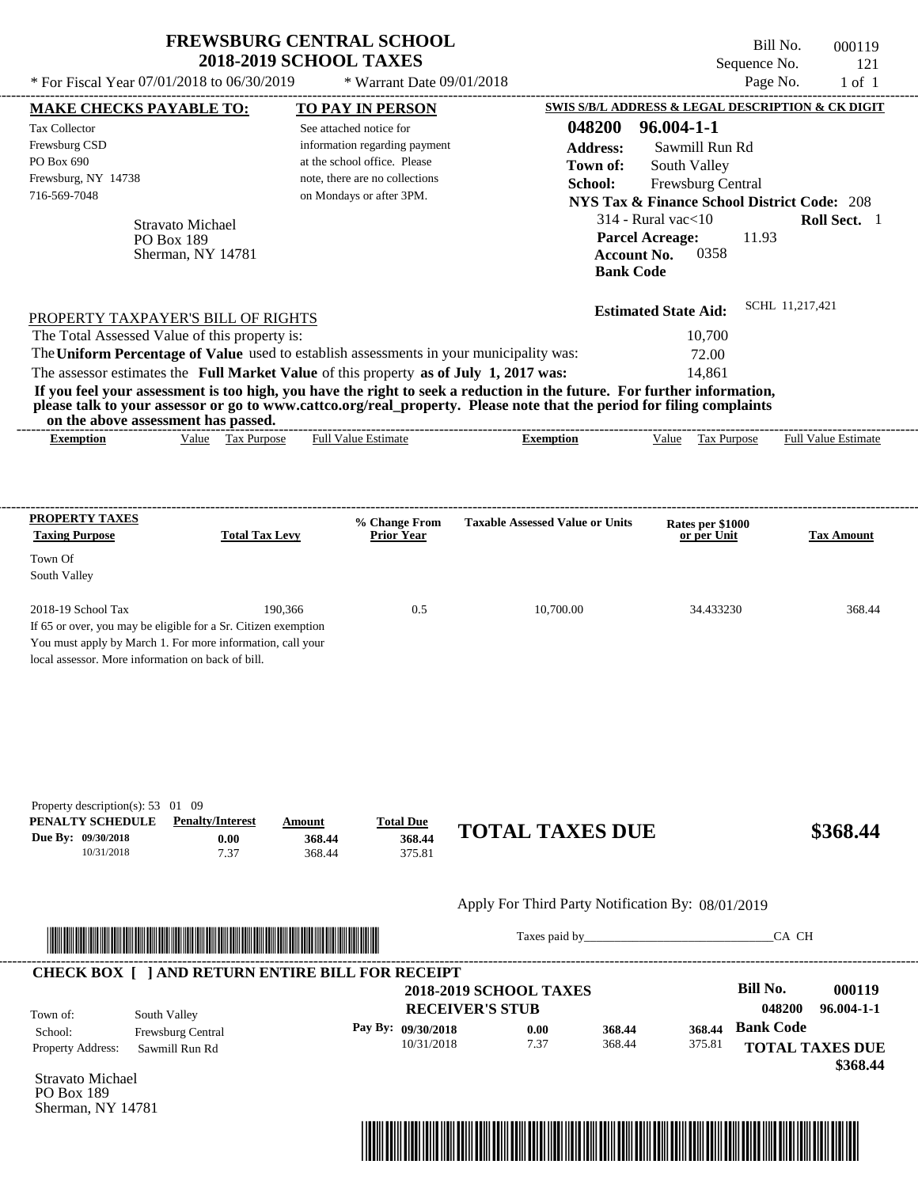# FREWSBURG CENTRAL SCHOOL
## 2018-2019 SCHOOL TAXES

\* For Fiscal Year 07/01/2018 to 06/30/2019 \* Warrant Date 09/01/2018

Bill No. 000119
Sequence No. 121
Page No. 1 of 1

**MAKE CHECKS PAYABLE TO:**

Tax Collector
Frewsburg CSD
PO Box 690
Frewsburg, NY 14738
716-569-7048

Stravato Michael
PO Box 189
Sherman, NY 14781

**TO PAY IN PERSON**

See attached notice for information regarding payment at the school office. Please note, there are no collections on Mondays or after 3PM.

**SWIS S/B/L ADDRESS & LEGAL DESCRIPTION & CK DIGIT**

**048200 96.004-1-1**
**Address:** Sawmill Run Rd
**Town of:** South Valley
**School:** Frewsburg Central
**NYS Tax & Finance School District Code:** 208
314 - Rural vac<10 **Roll Sect.** 1
**Parcel Acreage:** 11.93
**Account No.** 0358
**Bank Code**

**Estimated State Aid:** SCHL 11,217,421

PROPERTY TAXPAYER'S BILL OF RIGHTS

The Total Assessed Value of this property is: 10,700
The **Uniform Percentage of Value** used to establish assessments in your municipality was: 72.00
The assessor estimates the **Full Market Value** of this property **as of July 1, 2017 was:** 14,861

**If you feel your assessment is too high, you have the right to seek a reduction in the future. For further information, please talk to your assessor or go to www.cattco.org/real_property. Please note that the period for filing complaints on the above assessment has passed.**

| Exemption | Value | Tax Purpose | Full Value Estimate | Exemption | Value | Tax Purpose | Full Value Estimate |
|---|---|---|---|---|---|---|---|

| PROPERTY TAXES Taxing Purpose | Total Tax Levy | % Change From Prior Year | Taxable Assessed Value or Units | Rates per $1000 or per Unit | Tax Amount |
|---|---|---|---|---|---|
| Town Of South Valley | | | | | |
| 2018-19 School Tax | 190,366 | 0.5 | 10,700.00 | 34.433230 | 368.44 |

If 65 or over, you may be eligible for a Sr. Citizen exemption You must apply by March 1. For more information, call your local assessor. More information on back of bill.

Property description(s): 53 01 09

| PENALTY SCHEDULE | Penalty/Interest | Amount | Total Due |
|---|---|---|---|
| Due By: 09/30/2018 | 0.00 | 368.44 | 368.44 |
| 10/31/2018 | 7.37 | 368.44 | 375.81 |

**TOTAL TAXES DUE $368.44**

Apply For Third Party Notification By: 08/01/2019

Taxes paid by_______________________________CA CH

**CHECK BOX [ ] AND RETURN ENTIRE BILL FOR RECEIPT**

**2018-2019 SCHOOL TAXES**
**RECEIVER'S STUB**

**Bill No. 000119**
**048200 96.004-1-1**

Town of: South Valley
School: Frewsburg Central
Property Address: Sawmill Run Rd

| Pay By: | | | |
|---|---|---|---|
| 09/30/2018 | 0.00 | 368.44 | 368.44 |
| 10/31/2018 | 7.37 | 368.44 | 375.81 |

**Bank Code**

**TOTAL TAXES DUE $368.44**

Stravato Michael
PO Box 189
Sherman, NY 14781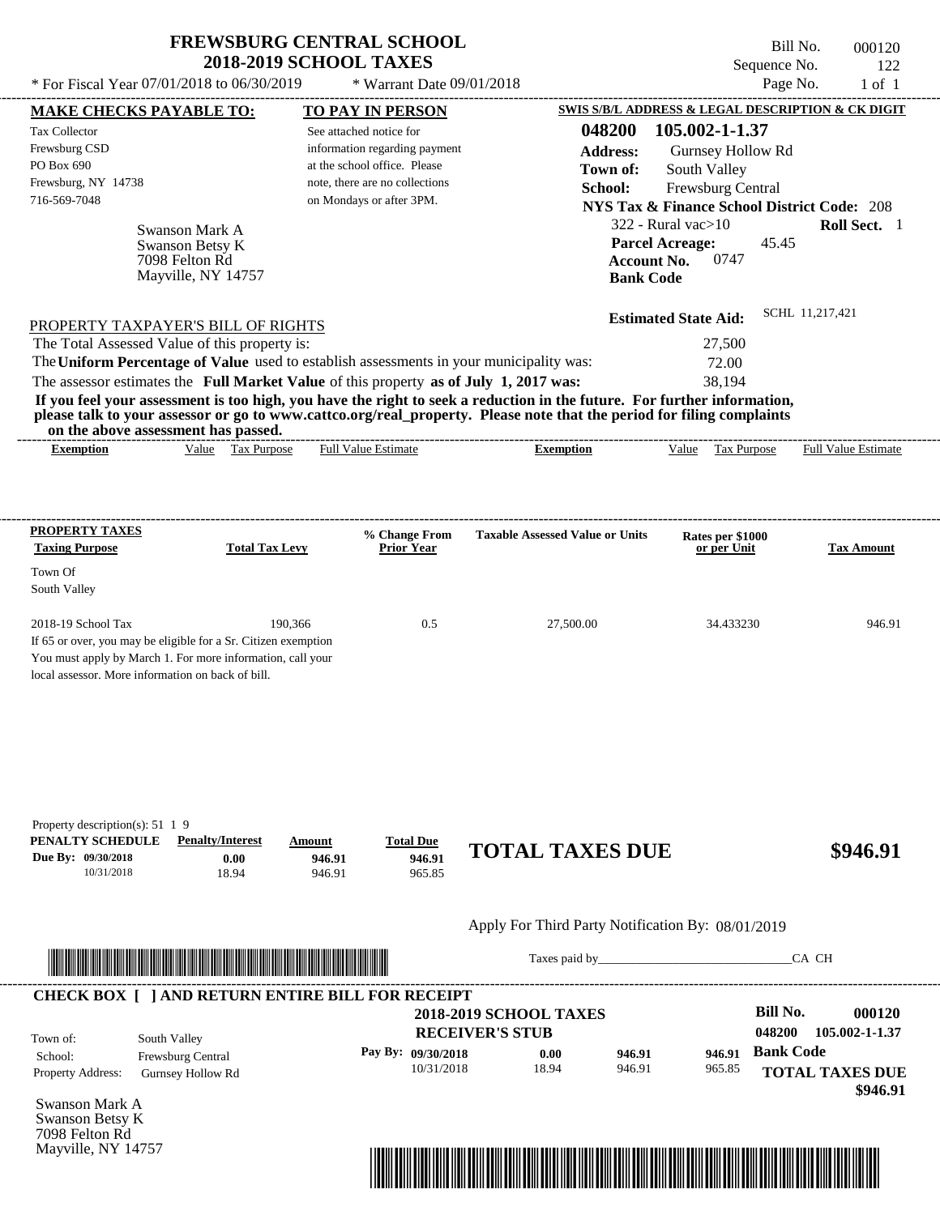# FREWSBURG CENTRAL SCHOOL
## 2018-2019 SCHOOL TAXES

Bill No. 000120
Sequence No. 122
Page No. 1 of 1

\* For Fiscal Year 07/01/2018 to 06/30/2019 \* Warrant Date 09/01/2018

**MAKE CHECKS PAYABLE TO:**

Tax Collector
Frewsburg CSD
PO Box 690
Frewsburg, NY 14738
716-569-7048

**TO PAY IN PERSON**

See attached notice for information regarding payment at the school office. Please note, there are no collections on Mondays or after 3PM.

**SWIS S/B/L ADDRESS & LEGAL DESCRIPTION & CK DIGIT**

**048200 105.002-1-1.37**
**Address:** Gurnsey Hollow Rd
**Town of:** South Valley
**School:** Frewsburg Central
**NYS Tax & Finance School District Code:** 208
322 - Rural vac>10 **Roll Sect.** 1
**Parcel Acreage:** 45.45
**Account No.** 0747
**Bank Code**

Swanson Mark A
Swanson Betsy K
7098 Felton Rd
Mayville, NY 14757

**Estimated State Aid:** SCHL 11,217,421

PROPERTY TAXPAYER'S BILL OF RIGHTS

The Total Assessed Value of this property is: 27,500
The **Uniform Percentage of Value** used to establish assessments in your municipality was: 72.00
The assessor estimates the **Full Market Value** of this property **as of July 1, 2017 was:** 38,194

**If you feel your assessment is too high, you have the right to seek a reduction in the future. For further information, please talk to your assessor or go to www.cattco.org/real_property. Please note that the period for filing complaints on the above assessment has passed.**

| Exemption | Value | Tax Purpose | Full Value Estimate | Exemption | Value | Tax Purpose | Full Value Estimate |
|---|---|---|---|---|---|---|---|

| PROPERTY TAXES Taxing Purpose | Total Tax Levy | % Change From Prior Year | Taxable Assessed Value or Units | Rates per $1000 or per Unit | Tax Amount |
|---|---|---|---|---|---|
| Town Of South Valley | | | | | |
| 2018-19 School Tax | 190,366 | 0.5 | 27,500.00 | 34.433230 | 946.91 |

If 65 or over, you may be eligible for a Sr. Citizen exemption
You must apply by March 1. For more information, call your local assessor. More information on back of bill.

Property description(s): 51 1 9

| PENALTY SCHEDULE | Penalty/Interest | Amount | Total Due |
|---|---|---|---|
| Due By: 09/30/2018 | 0.00 | 946.91 | 946.91 |
| 10/31/2018 | 18.94 | 946.91 | 965.85 |

**TOTAL TAXES DUE $946.91**

Apply For Third Party Notification By: 08/01/2019

Taxes paid by\_\_\_\_\_\_\_\_\_\_\_\_\_\_\_\_\_\_\_\_\_\_\_\_\_\_\_\_\_\_CA CH

**CHECK BOX [ ] AND RETURN ENTIRE BILL FOR RECEIPT**

**2018-2019 SCHOOL TAXES**
**RECEIVER'S STUB**

**Bill No. 000120**
**048200 105.002-1-1.37**

Town of: South Valley
School: Frewsburg Central
Property Address: Gurnsey Hollow Rd

| Pay By: | | | |
|---|---|---|---|
| 09/30/2018 | 0.00 | 946.91 | 946.91 |
| 10/31/2018 | 18.94 | 946.91 | 965.85 |

**Bank Code**

**TOTAL TAXES DUE $946.91**

Swanson Mark A
Swanson Betsy K
7098 Felton Rd
Mayville, NY 14757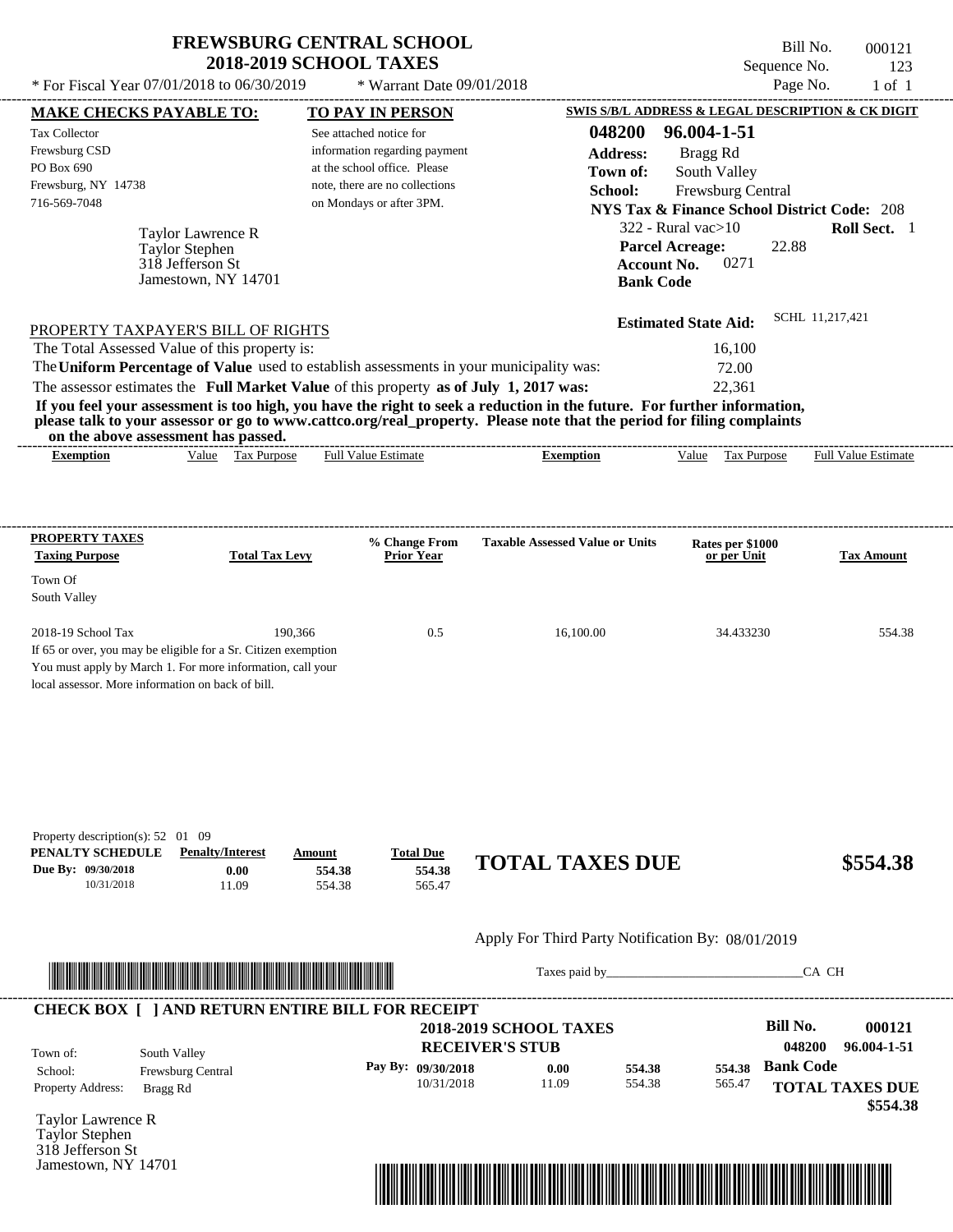# FREWSBURG CENTRAL SCHOOL
## 2018-2019 SCHOOL TAXES

\* For Fiscal Year 07/01/2018 to 06/30/2019 \* Warrant Date 09/01/2018

Bill No. 000121
Sequence No. 123
Page No. 1 of 1

**MAKE CHECKS PAYABLE TO:**

Tax Collector
Frewsburg CSD
PO Box 690
Frewsburg, NY 14738
716-569-7048

**TO PAY IN PERSON**

See attached notice for information regarding payment at the school office. Please note, there are no collections on Mondays or after 3PM.

**SWIS S/B/L ADDRESS & LEGAL DESCRIPTION & CK DIGIT**

**048200 96.004-1-51**
**Address:** Bragg Rd
**Town of:** South Valley
**School:** Frewsburg Central
**NYS Tax & Finance School District Code:** 208
322 - Rural vac>10 **Roll Sect.** 1
**Parcel Acreage:** 22.88
**Account No.** 0271
**Bank Code**

Taylor Lawrence R
Taylor Stephen
318 Jefferson St
Jamestown, NY 14701

**Estimated State Aid:** SCHL 11,217,421

PROPERTY TAXPAYER'S BILL OF RIGHTS

The Total Assessed Value of this property is: 16,100
The **Uniform Percentage of Value** used to establish assessments in your municipality was: 72.00
The assessor estimates the **Full Market Value** of this property **as of July 1, 2017 was:** 22,361

**If you feel your assessment is too high, you have the right to seek a reduction in the future. For further information, please talk to your assessor or go to www.cattco.org/real_property. Please note that the period for filing complaints on the above assessment has passed.**

| Exemption | Value | Tax Purpose | Full Value Estimate | Exemption | Value | Tax Purpose | Full Value Estimate |
|---|---|---|---|---|---|---|---|

| PROPERTY TAXES Taxing Purpose | Total Tax Levy | % Change From Prior Year | Taxable Assessed Value or Units | Rates per $1000 or per Unit | Tax Amount |
|---|---|---|---|---|---|
| Town Of South Valley | | | | | |
| 2018-19 School Tax | 190,366 | 0.5 | 16,100.00 | 34.433230 | 554.38 |

If 65 or over, you may be eligible for a Sr. Citizen exemption You must apply by March 1. For more information, call your local assessor. More information on back of bill.

Property description(s): 52 01 09

| PENALTY SCHEDULE | Penalty/Interest | Amount | Total Due |
|---|---|---|---|
| Due By: 09/30/2018 | 0.00 | 554.38 | 554.38 |
| 10/31/2018 | 11.09 | 554.38 | 565.47 |

**TOTAL TAXES DUE $554.38**

Apply For Third Party Notification By: 08/01/2019

Taxes paid by_______________________________CA CH

**CHECK BOX [ ] AND RETURN ENTIRE BILL FOR RECEIPT**

**2018-2019 SCHOOL TAXES**
**RECEIVER'S STUB**

**Bill No. 000121**
**048200 96.004-1-51**

Town of: South Valley
School: Frewsburg Central
Property Address: Bragg Rd

| Pay By: | | | |
|---|---|---|---|
| 09/30/2018 | 0.00 | 554.38 | 554.38 |
| 10/31/2018 | 11.09 | 554.38 | 565.47 |

**Bank Code**

**TOTAL TAXES DUE $554.38**

Taylor Lawrence R
Taylor Stephen
318 Jefferson St
Jamestown, NY 14701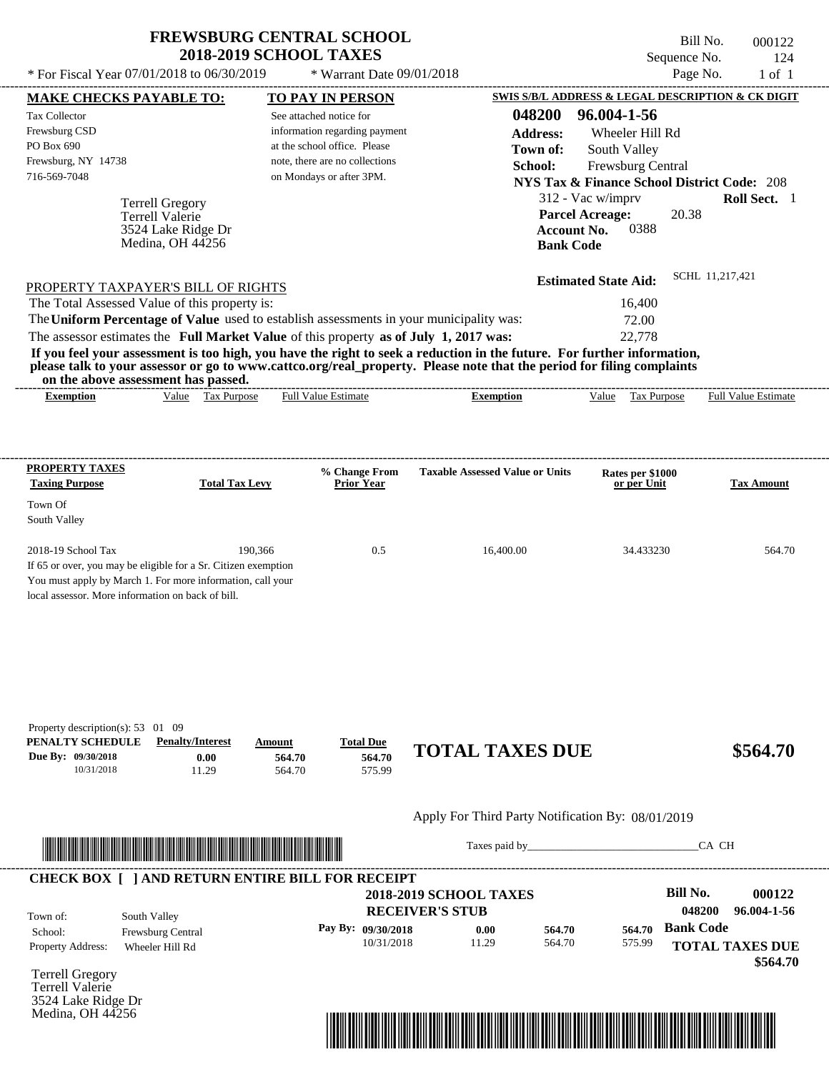# FREWSBURG CENTRAL SCHOOL
## 2018-2019 SCHOOL TAXES

\* For Fiscal Year 07/01/2018 to 06/30/2019 \* Warrant Date 09/01/2018

Bill No. 000122
Sequence No. 124
Page No. 1 of 1

| MAKE CHECKS PAYABLE TO: | TO PAY IN PERSON | SWIS S/B/L ADDRESS & LEGAL DESCRIPTION & CK DIGIT |
|---|---|---|
| Tax Collector<br>Frewsburg CSD<br>PO Box 690<br>Frewsburg, NY 14738<br>716-569-7048 | See attached notice for information regarding payment at the school office. Please note, there are no collections on Mondays or after 3PM. | **048200 96.004-1-56**<br>**Address:** Wheeler Hill Rd<br>**Town of:** South Valley<br>**School:** Frewsburg Central<br>**NYS Tax & Finance School District Code:** 208<br>312 - Vac w/imprv **Roll Sect.** 1<br>**Parcel Acreage:** 20.38<br>**Account No.** 0388<br>**Bank Code** |

Terrell Gregory
Terrell Valerie
3524 Lake Ridge Dr
Medina, OH 44256

**Estimated State Aid:** SCHL 11,217,421

PROPERTY TAXPAYER'S BILL OF RIGHTS

The Total Assessed Value of this property is: 16,400
The **Uniform Percentage of Value** used to establish assessments in your municipality was: 72.00
The assessor estimates the **Full Market Value** of this property **as of July 1, 2017 was:** 22,778

**If you feel your assessment is too high, you have the right to seek a reduction in the future. For further information, please talk to your assessor or go to www.cattco.org/real_property. Please note that the period for filing complaints on the above assessment has passed.**

| Exemption | Value | Tax Purpose | Full Value Estimate | Exemption | Value | Tax Purpose | Full Value Estimate |
|---|---|---|---|---|---|---|---|

| PROPERTY TAXES Taxing Purpose | Total Tax Levy | % Change From Prior Year | Taxable Assessed Value or Units | Rates per $1000 or per Unit | Tax Amount |
|---|---|---|---|---|---|
| Town Of South Valley | | | | | |
| 2018-19 School Tax | 190,366 | 0.5 | 16,400.00 | 34.433230 | 564.70 |

If 65 or over, you may be eligible for a Sr. Citizen exemption
You must apply by March 1. For more information, call your local assessor. More information on back of bill.

Property description(s): 53 01 09

| PENALTY SCHEDULE | Penalty/Interest | Amount | Total Due |
|---|---|---|---|
| Due By: 09/30/2018 | 0.00 | 564.70 | 564.70 |
| 10/31/2018 | 11.29 | 564.70 | 575.99 |

**TOTAL TAXES DUE $564.70**

Apply For Third Party Notification By: 08/01/2019

Taxes paid by_______________________________CA CH

**CHECK BOX [ ] AND RETURN ENTIRE BILL FOR RECEIPT**

**2018-2019 SCHOOL TAXES**
**RECEIVER'S STUB**

**Bill No. 000122**
**048200 96.004-1-56**

Town of: South Valley
School: Frewsburg Central
Property Address: Wheeler Hill Rd

| Pay By: | Penalty/Interest | Amount | Total Due |
|---|---|---|---|
| 09/30/2018 | 0.00 | 564.70 | 564.70 |
| 10/31/2018 | 11.29 | 564.70 | 575.99 |

**Bank Code**

**TOTAL TAXES DUE $564.70**

Terrell Gregory
Terrell Valerie
3524 Lake Ridge Dr
Medina, OH 44256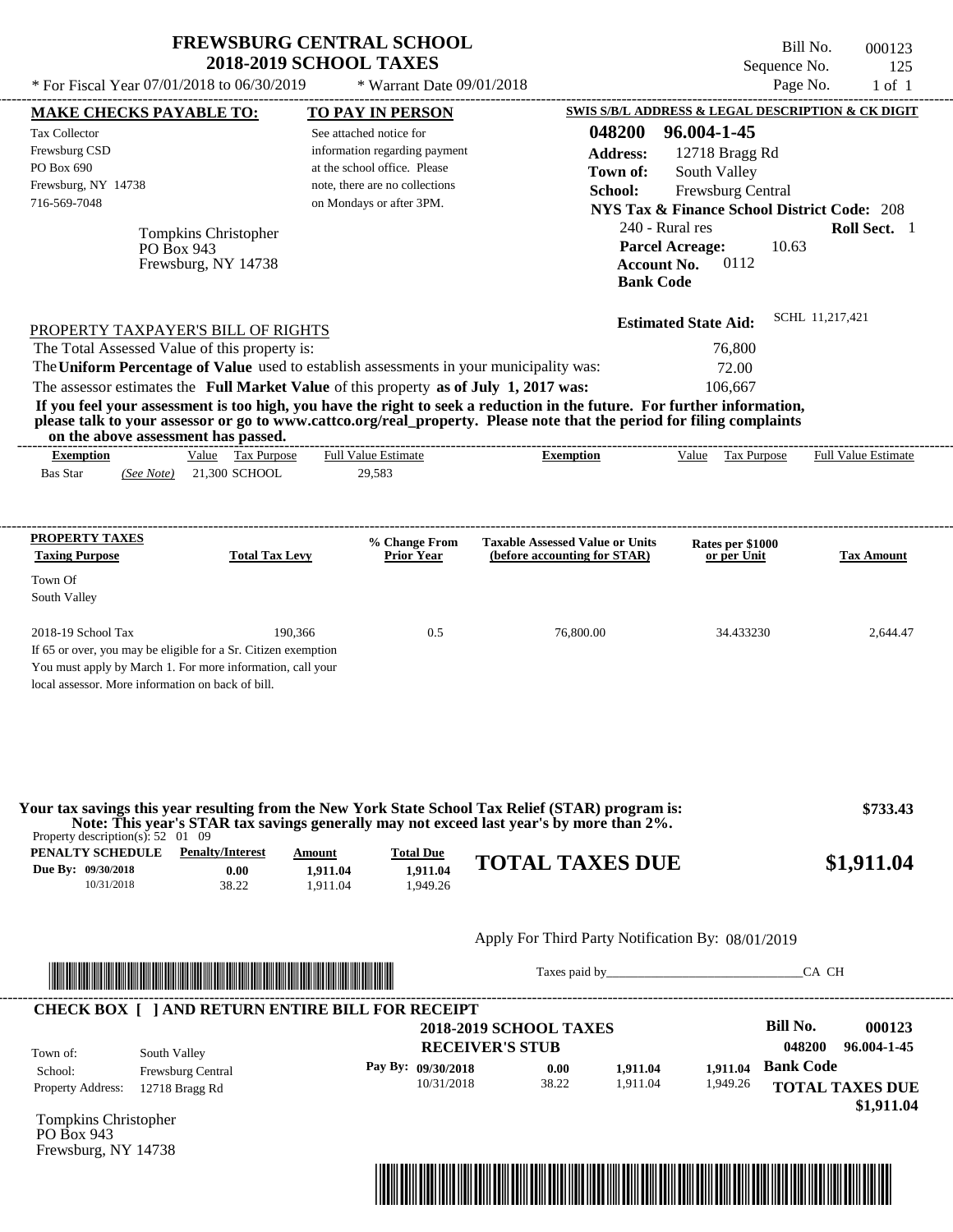# FREWSBURG CENTRAL SCHOOL
## 2018-2019 SCHOOL TAXES

\* For Fiscal Year 07/01/2018 to 06/30/2019 \* Warrant Date 09/01/2018

Bill No. 000123
Sequence No. 125
Page No. 1 of 1

**MAKE CHECKS PAYABLE TO:**
Tax Collector
Frewsburg CSD
PO Box 690
Frewsburg, NY 14738
716-569-7048

**TO PAY IN PERSON**
See attached notice for information regarding payment at the school office. Please note, there are no collections on Mondays or after 3PM.

**SWIS S/B/L ADDRESS & LEGAL DESCRIPTION & CK DIGIT**
**048200 96.004-1-45**
**Address:** 12718 Bragg Rd
**Town of:** South Valley
**School:** Frewsburg Central
**NYS Tax & Finance School District Code:** 208
240 - Rural res **Roll Sect.** 1
**Parcel Acreage:** 10.63
**Account No.** 0112
**Bank Code**

Tompkins Christopher
PO Box 943
Frewsburg, NY 14738

**Estimated State Aid:** SCHL 11,217,421

PROPERTY TAXPAYER'S BILL OF RIGHTS

| | |
|---|---|
| The Total Assessed Value of this property is: | 76,800 |
| The **Uniform Percentage of Value** used to establish assessments in your municipality was: | 72.00 |
| The assessor estimates the **Full Market Value** of this property **as of July 1, 2017 was:** | 106,667 |

**If you feel your assessment is too high, you have the right to seek a reduction in the future. For further information, please talk to your assessor or go to www.cattco.org/real_property. Please note that the period for filing complaints on the above assessment has passed.**

| Exemption | Value | Tax Purpose | Full Value Estimate | Exemption | Value | Tax Purpose | Full Value Estimate |
|---|---|---|---|---|---|---|---|
| Bas Star *(See Note)* | 21,300 | SCHOOL | 29,583 | | | | |

| PROPERTY TAXES Taxing Purpose | Total Tax Levy | % Change From Prior Year | Taxable Assessed Value or Units (before accounting for STAR) | Rates per $1000 or per Unit | Tax Amount |
|---|---|---|---|---|---|
| Town Of South Valley | | | | | |
| 2018-19 School Tax | 190,366 | 0.5 | 76,800.00 | 34.433230 | 2,644.47 |

If 65 or over, you may be eligible for a Sr. Citizen exemption
You must apply by March 1. For more information, call your local assessor. More information on back of bill.

**Your tax savings this year resulting from the New York State School Tax Relief (STAR) program is: $733.43**
**Note: This year's STAR tax savings generally may not exceed last year's by more than 2%.**

Property description(s): 52 01 09

| PENALTY SCHEDULE | Penalty/Interest | Amount | Total Due |
|---|---|---|---|
| Due By: 09/30/2018 | 0.00 | 1,911.04 | 1,911.04 |
| 10/31/2018 | 38.22 | 1,911.04 | 1,949.26 |

**TOTAL TAXES DUE $1,911.04**

Apply For Third Party Notification By: 08/01/2019

Taxes paid by______________________________CA CH

**CHECK BOX [ ] AND RETURN ENTIRE BILL FOR RECEIPT**

**2018-2019 SCHOOL TAXES**
**RECEIVER'S STUB**

**Bill No. 000123**
**048200 96.004-1-45**

Town of: South Valley
School: Frewsburg Central
Property Address: 12718 Bragg Rd

| Pay By: | | | |
|---|---|---|---|
| 09/30/2018 | 0.00 | 1,911.04 | 1,911.04 |
| 10/31/2018 | 38.22 | 1,911.04 | 1,949.26 |

**Bank Code**
**TOTAL TAXES DUE $1,911.04**

Tompkins Christopher
PO Box 943
Frewsburg, NY 14738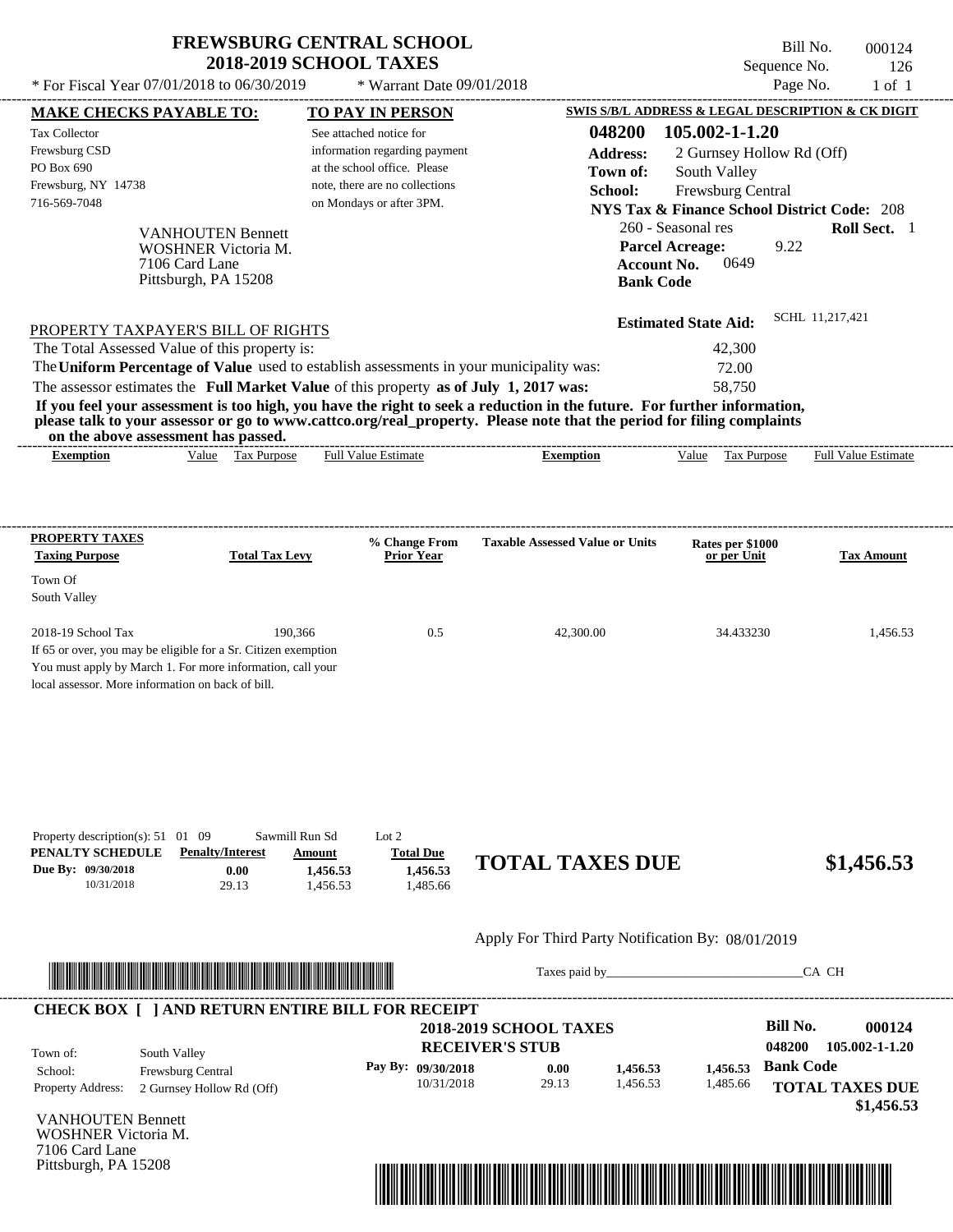# FREWSBURG CENTRAL SCHOOL
## 2018-2019 SCHOOL TAXES

Bill No. 000124
Sequence No. 126
Page No. 1 of 1

\* For Fiscal Year 07/01/2018 to 06/30/2019 \* Warrant Date 09/01/2018

**MAKE CHECKS PAYABLE TO:**
Tax Collector
Frewsburg CSD
PO Box 690
Frewsburg, NY 14738
716-569-7048

**TO PAY IN PERSON**
See attached notice for information regarding payment at the school office. Please note, there are no collections on Mondays or after 3PM.

**SWIS S/B/L ADDRESS & LEGAL DESCRIPTION & CK DIGIT**
**048200 105.002-1-1.20**
**Address:** 2 Gurnsey Hollow Rd (Off)
**Town of:** South Valley
**School:** Frewsburg Central
**NYS Tax & Finance School District Code:** 208
260 - Seasonal res **Roll Sect.** 1
**Parcel Acreage:** 9.22
**Account No.** 0649
**Bank Code**

VANHOUTEN Bennett
WOSHNER Victoria M.
7106 Card Lane
Pittsburgh, PA 15208

**Estimated State Aid:** SCHL 11,217,421

PROPERTY TAXPAYER'S BILL OF RIGHTS

The Total Assessed Value of this property is: 42,300
The **Uniform Percentage of Value** used to establish assessments in your municipality was: 72.00
The assessor estimates the **Full Market Value** of this property **as of July 1, 2017 was:** 58,750

**If you feel your assessment is too high, you have the right to seek a reduction in the future. For further information, please talk to your assessor or go to www.cattco.org/real_property. Please note that the period for filing complaints on the above assessment has passed.**

| Exemption | Value | Tax Purpose | Full Value Estimate | Exemption | Value | Tax Purpose | Full Value Estimate |
|---|---|---|---|---|---|---|---|

**PROPERTY TAXES**

| Taxing Purpose | Total Tax Levy | % Change From Prior Year | Taxable Assessed Value or Units | Rates per $1000 or per Unit | Tax Amount |
|---|---|---|---|---|---|
| Town Of South Valley | | | | | |
| 2018-19 School Tax | 190,366 | 0.5 | 42,300.00 | 34.433230 | 1,456.53 |

If 65 or over, you may be eligible for a Sr. Citizen exemption
You must apply by March 1. For more information, call your local assessor. More information on back of bill.

Property description(s): 51 01 09 Sawmill Run Sd Lot 2

| PENALTY SCHEDULE | Penalty/Interest | Amount | Total Due |
|---|---|---|---|
| Due By: 09/30/2018 | 0.00 | 1,456.53 | 1,456.53 |
| 10/31/2018 | 29.13 | 1,456.53 | 1,485.66 |

**TOTAL TAXES DUE $1,456.53**

Apply For Third Party Notification By: 08/01/2019

Taxes paid by_______________________________CA CH

---

**CHECK BOX [ ] AND RETURN ENTIRE BILL FOR RECEIPT**

**2018-2019 SCHOOL TAXES**
**RECEIVER'S STUB**

**Bill No. 000124**
**048200 105.002-1-1.20**

Town of: South Valley
School: Frewsburg Central
Property Address: 2 Gurnsey Hollow Rd (Off)

| Pay By: | | | |
|---|---|---|---|
| 09/30/2018 | 0.00 | 1,456.53 | 1,456.53 |
| 10/31/2018 | 29.13 | 1,456.53 | 1,485.66 |

**Bank Code**

**TOTAL TAXES DUE $1,456.53**

VANHOUTEN Bennett
WOSHNER Victoria M.
7106 Card Lane
Pittsburgh, PA 15208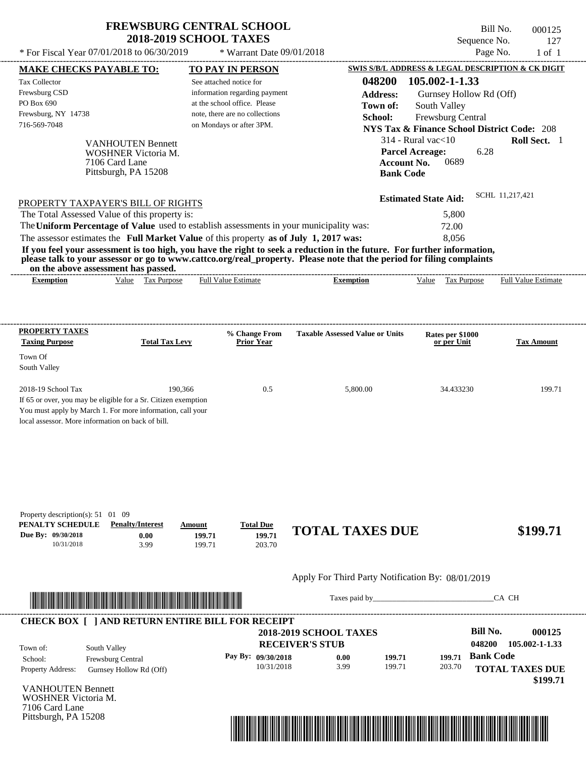# FREWSBURG CENTRAL SCHOOL
## 2018-2019 SCHOOL TAXES

Bill No. 000125
Sequence No. 127
Page No. 1 of 1

\* For Fiscal Year 07/01/2018 to 06/30/2019 \* Warrant Date 09/01/2018

**MAKE CHECKS PAYABLE TO:**
Tax Collector
Frewsburg CSD
PO Box 690
Frewsburg, NY 14738
716-569-7048

**TO PAY IN PERSON**
See attached notice for information regarding payment at the school office. Please note, there are no collections on Mondays or after 3PM.

**SWIS S/B/L ADDRESS & LEGAL DESCRIPTION & CK DIGIT**
**048200 105.002-1-1.33**
**Address:** Gurnsey Hollow Rd (Off)
**Town of:** South Valley
**School:** Frewsburg Central
**NYS Tax & Finance School District Code:** 208
314 - Rural vac<10 **Roll Sect.** 1
**Parcel Acreage:** 6.28
**Account No.** 0689
**Bank Code**

VANHOUTEN Bennett
WOSHNER Victoria M.
7106 Card Lane
Pittsburgh, PA 15208

**Estimated State Aid:** SCHL 11,217,421

PROPERTY TAXPAYER'S BILL OF RIGHTS

The Total Assessed Value of this property is: 5,800
The **Uniform Percentage of Value** used to establish assessments in your municipality was: 72.00
The assessor estimates the **Full Market Value** of this property **as of July 1, 2017 was:** 8,056

**If you feel your assessment is too high, you have the right to seek a reduction in the future. For further information, please talk to your assessor or go to www.cattco.org/real_property. Please note that the period for filing complaints on the above assessment has passed.**

| Exemption | Value | Tax Purpose | Full Value Estimate | Exemption | Value | Tax Purpose | Full Value Estimate |
|---|---|---|---|---|---|---|---|

**PROPERTY TAXES**

| Taxing Purpose | Total Tax Levy | % Change From Prior Year | Taxable Assessed Value or Units | Rates per $1000 or per Unit | Tax Amount |
|---|---|---|---|---|---|
| Town Of South Valley | | | | | |
| 2018-19 School Tax | 190,366 | 0.5 | 5,800.00 | 34.433230 | 199.71 |

If 65 or over, you may be eligible for a Sr. Citizen exemption
You must apply by March 1. For more information, call your local assessor. More information on back of bill.

Property description(s): 51 01 09

| PENALTY SCHEDULE | Penalty/Interest | Amount | Total Due |
|---|---|---|---|
| Due By: 09/30/2018 | 0.00 | 199.71 | 199.71 |
| 10/31/2018 | 3.99 | 199.71 | 203.70 |

**TOTAL TAXES DUE $199.71**

Apply For Third Party Notification By: 08/01/2019

Taxes paid by\_\_\_\_\_\_\_\_\_\_\_\_\_\_\_\_\_\_\_\_\_\_\_\_\_\_\_\_\_\_CA CH

---

**CHECK BOX [ ] AND RETURN ENTIRE BILL FOR RECEIPT**

**2018-2019 SCHOOL TAXES**
**RECEIVER'S STUB**

**Bill No. 000125**
048200 105.002-1-1.33

Town of: South Valley
School: Frewsburg Central
Property Address: Gurnsey Hollow Rd (Off)

| Pay By: | | | |
|---|---|---|---|
| 09/30/2018 | 0.00 | 199.71 | 199.71 |
| 10/31/2018 | 3.99 | 199.71 | 203.70 |

**Bank Code**
**TOTAL TAXES DUE $199.71**

VANHOUTEN Bennett
WOSHNER Victoria M.
7106 Card Lane
Pittsburgh, PA 15208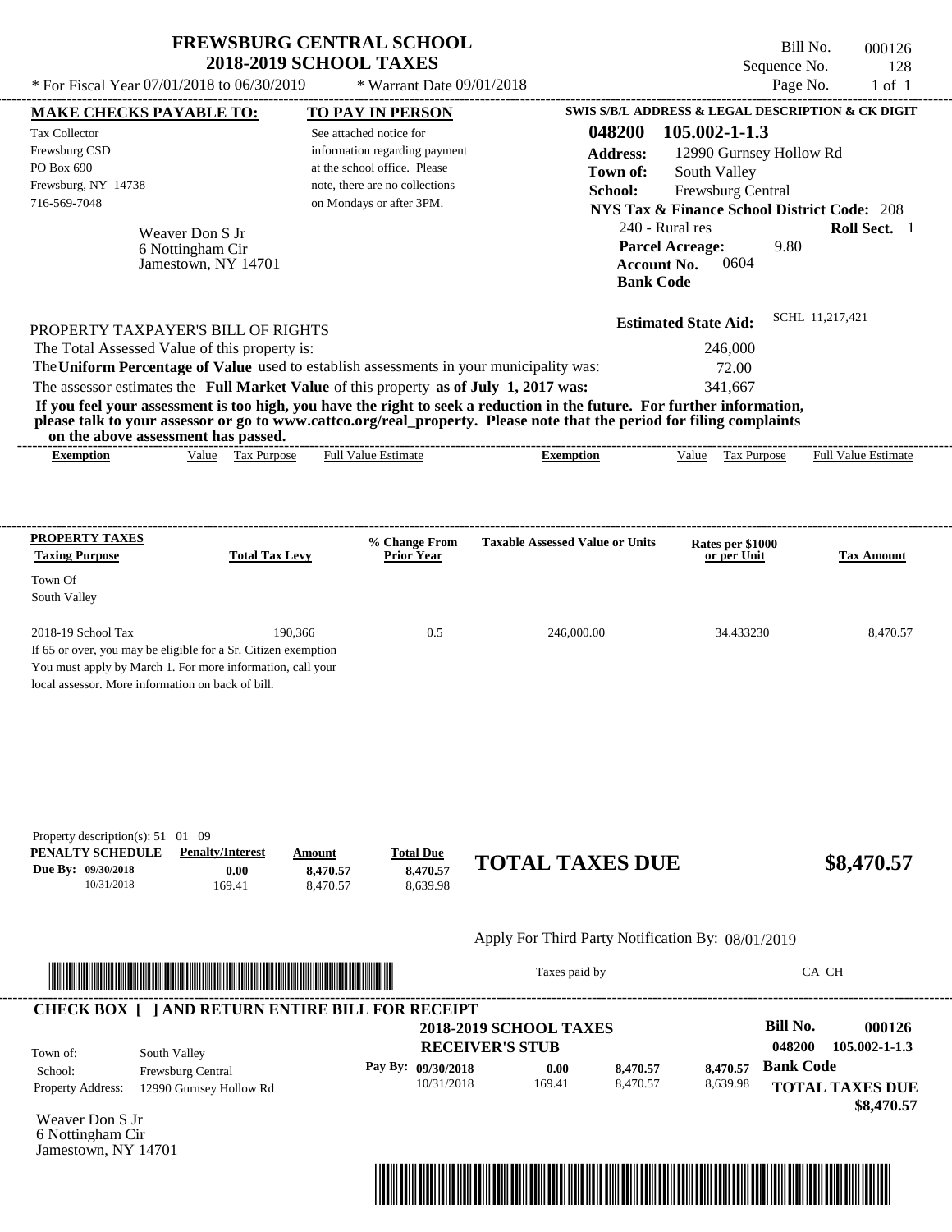# FREWSBURG CENTRAL SCHOOL
## 2018-2019 SCHOOL TAXES

\* For Fiscal Year 07/01/2018 to 06/30/2019 \* Warrant Date 09/01/2018

Bill No. 000126
Sequence No. 128
Page No. 1 of 1

**MAKE CHECKS PAYABLE TO:**

Tax Collector
Frewsburg CSD
PO Box 690
Frewsburg, NY 14738
716-569-7048

Weaver Don S Jr
6 Nottingham Cir
Jamestown, NY 14701

**TO PAY IN PERSON**

See attached notice for information regarding payment at the school office. Please note, there are no collections on Mondays or after 3PM.

**SWIS S/B/L ADDRESS & LEGAL DESCRIPTION & CK DIGIT**

**048200 105.002-1-1.3**
**Address:** 12990 Gurnsey Hollow Rd
**Town of:** South Valley
**School:** Frewsburg Central
**NYS Tax & Finance School District Code:** 208
240 - Rural res **Roll Sect.** 1
**Parcel Acreage:** 9.80
**Account No.** 0604
**Bank Code**

**Estimated State Aid:** SCHL 11,217,421

PROPERTY TAXPAYER'S BILL OF RIGHTS

The Total Assessed Value of this property is: 246,000
The **Uniform Percentage of Value** used to establish assessments in your municipality was: 72.00
The assessor estimates the **Full Market Value** of this property **as of July 1, 2017 was:** 341,667

**If you feel your assessment is too high, you have the right to seek a reduction in the future. For further information, please talk to your assessor or go to www.cattco.org/real_property. Please note that the period for filing complaints on the above assessment has passed.**

| Exemption | Value | Tax Purpose | Full Value Estimate | Exemption | Value | Tax Purpose | Full Value Estimate |
|---|---|---|---|---|---|---|---|

| PROPERTY TAXES Taxing Purpose | Total Tax Levy | % Change From Prior Year | Taxable Assessed Value or Units | Rates per $1000 or per Unit | Tax Amount |
|---|---|---|---|---|---|
| Town Of South Valley | | | | | |
| 2018-19 School Tax | 190,366 | 0.5 | 246,000.00 | 34.433230 | 8,470.57 |

If 65 or over, you may be eligible for a Sr. Citizen exemption
You must apply by March 1. For more information, call your local assessor. More information on back of bill.

Property description(s): 51 01 09

| PENALTY SCHEDULE | Penalty/Interest | Amount | Total Due |
|---|---|---|---|
| Due By: 09/30/2018 | 0.00 | 8,470.57 | 8,470.57 |
| 10/31/2018 | 169.41 | 8,470.57 | 8,639.98 |

**TOTAL TAXES DUE $8,470.57**

Apply For Third Party Notification By: 08/01/2019

Taxes paid by_______________________________CA CH

---

**CHECK BOX [ ] AND RETURN ENTIRE BILL FOR RECEIPT**

**2018-2019 SCHOOL TAXES**
**RECEIVER'S STUB**

**Bill No. 000126**
**048200 105.002-1-1.3**

Town of: South Valley
School: Frewsburg Central
Property Address: 12990 Gurnsey Hollow Rd

| Pay By: | | | |
|---|---|---|---|
| 09/30/2018 | 0.00 | 8,470.57 | 8,470.57 |
| 10/31/2018 | 169.41 | 8,470.57 | 8,639.98 |

**Bank Code**

**TOTAL TAXES DUE**
**$8,470.57**

Weaver Don S Jr
6 Nottingham Cir
Jamestown, NY 14701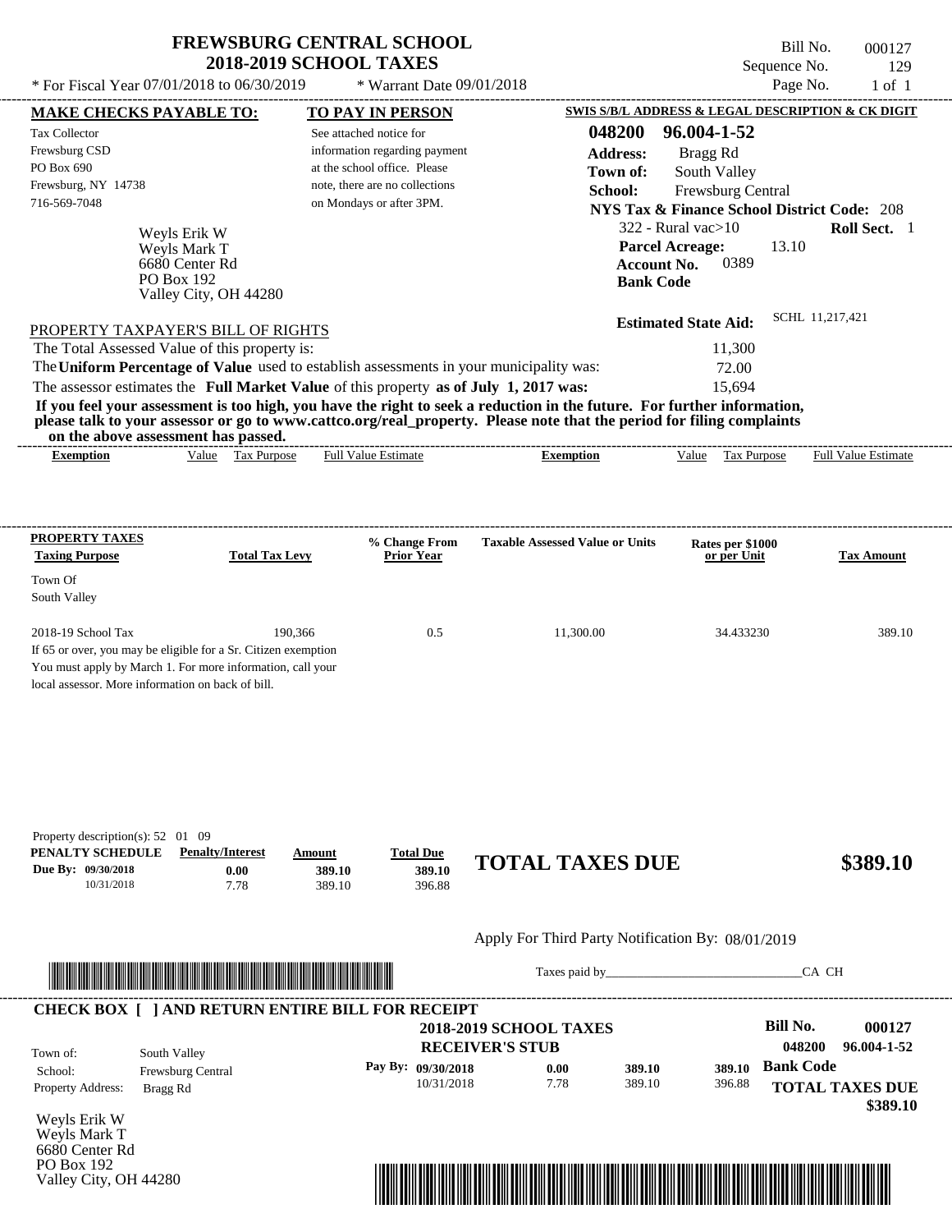# FREWSBURG CENTRAL SCHOOL
## 2018-2019 SCHOOL TAXES

\* For Fiscal Year 07/01/2018 to 06/30/2019 \* Warrant Date 09/01/2018

Bill No. 000127
Sequence No. 129
Page No. 1 of 1

**MAKE CHECKS PAYABLE TO:**

Tax Collector
Frewsburg CSD
PO Box 690
Frewsburg, NY 14738
716-569-7048

**TO PAY IN PERSON**

See attached notice for information regarding payment at the school office. Please note, there are no collections on Mondays or after 3PM.

**SWIS S/B/L ADDRESS & LEGAL DESCRIPTION & CK DIGIT**

**048200 96.004-1-52**
**Address:** Bragg Rd
**Town of:** South Valley
**School:** Frewsburg Central
**NYS Tax & Finance School District Code:** 208
322 - Rural vac>10 **Roll Sect.** 1
**Parcel Acreage:** 13.10
**Account No.** 0389
**Bank Code**

Weyls Erik W
Weyls Mark T
6680 Center Rd
PO Box 192
Valley City, OH 44280

**Estimated State Aid:** SCHL 11,217,421

PROPERTY TAXPAYER'S BILL OF RIGHTS

The Total Assessed Value of this property is: 11,300
The **Uniform Percentage of Value** used to establish assessments in your municipality was: 72.00
The assessor estimates the **Full Market Value** of this property **as of July 1, 2017 was:** 15,694

**If you feel your assessment is too high, you have the right to seek a reduction in the future. For further information, please talk to your assessor or go to www.cattco.org/real_property. Please note that the period for filing complaints on the above assessment has passed.**

| Exemption | Value | Tax Purpose | Full Value Estimate | Exemption | Value | Tax Purpose | Full Value Estimate |
|---|---|---|---|---|---|---|---|

| PROPERTY TAXES Taxing Purpose | Total Tax Levy | % Change From Prior Year | Taxable Assessed Value or Units | Rates per $1000 or per Unit | Tax Amount |
|---|---|---|---|---|---|
| Town Of South Valley | | | | | |
| 2018-19 School Tax | 190,366 | 0.5 | 11,300.00 | 34.433230 | 389.10 |

If 65 or over, you may be eligible for a Sr. Citizen exemption
You must apply by March 1. For more information, call your local assessor. More information on back of bill.

Property description(s): 52 01 09

| PENALTY SCHEDULE | Penalty/Interest | Amount | Total Due |
|---|---|---|---|
| Due By: 09/30/2018 | 0.00 | 389.10 | 389.10 |
| 10/31/2018 | 7.78 | 389.10 | 396.88 |

**TOTAL TAXES DUE $389.10**

Apply For Third Party Notification By: 08/01/2019

Taxes paid by_______________________________CA CH

**CHECK BOX [ ] AND RETURN ENTIRE BILL FOR RECEIPT**

**2018-2019 SCHOOL TAXES**
**RECEIVER'S STUB**

**Bill No. 000127**
**048200 96.004-1-52**

Town of: South Valley
School: Frewsburg Central
Property Address: Bragg Rd

| Pay By: | | | | |
|---|---|---|---|---|
| 09/30/2018 | 0.00 | 389.10 | 389.10 | |
| 10/31/2018 | 7.78 | 389.10 | 396.88 | |

**Bank Code**

**TOTAL TAXES DUE**
**$389.10**

Weyls Erik W
Weyls Mark T
6680 Center Rd
PO Box 192
Valley City, OH 44280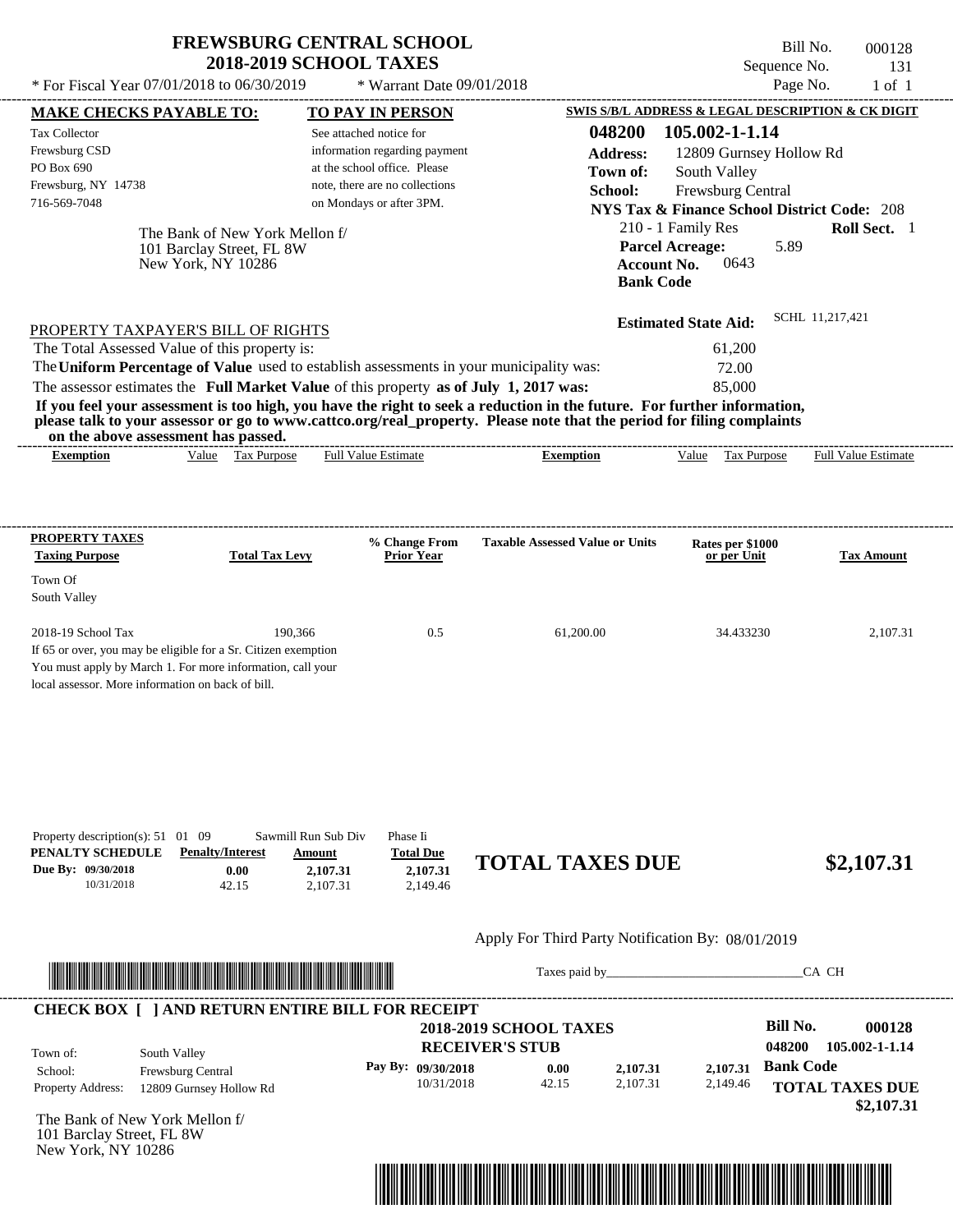# FREWSBURG CENTRAL SCHOOL
## 2018-2019 SCHOOL TAXES

\* For Fiscal Year 07/01/2018 to 06/30/2019 \* Warrant Date 09/01/2018

Bill No. 000128
Sequence No. 131
Page No. 1 of 1

**MAKE CHECKS PAYABLE TO:**
Tax Collector
Frewsburg CSD
PO Box 690
Frewsburg, NY 14738
716-569-7048

**TO PAY IN PERSON**
See attached notice for information regarding payment at the school office. Please note, there are no collections on Mondays or after 3PM.

**SWIS S/B/L ADDRESS & LEGAL DESCRIPTION & CK DIGIT**
**048200 105.002-1-1.14**
**Address:** 12809 Gurnsey Hollow Rd
**Town of:** South Valley
**School:** Frewsburg Central
**NYS Tax & Finance School District Code:** 208
210 - 1 Family Res **Roll Sect.** 1
**Parcel Acreage:** 5.89
**Account No.** 0643
**Bank Code**

The Bank of New York Mellon f/
101 Barclay Street, FL 8W
New York, NY 10286

**Estimated State Aid:** SCHL 11,217,421

PROPERTY TAXPAYER'S BILL OF RIGHTS

The Total Assessed Value of this property is: 61,200
The **Uniform Percentage of Value** used to establish assessments in your municipality was: 72.00
The assessor estimates the **Full Market Value** of this property **as of July 1, 2017 was:** 85,000

**If you feel your assessment is too high, you have the right to seek a reduction in the future. For further information, please talk to your assessor or go to www.cattco.org/real_property. Please note that the period for filing complaints on the above assessment has passed.**

| Exemption | Value | Tax Purpose | Full Value Estimate | Exemption | Value | Tax Purpose | Full Value Estimate |
|---|---|---|---|---|---|---|---|

| PROPERTY TAXES Taxing Purpose | Total Tax Levy | % Change From Prior Year | Taxable Assessed Value or Units | Rates per $1000 or per Unit | Tax Amount |
|---|---|---|---|---|---|
| Town Of South Valley | | | | | |
| 2018-19 School Tax | 190,366 | 0.5 | 61,200.00 | 34.433230 | 2,107.31 |

If 65 or over, you may be eligible for a Sr. Citizen exemption
You must apply by March 1. For more information, call your local assessor. More information on back of bill.

Property description(s): 51 01 09 Sawmill Run Sub Div Phase Ii

| PENALTY SCHEDULE | Penalty/Interest | Amount | Total Due |
|---|---|---|---|
| Due By: 09/30/2018 | 0.00 | 2,107.31 | 2,107.31 |
| 10/31/2018 | 42.15 | 2,107.31 | 2,149.46 |

**TOTAL TAXES DUE $2,107.31**

Apply For Third Party Notification By: 08/01/2019

Taxes paid by_______________________________CA CH

**CHECK BOX [ ] AND RETURN ENTIRE BILL FOR RECEIPT**

**2018-2019 SCHOOL TAXES**
**RECEIVER'S STUB**

**Bill No. 000128**
**048200 105.002-1-1.14**

Town of: South Valley
School: Frewsburg Central
Property Address: 12809 Gurnsey Hollow Rd

| Pay By: | | | |
|---|---|---|---|
| 09/30/2018 | 0.00 | 2,107.31 | 2,107.31 |
| 10/31/2018 | 42.15 | 2,107.31 | 2,149.46 |

**Bank Code**
**TOTAL TAXES DUE $2,107.31**

The Bank of New York Mellon f/
101 Barclay Street, FL 8W
New York, NY 10286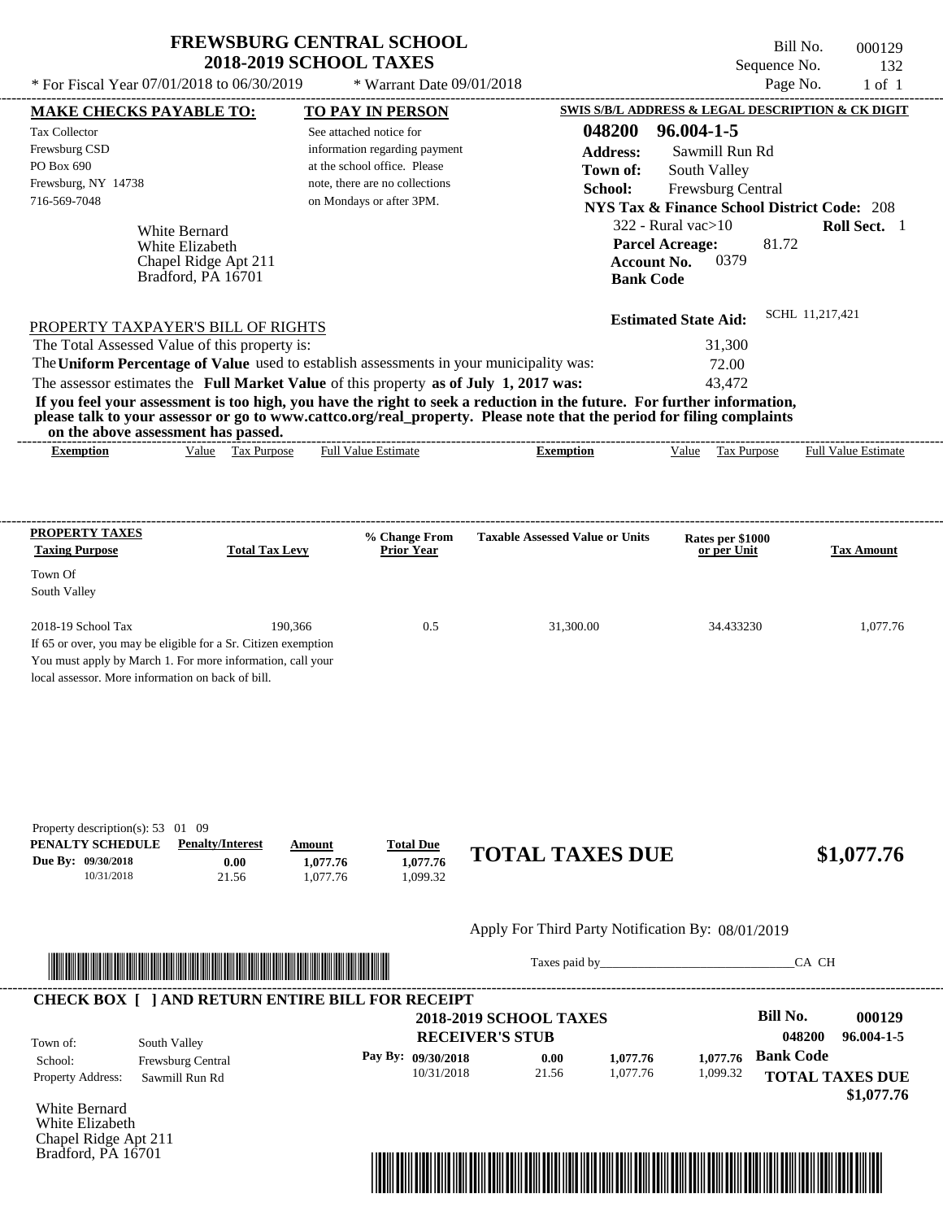# FREWSBURG CENTRAL SCHOOL
## 2018-2019 SCHOOL TAXES

Bill No. 000129
Sequence No. 132
Page No. 1 of 1

\* For Fiscal Year 07/01/2018 to 06/30/2019 \* Warrant Date 09/01/2018

**MAKE CHECKS PAYABLE TO:**

Tax Collector
Frewsburg CSD
PO Box 690
Frewsburg, NY 14738
716-569-7048

**TO PAY IN PERSON**

See attached notice for information regarding payment at the school office. Please note, there are no collections on Mondays or after 3PM.

**SWIS S/B/L ADDRESS & LEGAL DESCRIPTION & CK DIGIT**

**048200 96.004-1-5**
**Address:** Sawmill Run Rd
**Town of:** South Valley
**School:** Frewsburg Central
**NYS Tax & Finance School District Code:** 208
322 - Rural vac>10 **Roll Sect.** 1
**Parcel Acreage:** 81.72
**Account No.** 0379
**Bank Code**

White Bernard
White Elizabeth
Chapel Ridge Apt 211
Bradford, PA 16701

**Estimated State Aid:** SCHL 11,217,421

PROPERTY TAXPAYER'S BILL OF RIGHTS

The Total Assessed Value of this property is: 31,300
The **Uniform Percentage of Value** used to establish assessments in your municipality was: 72.00
The assessor estimates the **Full Market Value** of this property **as of July 1, 2017 was:** 43,472

**If you feel your assessment is too high, you have the right to seek a reduction in the future. For further information, please talk to your assessor or go to www.cattco.org/real_property. Please note that the period for filing complaints on the above assessment has passed.**

| Exemption | Value | Tax Purpose | Full Value Estimate | Exemption | Value | Tax Purpose | Full Value Estimate |
|---|---|---|---|---|---|---|---|

**PROPERTY TAXES**

| Taxing Purpose | Total Tax Levy | % Change From Prior Year | Taxable Assessed Value or Units | Rates per $1000 or per Unit | Tax Amount |
|---|---|---|---|---|---|
| Town Of South Valley | | | | | |
| 2018-19 School Tax | 190,366 | 0.5 | 31,300.00 | 34.433230 | 1,077.76 |

If 65 or over, you may be eligible for a Sr. Citizen exemption
You must apply by March 1. For more information, call your local assessor. More information on back of bill.

Property description(s): 53 01 09

| PENALTY SCHEDULE | Penalty/Interest | Amount | Total Due |
|---|---|---|---|
| Due By: 09/30/2018 | 0.00 | 1,077.76 | 1,077.76 |
| 10/31/2018 | 21.56 | 1,077.76 | 1,099.32 |

**TOTAL TAXES DUE $1,077.76**

Apply For Third Party Notification By: 08/01/2019

Taxes paid by_______________________________CA CH

**CHECK BOX [ ] AND RETURN ENTIRE BILL FOR RECEIPT**

**2018-2019 SCHOOL TAXES**
**RECEIVER'S STUB**

**Bill No. 000129**
**048200 96.004-1-5**

Town of: South Valley
School: Frewsburg Central
Property Address: Sawmill Run Rd

| Pay By: | | | | |
|---|---|---|---|---|
| 09/30/2018 | 0.00 | 1,077.76 | 1,077.76 | **Bank Code** |
| 10/31/2018 | 21.56 | 1,077.76 | 1,099.32 | **TOTAL TAXES DUE** |

**$1,077.76**

White Bernard
White Elizabeth
Chapel Ridge Apt 211
Bradford, PA 16701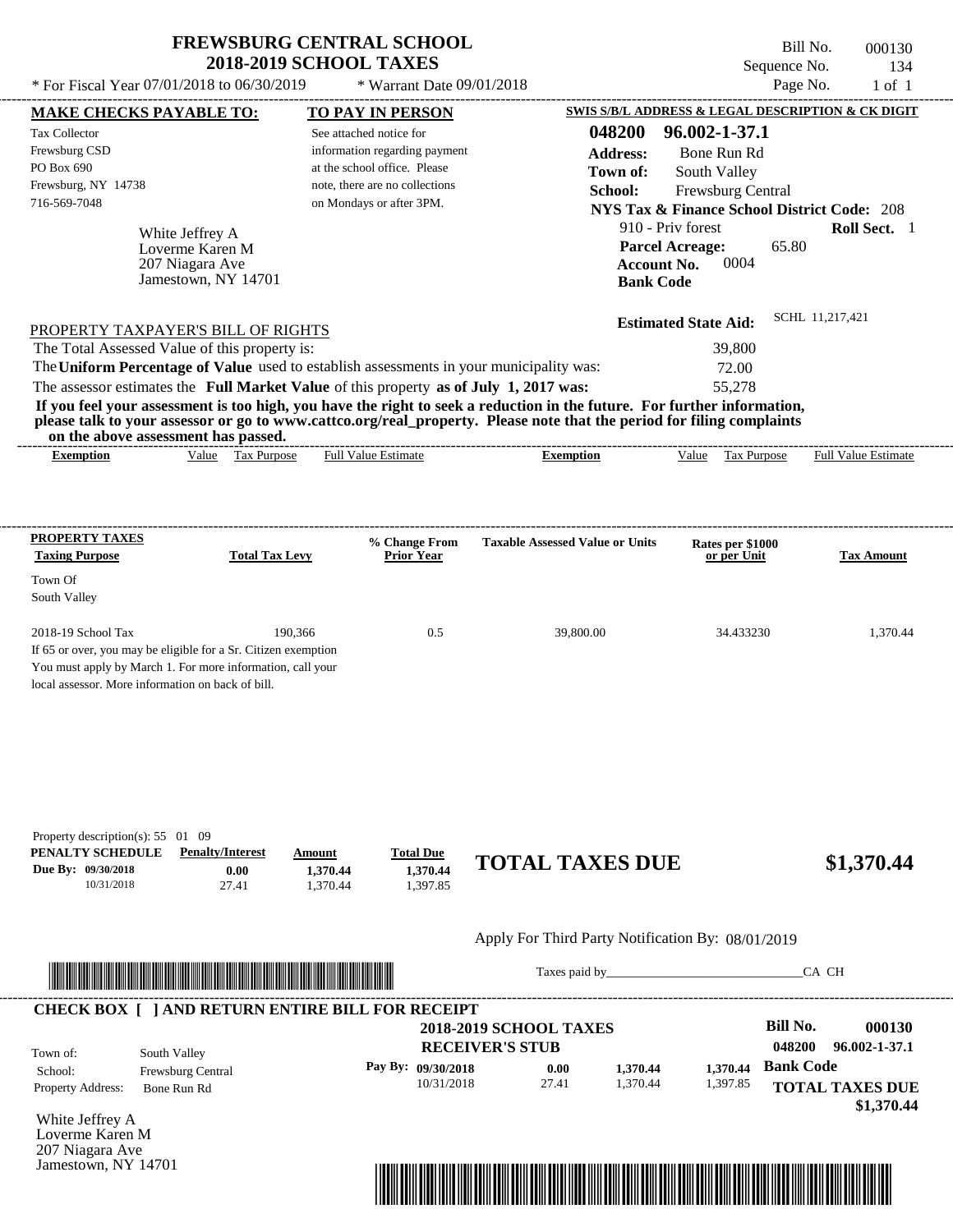# FREWSBURG CENTRAL SCHOOL
## 2018-2019 SCHOOL TAXES

\* For Fiscal Year 07/01/2018 to 06/30/2019 \* Warrant Date 09/01/2018

Bill No. 000130
Sequence No. 134
Page No. 1 of 1

| MAKE CHECKS PAYABLE TO: | TO PAY IN PERSON | SWIS S/B/L ADDRESS & LEGAL DESCRIPTION & CK DIGIT |
|---|---|---|
| Tax Collector<br>Frewsburg CSD<br>PO Box 690<br>Frewsburg, NY 14738<br>716-569-7048 | See attached notice for information regarding payment at the school office. Please note, there are no collections on Mondays or after 3PM. | **048200 96.002-1-37.1**<br>**Address:** Bone Run Rd<br>**Town of:** South Valley<br>**School:** Frewsburg Central<br>**NYS Tax & Finance School District Code:** 208<br>910 - Priv forest **Roll Sect.** 1<br>**Parcel Acreage:** 65.80<br>**Account No.** 0004<br>**Bank Code** |

White Jeffrey A
Loverme Karen M
207 Niagara Ave
Jamestown, NY 14701

**Estimated State Aid:** SCHL 11,217,421

PROPERTY TAXPAYER'S BILL OF RIGHTS

The Total Assessed Value of this property is: 39,800

The **Uniform Percentage of Value** used to establish assessments in your municipality was: 72.00

The assessor estimates the **Full Market Value** of this property **as of July 1, 2017 was:** 55,278

**If you feel your assessment is too high, you have the right to seek a reduction in the future. For further information, please talk to your assessor or go to www.cattco.org/real_property. Please note that the period for filing complaints on the above assessment has passed.**

| Exemption | Value | Tax Purpose | Full Value Estimate | Exemption | Value | Tax Purpose | Full Value Estimate |
|---|---|---|---|---|---|---|---|

| PROPERTY TAXES Taxing Purpose | Total Tax Levy | % Change From Prior Year | Taxable Assessed Value or Units | Rates per $1000 or per Unit | Tax Amount |
|---|---|---|---|---|---|
| Town Of South Valley | | | | | |
| 2018-19 School Tax | 190,366 | 0.5 | 39,800.00 | 34.433230 | 1,370.44 |

If 65 or over, you may be eligible for a Sr. Citizen exemption
You must apply by March 1. For more information, call your local assessor. More information on back of bill.

Property description(s): 55 01 09

| PENALTY SCHEDULE | Penalty/Interest | Amount | Total Due |
|---|---|---|---|
| Due By: 09/30/2018 | 0.00 | 1,370.44 | 1,370.44 |
| 10/31/2018 | 27.41 | 1,370.44 | 1,397.85 |

**TOTAL TAXES DUE $1,370.44**

Apply For Third Party Notification By: 08/01/2019

Taxes paid by_______________________________CA CH

**CHECK BOX [ ] AND RETURN ENTIRE BILL FOR RECEIPT**

**2018-2019 SCHOOL TAXES**
**RECEIVER'S STUB**

**Bill No. 000130**
**048200 96.002-1-37.1**

Town of: South Valley
School: Frewsburg Central
Property Address: Bone Run Rd

| Pay By: | | | |
|---|---|---|---|
| 09/30/2018 | 0.00 | 1,370.44 | 1,370.44 |
| 10/31/2018 | 27.41 | 1,370.44 | 1,397.85 |

**Bank Code**

**TOTAL TAXES DUE $1,370.44**

White Jeffrey A
Loverme Karen M
207 Niagara Ave
Jamestown, NY 14701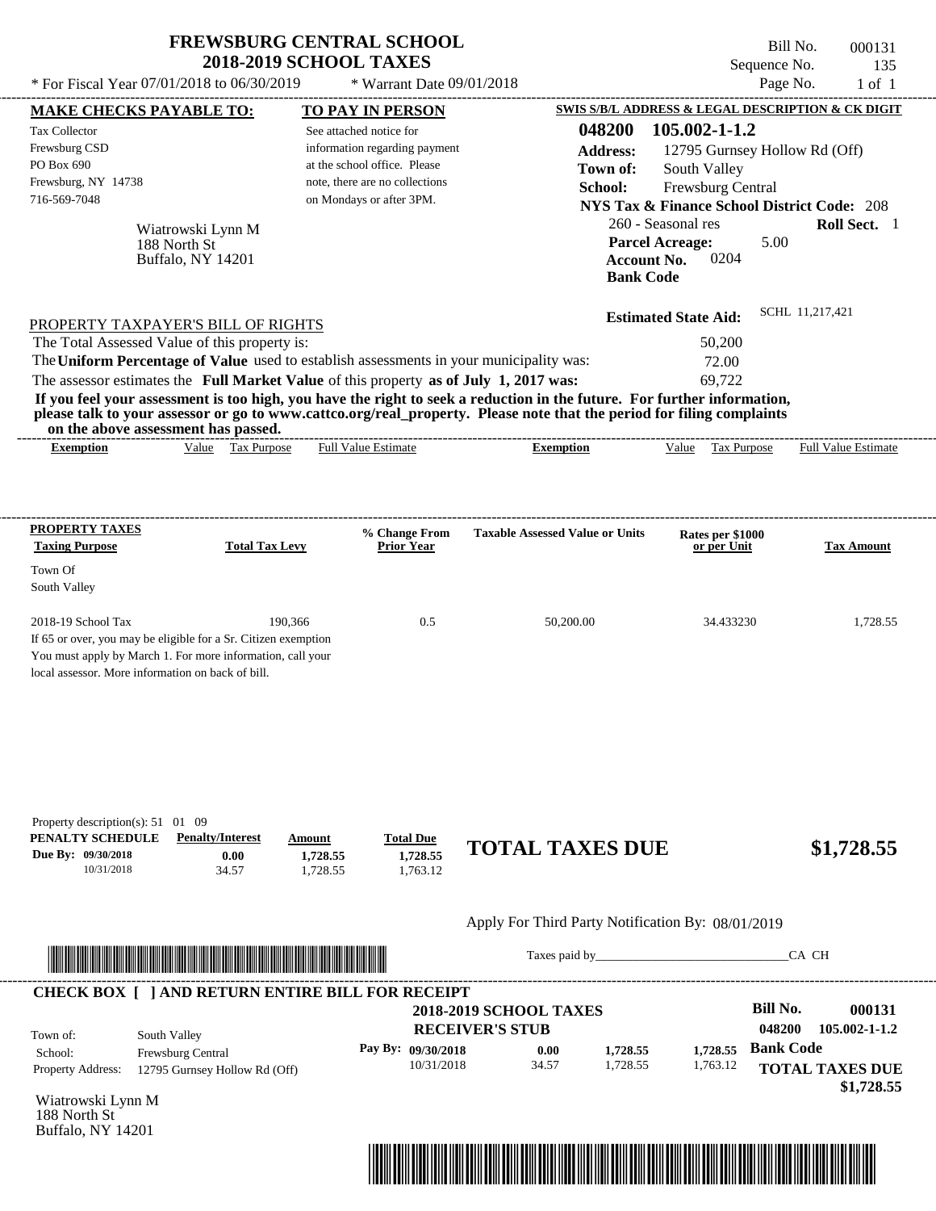# FREWSBURG CENTRAL SCHOOL
## 2018-2019 SCHOOL TAXES

\* For Fiscal Year 07/01/2018 to 06/30/2019 &nbsp;&nbsp; \* Warrant Date 09/01/2018

Bill No. 000131
Sequence No. 135
Page No. 1 of 1

**MAKE CHECKS PAYABLE TO:**

Tax Collector
Frewsburg CSD
PO Box 690
Frewsburg, NY 14738
716-569-7048

Wiatrowski Lynn M
188 North St
Buffalo, NY 14201

**TO PAY IN PERSON**

See attached notice for information regarding payment at the school office. Please note, there are no collections on Mondays or after 3PM.

**SWIS S/B/L ADDRESS & LEGAL DESCRIPTION & CK DIGIT**

**048200 105.002-1-1.2**
**Address:** 12795 Gurnsey Hollow Rd (Off)
**Town of:** South Valley
**School:** Frewsburg Central
**NYS Tax & Finance School District Code:** 208
260 - Seasonal res **Roll Sect.** 1
**Parcel Acreage:** 5.00
**Account No.** 0204
**Bank Code**

**Estimated State Aid:** SCHL 11,217,421

PROPERTY TAXPAYER'S BILL OF RIGHTS

| | |
|---|---|
| The Total Assessed Value of this property is: | 50,200 |
| The **Uniform Percentage of Value** used to establish assessments in your municipality was: | 72.00 |
| The assessor estimates the **Full Market Value** of this property **as of July 1, 2017 was:** | 69,722 |

**If you feel your assessment is too high, you have the right to seek a reduction in the future. For further information, please talk to your assessor or go to www.cattco.org/real_property. Please note that the period for filing complaints on the above assessment has passed.**

| Exemption | Value | Tax Purpose | Full Value Estimate | Exemption | Value | Tax Purpose | Full Value Estimate |
|---|---|---|---|---|---|---|---|

**PROPERTY TAXES**

| Taxing Purpose | Total Tax Levy | % Change From Prior Year | Taxable Assessed Value or Units | Rates per $1000 or per Unit | Tax Amount |
|---|---|---|---|---|---|
| Town Of South Valley | | | | | |
| 2018-19 School Tax | 190,366 | 0.5 | 50,200.00 | 34.433230 | 1,728.55 |

If 65 or over, you may be eligible for a Sr. Citizen exemption
You must apply by March 1. For more information, call your local assessor. More information on back of bill.

Property description(s): 51 01 09

| PENALTY SCHEDULE | Penalty/Interest | Amount | Total Due |
|---|---|---|---|
| Due By: 09/30/2018 | 0.00 | 1,728.55 | 1,728.55 |
| 10/31/2018 | 34.57 | 1,728.55 | 1,763.12 |

**TOTAL TAXES DUE $1,728.55**

Apply For Third Party Notification By: 08/01/2019

Taxes paid by______________________________CA CH

**CHECK BOX [ ] AND RETURN ENTIRE BILL FOR RECEIPT**

**2018-2019 SCHOOL TAXES**
**RECEIVER'S STUB**

**Bill No. 000131**
**048200 105.002-1-1.2**

| | |
|---|---|
| Town of: | South Valley |
| School: | Frewsburg Central |
| Property Address: | 12795 Gurnsey Hollow Rd (Off) |

| Pay By: | | | |
|---|---|---|---|
| 09/30/2018 | 0.00 | 1,728.55 | 1,728.55 |
| 10/31/2018 | 34.57 | 1,728.55 | 1,763.12 |

**Bank Code**

**TOTAL TAXES DUE $1,728.55**

Wiatrowski Lynn M
188 North St
Buffalo, NY 14201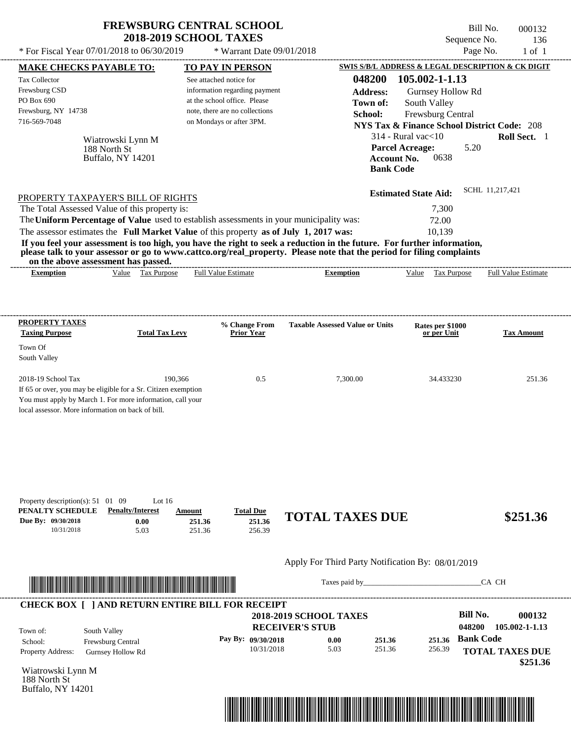# FREWSBURG CENTRAL SCHOOL
## 2018-2019 SCHOOL TAXES

Bill No. 000132
Sequence No. 136
Page No. 1 of 1

* For Fiscal Year 07/01/2018 to 06/30/2019 * Warrant Date 09/01/2018

**MAKE CHECKS PAYABLE TO:**

Tax Collector
Frewsburg CSD
PO Box 690
Frewsburg, NY 14738
716-569-7048

Wiatrowski Lynn M
188 North St
Buffalo, NY 14201

**TO PAY IN PERSON**

See attached notice for information regarding payment at the school office. Please note, there are no collections on Mondays or after 3PM.

**SWIS S/B/L ADDRESS & LEGAL DESCRIPTION & CK DIGIT**

**048200 105.002-1-1.13**
**Address:** Gurnsey Hollow Rd
**Town of:** South Valley
**School:** Frewsburg Central
**NYS Tax & Finance School District Code:** 208
314 - Rural vac<10 **Roll Sect.** 1
**Parcel Acreage:** 5.20
**Account No.** 0638
**Bank Code**

**Estimated State Aid:** SCHL 11,217,421

PROPERTY TAXPAYER'S BILL OF RIGHTS

The Total Assessed Value of this property is: 7,300
The **Uniform Percentage of Value** used to establish assessments in your municipality was: 72.00
The assessor estimates the **Full Market Value** of this property **as of July 1, 2017 was:** 10,139

**If you feel your assessment is too high, you have the right to seek a reduction in the future. For further information, please talk to your assessor or go to www.cattco.org/real_property. Please note that the period for filing complaints on the above assessment has passed.**

| Exemption | Value | Tax Purpose | Full Value Estimate | Exemption | Value | Tax Purpose | Full Value Estimate |
|---|---|---|---|---|---|---|---|

**PROPERTY TAXES**

| Taxing Purpose | Total Tax Levy | % Change From Prior Year | Taxable Assessed Value or Units | Rates per $1000 or per Unit | Tax Amount |
|---|---|---|---|---|---|
| Town Of South Valley | | | | | |
| 2018-19 School Tax | 190,366 | 0.5 | 7,300.00 | 34.433230 | 251.36 |

If 65 or over, you may be eligible for a Sr. Citizen exemption
You must apply by March 1. For more information, call your local assessor. More information on back of bill.

Property description(s): 51 01 09 Lot 16

| PENALTY SCHEDULE | Penalty/Interest | Amount | Total Due |
|---|---|---|---|
| Due By: 09/30/2018 | 0.00 | 251.36 | 251.36 |
| 10/31/2018 | 5.03 | 251.36 | 256.39 |

**TOTAL TAXES DUE $251.36**

Apply For Third Party Notification By: 08/01/2019

Taxes paid by_______________________________CA CH

**CHECK BOX [ ] AND RETURN ENTIRE BILL FOR RECEIPT**

**2018-2019 SCHOOL TAXES**
**RECEIVER'S STUB**

**Bill No. 000132**
**048200 105.002-1-1.13**

Town of: South Valley
School: Frewsburg Central
Property Address: Gurnsey Hollow Rd

| Pay By: | | | |
|---|---|---|---|
| 09/30/2018 | 0.00 | 251.36 | 251.36 |
| 10/31/2018 | 5.03 | 251.36 | 256.39 |

**Bank Code**

**TOTAL TAXES DUE**
**$251.36**

Wiatrowski Lynn M
188 North St
Buffalo, NY 14201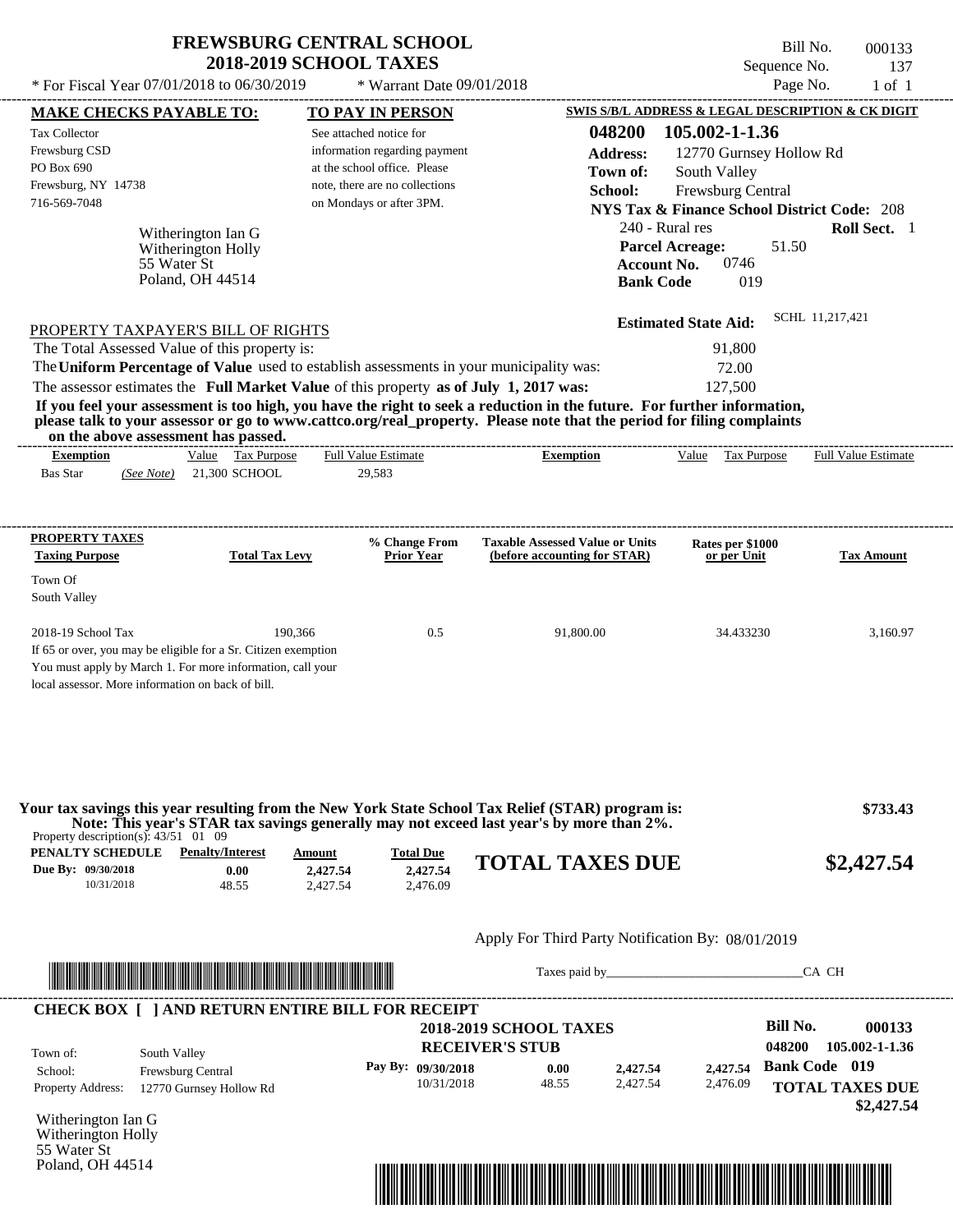# FREWSBURG CENTRAL SCHOOL
## 2018-2019 SCHOOL TAXES

Bill No. 000133
Sequence No. 137
Page No. 1 of 1

* For Fiscal Year 07/01/2018 to 06/30/2019 * Warrant Date 09/01/2018

**MAKE CHECKS PAYABLE TO:**

Tax Collector
Frewsburg CSD
PO Box 690
Frewsburg, NY 14738
716-569-7048

**TO PAY IN PERSON**

See attached notice for information regarding payment at the school office. Please note, there are no collections on Mondays or after 3PM.

**SWIS S/B/L ADDRESS & LEGAL DESCRIPTION & CK DIGIT**

**048200 105.002-1-1.36**
**Address:** 12770 Gurnsey Hollow Rd
**Town of:** South Valley
**School:** Frewsburg Central
**NYS Tax & Finance School District Code:** 208
240 - Rural res **Roll Sect.** 1
**Parcel Acreage:** 51.50
**Account No.** 0746
**Bank Code** 019

Witherington Ian G
Witherington Holly
55 Water St
Poland, OH 44514

**Estimated State Aid:** SCHL 11,217,421

PROPERTY TAXPAYER'S BILL OF RIGHTS

The Total Assessed Value of this property is: 91,800
The **Uniform Percentage of Value** used to establish assessments in your municipality was: 72.00
The assessor estimates the **Full Market Value** of this property **as of July 1, 2017 was:** 127,500

**If you feel your assessment is too high, you have the right to seek a reduction in the future. For further information, please talk to your assessor or go to www.cattco.org/real_property. Please note that the period for filing complaints on the above assessment has passed.**

| Exemption | | Value | Tax Purpose | Full Value Estimate | Exemption | Value | Tax Purpose | Full Value Estimate |
|---|---|---|---|---|---|---|---|---|
| Bas Star | *(See Note)* | 21,300 | SCHOOL | 29,583 | | | | |

| PROPERTY TAXES Taxing Purpose | Total Tax Levy | % Change From Prior Year | Taxable Assessed Value or Units (before accounting for STAR) | Rates per $1000 or per Unit | Tax Amount |
|---|---|---|---|---|---|
| Town Of South Valley | | | | | |
| 2018-19 School Tax | 190,366 | 0.5 | 91,800.00 | 34.433230 | 3,160.97 |

If 65 or over, you may be eligible for a Sr. Citizen exemption
You must apply by March 1. For more information, call your local assessor. More information on back of bill.

**Your tax savings this year resulting from the New York State School Tax Relief (STAR) program is:** **$733.43**
**Note: This year's STAR tax savings generally may not exceed last year's by more than 2%.**

Property description(s): 43/51 01 09

| PENALTY SCHEDULE | Penalty/Interest | Amount | Total Due |
|---|---|---|---|
| Due By: 09/30/2018 | 0.00 | 2,427.54 | 2,427.54 |
| 10/31/2018 | 48.55 | 2,427.54 | 2,476.09 |

**TOTAL TAXES DUE** **$2,427.54**

Apply For Third Party Notification By: 08/01/2019

Taxes paid by_______________________________CA CH

---

**CHECK BOX [ ] AND RETURN ENTIRE BILL FOR RECEIPT**

**2018-2019 SCHOOL TAXES**
**RECEIVER'S STUB**

**Bill No.** 000133
048200 105.002-1-1.36

Town of: South Valley
School: Frewsburg Central
Property Address: 12770 Gurnsey Hollow Rd

| Pay By: | | | |
|---|---|---|---|
| 09/30/2018 | 0.00 | 2,427.54 | 2,427.54 |
| 10/31/2018 | 48.55 | 2,427.54 | 2,476.09 |

**Bank Code 019**
**TOTAL TAXES DUE**
**$2,427.54**

Witherington Ian G
Witherington Holly
55 Water St
Poland, OH 44514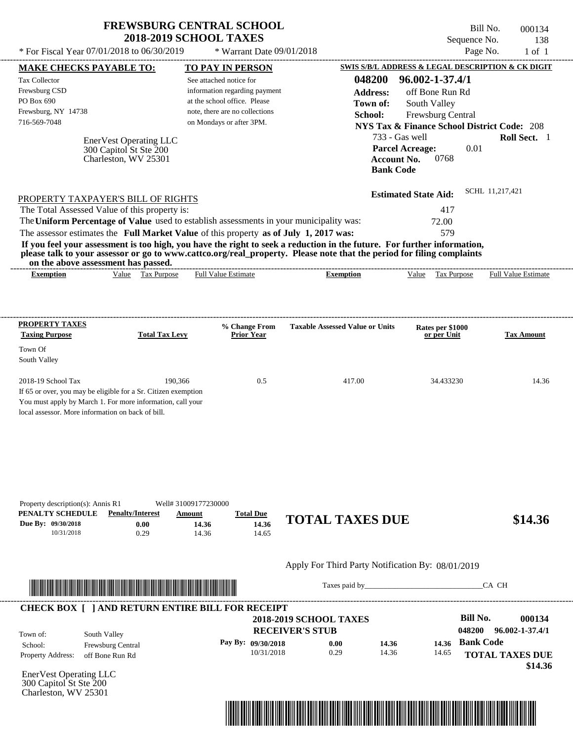# FREWSBURG CENTRAL SCHOOL
## 2018-2019 SCHOOL TAXES

\* For Fiscal Year 07/01/2018 to 06/30/2019 \* Warrant Date 09/01/2018

Bill No. 000134
Sequence No. 138
Page No. 1 of 1

**MAKE CHECKS PAYABLE TO:**

Tax Collector
Frewsburg CSD
PO Box 690
Frewsburg, NY 14738
716-569-7048

**TO PAY IN PERSON**

See attached notice for information regarding payment at the school office. Please note, there are no collections on Mondays or after 3PM.

**SWIS S/B/L ADDRESS & LEGAL DESCRIPTION & CK DIGIT**

**048200 96.002-1-37.4/1**
**Address:** off Bone Run Rd
**Town of:** South Valley
**School:** Frewsburg Central
**NYS Tax & Finance School District Code:** 208
733 - Gas well **Roll Sect.** 1
**Parcel Acreage:** 0.01
**Account No.** 0768
**Bank Code**

EnerVest Operating LLC
300 Capitol St Ste 200
Charleston, WV 25301

**Estimated State Aid:** SCHL 11,217,421

PROPERTY TAXPAYER'S BILL OF RIGHTS

The Total Assessed Value of this property is: 417

The **Uniform Percentage of Value** used to establish assessments in your municipality was: 72.00

The assessor estimates the **Full Market Value** of this property **as of July 1, 2017 was:** 579

**If you feel your assessment is too high, you have the right to seek a reduction in the future. For further information, please talk to your assessor or go to www.cattco.org/real_property. Please note that the period for filing complaints on the above assessment has passed.**

| Exemption | Value | Tax Purpose | Full Value Estimate | Exemption | Value | Tax Purpose | Full Value Estimate |
|---|---|---|---|---|---|---|---|

| PROPERTY TAXES Taxing Purpose | Total Tax Levy | % Change From Prior Year | Taxable Assessed Value or Units | Rates per $1000 or per Unit | Tax Amount |
|---|---|---|---|---|---|
| Town Of South Valley | | | | | |
| 2018-19 School Tax | 190,366 | 0.5 | 417.00 | 34.433230 | 14.36 |

If 65 or over, you may be eligible for a Sr. Citizen exemption
You must apply by March 1. For more information, call your local assessor. More information on back of bill.

Property description(s): Annis R1 Well# 31009177230000

| PENALTY SCHEDULE | Penalty/Interest | Amount | Total Due |
|---|---|---|---|
| Due By: 09/30/2018 | 0.00 | 14.36 | 14.36 |
| 10/31/2018 | 0.29 | 14.36 | 14.65 |

**TOTAL TAXES DUE $14.36**

Apply For Third Party Notification By: 08/01/2019

Taxes paid by_______________________________CA CH

**CHECK BOX [ ] AND RETURN ENTIRE BILL FOR RECEIPT**

**2018-2019 SCHOOL TAXES**
**RECEIVER'S STUB**

**Bill No. 000134**
**048200 96.002-1-37.4/1**

Town of: South Valley
School: Frewsburg Central
Property Address: off Bone Run Rd

| Pay By: | | | |
|---|---|---|---|
| 09/30/2018 | 0.00 | 14.36 | 14.36 |
| 10/31/2018 | 0.29 | 14.36 | 14.65 |

**Bank Code**

**TOTAL TAXES DUE $14.36**

EnerVest Operating LLC
300 Capitol St Ste 200
Charleston, WV 25301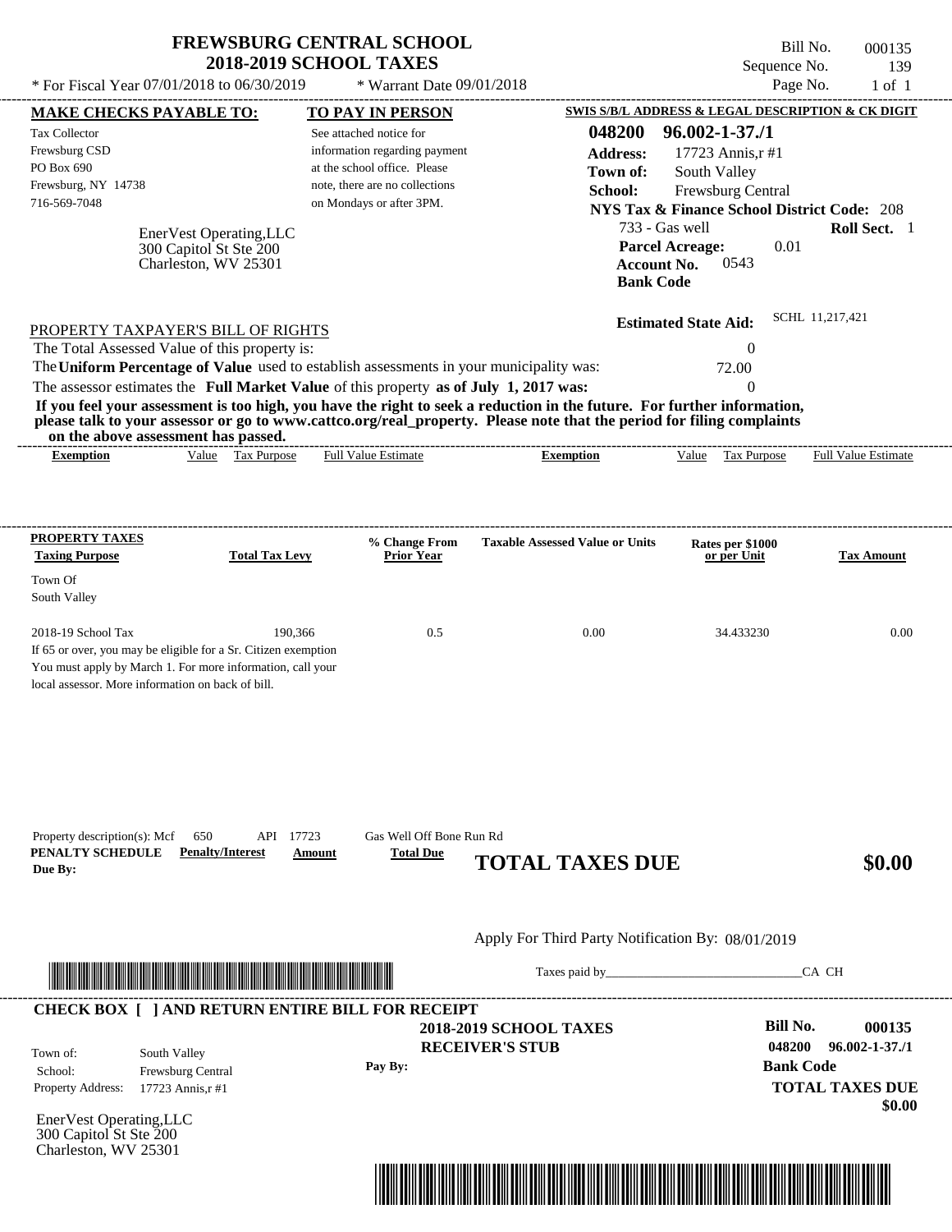# FREWSBURG CENTRAL SCHOOL
## 2018-2019 SCHOOL TAXES

\* For Fiscal Year 07/01/2018 to 06/30/2019 \* Warrant Date 09/01/2018

Bill No. 000135
Sequence No. 139
Page No. 1 of 1

**MAKE CHECKS PAYABLE TO:**

Tax Collector
Frewsburg CSD
PO Box 690
Frewsburg, NY 14738
716-569-7048

**TO PAY IN PERSON**

See attached notice for information regarding payment at the school office. Please note, there are no collections on Mondays or after 3PM.

EnerVest Operating,LLC
300 Capitol St Ste 200
Charleston, WV 25301

**SWIS S/B/L ADDRESS & LEGAL DESCRIPTION & CK DIGIT**

**048200 96.002-1-37./1**
**Address:** 17723 Annis,r #1
**Town of:** South Valley
**School:** Frewsburg Central
**NYS Tax & Finance School District Code:** 208
733 - Gas well **Roll Sect.** 1
**Parcel Acreage:** 0.01
**Account No.** 0543
**Bank Code**

**Estimated State Aid:** SCHL 11,217,421

PROPERTY TAXPAYER'S BILL OF RIGHTS

The Total Assessed Value of this property is: 0
The **Uniform Percentage of Value** used to establish assessments in your municipality was: 72.00
The assessor estimates the **Full Market Value** of this property **as of July 1, 2017 was:** 0

**If you feel your assessment is too high, you have the right to seek a reduction in the future. For further information, please talk to your assessor or go to www.cattco.org/real_property. Please note that the period for filing complaints on the above assessment has passed.**

| Exemption | Value | Tax Purpose | Full Value Estimate | Exemption | Value | Tax Purpose | Full Value Estimate |
|---|---|---|---|---|---|---|---|

| PROPERTY TAXES Taxing Purpose | Total Tax Levy | % Change From Prior Year | Taxable Assessed Value or Units | Rates per $1000 or per Unit | Tax Amount |
|---|---|---|---|---|---|
| Town Of South Valley | | | | | |
| 2018-19 School Tax | 190,366 | 0.5 | 0.00 | 34.433230 | 0.00 |

If 65 or over, you may be eligible for a Sr. Citizen exemption
You must apply by March 1. For more information, call your local assessor. More information on back of bill.

Property description(s): Mcf 650 API 17723 Gas Well Off Bone Run Rd

| PENALTY SCHEDULE Due By: | Penalty/Interest | Amount | Total Due |
|---|---|---|---|

**TOTAL TAXES DUE $0.00**

Apply For Third Party Notification By: 08/01/2019

Taxes paid by_______________________________CA CH

**CHECK BOX [ ] AND RETURN ENTIRE BILL FOR RECEIPT**

**2018-2019 SCHOOL TAXES**
**RECEIVER'S STUB**

Town of: South Valley
School: Frewsburg Central
Property Address: 17723 Annis,r #1

Pay By:

**Bill No. 000135**
**048200 96.002-1-37./1**
**Bank Code**
**TOTAL TAXES DUE**
**$0.00**

EnerVest Operating,LLC
300 Capitol St Ste 200
Charleston, WV 25301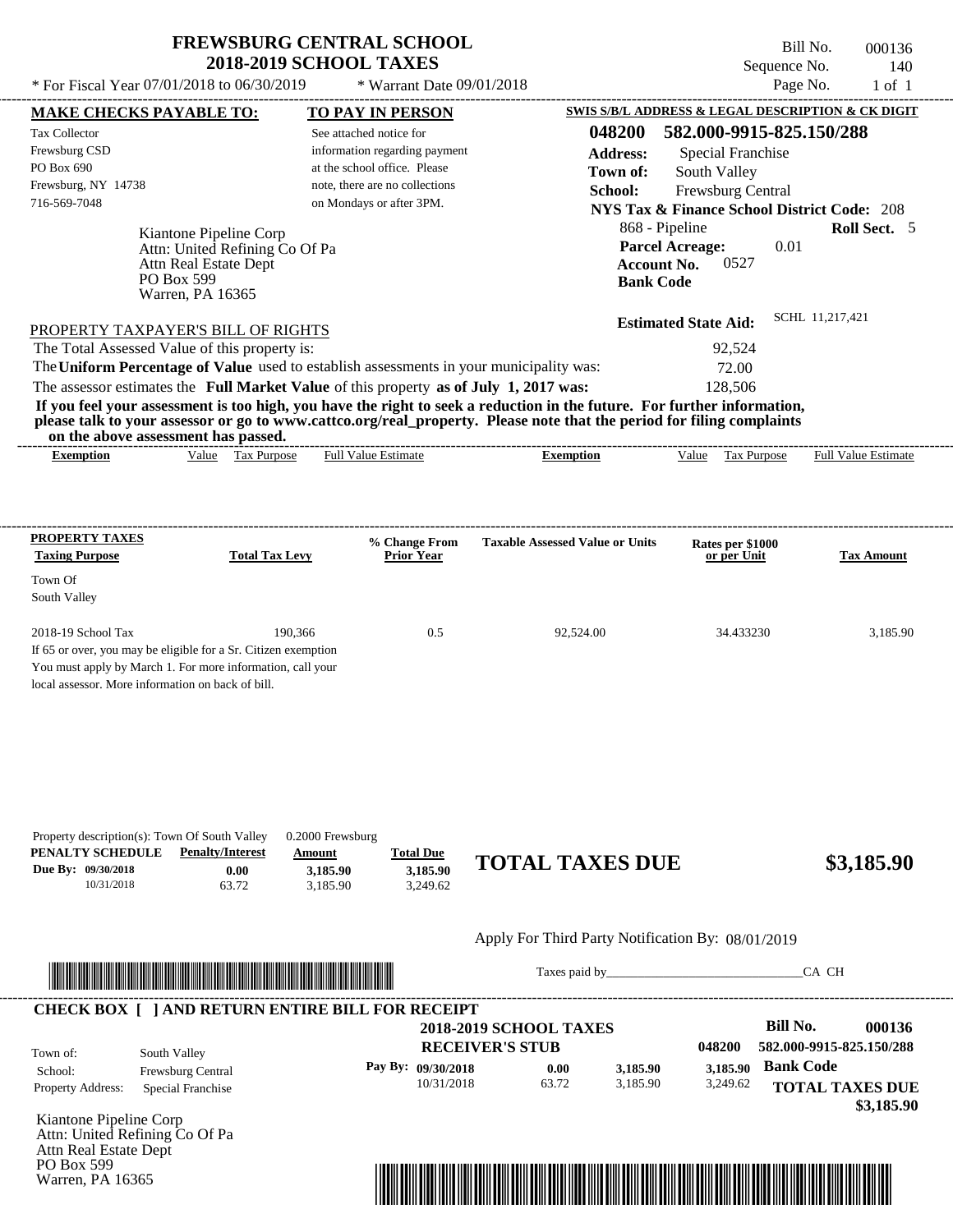# FREWSBURG CENTRAL SCHOOL
## 2018-2019 SCHOOL TAXES

\* For Fiscal Year 07/01/2018 to 06/30/2019 \* Warrant Date 09/01/2018

Bill No. 000136
Sequence No. 140
Page No. 1 of 1

**MAKE CHECKS PAYABLE TO:**
Tax Collector
Frewsburg CSD
PO Box 690
Frewsburg, NY 14738
716-569-7048

**TO PAY IN PERSON**
See attached notice for information regarding payment at the school office. Please note, there are no collections on Mondays or after 3PM.

**SWIS S/B/L ADDRESS & LEGAL DESCRIPTION & CK DIGIT**
**048200 582.000-9915-825.150/288**
**Address:** Special Franchise
**Town of:** South Valley
**School:** Frewsburg Central
**NYS Tax & Finance School District Code:** 208
868 - Pipeline **Roll Sect.** 5
**Parcel Acreage:** 0.01
**Account No.** 0527
**Bank Code**

Kiantone Pipeline Corp
Attn: United Refining Co Of Pa
Attn Real Estate Dept
PO Box 599
Warren, PA 16365

**Estimated State Aid:** SCHL 11,217,421

PROPERTY TAXPAYER'S BILL OF RIGHTS

The Total Assessed Value of this property is: 92,524
The **Uniform Percentage of Value** used to establish assessments in your municipality was: 72.00
The assessor estimates the **Full Market Value** of this property **as of July 1, 2017 was:** 128,506

**If you feel your assessment is too high, you have the right to seek a reduction in the future. For further information, please talk to your assessor or go to www.cattco.org/real_property. Please note that the period for filing complaints on the above assessment has passed.**

| Exemption | Value | Tax Purpose | Full Value Estimate | Exemption | Value | Tax Purpose | Full Value Estimate |
|---|---|---|---|---|---|---|---|

| PROPERTY TAXES Taxing Purpose | Total Tax Levy | % Change From Prior Year | Taxable Assessed Value or Units | Rates per $1000 or per Unit | Tax Amount |
|---|---|---|---|---|---|
| Town Of South Valley | | | | | |
| 2018-19 School Tax | 190,366 | 0.5 | 92,524.00 | 34.433230 | 3,185.90 |

If 65 or over, you may be eligible for a Sr. Citizen exemption
You must apply by March 1. For more information, call your local assessor. More information on back of bill.

Property description(s): Town Of South Valley 0.2000 Frewsburg

| PENALTY SCHEDULE | Penalty/Interest | Amount | Total Due |
|---|---|---|---|
| Due By: 09/30/2018 | 0.00 | 3,185.90 | 3,185.90 |
| 10/31/2018 | 63.72 | 3,185.90 | 3,249.62 |

**TOTAL TAXES DUE $3,185.90**

Apply For Third Party Notification By: 08/01/2019

Taxes paid by_______________________________CA CH

**CHECK BOX [ ] AND RETURN ENTIRE BILL FOR RECEIPT**

**2018-2019 SCHOOL TAXES**
**RECEIVER'S STUB**

**Bill No. 000136**
048200 582.000-9915-825.150/288
**Bank Code**

Town of: South Valley
School: Frewsburg Central
Property Address: Special Franchise

| Pay By: | | | |
|---|---|---|---|
| 09/30/2018 | 0.00 | 3,185.90 | 3,185.90 |
| 10/31/2018 | 63.72 | 3,185.90 | 3,249.62 |

**TOTAL TAXES DUE $3,185.90**

Kiantone Pipeline Corp
Attn: United Refining Co Of Pa
Attn Real Estate Dept
PO Box 599
Warren, PA 16365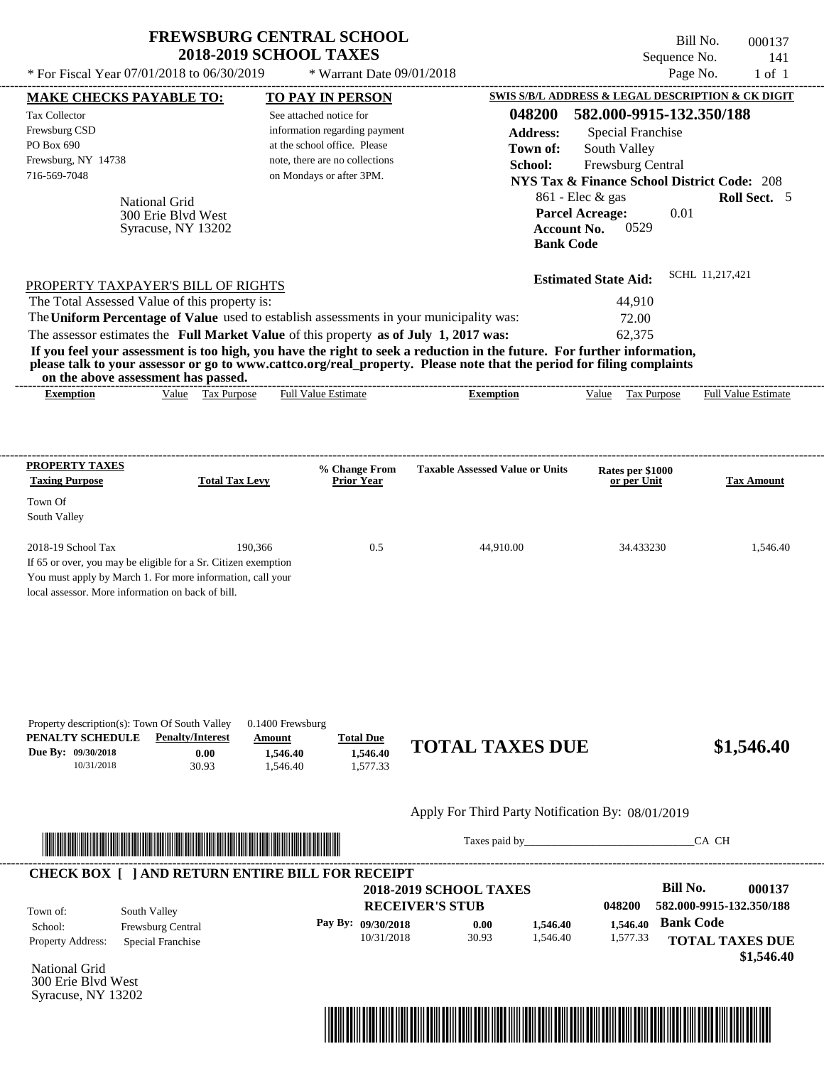# FREWSBURG CENTRAL SCHOOL
## 2018-2019 SCHOOL TAXES

\* For Fiscal Year 07/01/2018 to 06/30/2019 \* Warrant Date 09/01/2018

Bill No. 000137
Sequence No. 141
Page No. 1 of 1

**MAKE CHECKS PAYABLE TO:**

Tax Collector
Frewsburg CSD
PO Box 690
Frewsburg, NY 14738
716-569-7048

National Grid
300 Erie Blvd West
Syracuse, NY 13202

**TO PAY IN PERSON**

See attached notice for information regarding payment at the school office. Please note, there are no collections on Mondays or after 3PM.

**SWIS S/B/L ADDRESS & LEGAL DESCRIPTION & CK DIGIT**

**048200 582.000-9915-132.350/188**

**Address:** Special Franchise
**Town of:** South Valley
**School:** Frewsburg Central
**NYS Tax & Finance School District Code:** 208
861 - Elec & gas **Roll Sect.** 5
**Parcel Acreage:** 0.01
**Account No.** 0529
**Bank Code**

**Estimated State Aid:** SCHL 11,217,421

PROPERTY TAXPAYER'S BILL OF RIGHTS

The Total Assessed Value of this property is: 44,910
The **Uniform Percentage of Value** used to establish assessments in your municipality was: 72.00
The assessor estimates the **Full Market Value** of this property **as of July 1, 2017 was:** 62,375

**If you feel your assessment is too high, you have the right to seek a reduction in the future. For further information, please talk to your assessor or go to www.cattco.org/real_property. Please note that the period for filing complaints on the above assessment has passed.**

| Exemption | Value | Tax Purpose | Full Value Estimate | Exemption | Value | Tax Purpose | Full Value Estimate |
|---|---|---|---|---|---|---|---|

| PROPERTY TAXES Taxing Purpose | Total Tax Levy | % Change From Prior Year | Taxable Assessed Value or Units | Rates per $1000 or per Unit | Tax Amount |
|---|---|---|---|---|---|
| Town Of South Valley | | | | | |
| 2018-19 School Tax | 190,366 | 0.5 | 44,910.00 | 34.433230 | 1,546.40 |

If 65 or over, you may be eligible for a Sr. Citizen exemption
You must apply by March 1. For more information, call your local assessor. More information on back of bill.

Property description(s): Town Of South Valley 0.1400 Frewsburg

| PENALTY SCHEDULE | Penalty/Interest | Amount | Total Due |
|---|---|---|---|
| Due By: 09/30/2018 | 0.00 | 1,546.40 | 1,546.40 |
| 10/31/2018 | 30.93 | 1,546.40 | 1,577.33 |

**TOTAL TAXES DUE $1,546.40**

Apply For Third Party Notification By: 08/01/2019

Taxes paid by_______________________________CA CH

**CHECK BOX [ ] AND RETURN ENTIRE BILL FOR RECEIPT**

**2018-2019 SCHOOL TAXES**
**RECEIVER'S STUB**

**Bill No. 000137**
048200 582.000-9915-132.350/188

Town of: South Valley
School: Frewsburg Central
Property Address: Special Franchise

| Pay By: | | | |
|---|---|---|---|
| 09/30/2018 | 0.00 | 1,546.40 | 1,546.40 |
| 10/31/2018 | 30.93 | 1,546.40 | 1,577.33 |

**Bank Code**

**TOTAL TAXES DUE $1,546.40**

National Grid
300 Erie Blvd West
Syracuse, NY 13202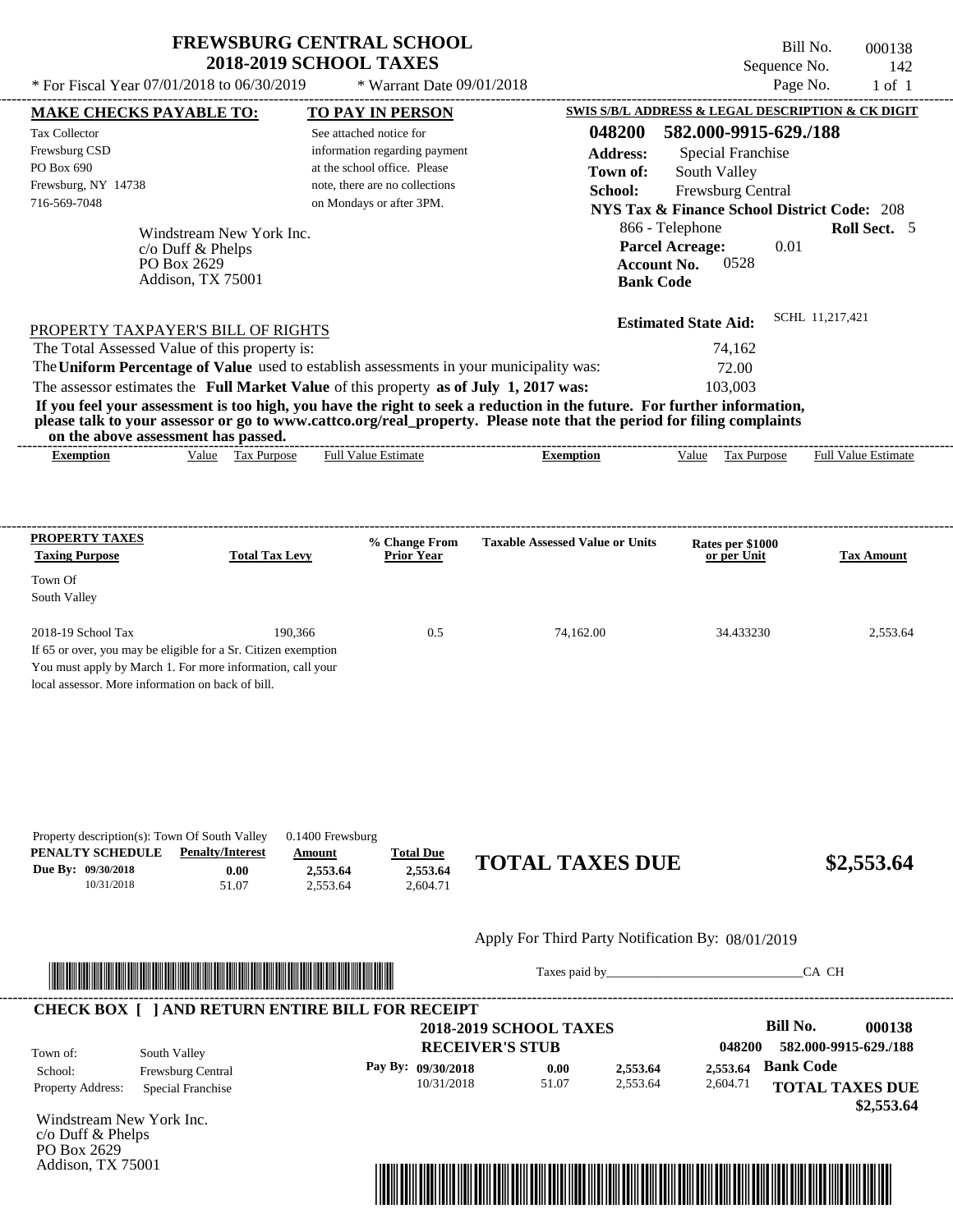# FREWSBURG CENTRAL SCHOOL
## 2018-2019 SCHOOL TAXES

* For Fiscal Year 07/01/2018 to 06/30/2019 * Warrant Date 09/01/2018

Bill No. 000138
Sequence No. 142
Page No. 1 of 1

**MAKE CHECKS PAYABLE TO:**
Tax Collector
Frewsburg CSD
PO Box 690
Frewsburg, NY 14738
716-569-7048

**TO PAY IN PERSON**
See attached notice for information regarding payment at the school office. Please note, there are no collections on Mondays or after 3PM.

**SWIS S/B/L ADDRESS & LEGAL DESCRIPTION & CK DIGIT**
**048200 582.000-9915-629./188**
**Address:** Special Franchise
**Town of:** South Valley
**School:** Frewsburg Central
**NYS Tax & Finance School District Code:** 208
866 - Telephone **Roll Sect.** 5
**Parcel Acreage:** 0.01
**Account No.** 0528
**Bank Code**

Windstream New York Inc.
c/o Duff & Phelps
PO Box 2629
Addison, TX 75001

**Estimated State Aid:** SCHL 11,217,421

PROPERTY TAXPAYER'S BILL OF RIGHTS

The Total Assessed Value of this property is: 74,162
The **Uniform Percentage of Value** used to establish assessments in your municipality was: 72.00
The assessor estimates the **Full Market Value** of this property **as of July 1, 2017 was:** 103,003

**If you feel your assessment is too high, you have the right to seek a reduction in the future. For further information, please talk to your assessor or go to www.cattco.org/real_property. Please note that the period for filing complaints on the above assessment has passed.**

| Exemption | Value | Tax Purpose | Full Value Estimate | Exemption | Value | Tax Purpose | Full Value Estimate |
|---|---|---|---|---|---|---|---|

| PROPERTY TAXES Taxing Purpose | Total Tax Levy | % Change From Prior Year | Taxable Assessed Value or Units | Rates per $1000 or per Unit | Tax Amount |
|---|---|---|---|---|---|
| Town Of South Valley | | | | | |
| 2018-19 School Tax | 190,366 | 0.5 | 74,162.00 | 34.433230 | 2,553.64 |

If 65 or over, you may be eligible for a Sr. Citizen exemption
You must apply by March 1. For more information, call your local assessor. More information on back of bill.

Property description(s): Town Of South Valley 0.1400 Frewsburg

| PENALTY SCHEDULE | Penalty/Interest | Amount | Total Due |
|---|---|---|---|
| Due By: 09/30/2018 | 0.00 | 2,553.64 | 2,553.64 |
| 10/31/2018 | 51.07 | 2,553.64 | 2,604.71 |

**TOTAL TAXES DUE $2,553.64**

Apply For Third Party Notification By: 08/01/2019

Taxes paid by______________________________CA CH

**CHECK BOX [ ] AND RETURN ENTIRE BILL FOR RECEIPT**

**2018-2019 SCHOOL TAXES**
**RECEIVER'S STUB**

**Bill No. 000138**
048200 582.000-9915-629./188

Town of: South Valley
School: Frewsburg Central
Property Address: Special Franchise

| Pay By: | | | |
|---|---|---|---|
| 09/30/2018 | 0.00 | 2,553.64 | 2,553.64 |
| 10/31/2018 | 51.07 | 2,553.64 | 2,604.71 |

**Bank Code**

**TOTAL TAXES DUE $2,553.64**

Windstream New York Inc.
c/o Duff & Phelps
PO Box 2629
Addison, TX 75001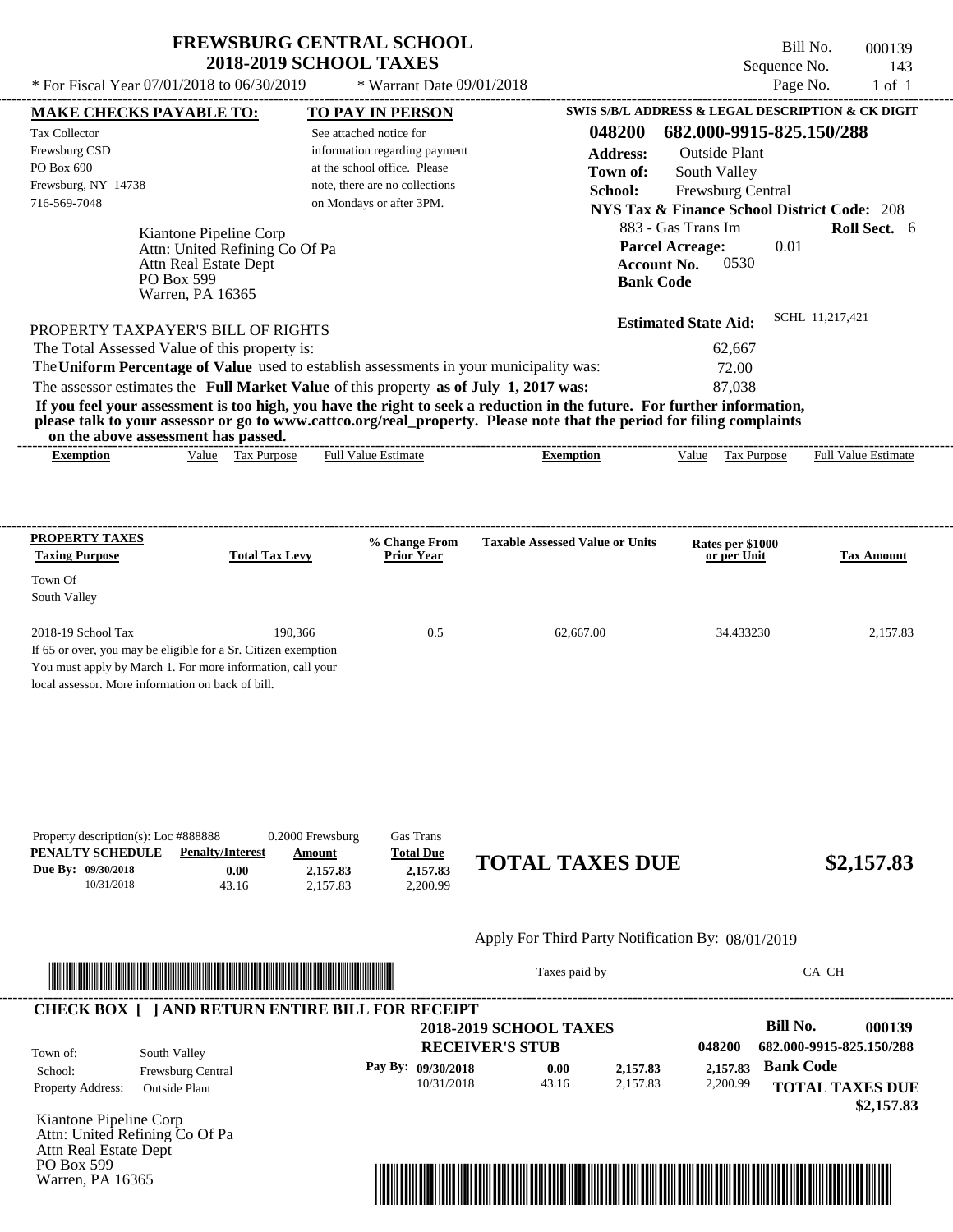# FREWSBURG CENTRAL SCHOOL
## 2018-2019 SCHOOL TAXES

Bill No. 000139
Sequence No. 143
Page No. 1 of 1

\* For Fiscal Year 07/01/2018 to 06/30/2019 \* Warrant Date 09/01/2018

**MAKE CHECKS PAYABLE TO:**
Tax Collector
Frewsburg CSD
PO Box 690
Frewsburg, NY 14738
716-569-7048

**TO PAY IN PERSON**
See attached notice for information regarding payment at the school office. Please note, there are no collections on Mondays or after 3PM.

**SWIS S/B/L ADDRESS & LEGAL DESCRIPTION & CK DIGIT**
**048200 682.000-9915-825.150/288**
**Address:** Outside Plant
**Town of:** South Valley
**School:** Frewsburg Central
**NYS Tax & Finance School District Code:** 208
883 - Gas Trans Im **Roll Sect.** 6
**Parcel Acreage:** 0.01
**Account No.** 0530
**Bank Code**

Kiantone Pipeline Corp
Attn: United Refining Co Of Pa
Attn Real Estate Dept
PO Box 599
Warren, PA 16365

**Estimated State Aid:** SCHL 11,217,421

PROPERTY TAXPAYER'S BILL OF RIGHTS

The Total Assessed Value of this property is: 62,667
The **Uniform Percentage of Value** used to establish assessments in your municipality was: 72.00
The assessor estimates the **Full Market Value** of this property **as of July 1, 2017 was:** 87,038

**If you feel your assessment is too high, you have the right to seek a reduction in the future. For further information, please talk to your assessor or go to www.cattco.org/real_property. Please note that the period for filing complaints on the above assessment has passed.**

| Exemption | Value | Tax Purpose | Full Value Estimate | Exemption | Value | Tax Purpose | Full Value Estimate |
|---|---|---|---|---|---|---|---|

| PROPERTY TAXES Taxing Purpose | Total Tax Levy | % Change From Prior Year | Taxable Assessed Value or Units | Rates per $1000 or per Unit | Tax Amount |
|---|---|---|---|---|---|
| Town Of South Valley | | | | | |
| 2018-19 School Tax | 190,366 | 0.5 | 62,667.00 | 34.433230 | 2,157.83 |

If 65 or over, you may be eligible for a Sr. Citizen exemption
You must apply by March 1. For more information, call your local assessor. More information on back of bill.

Property description(s): Loc #888888 0.2000 Frewsburg Gas Trans

| PENALTY SCHEDULE | Penalty/Interest | Amount | Total Due |
|---|---|---|---|
| Due By: 09/30/2018 | 0.00 | 2,157.83 | 2,157.83 |
| 10/31/2018 | 43.16 | 2,157.83 | 2,200.99 |

**TOTAL TAXES DUE $2,157.83**

Apply For Third Party Notification By: 08/01/2019

Taxes paid by_______________________________CA CH

---

**CHECK BOX [ ] AND RETURN ENTIRE BILL FOR RECEIPT**

**2018-2019 SCHOOL TAXES**
**RECEIVER'S STUB**

**Bill No. 000139**
048200 682.000-9915-825.150/288

Town of: South Valley
School: Frewsburg Central
Property Address: Outside Plant

| Pay By: | | | |
|---|---|---|---|
| 09/30/2018 | 0.00 | 2,157.83 | 2,157.83 |
| 10/31/2018 | 43.16 | 2,157.83 | 2,200.99 |

**Bank Code**

**TOTAL TAXES DUE $2,157.83**

Kiantone Pipeline Corp
Attn: United Refining Co Of Pa
Attn Real Estate Dept
PO Box 599
Warren, PA 16365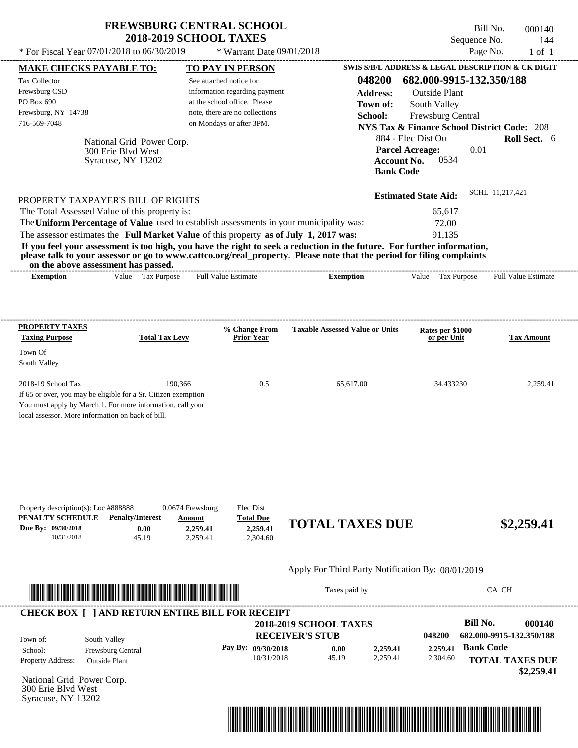# FREWSBURG CENTRAL SCHOOL
## 2018-2019 SCHOOL TAXES

Bill No. 000140
Sequence No. 144
Page No. 1 of 1

\* For Fiscal Year 07/01/2018 to 06/30/2019 \* Warrant Date 09/01/2018

**MAKE CHECKS PAYABLE TO:**

Tax Collector
Frewsburg CSD
PO Box 690
Frewsburg, NY 14738
716-569-7048

**TO PAY IN PERSON**

See attached notice for information regarding payment at the school office. Please note, there are no collections on Mondays or after 3PM.

**SWIS S/B/L ADDRESS & LEGAL DESCRIPTION & CK DIGIT**

**048200 682.000-9915-132.350/188**

**Address:** Outside Plant
**Town of:** South Valley
**School:** Frewsburg Central
**NYS Tax & Finance School District Code:** 208
884 - Elec Dist Ou **Roll Sect.** 6
**Parcel Acreage:** 0.01
**Account No.** 0534
**Bank Code**

National Grid Power Corp.
300 Erie Blvd West
Syracuse, NY 13202

**Estimated State Aid:** SCHL 11,217,421

PROPERTY TAXPAYER'S BILL OF RIGHTS

The Total Assessed Value of this property is: 65,617

The **Uniform Percentage of Value** used to establish assessments in your municipality was: 72.00

The assessor estimates the **Full Market Value** of this property **as of July 1, 2017 was:** 91,135

**If you feel your assessment is too high, you have the right to seek a reduction in the future. For further information, please talk to your assessor or go to www.cattco.org/real_property. Please note that the period for filing complaints on the above assessment has passed.**

| Exemption | Value | Tax Purpose | Full Value Estimate | Exemption | Value | Tax Purpose | Full Value Estimate |
|---|---|---|---|---|---|---|---|

| PROPERTY TAXES Taxing Purpose | Total Tax Levy | % Change From Prior Year | Taxable Assessed Value or Units | Rates per $1000 or per Unit | Tax Amount |
|---|---|---|---|---|---|
| Town Of South Valley | | | | | |
| 2018-19 School Tax | 190,366 | 0.5 | 65,617.00 | 34.433230 | 2,259.41 |

If 65 or over, you may be eligible for a Sr. Citizen exemption
You must apply by March 1. For more information, call your local assessor. More information on back of bill.

Property description(s): Loc #888888 0.0674 Frewsburg Elec Dist

| PENALTY SCHEDULE | Penalty/Interest | Amount | Total Due |
|---|---|---|---|
| Due By: 09/30/2018 | 0.00 | 2,259.41 | 2,259.41 |
| 10/31/2018 | 45.19 | 2,259.41 | 2,304.60 |

**TOTAL TAXES DUE $2,259.41**

Apply For Third Party Notification By: 08/01/2019

Taxes paid by________________________________CA CH

**CHECK BOX [ ] AND RETURN ENTIRE BILL FOR RECEIPT**

**2018-2019 SCHOOL TAXES**
**RECEIVER'S STUB**

**Bill No. 000140**
048200 682.000-9915-132.350/188

Town of: South Valley
School: Frewsburg Central
Property Address: Outside Plant

| Pay By: | | | | |
|---|---|---|---|---|
| 09/30/2018 | 0.00 | 2,259.41 | 2,259.41 | **Bank Code** |
| 10/31/2018 | 45.19 | 2,259.41 | 2,304.60 | |

**TOTAL TAXES DUE**
**$2,259.41**

National Grid Power Corp.
300 Erie Blvd West
Syracuse, NY 13202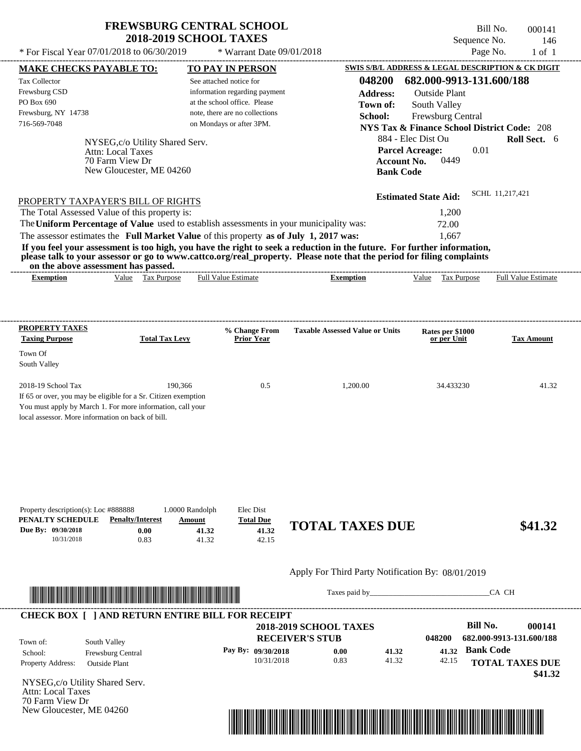# FREWSBURG CENTRAL SCHOOL
## 2018-2019 SCHOOL TAXES

Bill No. 000141
Sequence No. 146
Page No. 1 of 1

\* For Fiscal Year 07/01/2018 to 06/30/2019 \* Warrant Date 09/01/2018

**MAKE CHECKS PAYABLE TO:**

Tax Collector
Frewsburg CSD
PO Box 690
Frewsburg, NY 14738
716-569-7048

**TO PAY IN PERSON**

See attached notice for information regarding payment at the school office. Please note, there are no collections on Mondays or after 3PM.

**SWIS S/B/L ADDRESS & LEGAL DESCRIPTION & CK DIGIT**

**048200 682.000-9913-131.600/188**
**Address:** Outside Plant
**Town of:** South Valley
**School:** Frewsburg Central
**NYS Tax & Finance School District Code:** 208
884 - Elec Dist Ou **Roll Sect.** 6
**Parcel Acreage:** 0.01
**Account No.** 0449
**Bank Code**

NYSEG,c/o Utility Shared Serv.
Attn: Local Taxes
70 Farm View Dr
New Gloucester, ME 04260

**Estimated State Aid:** SCHL 11,217,421

PROPERTY TAXPAYER'S BILL OF RIGHTS

The Total Assessed Value of this property is: 1,200
The **Uniform Percentage of Value** used to establish assessments in your municipality was: 72.00
The assessor estimates the **Full Market Value** of this property **as of July 1, 2017 was:** 1,667

**If you feel your assessment is too high, you have the right to seek a reduction in the future. For further information, please talk to your assessor or go to www.cattco.org/real_property. Please note that the period for filing complaints on the above assessment has passed.**

| Exemption | Value | Tax Purpose | Full Value Estimate | Exemption | Value | Tax Purpose | Full Value Estimate |
|---|---|---|---|---|---|---|---|

| PROPERTY TAXES Taxing Purpose | Total Tax Levy | % Change From Prior Year | Taxable Assessed Value or Units | Rates per $1000 or per Unit | Tax Amount |
|---|---|---|---|---|---|
| Town Of South Valley | | | | | |
| 2018-19 School Tax | 190,366 | 0.5 | 1,200.00 | 34.433230 | 41.32 |

If 65 or over, you may be eligible for a Sr. Citizen exemption. You must apply by March 1. For more information, call your local assessor. More information on back of bill.

Property description(s): Loc #888888 1.0000 Randolph Elec Dist

| PENALTY SCHEDULE | Penalty/Interest | Amount | Total Due |
|---|---|---|---|
| Due By: 09/30/2018 | 0.00 | 41.32 | 41.32 |
| 10/31/2018 | 0.83 | 41.32 | 42.15 |

**TOTAL TAXES DUE $41.32**

Apply For Third Party Notification By: 08/01/2019

Taxes paid by_______________________________CA CH

**CHECK BOX [ ] AND RETURN ENTIRE BILL FOR RECEIPT**

**2018-2019 SCHOOL TAXES**
**RECEIVER'S STUB**

**Bill No. 000141**
048200 682.000-9913-131.600/188

Town of: South Valley
School: Frewsburg Central
Property Address: Outside Plant

| Pay By: | | | |
|---|---|---|---|
| 09/30/2018 | 0.00 | 41.32 | 41.32 |
| 10/31/2018 | 0.83 | 41.32 | 42.15 |

**Bank Code**

**TOTAL TAXES DUE $41.32**

NYSEG,c/o Utility Shared Serv.
Attn: Local Taxes
70 Farm View Dr
New Gloucester, ME 04260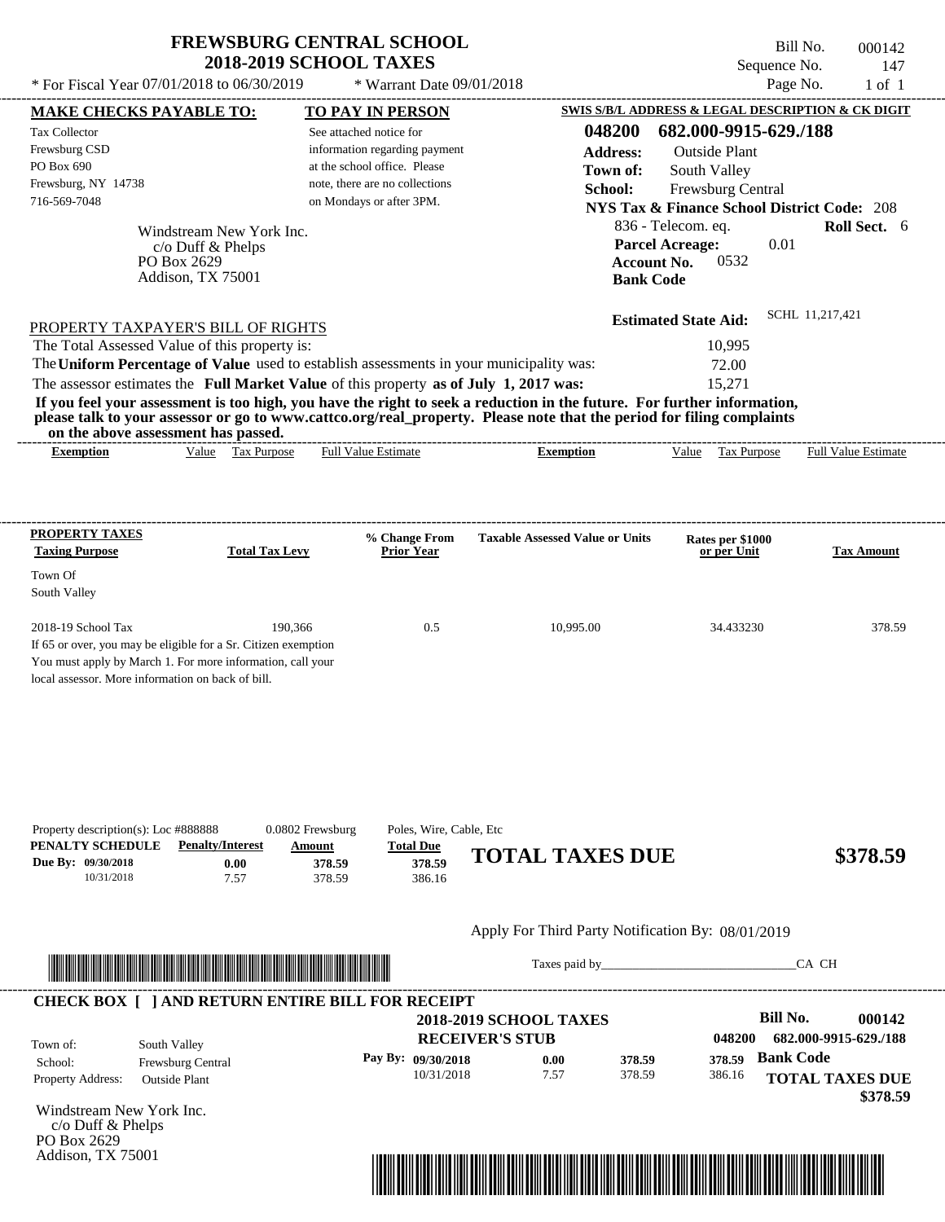# FREWSBURG CENTRAL SCHOOL
## 2018-2019 SCHOOL TAXES

Bill No. 000142
Sequence No. 147
Page No. 1 of 1

* For Fiscal Year 07/01/2018 to 06/30/2019 * Warrant Date 09/01/2018

**MAKE CHECKS PAYABLE TO:**
Tax Collector
Frewsburg CSD
PO Box 690
Frewsburg, NY 14738
716-569-7048

**TO PAY IN PERSON**
See attached notice for information regarding payment at the school office. Please note, there are no collections on Mondays or after 3PM.

**SWIS S/B/L ADDRESS & LEGAL DESCRIPTION & CK DIGIT**
**048200 682.000-9915-629./188**
**Address:** Outside Plant
**Town of:** South Valley
**School:** Frewsburg Central
**NYS Tax & Finance School District Code:** 208
836 - Telecom. eq. **Roll Sect.** 6
**Parcel Acreage:** 0.01
**Account No.** 0532
**Bank Code**

Windstream New York Inc.
c/o Duff & Phelps
PO Box 2629
Addison, TX 75001

**Estimated State Aid:** SCHL 11,217,421

PROPERTY TAXPAYER'S BILL OF RIGHTS

The Total Assessed Value of this property is: 10,995
The **Uniform Percentage of Value** used to establish assessments in your municipality was: 72.00
The assessor estimates the **Full Market Value** of this property **as of July 1, 2017 was:** 15,271

**If you feel your assessment is too high, you have the right to seek a reduction in the future. For further information, please talk to your assessor or go to www.cattco.org/real_property. Please note that the period for filing complaints on the above assessment has passed.**

| Exemption | Value | Tax Purpose | Full Value Estimate | Exemption | Value | Tax Purpose | Full Value Estimate |
|---|---|---|---|---|---|---|---|

| PROPERTY TAXES Taxing Purpose | Total Tax Levy | % Change From Prior Year | Taxable Assessed Value or Units | Rates per $1000 or per Unit | Tax Amount |
|---|---|---|---|---|---|
| Town Of South Valley | | | | | |
| 2018-19 School Tax | 190,366 | 0.5 | 10,995.00 | 34.433230 | 378.59 |

If 65 or over, you may be eligible for a Sr. Citizen exemption
You must apply by March 1. For more information, call your local assessor. More information on back of bill.

Property description(s): Loc #888888 0.0802 Frewsburg Poles, Wire, Cable, Etc

| PENALTY SCHEDULE | Penalty/Interest | Amount | Total Due |
|---|---|---|---|
| Due By: 09/30/2018 | 0.00 | 378.59 | 378.59 |
| 10/31/2018 | 7.57 | 378.59 | 386.16 |

**TOTAL TAXES DUE $378.59**

Apply For Third Party Notification By: 08/01/2019

Taxes paid by_______________________________CA CH

**CHECK BOX [ ] AND RETURN ENTIRE BILL FOR RECEIPT**

**2018-2019 SCHOOL TAXES**
**RECEIVER'S STUB**

**Bill No. 000142**
**048200 682.000-9915-629./188**

Town of: South Valley
School: Frewsburg Central
Property Address: Outside Plant

| Pay By: | | | |
|---|---|---|---|
| 09/30/2018 | 0.00 | 378.59 | 378.59 |
| 10/31/2018 | 7.57 | 378.59 | 386.16 |

**Bank Code**
**TOTAL TAXES DUE $378.59**

Windstream New York Inc.
c/o Duff & Phelps
PO Box 2629
Addison, TX 75001